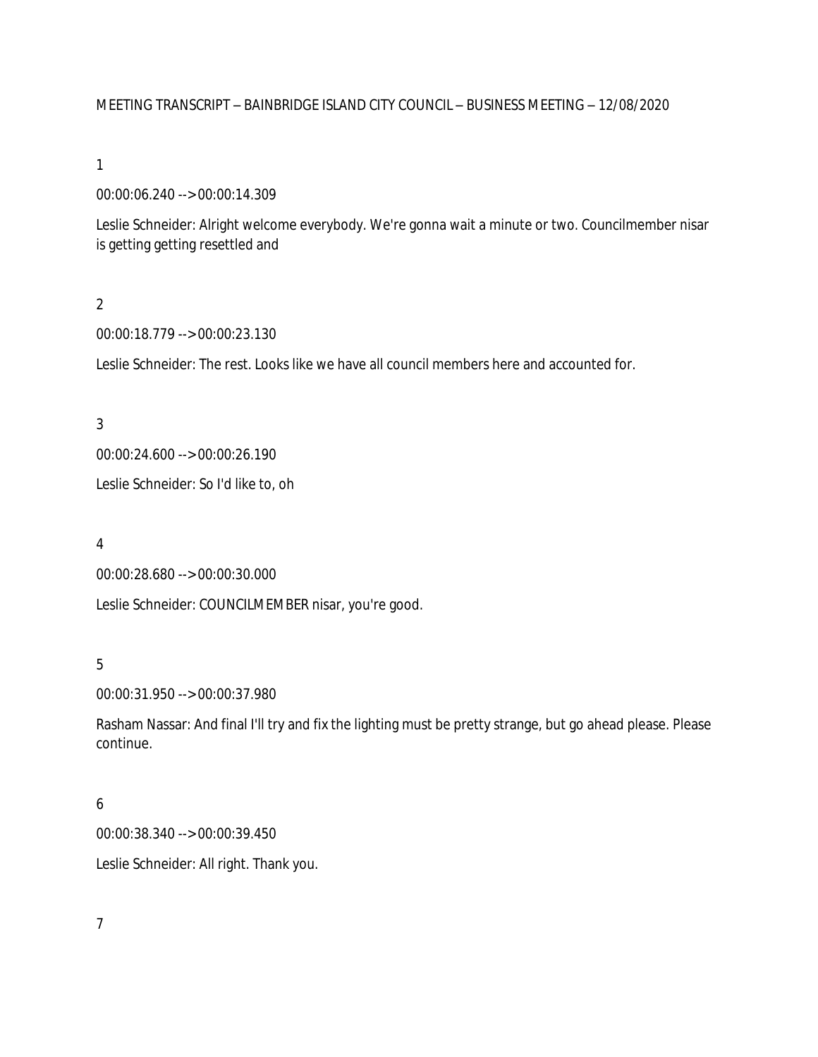MEETING TRANSCRIPT – BAINBRIDGE ISLAND CITY COUNCIL – BUSINESS MEETING – 12/08/2020

1

00:00:06.240 --> 00:00:14.309

Leslie Schneider: Alright welcome everybody. We're gonna wait a minute or two. Councilmember nisar is getting getting resettled and

2

00:00:18.779 --> 00:00:23.130

Leslie Schneider: The rest. Looks like we have all council members here and accounted for.

3

00:00:24.600 --> 00:00:26.190

Leslie Schneider: So I'd like to, oh

4

00:00:28.680 --> 00:00:30.000

Leslie Schneider: COUNCILMEMBER nisar, you're good.

5

00:00:31.950 --> 00:00:37.980

Rasham Nassar: And final I'll try and fix the lighting must be pretty strange, but go ahead please. Please continue.

6

00:00:38.340 --> 00:00:39.450

Leslie Schneider: All right. Thank you.

7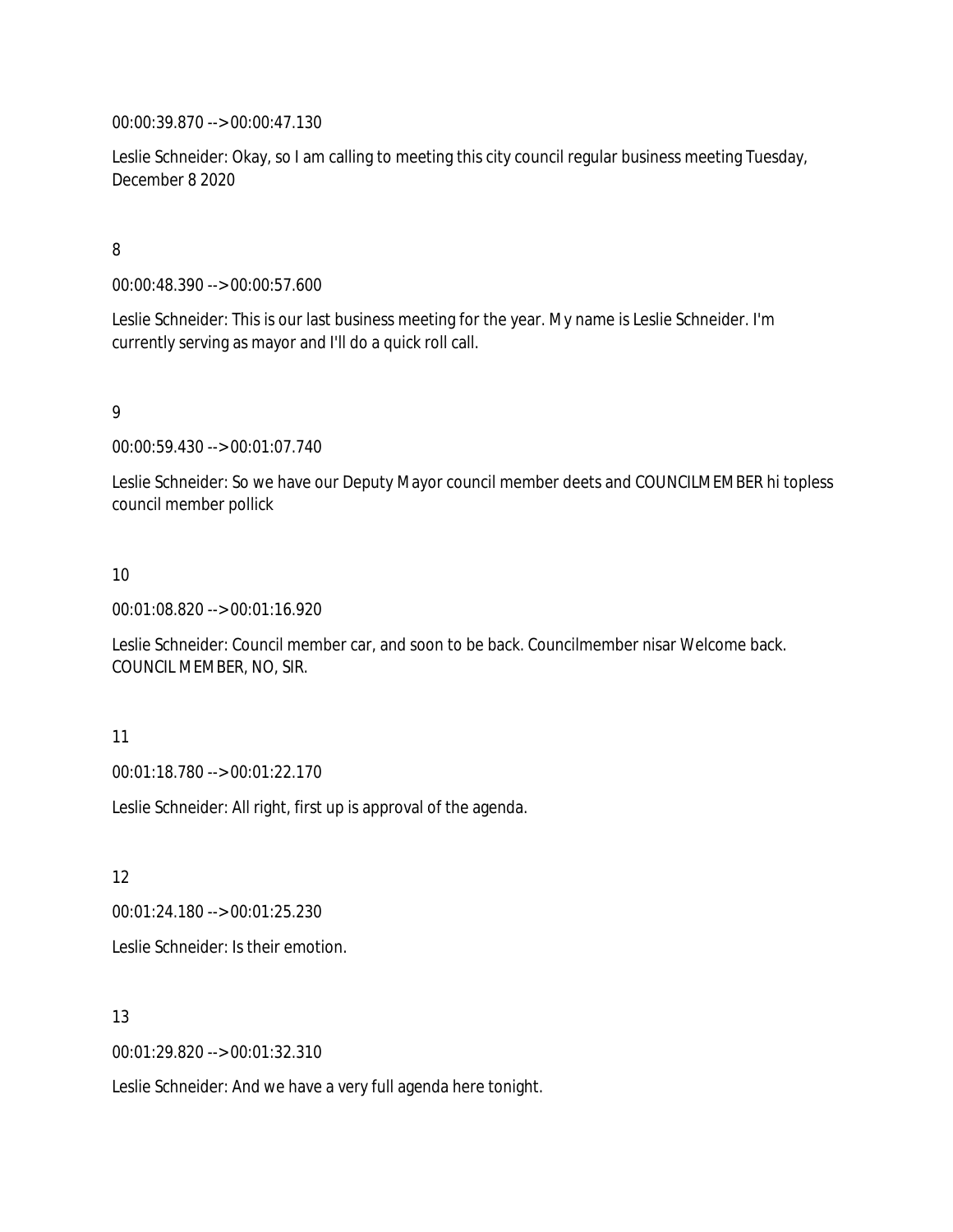00:00:39.870 --> 00:00:47.130

Leslie Schneider: Okay, so I am calling to meeting this city council regular business meeting Tuesday, December 8 2020

8

00:00:48.390 --> 00:00:57.600

Leslie Schneider: This is our last business meeting for the year. My name is Leslie Schneider. I'm currently serving as mayor and I'll do a quick roll call.

9

00:00:59.430 --> 00:01:07.740

Leslie Schneider: So we have our Deputy Mayor council member deets and COUNCILMEMBER hi topless council member pollick

10

00:01:08.820 --> 00:01:16.920

Leslie Schneider: Council member car, and soon to be back. Councilmember nisar Welcome back. COUNCIL MEMBER, NO, SIR.

11

00:01:18.780 --> 00:01:22.170

Leslie Schneider: All right, first up is approval of the agenda.

12

00:01:24.180 --> 00:01:25.230

Leslie Schneider: Is their emotion.

13

00:01:29.820 --> 00:01:32.310

Leslie Schneider: And we have a very full agenda here tonight.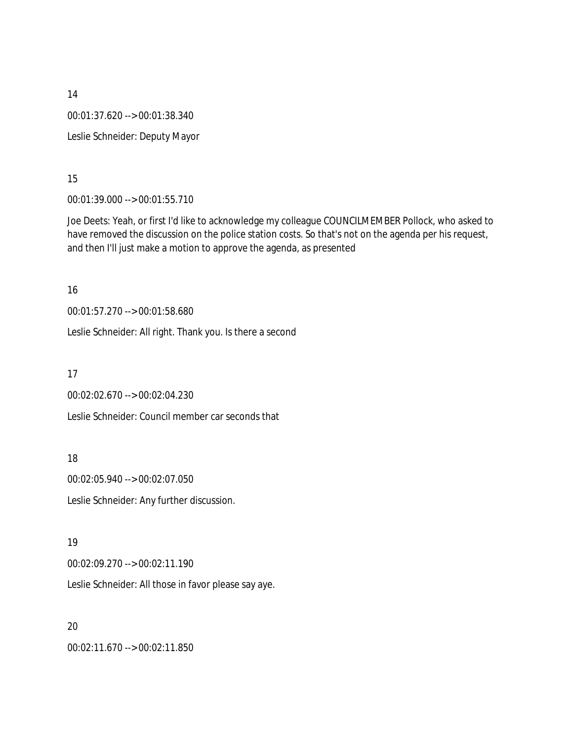14

00:01:37.620 --> 00:01:38.340

Leslie Schneider: Deputy Mayor

15

00:01:39.000 --> 00:01:55.710

Joe Deets: Yeah, or first I'd like to acknowledge my colleague COUNCILMEMBER Pollock, who asked to have removed the discussion on the police station costs. So that's not on the agenda per his request, and then I'll just make a motion to approve the agenda, as presented

16

00:01:57.270 --> 00:01:58.680

Leslie Schneider: All right. Thank you. Is there a second

17

00:02:02.670 --> 00:02:04.230

Leslie Schneider: Council member car seconds that

18

00:02:05.940 --> 00:02:07.050

Leslie Schneider: Any further discussion.

19

00:02:09.270 --> 00:02:11.190

Leslie Schneider: All those in favor please say aye.

20

00:02:11.670 --> 00:02:11.850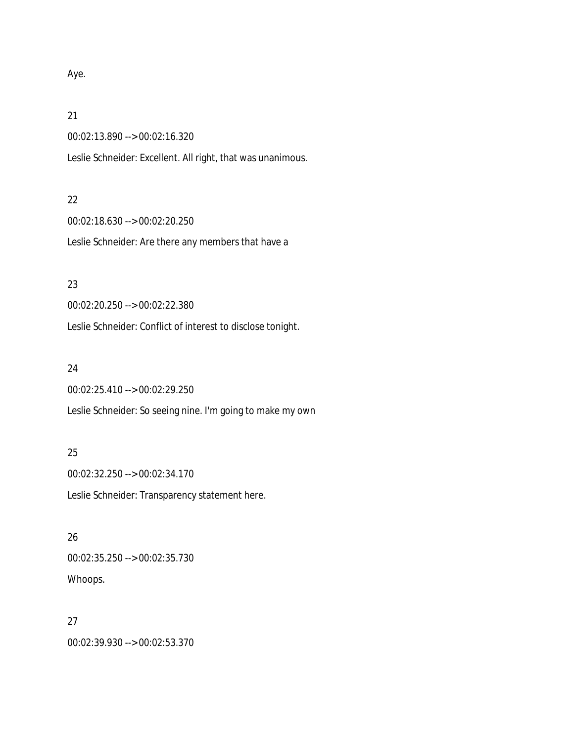Aye.

21

00:02:13.890 --> 00:02:16.320

Leslie Schneider: Excellent. All right, that was unanimous.

22

00:02:18.630 --> 00:02:20.250

Leslie Schneider: Are there any members that have a

23

00:02:20.250 --> 00:02:22.380

Leslie Schneider: Conflict of interest to disclose tonight.

24

00:02:25.410 --> 00:02:29.250

Leslie Schneider: So seeing nine. I'm going to make my own

25

00:02:32.250 --> 00:02:34.170

Leslie Schneider: Transparency statement here.

26

00:02:35.250 --> 00:02:35.730

Whoops.

27

00:02:39.930 --> 00:02:53.370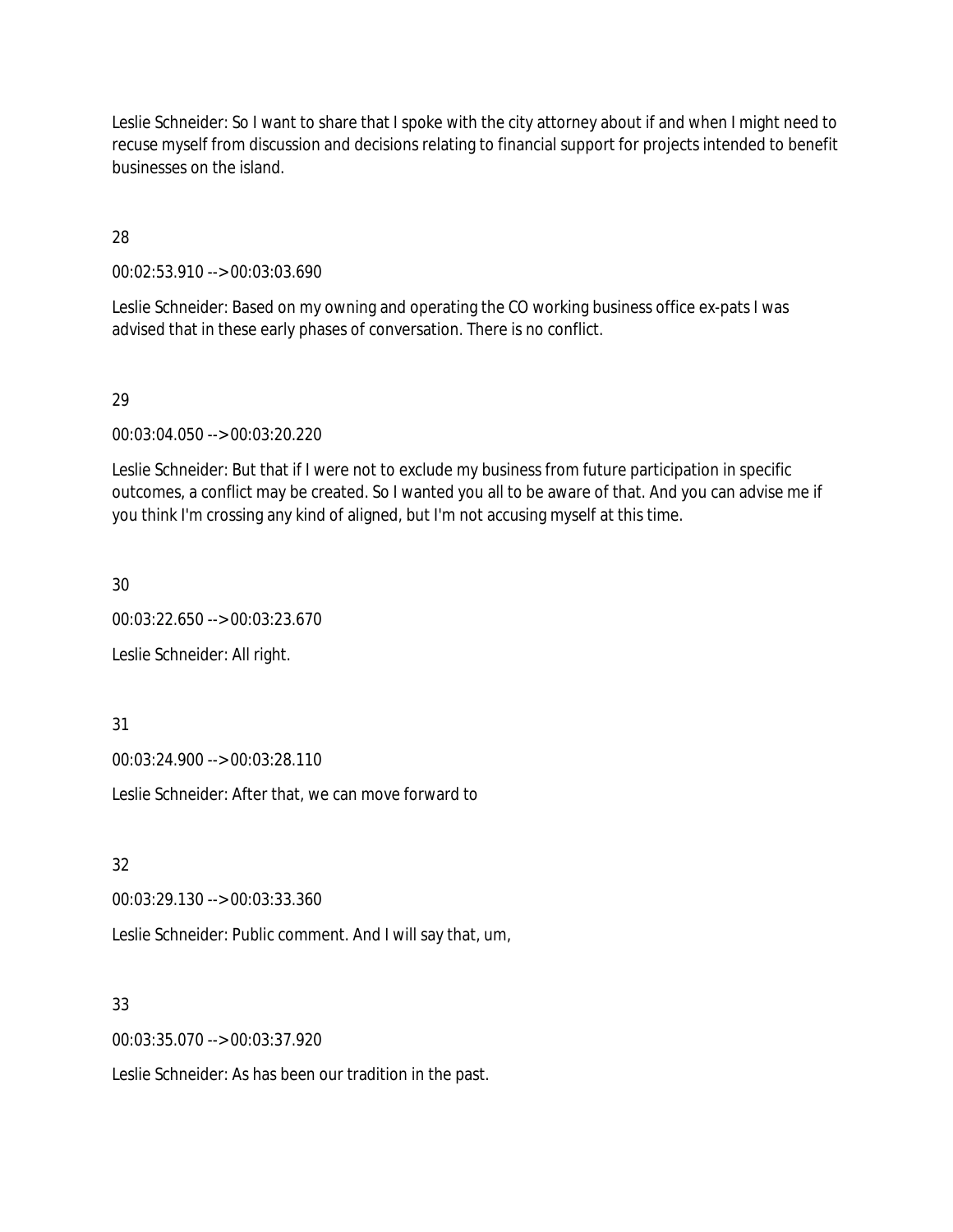Leslie Schneider: So I want to share that I spoke with the city attorney about if and when I might need to recuse myself from discussion and decisions relating to financial support for projects intended to benefit businesses on the island.

28

00:02:53.910 --> 00:03:03.690

Leslie Schneider: Based on my owning and operating the CO working business office ex-pats I was advised that in these early phases of conversation. There is no conflict.

29

00:03:04.050 --> 00:03:20.220

Leslie Schneider: But that if I were not to exclude my business from future participation in specific outcomes, a conflict may be created. So I wanted you all to be aware of that. And you can advise me if you think I'm crossing any kind of aligned, but I'm not accusing myself at this time.

30

00:03:22.650 --> 00:03:23.670

Leslie Schneider: All right.

31

00:03:24.900 --> 00:03:28.110

Leslie Schneider: After that, we can move forward to

32

00:03:29.130 --> 00:03:33.360

Leslie Schneider: Public comment. And I will say that, um,

33

00:03:35.070 --> 00:03:37.920

Leslie Schneider: As has been our tradition in the past.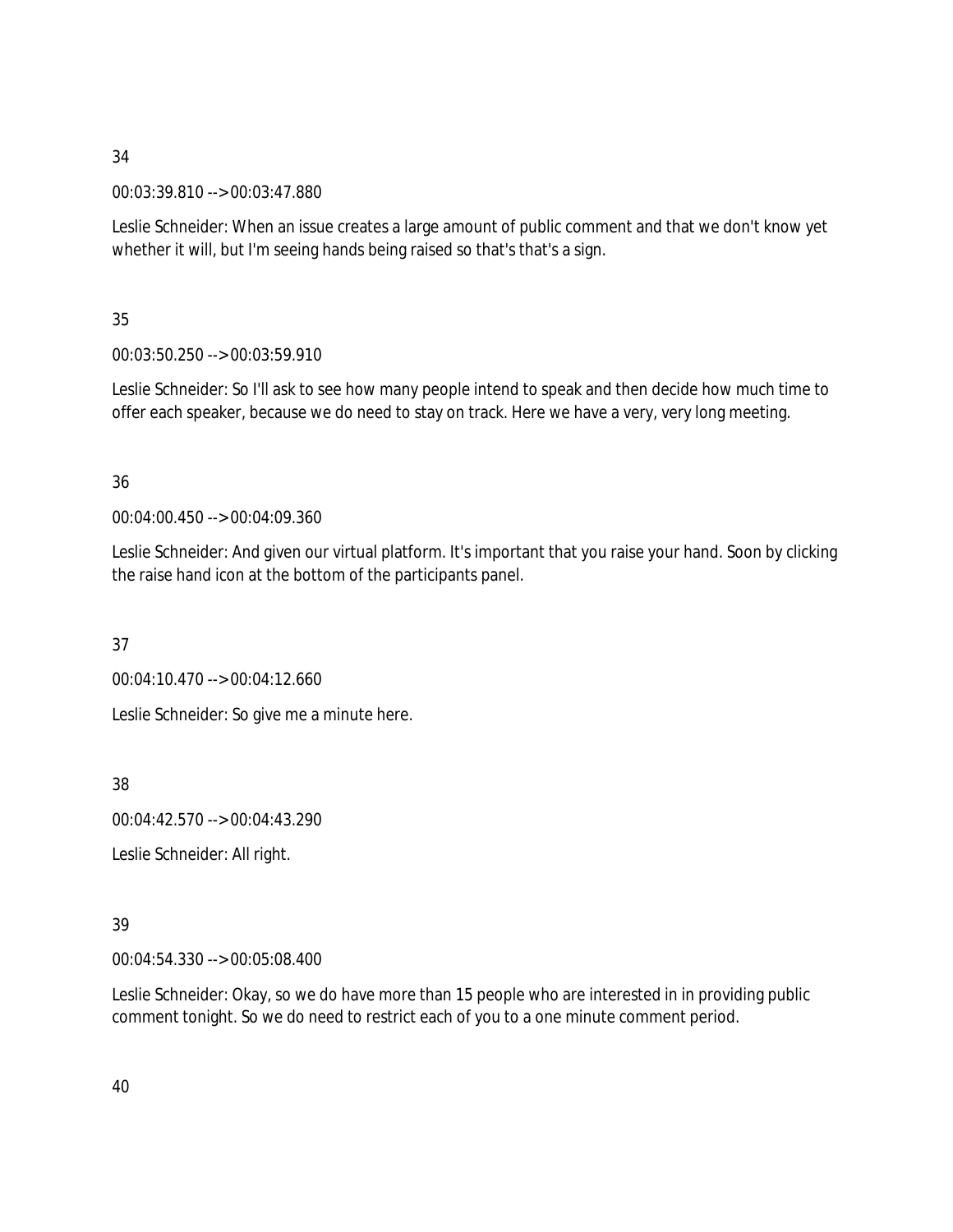34

00:03:39.810 --> 00:03:47.880

Leslie Schneider: When an issue creates a large amount of public comment and that we don't know yet whether it will, but I'm seeing hands being raised so that's that's a sign.

35

00:03:50.250 --> 00:03:59.910

Leslie Schneider: So I'll ask to see how many people intend to speak and then decide how much time to offer each speaker, because we do need to stay on track. Here we have a very, very long meeting.

36

00:04:00.450 --> 00:04:09.360

Leslie Schneider: And given our virtual platform. It's important that you raise your hand. Soon by clicking the raise hand icon at the bottom of the participants panel.

37

00:04:10.470 --> 00:04:12.660

Leslie Schneider: So give me a minute here.

38

00:04:42.570 --> 00:04:43.290

Leslie Schneider: All right.

39

00:04:54.330 --> 00:05:08.400

Leslie Schneider: Okay, so we do have more than 15 people who are interested in in providing public comment tonight. So we do need to restrict each of you to a one minute comment period.

40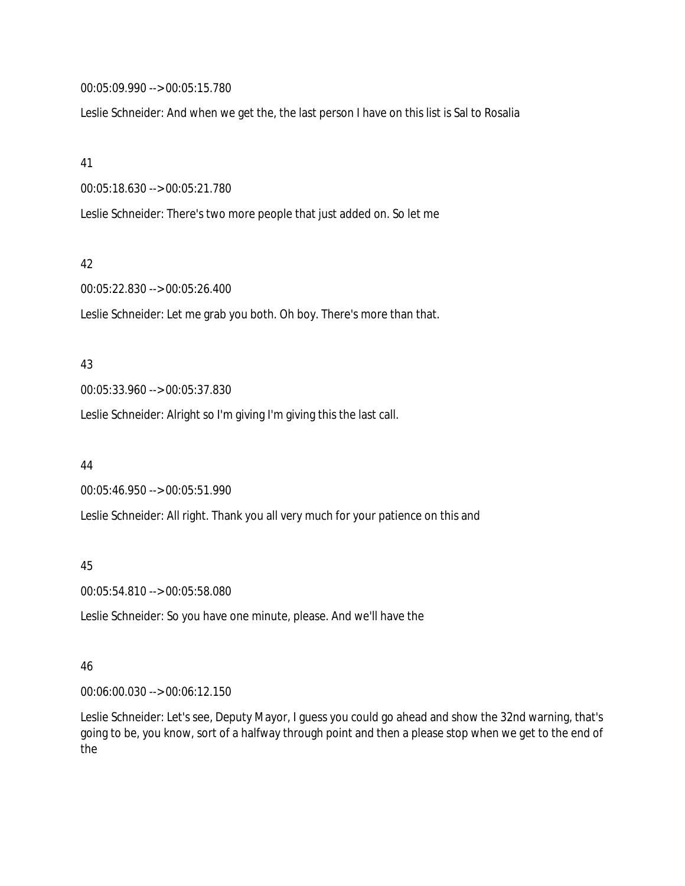00:05:09.990 --> 00:05:15.780

Leslie Schneider: And when we get the, the last person I have on this list is Sal to Rosalia

41

00:05:18.630 --> 00:05:21.780

Leslie Schneider: There's two more people that just added on. So let me

42

00:05:22.830 --> 00:05:26.400

Leslie Schneider: Let me grab you both. Oh boy. There's more than that.

43

00:05:33.960 --> 00:05:37.830

Leslie Schneider: Alright so I'm giving I'm giving this the last call.

44

00:05:46.950 --> 00:05:51.990

Leslie Schneider: All right. Thank you all very much for your patience on this and

45

00:05:54.810 --> 00:05:58.080

Leslie Schneider: So you have one minute, please. And we'll have the

46

00:06:00.030 --> 00:06:12.150

Leslie Schneider: Let's see, Deputy Mayor, I guess you could go ahead and show the 32nd warning, that's going to be, you know, sort of a halfway through point and then a please stop when we get to the end of the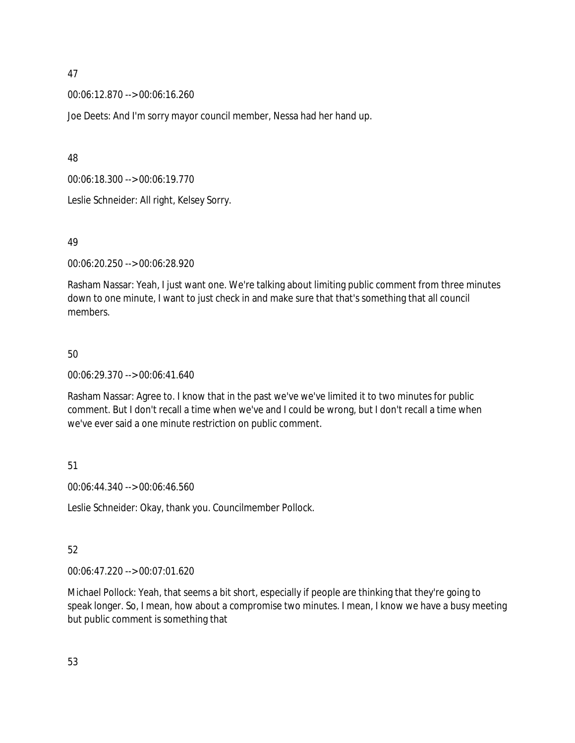47

00:06:12.870 --> 00:06:16.260

Joe Deets: And I'm sorry mayor council member, Nessa had her hand up.

48

00:06:18.300 --> 00:06:19.770

Leslie Schneider: All right, Kelsey Sorry.

49

00:06:20.250 --> 00:06:28.920

Rasham Nassar: Yeah, I just want one. We're talking about limiting public comment from three minutes down to one minute, I want to just check in and make sure that that's something that all council members.

50

00:06:29.370 --> 00:06:41.640

Rasham Nassar: Agree to. I know that in the past we've we've limited it to two minutes for public comment. But I don't recall a time when we've and I could be wrong, but I don't recall a time when we've ever said a one minute restriction on public comment.

51

00:06:44.340 --> 00:06:46.560

Leslie Schneider: Okay, thank you. Councilmember Pollock.

52

00:06:47.220 --> 00:07:01.620

Michael Pollock: Yeah, that seems a bit short, especially if people are thinking that they're going to speak longer. So, I mean, how about a compromise two minutes. I mean, I know we have a busy meeting but public comment is something that

53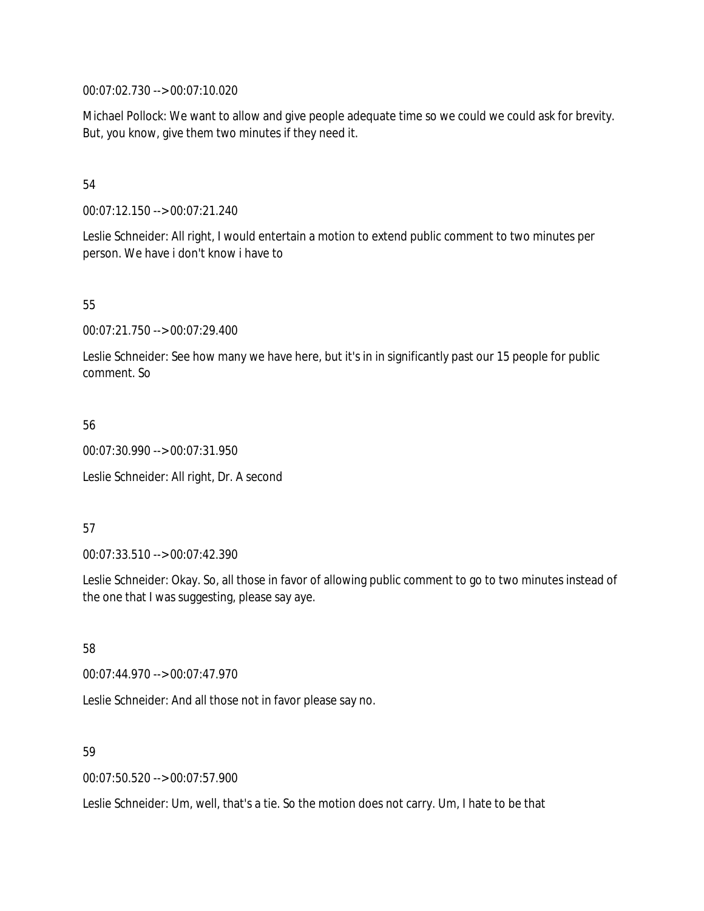00:07:02.730 --> 00:07:10.020

Michael Pollock: We want to allow and give people adequate time so we could we could ask for brevity. But, you know, give them two minutes if they need it.

54

00:07:12.150 --> 00:07:21.240

Leslie Schneider: All right, I would entertain a motion to extend public comment to two minutes per person. We have i don't know i have to

55

00:07:21.750 --> 00:07:29.400

Leslie Schneider: See how many we have here, but it's in in significantly past our 15 people for public comment. So

56

00:07:30.990 --> 00:07:31.950

Leslie Schneider: All right, Dr. A second

57

00:07:33.510 --> 00:07:42.390

Leslie Schneider: Okay. So, all those in favor of allowing public comment to go to two minutes instead of the one that I was suggesting, please say aye.

58

00:07:44.970 --> 00:07:47.970

Leslie Schneider: And all those not in favor please say no.

59

00:07:50.520 --> 00:07:57.900

Leslie Schneider: Um, well, that's a tie. So the motion does not carry. Um, I hate to be that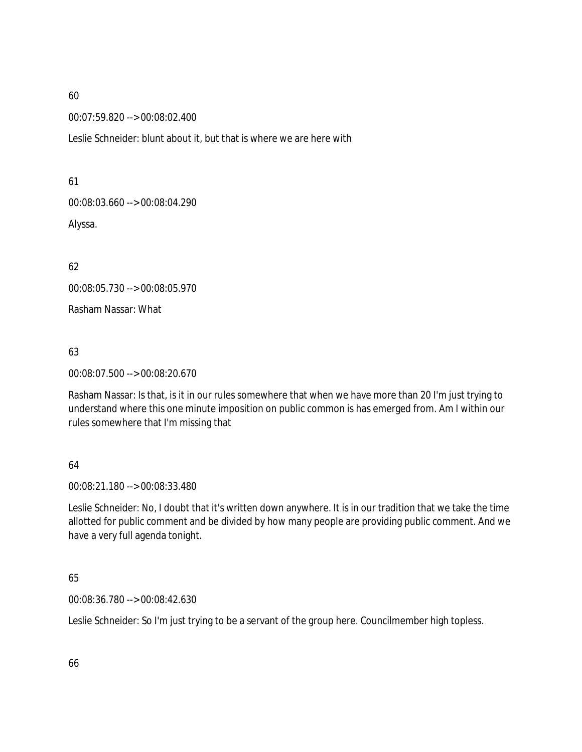60

00:07:59.820 --> 00:08:02.400

Leslie Schneider: blunt about it, but that is where we are here with

61

00:08:03.660 --> 00:08:04.290

Alyssa.

62

00:08:05.730 --> 00:08:05.970

Rasham Nassar: What

63

00:08:07.500 --> 00:08:20.670

Rasham Nassar: Is that, is it in our rules somewhere that when we have more than 20 I'm just trying to understand where this one minute imposition on public common is has emerged from. Am I within our rules somewhere that I'm missing that

64

00:08:21.180 --> 00:08:33.480

Leslie Schneider: No, I doubt that it's written down anywhere. It is in our tradition that we take the time allotted for public comment and be divided by how many people are providing public comment. And we have a very full agenda tonight.

65

00:08:36.780 --> 00:08:42.630

Leslie Schneider: So I'm just trying to be a servant of the group here. Councilmember high topless.

66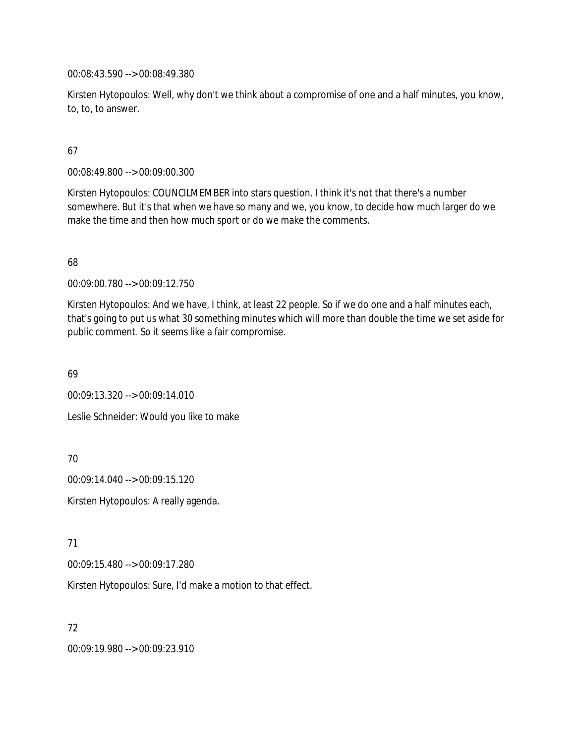00:08:43.590 --> 00:08:49.380

Kirsten Hytopoulos: Well, why don't we think about a compromise of one and a half minutes, you know, to, to, to answer.

67

00:08:49.800 --> 00:09:00.300

Kirsten Hytopoulos: COUNCILMEMBER into stars question. I think it's not that there's a number somewhere. But it's that when we have so many and we, you know, to decide how much larger do we make the time and then how much sport or do we make the comments.

68

00:09:00.780 --> 00:09:12.750

Kirsten Hytopoulos: And we have, I think, at least 22 people. So if we do one and a half minutes each, that's going to put us what 30 something minutes which will more than double the time we set aside for public comment. So it seems like a fair compromise.

69

00:09:13.320 --> 00:09:14.010

Leslie Schneider: Would you like to make

70

00:09:14.040 --> 00:09:15.120

Kirsten Hytopoulos: A really agenda.

71

00:09:15.480 --> 00:09:17.280

Kirsten Hytopoulos: Sure, I'd make a motion to that effect.

72

00:09:19.980 --> 00:09:23.910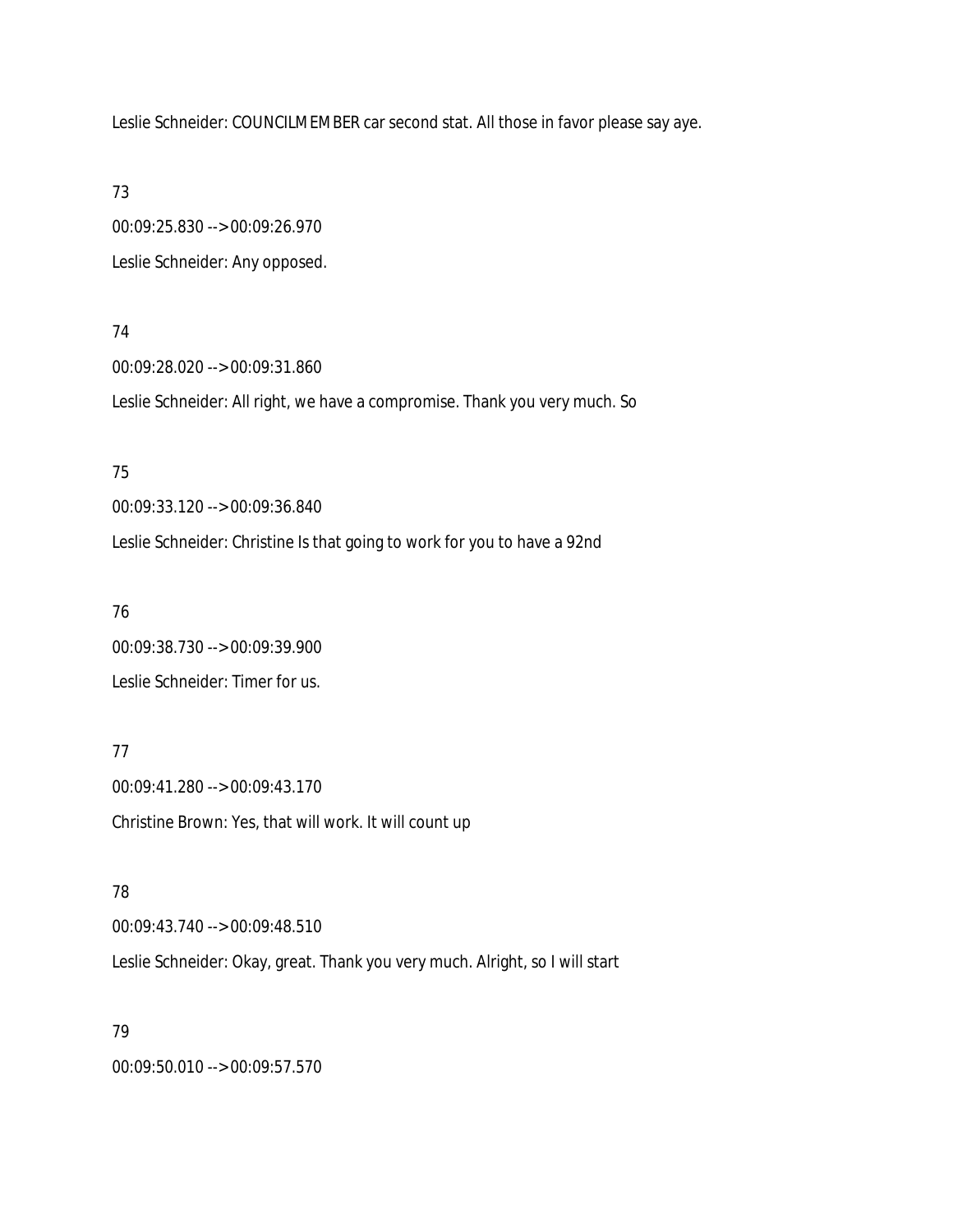Leslie Schneider: COUNCILMEMBER car second stat. All those in favor please say aye.

73

00:09:25.830 --> 00:09:26.970

Leslie Schneider: Any opposed.

74

00:09:28.020 --> 00:09:31.860

Leslie Schneider: All right, we have a compromise. Thank you very much. So

75

00:09:33.120 --> 00:09:36.840

Leslie Schneider: Christine Is that going to work for you to have a 92nd

76

00:09:38.730 --> 00:09:39.900

Leslie Schneider: Timer for us.

77

00:09:41.280 --> 00:09:43.170

Christine Brown: Yes, that will work. It will count up

78

00:09:43.740 --> 00:09:48.510

Leslie Schneider: Okay, great. Thank you very much. Alright, so I will start

79

00:09:50.010 --> 00:09:57.570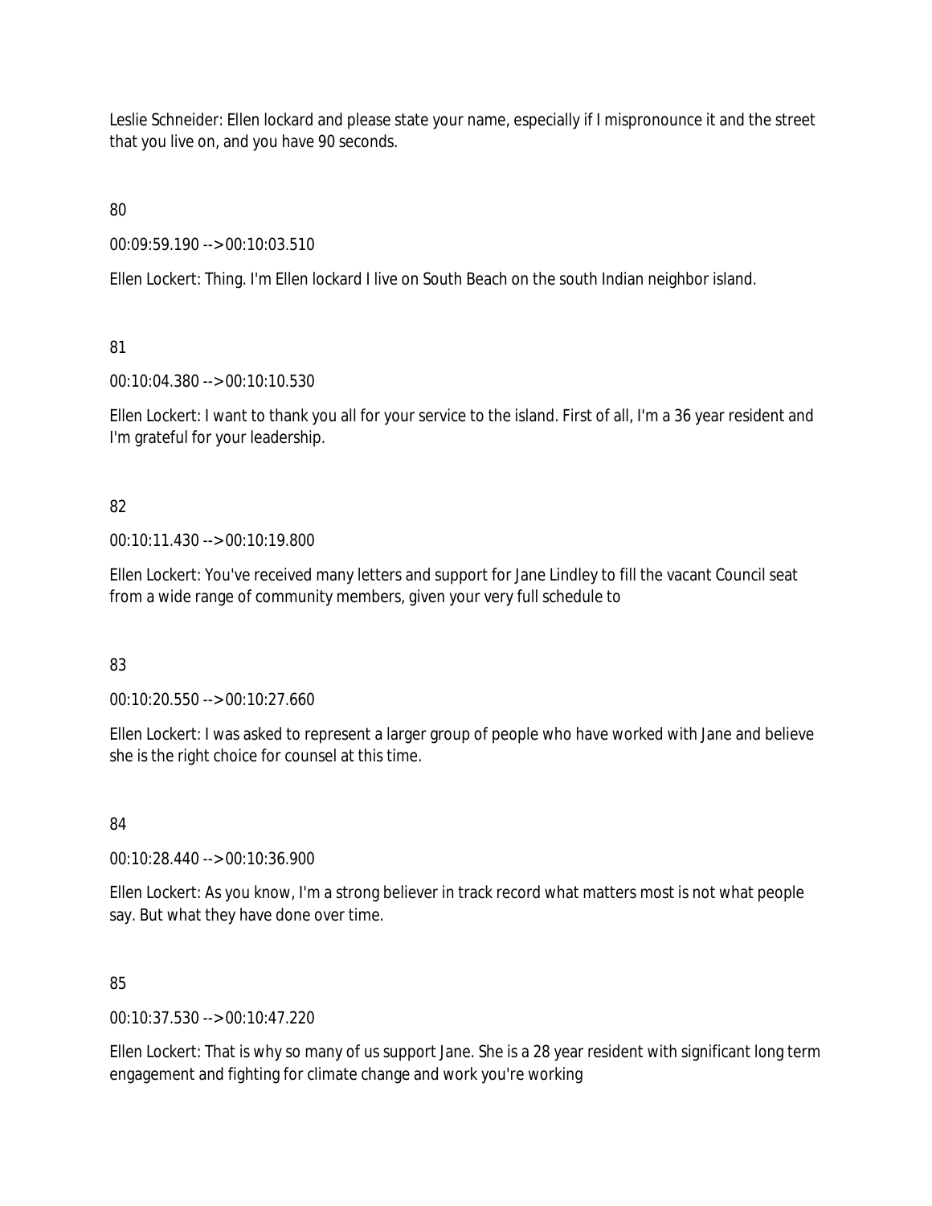Leslie Schneider: Ellen lockard and please state your name, especially if I mispronounce it and the street that you live on, and you have 90 seconds.

80

00:09:59.190 --> 00:10:03.510

Ellen Lockert: Thing. I'm Ellen lockard I live on South Beach on the south Indian neighbor island.

81

00:10:04.380 --> 00:10:10.530

Ellen Lockert: I want to thank you all for your service to the island. First of all, I'm a 36 year resident and I'm grateful for your leadership.

82

00:10:11.430 --> 00:10:19.800

Ellen Lockert: You've received many letters and support for Jane Lindley to fill the vacant Council seat from a wide range of community members, given your very full schedule to

83

00:10:20.550 --> 00:10:27.660

Ellen Lockert: I was asked to represent a larger group of people who have worked with Jane and believe she is the right choice for counsel at this time.

84

00:10:28.440 --> 00:10:36.900

Ellen Lockert: As you know, I'm a strong believer in track record what matters most is not what people say. But what they have done over time.

85

00:10:37.530 --> 00:10:47.220

Ellen Lockert: That is why so many of us support Jane. She is a 28 year resident with significant long term engagement and fighting for climate change and work you're working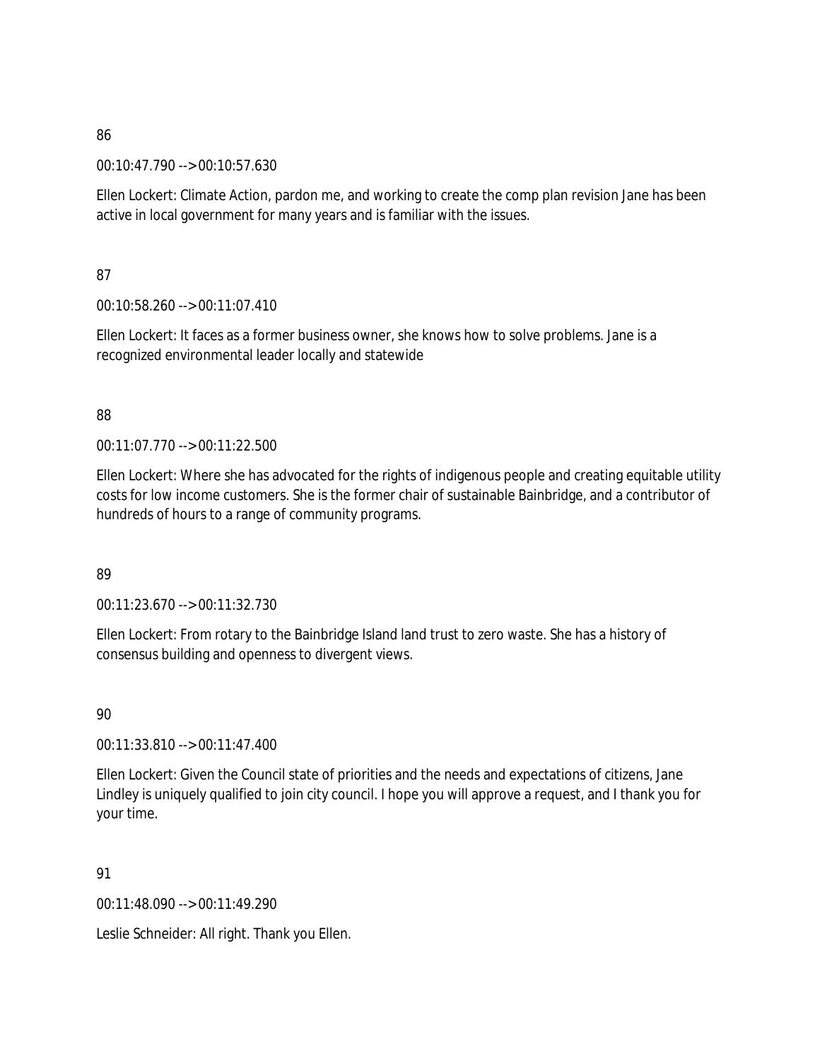86

00:10:47.790 --> 00:10:57.630

Ellen Lockert: Climate Action, pardon me, and working to create the comp plan revision Jane has been active in local government for many years and is familiar with the issues.

87

00:10:58.260 --> 00:11:07.410

Ellen Lockert: It faces as a former business owner, she knows how to solve problems. Jane is a recognized environmental leader locally and statewide

88

00:11:07.770 --> 00:11:22.500

Ellen Lockert: Where she has advocated for the rights of indigenous people and creating equitable utility costs for low income customers. She is the former chair of sustainable Bainbridge, and a contributor of hundreds of hours to a range of community programs.

89

00:11:23.670 --> 00:11:32.730

Ellen Lockert: From rotary to the Bainbridge Island land trust to zero waste. She has a history of consensus building and openness to divergent views.

90

00:11:33.810 --> 00:11:47.400

Ellen Lockert: Given the Council state of priorities and the needs and expectations of citizens, Jane Lindley is uniquely qualified to join city council. I hope you will approve a request, and I thank you for your time.

91

00:11:48.090 --> 00:11:49.290

Leslie Schneider: All right. Thank you Ellen.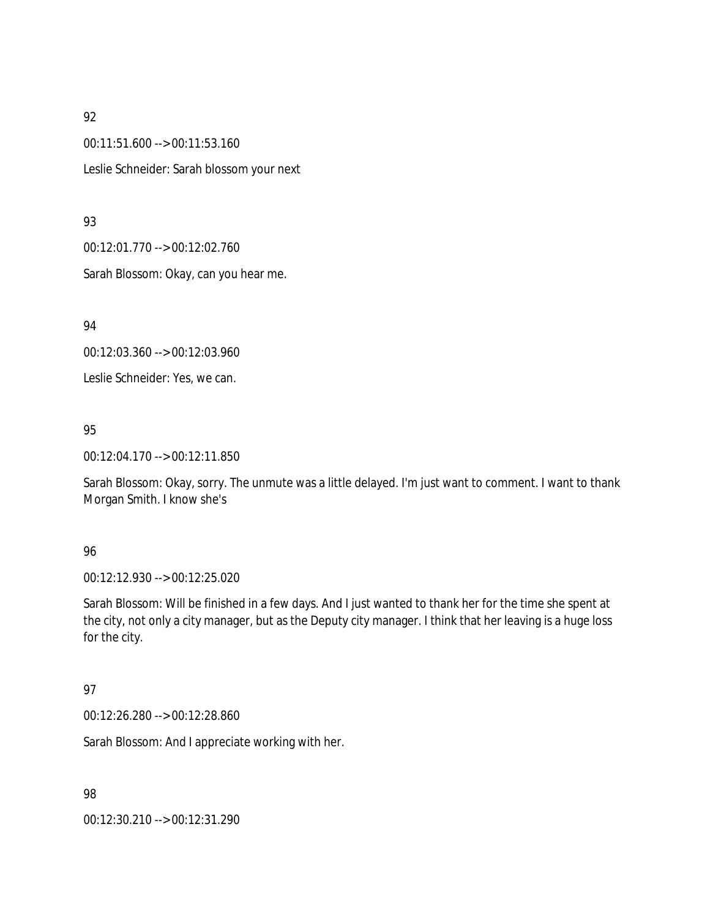92

00:11:51.600 --> 00:11:53.160

Leslie Schneider: Sarah blossom your next

93

00:12:01.770 --> 00:12:02.760

Sarah Blossom: Okay, can you hear me.

94

00:12:03.360 --> 00:12:03.960

Leslie Schneider: Yes, we can.

95

00:12:04.170 --> 00:12:11.850

Sarah Blossom: Okay, sorry. The unmute was a little delayed. I'm just want to comment. I want to thank Morgan Smith. I know she's

96

00:12:12.930 --> 00:12:25.020

Sarah Blossom: Will be finished in a few days. And I just wanted to thank her for the time she spent at the city, not only a city manager, but as the Deputy city manager. I think that her leaving is a huge loss for the city.

97

00:12:26.280 --> 00:12:28.860

Sarah Blossom: And I appreciate working with her.

98

00:12:30.210 --> 00:12:31.290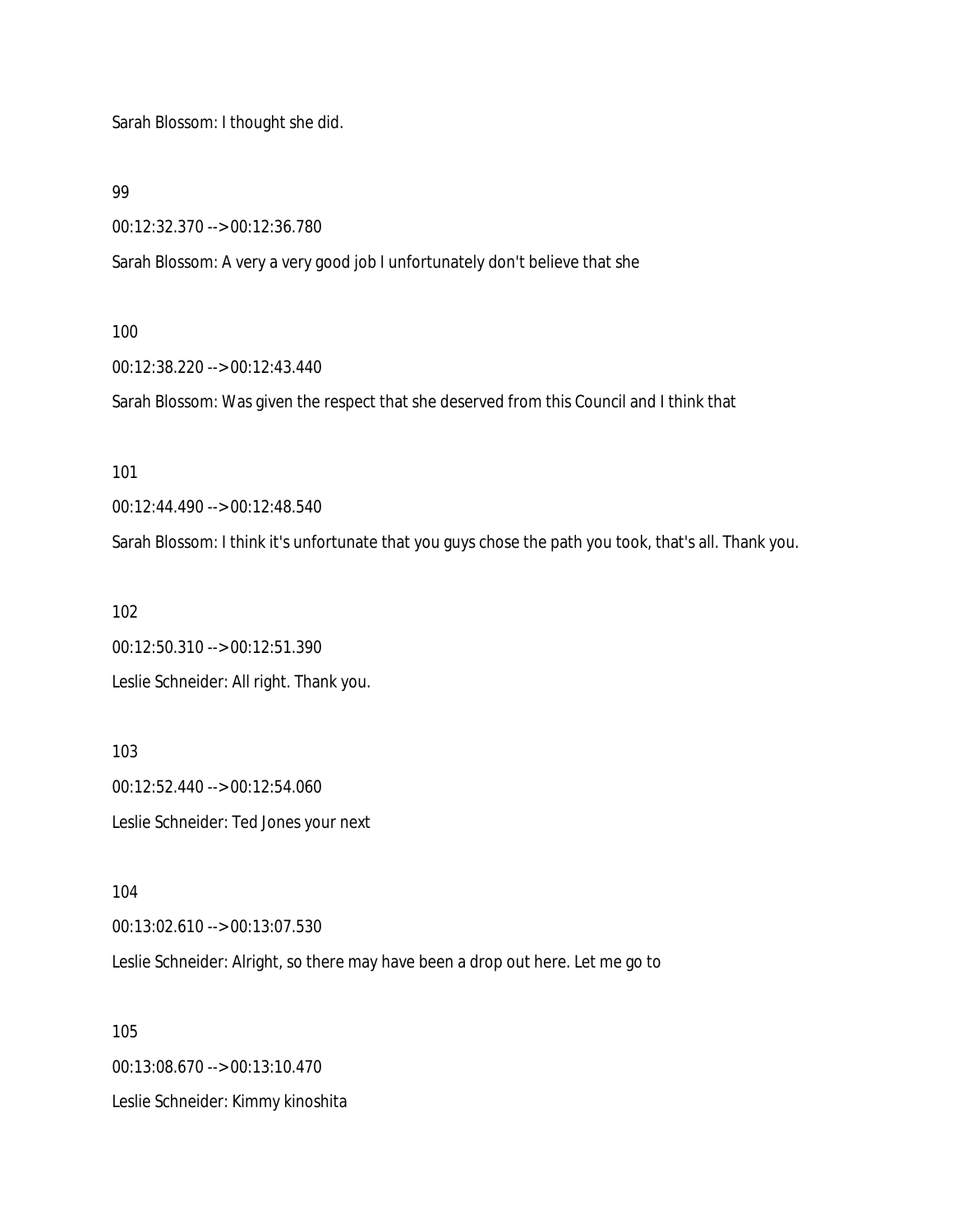Sarah Blossom: I thought she did.

99

00:12:32.370 --> 00:12:36.780

Sarah Blossom: A very a very good job I unfortunately don't believe that she

100

00:12:38.220 --> 00:12:43.440

Sarah Blossom: Was given the respect that she deserved from this Council and I think that

101

00:12:44.490 --> 00:12:48.540

Sarah Blossom: I think it's unfortunate that you guys chose the path you took, that's all. Thank you.

102

00:12:50.310 --> 00:12:51.390

Leslie Schneider: All right. Thank you.

103

00:12:52.440 --> 00:12:54.060

Leslie Schneider: Ted Jones your next

104

00:13:02.610 --> 00:13:07.530

Leslie Schneider: Alright, so there may have been a drop out here. Let me go to

105

00:13:08.670 --> 00:13:10.470

Leslie Schneider: Kimmy kinoshita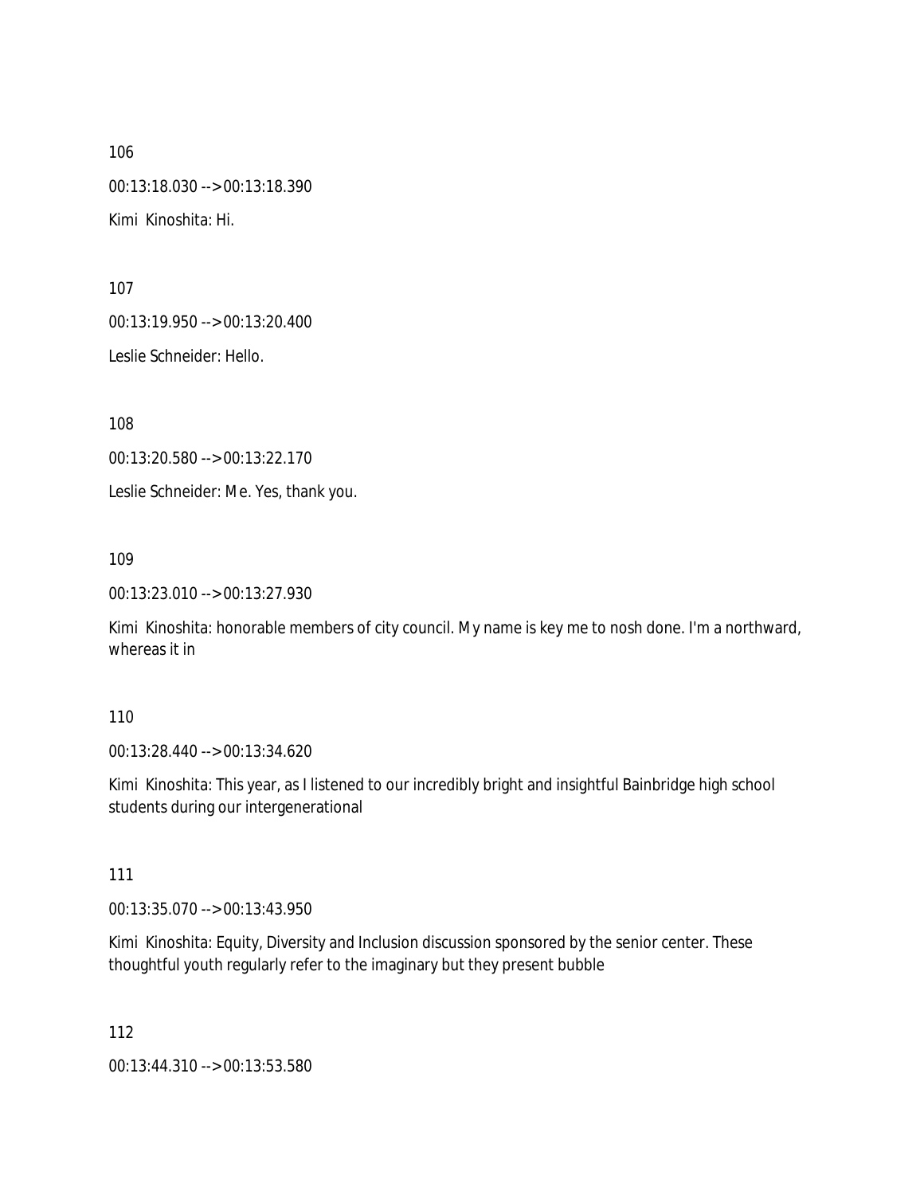106

00:13:18.030 --> 00:13:18.390

Kimi Kinoshita: Hi.

107

00:13:19.950 --> 00:13:20.400

Leslie Schneider: Hello.

108

00:13:20.580 --> 00:13:22.170

Leslie Schneider: Me. Yes, thank you.

109

00:13:23.010 --> 00:13:27.930

Kimi Kinoshita: honorable members of city council. My name is key me to nosh done. I'm a northward, whereas it in

110

00:13:28.440 --> 00:13:34.620

Kimi Kinoshita: This year, as I listened to our incredibly bright and insightful Bainbridge high school students during our intergenerational

111

00:13:35.070 --> 00:13:43.950

Kimi Kinoshita: Equity, Diversity and Inclusion discussion sponsored by the senior center. These thoughtful youth regularly refer to the imaginary but they present bubble

112

00:13:44.310 --> 00:13:53.580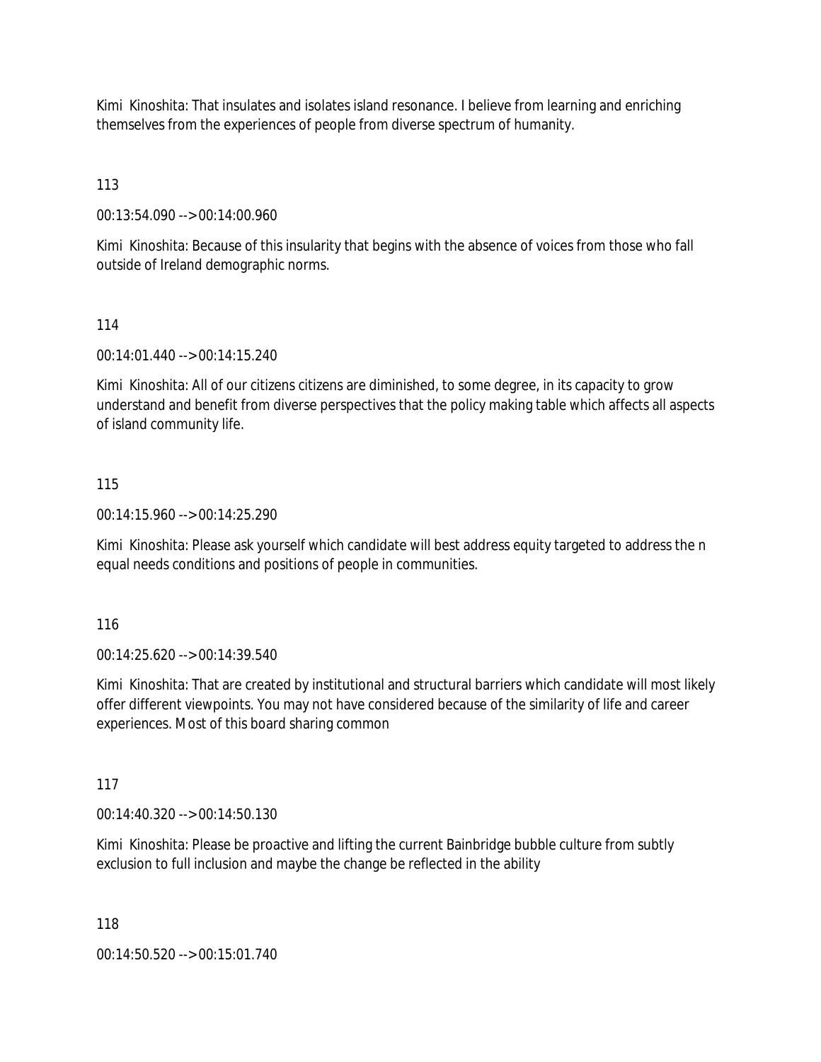Kimi Kinoshita: That insulates and isolates island resonance. I believe from learning and enriching themselves from the experiences of people from diverse spectrum of humanity.

113

00:13:54.090 --> 00:14:00.960

Kimi Kinoshita: Because of this insularity that begins with the absence of voices from those who fall outside of Ireland demographic norms.

114

00:14:01.440 --> 00:14:15.240

Kimi Kinoshita: All of our citizens citizens are diminished, to some degree, in its capacity to grow understand and benefit from diverse perspectives that the policy making table which affects all aspects of island community life.

115

00:14:15.960 --> 00:14:25.290

Kimi Kinoshita: Please ask yourself which candidate will best address equity targeted to address the n equal needs conditions and positions of people in communities.

116

00:14:25.620 --> 00:14:39.540

Kimi Kinoshita: That are created by institutional and structural barriers which candidate will most likely offer different viewpoints. You may not have considered because of the similarity of life and career experiences. Most of this board sharing common

117

00:14:40.320 --> 00:14:50.130

Kimi Kinoshita: Please be proactive and lifting the current Bainbridge bubble culture from subtly exclusion to full inclusion and maybe the change be reflected in the ability

118

00:14:50.520 --> 00:15:01.740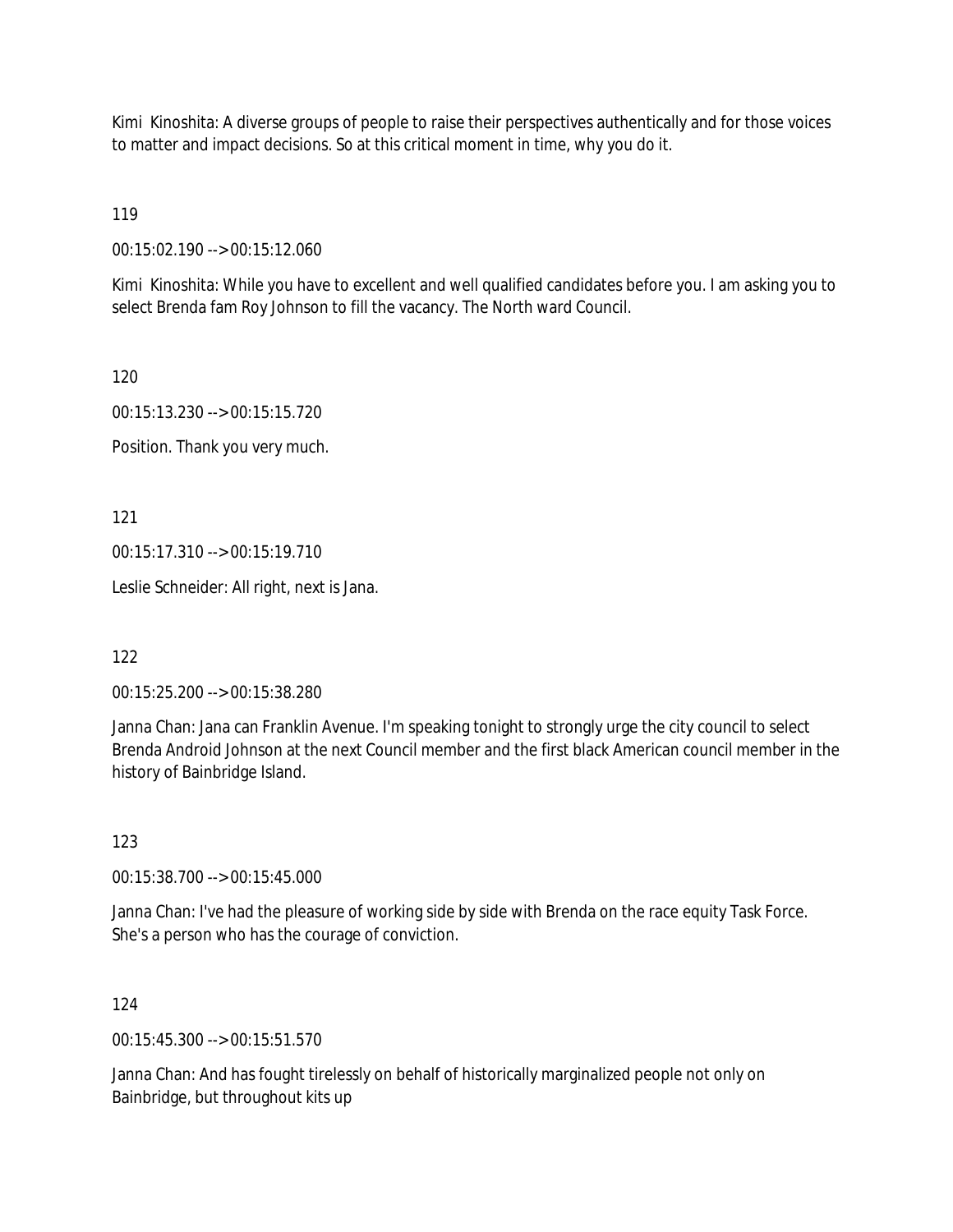Kimi Kinoshita: A diverse groups of people to raise their perspectives authentically and for those voices to matter and impact decisions. So at this critical moment in time, why you do it.

119

00:15:02.190 --> 00:15:12.060

Kimi Kinoshita: While you have to excellent and well qualified candidates before you. I am asking you to select Brenda fam Roy Johnson to fill the vacancy. The North ward Council.

120

00:15:13.230 --> 00:15:15.720

Position. Thank you very much.

121

00:15:17.310 --> 00:15:19.710

Leslie Schneider: All right, next is Jana.

122

00:15:25.200 --> 00:15:38.280

Janna Chan: Jana can Franklin Avenue. I'm speaking tonight to strongly urge the city council to select Brenda Android Johnson at the next Council member and the first black American council member in the history of Bainbridge Island.

123

00:15:38.700 --> 00:15:45.000

Janna Chan: I've had the pleasure of working side by side with Brenda on the race equity Task Force. She's a person who has the courage of conviction.

124

00:15:45.300 --> 00:15:51.570

Janna Chan: And has fought tirelessly on behalf of historically marginalized people not only on Bainbridge, but throughout kits up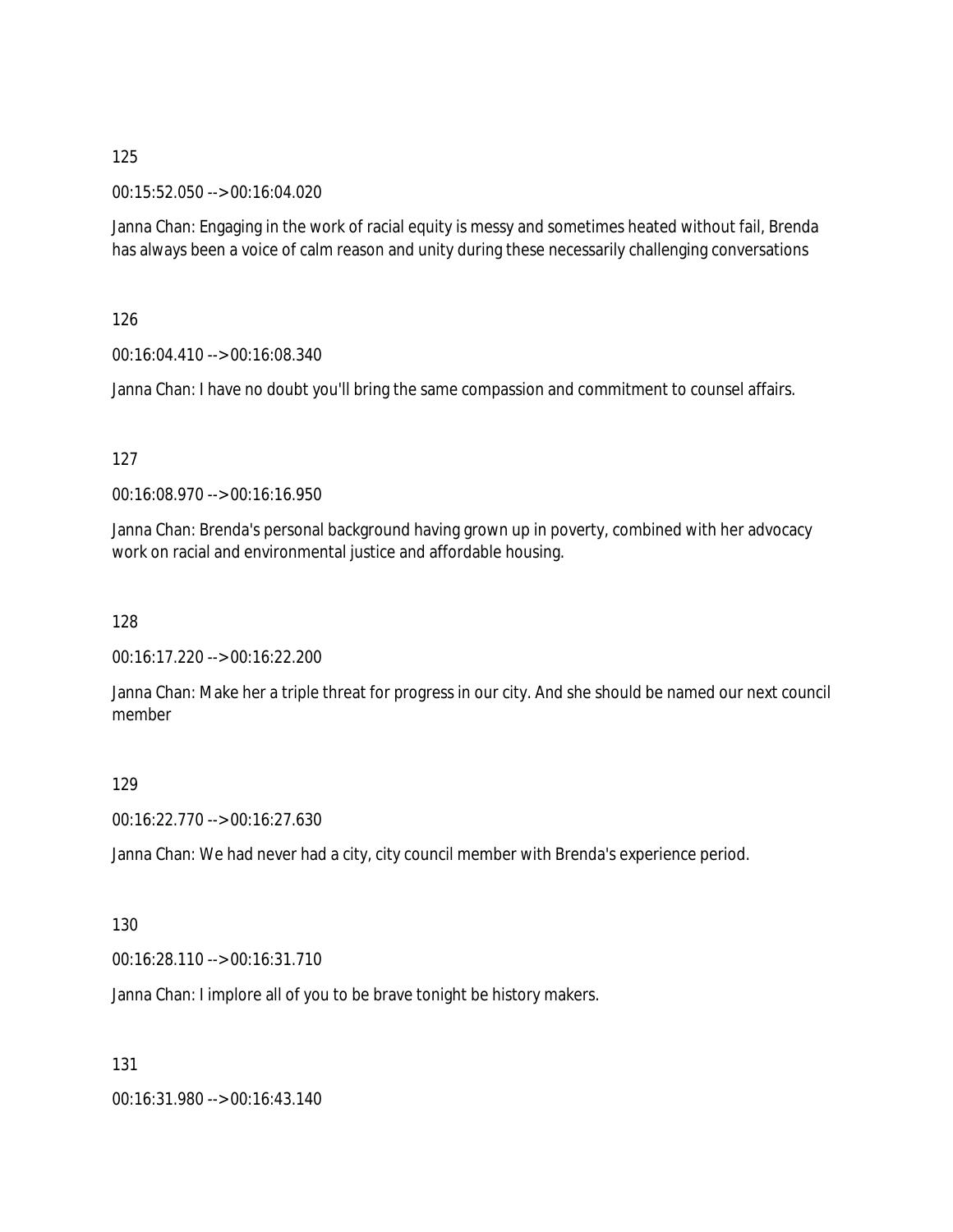125

00:15:52.050 --> 00:16:04.020

Janna Chan: Engaging in the work of racial equity is messy and sometimes heated without fail, Brenda has always been a voice of calm reason and unity during these necessarily challenging conversations

126

00:16:04.410 --> 00:16:08.340

Janna Chan: I have no doubt you'll bring the same compassion and commitment to counsel affairs.

127

00:16:08.970 --> 00:16:16.950

Janna Chan: Brenda's personal background having grown up in poverty, combined with her advocacy work on racial and environmental justice and affordable housing.

128

00:16:17.220 --> 00:16:22.200

Janna Chan: Make her a triple threat for progress in our city. And she should be named our next council member

129

00:16:22.770 --> 00:16:27.630

Janna Chan: We had never had a city, city council member with Brenda's experience period.

130

00:16:28.110 --> 00:16:31.710

Janna Chan: I implore all of you to be brave tonight be history makers.

131

00:16:31.980 --> 00:16:43.140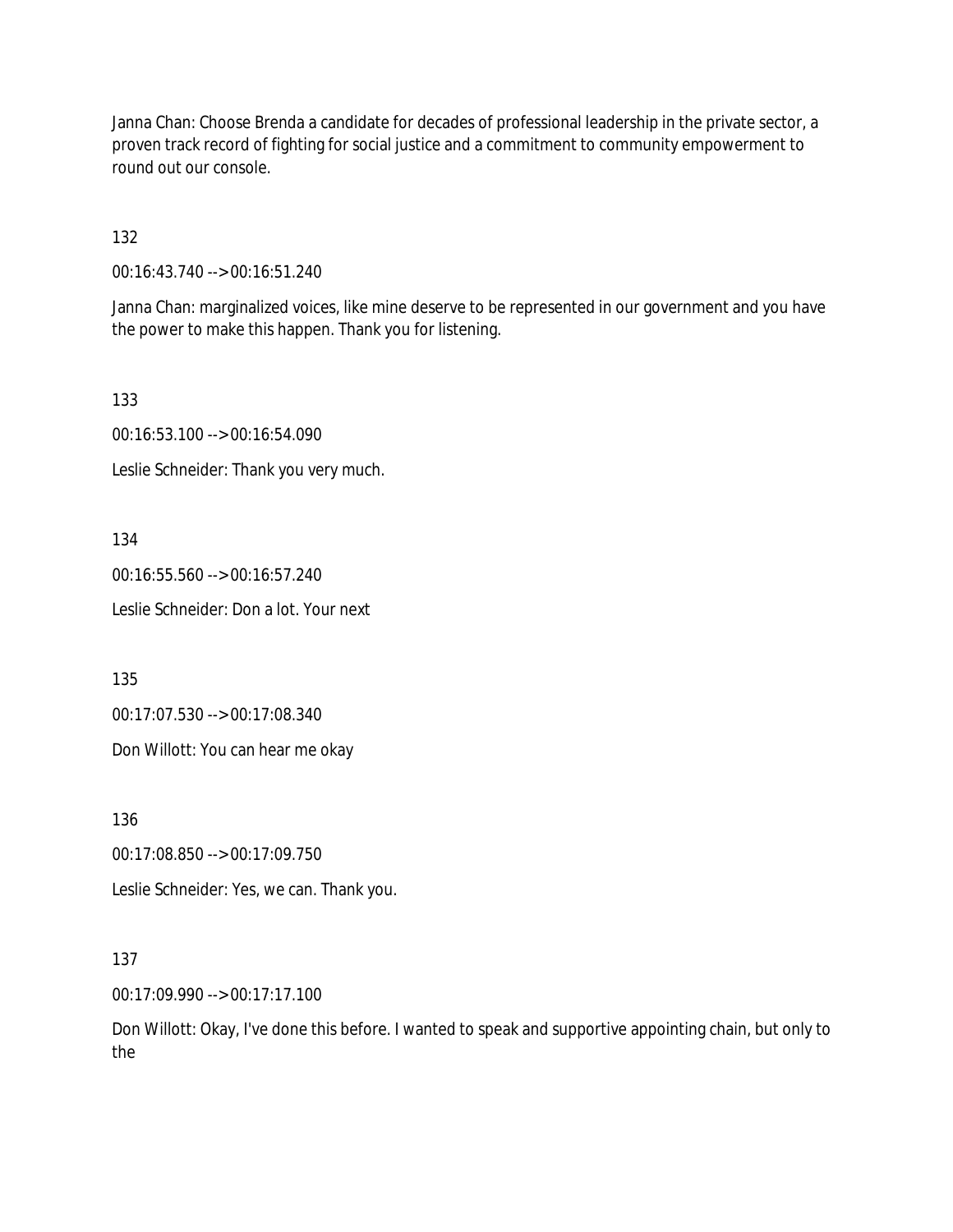Janna Chan: Choose Brenda a candidate for decades of professional leadership in the private sector, a proven track record of fighting for social justice and a commitment to community empowerment to round out our console.

132

00:16:43.740 --> 00:16:51.240

Janna Chan: marginalized voices, like mine deserve to be represented in our government and you have the power to make this happen. Thank you for listening.

133

00:16:53.100 --> 00:16:54.090

Leslie Schneider: Thank you very much.

134

00:16:55.560 --> 00:16:57.240

Leslie Schneider: Don a lot. Your next

135

00:17:07.530 --> 00:17:08.340

Don Willott: You can hear me okay

136

00:17:08.850 --> 00:17:09.750

Leslie Schneider: Yes, we can. Thank you.

137

00:17:09.990 --> 00:17:17.100

Don Willott: Okay, I've done this before. I wanted to speak and supportive appointing chain, but only to the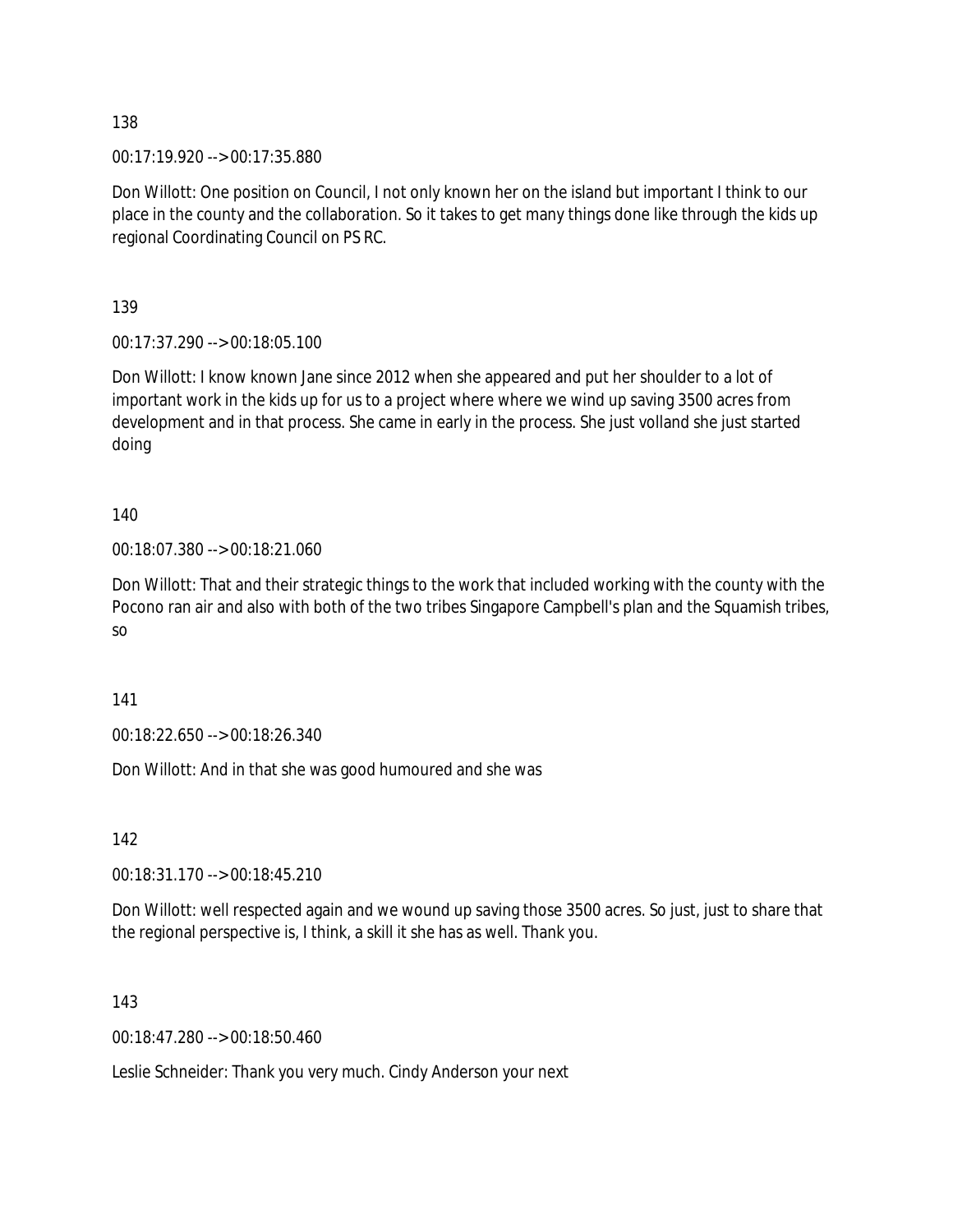138

00:17:19.920 --> 00:17:35.880

Don Willott: One position on Council, I not only known her on the island but important I think to our place in the county and the collaboration. So it takes to get many things done like through the kids up regional Coordinating Council on PS RC.

139

00:17:37.290 --> 00:18:05.100

Don Willott: I know known Jane since 2012 when she appeared and put her shoulder to a lot of important work in the kids up for us to a project where where we wind up saving 3500 acres from development and in that process. She came in early in the process. She just volland she just started doing

140

00:18:07.380 --> 00:18:21.060

Don Willott: That and their strategic things to the work that included working with the county with the Pocono ran air and also with both of the two tribes Singapore Campbell's plan and the Squamish tribes, so

141

00:18:22.650 --> 00:18:26.340

Don Willott: And in that she was good humoured and she was

142

00:18:31.170 --> 00:18:45.210

Don Willott: well respected again and we wound up saving those 3500 acres. So just, just to share that the regional perspective is, I think, a skill it she has as well. Thank you.

143

00:18:47.280 --> 00:18:50.460

Leslie Schneider: Thank you very much. Cindy Anderson your next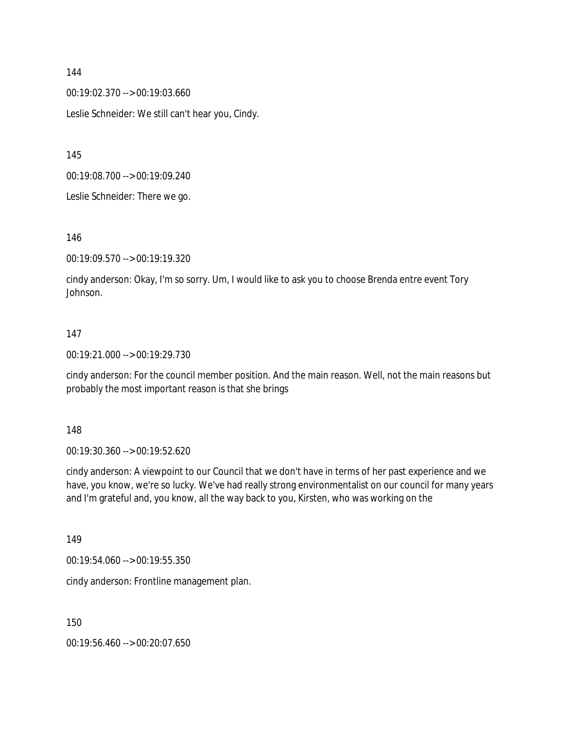144

00:19:02.370 --> 00:19:03.660

Leslie Schneider: We still can't hear you, Cindy.

145

00:19:08.700 --> 00:19:09.240

Leslie Schneider: There we go.

146

00:19:09.570 --> 00:19:19.320

cindy anderson: Okay, I'm so sorry. Um, I would like to ask you to choose Brenda entre event Tory Johnson.

147

00:19:21.000 --> 00:19:29.730

cindy anderson: For the council member position. And the main reason. Well, not the main reasons but probably the most important reason is that she brings

148

00:19:30.360 --> 00:19:52.620

cindy anderson: A viewpoint to our Council that we don't have in terms of her past experience and we have, you know, we're so lucky. We've had really strong environmentalist on our council for many years and I'm grateful and, you know, all the way back to you, Kirsten, who was working on the

149

00:19:54.060 --> 00:19:55.350

cindy anderson: Frontline management plan.

150

00:19:56.460 --> 00:20:07.650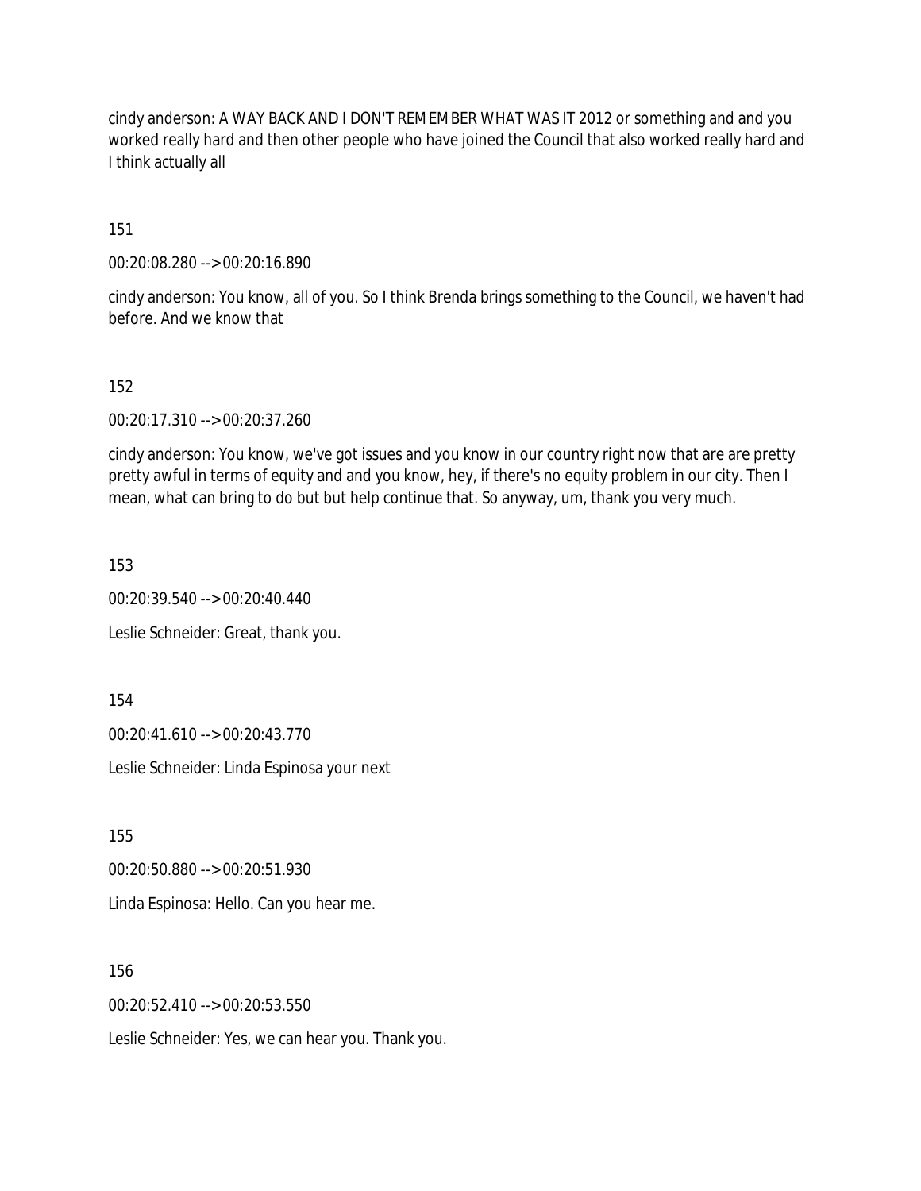cindy anderson: A WAY BACK AND I DON'T REMEMBER WHAT WAS IT 2012 or something and and you worked really hard and then other people who have joined the Council that also worked really hard and I think actually all

151

00:20:08.280 --> 00:20:16.890

cindy anderson: You know, all of you. So I think Brenda brings something to the Council, we haven't had before. And we know that

152

00:20:17.310 --> 00:20:37.260

cindy anderson: You know, we've got issues and you know in our country right now that are are pretty pretty awful in terms of equity and and you know, hey, if there's no equity problem in our city. Then I mean, what can bring to do but but help continue that. So anyway, um, thank you very much.

153

00:20:39.540 --> 00:20:40.440

Leslie Schneider: Great, thank you.

154

00:20:41.610 --> 00:20:43.770

Leslie Schneider: Linda Espinosa your next

155

00:20:50.880 --> 00:20:51.930

Linda Espinosa: Hello. Can you hear me.

156

00:20:52.410 --> 00:20:53.550

Leslie Schneider: Yes, we can hear you. Thank you.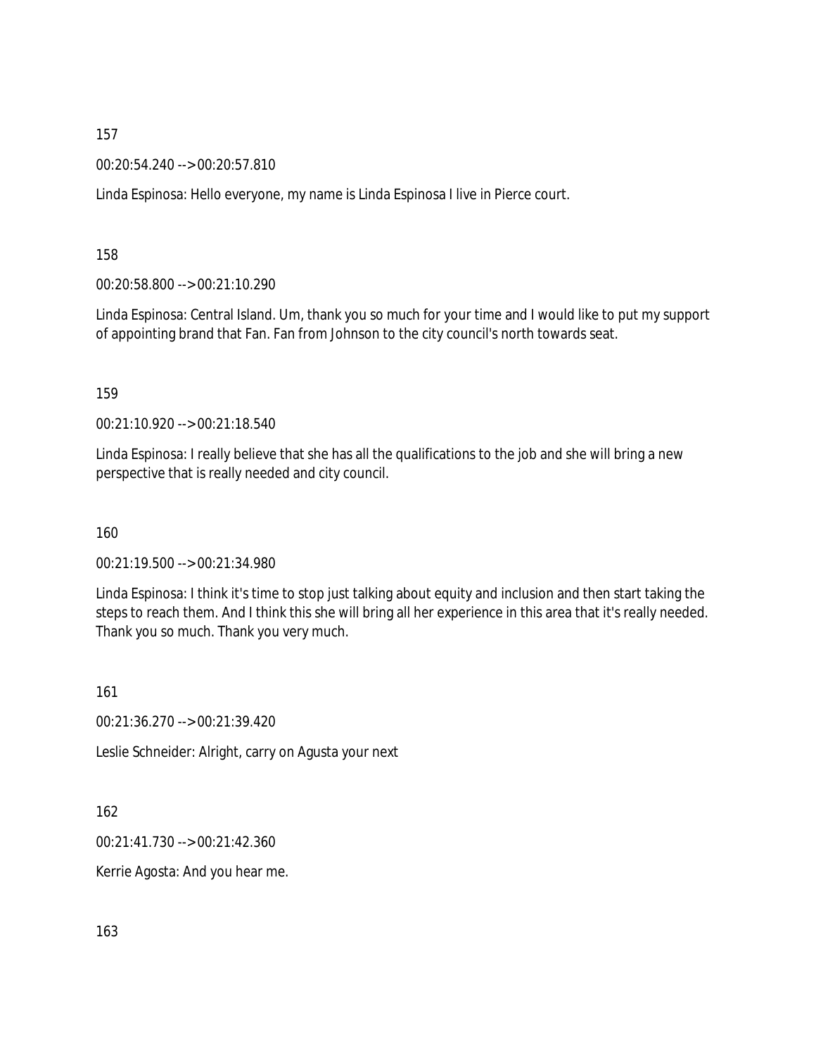157

00:20:54.240 --> 00:20:57.810

Linda Espinosa: Hello everyone, my name is Linda Espinosa I live in Pierce court.

158

00:20:58.800 --> 00:21:10.290

Linda Espinosa: Central Island. Um, thank you so much for your time and I would like to put my support of appointing brand that Fan. Fan from Johnson to the city council's north towards seat.

159

00:21:10.920 --> 00:21:18.540

Linda Espinosa: I really believe that she has all the qualifications to the job and she will bring a new perspective that is really needed and city council.

160

00:21:19.500 --> 00:21:34.980

Linda Espinosa: I think it's time to stop just talking about equity and inclusion and then start taking the steps to reach them. And I think this she will bring all her experience in this area that it's really needed. Thank you so much. Thank you very much.

161

00:21:36.270 --> 00:21:39.420

Leslie Schneider: Alright, carry on Agusta your next

162

00:21:41.730 --> 00:21:42.360

Kerrie Agosta: And you hear me.

163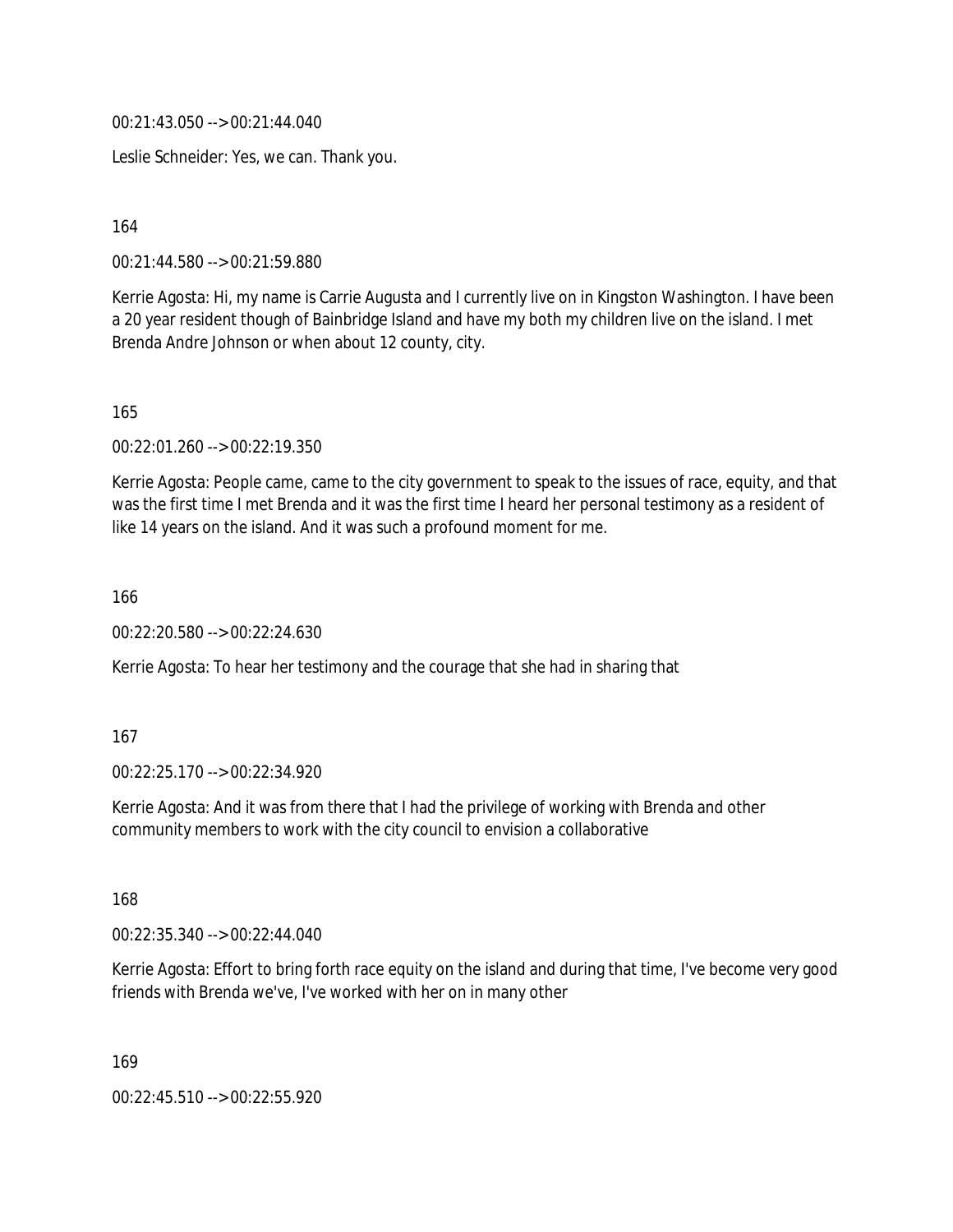00:21:43.050 --> 00:21:44.040

Leslie Schneider: Yes, we can. Thank you.

164

00:21:44.580 --> 00:21:59.880

Kerrie Agosta: Hi, my name is Carrie Augusta and I currently live on in Kingston Washington. I have been a 20 year resident though of Bainbridge Island and have my both my children live on the island. I met Brenda Andre Johnson or when about 12 county, city.

165

00:22:01.260 --> 00:22:19.350

Kerrie Agosta: People came, came to the city government to speak to the issues of race, equity, and that was the first time I met Brenda and it was the first time I heard her personal testimony as a resident of like 14 years on the island. And it was such a profound moment for me.

166

00:22:20.580 --> 00:22:24.630

Kerrie Agosta: To hear her testimony and the courage that she had in sharing that

167

00:22:25.170 --> 00:22:34.920

Kerrie Agosta: And it was from there that I had the privilege of working with Brenda and other community members to work with the city council to envision a collaborative

168

00:22:35.340 --> 00:22:44.040

Kerrie Agosta: Effort to bring forth race equity on the island and during that time, I've become very good friends with Brenda we've, I've worked with her on in many other

169

00:22:45.510 --> 00:22:55.920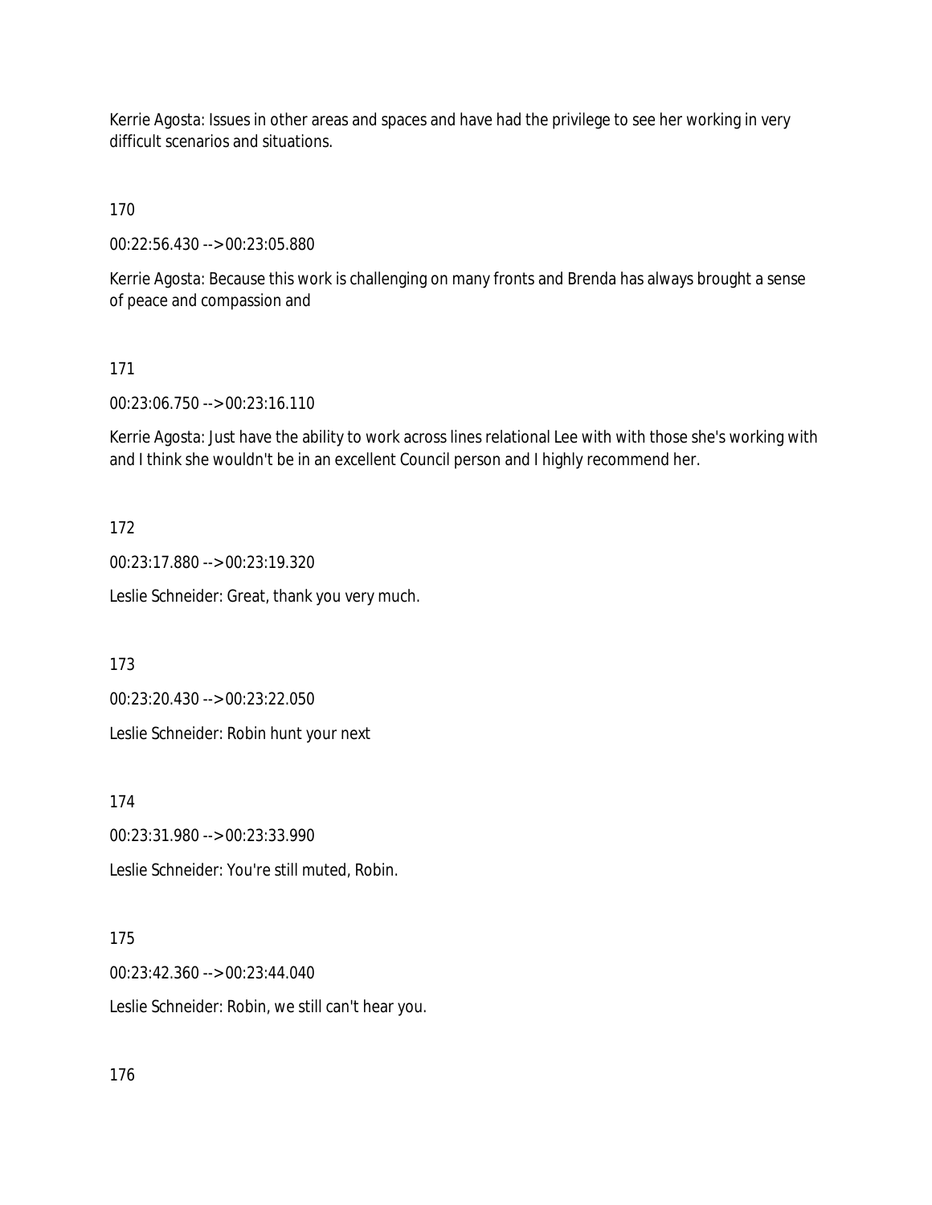Kerrie Agosta: Issues in other areas and spaces and have had the privilege to see her working in very difficult scenarios and situations.

170

00:22:56.430 --> 00:23:05.880

Kerrie Agosta: Because this work is challenging on many fronts and Brenda has always brought a sense of peace and compassion and

171

00:23:06.750 --> 00:23:16.110

Kerrie Agosta: Just have the ability to work across lines relational Lee with with those she's working with and I think she wouldn't be in an excellent Council person and I highly recommend her.

172

00:23:17.880 --> 00:23:19.320

Leslie Schneider: Great, thank you very much.

173

00:23:20.430 --> 00:23:22.050

Leslie Schneider: Robin hunt your next

174

00:23:31.980 --> 00:23:33.990

Leslie Schneider: You're still muted, Robin.

175

00:23:42.360 --> 00:23:44.040

Leslie Schneider: Robin, we still can't hear you.

176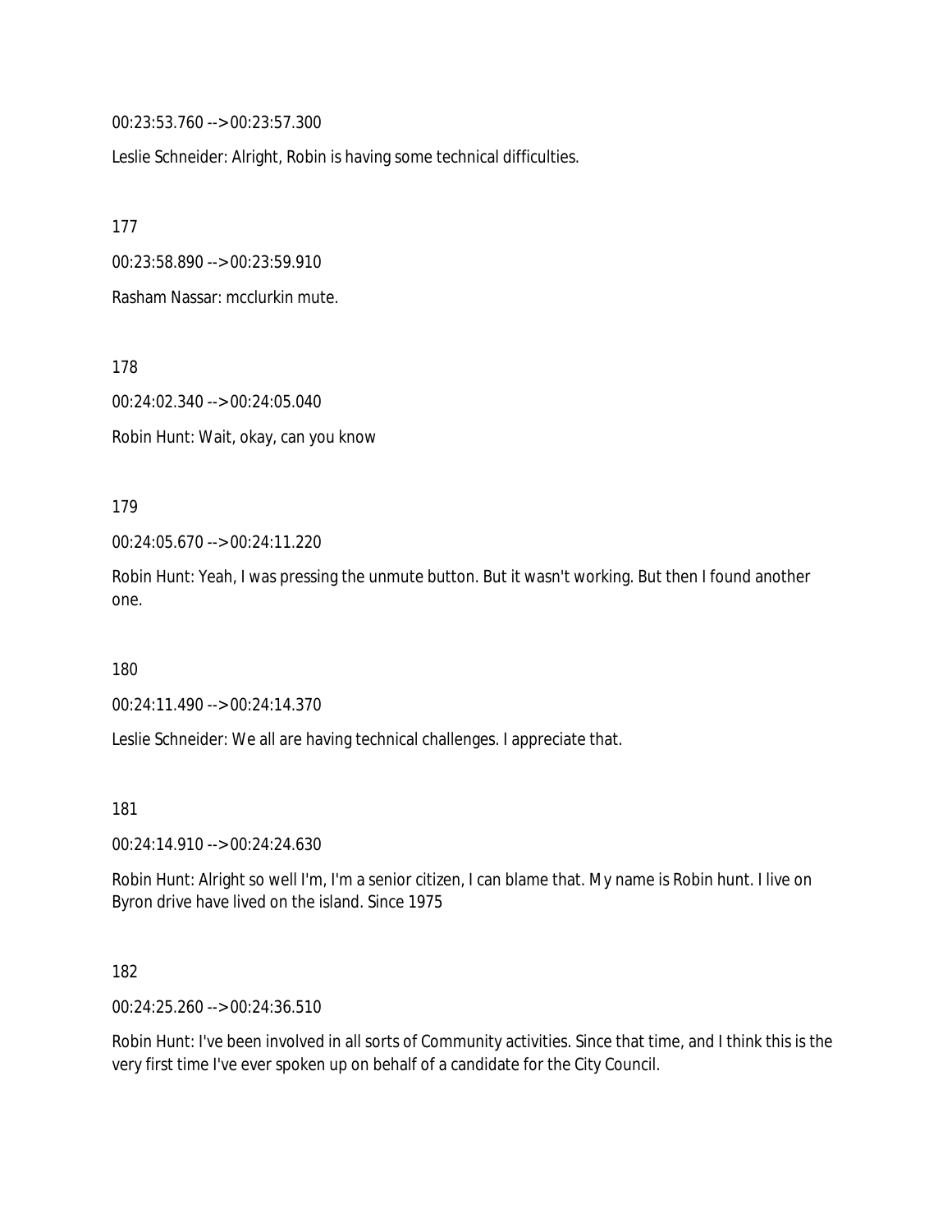00:23:53.760 --> 00:23:57.300

Leslie Schneider: Alright, Robin is having some technical difficulties.

177

00:23:58.890 --> 00:23:59.910

Rasham Nassar: mcclurkin mute.

178

00:24:02.340 --> 00:24:05.040

Robin Hunt: Wait, okay, can you know

179

00:24:05.670 --> 00:24:11.220

Robin Hunt: Yeah, I was pressing the unmute button. But it wasn't working. But then I found another one.

180

00:24:11.490 --> 00:24:14.370

Leslie Schneider: We all are having technical challenges. I appreciate that.

181

00:24:14.910 --> 00:24:24.630

Robin Hunt: Alright so well I'm, I'm a senior citizen, I can blame that. My name is Robin hunt. I live on Byron drive have lived on the island. Since 1975

182

00:24:25.260 --> 00:24:36.510

Robin Hunt: I've been involved in all sorts of Community activities. Since that time, and I think this is the very first time I've ever spoken up on behalf of a candidate for the City Council.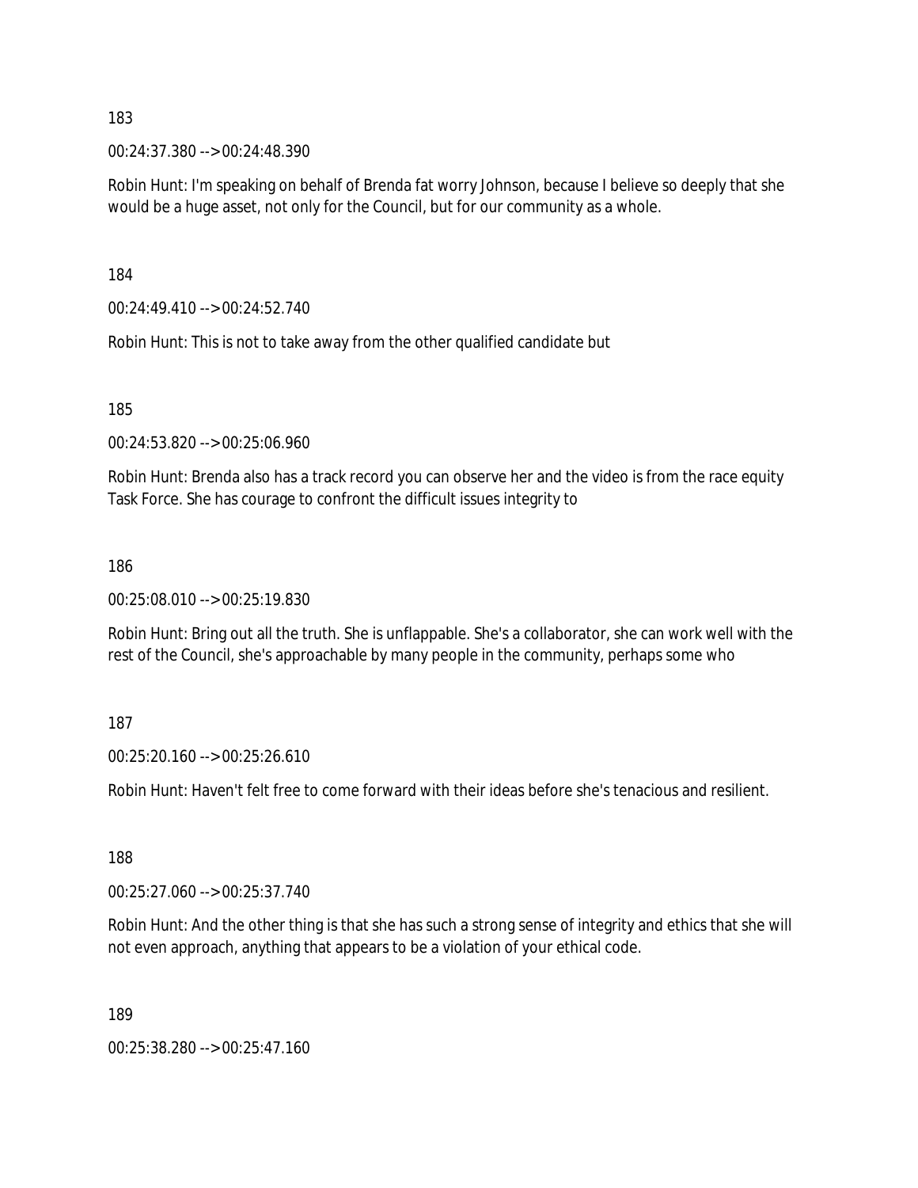183

00:24:37.380 --> 00:24:48.390

Robin Hunt: I'm speaking on behalf of Brenda fat worry Johnson, because I believe so deeply that she would be a huge asset, not only for the Council, but for our community as a whole.

184

00:24:49.410 --> 00:24:52.740

Robin Hunt: This is not to take away from the other qualified candidate but

185

00:24:53.820 --> 00:25:06.960

Robin Hunt: Brenda also has a track record you can observe her and the video is from the race equity Task Force. She has courage to confront the difficult issues integrity to

186

00:25:08.010 --> 00:25:19.830

Robin Hunt: Bring out all the truth. She is unflappable. She's a collaborator, she can work well with the rest of the Council, she's approachable by many people in the community, perhaps some who

187

00:25:20.160 --> 00:25:26.610

Robin Hunt: Haven't felt free to come forward with their ideas before she's tenacious and resilient.

188

00:25:27.060 --> 00:25:37.740

Robin Hunt: And the other thing is that she has such a strong sense of integrity and ethics that she will not even approach, anything that appears to be a violation of your ethical code.

189

00:25:38.280 --> 00:25:47.160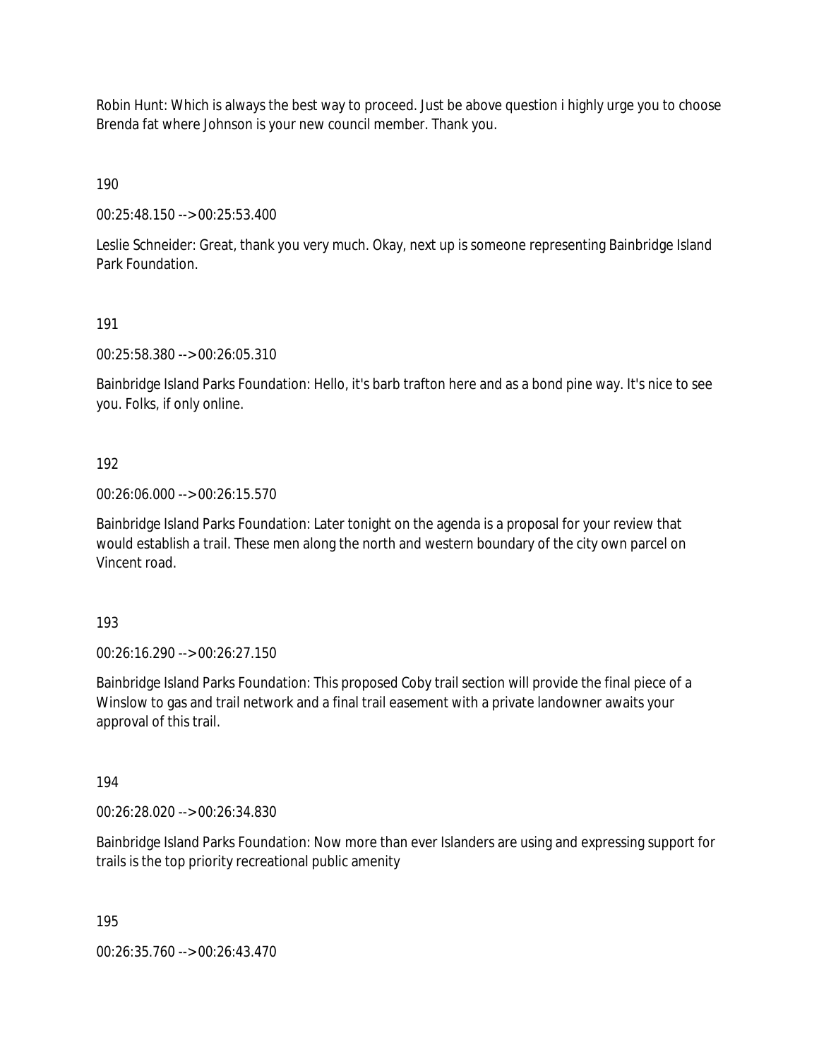Robin Hunt: Which is always the best way to proceed. Just be above question i highly urge you to choose Brenda fat where Johnson is your new council member. Thank you.

190

00:25:48.150 --> 00:25:53.400

Leslie Schneider: Great, thank you very much. Okay, next up is someone representing Bainbridge Island Park Foundation.

191

00:25:58.380 --> 00:26:05.310

Bainbridge Island Parks Foundation: Hello, it's barb trafton here and as a bond pine way. It's nice to see you. Folks, if only online.

192

00:26:06.000 --> 00:26:15.570

Bainbridge Island Parks Foundation: Later tonight on the agenda is a proposal for your review that would establish a trail. These men along the north and western boundary of the city own parcel on Vincent road.

193

00:26:16.290 --> 00:26:27.150

Bainbridge Island Parks Foundation: This proposed Coby trail section will provide the final piece of a Winslow to gas and trail network and a final trail easement with a private landowner awaits your approval of this trail.

194

00:26:28.020 --> 00:26:34.830

Bainbridge Island Parks Foundation: Now more than ever Islanders are using and expressing support for trails is the top priority recreational public amenity

195

00:26:35.760 --> 00:26:43.470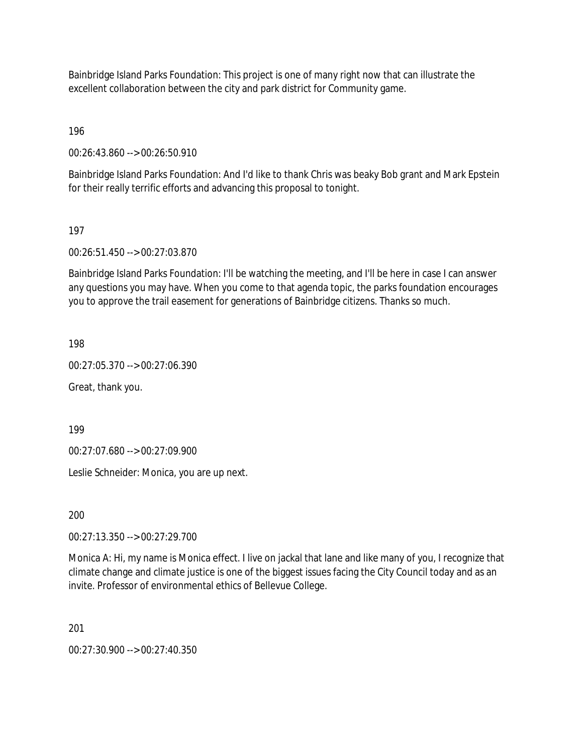Bainbridge Island Parks Foundation: This project is one of many right now that can illustrate the excellent collaboration between the city and park district for Community game.

196

00:26:43.860 --> 00:26:50.910

Bainbridge Island Parks Foundation: And I'd like to thank Chris was beaky Bob grant and Mark Epstein for their really terrific efforts and advancing this proposal to tonight.

197

00:26:51.450 --> 00:27:03.870

Bainbridge Island Parks Foundation: I'll be watching the meeting, and I'll be here in case I can answer any questions you may have. When you come to that agenda topic, the parks foundation encourages you to approve the trail easement for generations of Bainbridge citizens. Thanks so much.

198

00:27:05.370 --> 00:27:06.390

Great, thank you.

199

00:27:07.680 --> 00:27:09.900

Leslie Schneider: Monica, you are up next.

200

00:27:13.350 --> 00:27:29.700

Monica A: Hi, my name is Monica effect. I live on jackal that lane and like many of you, I recognize that climate change and climate justice is one of the biggest issues facing the City Council today and as an invite. Professor of environmental ethics of Bellevue College.

201

00:27:30.900 --> 00:27:40.350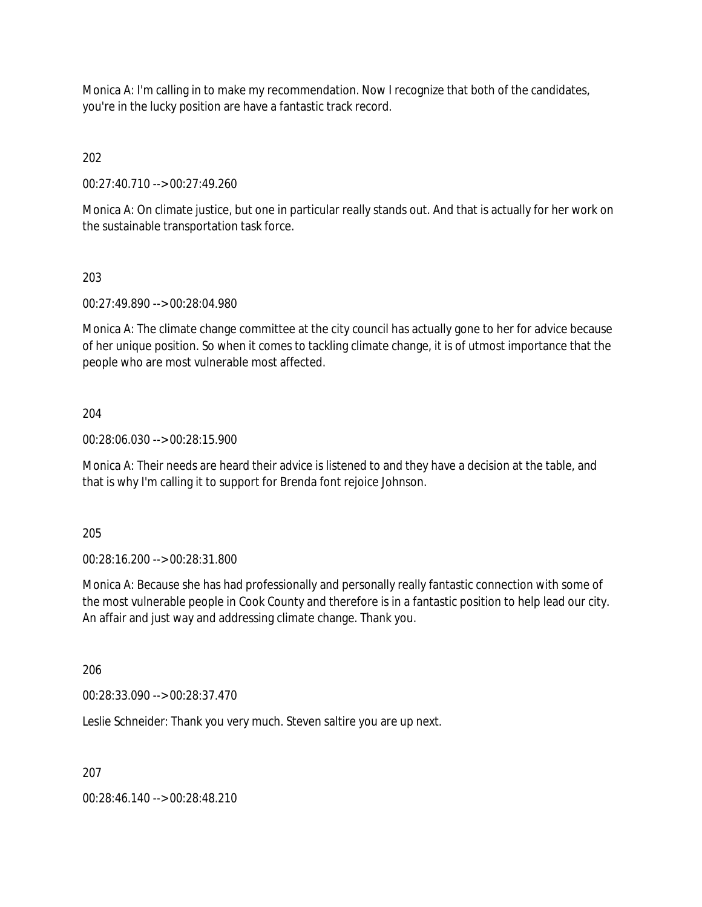Monica A: I'm calling in to make my recommendation. Now I recognize that both of the candidates, you're in the lucky position are have a fantastic track record.

202

00:27:40.710 --> 00:27:49.260

Monica A: On climate justice, but one in particular really stands out. And that is actually for her work on the sustainable transportation task force.

203

00:27:49.890 --> 00:28:04.980

Monica A: The climate change committee at the city council has actually gone to her for advice because of her unique position. So when it comes to tackling climate change, it is of utmost importance that the people who are most vulnerable most affected.

204

00:28:06.030 --> 00:28:15.900

Monica A: Their needs are heard their advice is listened to and they have a decision at the table, and that is why I'm calling it to support for Brenda font rejoice Johnson.

205

00:28:16.200 --> 00:28:31.800

Monica A: Because she has had professionally and personally really fantastic connection with some of the most vulnerable people in Cook County and therefore is in a fantastic position to help lead our city. An affair and just way and addressing climate change. Thank you.

206

00:28:33.090 --> 00:28:37.470

Leslie Schneider: Thank you very much. Steven saltire you are up next.

207

00:28:46.140 --> 00:28:48.210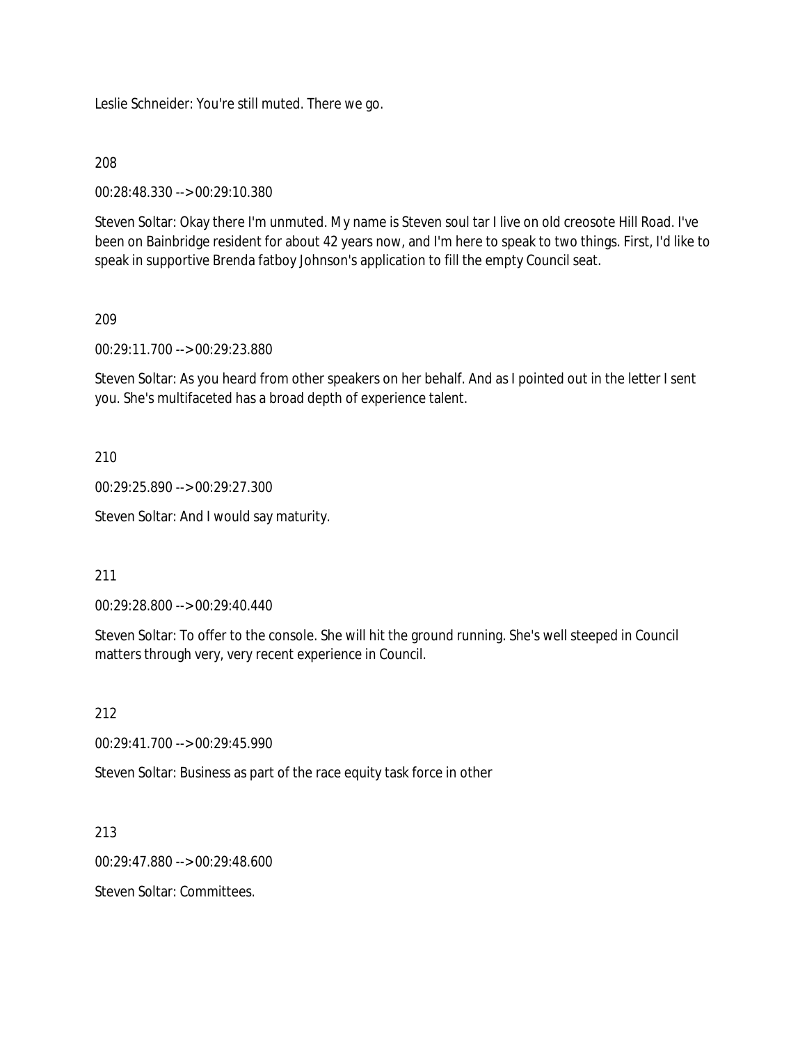Leslie Schneider: You're still muted. There we go.

208

00:28:48.330 --> 00:29:10.380

Steven Soltar: Okay there I'm unmuted. My name is Steven soul tar I live on old creosote Hill Road. I've been on Bainbridge resident for about 42 years now, and I'm here to speak to two things. First, I'd like to speak in supportive Brenda fatboy Johnson's application to fill the empty Council seat.

209

00:29:11.700 --> 00:29:23.880

Steven Soltar: As you heard from other speakers on her behalf. And as I pointed out in the letter I sent you. She's multifaceted has a broad depth of experience talent.

210

00:29:25.890 --> 00:29:27.300

Steven Soltar: And I would say maturity.

211

00:29:28.800 --> 00:29:40.440

Steven Soltar: To offer to the console. She will hit the ground running. She's well steeped in Council matters through very, very recent experience in Council.

212

00:29:41.700 --> 00:29:45.990

Steven Soltar: Business as part of the race equity task force in other

213

00:29:47.880 --> 00:29:48.600

Steven Soltar: Committees.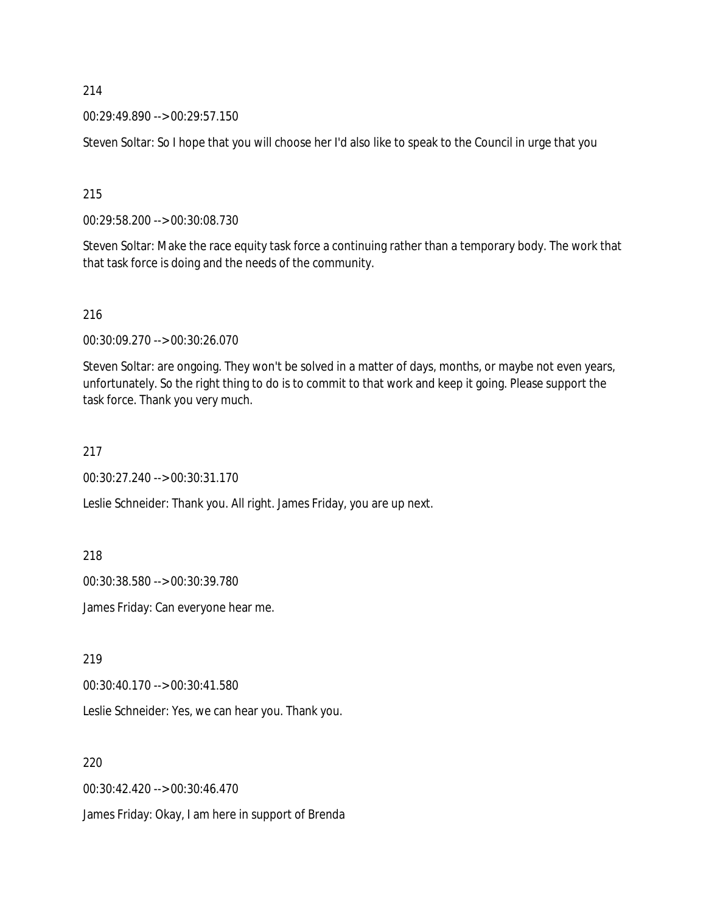214

00:29:49.890 --> 00:29:57.150

Steven Soltar: So I hope that you will choose her I'd also like to speak to the Council in urge that you

215

00:29:58.200 --> 00:30:08.730

Steven Soltar: Make the race equity task force a continuing rather than a temporary body. The work that that task force is doing and the needs of the community.

216

00:30:09.270 --> 00:30:26.070

Steven Soltar: are ongoing. They won't be solved in a matter of days, months, or maybe not even years, unfortunately. So the right thing to do is to commit to that work and keep it going. Please support the task force. Thank you very much.

217

00:30:27.240 --> 00:30:31.170

Leslie Schneider: Thank you. All right. James Friday, you are up next.

218

00:30:38.580 --> 00:30:39.780

James Friday: Can everyone hear me.

219

00:30:40.170 --> 00:30:41.580

Leslie Schneider: Yes, we can hear you. Thank you.

220

00:30:42.420 --> 00:30:46.470

James Friday: Okay, I am here in support of Brenda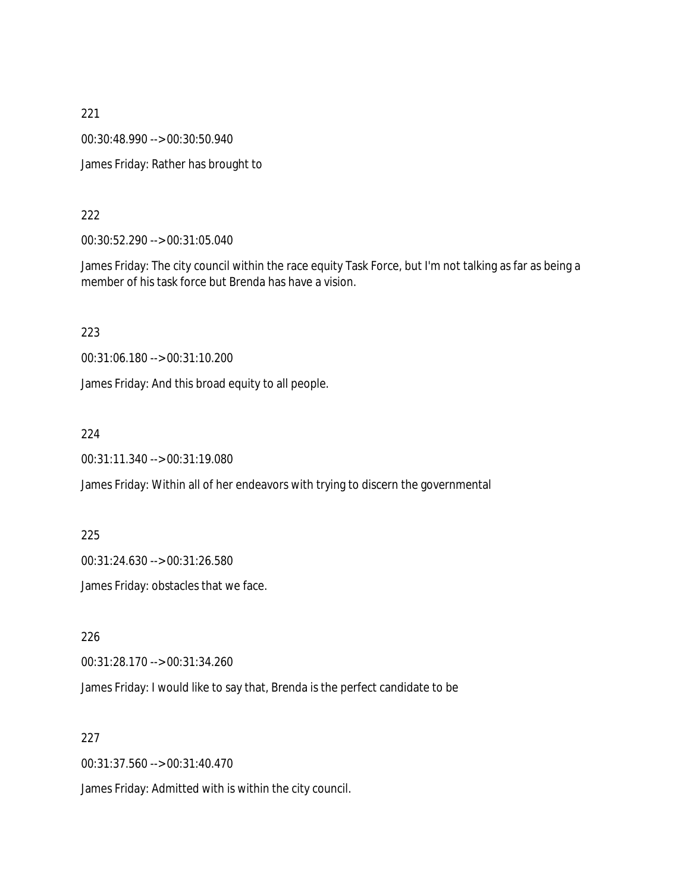221

00:30:48.990 --> 00:30:50.940

James Friday: Rather has brought to

222

00:30:52.290 --> 00:31:05.040

James Friday: The city council within the race equity Task Force, but I'm not talking as far as being a member of his task force but Brenda has have a vision.

223

00:31:06.180 --> 00:31:10.200

James Friday: And this broad equity to all people.

224

00:31:11.340 --> 00:31:19.080

James Friday: Within all of her endeavors with trying to discern the governmental

225

00:31:24.630 --> 00:31:26.580

James Friday: obstacles that we face.

226

00:31:28.170 --> 00:31:34.260

James Friday: I would like to say that, Brenda is the perfect candidate to be

227

00:31:37.560 --> 00:31:40.470

James Friday: Admitted with is within the city council.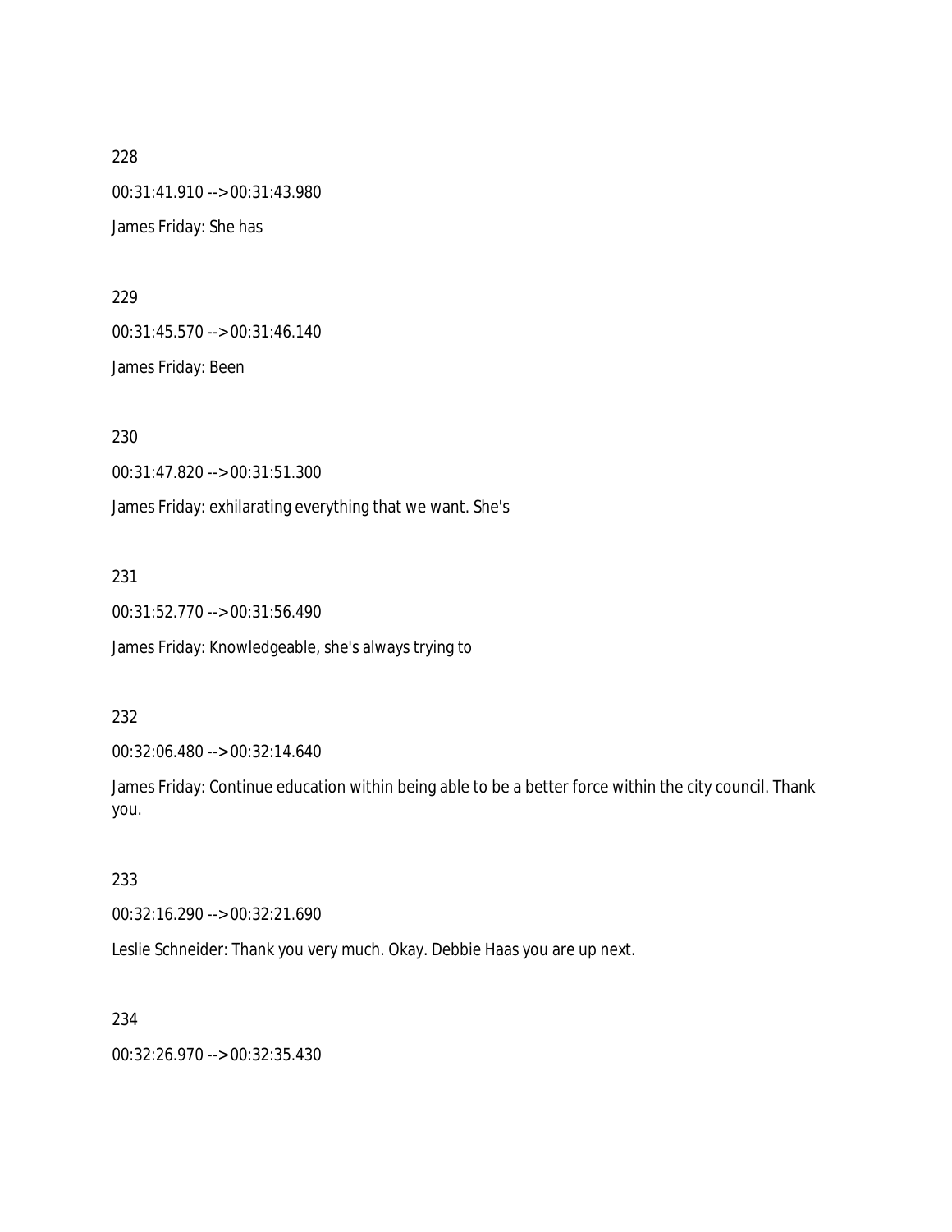228

00:31:41.910 --> 00:31:43.980

James Friday: She has

229

00:31:45.570 --> 00:31:46.140

James Friday: Been

230

00:31:47.820 --> 00:31:51.300

James Friday: exhilarating everything that we want. She's

231

00:31:52.770 --> 00:31:56.490

James Friday: Knowledgeable, she's always trying to

232

00:32:06.480 --> 00:32:14.640

James Friday: Continue education within being able to be a better force within the city council. Thank you.

233

00:32:16.290 --> 00:32:21.690

Leslie Schneider: Thank you very much. Okay. Debbie Haas you are up next.

234

00:32:26.970 --> 00:32:35.430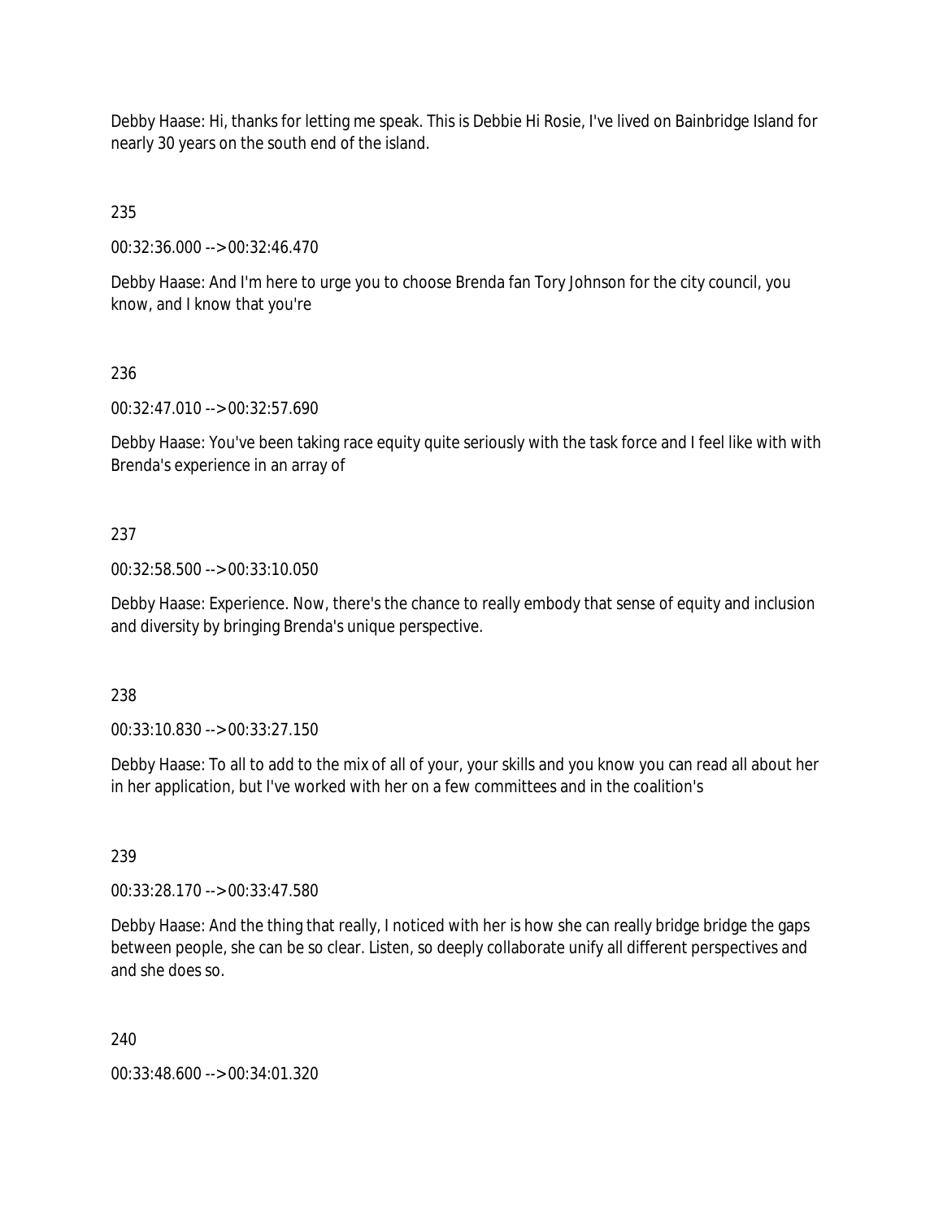Debby Haase: Hi, thanks for letting me speak. This is Debbie Hi Rosie, I've lived on Bainbridge Island for nearly 30 years on the south end of the island.

235

00:32:36.000 --> 00:32:46.470

Debby Haase: And I'm here to urge you to choose Brenda fan Tory Johnson for the city council, you know, and I know that you're

236

00:32:47.010 --> 00:32:57.690

Debby Haase: You've been taking race equity quite seriously with the task force and I feel like with with Brenda's experience in an array of

237

00:32:58.500 --> 00:33:10.050

Debby Haase: Experience. Now, there's the chance to really embody that sense of equity and inclusion and diversity by bringing Brenda's unique perspective.

238

00:33:10.830 --> 00:33:27.150

Debby Haase: To all to add to the mix of all of your, your skills and you know you can read all about her in her application, but I've worked with her on a few committees and in the coalition's

239

00:33:28.170 --> 00:33:47.580

Debby Haase: And the thing that really, I noticed with her is how she can really bridge bridge the gaps between people, she can be so clear. Listen, so deeply collaborate unify all different perspectives and and she does so.

240

00:33:48.600 --> 00:34:01.320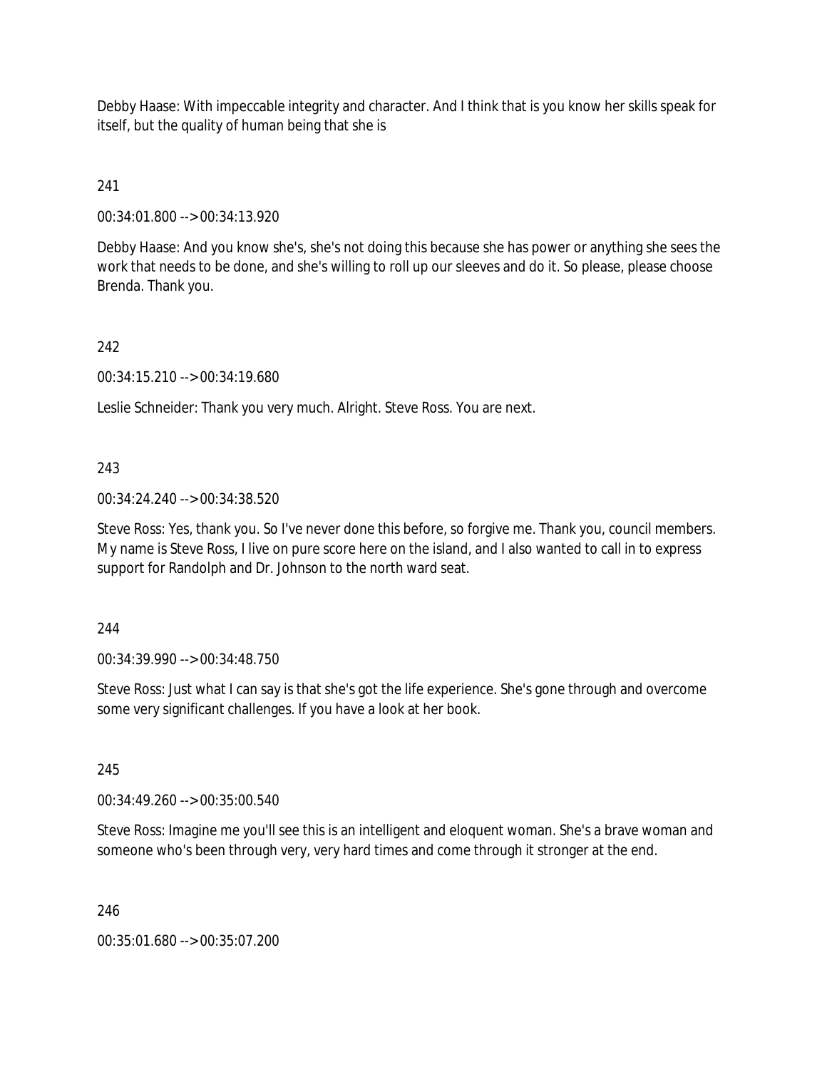Debby Haase: With impeccable integrity and character. And I think that is you know her skills speak for itself, but the quality of human being that she is

241

00:34:01.800 --> 00:34:13.920

Debby Haase: And you know she's, she's not doing this because she has power or anything she sees the work that needs to be done, and she's willing to roll up our sleeves and do it. So please, please choose Brenda. Thank you.

242

00:34:15.210 --> 00:34:19.680

Leslie Schneider: Thank you very much. Alright. Steve Ross. You are next.

243

00:34:24.240 --> 00:34:38.520

Steve Ross: Yes, thank you. So I've never done this before, so forgive me. Thank you, council members. My name is Steve Ross, I live on pure score here on the island, and I also wanted to call in to express support for Randolph and Dr. Johnson to the north ward seat.

244

00:34:39.990 --> 00:34:48.750

Steve Ross: Just what I can say is that she's got the life experience. She's gone through and overcome some very significant challenges. If you have a look at her book.

245

00:34:49.260 --> 00:35:00.540

Steve Ross: Imagine me you'll see this is an intelligent and eloquent woman. She's a brave woman and someone who's been through very, very hard times and come through it stronger at the end.

246

00:35:01.680 --> 00:35:07.200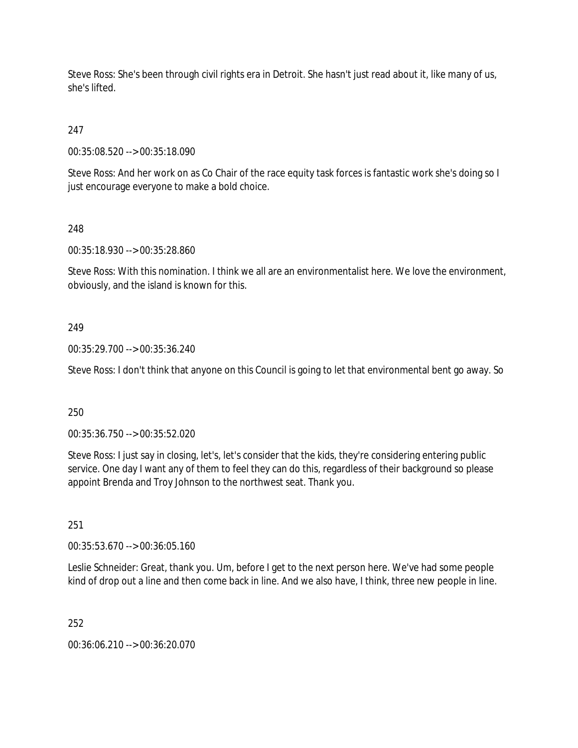Steve Ross: She's been through civil rights era in Detroit. She hasn't just read about it, like many of us, she's lifted.

247

00:35:08.520 --> 00:35:18.090

Steve Ross: And her work on as Co Chair of the race equity task forces is fantastic work she's doing so I just encourage everyone to make a bold choice.

248

00:35:18.930 --> 00:35:28.860

Steve Ross: With this nomination. I think we all are an environmentalist here. We love the environment, obviously, and the island is known for this.

249

00:35:29.700 --> 00:35:36.240

Steve Ross: I don't think that anyone on this Council is going to let that environmental bent go away. So

250

00:35:36.750 --> 00:35:52.020

Steve Ross: I just say in closing, let's, let's consider that the kids, they're considering entering public service. One day I want any of them to feel they can do this, regardless of their background so please appoint Brenda and Troy Johnson to the northwest seat. Thank you.

251

00:35:53.670 --> 00:36:05.160

Leslie Schneider: Great, thank you. Um, before I get to the next person here. We've had some people kind of drop out a line and then come back in line. And we also have, I think, three new people in line.

252

00:36:06.210 --> 00:36:20.070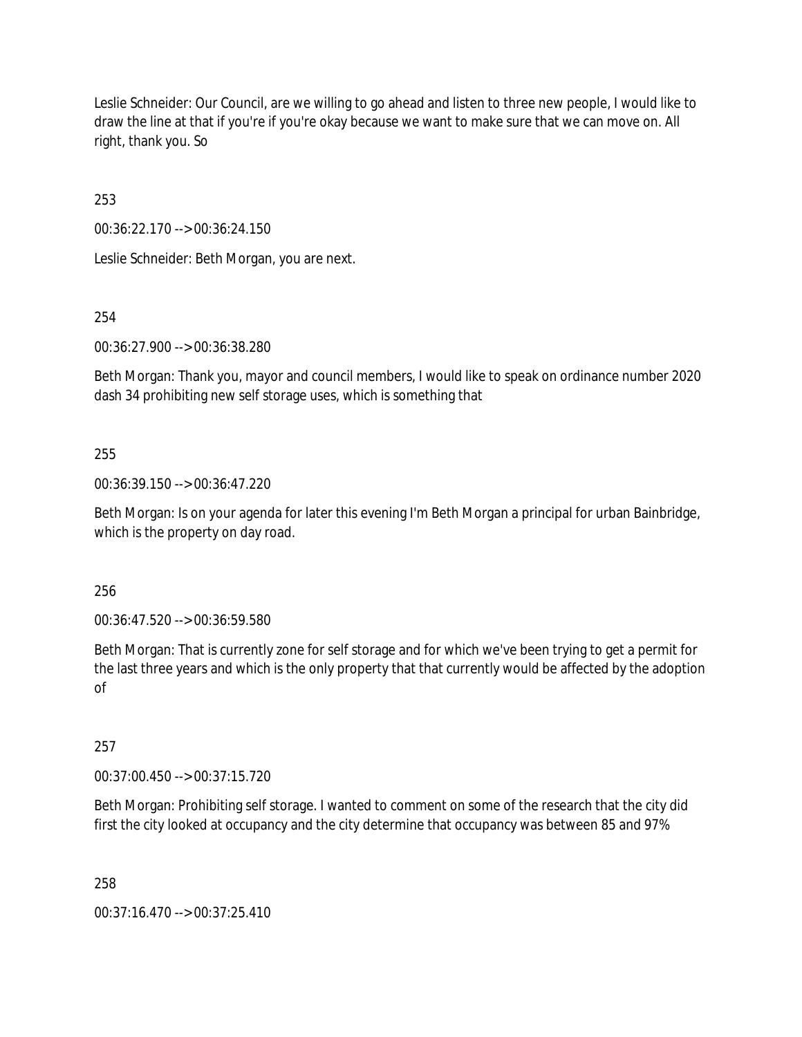Leslie Schneider: Our Council, are we willing to go ahead and listen to three new people, I would like to draw the line at that if you're if you're okay because we want to make sure that we can move on. All right, thank you. So

253

00:36:22.170 --> 00:36:24.150

Leslie Schneider: Beth Morgan, you are next.

254

00:36:27.900 --> 00:36:38.280

Beth Morgan: Thank you, mayor and council members, I would like to speak on ordinance number 2020 dash 34 prohibiting new self storage uses, which is something that

255

00:36:39.150 --> 00:36:47.220

Beth Morgan: Is on your agenda for later this evening I'm Beth Morgan a principal for urban Bainbridge, which is the property on day road.

256

00:36:47.520 --> 00:36:59.580

Beth Morgan: That is currently zone for self storage and for which we've been trying to get a permit for the last three years and which is the only property that that currently would be affected by the adoption of

257

00:37:00.450 --> 00:37:15.720

Beth Morgan: Prohibiting self storage. I wanted to comment on some of the research that the city did first the city looked at occupancy and the city determine that occupancy was between 85 and 97%

258

00:37:16.470 --> 00:37:25.410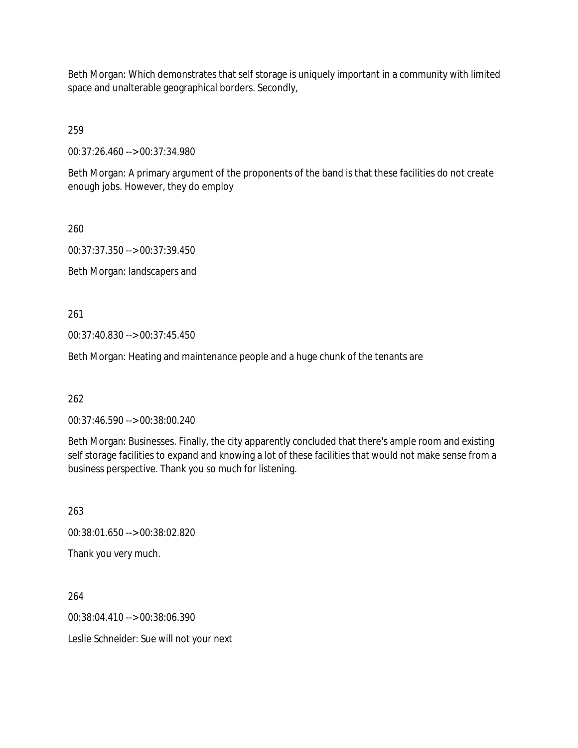Beth Morgan: Which demonstrates that self storage is uniquely important in a community with limited space and unalterable geographical borders. Secondly,

259

00:37:26.460 --> 00:37:34.980

Beth Morgan: A primary argument of the proponents of the band is that these facilities do not create enough jobs. However, they do employ

260

00:37:37.350 --> 00:37:39.450

Beth Morgan: landscapers and

261

00:37:40.830 --> 00:37:45.450

Beth Morgan: Heating and maintenance people and a huge chunk of the tenants are

262

00:37:46.590 --> 00:38:00.240

Beth Morgan: Businesses. Finally, the city apparently concluded that there's ample room and existing self storage facilities to expand and knowing a lot of these facilities that would not make sense from a business perspective. Thank you so much for listening.

263

00:38:01.650 --> 00:38:02.820

Thank you very much.

264

00:38:04.410 --> 00:38:06.390

Leslie Schneider: Sue will not your next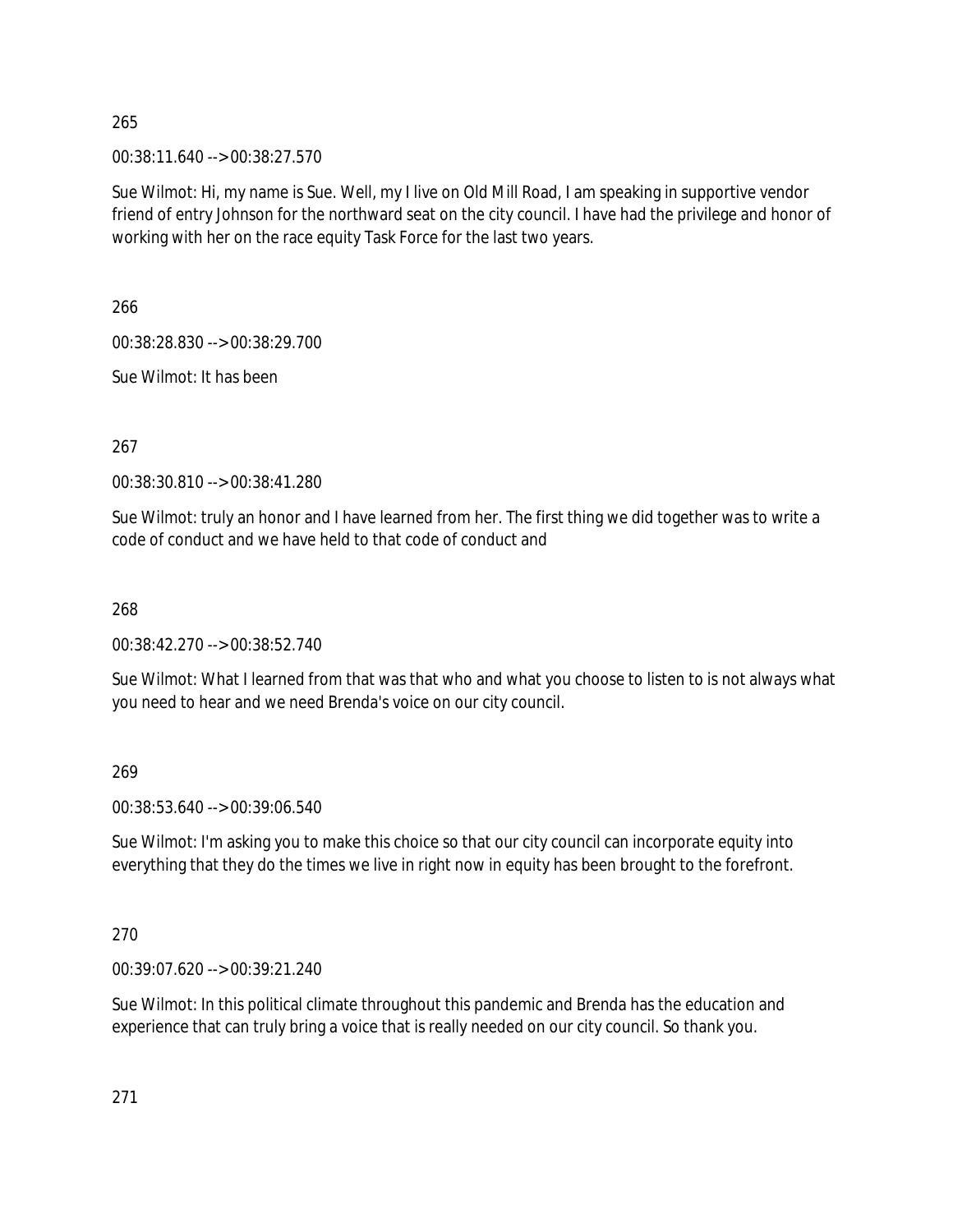265

00:38:11.640 --> 00:38:27.570

Sue Wilmot: Hi, my name is Sue. Well, my I live on Old Mill Road, I am speaking in supportive vendor friend of entry Johnson for the northward seat on the city council. I have had the privilege and honor of working with her on the race equity Task Force for the last two years.

266

00:38:28.830 --> 00:38:29.700

Sue Wilmot: It has been

267

00:38:30.810 --> 00:38:41.280

Sue Wilmot: truly an honor and I have learned from her. The first thing we did together was to write a code of conduct and we have held to that code of conduct and

268

00:38:42.270 --> 00:38:52.740

Sue Wilmot: What I learned from that was that who and what you choose to listen to is not always what you need to hear and we need Brenda's voice on our city council.

269

00:38:53.640 --> 00:39:06.540

Sue Wilmot: I'm asking you to make this choice so that our city council can incorporate equity into everything that they do the times we live in right now in equity has been brought to the forefront.

270

00:39:07.620 --> 00:39:21.240

Sue Wilmot: In this political climate throughout this pandemic and Brenda has the education and experience that can truly bring a voice that is really needed on our city council. So thank you.

271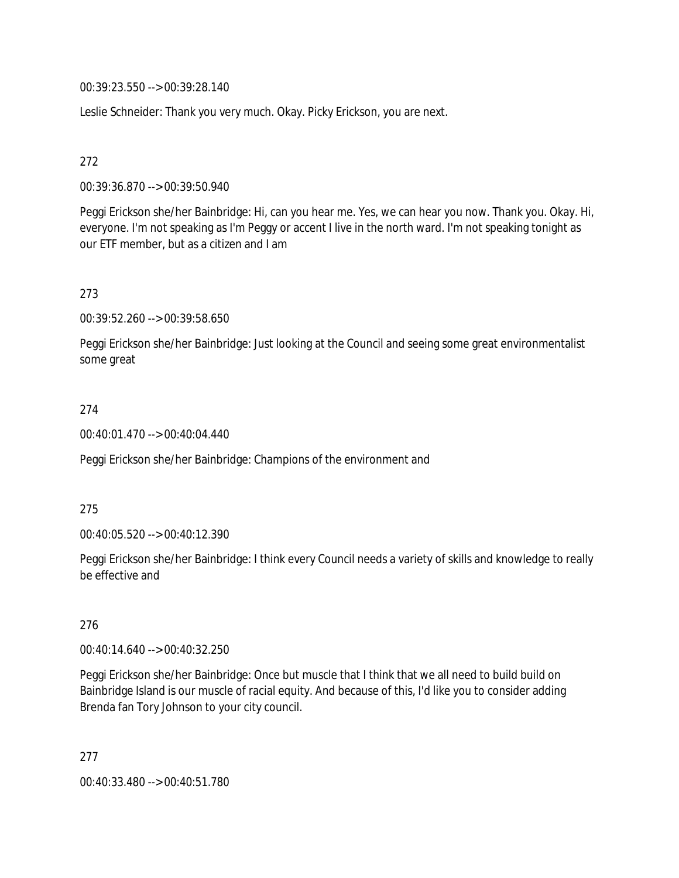00:39:23.550 --> 00:39:28.140

Leslie Schneider: Thank you very much. Okay. Picky Erickson, you are next.

272

00:39:36.870 --> 00:39:50.940

Peggi Erickson she/her Bainbridge: Hi, can you hear me. Yes, we can hear you now. Thank you. Okay. Hi, everyone. I'm not speaking as I'm Peggy or accent I live in the north ward. I'm not speaking tonight as our ETF member, but as a citizen and I am

273

00:39:52.260 --> 00:39:58.650

Peggi Erickson she/her Bainbridge: Just looking at the Council and seeing some great environmentalist some great

274

00:40:01.470 --> 00:40:04.440

Peggi Erickson she/her Bainbridge: Champions of the environment and

275

00:40:05.520 --> 00:40:12.390

Peggi Erickson she/her Bainbridge: I think every Council needs a variety of skills and knowledge to really be effective and

276

00:40:14.640 --> 00:40:32.250

Peggi Erickson she/her Bainbridge: Once but muscle that I think that we all need to build build on Bainbridge Island is our muscle of racial equity. And because of this, I'd like you to consider adding Brenda fan Tory Johnson to your city council.

277

00:40:33.480 --> 00:40:51.780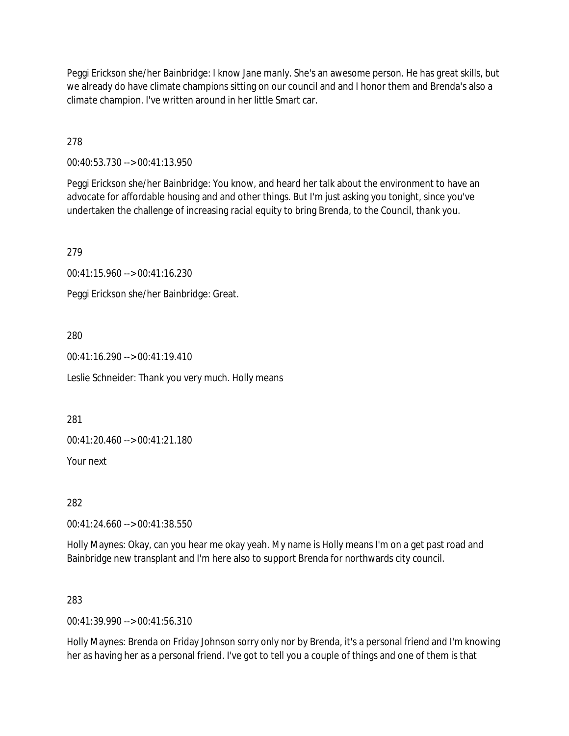Peggi Erickson she/her Bainbridge: I know Jane manly. She's an awesome person. He has great skills, but we already do have climate champions sitting on our council and and I honor them and Brenda's also a climate champion. I've written around in her little Smart car.

278

00:40:53.730 --> 00:41:13.950

Peggi Erickson she/her Bainbridge: You know, and heard her talk about the environment to have an advocate for affordable housing and and other things. But I'm just asking you tonight, since you've undertaken the challenge of increasing racial equity to bring Brenda, to the Council, thank you.

279

00:41:15.960 --> 00:41:16.230

Peggi Erickson she/her Bainbridge: Great.

280

00:41:16.290 --> 00:41:19.410

Leslie Schneider: Thank you very much. Holly means

281

00:41:20.460 --> 00:41:21.180

Your next

282

00:41:24.660 --> 00:41:38.550

Holly Maynes: Okay, can you hear me okay yeah. My name is Holly means I'm on a get past road and Bainbridge new transplant and I'm here also to support Brenda for northwards city council.

283

00:41:39.990 --> 00:41:56.310

Holly Maynes: Brenda on Friday Johnson sorry only nor by Brenda, it's a personal friend and I'm knowing her as having her as a personal friend. I've got to tell you a couple of things and one of them is that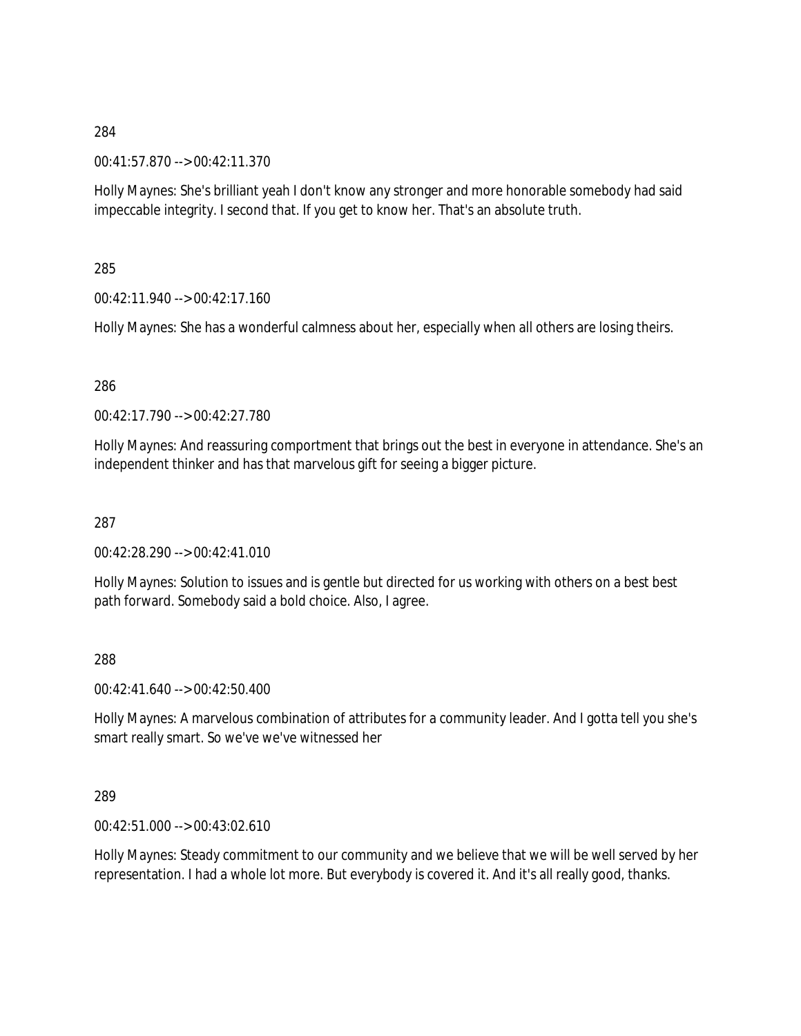284

00:41:57.870 --> 00:42:11.370

Holly Maynes: She's brilliant yeah I don't know any stronger and more honorable somebody had said impeccable integrity. I second that. If you get to know her. That's an absolute truth.

285

00:42:11.940 --> 00:42:17.160

Holly Maynes: She has a wonderful calmness about her, especially when all others are losing theirs.

286

00:42:17.790 --> 00:42:27.780

Holly Maynes: And reassuring comportment that brings out the best in everyone in attendance. She's an independent thinker and has that marvelous gift for seeing a bigger picture.

287

00:42:28.290 --> 00:42:41.010

Holly Maynes: Solution to issues and is gentle but directed for us working with others on a best best path forward. Somebody said a bold choice. Also, I agree.

288

00:42:41.640 --> 00:42:50.400

Holly Maynes: A marvelous combination of attributes for a community leader. And I gotta tell you she's smart really smart. So we've we've witnessed her

289

00:42:51.000 --> 00:43:02.610

Holly Maynes: Steady commitment to our community and we believe that we will be well served by her representation. I had a whole lot more. But everybody is covered it. And it's all really good, thanks.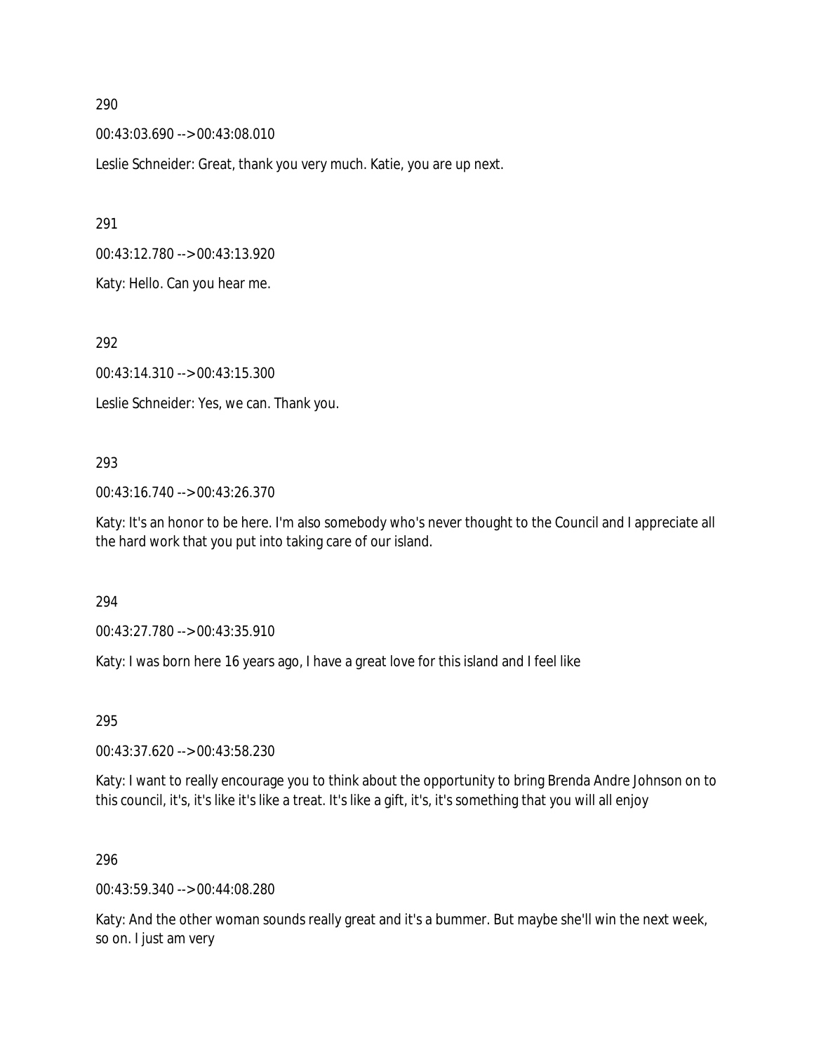290

00:43:03.690 --> 00:43:08.010

Leslie Schneider: Great, thank you very much. Katie, you are up next.

291

00:43:12.780 --> 00:43:13.920

Katy: Hello. Can you hear me.

292

00:43:14.310 --> 00:43:15.300

Leslie Schneider: Yes, we can. Thank you.

293

00:43:16.740 --> 00:43:26.370

Katy: It's an honor to be here. I'm also somebody who's never thought to the Council and I appreciate all the hard work that you put into taking care of our island.

294

00:43:27.780 --> 00:43:35.910

Katy: I was born here 16 years ago, I have a great love for this island and I feel like

295

00:43:37.620 --> 00:43:58.230

Katy: I want to really encourage you to think about the opportunity to bring Brenda Andre Johnson on to this council, it's, it's like it's like a treat. It's like a gift, it's, it's something that you will all enjoy

296

00:43:59.340 --> 00:44:08.280

Katy: And the other woman sounds really great and it's a bummer. But maybe she'll win the next week, so on. I just am very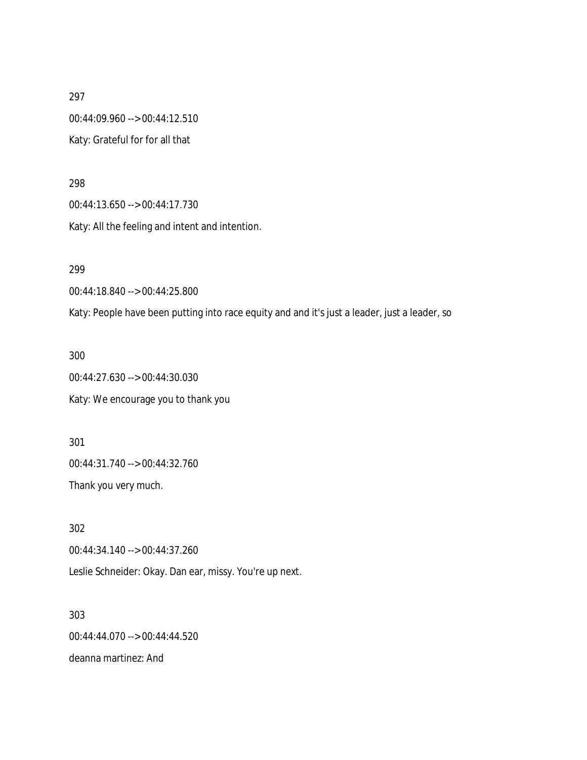297

00:44:09.960 --> 00:44:12.510

Katy: Grateful for for all that

298

00:44:13.650 --> 00:44:17.730

Katy: All the feeling and intent and intention.

299

00:44:18.840 --> 00:44:25.800

Katy: People have been putting into race equity and and it's just a leader, just a leader, so

300

00:44:27.630 --> 00:44:30.030

Katy: We encourage you to thank you

301

00:44:31.740 --> 00:44:32.760

Thank you very much.

302

00:44:34.140 --> 00:44:37.260

Leslie Schneider: Okay. Dan ear, missy. You're up next.

303

00:44:44.070 --> 00:44:44.520

deanna martinez: And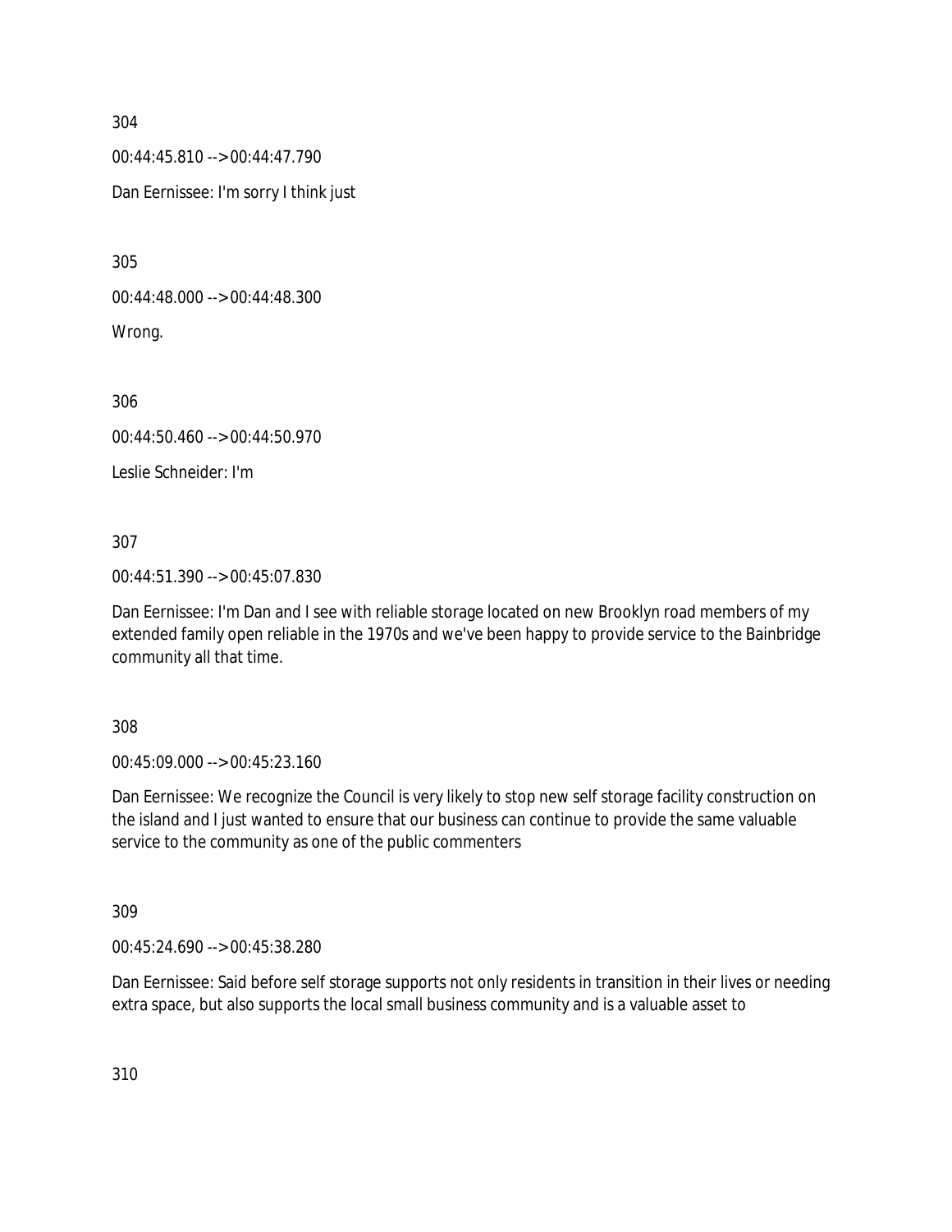304

00:44:45.810 --> 00:44:47.790

Dan Eernissee: I'm sorry I think just

305

00:44:48.000 --> 00:44:48.300

Wrong.

306

00:44:50.460 --> 00:44:50.970

Leslie Schneider: I'm

307

00:44:51.390 --> 00:45:07.830

Dan Eernissee: I'm Dan and I see with reliable storage located on new Brooklyn road members of my extended family open reliable in the 1970s and we've been happy to provide service to the Bainbridge community all that time.

308

00:45:09.000 --> 00:45:23.160

Dan Eernissee: We recognize the Council is very likely to stop new self storage facility construction on the island and I just wanted to ensure that our business can continue to provide the same valuable service to the community as one of the public commenters

309

00:45:24.690 --> 00:45:38.280

Dan Eernissee: Said before self storage supports not only residents in transition in their lives or needing extra space, but also supports the local small business community and is a valuable asset to

310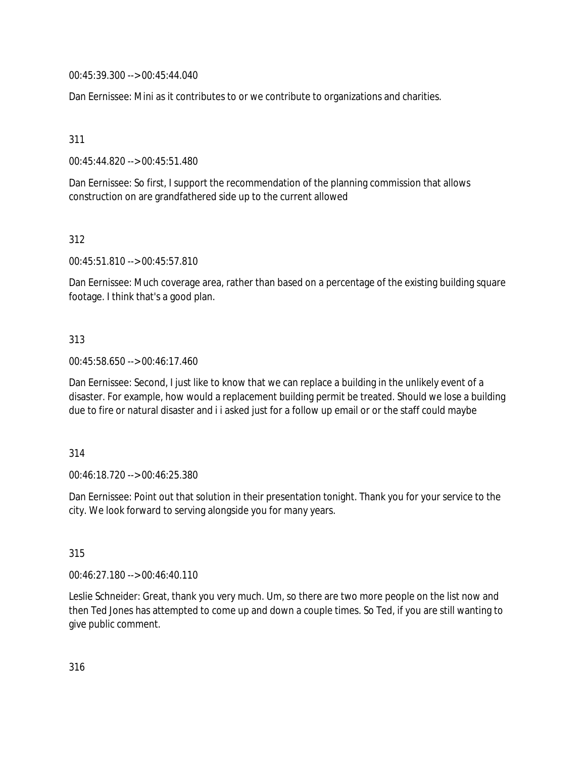00:45:39.300 --> 00:45:44.040

Dan Eernissee: Mini as it contributes to or we contribute to organizations and charities.

311

00:45:44.820 --> 00:45:51.480

Dan Eernissee: So first, I support the recommendation of the planning commission that allows construction on are grandfathered side up to the current allowed

312

00:45:51.810 --> 00:45:57.810

Dan Eernissee: Much coverage area, rather than based on a percentage of the existing building square footage. I think that's a good plan.

313

00:45:58.650 --> 00:46:17.460

Dan Eernissee: Second, I just like to know that we can replace a building in the unlikely event of a disaster. For example, how would a replacement building permit be treated. Should we lose a building due to fire or natural disaster and i i asked just for a follow up email or or the staff could maybe

314

00:46:18.720 --> 00:46:25.380

Dan Eernissee: Point out that solution in their presentation tonight. Thank you for your service to the city. We look forward to serving alongside you for many years.

315

00:46:27.180 --> 00:46:40.110

Leslie Schneider: Great, thank you very much. Um, so there are two more people on the list now and then Ted Jones has attempted to come up and down a couple times. So Ted, if you are still wanting to give public comment.

316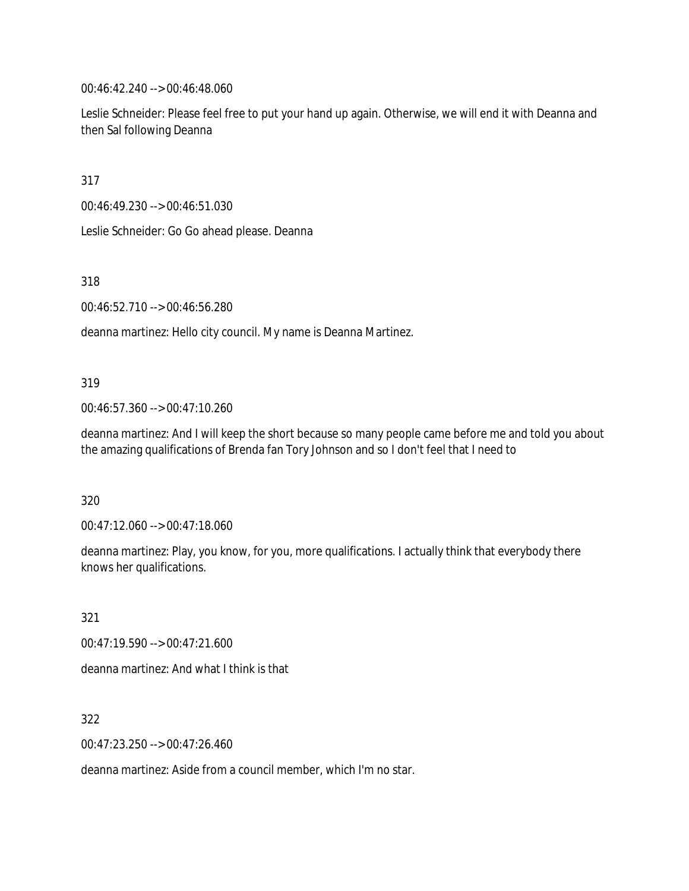00:46:42.240 --> 00:46:48.060

Leslie Schneider: Please feel free to put your hand up again. Otherwise, we will end it with Deanna and then Sal following Deanna

317

00:46:49.230 --> 00:46:51.030

Leslie Schneider: Go Go ahead please. Deanna

318

00:46:52.710 --> 00:46:56.280

deanna martinez: Hello city council. My name is Deanna Martinez.

319

00:46:57.360 --> 00:47:10.260

deanna martinez: And I will keep the short because so many people came before me and told you about the amazing qualifications of Brenda fan Tory Johnson and so I don't feel that I need to

320

00:47:12.060 --> 00:47:18.060

deanna martinez: Play, you know, for you, more qualifications. I actually think that everybody there knows her qualifications.

321

00:47:19.590 --> 00:47:21.600

deanna martinez: And what I think is that

322

00:47:23.250 --> 00:47:26.460

deanna martinez: Aside from a council member, which I'm no star.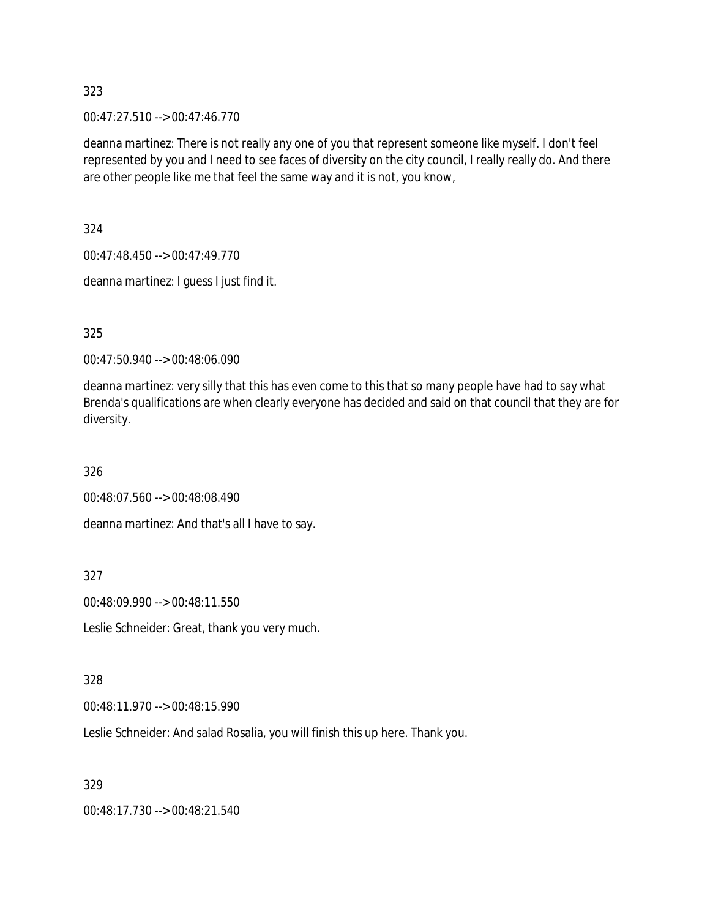323

00:47:27.510 --> 00:47:46.770

deanna martinez: There is not really any one of you that represent someone like myself. I don't feel represented by you and I need to see faces of diversity on the city council, I really really do. And there are other people like me that feel the same way and it is not, you know,

324

00:47:48.450 --> 00:47:49.770

deanna martinez: I guess I just find it.

325

00:47:50.940 --> 00:48:06.090

deanna martinez: very silly that this has even come to this that so many people have had to say what Brenda's qualifications are when clearly everyone has decided and said on that council that they are for diversity.

326

00:48:07.560 --> 00:48:08.490

deanna martinez: And that's all I have to say.

327

00:48:09.990 --> 00:48:11.550

Leslie Schneider: Great, thank you very much.

328

00:48:11.970 --> 00:48:15.990

Leslie Schneider: And salad Rosalia, you will finish this up here. Thank you.

329

00:48:17.730 --> 00:48:21.540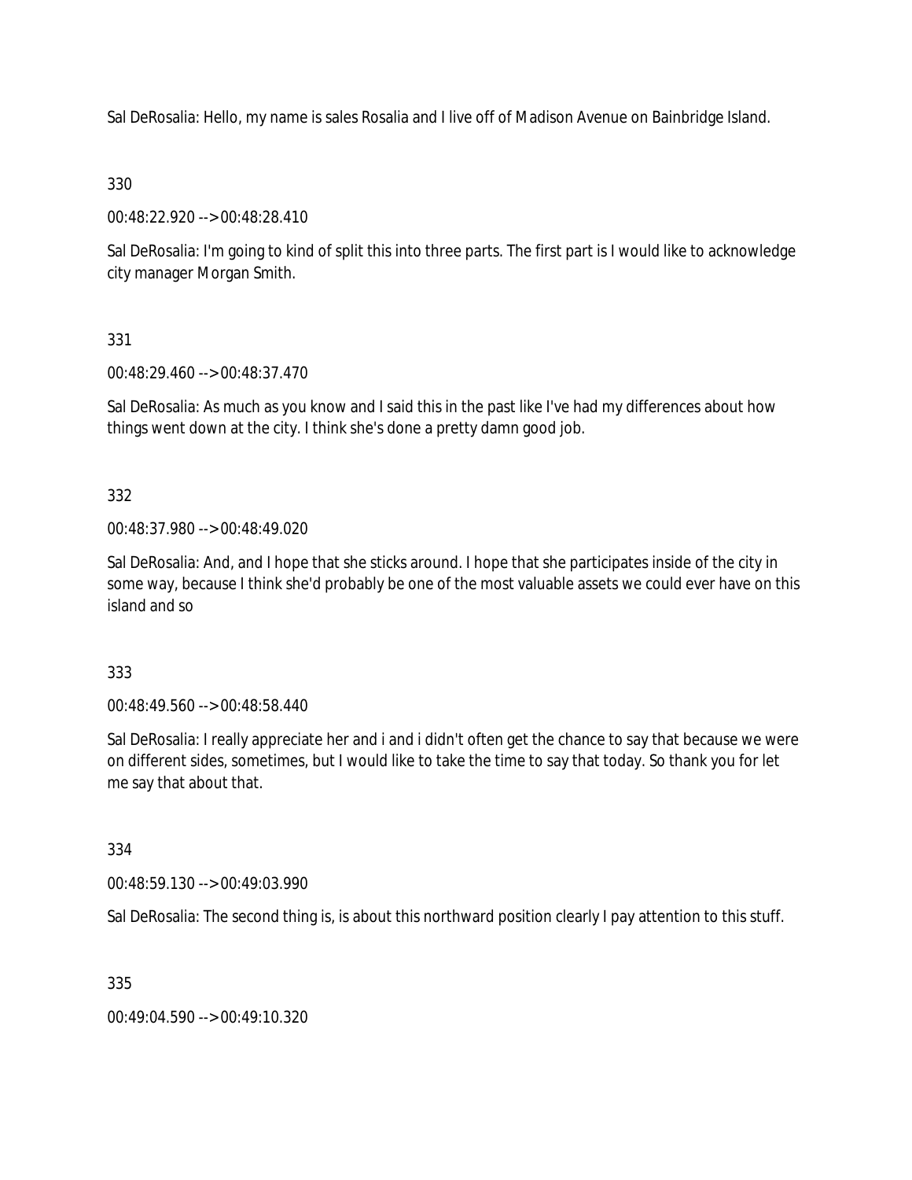Sal DeRosalia: Hello, my name is sales Rosalia and I live off of Madison Avenue on Bainbridge Island.

330

00:48:22.920 --> 00:48:28.410

Sal DeRosalia: I'm going to kind of split this into three parts. The first part is I would like to acknowledge city manager Morgan Smith.

331

00:48:29.460 --> 00:48:37.470

Sal DeRosalia: As much as you know and I said this in the past like I've had my differences about how things went down at the city. I think she's done a pretty damn good job.

332

00:48:37.980 --> 00:48:49.020

Sal DeRosalia: And, and I hope that she sticks around. I hope that she participates inside of the city in some way, because I think she'd probably be one of the most valuable assets we could ever have on this island and so

333

00:48:49.560 --> 00:48:58.440

Sal DeRosalia: I really appreciate her and i and i didn't often get the chance to say that because we were on different sides, sometimes, but I would like to take the time to say that today. So thank you for let me say that about that.

334

00:48:59.130 --> 00:49:03.990

Sal DeRosalia: The second thing is, is about this northward position clearly I pay attention to this stuff.

335

00:49:04.590 --> 00:49:10.320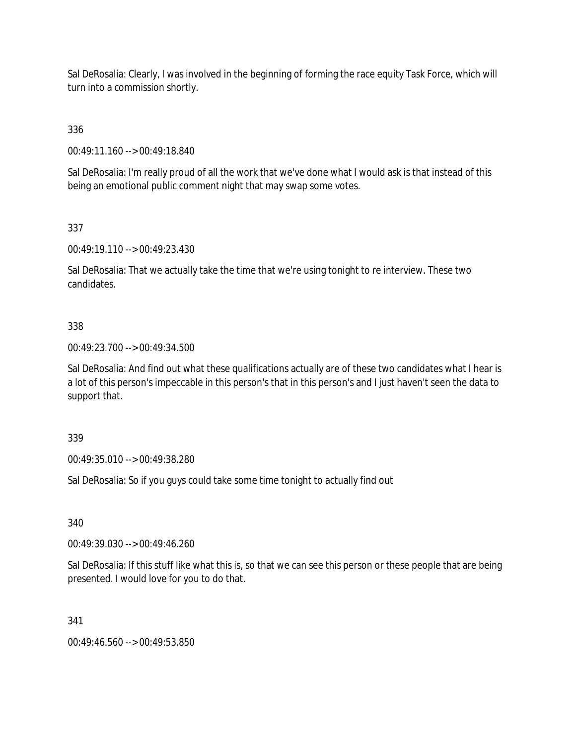Sal DeRosalia: Clearly, I was involved in the beginning of forming the race equity Task Force, which will turn into a commission shortly.

336

00:49:11.160 --> 00:49:18.840

Sal DeRosalia: I'm really proud of all the work that we've done what I would ask is that instead of this being an emotional public comment night that may swap some votes.

337

00:49:19.110 --> 00:49:23.430

Sal DeRosalia: That we actually take the time that we're using tonight to re interview. These two candidates.

338

00:49:23.700 --> 00:49:34.500

Sal DeRosalia: And find out what these qualifications actually are of these two candidates what I hear is a lot of this person's impeccable in this person's that in this person's and I just haven't seen the data to support that.

339

00:49:35.010 --> 00:49:38.280

Sal DeRosalia: So if you guys could take some time tonight to actually find out

340

00:49:39.030 --> 00:49:46.260

Sal DeRosalia: If this stuff like what this is, so that we can see this person or these people that are being presented. I would love for you to do that.

341

00:49:46.560 --> 00:49:53.850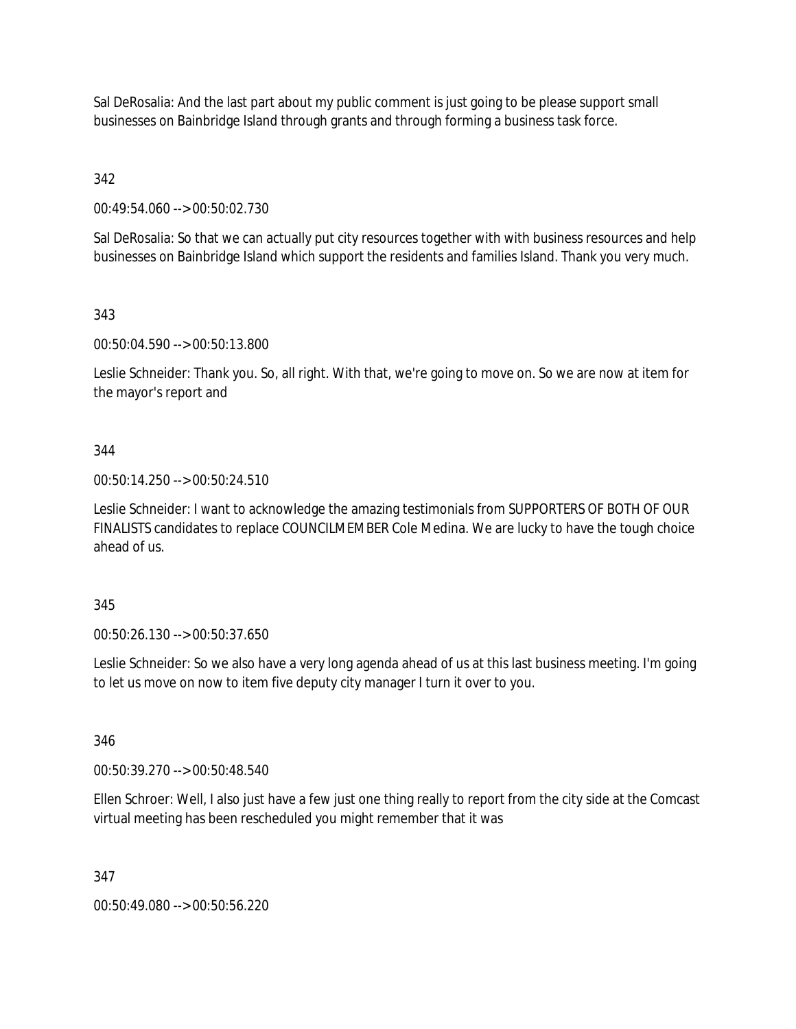Sal DeRosalia: And the last part about my public comment is just going to be please support small businesses on Bainbridge Island through grants and through forming a business task force.

342

00:49:54.060 --> 00:50:02.730

Sal DeRosalia: So that we can actually put city resources together with with business resources and help businesses on Bainbridge Island which support the residents and families Island. Thank you very much.

343

00:50:04.590 --> 00:50:13.800

Leslie Schneider: Thank you. So, all right. With that, we're going to move on. So we are now at item for the mayor's report and

344

00:50:14.250 --> 00:50:24.510

Leslie Schneider: I want to acknowledge the amazing testimonials from SUPPORTERS OF BOTH OF OUR FINALISTS candidates to replace COUNCILMEMBER Cole Medina. We are lucky to have the tough choice ahead of us.

345

00:50:26.130 --> 00:50:37.650

Leslie Schneider: So we also have a very long agenda ahead of us at this last business meeting. I'm going to let us move on now to item five deputy city manager I turn it over to you.

346

00:50:39.270 --> 00:50:48.540

Ellen Schroer: Well, I also just have a few just one thing really to report from the city side at the Comcast virtual meeting has been rescheduled you might remember that it was

347

00:50:49.080 --> 00:50:56.220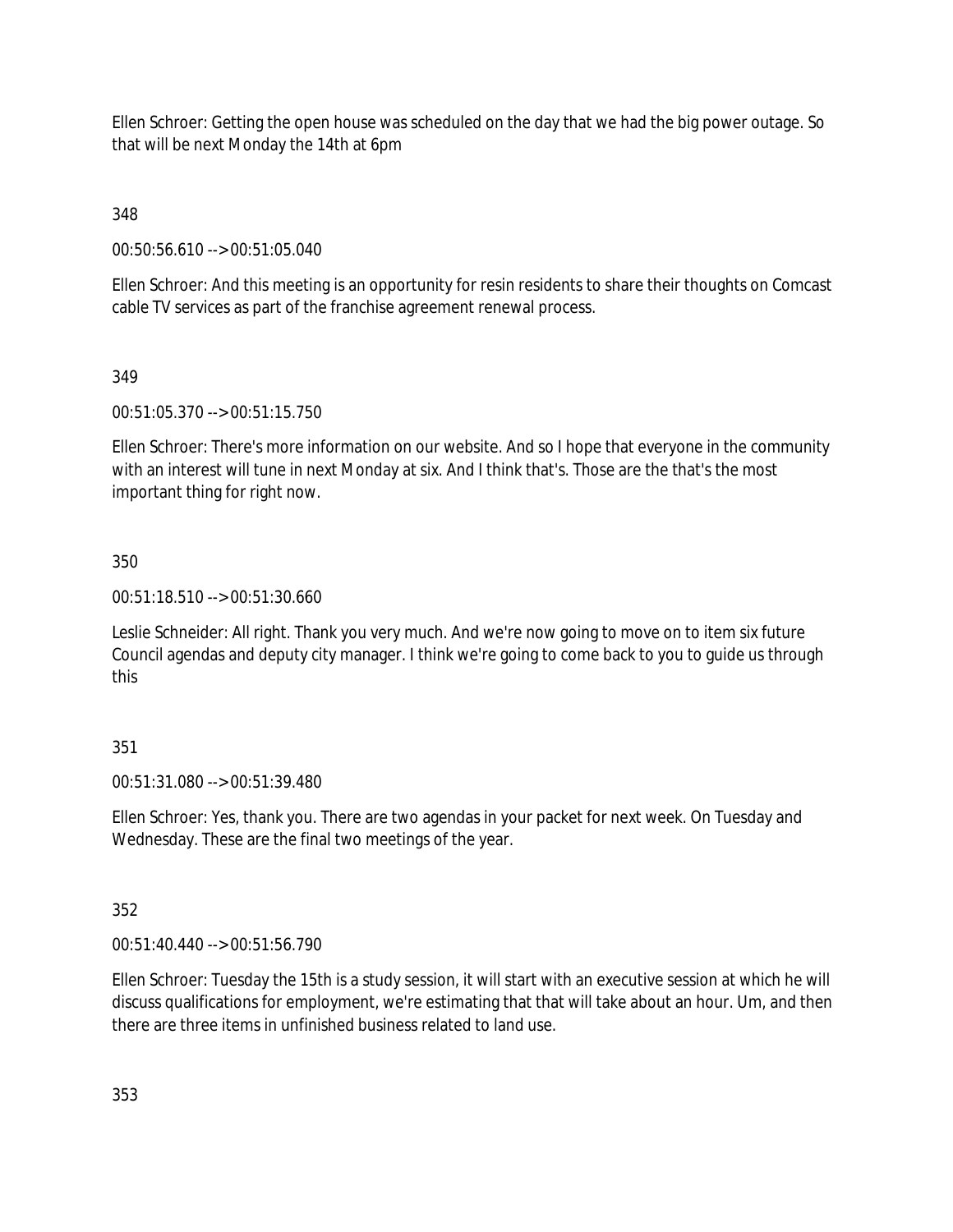Ellen Schroer: Getting the open house was scheduled on the day that we had the big power outage. So that will be next Monday the 14th at 6pm

348

00:50:56.610 --> 00:51:05.040

Ellen Schroer: And this meeting is an opportunity for resin residents to share their thoughts on Comcast cable TV services as part of the franchise agreement renewal process.

349

00:51:05.370 --> 00:51:15.750

Ellen Schroer: There's more information on our website. And so I hope that everyone in the community with an interest will tune in next Monday at six. And I think that's. Those are the that's the most important thing for right now.

350

00:51:18.510 --> 00:51:30.660

Leslie Schneider: All right. Thank you very much. And we're now going to move on to item six future Council agendas and deputy city manager. I think we're going to come back to you to guide us through this

351

00:51:31.080 --> 00:51:39.480

Ellen Schroer: Yes, thank you. There are two agendas in your packet for next week. On Tuesday and Wednesday. These are the final two meetings of the year.

352

00:51:40.440 --> 00:51:56.790

Ellen Schroer: Tuesday the 15th is a study session, it will start with an executive session at which he will discuss qualifications for employment, we're estimating that that will take about an hour. Um, and then there are three items in unfinished business related to land use.

353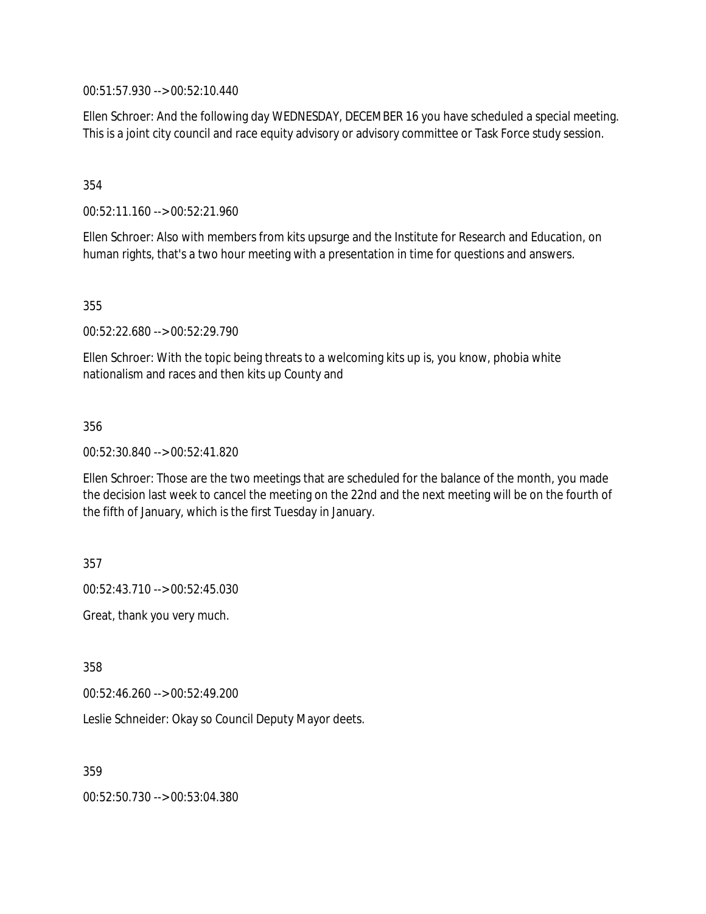00:51:57.930 --> 00:52:10.440

Ellen Schroer: And the following day WEDNESDAY, DECEMBER 16 you have scheduled a special meeting. This is a joint city council and race equity advisory or advisory committee or Task Force study session.

354

00:52:11.160 --> 00:52:21.960

Ellen Schroer: Also with members from kits upsurge and the Institute for Research and Education, on human rights, that's a two hour meeting with a presentation in time for questions and answers.

355

00:52:22.680 --> 00:52:29.790

Ellen Schroer: With the topic being threats to a welcoming kits up is, you know, phobia white nationalism and races and then kits up County and

356

00:52:30.840 --> 00:52:41.820

Ellen Schroer: Those are the two meetings that are scheduled for the balance of the month, you made the decision last week to cancel the meeting on the 22nd and the next meeting will be on the fourth of the fifth of January, which is the first Tuesday in January.

357

00:52:43.710 --> 00:52:45.030

Great, thank you very much.

358

00:52:46.260 --> 00:52:49.200

Leslie Schneider: Okay so Council Deputy Mayor deets.

359

00:52:50.730 --> 00:53:04.380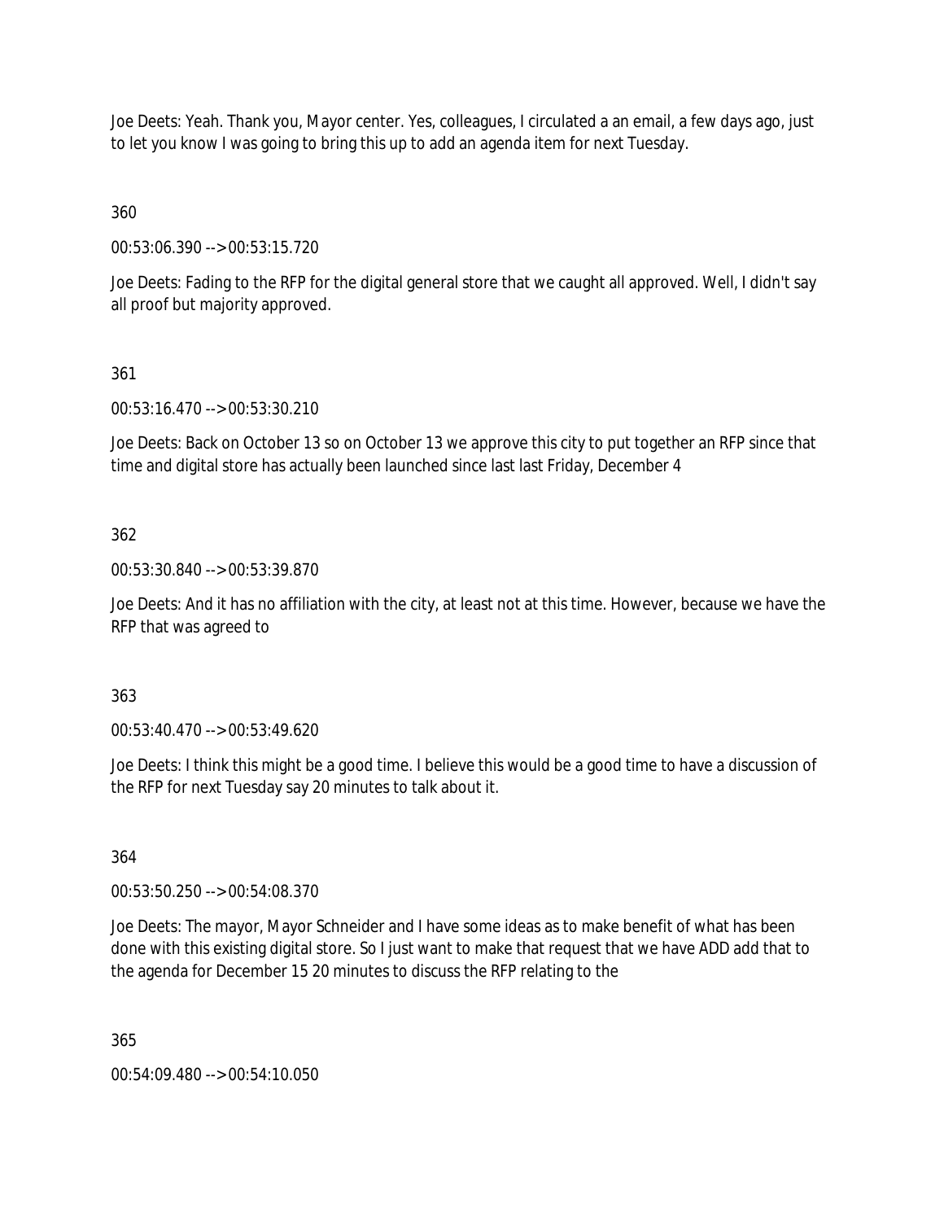Joe Deets: Yeah. Thank you, Mayor center. Yes, colleagues, I circulated a an email, a few days ago, just to let you know I was going to bring this up to add an agenda item for next Tuesday.

360

00:53:06.390 --> 00:53:15.720

Joe Deets: Fading to the RFP for the digital general store that we caught all approved. Well, I didn't say all proof but majority approved.

361

00:53:16.470 --> 00:53:30.210

Joe Deets: Back on October 13 so on October 13 we approve this city to put together an RFP since that time and digital store has actually been launched since last last Friday, December 4

362

00:53:30.840 --> 00:53:39.870

Joe Deets: And it has no affiliation with the city, at least not at this time. However, because we have the RFP that was agreed to

363

00:53:40.470 --> 00:53:49.620

Joe Deets: I think this might be a good time. I believe this would be a good time to have a discussion of the RFP for next Tuesday say 20 minutes to talk about it.

364

00:53:50.250 --> 00:54:08.370

Joe Deets: The mayor, Mayor Schneider and I have some ideas as to make benefit of what has been done with this existing digital store. So I just want to make that request that we have ADD add that to the agenda for December 15 20 minutes to discuss the RFP relating to the

365

00:54:09.480 --> 00:54:10.050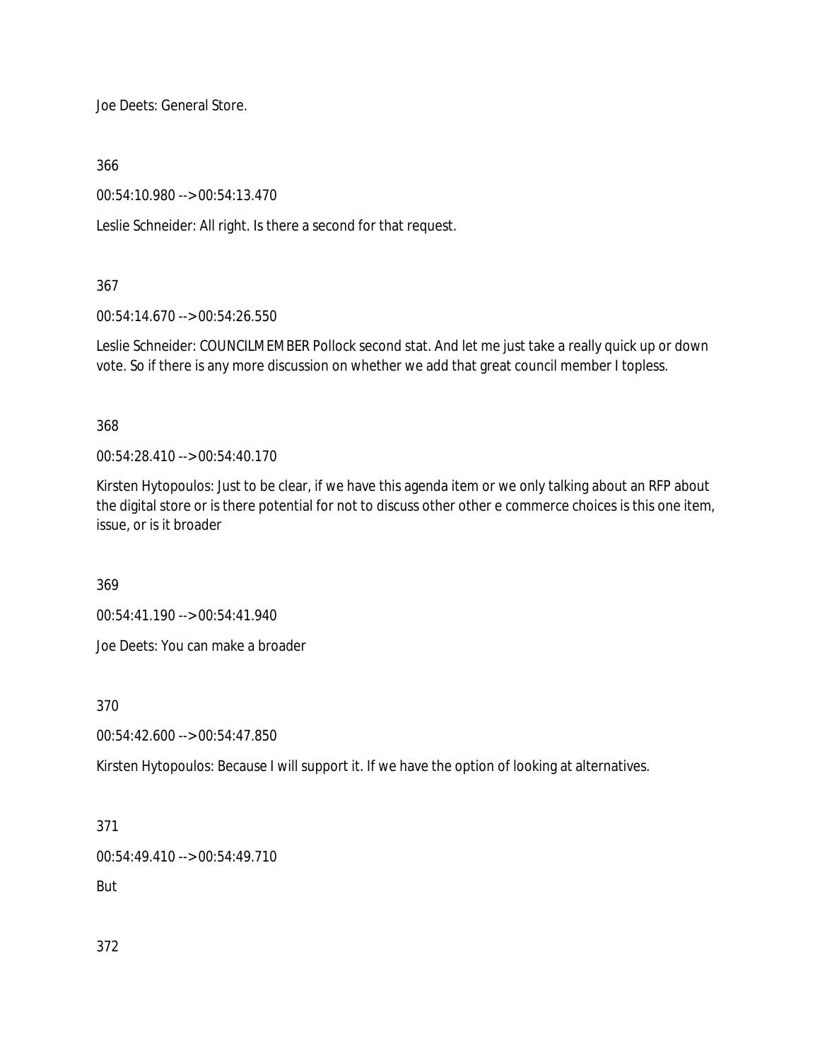Joe Deets: General Store.

366

00:54:10.980 --> 00:54:13.470

Leslie Schneider: All right. Is there a second for that request.

367

00:54:14.670 --> 00:54:26.550

Leslie Schneider: COUNCILMEMBER Pollock second stat. And let me just take a really quick up or down vote. So if there is any more discussion on whether we add that great council member I topless.

368

00:54:28.410 --> 00:54:40.170

Kirsten Hytopoulos: Just to be clear, if we have this agenda item or we only talking about an RFP about the digital store or is there potential for not to discuss other other e commerce choices is this one item, issue, or is it broader

369

00:54:41.190 --> 00:54:41.940

Joe Deets: You can make a broader

370

00:54:42.600 --> 00:54:47.850

Kirsten Hytopoulos: Because I will support it. If we have the option of looking at alternatives.

371

00:54:49.410 --> 00:54:49.710

But

372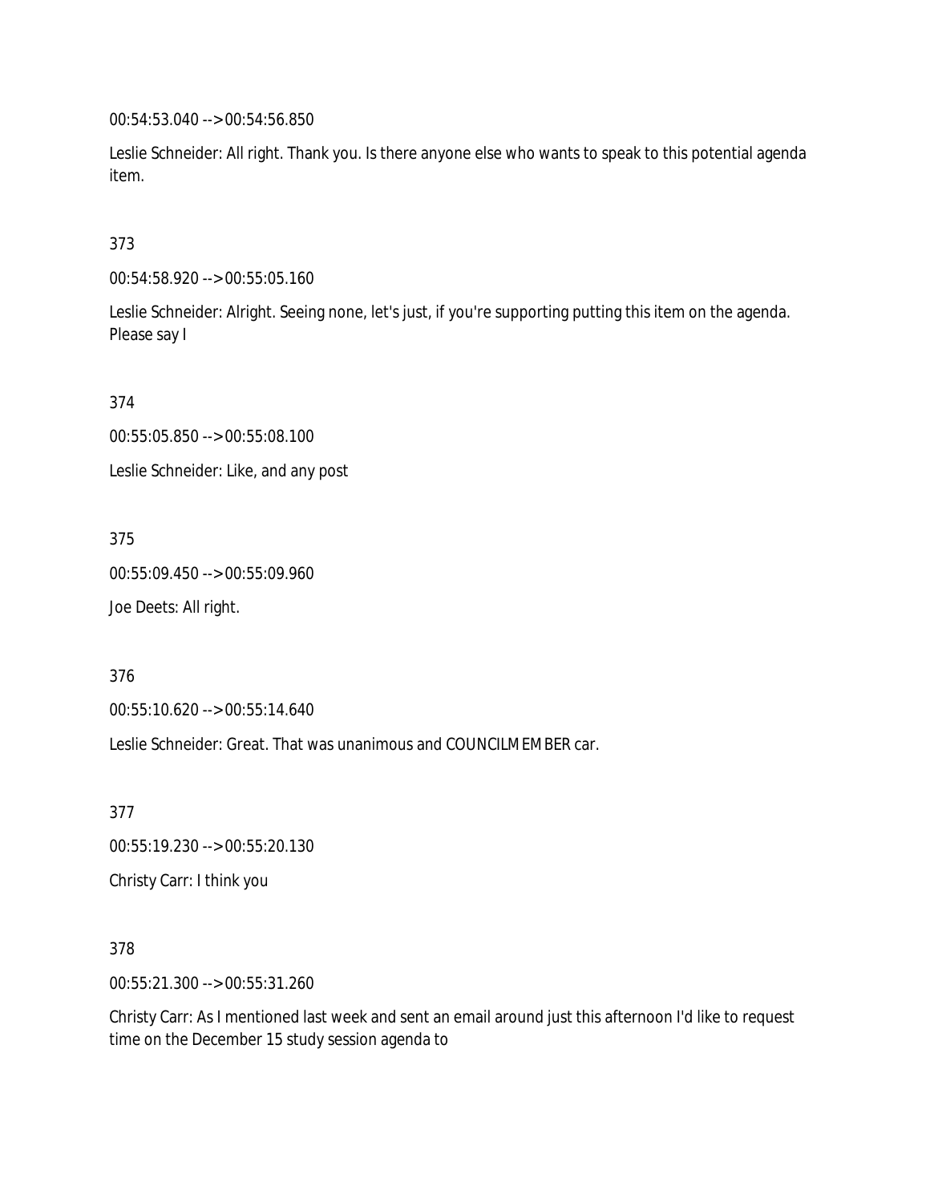00:54:53.040 --> 00:54:56.850

Leslie Schneider: All right. Thank you. Is there anyone else who wants to speak to this potential agenda item.

373

00:54:58.920 --> 00:55:05.160

Leslie Schneider: Alright. Seeing none, let's just, if you're supporting putting this item on the agenda. Please say I

374

00:55:05.850 --> 00:55:08.100

Leslie Schneider: Like, and any post

375

00:55:09.450 --> 00:55:09.960

Joe Deets: All right.

376

00:55:10.620 --> 00:55:14.640

Leslie Schneider: Great. That was unanimous and COUNCILMEMBER car.

377

00:55:19.230 --> 00:55:20.130

Christy Carr: I think you

378

00:55:21.300 --> 00:55:31.260

Christy Carr: As I mentioned last week and sent an email around just this afternoon I'd like to request time on the December 15 study session agenda to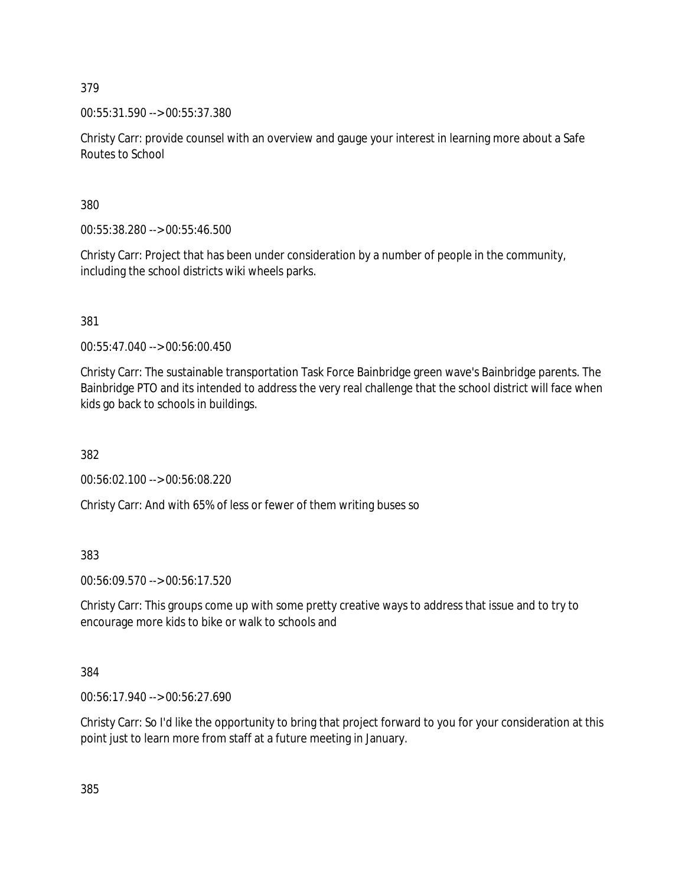379

00:55:31.590 --> 00:55:37.380

Christy Carr: provide counsel with an overview and gauge your interest in learning more about a Safe Routes to School

380

00:55:38.280 --> 00:55:46.500

Christy Carr: Project that has been under consideration by a number of people in the community, including the school districts wiki wheels parks.

381

00:55:47.040 --> 00:56:00.450

Christy Carr: The sustainable transportation Task Force Bainbridge green wave's Bainbridge parents. The Bainbridge PTO and its intended to address the very real challenge that the school district will face when kids go back to schools in buildings.

382

00:56:02.100 --> 00:56:08.220

Christy Carr: And with 65% of less or fewer of them writing buses so

383

00:56:09.570 --> 00:56:17.520

Christy Carr: This groups come up with some pretty creative ways to address that issue and to try to encourage more kids to bike or walk to schools and

384

00:56:17.940 --> 00:56:27.690

Christy Carr: So I'd like the opportunity to bring that project forward to you for your consideration at this point just to learn more from staff at a future meeting in January.

385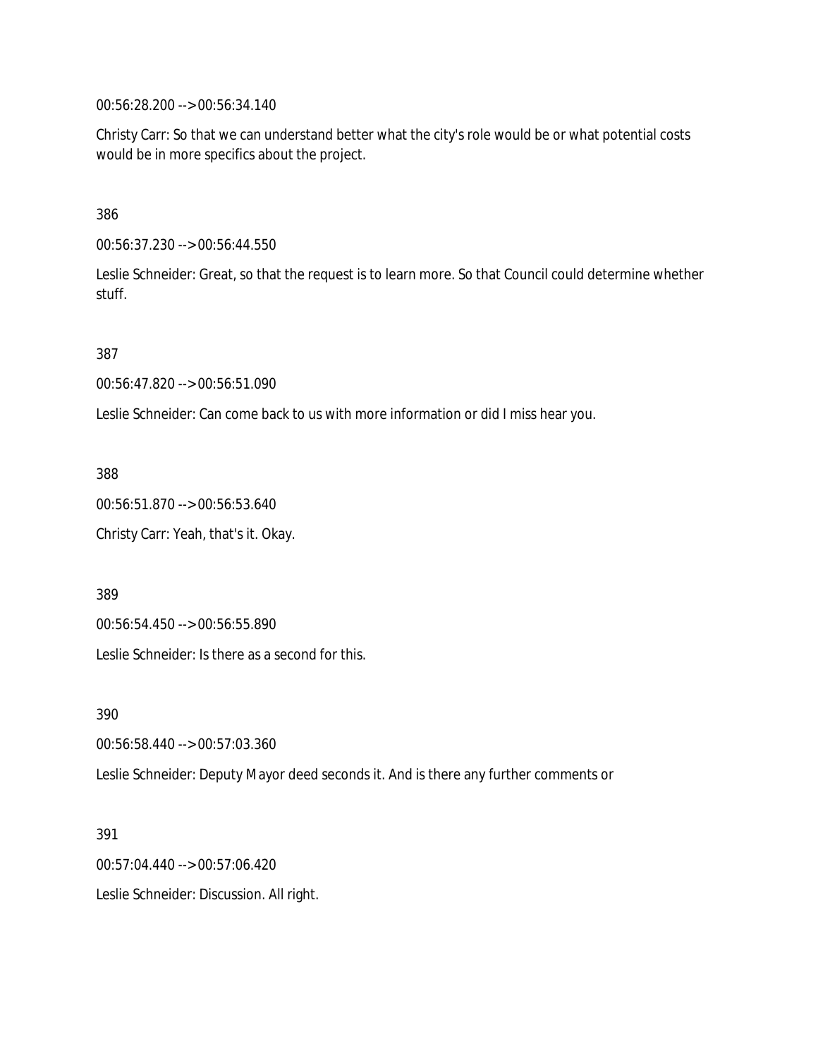00:56:28.200 --> 00:56:34.140

Christy Carr: So that we can understand better what the city's role would be or what potential costs would be in more specifics about the project.

386

00:56:37.230 --> 00:56:44.550

Leslie Schneider: Great, so that the request is to learn more. So that Council could determine whether stuff.

387

00:56:47.820 --> 00:56:51.090

Leslie Schneider: Can come back to us with more information or did I miss hear you.

388

00:56:51.870 --> 00:56:53.640

Christy Carr: Yeah, that's it. Okay.

389

00:56:54.450 --> 00:56:55.890

Leslie Schneider: Is there as a second for this.

390

00:56:58.440 --> 00:57:03.360

Leslie Schneider: Deputy Mayor deed seconds it. And is there any further comments or

391

00:57:04.440 --> 00:57:06.420

Leslie Schneider: Discussion. All right.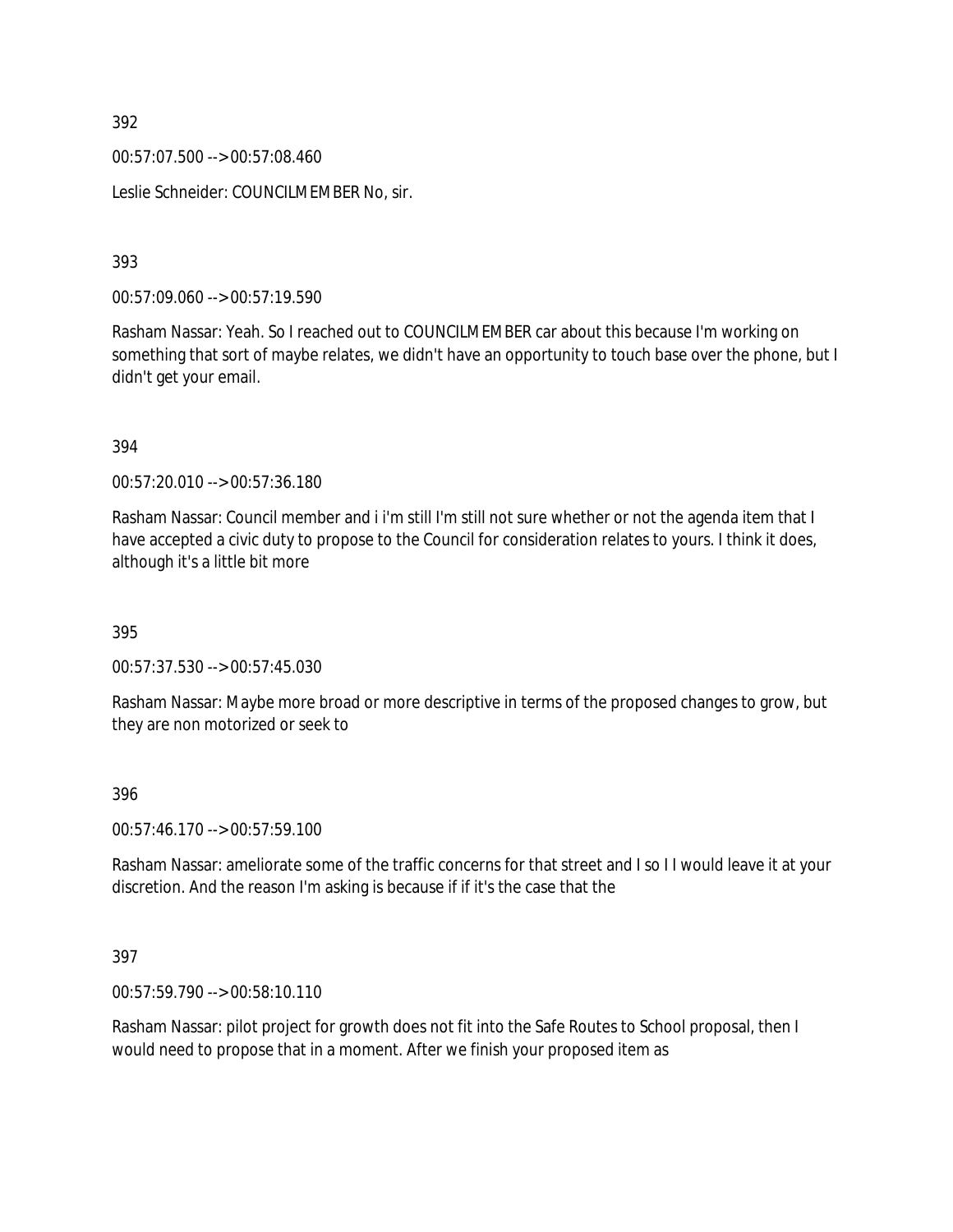392

00:57:07.500 --> 00:57:08.460

Leslie Schneider: COUNCILMEMBER No, sir.

393

00:57:09.060 --> 00:57:19.590

Rasham Nassar: Yeah. So I reached out to COUNCILMEMBER car about this because I'm working on something that sort of maybe relates, we didn't have an opportunity to touch base over the phone, but I didn't get your email.

394

00:57:20.010 --> 00:57:36.180

Rasham Nassar: Council member and i i'm still I'm still not sure whether or not the agenda item that I have accepted a civic duty to propose to the Council for consideration relates to yours. I think it does, although it's a little bit more

395

00:57:37.530 --> 00:57:45.030

Rasham Nassar: Maybe more broad or more descriptive in terms of the proposed changes to grow, but they are non motorized or seek to

396

00:57:46.170 --> 00:57:59.100

Rasham Nassar: ameliorate some of the traffic concerns for that street and I so I I would leave it at your discretion. And the reason I'm asking is because if if it's the case that the

397

00:57:59.790 --> 00:58:10.110

Rasham Nassar: pilot project for growth does not fit into the Safe Routes to School proposal, then I would need to propose that in a moment. After we finish your proposed item as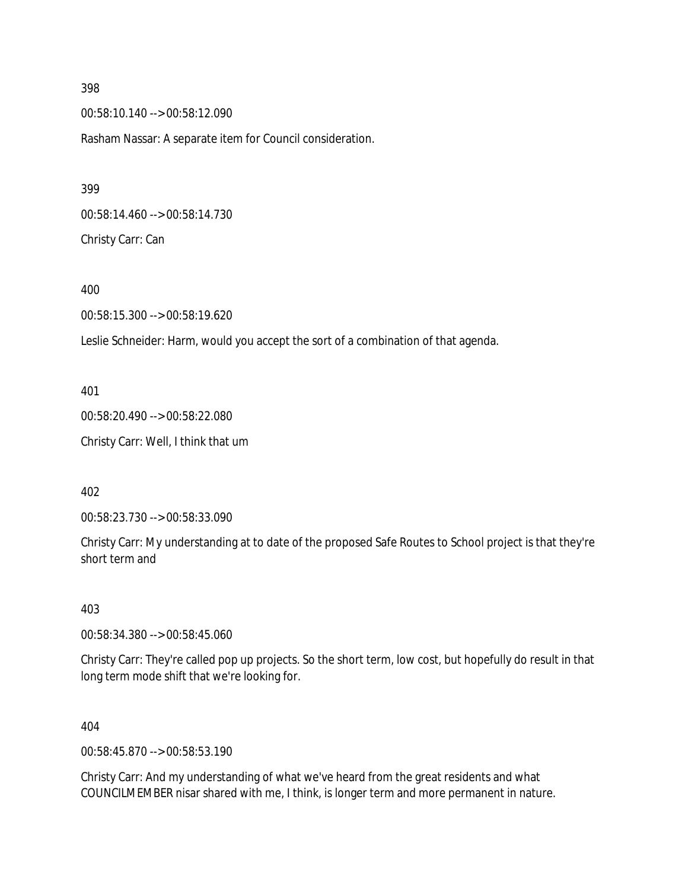398

00:58:10.140 --> 00:58:12.090

Rasham Nassar: A separate item for Council consideration.

399

00:58:14.460 --> 00:58:14.730

Christy Carr: Can

400

00:58:15.300 --> 00:58:19.620

Leslie Schneider: Harm, would you accept the sort of a combination of that agenda.

401

00:58:20.490 --> 00:58:22.080

Christy Carr: Well, I think that um

402

00:58:23.730 --> 00:58:33.090

Christy Carr: My understanding at to date of the proposed Safe Routes to School project is that they're short term and

403

00:58:34.380 --> 00:58:45.060

Christy Carr: They're called pop up projects. So the short term, low cost, but hopefully do result in that long term mode shift that we're looking for.

404

00:58:45.870 --> 00:58:53.190

Christy Carr: And my understanding of what we've heard from the great residents and what COUNCILMEMBER nisar shared with me, I think, is longer term and more permanent in nature.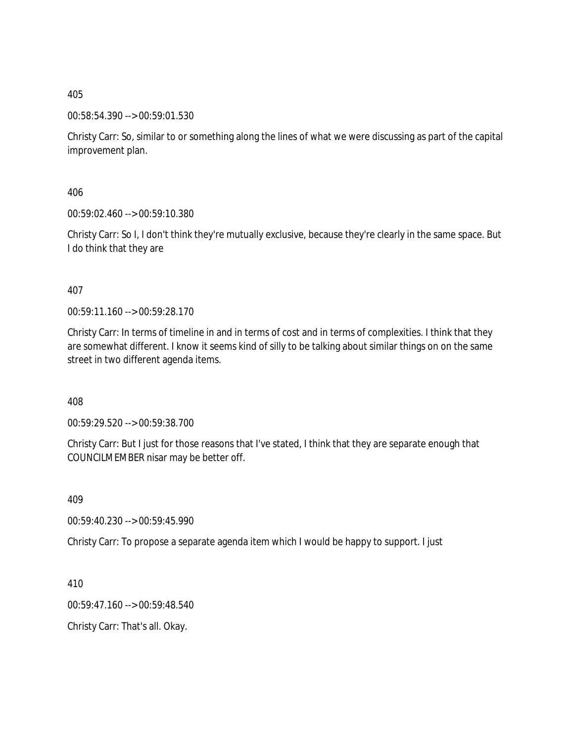405

00:58:54.390 --> 00:59:01.530

Christy Carr: So, similar to or something along the lines of what we were discussing as part of the capital improvement plan.

406

00:59:02.460 --> 00:59:10.380

Christy Carr: So I, I don't think they're mutually exclusive, because they're clearly in the same space. But I do think that they are

407

00:59:11.160 --> 00:59:28.170

Christy Carr: In terms of timeline in and in terms of cost and in terms of complexities. I think that they are somewhat different. I know it seems kind of silly to be talking about similar things on on the same street in two different agenda items.

408

00:59:29.520 --> 00:59:38.700

Christy Carr: But I just for those reasons that I've stated, I think that they are separate enough that COUNCILMEMBER nisar may be better off.

409

00:59:40.230 --> 00:59:45.990

Christy Carr: To propose a separate agenda item which I would be happy to support. I just

410

00:59:47.160 --> 00:59:48.540

Christy Carr: That's all. Okay.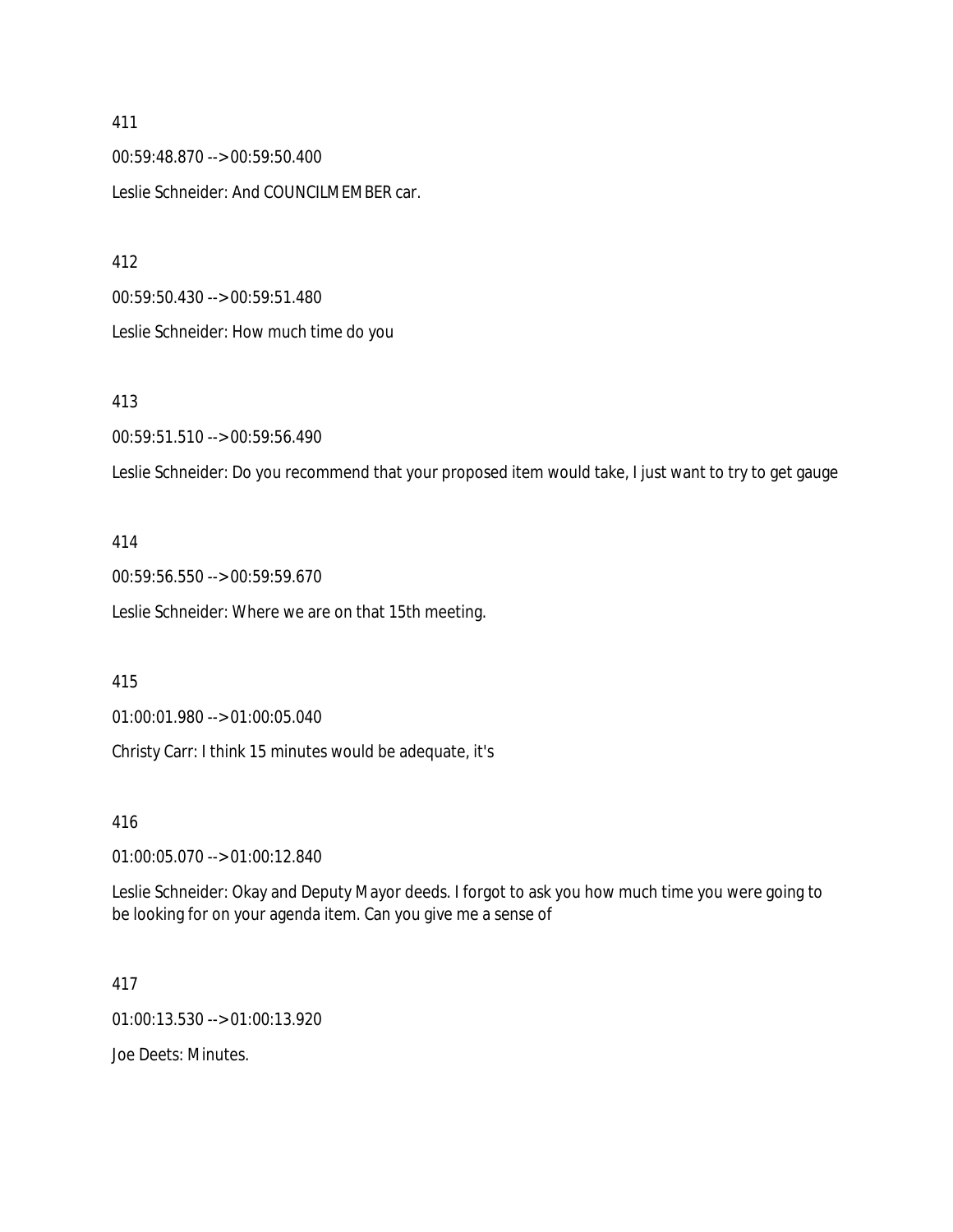411

00:59:48.870 --> 00:59:50.400

Leslie Schneider: And COUNCILMEMBER car.

412

00:59:50.430 --> 00:59:51.480

Leslie Schneider: How much time do you

413

00:59:51.510 --> 00:59:56.490

Leslie Schneider: Do you recommend that your proposed item would take, I just want to try to get gauge

414

00:59:56.550 --> 00:59:59.670

Leslie Schneider: Where we are on that 15th meeting.

415

01:00:01.980 --> 01:00:05.040

Christy Carr: I think 15 minutes would be adequate, it's

416

01:00:05.070 --> 01:00:12.840

Leslie Schneider: Okay and Deputy Mayor deeds. I forgot to ask you how much time you were going to be looking for on your agenda item. Can you give me a sense of

417

01:00:13.530 --> 01:00:13.920

Joe Deets: Minutes.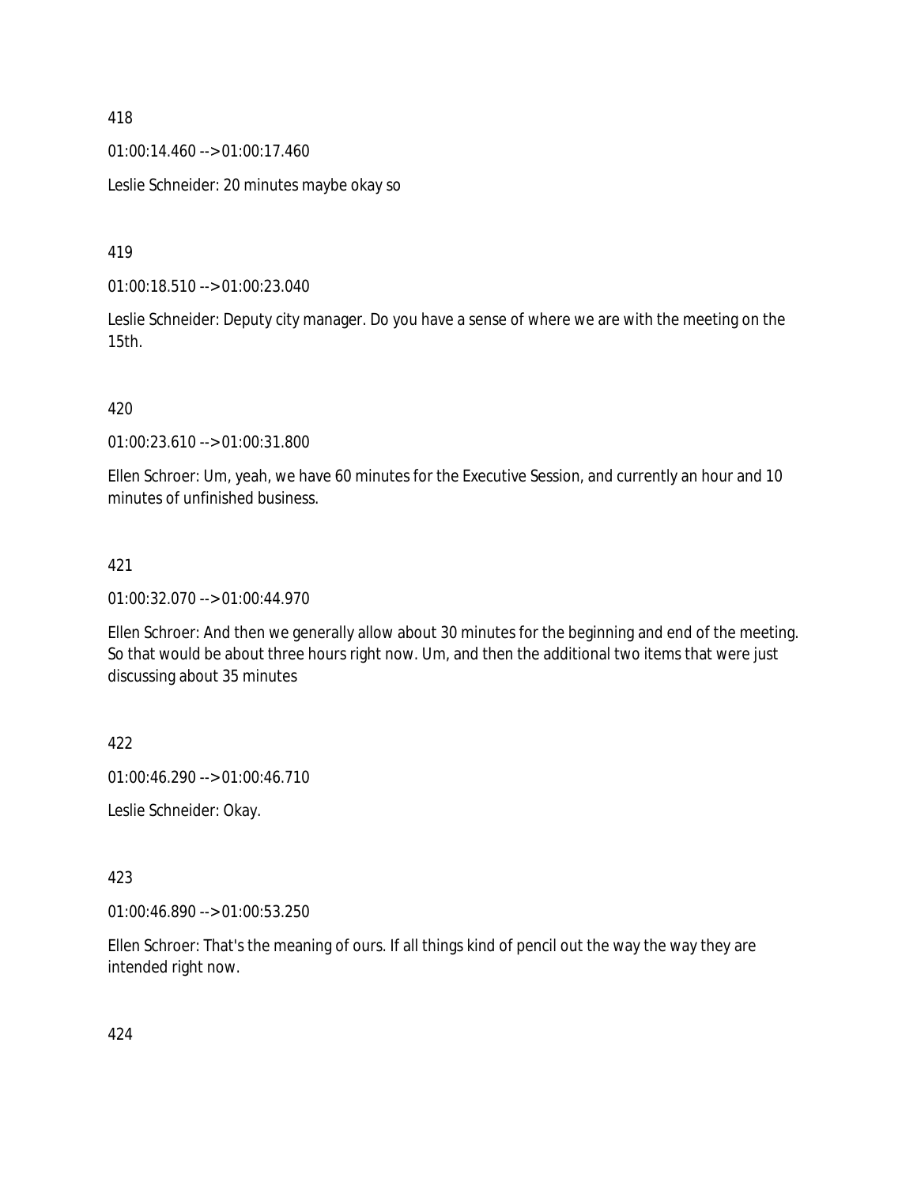418

01:00:14.460 --> 01:00:17.460

Leslie Schneider: 20 minutes maybe okay so

419

01:00:18.510 --> 01:00:23.040

Leslie Schneider: Deputy city manager. Do you have a sense of where we are with the meeting on the 15th.

420

01:00:23.610 --> 01:00:31.800

Ellen Schroer: Um, yeah, we have 60 minutes for the Executive Session, and currently an hour and 10 minutes of unfinished business.

421

01:00:32.070 --> 01:00:44.970

Ellen Schroer: And then we generally allow about 30 minutes for the beginning and end of the meeting. So that would be about three hours right now. Um, and then the additional two items that were just discussing about 35 minutes

422

01:00:46.290 --> 01:00:46.710

Leslie Schneider: Okay.

423

01:00:46.890 --> 01:00:53.250

Ellen Schroer: That's the meaning of ours. If all things kind of pencil out the way the way they are intended right now.

424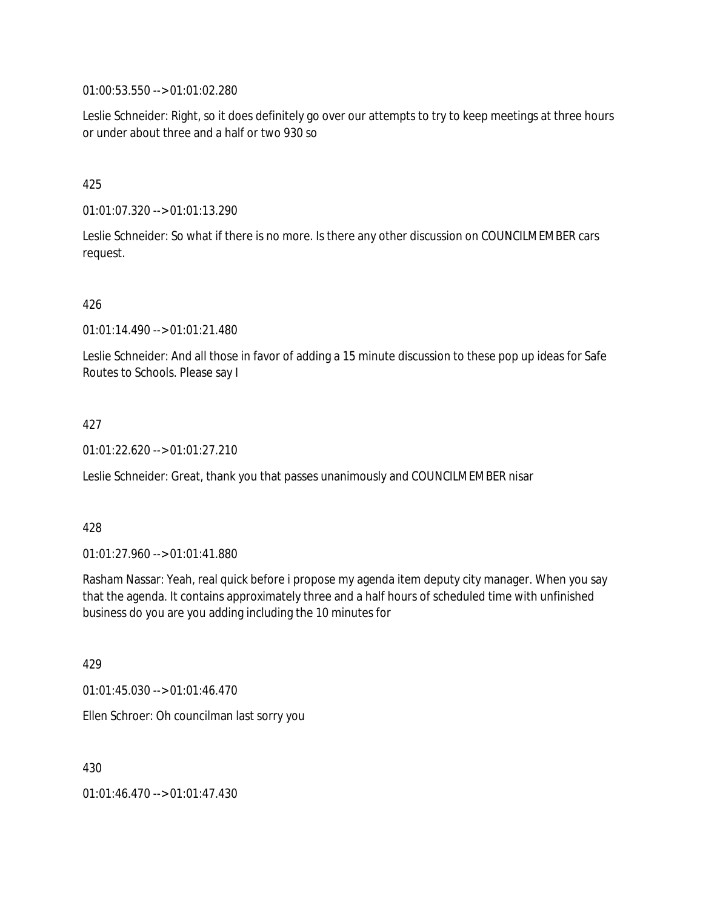01:00:53.550 --> 01:01:02.280

Leslie Schneider: Right, so it does definitely go over our attempts to try to keep meetings at three hours or under about three and a half or two 930 so

425

01:01:07.320 --> 01:01:13.290

Leslie Schneider: So what if there is no more. Is there any other discussion on COUNCILMEMBER cars request.

426

01:01:14.490 --> 01:01:21.480

Leslie Schneider: And all those in favor of adding a 15 minute discussion to these pop up ideas for Safe Routes to Schools. Please say I

427

01:01:22.620 --> 01:01:27.210

Leslie Schneider: Great, thank you that passes unanimously and COUNCILMEMBER nisar

428

01:01:27.960 --> 01:01:41.880

Rasham Nassar: Yeah, real quick before i propose my agenda item deputy city manager. When you say that the agenda. It contains approximately three and a half hours of scheduled time with unfinished business do you are you adding including the 10 minutes for

429

01:01:45.030 --> 01:01:46.470

Ellen Schroer: Oh councilman last sorry you

430

01:01:46.470 --> 01:01:47.430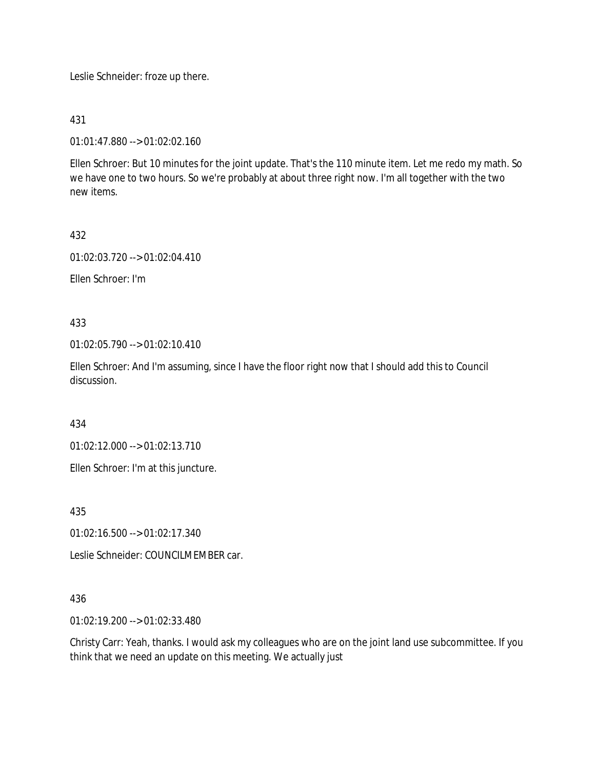Leslie Schneider: froze up there.

431

01:01:47.880 --> 01:02:02.160

Ellen Schroer: But 10 minutes for the joint update. That's the 110 minute item. Let me redo my math. So we have one to two hours. So we're probably at about three right now. I'm all together with the two new items.

432

01:02:03.720 --> 01:02:04.410

Ellen Schroer: I'm

433

01:02:05.790 --> 01:02:10.410

Ellen Schroer: And I'm assuming, since I have the floor right now that I should add this to Council discussion.

434

01:02:12.000 --> 01:02:13.710

Ellen Schroer: I'm at this juncture.

435

01:02:16.500 --> 01:02:17.340

Leslie Schneider: COUNCILMEMBER car.

436

01:02:19.200 --> 01:02:33.480

Christy Carr: Yeah, thanks. I would ask my colleagues who are on the joint land use subcommittee. If you think that we need an update on this meeting. We actually just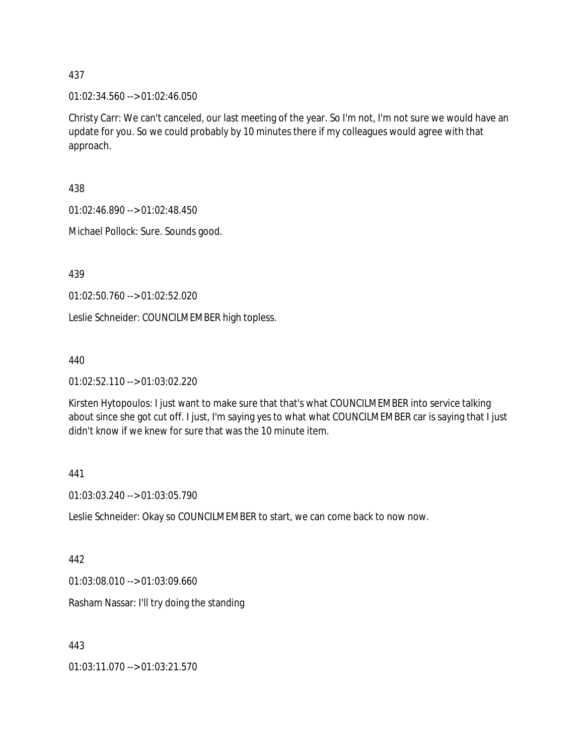437

01:02:34.560 --> 01:02:46.050

Christy Carr: We can't canceled, our last meeting of the year. So I'm not, I'm not sure we would have an update for you. So we could probably by 10 minutes there if my colleagues would agree with that approach.

438

01:02:46.890 --> 01:02:48.450

Michael Pollock: Sure. Sounds good.

439

01:02:50.760 --> 01:02:52.020

Leslie Schneider: COUNCILMEMBER high topless.

440

01:02:52.110 --> 01:03:02.220

Kirsten Hytopoulos: I just want to make sure that that's what COUNCILMEMBER into service talking about since she got cut off. I just, I'm saying yes to what what COUNCILMEMBER car is saying that I just didn't know if we knew for sure that was the 10 minute item.

441

01:03:03.240 --> 01:03:05.790

Leslie Schneider: Okay so COUNCILMEMBER to start, we can come back to now now.

442

01:03:08.010 --> 01:03:09.660

Rasham Nassar: I'll try doing the standing

443

01:03:11.070 --> 01:03:21.570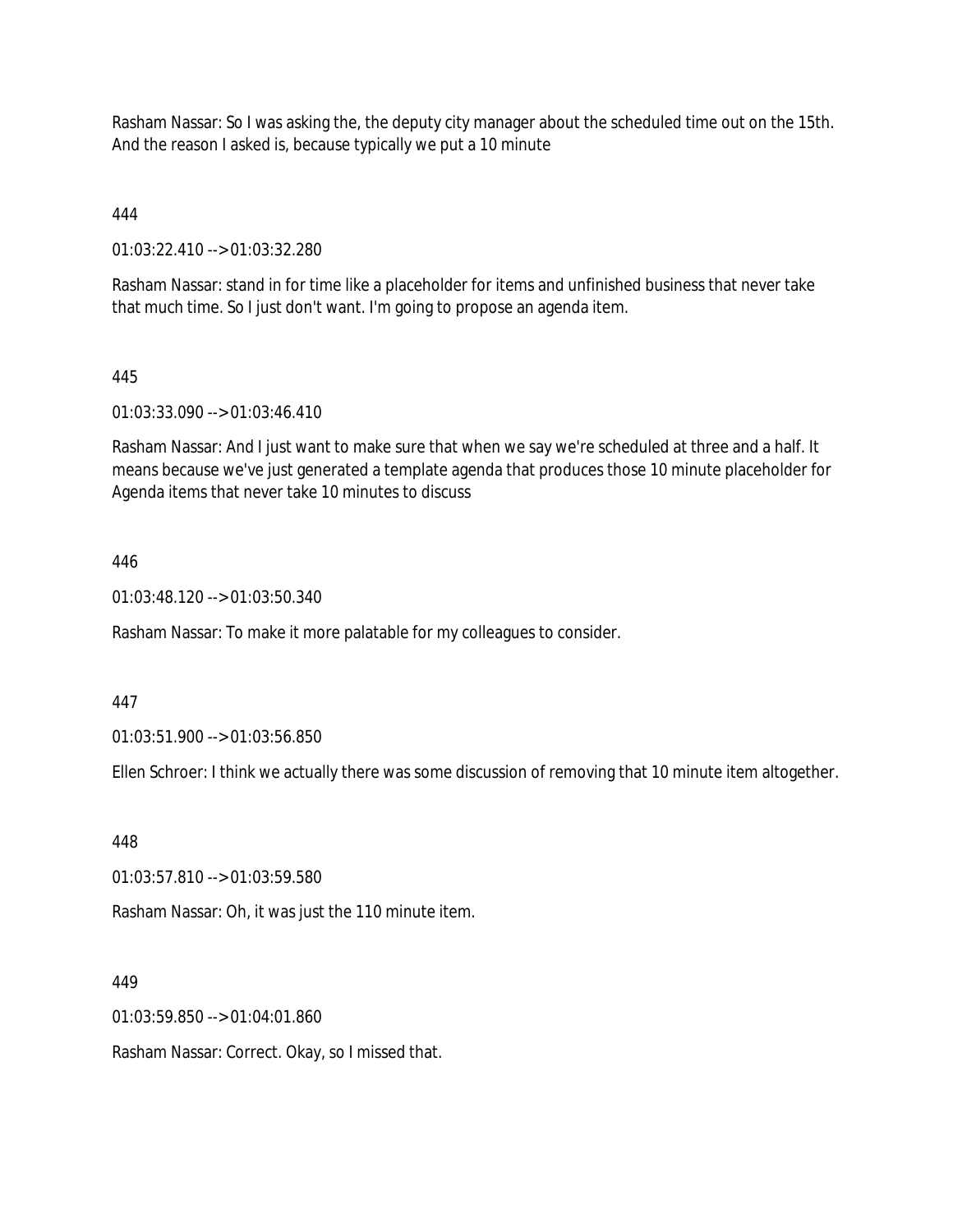Rasham Nassar: So I was asking the, the deputy city manager about the scheduled time out on the 15th. And the reason I asked is, because typically we put a 10 minute

444

01:03:22.410 --> 01:03:32.280

Rasham Nassar: stand in for time like a placeholder for items and unfinished business that never take that much time. So I just don't want. I'm going to propose an agenda item.

445

01:03:33.090 --> 01:03:46.410

Rasham Nassar: And I just want to make sure that when we say we're scheduled at three and a half. It means because we've just generated a template agenda that produces those 10 minute placeholder for Agenda items that never take 10 minutes to discuss

446

01:03:48.120 --> 01:03:50.340

Rasham Nassar: To make it more palatable for my colleagues to consider.

447

01:03:51.900 --> 01:03:56.850

Ellen Schroer: I think we actually there was some discussion of removing that 10 minute item altogether.

448

01:03:57.810 --> 01:03:59.580

Rasham Nassar: Oh, it was just the 110 minute item.

449

01:03:59.850 --> 01:04:01.860

Rasham Nassar: Correct. Okay, so I missed that.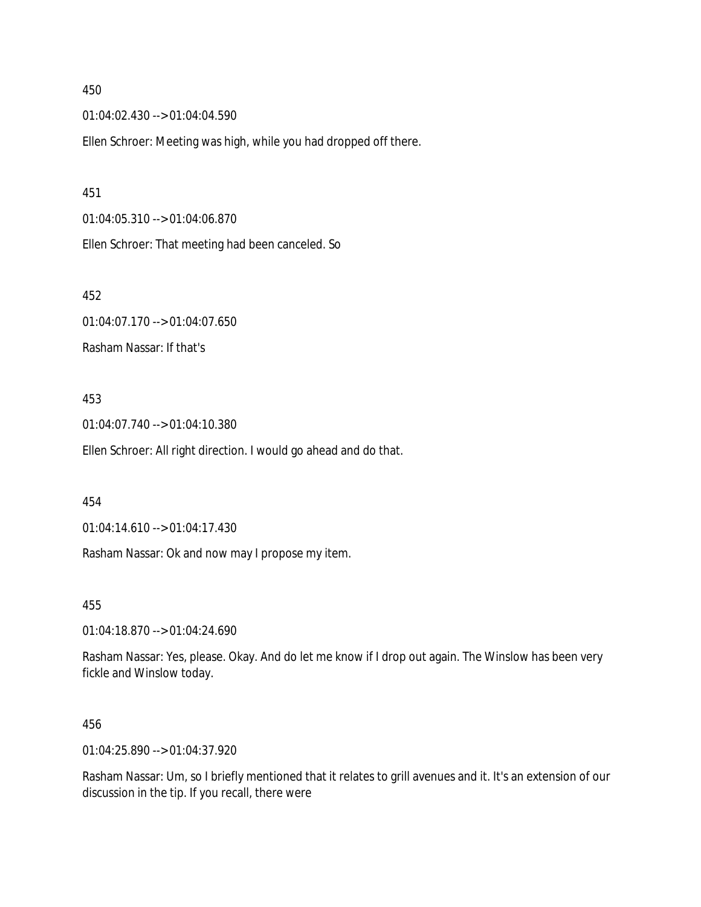450

01:04:02.430 --> 01:04:04.590

Ellen Schroer: Meeting was high, while you had dropped off there.

451

01:04:05.310 --> 01:04:06.870

Ellen Schroer: That meeting had been canceled. So

452

01:04:07.170 --> 01:04:07.650

Rasham Nassar: If that's

453

01:04:07.740 --> 01:04:10.380

Ellen Schroer: All right direction. I would go ahead and do that.

454

01:04:14.610 --> 01:04:17.430

Rasham Nassar: Ok and now may I propose my item.

455

01:04:18.870 --> 01:04:24.690

Rasham Nassar: Yes, please. Okay. And do let me know if I drop out again. The Winslow has been very fickle and Winslow today.

456

01:04:25.890 --> 01:04:37.920

Rasham Nassar: Um, so I briefly mentioned that it relates to grill avenues and it. It's an extension of our discussion in the tip. If you recall, there were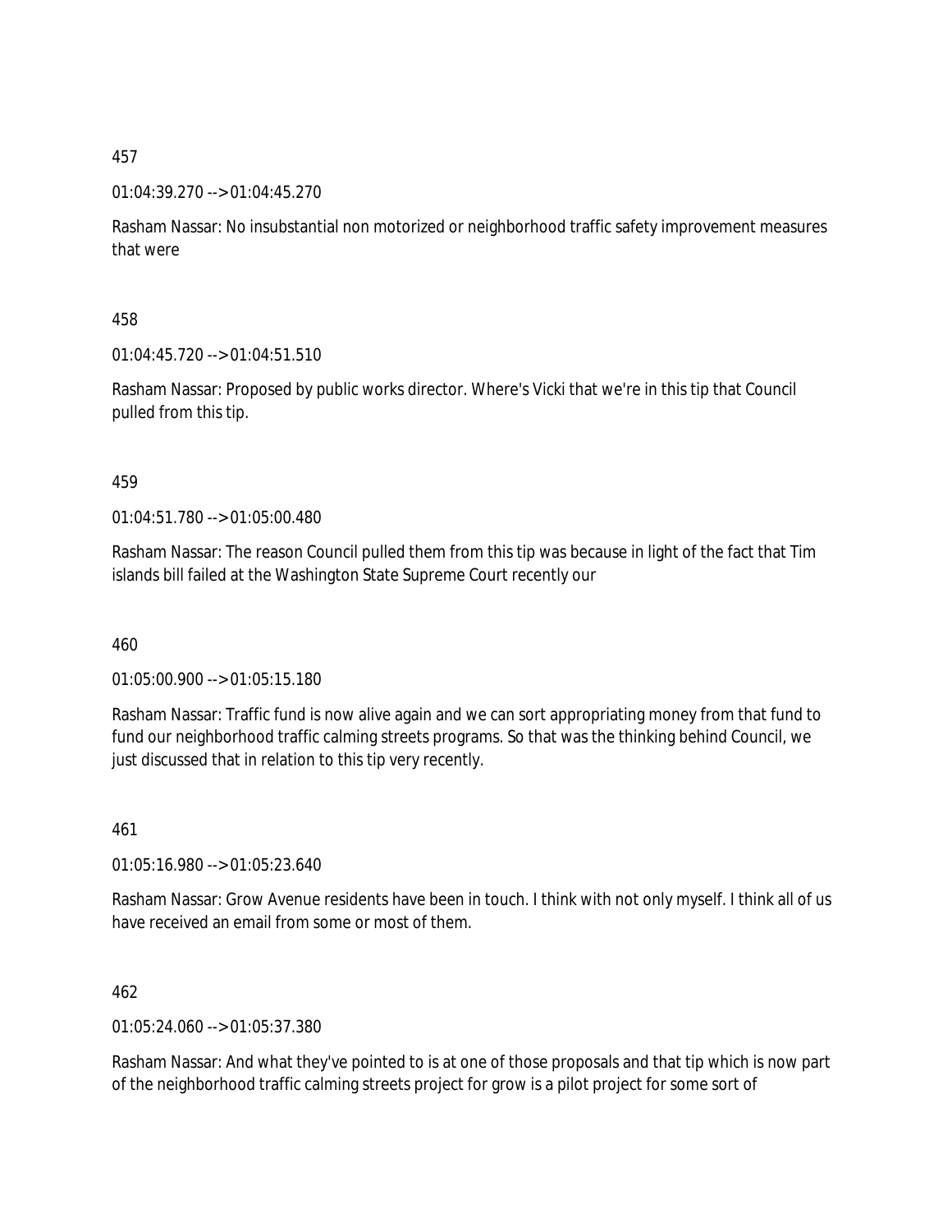457

01:04:39.270 --> 01:04:45.270

Rasham Nassar: No insubstantial non motorized or neighborhood traffic safety improvement measures that were

458

01:04:45.720 --> 01:04:51.510

Rasham Nassar: Proposed by public works director. Where's Vicki that we're in this tip that Council pulled from this tip.

459

01:04:51.780 --> 01:05:00.480

Rasham Nassar: The reason Council pulled them from this tip was because in light of the fact that Tim islands bill failed at the Washington State Supreme Court recently our

460

01:05:00.900 --> 01:05:15.180

Rasham Nassar: Traffic fund is now alive again and we can sort appropriating money from that fund to fund our neighborhood traffic calming streets programs. So that was the thinking behind Council, we just discussed that in relation to this tip very recently.

461

01:05:16.980 --> 01:05:23.640

Rasham Nassar: Grow Avenue residents have been in touch. I think with not only myself. I think all of us have received an email from some or most of them.

462

01:05:24.060 --> 01:05:37.380

Rasham Nassar: And what they've pointed to is at one of those proposals and that tip which is now part of the neighborhood traffic calming streets project for grow is a pilot project for some sort of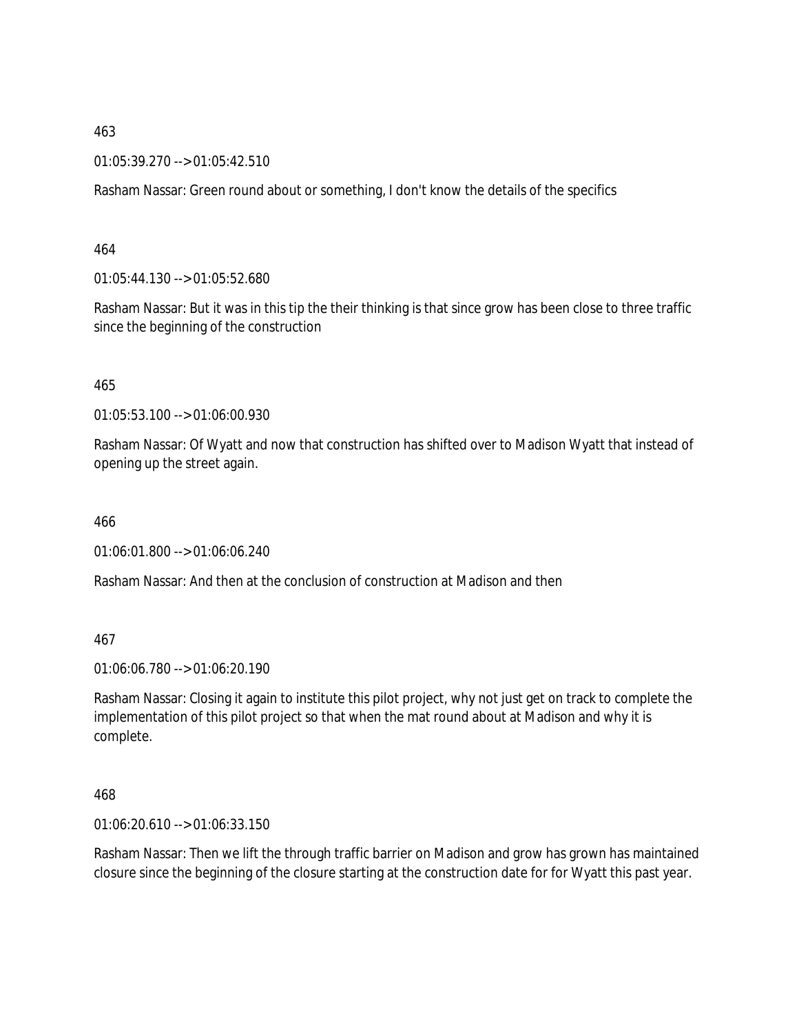463

01:05:39.270 --> 01:05:42.510

Rasham Nassar: Green round about or something, I don't know the details of the specifics

464

01:05:44.130 --> 01:05:52.680

Rasham Nassar: But it was in this tip the their thinking is that since grow has been close to three traffic since the beginning of the construction

465

01:05:53.100 --> 01:06:00.930

Rasham Nassar: Of Wyatt and now that construction has shifted over to Madison Wyatt that instead of opening up the street again.

466

01:06:01.800 --> 01:06:06.240

Rasham Nassar: And then at the conclusion of construction at Madison and then

467

01:06:06.780 --> 01:06:20.190

Rasham Nassar: Closing it again to institute this pilot project, why not just get on track to complete the implementation of this pilot project so that when the mat round about at Madison and why it is complete.

468

01:06:20.610 --> 01:06:33.150

Rasham Nassar: Then we lift the through traffic barrier on Madison and grow has grown has maintained closure since the beginning of the closure starting at the construction date for for Wyatt this past year.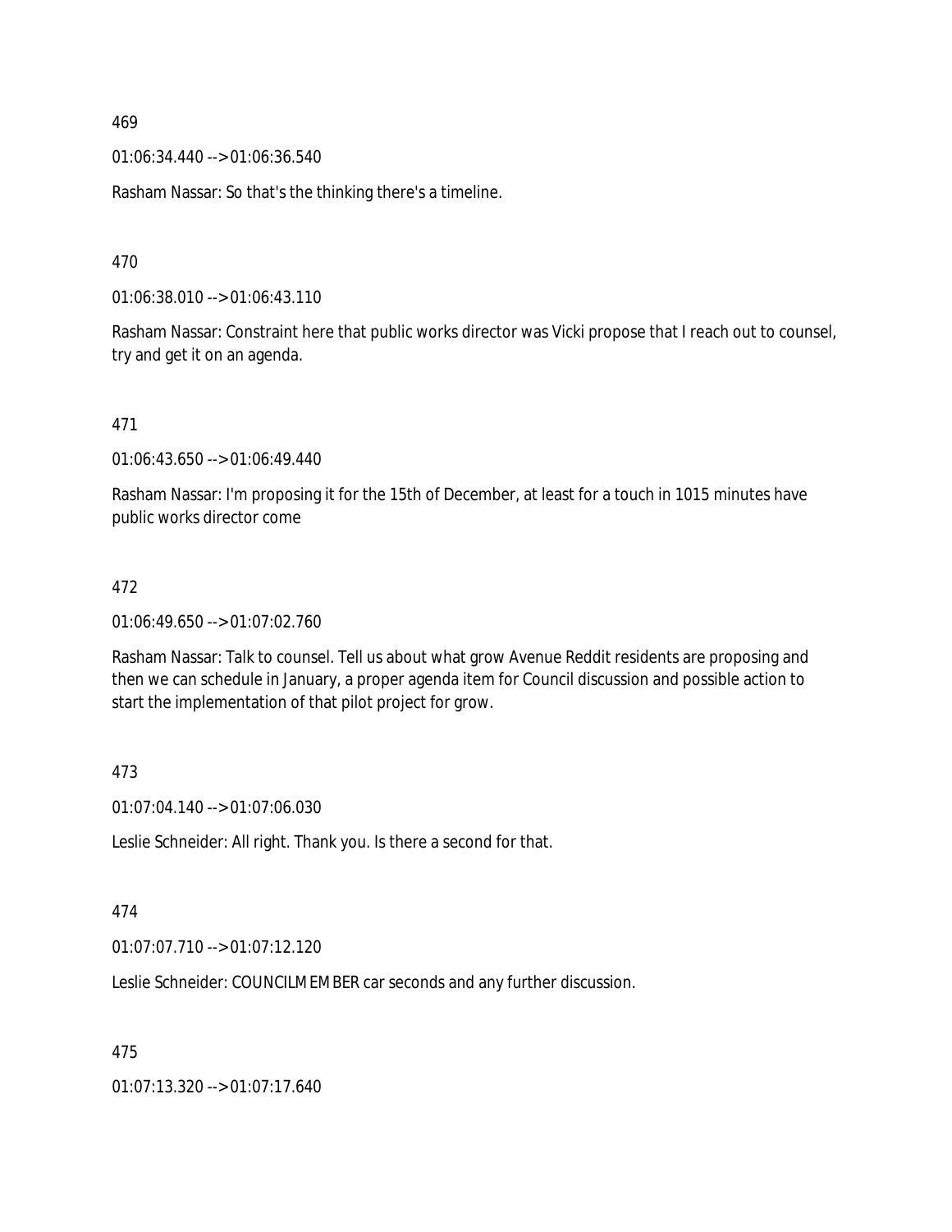469

01:06:34.440 --> 01:06:36.540

Rasham Nassar: So that's the thinking there's a timeline.

470

01:06:38.010 --> 01:06:43.110

Rasham Nassar: Constraint here that public works director was Vicki propose that I reach out to counsel, try and get it on an agenda.

471

01:06:43.650 --> 01:06:49.440

Rasham Nassar: I'm proposing it for the 15th of December, at least for a touch in 1015 minutes have public works director come

472

01:06:49.650 --> 01:07:02.760

Rasham Nassar: Talk to counsel. Tell us about what grow Avenue Reddit residents are proposing and then we can schedule in January, a proper agenda item for Council discussion and possible action to start the implementation of that pilot project for grow.

473

01:07:04.140 --> 01:07:06.030

Leslie Schneider: All right. Thank you. Is there a second for that.

474

01:07:07.710 --> 01:07:12.120

Leslie Schneider: COUNCILMEMBER car seconds and any further discussion.

475

01:07:13.320 --> 01:07:17.640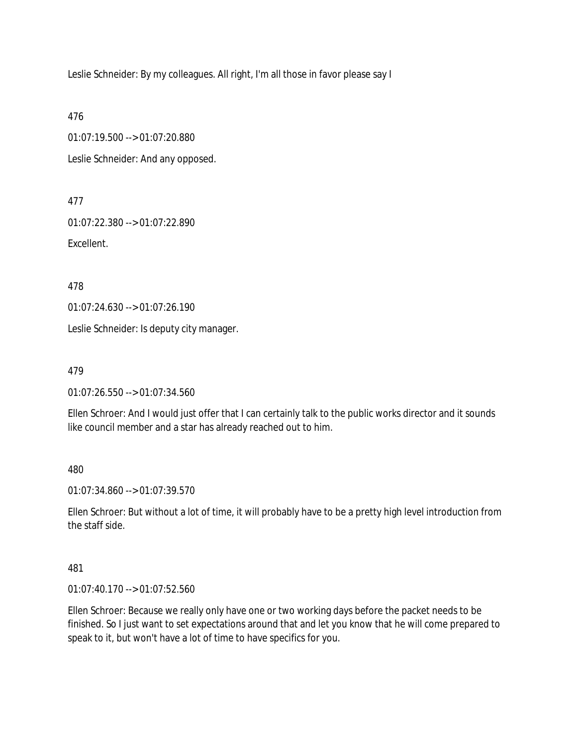Leslie Schneider: By my colleagues. All right, I'm all those in favor please say I

476

01:07:19.500 --> 01:07:20.880

Leslie Schneider: And any opposed.

477

01:07:22.380 --> 01:07:22.890

Excellent.

478

01:07:24.630 --> 01:07:26.190

Leslie Schneider: Is deputy city manager.

479

01:07:26.550 --> 01:07:34.560

Ellen Schroer: And I would just offer that I can certainly talk to the public works director and it sounds like council member and a star has already reached out to him.

480

01:07:34.860 --> 01:07:39.570

Ellen Schroer: But without a lot of time, it will probably have to be a pretty high level introduction from the staff side.

481

01:07:40.170 --> 01:07:52.560

Ellen Schroer: Because we really only have one or two working days before the packet needs to be finished. So I just want to set expectations around that and let you know that he will come prepared to speak to it, but won't have a lot of time to have specifics for you.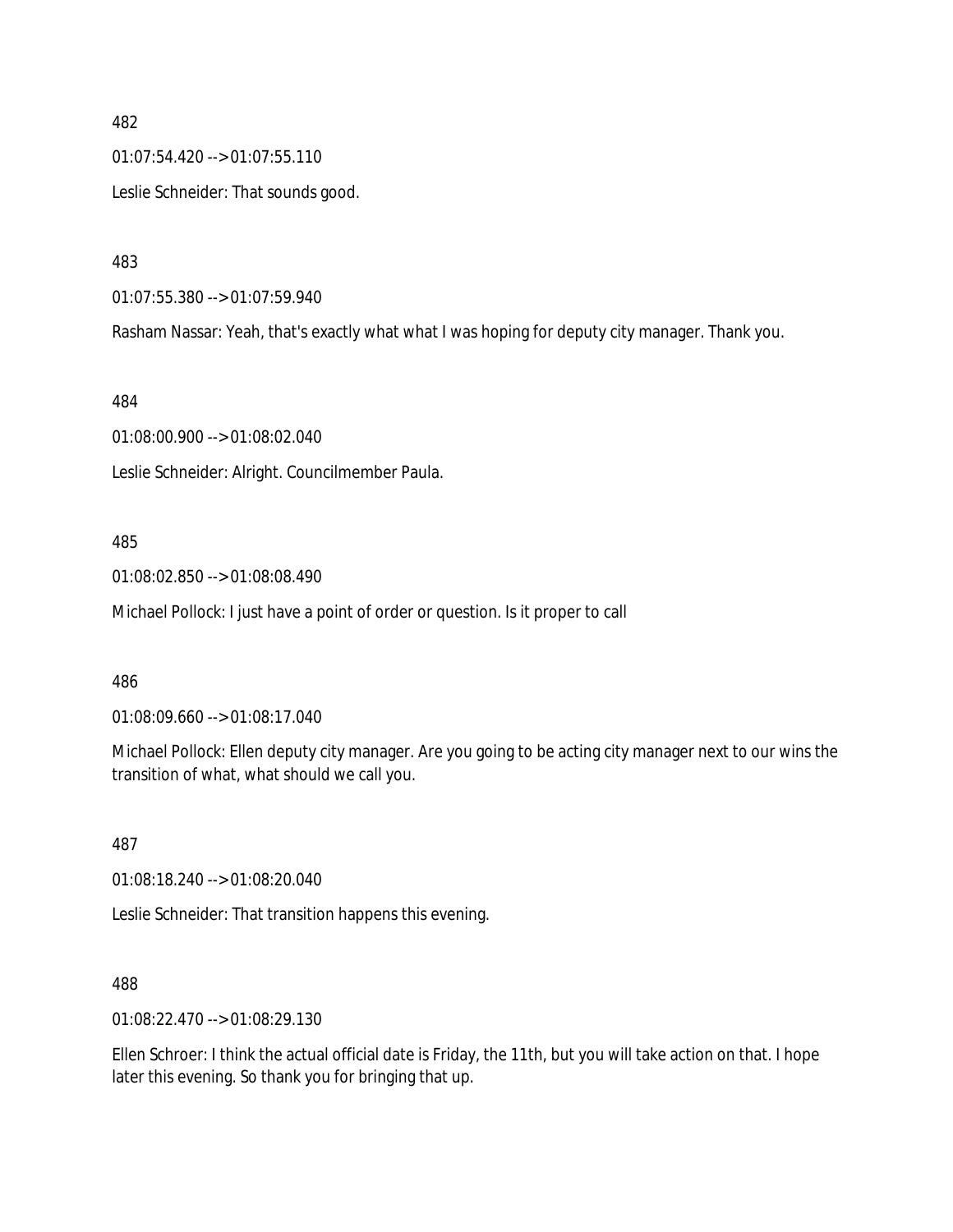482

01:07:54.420 --> 01:07:55.110

Leslie Schneider: That sounds good.

483

01:07:55.380 --> 01:07:59.940

Rasham Nassar: Yeah, that's exactly what what I was hoping for deputy city manager. Thank you.

484

01:08:00.900 --> 01:08:02.040

Leslie Schneider: Alright. Councilmember Paula.

485

01:08:02.850 --> 01:08:08.490

Michael Pollock: I just have a point of order or question. Is it proper to call

486

01:08:09.660 --> 01:08:17.040

Michael Pollock: Ellen deputy city manager. Are you going to be acting city manager next to our wins the transition of what, what should we call you.

487

01:08:18.240 --> 01:08:20.040

Leslie Schneider: That transition happens this evening.

488

01:08:22.470 --> 01:08:29.130

Ellen Schroer: I think the actual official date is Friday, the 11th, but you will take action on that. I hope later this evening. So thank you for bringing that up.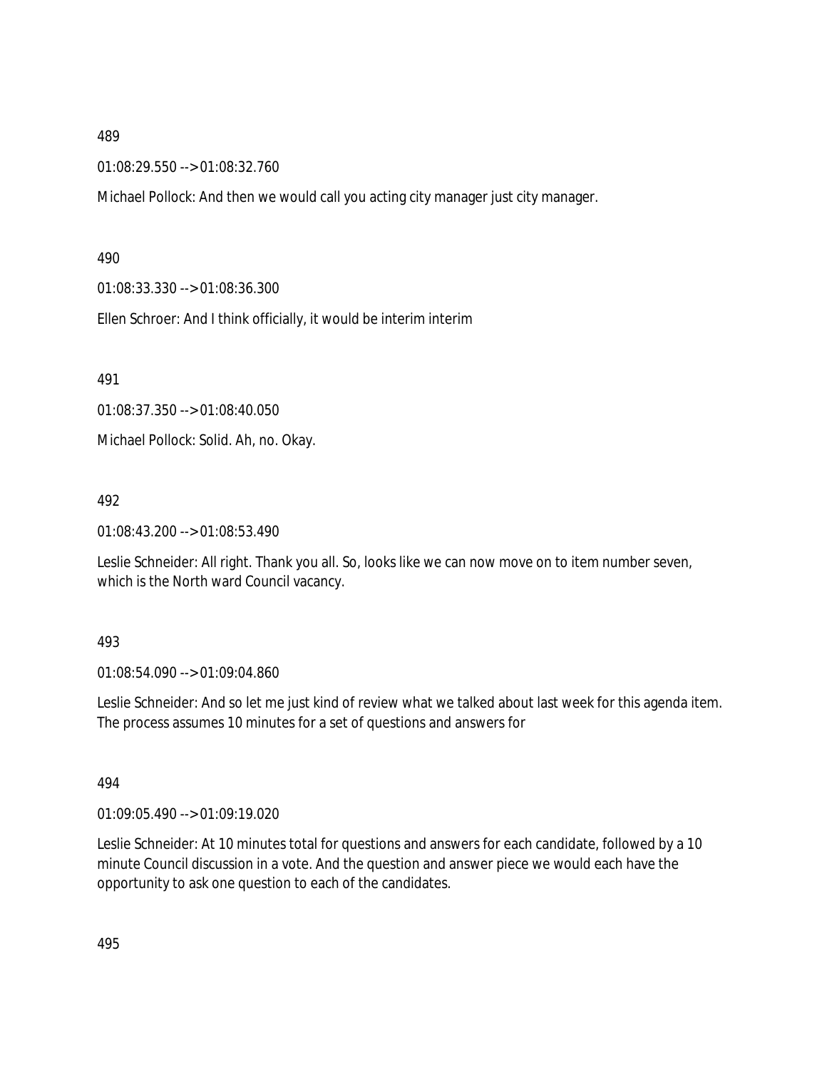489

01:08:29.550 --> 01:08:32.760

Michael Pollock: And then we would call you acting city manager just city manager.

490

01:08:33.330 --> 01:08:36.300

Ellen Schroer: And I think officially, it would be interim interim

491

01:08:37.350 --> 01:08:40.050

Michael Pollock: Solid. Ah, no. Okay.

492

01:08:43.200 --> 01:08:53.490

Leslie Schneider: All right. Thank you all. So, looks like we can now move on to item number seven, which is the North ward Council vacancy.

493

01:08:54.090 --> 01:09:04.860

Leslie Schneider: And so let me just kind of review what we talked about last week for this agenda item. The process assumes 10 minutes for a set of questions and answers for

494

01:09:05.490 --> 01:09:19.020

Leslie Schneider: At 10 minutes total for questions and answers for each candidate, followed by a 10 minute Council discussion in a vote. And the question and answer piece we would each have the opportunity to ask one question to each of the candidates.

495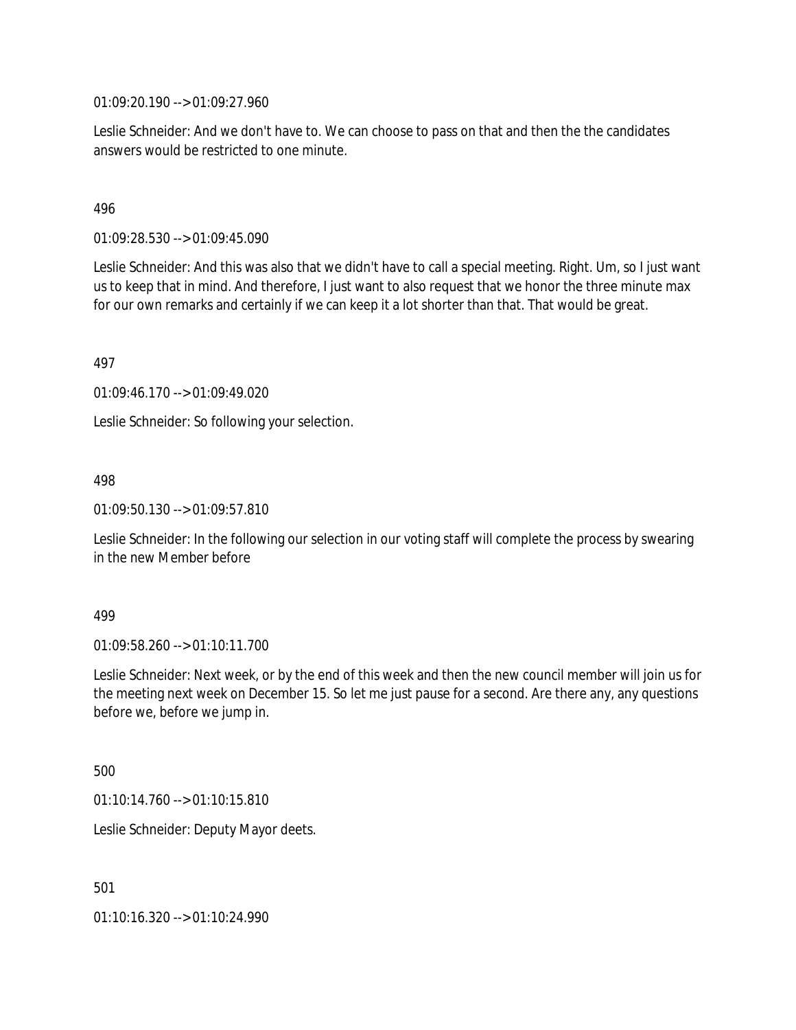01:09:20.190 --> 01:09:27.960

Leslie Schneider: And we don't have to. We can choose to pass on that and then the the candidates answers would be restricted to one minute.

496

01:09:28.530 --> 01:09:45.090

Leslie Schneider: And this was also that we didn't have to call a special meeting. Right. Um, so I just want us to keep that in mind. And therefore, I just want to also request that we honor the three minute max for our own remarks and certainly if we can keep it a lot shorter than that. That would be great.

497

01:09:46.170 --> 01:09:49.020

Leslie Schneider: So following your selection.

498

01:09:50.130 --> 01:09:57.810

Leslie Schneider: In the following our selection in our voting staff will complete the process by swearing in the new Member before

499

01:09:58.260 --> 01:10:11.700

Leslie Schneider: Next week, or by the end of this week and then the new council member will join us for the meeting next week on December 15. So let me just pause for a second. Are there any, any questions before we, before we jump in.

500

01:10:14.760 --> 01:10:15.810

Leslie Schneider: Deputy Mayor deets.

501

01:10:16.320 --> 01:10:24.990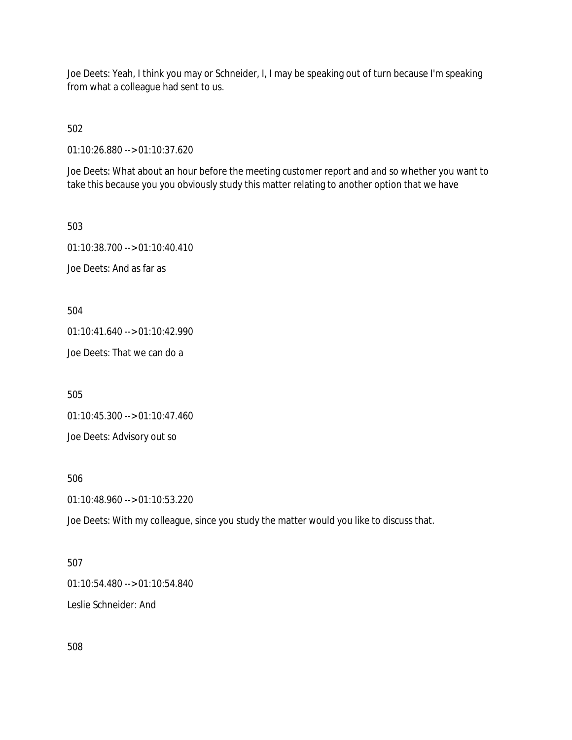Joe Deets: Yeah, I think you may or Schneider, I, I may be speaking out of turn because I'm speaking from what a colleague had sent to us.

502

01:10:26.880 --> 01:10:37.620

Joe Deets: What about an hour before the meeting customer report and and so whether you want to take this because you you obviously study this matter relating to another option that we have

503

01:10:38.700 --> 01:10:40.410

Joe Deets: And as far as

504

01:10:41.640 --> 01:10:42.990

Joe Deets: That we can do a

505

01:10:45.300 --> 01:10:47.460

Joe Deets: Advisory out so

506

01:10:48.960 --> 01:10:53.220

Joe Deets: With my colleague, since you study the matter would you like to discuss that.

507

01:10:54.480 --> 01:10:54.840

Leslie Schneider: And

508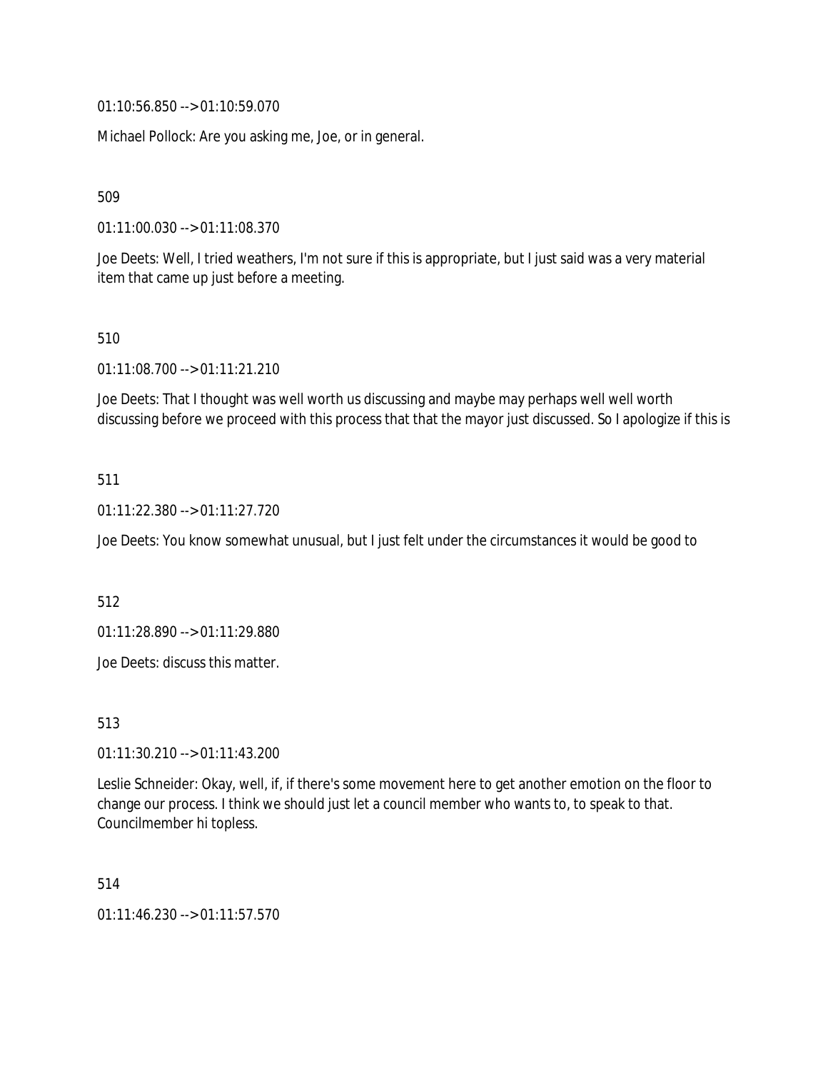01:10:56.850 --> 01:10:59.070

Michael Pollock: Are you asking me, Joe, or in general.

509

01:11:00.030 --> 01:11:08.370

Joe Deets: Well, I tried weathers, I'm not sure if this is appropriate, but I just said was a very material item that came up just before a meeting.

510

01:11:08.700 --> 01:11:21.210

Joe Deets: That I thought was well worth us discussing and maybe may perhaps well well worth discussing before we proceed with this process that that the mayor just discussed. So I apologize if this is

511

01:11:22.380 --> 01:11:27.720

Joe Deets: You know somewhat unusual, but I just felt under the circumstances it would be good to

512

01:11:28.890 --> 01:11:29.880

Joe Deets: discuss this matter.

513

01:11:30.210 --> 01:11:43.200

Leslie Schneider: Okay, well, if, if there's some movement here to get another emotion on the floor to change our process. I think we should just let a council member who wants to, to speak to that. Councilmember hi topless.

514

01:11:46.230 --> 01:11:57.570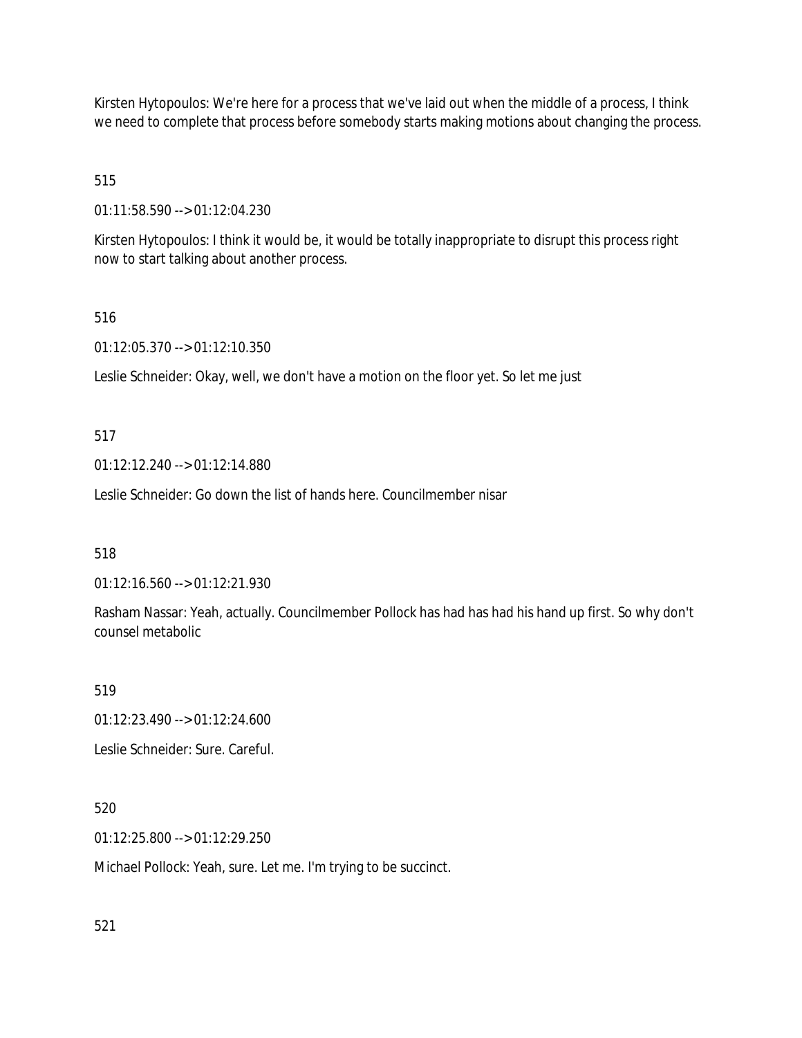Kirsten Hytopoulos: We're here for a process that we've laid out when the middle of a process, I think we need to complete that process before somebody starts making motions about changing the process.

515

01:11:58.590 --> 01:12:04.230

Kirsten Hytopoulos: I think it would be, it would be totally inappropriate to disrupt this process right now to start talking about another process.

516

01:12:05.370 --> 01:12:10.350

Leslie Schneider: Okay, well, we don't have a motion on the floor yet. So let me just

517

01:12:12.240 --> 01:12:14.880

Leslie Schneider: Go down the list of hands here. Councilmember nisar

518

01:12:16.560 --> 01:12:21.930

Rasham Nassar: Yeah, actually. Councilmember Pollock has had has had his hand up first. So why don't counsel metabolic

519

01:12:23.490 --> 01:12:24.600

Leslie Schneider: Sure. Careful.

520

01:12:25.800 --> 01:12:29.250

Michael Pollock: Yeah, sure. Let me. I'm trying to be succinct.

521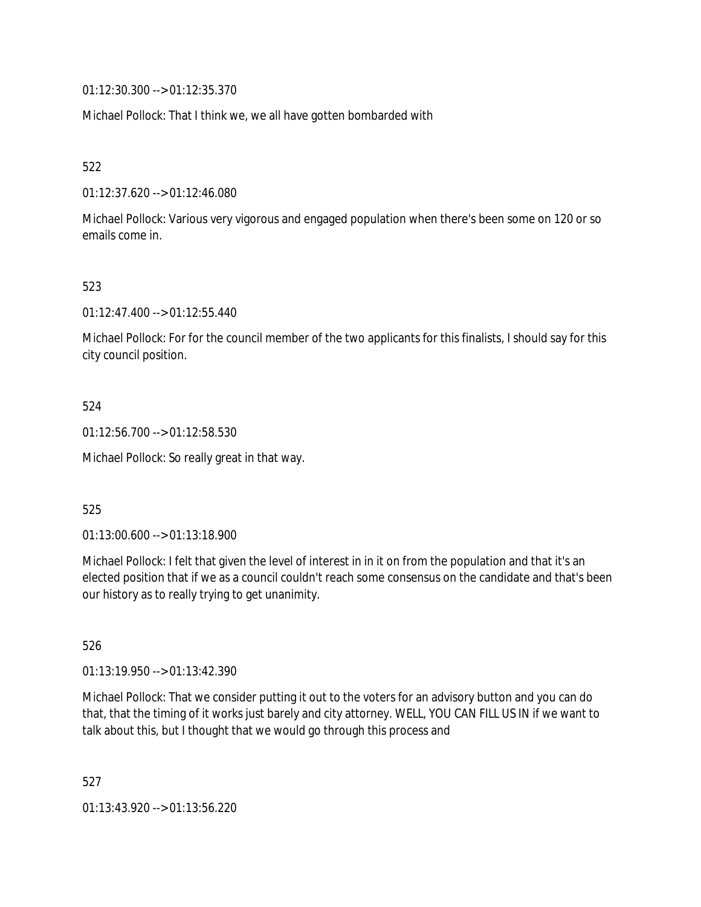01:12:30.300 --> 01:12:35.370

Michael Pollock: That I think we, we all have gotten bombarded with

522

01:12:37.620 --> 01:12:46.080

Michael Pollock: Various very vigorous and engaged population when there's been some on 120 or so emails come in.

523

01:12:47.400 --> 01:12:55.440

Michael Pollock: For for the council member of the two applicants for this finalists, I should say for this city council position.

524

01:12:56.700 --> 01:12:58.530

Michael Pollock: So really great in that way.

525

01:13:00.600 --> 01:13:18.900

Michael Pollock: I felt that given the level of interest in in it on from the population and that it's an elected position that if we as a council couldn't reach some consensus on the candidate and that's been our history as to really trying to get unanimity.

526

01:13:19.950 --> 01:13:42.390

Michael Pollock: That we consider putting it out to the voters for an advisory button and you can do that, that the timing of it works just barely and city attorney. WELL, YOU CAN FILL US IN if we want to talk about this, but I thought that we would go through this process and

527

01:13:43.920 --> 01:13:56.220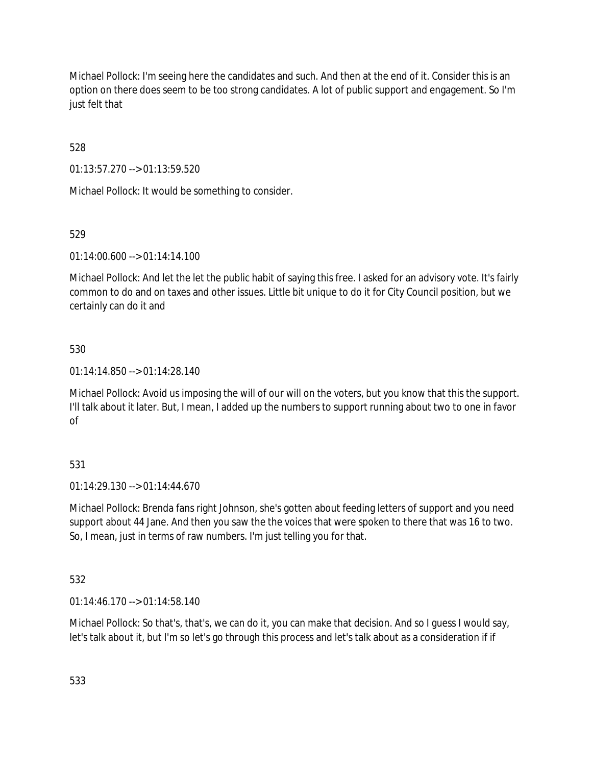Michael Pollock: I'm seeing here the candidates and such. And then at the end of it. Consider this is an option on there does seem to be too strong candidates. A lot of public support and engagement. So I'm just felt that

528

01:13:57.270 --> 01:13:59.520

Michael Pollock: It would be something to consider.

529

01:14:00.600 --> 01:14:14.100

Michael Pollock: And let the let the public habit of saying this free. I asked for an advisory vote. It's fairly common to do and on taxes and other issues. Little bit unique to do it for City Council position, but we certainly can do it and

530

01:14:14.850 --> 01:14:28.140

Michael Pollock: Avoid us imposing the will of our will on the voters, but you know that this the support. I'll talk about it later. But, I mean, I added up the numbers to support running about two to one in favor of

531

01:14:29.130 --> 01:14:44.670

Michael Pollock: Brenda fans right Johnson, she's gotten about feeding letters of support and you need support about 44 Jane. And then you saw the the voices that were spoken to there that was 16 to two. So, I mean, just in terms of raw numbers. I'm just telling you for that.

532

01:14:46.170 --> 01:14:58.140

Michael Pollock: So that's, that's, we can do it, you can make that decision. And so I guess I would say, let's talk about it, but I'm so let's go through this process and let's talk about as a consideration if if

533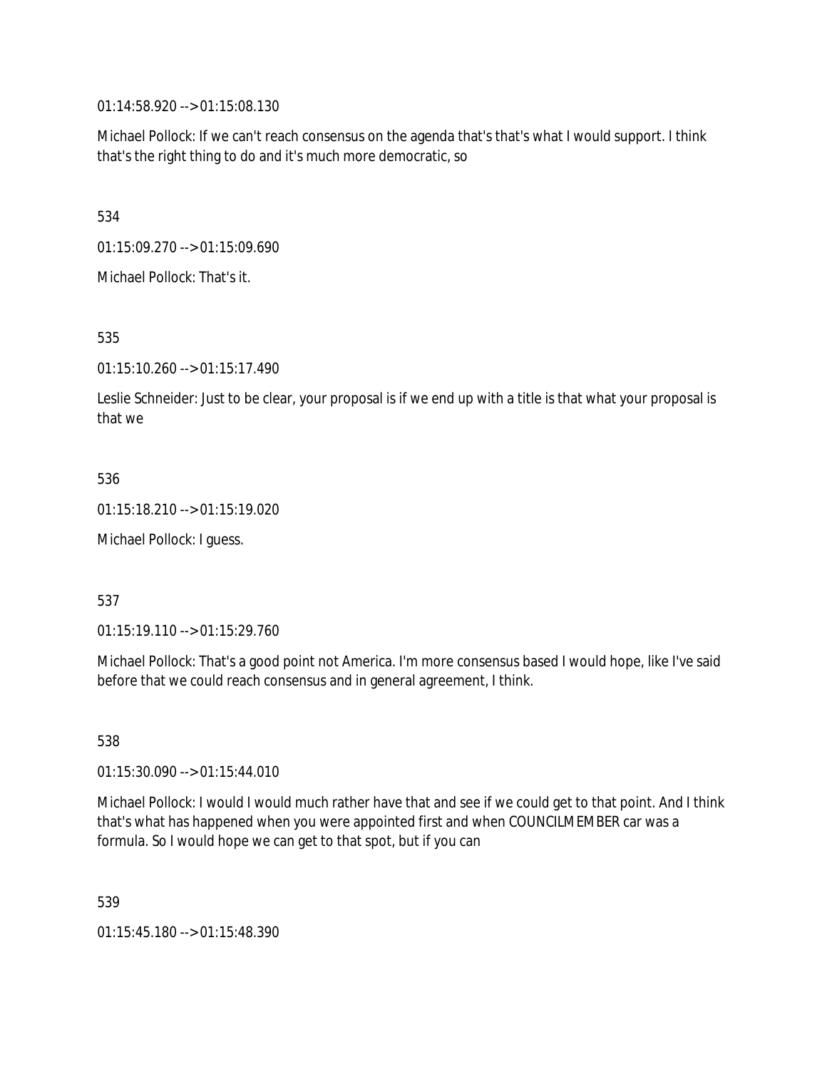01:14:58.920 --> 01:15:08.130

Michael Pollock: If we can't reach consensus on the agenda that's that's what I would support. I think that's the right thing to do and it's much more democratic, so

534

01:15:09.270 --> 01:15:09.690

Michael Pollock: That's it.

535

01:15:10.260 --> 01:15:17.490

Leslie Schneider: Just to be clear, your proposal is if we end up with a title is that what your proposal is that we

536

01:15:18.210 --> 01:15:19.020

Michael Pollock: I guess.

537

01:15:19.110 --> 01:15:29.760

Michael Pollock: That's a good point not America. I'm more consensus based I would hope, like I've said before that we could reach consensus and in general agreement, I think.

538

01:15:30.090 --> 01:15:44.010

Michael Pollock: I would I would much rather have that and see if we could get to that point. And I think that's what has happened when you were appointed first and when COUNCILMEMBER car was a formula. So I would hope we can get to that spot, but if you can

539

01:15:45.180 --> 01:15:48.390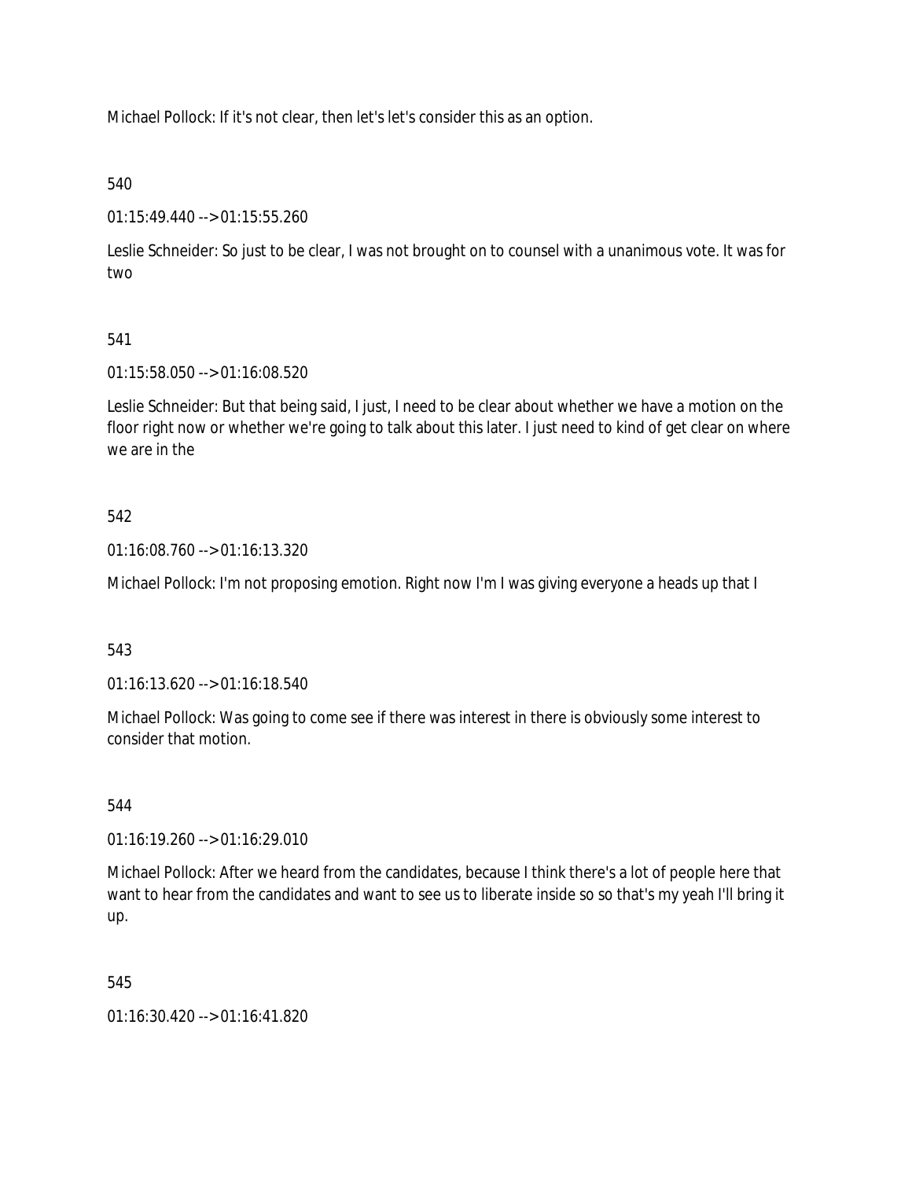Michael Pollock: If it's not clear, then let's let's consider this as an option.

540

01:15:49.440 --> 01:15:55.260

Leslie Schneider: So just to be clear, I was not brought on to counsel with a unanimous vote. It was for two

541

01:15:58.050 --> 01:16:08.520

Leslie Schneider: But that being said, I just, I need to be clear about whether we have a motion on the floor right now or whether we're going to talk about this later. I just need to kind of get clear on where we are in the

542

01:16:08.760 --> 01:16:13.320

Michael Pollock: I'm not proposing emotion. Right now I'm I was giving everyone a heads up that I

543

01:16:13.620 --> 01:16:18.540

Michael Pollock: Was going to come see if there was interest in there is obviously some interest to consider that motion.

544

01:16:19.260 --> 01:16:29.010

Michael Pollock: After we heard from the candidates, because I think there's a lot of people here that want to hear from the candidates and want to see us to liberate inside so so that's my yeah I'll bring it up.

545

01:16:30.420 --> 01:16:41.820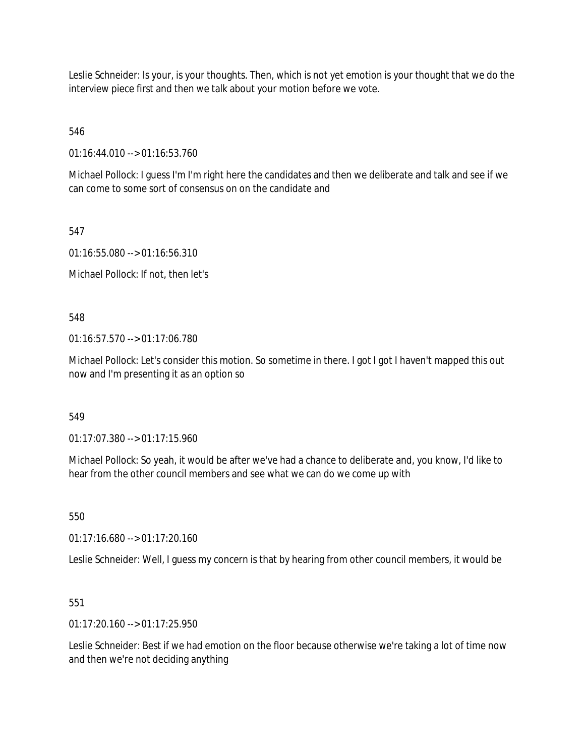Leslie Schneider: Is your, is your thoughts. Then, which is not yet emotion is your thought that we do the interview piece first and then we talk about your motion before we vote.

546

01:16:44.010 --> 01:16:53.760

Michael Pollock: I guess I'm I'm right here the candidates and then we deliberate and talk and see if we can come to some sort of consensus on on the candidate and

547

01:16:55.080 --> 01:16:56.310

Michael Pollock: If not, then let's

548

01:16:57.570 --> 01:17:06.780

Michael Pollock: Let's consider this motion. So sometime in there. I got I got I haven't mapped this out now and I'm presenting it as an option so

549

01:17:07.380 --> 01:17:15.960

Michael Pollock: So yeah, it would be after we've had a chance to deliberate and, you know, I'd like to hear from the other council members and see what we can do we come up with

550

01:17:16.680 --> 01:17:20.160

Leslie Schneider: Well, I guess my concern is that by hearing from other council members, it would be

551

01:17:20.160 --> 01:17:25.950

Leslie Schneider: Best if we had emotion on the floor because otherwise we're taking a lot of time now and then we're not deciding anything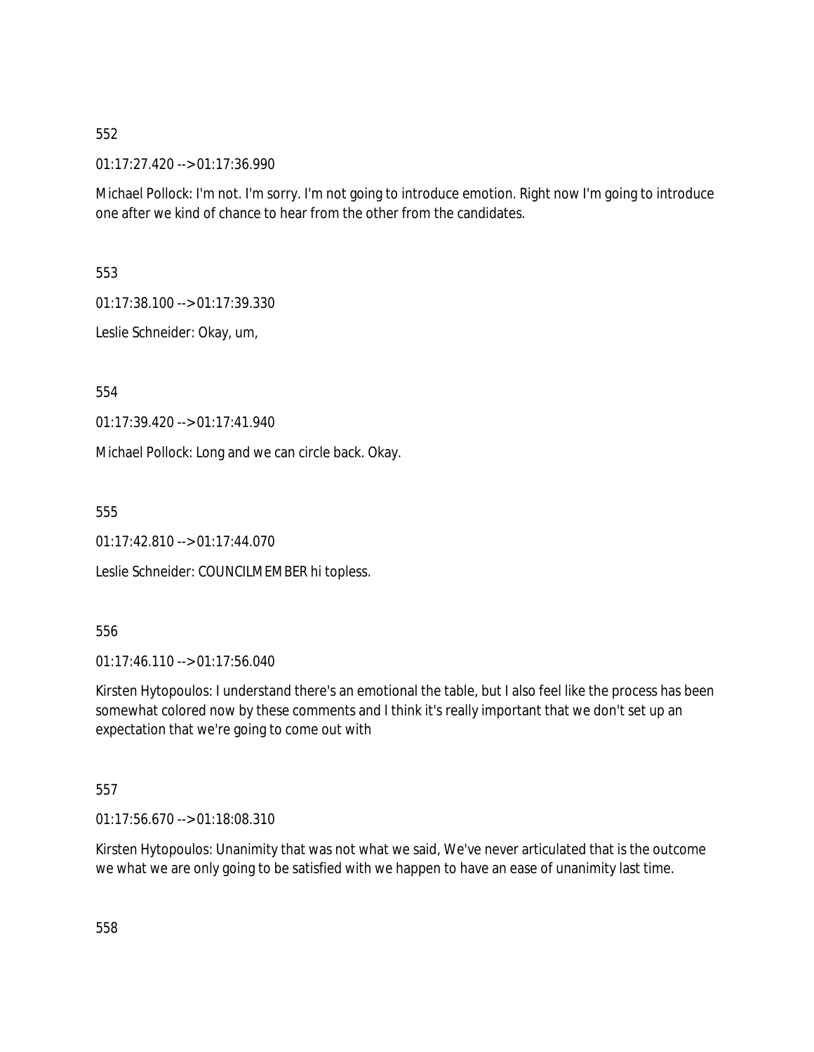552

01:17:27.420 --> 01:17:36.990

Michael Pollock: I'm not. I'm sorry. I'm not going to introduce emotion. Right now I'm going to introduce one after we kind of chance to hear from the other from the candidates.

553

01:17:38.100 --> 01:17:39.330

Leslie Schneider: Okay, um,

554

01:17:39.420 --> 01:17:41.940

Michael Pollock: Long and we can circle back. Okay.

555

01:17:42.810 --> 01:17:44.070

Leslie Schneider: COUNCILMEMBER hi topless.

556

01:17:46.110 --> 01:17:56.040

Kirsten Hytopoulos: I understand there's an emotional the table, but I also feel like the process has been somewhat colored now by these comments and I think it's really important that we don't set up an expectation that we're going to come out with

557

01:17:56.670 --> 01:18:08.310

Kirsten Hytopoulos: Unanimity that was not what we said, We've never articulated that is the outcome we what we are only going to be satisfied with we happen to have an ease of unanimity last time.

558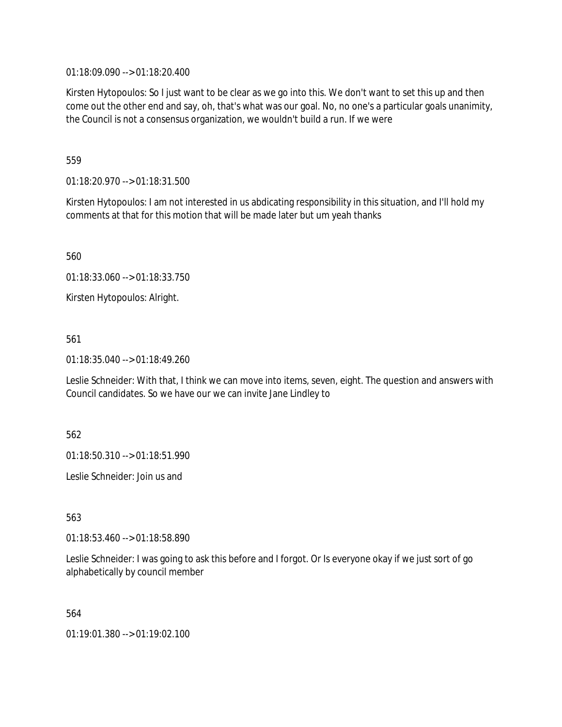01:18:09.090 --> 01:18:20.400

Kirsten Hytopoulos: So I just want to be clear as we go into this. We don't want to set this up and then come out the other end and say, oh, that's what was our goal. No, no one's a particular goals unanimity, the Council is not a consensus organization, we wouldn't build a run. If we were

559

01:18:20.970 --> 01:18:31.500

Kirsten Hytopoulos: I am not interested in us abdicating responsibility in this situation, and I'll hold my comments at that for this motion that will be made later but um yeah thanks

560

01:18:33.060 --> 01:18:33.750

Kirsten Hytopoulos: Alright.

561

01:18:35.040 --> 01:18:49.260

Leslie Schneider: With that, I think we can move into items, seven, eight. The question and answers with Council candidates. So we have our we can invite Jane Lindley to

562

01:18:50.310 --> 01:18:51.990

Leslie Schneider: Join us and

563

01:18:53.460 --> 01:18:58.890

Leslie Schneider: I was going to ask this before and I forgot. Or Is everyone okay if we just sort of go alphabetically by council member

564

01:19:01.380 --> 01:19:02.100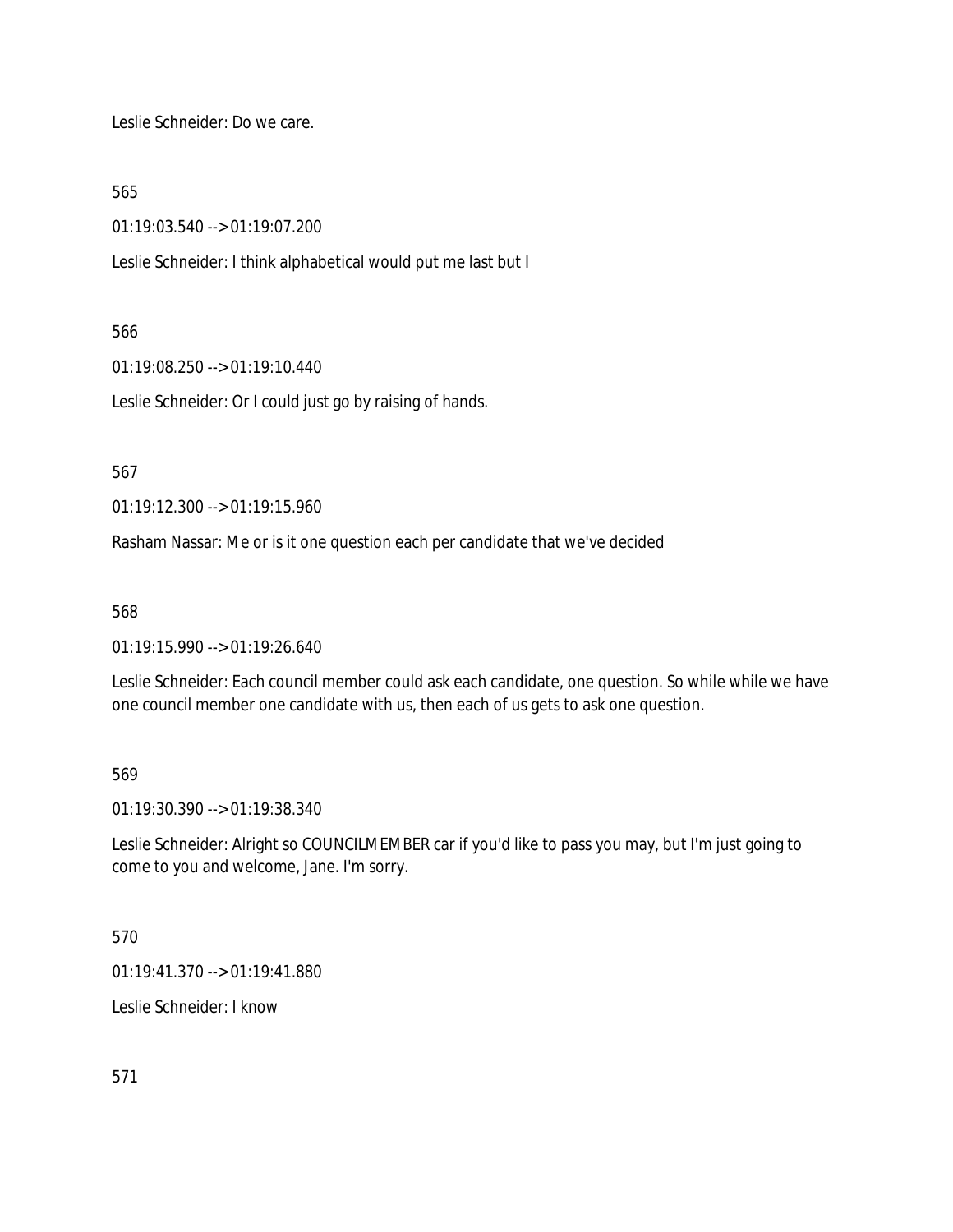Leslie Schneider: Do we care.

565

01:19:03.540 --> 01:19:07.200

Leslie Schneider: I think alphabetical would put me last but I

566

01:19:08.250 --> 01:19:10.440

Leslie Schneider: Or I could just go by raising of hands.

567

01:19:12.300 --> 01:19:15.960

Rasham Nassar: Me or is it one question each per candidate that we've decided

568

01:19:15.990 --> 01:19:26.640

Leslie Schneider: Each council member could ask each candidate, one question. So while while we have one council member one candidate with us, then each of us gets to ask one question.

569

01:19:30.390 --> 01:19:38.340

Leslie Schneider: Alright so COUNCILMEMBER car if you'd like to pass you may, but I'm just going to come to you and welcome, Jane. I'm sorry.

570

01:19:41.370 --> 01:19:41.880

Leslie Schneider: I know

571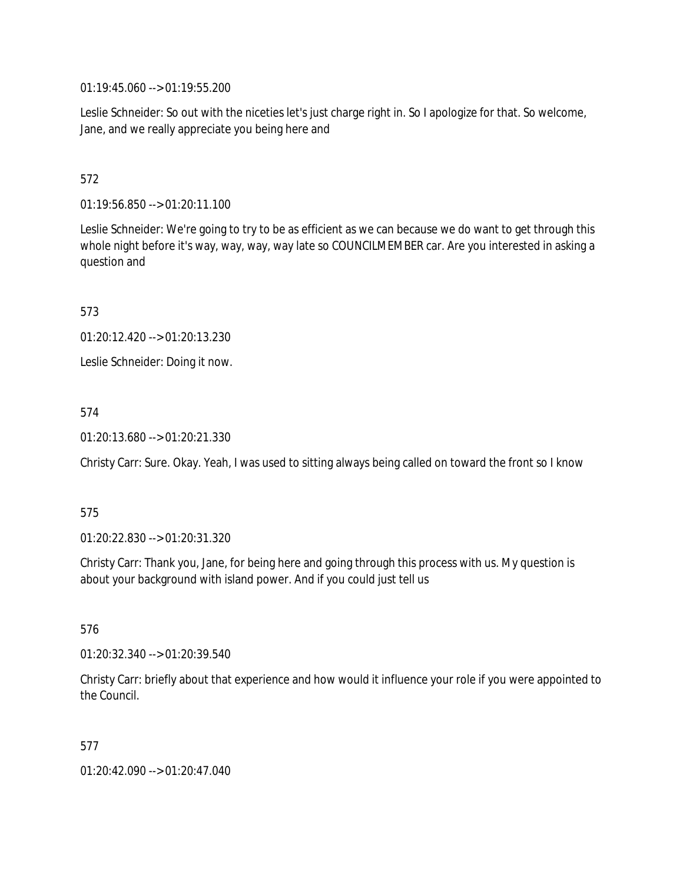01:19:45.060 --> 01:19:55.200

Leslie Schneider: So out with the niceties let's just charge right in. So I apologize for that. So welcome, Jane, and we really appreciate you being here and

572

01:19:56.850 --> 01:20:11.100

Leslie Schneider: We're going to try to be as efficient as we can because we do want to get through this whole night before it's way, way, way, way late so COUNCILMEMBER car. Are you interested in asking a question and

573

01:20:12.420 --> 01:20:13.230

Leslie Schneider: Doing it now.

574

01:20:13.680 --> 01:20:21.330

Christy Carr: Sure. Okay. Yeah, I was used to sitting always being called on toward the front so I know

575

01:20:22.830 --> 01:20:31.320

Christy Carr: Thank you, Jane, for being here and going through this process with us. My question is about your background with island power. And if you could just tell us

576

01:20:32.340 --> 01:20:39.540

Christy Carr: briefly about that experience and how would it influence your role if you were appointed to the Council.

577

01:20:42.090 --> 01:20:47.040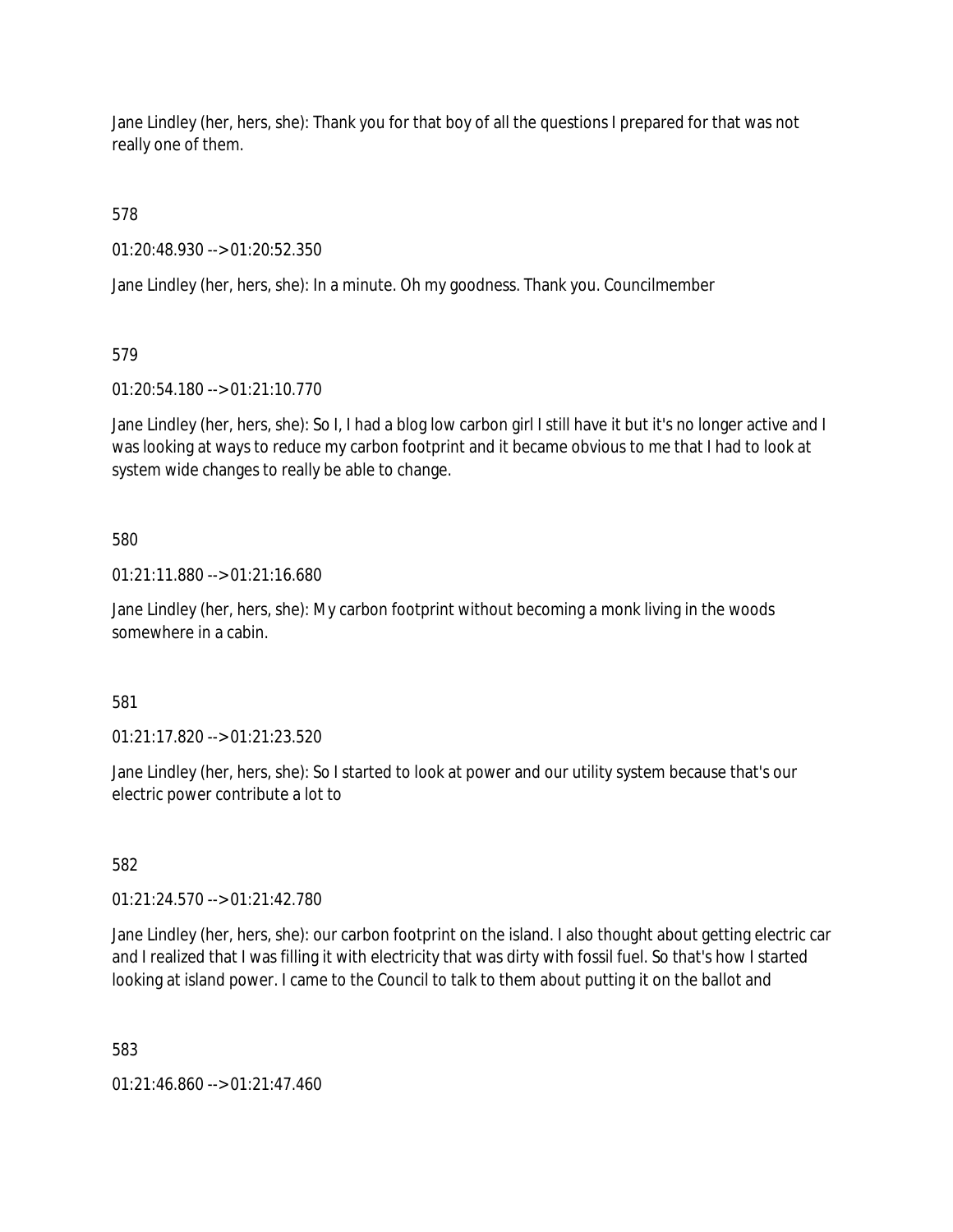Jane Lindley (her, hers, she): Thank you for that boy of all the questions I prepared for that was not really one of them.

578

01:20:48.930 --> 01:20:52.350

Jane Lindley (her, hers, she): In a minute. Oh my goodness. Thank you. Councilmember

579

01:20:54.180 --> 01:21:10.770

Jane Lindley (her, hers, she): So I, I had a blog low carbon girl I still have it but it's no longer active and I was looking at ways to reduce my carbon footprint and it became obvious to me that I had to look at system wide changes to really be able to change.

580

01:21:11.880 --> 01:21:16.680

Jane Lindley (her, hers, she): My carbon footprint without becoming a monk living in the woods somewhere in a cabin.

581

01:21:17.820 --> 01:21:23.520

Jane Lindley (her, hers, she): So I started to look at power and our utility system because that's our electric power contribute a lot to

582

01:21:24.570 --> 01:21:42.780

Jane Lindley (her, hers, she): our carbon footprint on the island. I also thought about getting electric car and I realized that I was filling it with electricity that was dirty with fossil fuel. So that's how I started looking at island power. I came to the Council to talk to them about putting it on the ballot and

583

01:21:46.860 --> 01:21:47.460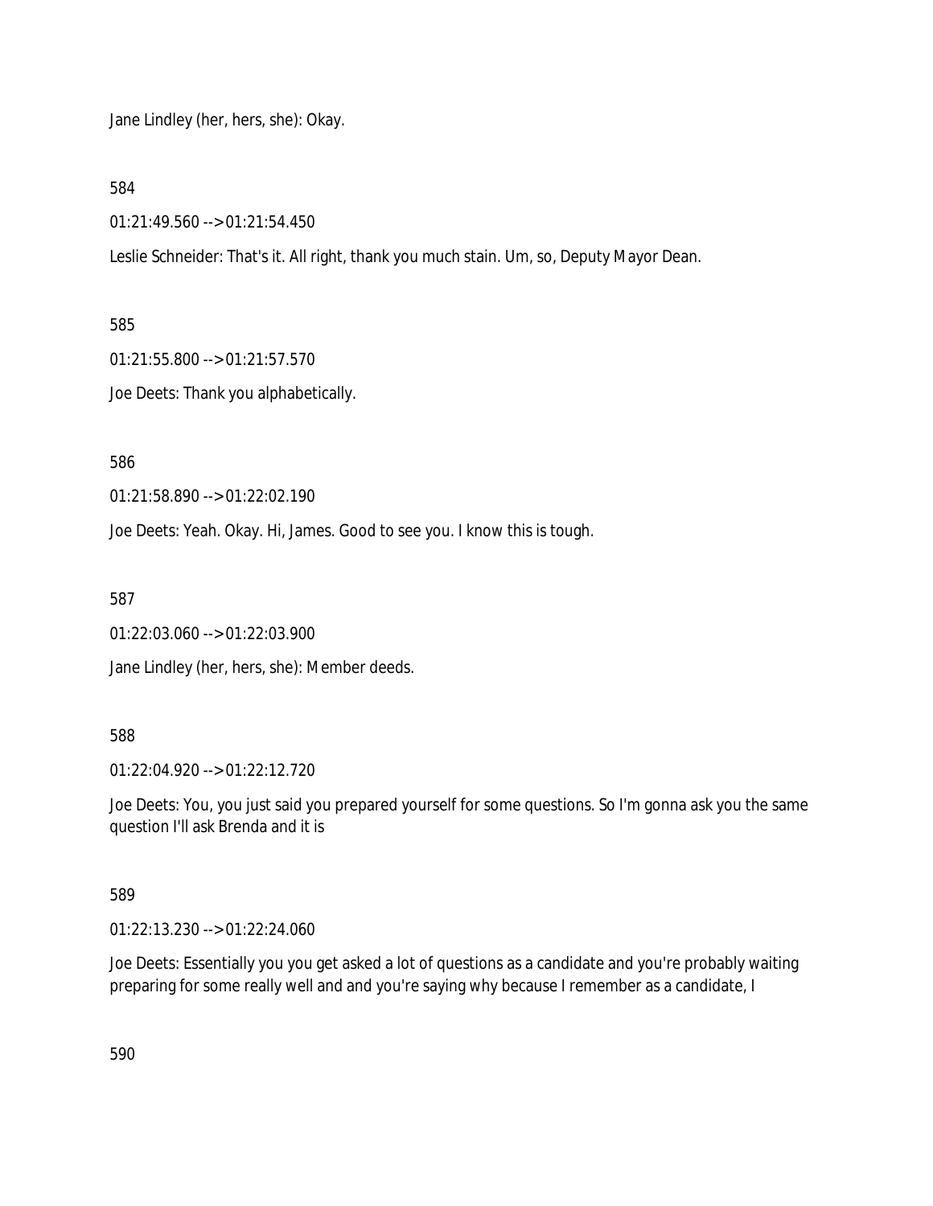Jane Lindley (her, hers, she): Okay.

584

01:21:49.560 --> 01:21:54.450

Leslie Schneider: That's it. All right, thank you much stain. Um, so, Deputy Mayor Dean.

585

01:21:55.800 --> 01:21:57.570

Joe Deets: Thank you alphabetically.

586

01:21:58.890 --> 01:22:02.190

Joe Deets: Yeah. Okay. Hi, James. Good to see you. I know this is tough.

587

01:22:03.060 --> 01:22:03.900

Jane Lindley (her, hers, she): Member deeds.

588

01:22:04.920 --> 01:22:12.720

Joe Deets: You, you just said you prepared yourself for some questions. So I'm gonna ask you the same question I'll ask Brenda and it is

589

01:22:13.230 --> 01:22:24.060

Joe Deets: Essentially you you get asked a lot of questions as a candidate and you're probably waiting preparing for some really well and and you're saying why because I remember as a candidate, I

590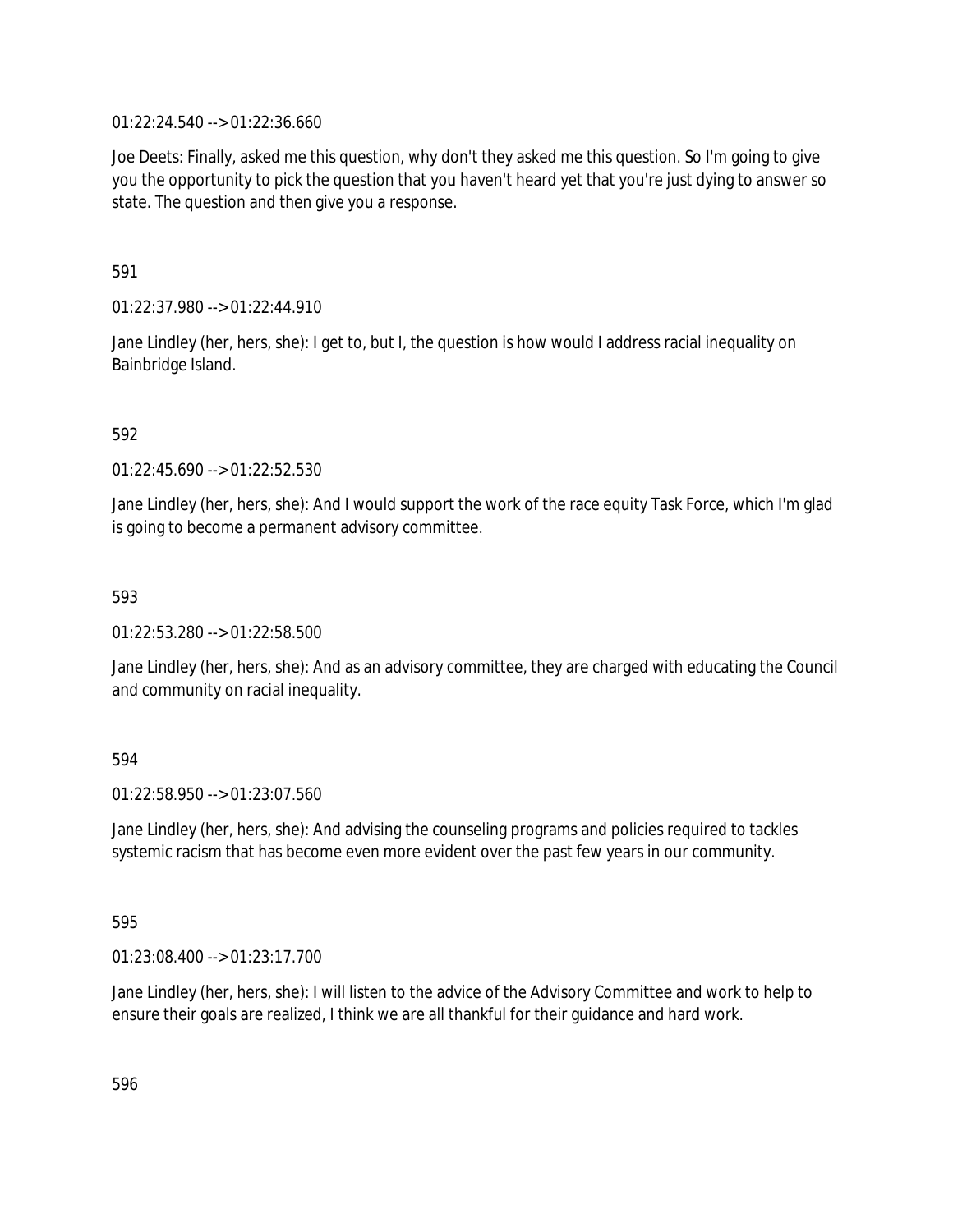01:22:24.540 --> 01:22:36.660

Joe Deets: Finally, asked me this question, why don't they asked me this question. So I'm going to give you the opportunity to pick the question that you haven't heard yet that you're just dying to answer so state. The question and then give you a response.

591

01:22:37.980 --> 01:22:44.910

Jane Lindley (her, hers, she): I get to, but I, the question is how would I address racial inequality on Bainbridge Island.

592

01:22:45.690 --> 01:22:52.530

Jane Lindley (her, hers, she): And I would support the work of the race equity Task Force, which I'm glad is going to become a permanent advisory committee.

593

01:22:53.280 --> 01:22:58.500

Jane Lindley (her, hers, she): And as an advisory committee, they are charged with educating the Council and community on racial inequality.

594

01:22:58.950 --> 01:23:07.560

Jane Lindley (her, hers, she): And advising the counseling programs and policies required to tackles systemic racism that has become even more evident over the past few years in our community.

595

01:23:08.400 --> 01:23:17.700

Jane Lindley (her, hers, she): I will listen to the advice of the Advisory Committee and work to help to ensure their goals are realized, I think we are all thankful for their guidance and hard work.

596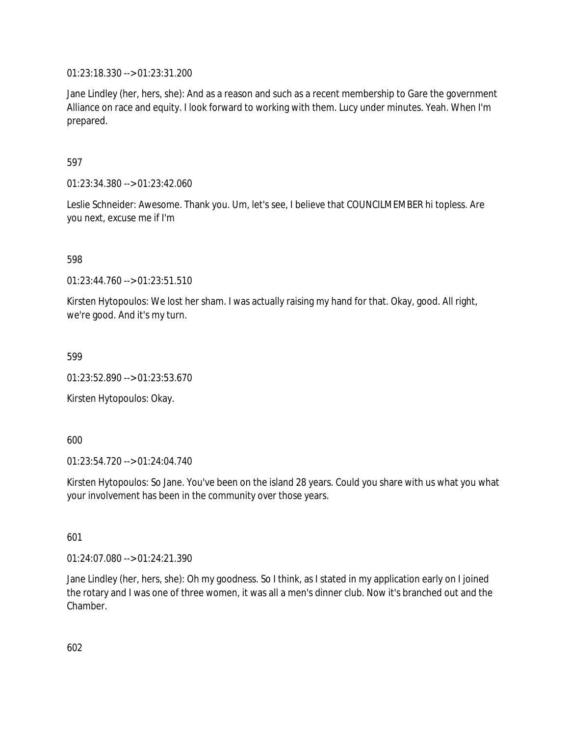01:23:18.330 --> 01:23:31.200

Jane Lindley (her, hers, she): And as a reason and such as a recent membership to Gare the government Alliance on race and equity. I look forward to working with them. Lucy under minutes. Yeah. When I'm prepared.

597

01:23:34.380 --> 01:23:42.060

Leslie Schneider: Awesome. Thank you. Um, let's see, I believe that COUNCILMEMBER hi topless. Are you next, excuse me if I'm

598

01:23:44.760 --> 01:23:51.510

Kirsten Hytopoulos: We lost her sham. I was actually raising my hand for that. Okay, good. All right, we're good. And it's my turn.

599

01:23:52.890 --> 01:23:53.670

Kirsten Hytopoulos: Okay.

600

01:23:54.720 --> 01:24:04.740

Kirsten Hytopoulos: So Jane. You've been on the island 28 years. Could you share with us what you what your involvement has been in the community over those years.

601

01:24:07.080 --> 01:24:21.390

Jane Lindley (her, hers, she): Oh my goodness. So I think, as I stated in my application early on I joined the rotary and I was one of three women, it was all a men's dinner club. Now it's branched out and the Chamber.

602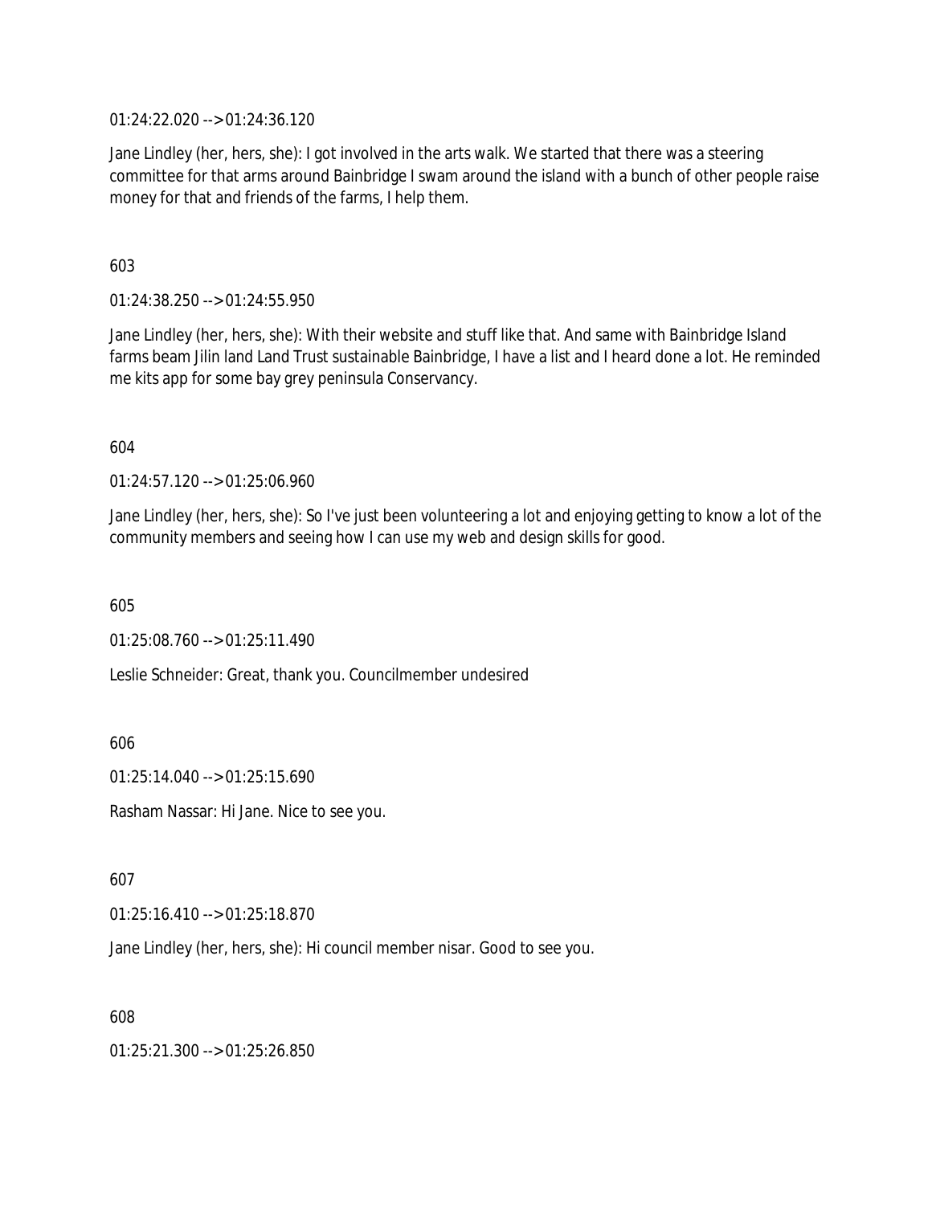01:24:22.020 --> 01:24:36.120

Jane Lindley (her, hers, she): I got involved in the arts walk. We started that there was a steering committee for that arms around Bainbridge I swam around the island with a bunch of other people raise money for that and friends of the farms, I help them.

603

01:24:38.250 --> 01:24:55.950

Jane Lindley (her, hers, she): With their website and stuff like that. And same with Bainbridge Island farms beam Jilin land Land Trust sustainable Bainbridge, I have a list and I heard done a lot. He reminded me kits app for some bay grey peninsula Conservancy.

604

01:24:57.120 --> 01:25:06.960

Jane Lindley (her, hers, she): So I've just been volunteering a lot and enjoying getting to know a lot of the community members and seeing how I can use my web and design skills for good.

605

01:25:08.760 --> 01:25:11.490

Leslie Schneider: Great, thank you. Councilmember undesired

606

01:25:14.040 --> 01:25:15.690

Rasham Nassar: Hi Jane. Nice to see you.

607

01:25:16.410 --> 01:25:18.870

Jane Lindley (her, hers, she): Hi council member nisar. Good to see you.

608

01:25:21.300 --> 01:25:26.850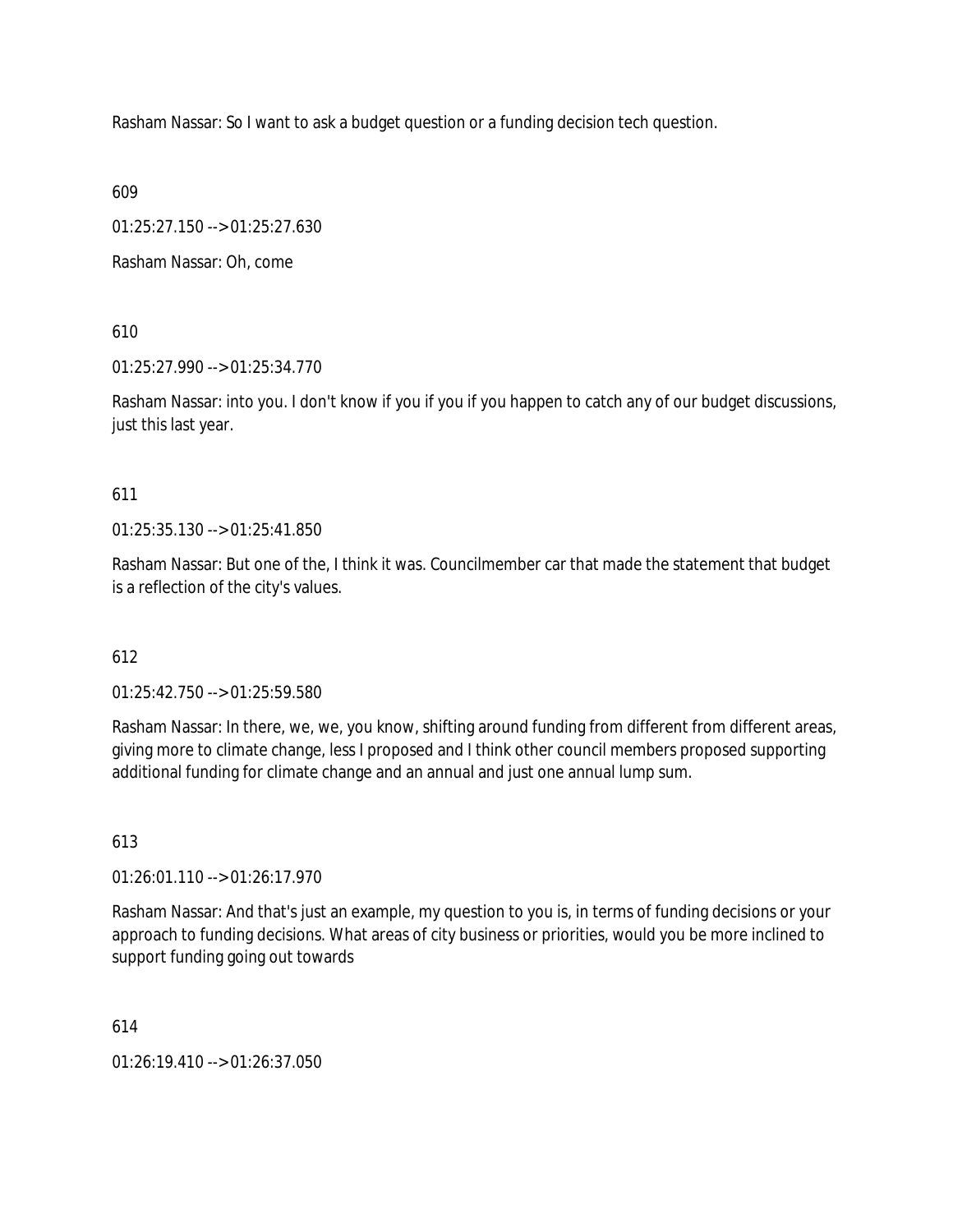Rasham Nassar: So I want to ask a budget question or a funding decision tech question.

609

01:25:27.150 --> 01:25:27.630

Rasham Nassar: Oh, come

610

01:25:27.990 --> 01:25:34.770

Rasham Nassar: into you. I don't know if you if you if you happen to catch any of our budget discussions, just this last year.

611

01:25:35.130 --> 01:25:41.850

Rasham Nassar: But one of the, I think it was. Councilmember car that made the statement that budget is a reflection of the city's values.

612

01:25:42.750 --> 01:25:59.580

Rasham Nassar: In there, we, we, you know, shifting around funding from different from different areas, giving more to climate change, less I proposed and I think other council members proposed supporting additional funding for climate change and an annual and just one annual lump sum.

613

01:26:01.110 --> 01:26:17.970

Rasham Nassar: And that's just an example, my question to you is, in terms of funding decisions or your approach to funding decisions. What areas of city business or priorities, would you be more inclined to support funding going out towards

614

01:26:19.410 --> 01:26:37.050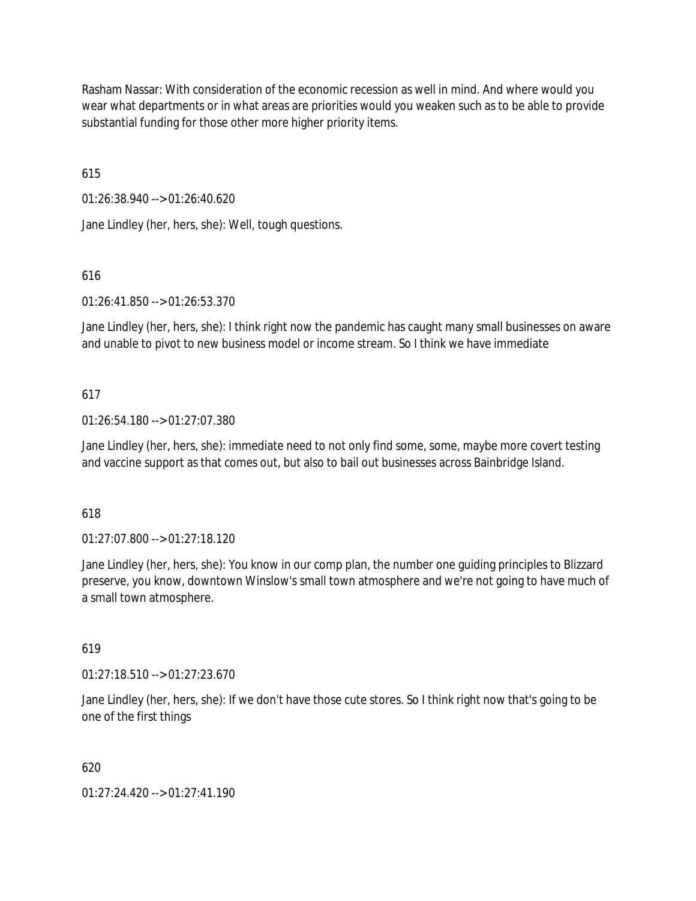Rasham Nassar: With consideration of the economic recession as well in mind. And where would you wear what departments or in what areas are priorities would you weaken such as to be able to provide substantial funding for those other more higher priority items.

615

01:26:38.940 --> 01:26:40.620

Jane Lindley (her, hers, she): Well, tough questions.

616

01:26:41.850 --> 01:26:53.370

Jane Lindley (her, hers, she): I think right now the pandemic has caught many small businesses on aware and unable to pivot to new business model or income stream. So I think we have immediate

617

01:26:54.180 --> 01:27:07.380

Jane Lindley (her, hers, she): immediate need to not only find some, some, maybe more covert testing and vaccine support as that comes out, but also to bail out businesses across Bainbridge Island.

618

01:27:07.800 --> 01:27:18.120

Jane Lindley (her, hers, she): You know in our comp plan, the number one guiding principles to Blizzard preserve, you know, downtown Winslow's small town atmosphere and we're not going to have much of a small town atmosphere.

619

01:27:18.510 --> 01:27:23.670

Jane Lindley (her, hers, she): If we don't have those cute stores. So I think right now that's going to be one of the first things

620

01:27:24.420 --> 01:27:41.190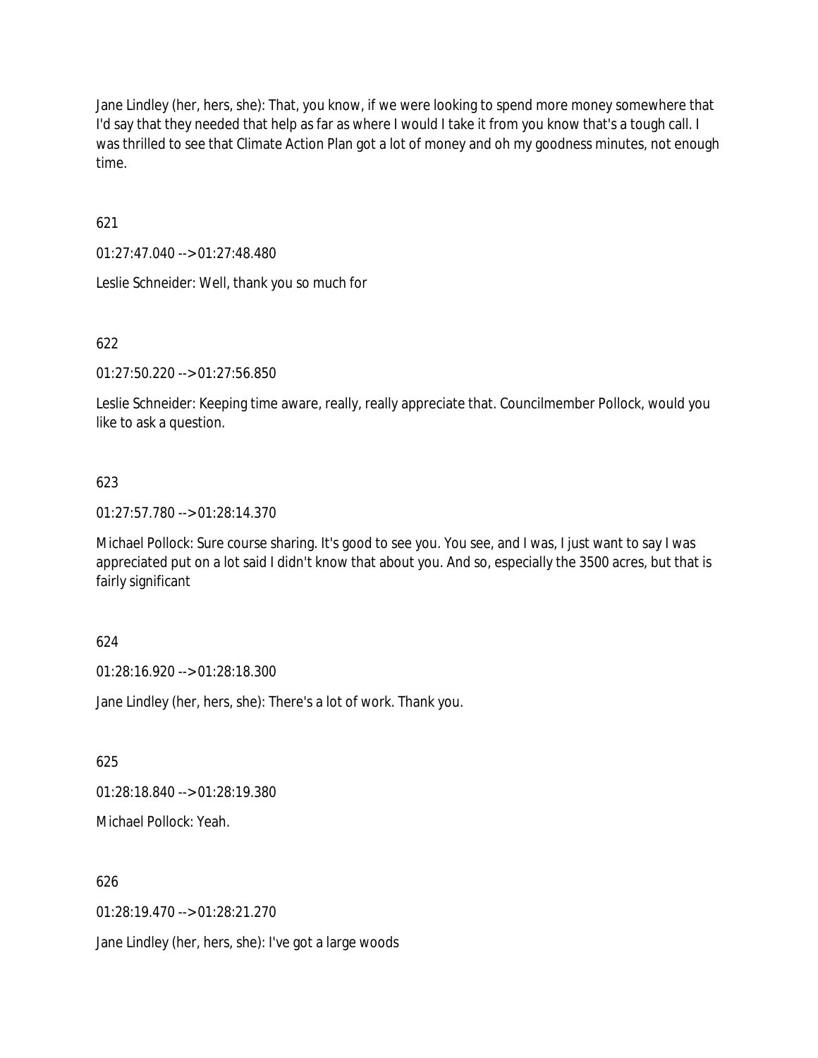Jane Lindley (her, hers, she): That, you know, if we were looking to spend more money somewhere that I'd say that they needed that help as far as where I would I take it from you know that's a tough call. I was thrilled to see that Climate Action Plan got a lot of money and oh my goodness minutes, not enough time.

621

01:27:47.040 --> 01:27:48.480

Leslie Schneider: Well, thank you so much for

622

01:27:50.220 --> 01:27:56.850

Leslie Schneider: Keeping time aware, really, really appreciate that. Councilmember Pollock, would you like to ask a question.

623

01:27:57.780 --> 01:28:14.370

Michael Pollock: Sure course sharing. It's good to see you. You see, and I was, I just want to say I was appreciated put on a lot said I didn't know that about you. And so, especially the 3500 acres, but that is fairly significant

624

01:28:16.920 --> 01:28:18.300

Jane Lindley (her, hers, she): There's a lot of work. Thank you.

625

01:28:18.840 --> 01:28:19.380

Michael Pollock: Yeah.

626

01:28:19.470 --> 01:28:21.270

Jane Lindley (her, hers, she): I've got a large woods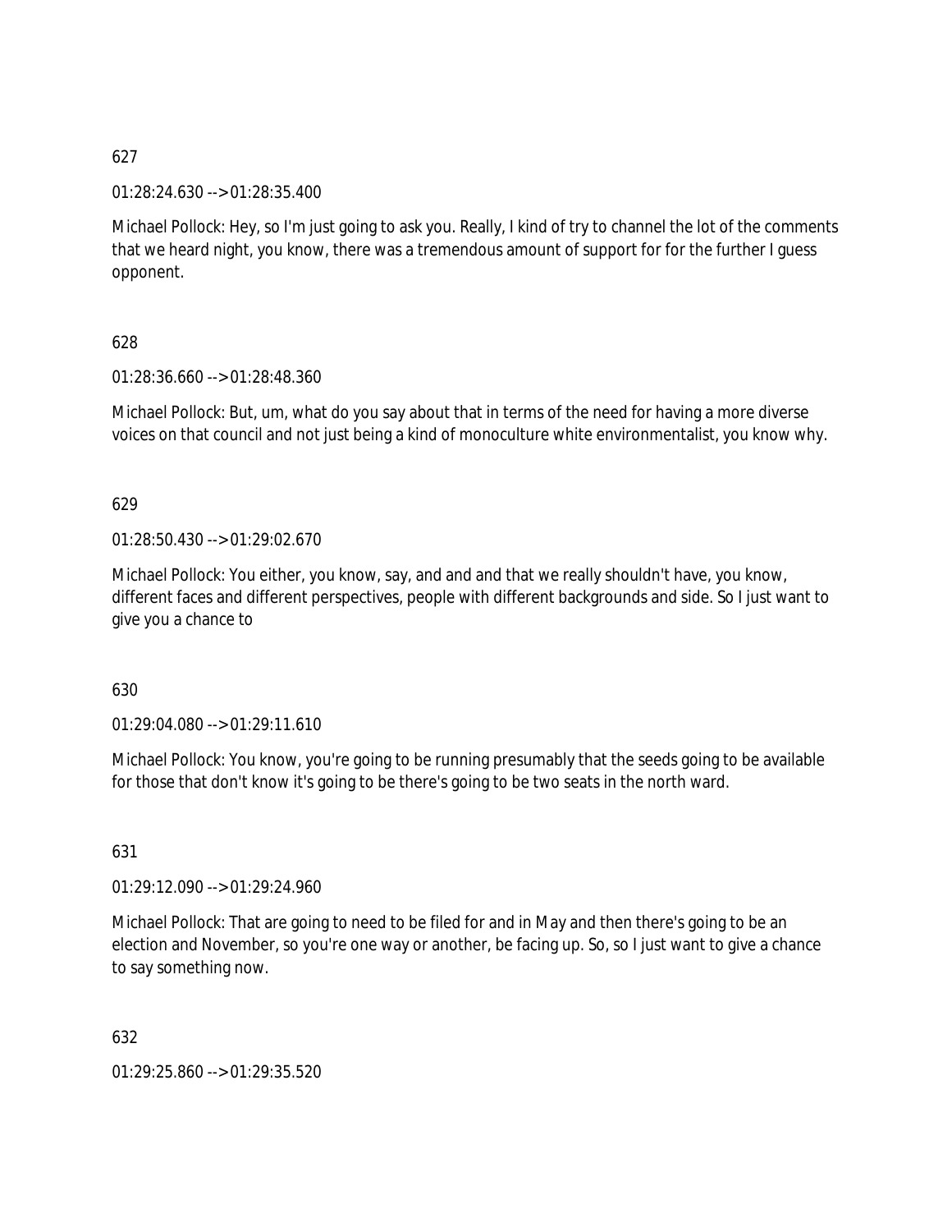627

01:28:24.630 --> 01:28:35.400

Michael Pollock: Hey, so I'm just going to ask you. Really, I kind of try to channel the lot of the comments that we heard night, you know, there was a tremendous amount of support for for the further I guess opponent.

628

01:28:36.660 --> 01:28:48.360

Michael Pollock: But, um, what do you say about that in terms of the need for having a more diverse voices on that council and not just being a kind of monoculture white environmentalist, you know why.

629

01:28:50.430 --> 01:29:02.670

Michael Pollock: You either, you know, say, and and and that we really shouldn't have, you know, different faces and different perspectives, people with different backgrounds and side. So I just want to give you a chance to

630

01:29:04.080 --> 01:29:11.610

Michael Pollock: You know, you're going to be running presumably that the seeds going to be available for those that don't know it's going to be there's going to be two seats in the north ward.

631

01:29:12.090 --> 01:29:24.960

Michael Pollock: That are going to need to be filed for and in May and then there's going to be an election and November, so you're one way or another, be facing up. So, so I just want to give a chance to say something now.

632

01:29:25.860 --> 01:29:35.520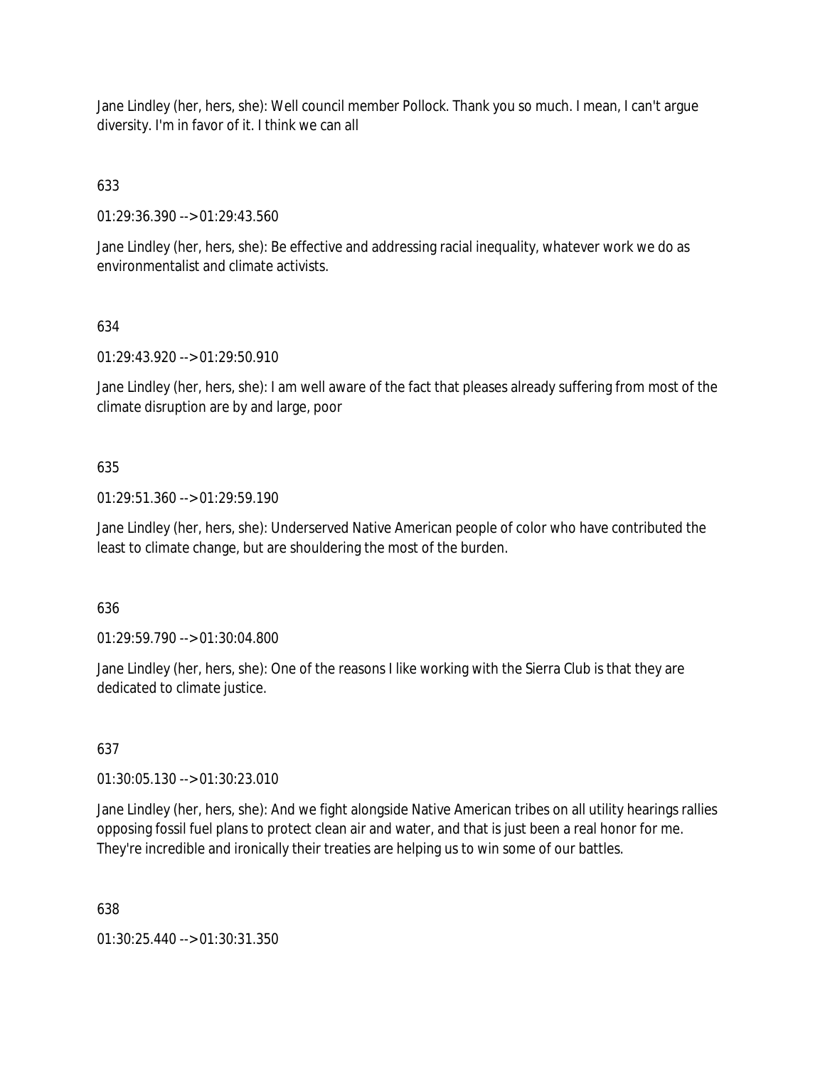Jane Lindley (her, hers, she): Well council member Pollock. Thank you so much. I mean, I can't argue diversity. I'm in favor of it. I think we can all

633

01:29:36.390 --> 01:29:43.560

Jane Lindley (her, hers, she): Be effective and addressing racial inequality, whatever work we do as environmentalist and climate activists.

634

01:29:43.920 --> 01:29:50.910

Jane Lindley (her, hers, she): I am well aware of the fact that pleases already suffering from most of the climate disruption are by and large, poor

635

01:29:51.360 --> 01:29:59.190

Jane Lindley (her, hers, she): Underserved Native American people of color who have contributed the least to climate change, but are shouldering the most of the burden.

636

01:29:59.790 --> 01:30:04.800

Jane Lindley (her, hers, she): One of the reasons I like working with the Sierra Club is that they are dedicated to climate justice.

637

01:30:05.130 --> 01:30:23.010

Jane Lindley (her, hers, she): And we fight alongside Native American tribes on all utility hearings rallies opposing fossil fuel plans to protect clean air and water, and that is just been a real honor for me. They're incredible and ironically their treaties are helping us to win some of our battles.

638

01:30:25.440 --> 01:30:31.350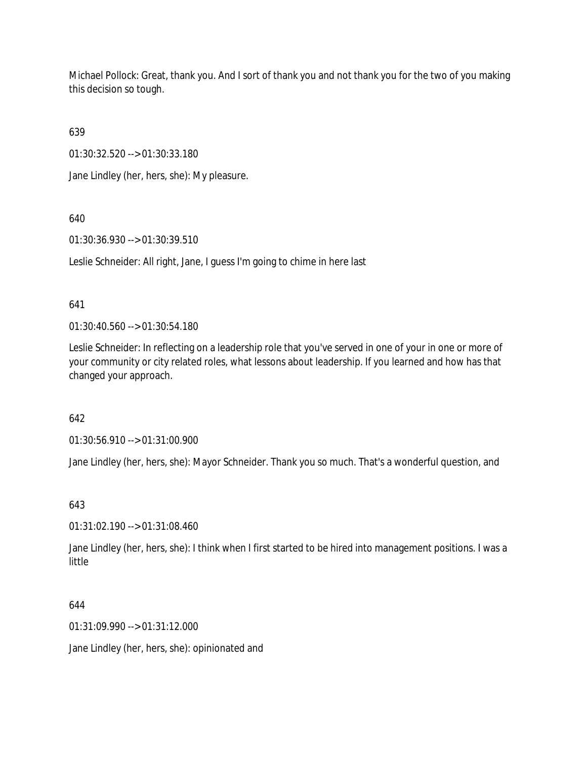Michael Pollock: Great, thank you. And I sort of thank you and not thank you for the two of you making this decision so tough.

639

01:30:32.520 --> 01:30:33.180

Jane Lindley (her, hers, she): My pleasure.

640

01:30:36.930 --> 01:30:39.510

Leslie Schneider: All right, Jane, I guess I'm going to chime in here last

641

01:30:40.560 --> 01:30:54.180

Leslie Schneider: In reflecting on a leadership role that you've served in one of your in one or more of your community or city related roles, what lessons about leadership. If you learned and how has that changed your approach.

642

01:30:56.910 --> 01:31:00.900

Jane Lindley (her, hers, she): Mayor Schneider. Thank you so much. That's a wonderful question, and

643

01:31:02.190 --> 01:31:08.460

Jane Lindley (her, hers, she): I think when I first started to be hired into management positions. I was a little

644

01:31:09.990 --> 01:31:12.000

Jane Lindley (her, hers, she): opinionated and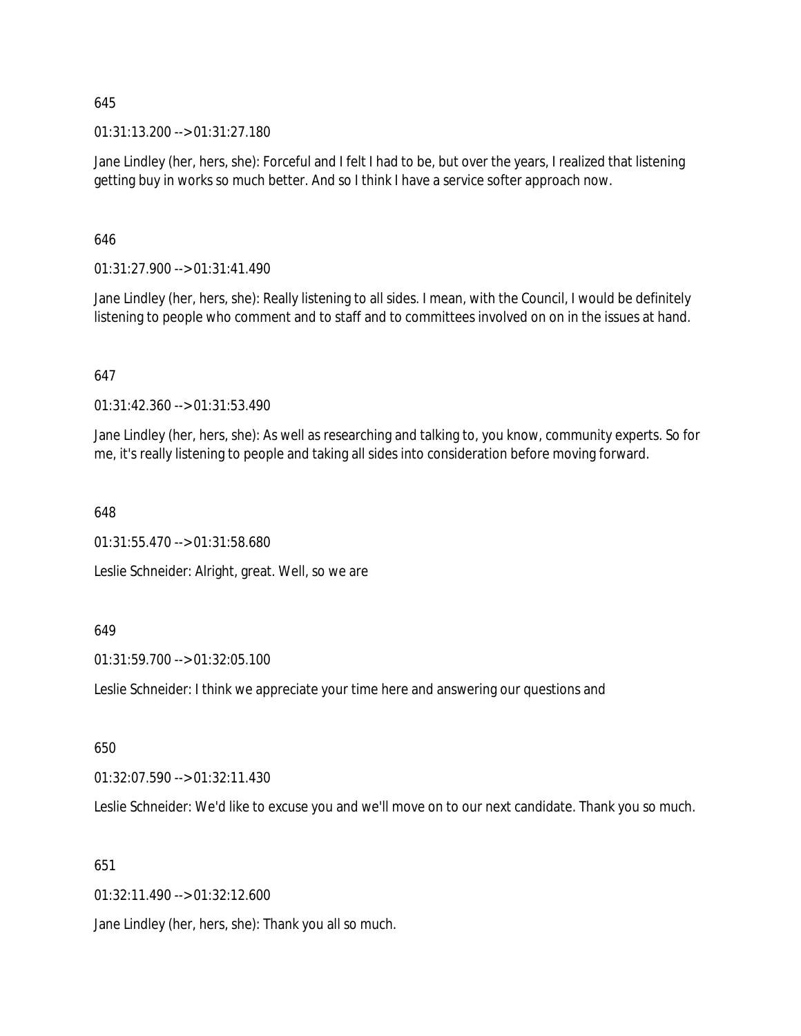645

01:31:13.200 --> 01:31:27.180

Jane Lindley (her, hers, she): Forceful and I felt I had to be, but over the years, I realized that listening getting buy in works so much better. And so I think I have a service softer approach now.

646

01:31:27.900 --> 01:31:41.490

Jane Lindley (her, hers, she): Really listening to all sides. I mean, with the Council, I would be definitely listening to people who comment and to staff and to committees involved on on in the issues at hand.

647

01:31:42.360 --> 01:31:53.490

Jane Lindley (her, hers, she): As well as researching and talking to, you know, community experts. So for me, it's really listening to people and taking all sides into consideration before moving forward.

648

01:31:55.470 --> 01:31:58.680

Leslie Schneider: Alright, great. Well, so we are

649

01:31:59.700 --> 01:32:05.100

Leslie Schneider: I think we appreciate your time here and answering our questions and

650

01:32:07.590 --> 01:32:11.430

Leslie Schneider: We'd like to excuse you and we'll move on to our next candidate. Thank you so much.

651

01:32:11.490 --> 01:32:12.600

Jane Lindley (her, hers, she): Thank you all so much.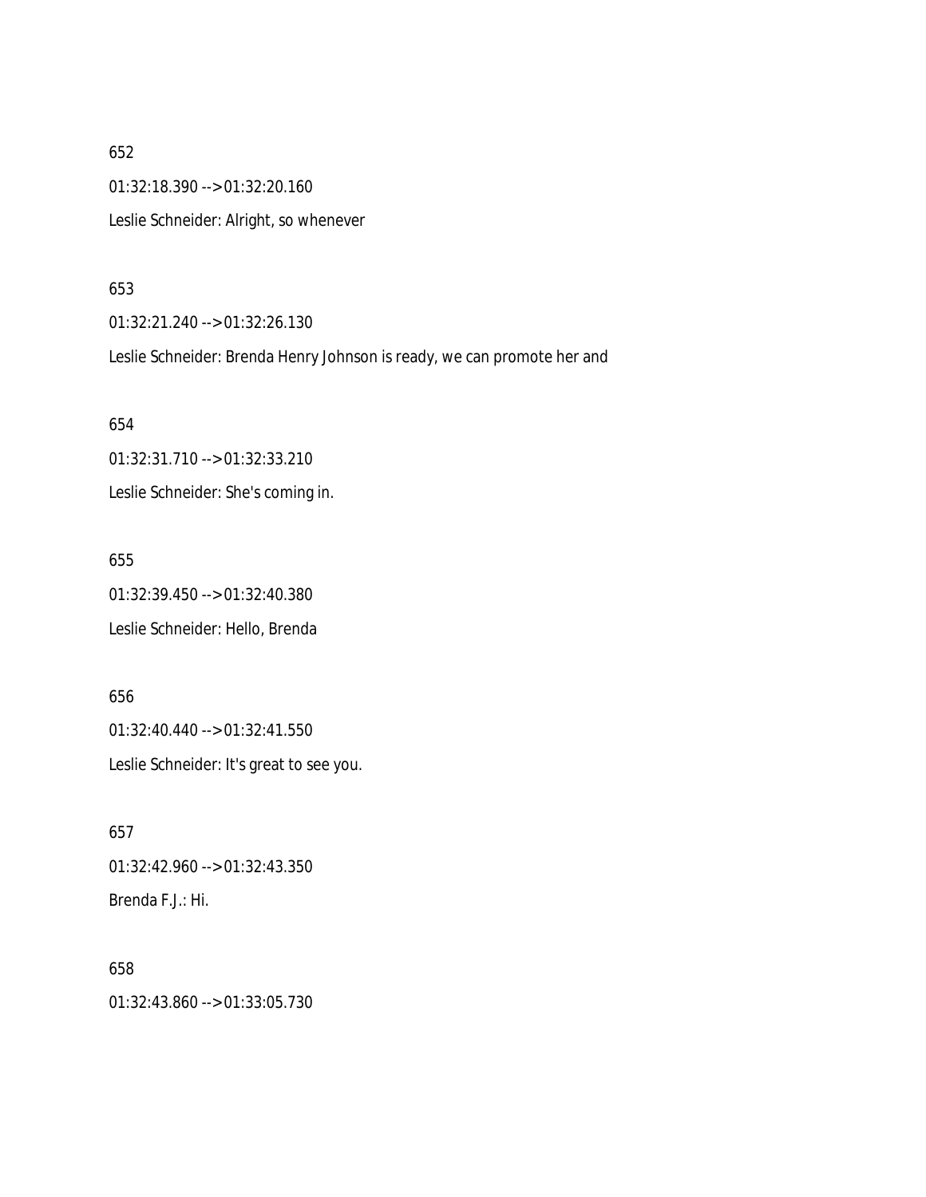652

01:32:18.390 --> 01:32:20.160

Leslie Schneider: Alright, so whenever

653

01:32:21.240 --> 01:32:26.130

Leslie Schneider: Brenda Henry Johnson is ready, we can promote her and

654

01:32:31.710 --> 01:32:33.210

Leslie Schneider: She's coming in.

655

01:32:39.450 --> 01:32:40.380

Leslie Schneider: Hello, Brenda

656

01:32:40.440 --> 01:32:41.550

Leslie Schneider: It's great to see you.

657

01:32:42.960 --> 01:32:43.350

Brenda F.J.: Hi.

658

01:32:43.860 --> 01:33:05.730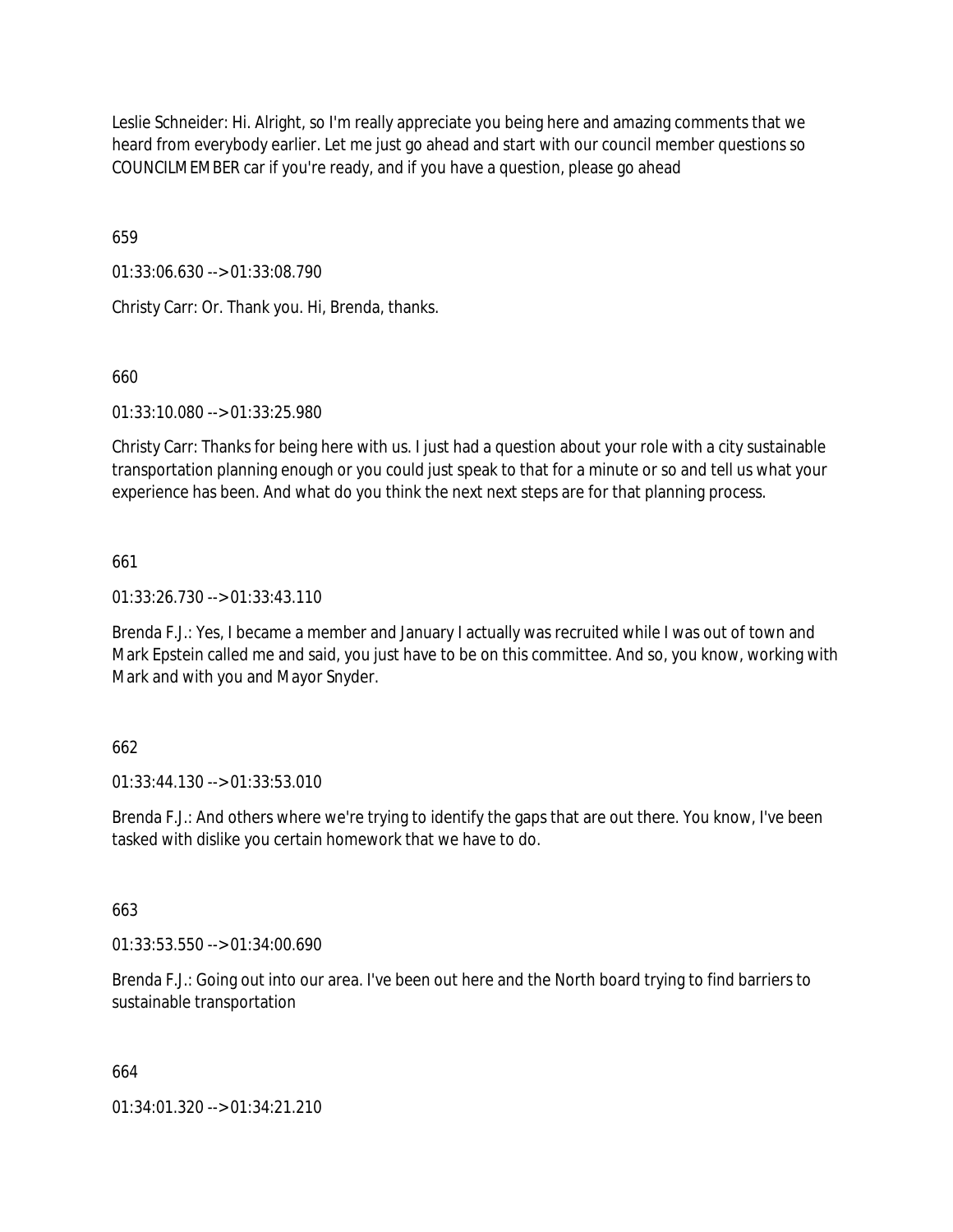Leslie Schneider: Hi. Alright, so I'm really appreciate you being here and amazing comments that we heard from everybody earlier. Let me just go ahead and start with our council member questions so COUNCILMEMBER car if you're ready, and if you have a question, please go ahead

659

01:33:06.630 --> 01:33:08.790

Christy Carr: Or. Thank you. Hi, Brenda, thanks.

660

01:33:10.080 --> 01:33:25.980

Christy Carr: Thanks for being here with us. I just had a question about your role with a city sustainable transportation planning enough or you could just speak to that for a minute or so and tell us what your experience has been. And what do you think the next next steps are for that planning process.

661

01:33:26.730 --> 01:33:43.110

Brenda F.J.: Yes, I became a member and January I actually was recruited while I was out of town and Mark Epstein called me and said, you just have to be on this committee. And so, you know, working with Mark and with you and Mayor Snyder.

662

01:33:44.130 --> 01:33:53.010

Brenda F.J.: And others where we're trying to identify the gaps that are out there. You know, I've been tasked with dislike you certain homework that we have to do.

663

01:33:53.550 --> 01:34:00.690

Brenda F.J.: Going out into our area. I've been out here and the North board trying to find barriers to sustainable transportation

664

01:34:01.320 --> 01:34:21.210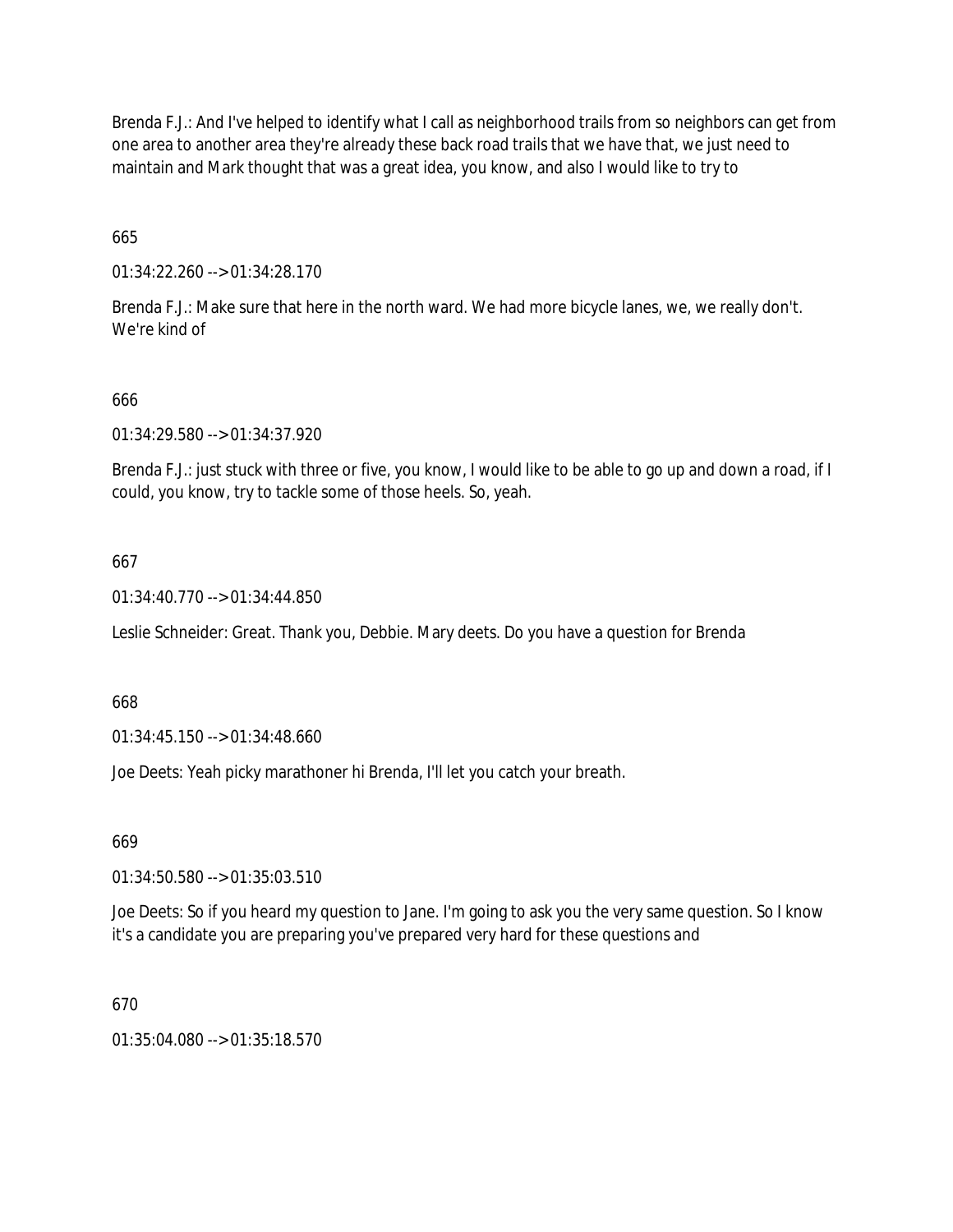Brenda F.J.: And I've helped to identify what I call as neighborhood trails from so neighbors can get from one area to another area they're already these back road trails that we have that, we just need to maintain and Mark thought that was a great idea, you know, and also I would like to try to

665

01:34:22.260 --> 01:34:28.170

Brenda F.J.: Make sure that here in the north ward. We had more bicycle lanes, we, we really don't. We're kind of

666

01:34:29.580 --> 01:34:37.920

Brenda F.J.: just stuck with three or five, you know, I would like to be able to go up and down a road, if I could, you know, try to tackle some of those heels. So, yeah.

667

01:34:40.770 --> 01:34:44.850

Leslie Schneider: Great. Thank you, Debbie. Mary deets. Do you have a question for Brenda

668

01:34:45.150 --> 01:34:48.660

Joe Deets: Yeah picky marathoner hi Brenda, I'll let you catch your breath.

669

01:34:50.580 --> 01:35:03.510

Joe Deets: So if you heard my question to Jane. I'm going to ask you the very same question. So I know it's a candidate you are preparing you've prepared very hard for these questions and

670

01:35:04.080 --> 01:35:18.570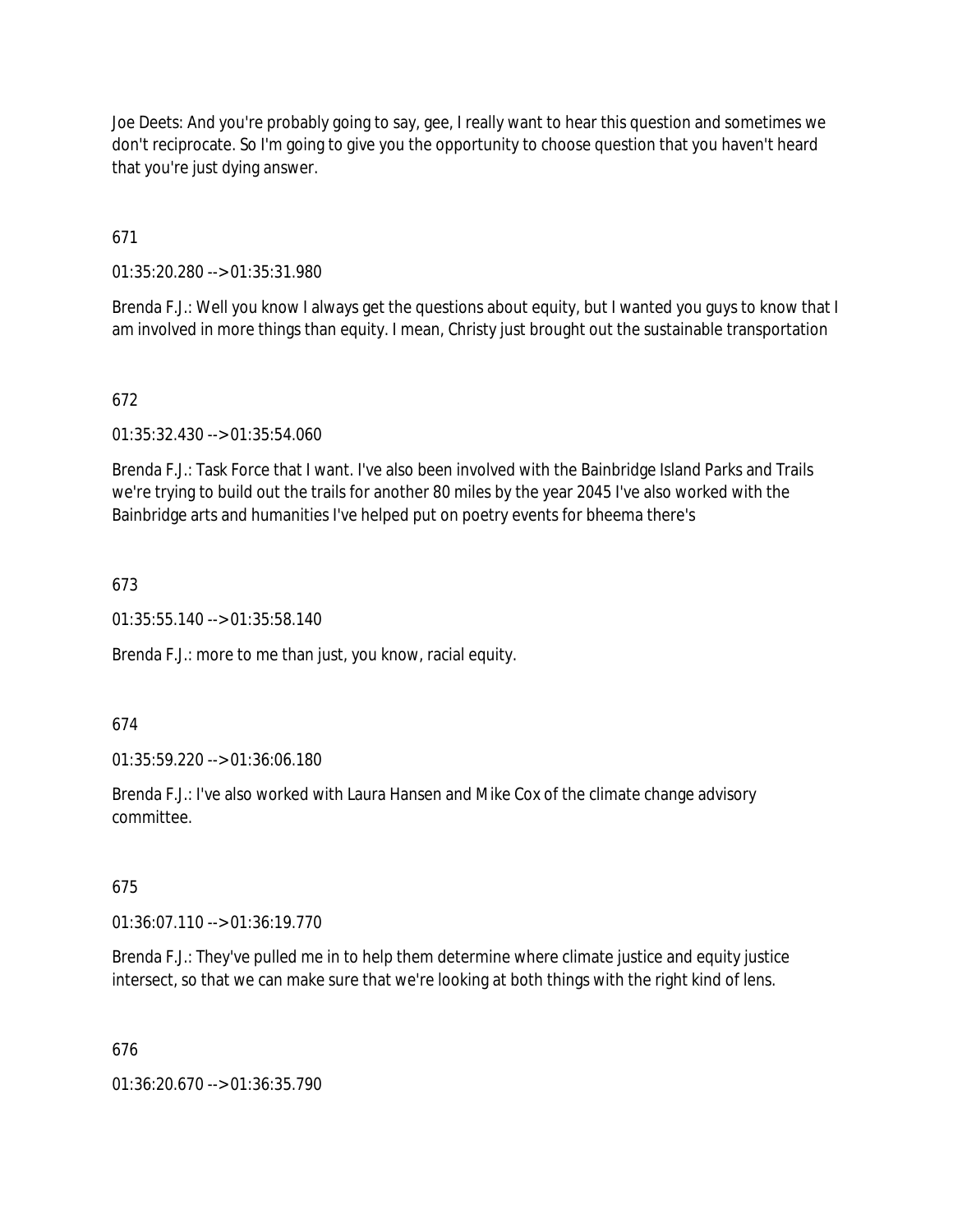Joe Deets: And you're probably going to say, gee, I really want to hear this question and sometimes we don't reciprocate. So I'm going to give you the opportunity to choose question that you haven't heard that you're just dying answer.

671

01:35:20.280 --> 01:35:31.980

Brenda F.J.: Well you know I always get the questions about equity, but I wanted you guys to know that I am involved in more things than equity. I mean, Christy just brought out the sustainable transportation

672

01:35:32.430 --> 01:35:54.060

Brenda F.J.: Task Force that I want. I've also been involved with the Bainbridge Island Parks and Trails we're trying to build out the trails for another 80 miles by the year 2045 I've also worked with the Bainbridge arts and humanities I've helped put on poetry events for bheema there's

673

01:35:55.140 --> 01:35:58.140

Brenda F.J.: more to me than just, you know, racial equity.

674

01:35:59.220 --> 01:36:06.180

Brenda F.J.: I've also worked with Laura Hansen and Mike Cox of the climate change advisory committee.

675

01:36:07.110 --> 01:36:19.770

Brenda F.J.: They've pulled me in to help them determine where climate justice and equity justice intersect, so that we can make sure that we're looking at both things with the right kind of lens.

676

01:36:20.670 --> 01:36:35.790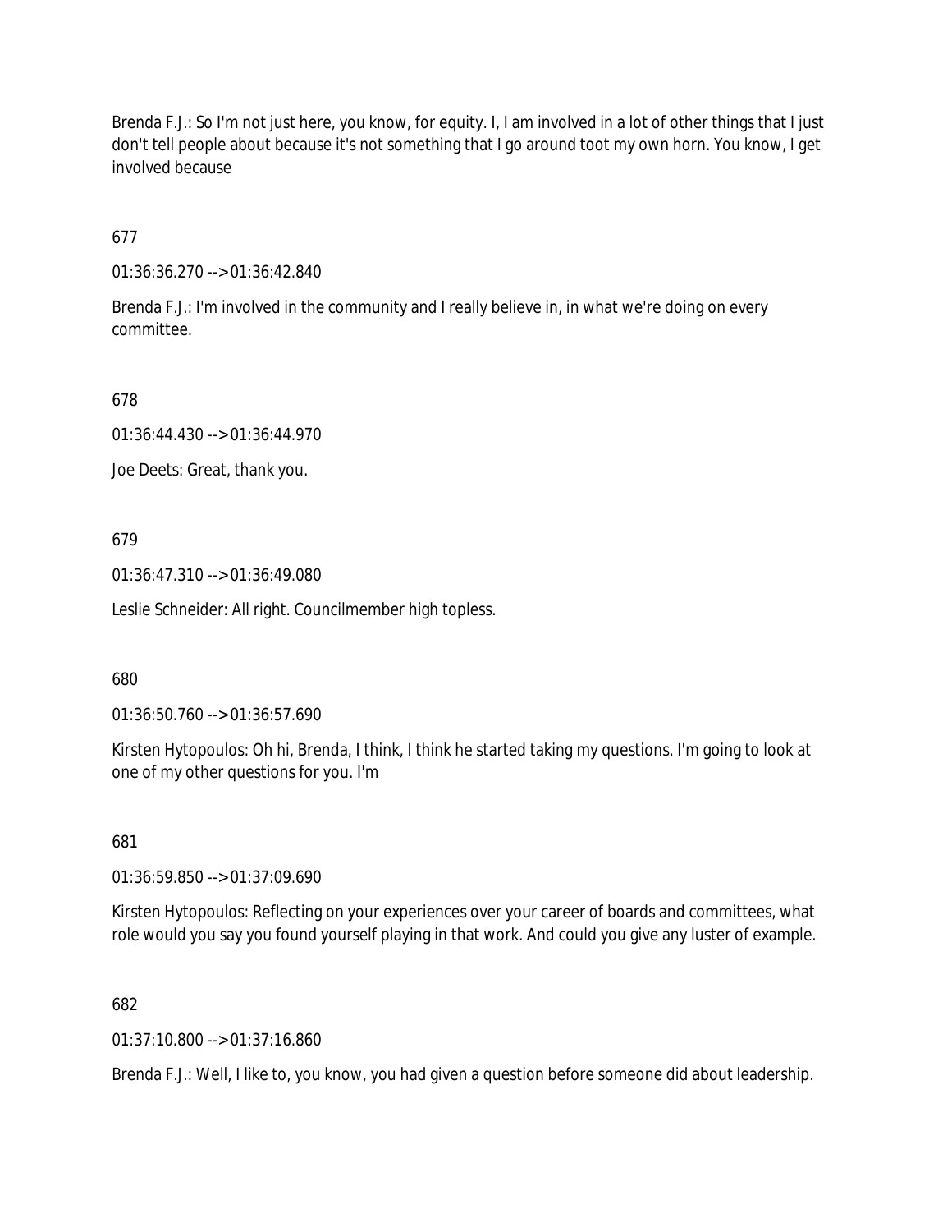Brenda F.J.: So I'm not just here, you know, for equity. I, I am involved in a lot of other things that I just don't tell people about because it's not something that I go around toot my own horn. You know, I get involved because

677

01:36:36.270 --> 01:36:42.840

Brenda F.J.: I'm involved in the community and I really believe in, in what we're doing on every committee.

678

01:36:44.430 --> 01:36:44.970

Joe Deets: Great, thank you.

679

01:36:47.310 --> 01:36:49.080

Leslie Schneider: All right. Councilmember high topless.

680

01:36:50.760 --> 01:36:57.690

Kirsten Hytopoulos: Oh hi, Brenda, I think, I think he started taking my questions. I'm going to look at one of my other questions for you. I'm

681

01:36:59.850 --> 01:37:09.690

Kirsten Hytopoulos: Reflecting on your experiences over your career of boards and committees, what role would you say you found yourself playing in that work. And could you give any luster of example.

682

01:37:10.800 --> 01:37:16.860

Brenda F.J.: Well, I like to, you know, you had given a question before someone did about leadership.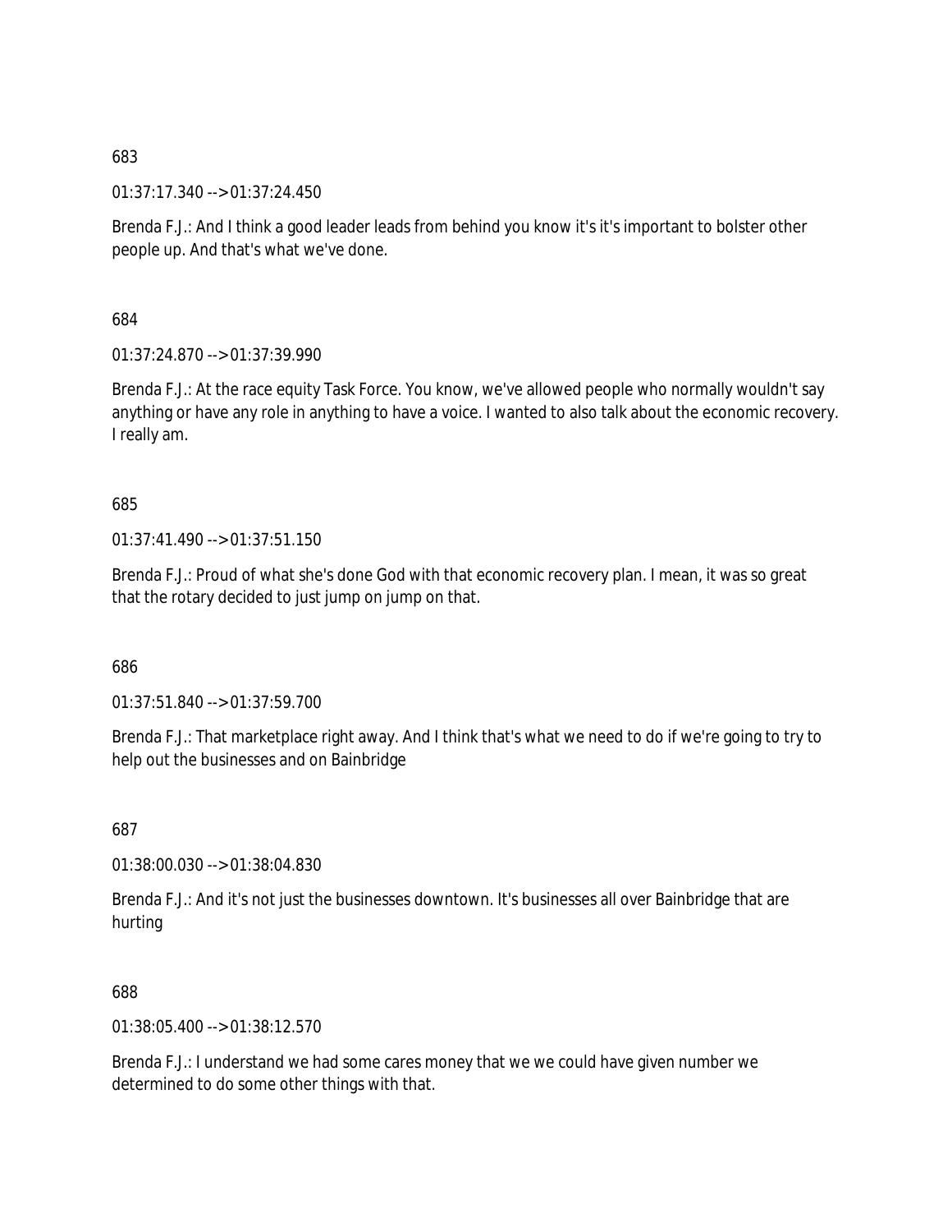683

01:37:17.340 --> 01:37:24.450

Brenda F.J.: And I think a good leader leads from behind you know it's it's important to bolster other people up. And that's what we've done.

684

01:37:24.870 --> 01:37:39.990

Brenda F.J.: At the race equity Task Force. You know, we've allowed people who normally wouldn't say anything or have any role in anything to have a voice. I wanted to also talk about the economic recovery. I really am.

685

01:37:41.490 --> 01:37:51.150

Brenda F.J.: Proud of what she's done God with that economic recovery plan. I mean, it was so great that the rotary decided to just jump on jump on that.

686

01:37:51.840 --> 01:37:59.700

Brenda F.J.: That marketplace right away. And I think that's what we need to do if we're going to try to help out the businesses and on Bainbridge

687

01:38:00.030 --> 01:38:04.830

Brenda F.J.: And it's not just the businesses downtown. It's businesses all over Bainbridge that are hurting

688

01:38:05.400 --> 01:38:12.570

Brenda F.J.: I understand we had some cares money that we we could have given number we determined to do some other things with that.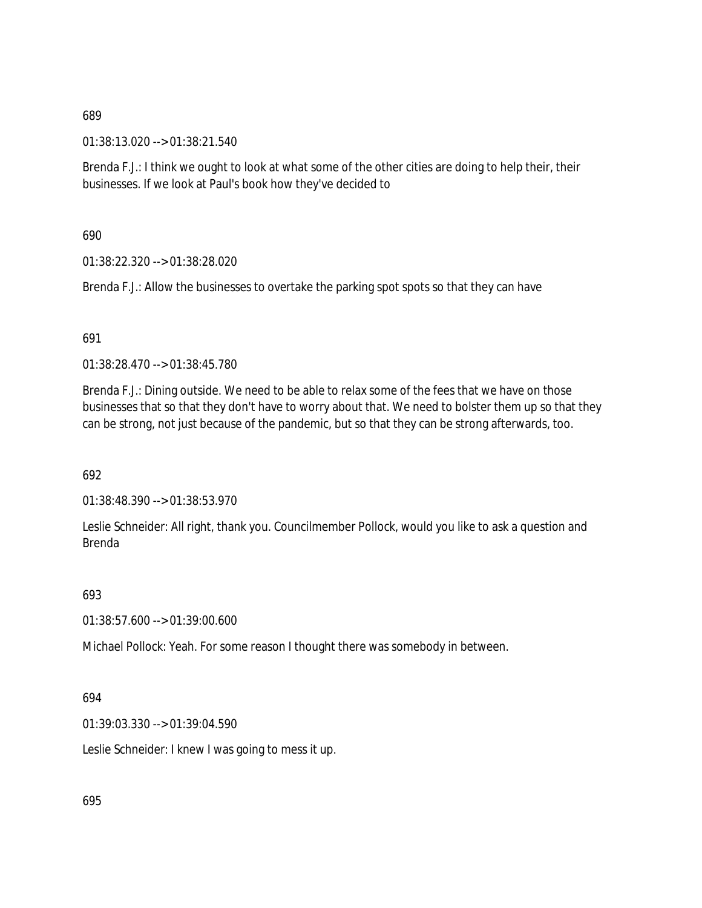689

01:38:13.020 --> 01:38:21.540

Brenda F.J.: I think we ought to look at what some of the other cities are doing to help their, their businesses. If we look at Paul's book how they've decided to

690

01:38:22.320 --> 01:38:28.020

Brenda F.J.: Allow the businesses to overtake the parking spot spots so that they can have

691

01:38:28.470 --> 01:38:45.780

Brenda F.J.: Dining outside. We need to be able to relax some of the fees that we have on those businesses that so that they don't have to worry about that. We need to bolster them up so that they can be strong, not just because of the pandemic, but so that they can be strong afterwards, too.

692

01:38:48.390 --> 01:38:53.970

Leslie Schneider: All right, thank you. Councilmember Pollock, would you like to ask a question and Brenda

693

01:38:57.600 --> 01:39:00.600

Michael Pollock: Yeah. For some reason I thought there was somebody in between.

694

01:39:03.330 --> 01:39:04.590

Leslie Schneider: I knew I was going to mess it up.

695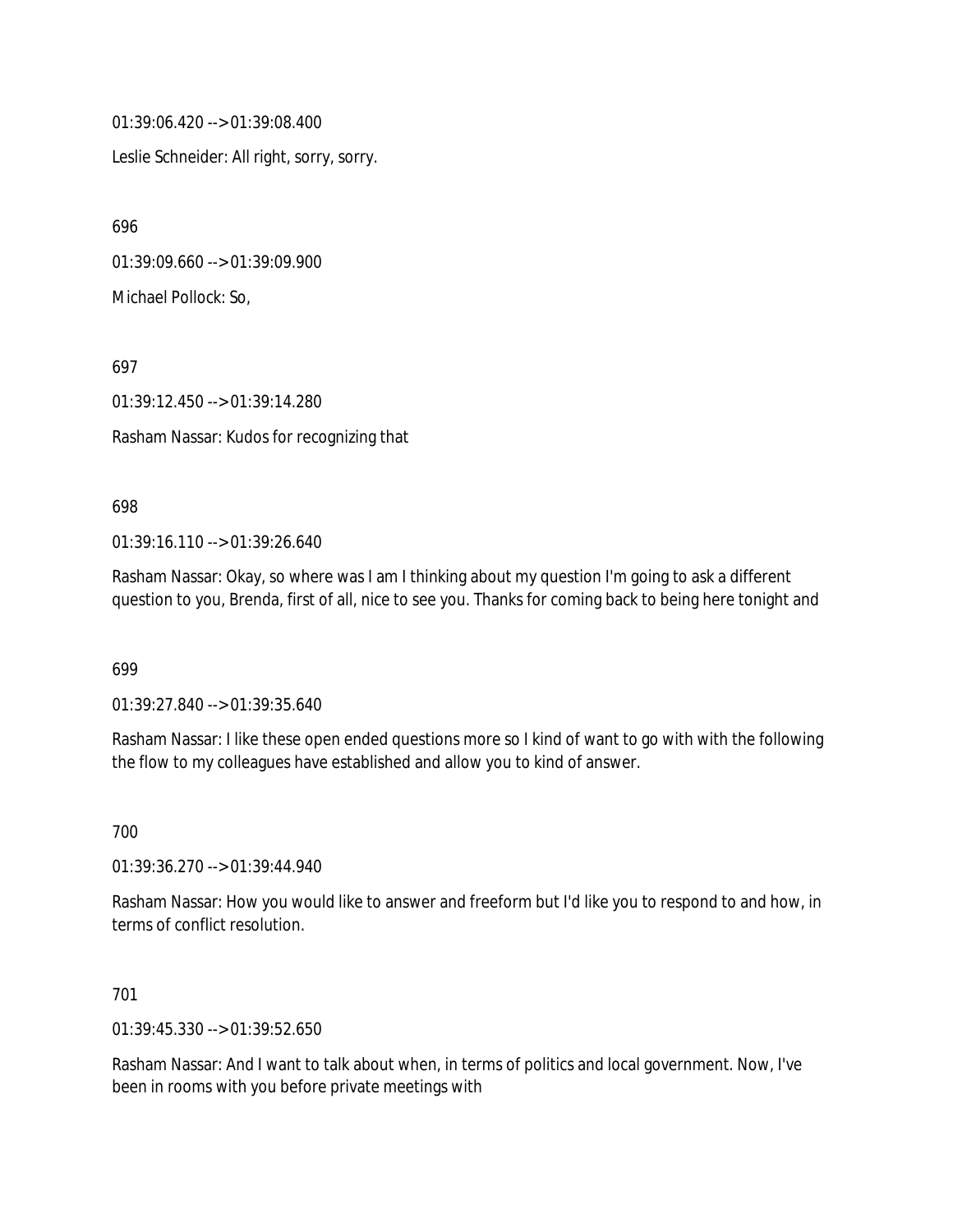01:39:06.420 --> 01:39:08.400

Leslie Schneider: All right, sorry, sorry.

696

01:39:09.660 --> 01:39:09.900

Michael Pollock: So,

697

01:39:12.450 --> 01:39:14.280

Rasham Nassar: Kudos for recognizing that

698

01:39:16.110 --> 01:39:26.640

Rasham Nassar: Okay, so where was I am I thinking about my question I'm going to ask a different question to you, Brenda, first of all, nice to see you. Thanks for coming back to being here tonight and

699

01:39:27.840 --> 01:39:35.640

Rasham Nassar: I like these open ended questions more so I kind of want to go with with the following the flow to my colleagues have established and allow you to kind of answer.

700

01:39:36.270 --> 01:39:44.940

Rasham Nassar: How you would like to answer and freeform but I'd like you to respond to and how, in terms of conflict resolution.

701

01:39:45.330 --> 01:39:52.650

Rasham Nassar: And I want to talk about when, in terms of politics and local government. Now, I've been in rooms with you before private meetings with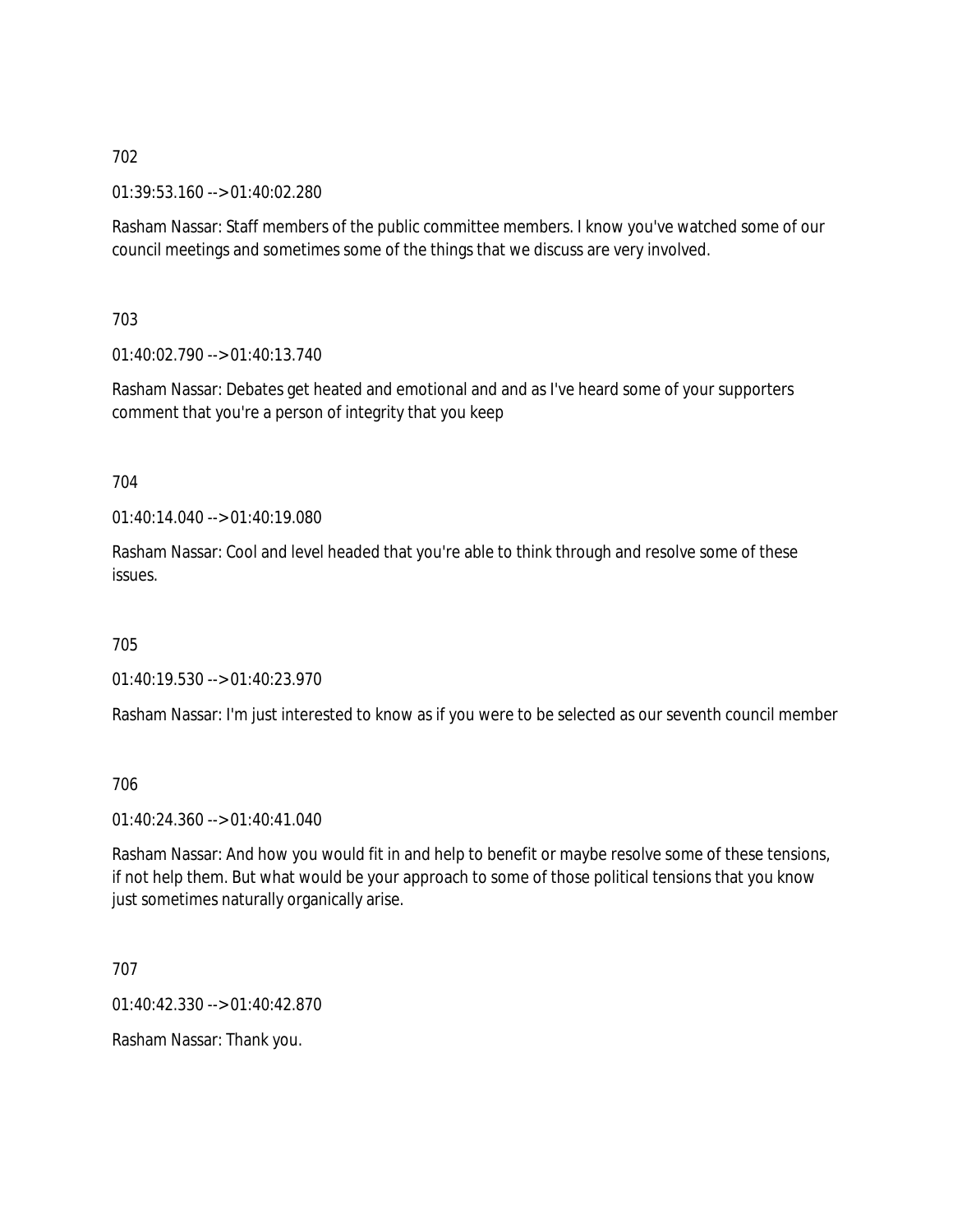702

01:39:53.160 --> 01:40:02.280

Rasham Nassar: Staff members of the public committee members. I know you've watched some of our council meetings and sometimes some of the things that we discuss are very involved.

703

01:40:02.790 --> 01:40:13.740

Rasham Nassar: Debates get heated and emotional and and as I've heard some of your supporters comment that you're a person of integrity that you keep

704

01:40:14.040 --> 01:40:19.080

Rasham Nassar: Cool and level headed that you're able to think through and resolve some of these issues.

705

01:40:19.530 --> 01:40:23.970

Rasham Nassar: I'm just interested to know as if you were to be selected as our seventh council member

706

01:40:24.360 --> 01:40:41.040

Rasham Nassar: And how you would fit in and help to benefit or maybe resolve some of these tensions, if not help them. But what would be your approach to some of those political tensions that you know just sometimes naturally organically arise.

707

01:40:42.330 --> 01:40:42.870

Rasham Nassar: Thank you.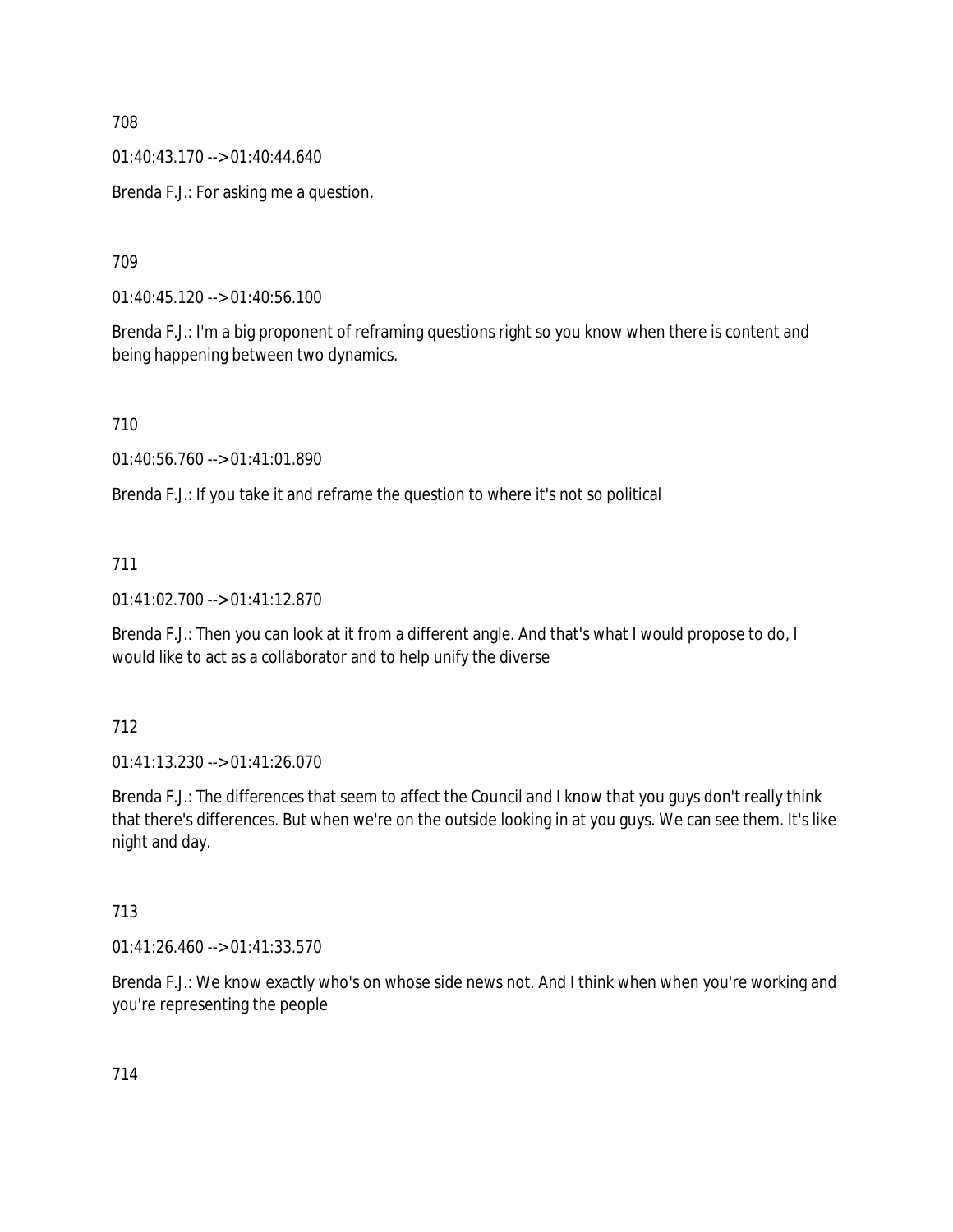708

01:40:43.170 --> 01:40:44.640

Brenda F.J.: For asking me a question.

709

01:40:45.120 --> 01:40:56.100

Brenda F.J.: I'm a big proponent of reframing questions right so you know when there is content and being happening between two dynamics.

710

01:40:56.760 --> 01:41:01.890

Brenda F.J.: If you take it and reframe the question to where it's not so political

711

01:41:02.700 --> 01:41:12.870

Brenda F.J.: Then you can look at it from a different angle. And that's what I would propose to do, I would like to act as a collaborator and to help unify the diverse

712

01:41:13.230 --> 01:41:26.070

Brenda F.J.: The differences that seem to affect the Council and I know that you guys don't really think that there's differences. But when we're on the outside looking in at you guys. We can see them. It's like night and day.

713

01:41:26.460 --> 01:41:33.570

Brenda F.J.: We know exactly who's on whose side news not. And I think when when you're working and you're representing the people

714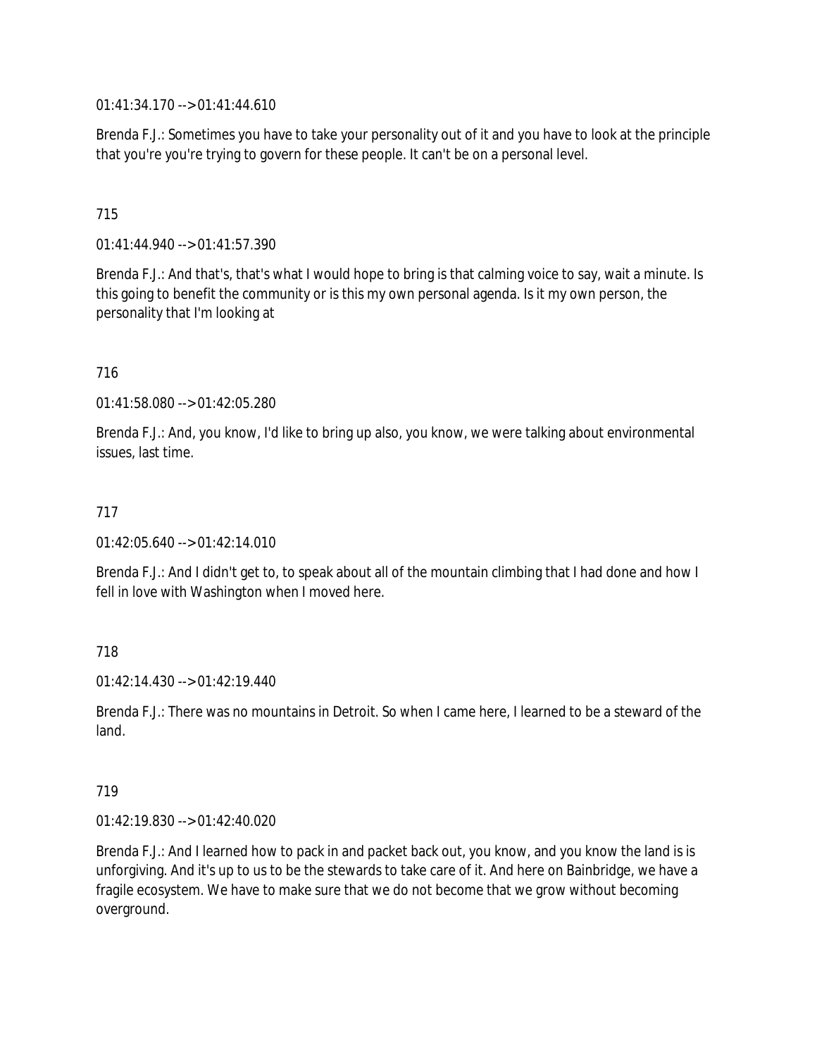01:41:34.170 --> 01:41:44.610

Brenda F.J.: Sometimes you have to take your personality out of it and you have to look at the principle that you're you're trying to govern for these people. It can't be on a personal level.

715

01:41:44.940 --> 01:41:57.390

Brenda F.J.: And that's, that's what I would hope to bring is that calming voice to say, wait a minute. Is this going to benefit the community or is this my own personal agenda. Is it my own person, the personality that I'm looking at

716

01:41:58.080 --> 01:42:05.280

Brenda F.J.: And, you know, I'd like to bring up also, you know, we were talking about environmental issues, last time.

717

01:42:05.640 --> 01:42:14.010

Brenda F.J.: And I didn't get to, to speak about all of the mountain climbing that I had done and how I fell in love with Washington when I moved here.

718

01:42:14.430 --> 01:42:19.440

Brenda F.J.: There was no mountains in Detroit. So when I came here, I learned to be a steward of the land.

719

01:42:19.830 --> 01:42:40.020

Brenda F.J.: And I learned how to pack in and packet back out, you know, and you know the land is is unforgiving. And it's up to us to be the stewards to take care of it. And here on Bainbridge, we have a fragile ecosystem. We have to make sure that we do not become that we grow without becoming overground.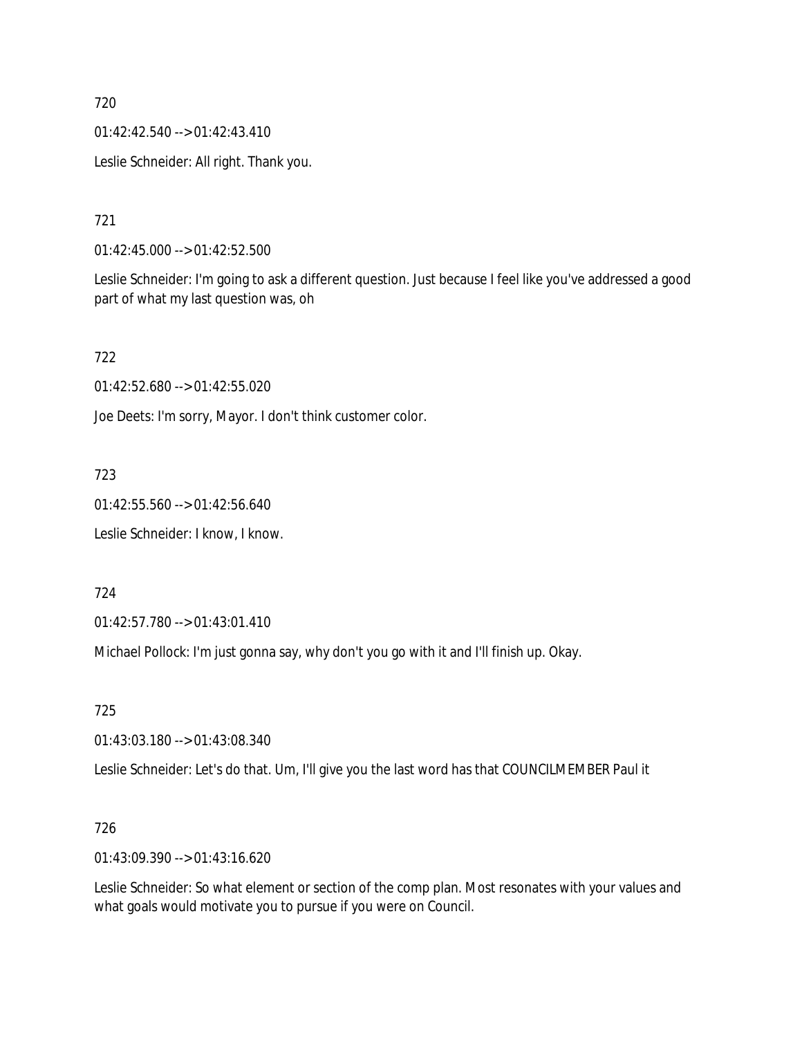720

01:42:42.540 --> 01:42:43.410

Leslie Schneider: All right. Thank you.

721

01:42:45.000 --> 01:42:52.500

Leslie Schneider: I'm going to ask a different question. Just because I feel like you've addressed a good part of what my last question was, oh

722

01:42:52.680 --> 01:42:55.020

Joe Deets: I'm sorry, Mayor. I don't think customer color.

723

01:42:55.560 --> 01:42:56.640

Leslie Schneider: I know, I know.

724

01:42:57.780 --> 01:43:01.410

Michael Pollock: I'm just gonna say, why don't you go with it and I'll finish up. Okay.

725

01:43:03.180 --> 01:43:08.340

Leslie Schneider: Let's do that. Um, I'll give you the last word has that COUNCILMEMBER Paul it

726

01:43:09.390 --> 01:43:16.620

Leslie Schneider: So what element or section of the comp plan. Most resonates with your values and what goals would motivate you to pursue if you were on Council.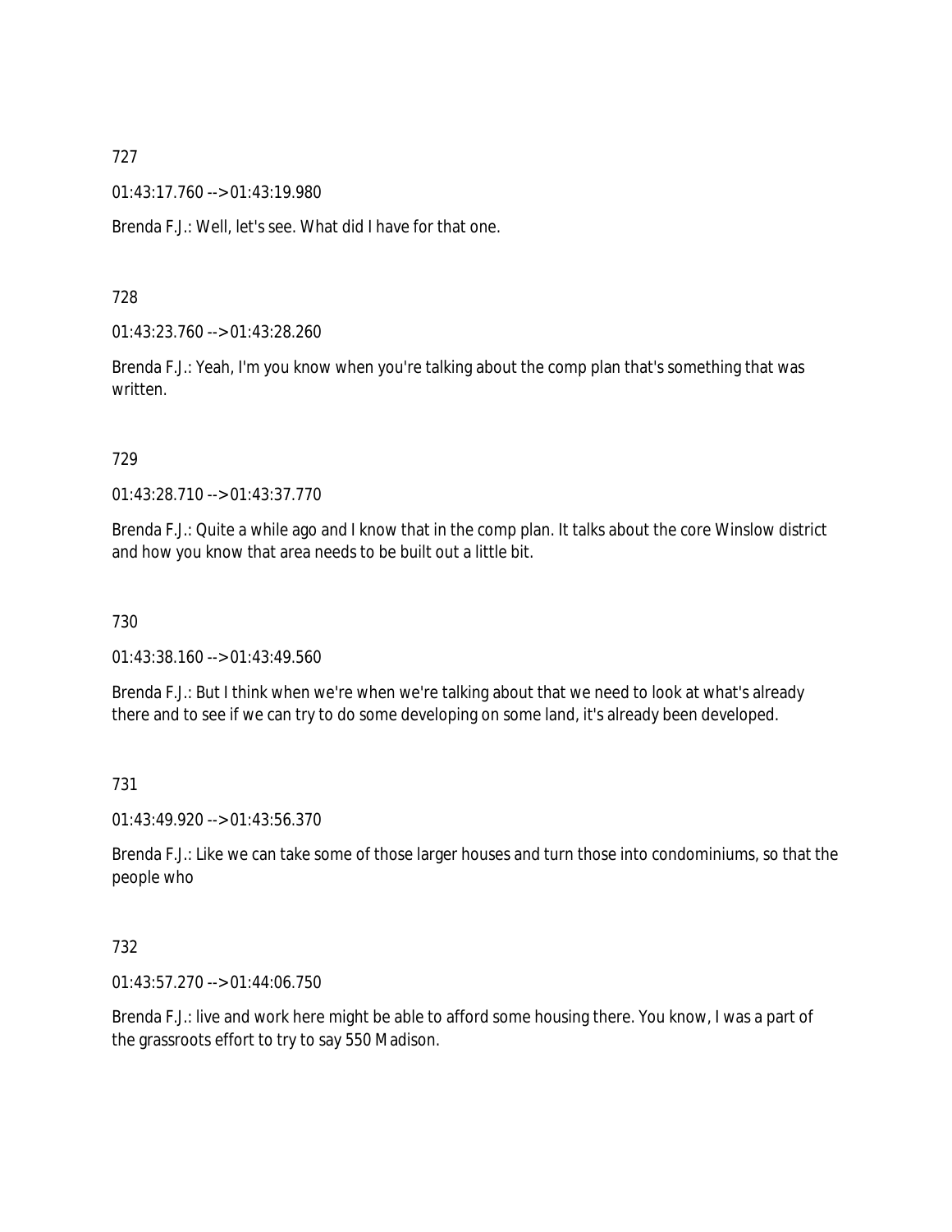727

01:43:17.760 --> 01:43:19.980

Brenda F.J.: Well, let's see. What did I have for that one.

728

01:43:23.760 --> 01:43:28.260

Brenda F.J.: Yeah, I'm you know when you're talking about the comp plan that's something that was written.

729

01:43:28.710 --> 01:43:37.770

Brenda F.J.: Quite a while ago and I know that in the comp plan. It talks about the core Winslow district and how you know that area needs to be built out a little bit.

730

01:43:38.160 --> 01:43:49.560

Brenda F.J.: But I think when we're when we're talking about that we need to look at what's already there and to see if we can try to do some developing on some land, it's already been developed.

731

01:43:49.920 --> 01:43:56.370

Brenda F.J.: Like we can take some of those larger houses and turn those into condominiums, so that the people who

732

01:43:57.270 --> 01:44:06.750

Brenda F.J.: live and work here might be able to afford some housing there. You know, I was a part of the grassroots effort to try to say 550 Madison.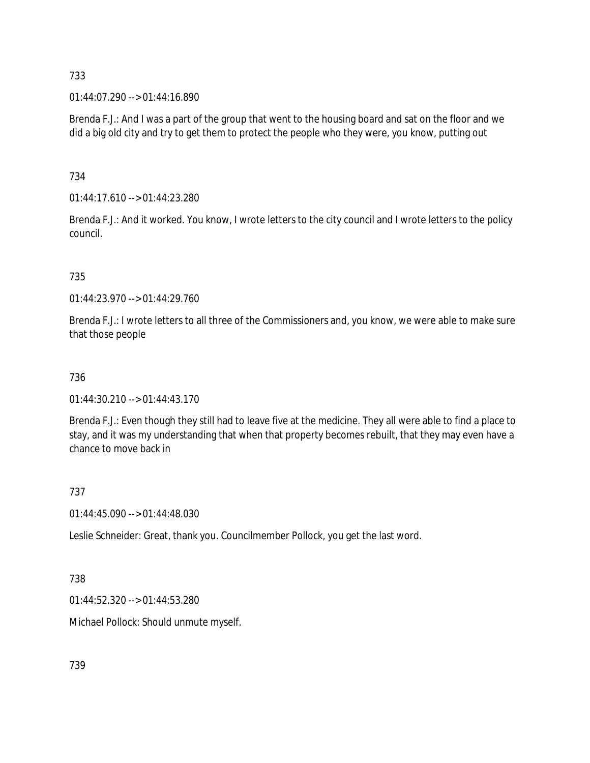733

01:44:07.290 --> 01:44:16.890

Brenda F.J.: And I was a part of the group that went to the housing board and sat on the floor and we did a big old city and try to get them to protect the people who they were, you know, putting out

734

01:44:17.610 --> 01:44:23.280

Brenda F.J.: And it worked. You know, I wrote letters to the city council and I wrote letters to the policy council.

735

01:44:23.970 --> 01:44:29.760

Brenda F.J.: I wrote letters to all three of the Commissioners and, you know, we were able to make sure that those people

736

01:44:30.210 --> 01:44:43.170

Brenda F.J.: Even though they still had to leave five at the medicine. They all were able to find a place to stay, and it was my understanding that when that property becomes rebuilt, that they may even have a chance to move back in

737

01:44:45.090 --> 01:44:48.030

Leslie Schneider: Great, thank you. Councilmember Pollock, you get the last word.

738

01:44:52.320 --> 01:44:53.280

Michael Pollock: Should unmute myself.

739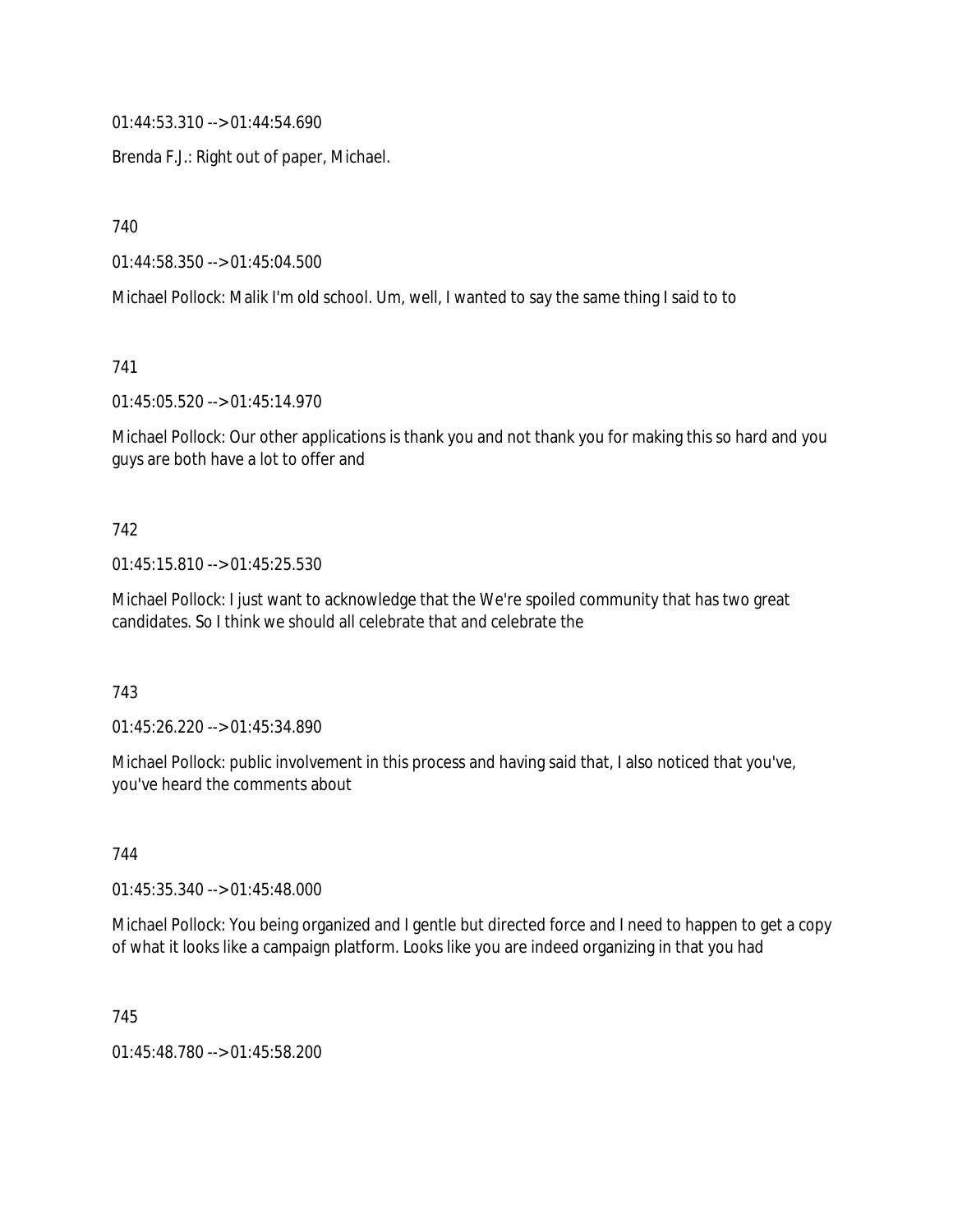01:44:53.310 --> 01:44:54.690

Brenda F.J.: Right out of paper, Michael.

740

01:44:58.350 --> 01:45:04.500

Michael Pollock: Malik I'm old school. Um, well, I wanted to say the same thing I said to to

741

01:45:05.520 --> 01:45:14.970

Michael Pollock: Our other applications is thank you and not thank you for making this so hard and you guys are both have a lot to offer and

742

01:45:15.810 --> 01:45:25.530

Michael Pollock: I just want to acknowledge that the We're spoiled community that has two great candidates. So I think we should all celebrate that and celebrate the

743

01:45:26.220 --> 01:45:34.890

Michael Pollock: public involvement in this process and having said that, I also noticed that you've, you've heard the comments about

744

01:45:35.340 --> 01:45:48.000

Michael Pollock: You being organized and I gentle but directed force and I need to happen to get a copy of what it looks like a campaign platform. Looks like you are indeed organizing in that you had

745

01:45:48.780 --> 01:45:58.200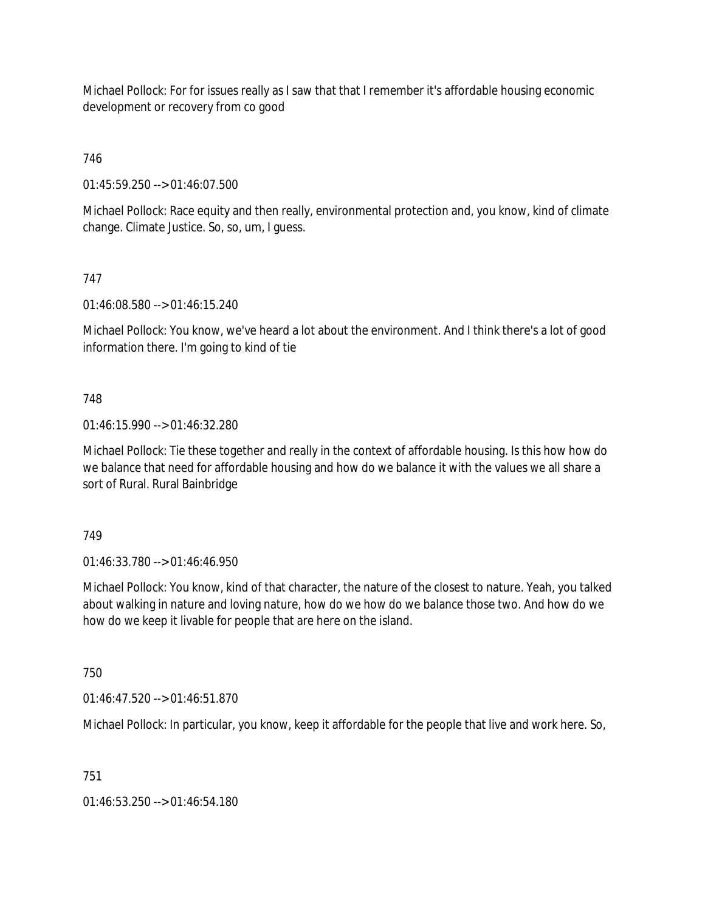Michael Pollock: For for issues really as I saw that that I remember it's affordable housing economic development or recovery from co good

746

01:45:59.250 --> 01:46:07.500

Michael Pollock: Race equity and then really, environmental protection and, you know, kind of climate change. Climate Justice. So, so, um, I guess.

747

01:46:08.580 --> 01:46:15.240

Michael Pollock: You know, we've heard a lot about the environment. And I think there's a lot of good information there. I'm going to kind of tie

748

01:46:15.990 --> 01:46:32.280

Michael Pollock: Tie these together and really in the context of affordable housing. Is this how how do we balance that need for affordable housing and how do we balance it with the values we all share a sort of Rural. Rural Bainbridge

749

01:46:33.780 --> 01:46:46.950

Michael Pollock: You know, kind of that character, the nature of the closest to nature. Yeah, you talked about walking in nature and loving nature, how do we how do we balance those two. And how do we how do we keep it livable for people that are here on the island.

750

01:46:47.520 --> 01:46:51.870

Michael Pollock: In particular, you know, keep it affordable for the people that live and work here. So,

751

01:46:53.250 --> 01:46:54.180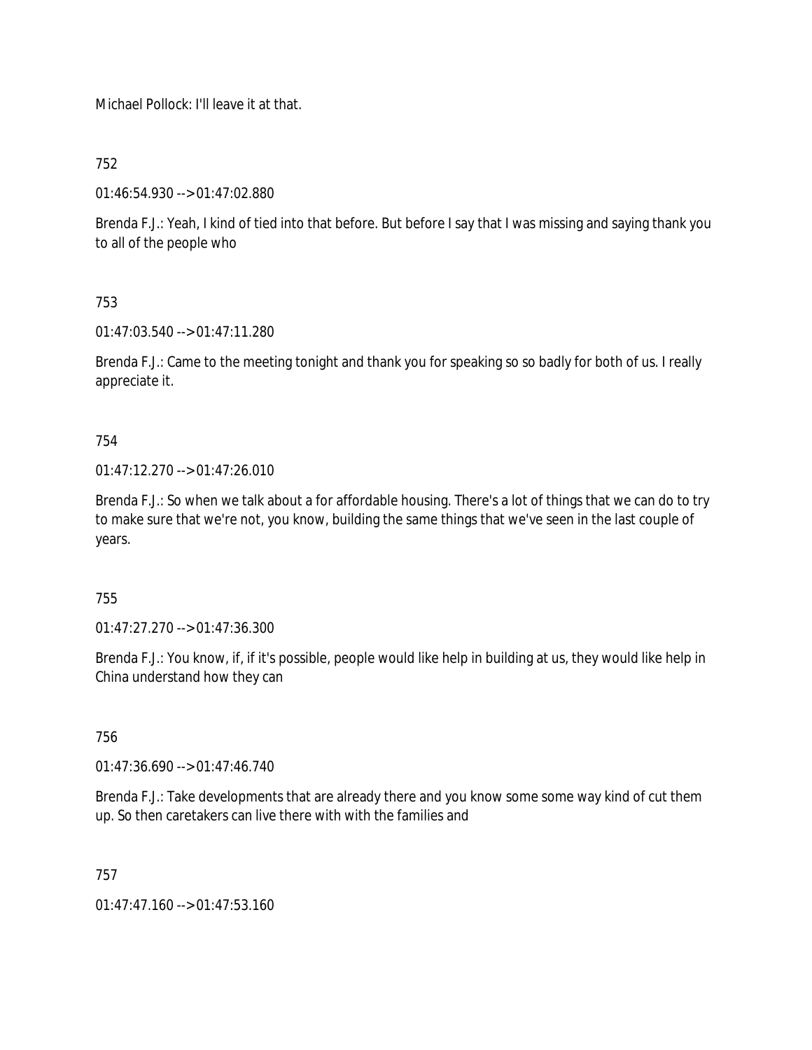Michael Pollock: I'll leave it at that.

752

01:46:54.930 --> 01:47:02.880

Brenda F.J.: Yeah, I kind of tied into that before. But before I say that I was missing and saying thank you to all of the people who

753

01:47:03.540 --> 01:47:11.280

Brenda F.J.: Came to the meeting tonight and thank you for speaking so so badly for both of us. I really appreciate it.

754

01:47:12.270 --> 01:47:26.010

Brenda F.J.: So when we talk about a for affordable housing. There's a lot of things that we can do to try to make sure that we're not, you know, building the same things that we've seen in the last couple of years.

755

01:47:27.270 --> 01:47:36.300

Brenda F.J.: You know, if, if it's possible, people would like help in building at us, they would like help in China understand how they can

756

01:47:36.690 --> 01:47:46.740

Brenda F.J.: Take developments that are already there and you know some some way kind of cut them up. So then caretakers can live there with with the families and

757

01:47:47.160 --> 01:47:53.160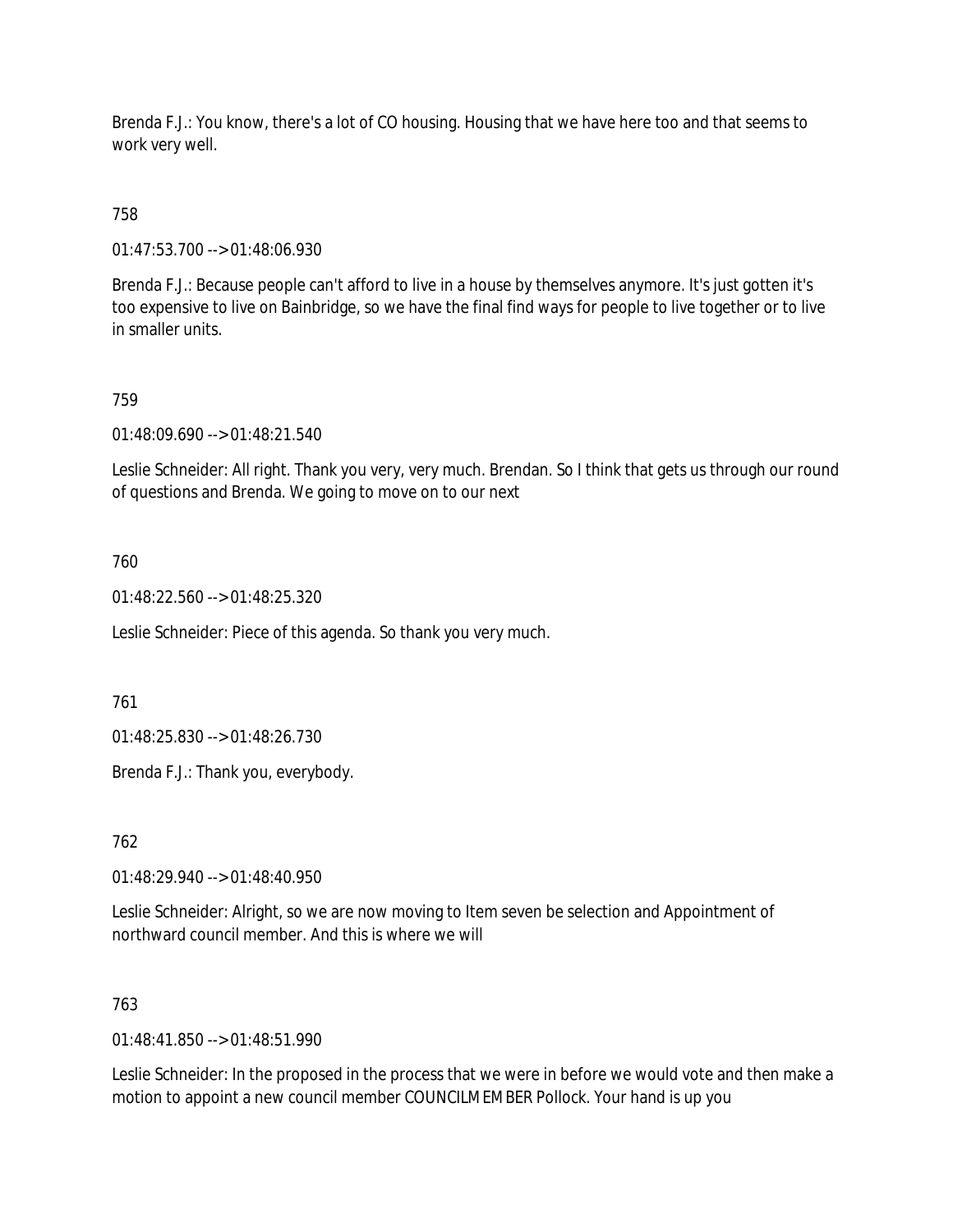Brenda F.J.: You know, there's a lot of CO housing. Housing that we have here too and that seems to work very well.

758

01:47:53.700 --> 01:48:06.930

Brenda F.J.: Because people can't afford to live in a house by themselves anymore. It's just gotten it's too expensive to live on Bainbridge, so we have the final find ways for people to live together or to live in smaller units.

759

01:48:09.690 --> 01:48:21.540

Leslie Schneider: All right. Thank you very, very much. Brendan. So I think that gets us through our round of questions and Brenda. We going to move on to our next

760

01:48:22.560 --> 01:48:25.320

Leslie Schneider: Piece of this agenda. So thank you very much.

761

01:48:25.830 --> 01:48:26.730

Brenda F.J.: Thank you, everybody.

762

01:48:29.940 --> 01:48:40.950

Leslie Schneider: Alright, so we are now moving to Item seven be selection and Appointment of northward council member. And this is where we will

763

01:48:41.850 --> 01:48:51.990

Leslie Schneider: In the proposed in the process that we were in before we would vote and then make a motion to appoint a new council member COUNCILMEMBER Pollock. Your hand is up you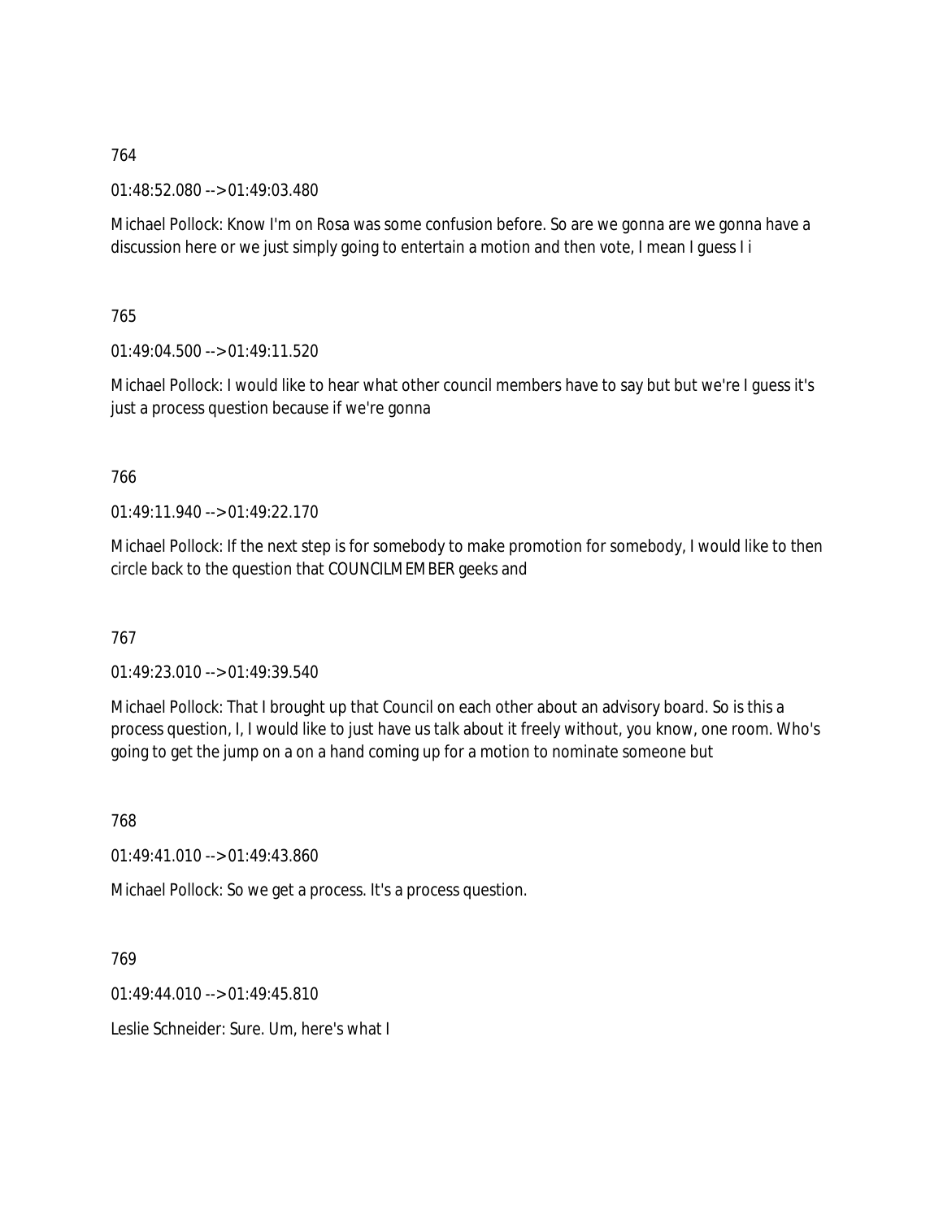764

01:48:52.080 --> 01:49:03.480

Michael Pollock: Know I'm on Rosa was some confusion before. So are we gonna are we gonna have a discussion here or we just simply going to entertain a motion and then vote, I mean I guess I i

765

01:49:04.500 --> 01:49:11.520

Michael Pollock: I would like to hear what other council members have to say but but we're I guess it's just a process question because if we're gonna

766

01:49:11.940 --> 01:49:22.170

Michael Pollock: If the next step is for somebody to make promotion for somebody, I would like to then circle back to the question that COUNCILMEMBER geeks and

767

01:49:23.010 --> 01:49:39.540

Michael Pollock: That I brought up that Council on each other about an advisory board. So is this a process question, I, I would like to just have us talk about it freely without, you know, one room. Who's going to get the jump on a on a hand coming up for a motion to nominate someone but

768

01:49:41.010 --> 01:49:43.860

Michael Pollock: So we get a process. It's a process question.

769

01:49:44.010 --> 01:49:45.810

Leslie Schneider: Sure. Um, here's what I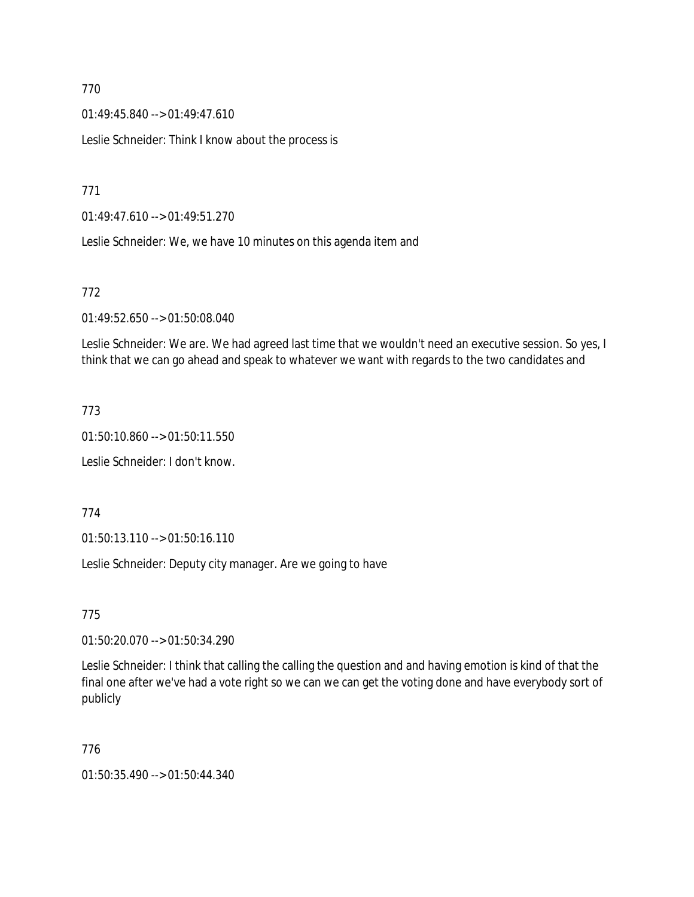770

01:49:45.840 --> 01:49:47.610

Leslie Schneider: Think I know about the process is

771

01:49:47.610 --> 01:49:51.270

Leslie Schneider: We, we have 10 minutes on this agenda item and

772

01:49:52.650 --> 01:50:08.040

Leslie Schneider: We are. We had agreed last time that we wouldn't need an executive session. So yes, I think that we can go ahead and speak to whatever we want with regards to the two candidates and

773

01:50:10.860 --> 01:50:11.550

Leslie Schneider: I don't know.

774

01:50:13.110 --> 01:50:16.110

Leslie Schneider: Deputy city manager. Are we going to have

775

01:50:20.070 --> 01:50:34.290

Leslie Schneider: I think that calling the calling the question and and having emotion is kind of that the final one after we've had a vote right so we can we can get the voting done and have everybody sort of publicly

776

01:50:35.490 --> 01:50:44.340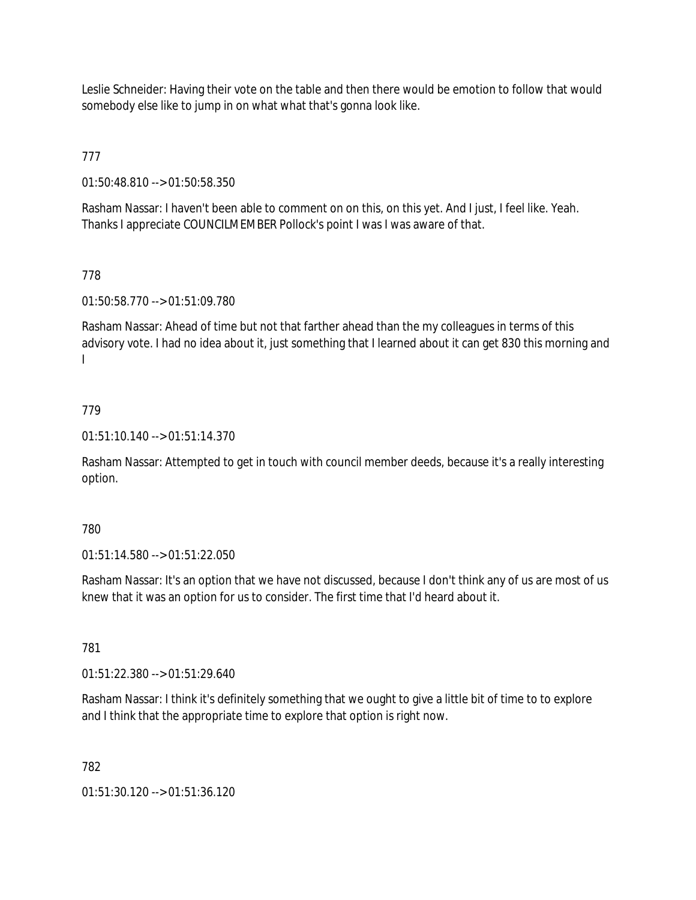Leslie Schneider: Having their vote on the table and then there would be emotion to follow that would somebody else like to jump in on what what that's gonna look like.

777

01:50:48.810 --> 01:50:58.350

Rasham Nassar: I haven't been able to comment on on this, on this yet. And I just, I feel like. Yeah. Thanks I appreciate COUNCILMEMBER Pollock's point I was I was aware of that.

778

01:50:58.770 --> 01:51:09.780

Rasham Nassar: Ahead of time but not that farther ahead than the my colleagues in terms of this advisory vote. I had no idea about it, just something that I learned about it can get 830 this morning and I

779

01:51:10.140 --> 01:51:14.370

Rasham Nassar: Attempted to get in touch with council member deeds, because it's a really interesting option.

780

01:51:14.580 --> 01:51:22.050

Rasham Nassar: It's an option that we have not discussed, because I don't think any of us are most of us knew that it was an option for us to consider. The first time that I'd heard about it.

781

01:51:22.380 --> 01:51:29.640

Rasham Nassar: I think it's definitely something that we ought to give a little bit of time to to explore and I think that the appropriate time to explore that option is right now.

782

01:51:30.120 --> 01:51:36.120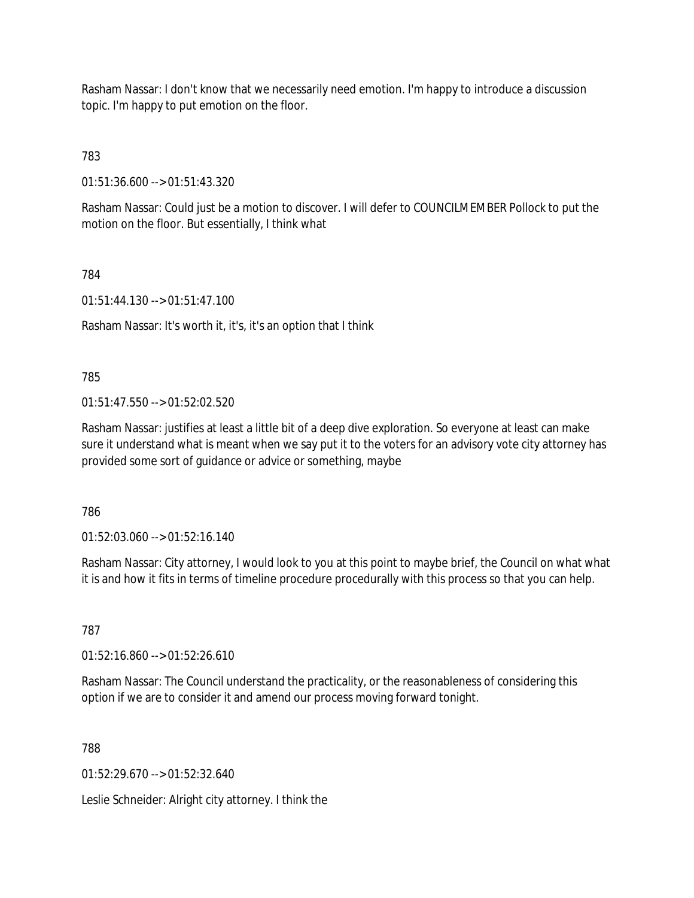Rasham Nassar: I don't know that we necessarily need emotion. I'm happy to introduce a discussion topic. I'm happy to put emotion on the floor.

783

01:51:36.600 --> 01:51:43.320

Rasham Nassar: Could just be a motion to discover. I will defer to COUNCILMEMBER Pollock to put the motion on the floor. But essentially, I think what

784

01:51:44.130 --> 01:51:47.100

Rasham Nassar: It's worth it, it's, it's an option that I think

785

01:51:47.550 --> 01:52:02.520

Rasham Nassar: justifies at least a little bit of a deep dive exploration. So everyone at least can make sure it understand what is meant when we say put it to the voters for an advisory vote city attorney has provided some sort of guidance or advice or something, maybe

786

01:52:03.060 --> 01:52:16.140

Rasham Nassar: City attorney, I would look to you at this point to maybe brief, the Council on what what it is and how it fits in terms of timeline procedure procedurally with this process so that you can help.

787

01:52:16.860 --> 01:52:26.610

Rasham Nassar: The Council understand the practicality, or the reasonableness of considering this option if we are to consider it and amend our process moving forward tonight.

788

01:52:29.670 --> 01:52:32.640

Leslie Schneider: Alright city attorney. I think the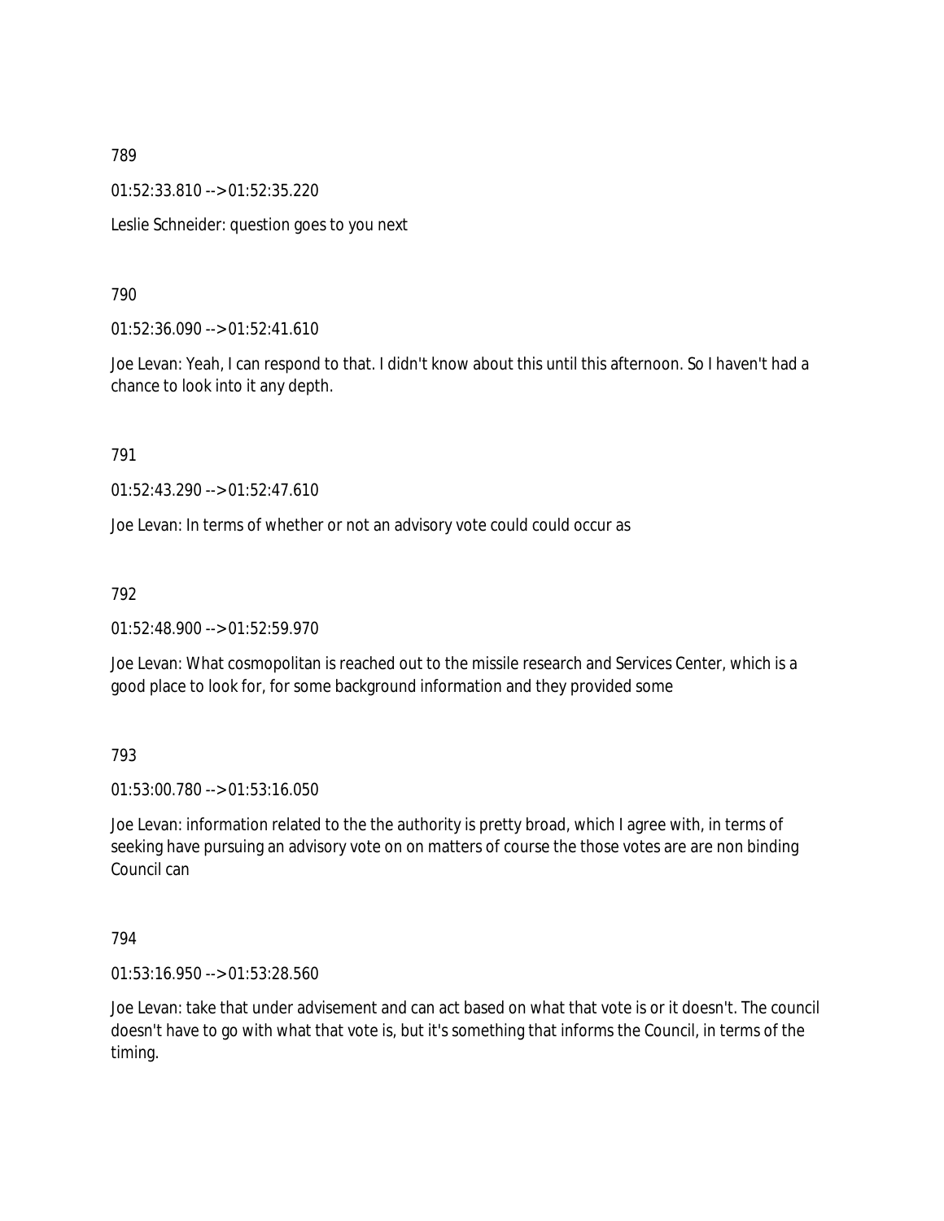789

01:52:33.810 --> 01:52:35.220

Leslie Schneider: question goes to you next

790

01:52:36.090 --> 01:52:41.610

Joe Levan: Yeah, I can respond to that. I didn't know about this until this afternoon. So I haven't had a chance to look into it any depth.

791

01:52:43.290 --> 01:52:47.610

Joe Levan: In terms of whether or not an advisory vote could could occur as

792

01:52:48.900 --> 01:52:59.970

Joe Levan: What cosmopolitan is reached out to the missile research and Services Center, which is a good place to look for, for some background information and they provided some

793

01:53:00.780 --> 01:53:16.050

Joe Levan: information related to the the authority is pretty broad, which I agree with, in terms of seeking have pursuing an advisory vote on on matters of course the those votes are are non binding Council can

794

01:53:16.950 --> 01:53:28.560

Joe Levan: take that under advisement and can act based on what that vote is or it doesn't. The council doesn't have to go with what that vote is, but it's something that informs the Council, in terms of the timing.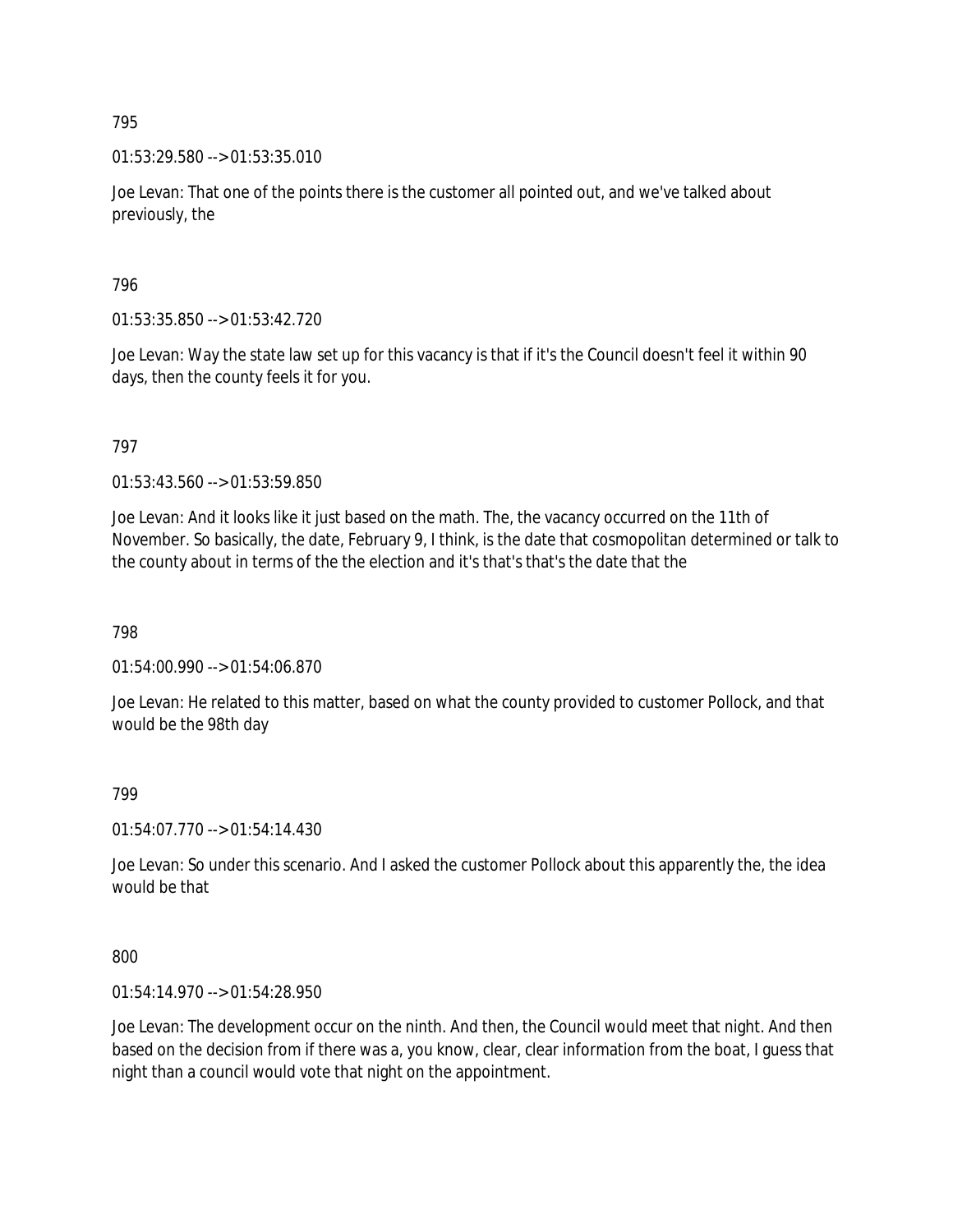795

01:53:29.580 --> 01:53:35.010

Joe Levan: That one of the points there is the customer all pointed out, and we've talked about previously, the

796

01:53:35.850 --> 01:53:42.720

Joe Levan: Way the state law set up for this vacancy is that if it's the Council doesn't feel it within 90 days, then the county feels it for you.

797

01:53:43.560 --> 01:53:59.850

Joe Levan: And it looks like it just based on the math. The, the vacancy occurred on the 11th of November. So basically, the date, February 9, I think, is the date that cosmopolitan determined or talk to the county about in terms of the the election and it's that's that's the date that the

798

01:54:00.990 --> 01:54:06.870

Joe Levan: He related to this matter, based on what the county provided to customer Pollock, and that would be the 98th day

799

01:54:07.770 --> 01:54:14.430

Joe Levan: So under this scenario. And I asked the customer Pollock about this apparently the, the idea would be that

800

01:54:14.970 --> 01:54:28.950

Joe Levan: The development occur on the ninth. And then, the Council would meet that night. And then based on the decision from if there was a, you know, clear, clear information from the boat, I guess that night than a council would vote that night on the appointment.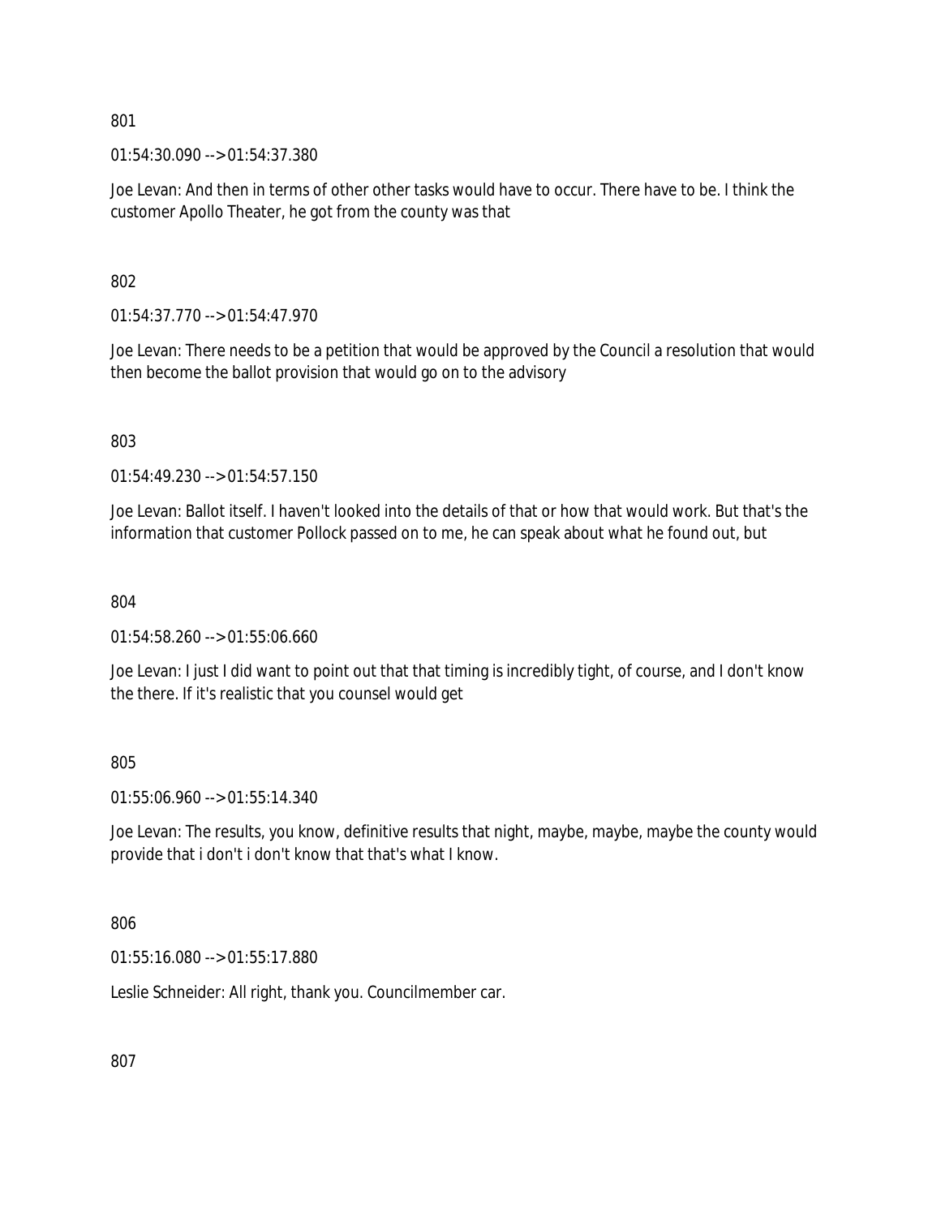801

01:54:30.090 --> 01:54:37.380

Joe Levan: And then in terms of other other tasks would have to occur. There have to be. I think the customer Apollo Theater, he got from the county was that

802

01:54:37.770 --> 01:54:47.970

Joe Levan: There needs to be a petition that would be approved by the Council a resolution that would then become the ballot provision that would go on to the advisory

803

01:54:49.230 --> 01:54:57.150

Joe Levan: Ballot itself. I haven't looked into the details of that or how that would work. But that's the information that customer Pollock passed on to me, he can speak about what he found out, but

804

01:54:58.260 --> 01:55:06.660

Joe Levan: I just I did want to point out that that timing is incredibly tight, of course, and I don't know the there. If it's realistic that you counsel would get

805

01:55:06.960 --> 01:55:14.340

Joe Levan: The results, you know, definitive results that night, maybe, maybe, maybe the county would provide that i don't i don't know that that's what I know.

806

01:55:16.080 --> 01:55:17.880

Leslie Schneider: All right, thank you. Councilmember car.

807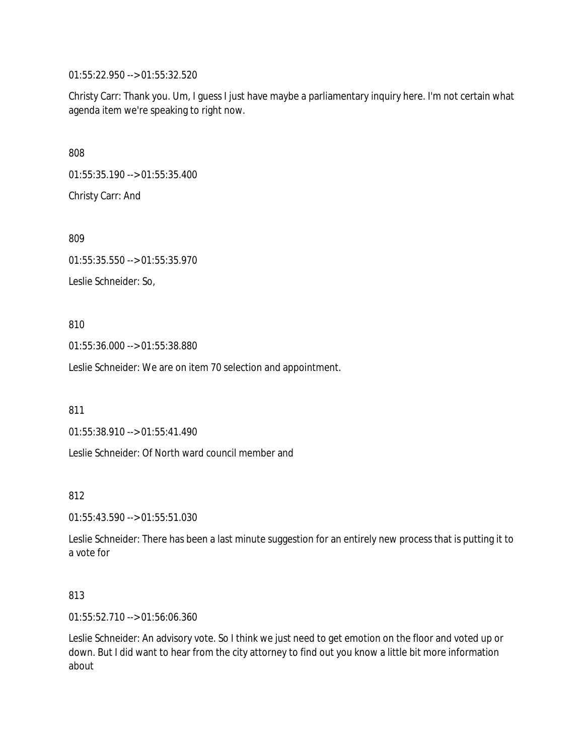01:55:22.950 --> 01:55:32.520

Christy Carr: Thank you. Um, I guess I just have maybe a parliamentary inquiry here. I'm not certain what agenda item we're speaking to right now.

808

01:55:35.190 --> 01:55:35.400

Christy Carr: And

809

01:55:35.550 --> 01:55:35.970

Leslie Schneider: So,

810

01:55:36.000 --> 01:55:38.880

Leslie Schneider: We are on item 70 selection and appointment.

811

01:55:38.910 --> 01:55:41.490

Leslie Schneider: Of North ward council member and

812

01:55:43.590 --> 01:55:51.030

Leslie Schneider: There has been a last minute suggestion for an entirely new process that is putting it to a vote for

813

01:55:52.710 --> 01:56:06.360

Leslie Schneider: An advisory vote. So I think we just need to get emotion on the floor and voted up or down. But I did want to hear from the city attorney to find out you know a little bit more information about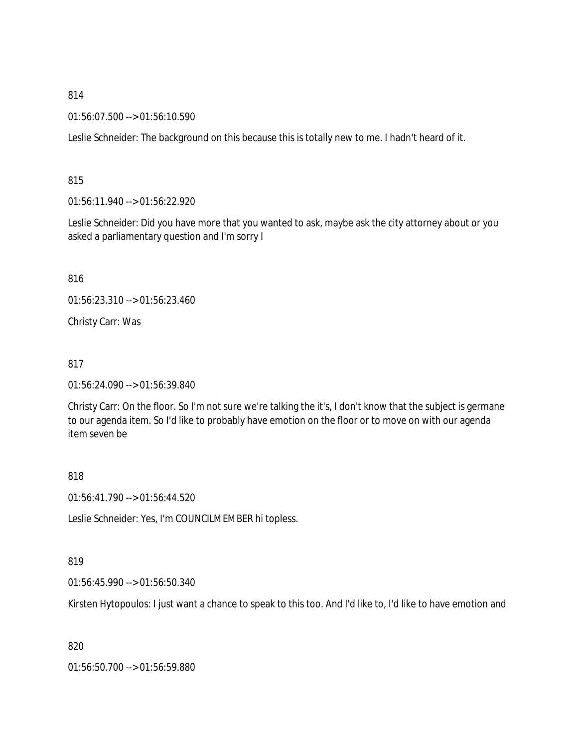814

01:56:07.500 --> 01:56:10.590

Leslie Schneider: The background on this because this is totally new to me. I hadn't heard of it.

815

01:56:11.940 --> 01:56:22.920

Leslie Schneider: Did you have more that you wanted to ask, maybe ask the city attorney about or you asked a parliamentary question and I'm sorry I

816

01:56:23.310 --> 01:56:23.460

Christy Carr: Was

817

01:56:24.090 --> 01:56:39.840

Christy Carr: On the floor. So I'm not sure we're talking the it's, I don't know that the subject is germane to our agenda item. So I'd like to probably have emotion on the floor or to move on with our agenda item seven be

818

01:56:41.790 --> 01:56:44.520

Leslie Schneider: Yes, I'm COUNCILMEMBER hi topless.

819

01:56:45.990 --> 01:56:50.340

Kirsten Hytopoulos: I just want a chance to speak to this too. And I'd like to, I'd like to have emotion and

820

01:56:50.700 --> 01:56:59.880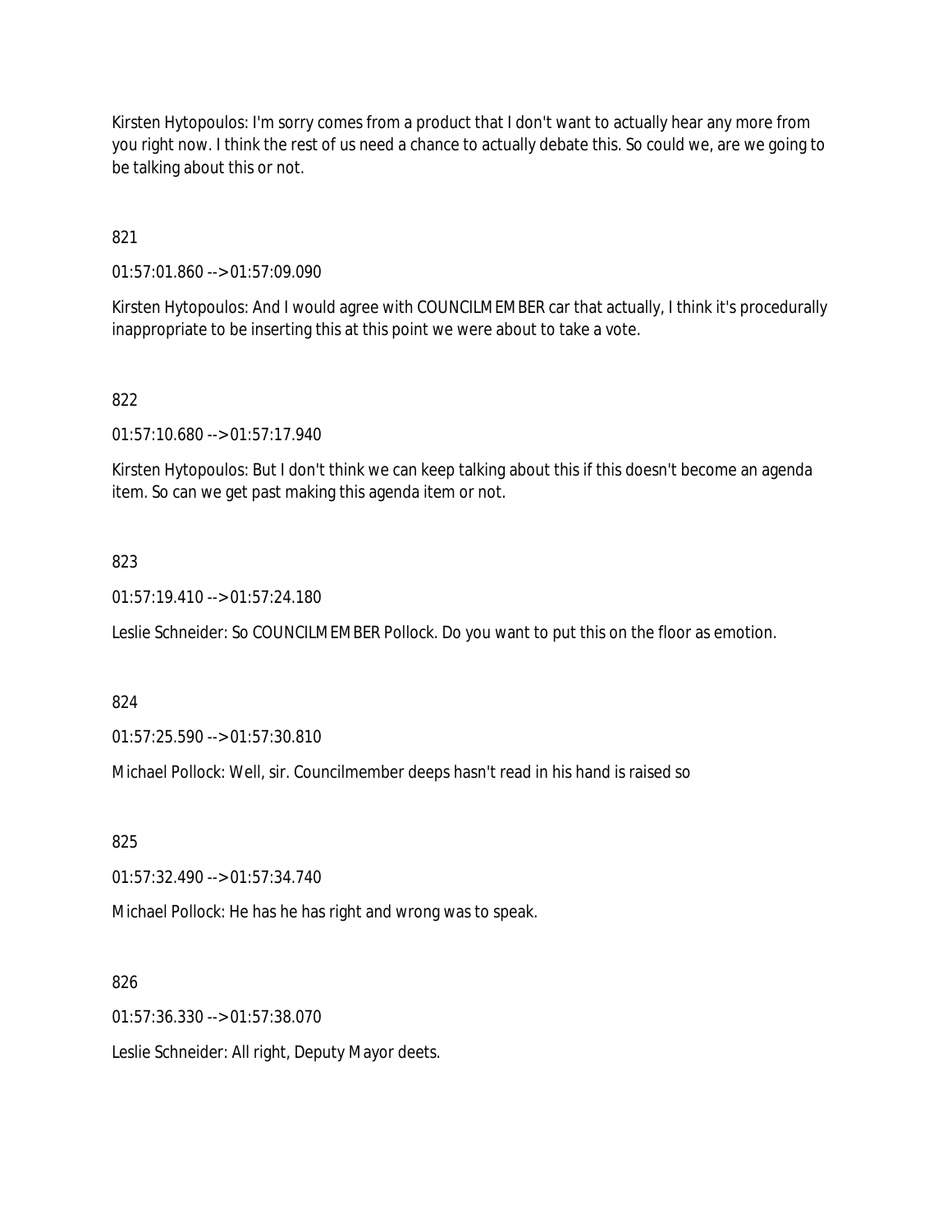Kirsten Hytopoulos: I'm sorry comes from a product that I don't want to actually hear any more from you right now. I think the rest of us need a chance to actually debate this. So could we, are we going to be talking about this or not.

821

01:57:01.860 --> 01:57:09.090

Kirsten Hytopoulos: And I would agree with COUNCILMEMBER car that actually, I think it's procedurally inappropriate to be inserting this at this point we were about to take a vote.

822

01:57:10.680 --> 01:57:17.940

Kirsten Hytopoulos: But I don't think we can keep talking about this if this doesn't become an agenda item. So can we get past making this agenda item or not.

823

01:57:19.410 --> 01:57:24.180

Leslie Schneider: So COUNCILMEMBER Pollock. Do you want to put this on the floor as emotion.

824

01:57:25.590 --> 01:57:30.810

Michael Pollock: Well, sir. Councilmember deeps hasn't read in his hand is raised so

825

01:57:32.490 --> 01:57:34.740

Michael Pollock: He has he has right and wrong was to speak.

826

01:57:36.330 --> 01:57:38.070

Leslie Schneider: All right, Deputy Mayor deets.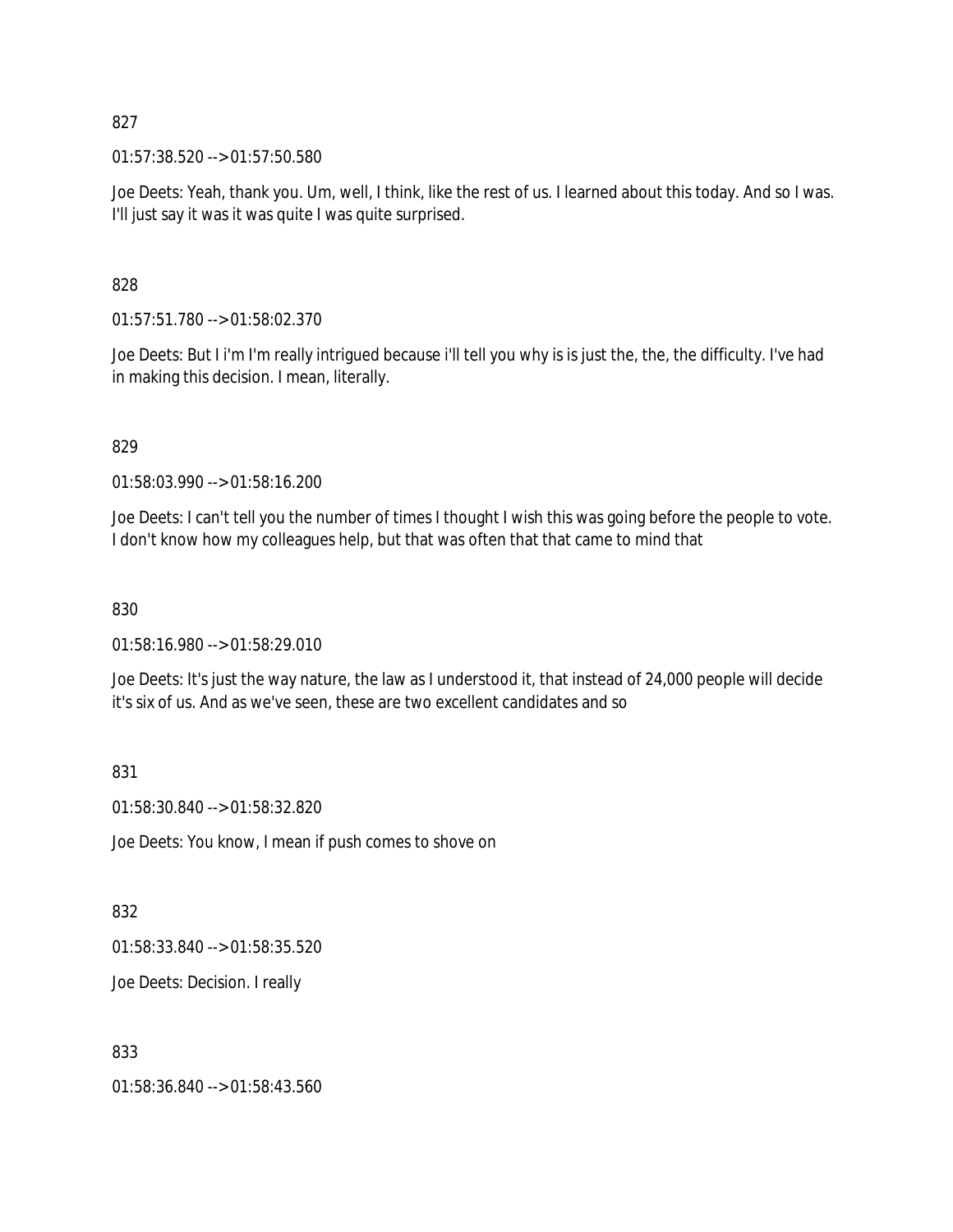827

01:57:38.520 --> 01:57:50.580

Joe Deets: Yeah, thank you. Um, well, I think, like the rest of us. I learned about this today. And so I was. I'll just say it was it was quite I was quite surprised.

828

01:57:51.780 --> 01:58:02.370

Joe Deets: But I i'm I'm really intrigued because i'll tell you why is is just the, the, the difficulty. I've had in making this decision. I mean, literally.

829

01:58:03.990 --> 01:58:16.200

Joe Deets: I can't tell you the number of times I thought I wish this was going before the people to vote. I don't know how my colleagues help, but that was often that that came to mind that

830

01:58:16.980 --> 01:58:29.010

Joe Deets: It's just the way nature, the law as I understood it, that instead of 24,000 people will decide it's six of us. And as we've seen, these are two excellent candidates and so

831

01:58:30.840 --> 01:58:32.820

Joe Deets: You know, I mean if push comes to shove on

832

01:58:33.840 --> 01:58:35.520

Joe Deets: Decision. I really

833

01:58:36.840 --> 01:58:43.560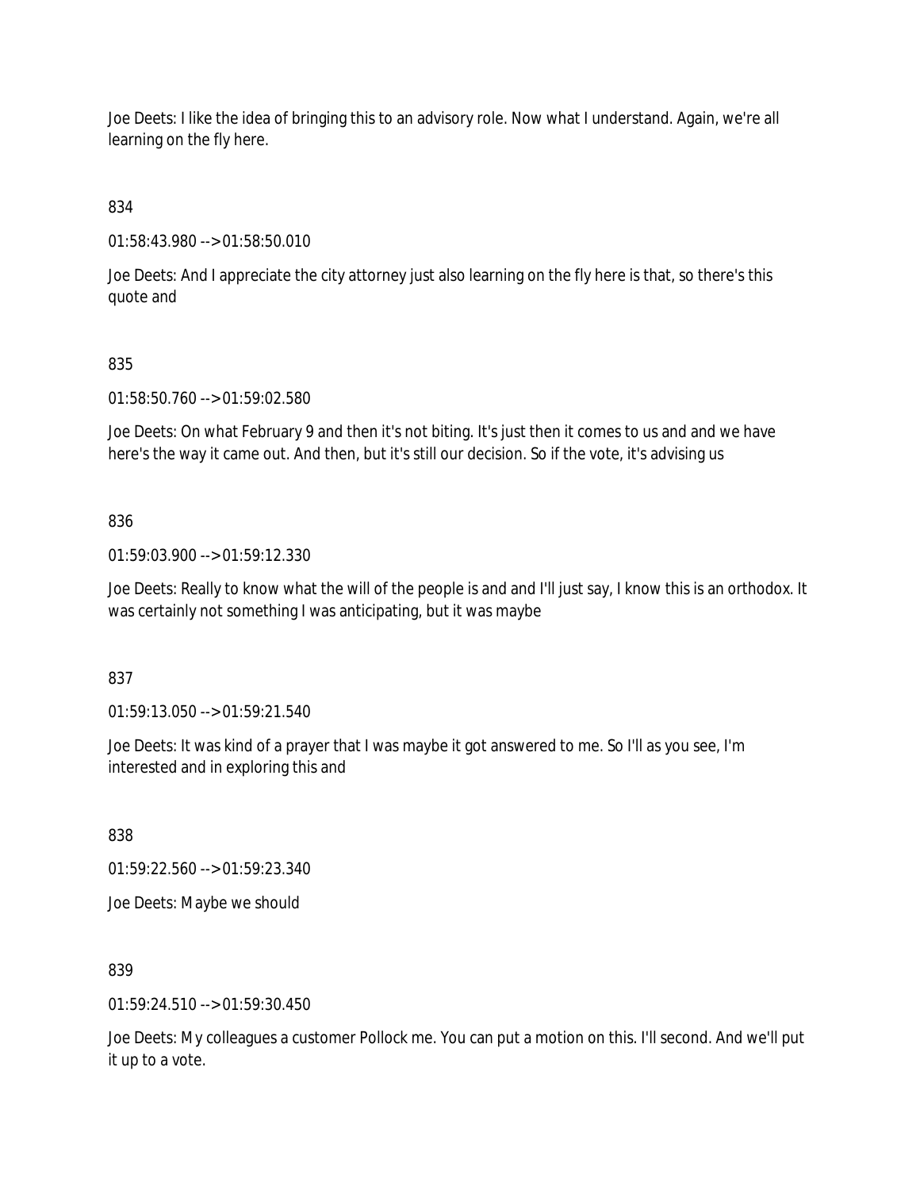Joe Deets: I like the idea of bringing this to an advisory role. Now what I understand. Again, we're all learning on the fly here.

834

01:58:43.980 --> 01:58:50.010

Joe Deets: And I appreciate the city attorney just also learning on the fly here is that, so there's this quote and

835

01:58:50.760 --> 01:59:02.580

Joe Deets: On what February 9 and then it's not biting. It's just then it comes to us and and we have here's the way it came out. And then, but it's still our decision. So if the vote, it's advising us

836

01:59:03.900 --> 01:59:12.330

Joe Deets: Really to know what the will of the people is and and I'll just say, I know this is an orthodox. It was certainly not something I was anticipating, but it was maybe

837

01:59:13.050 --> 01:59:21.540

Joe Deets: It was kind of a prayer that I was maybe it got answered to me. So I'll as you see, I'm interested and in exploring this and

838

01:59:22.560 --> 01:59:23.340

Joe Deets: Maybe we should

839

01:59:24.510 --> 01:59:30.450

Joe Deets: My colleagues a customer Pollock me. You can put a motion on this. I'll second. And we'll put it up to a vote.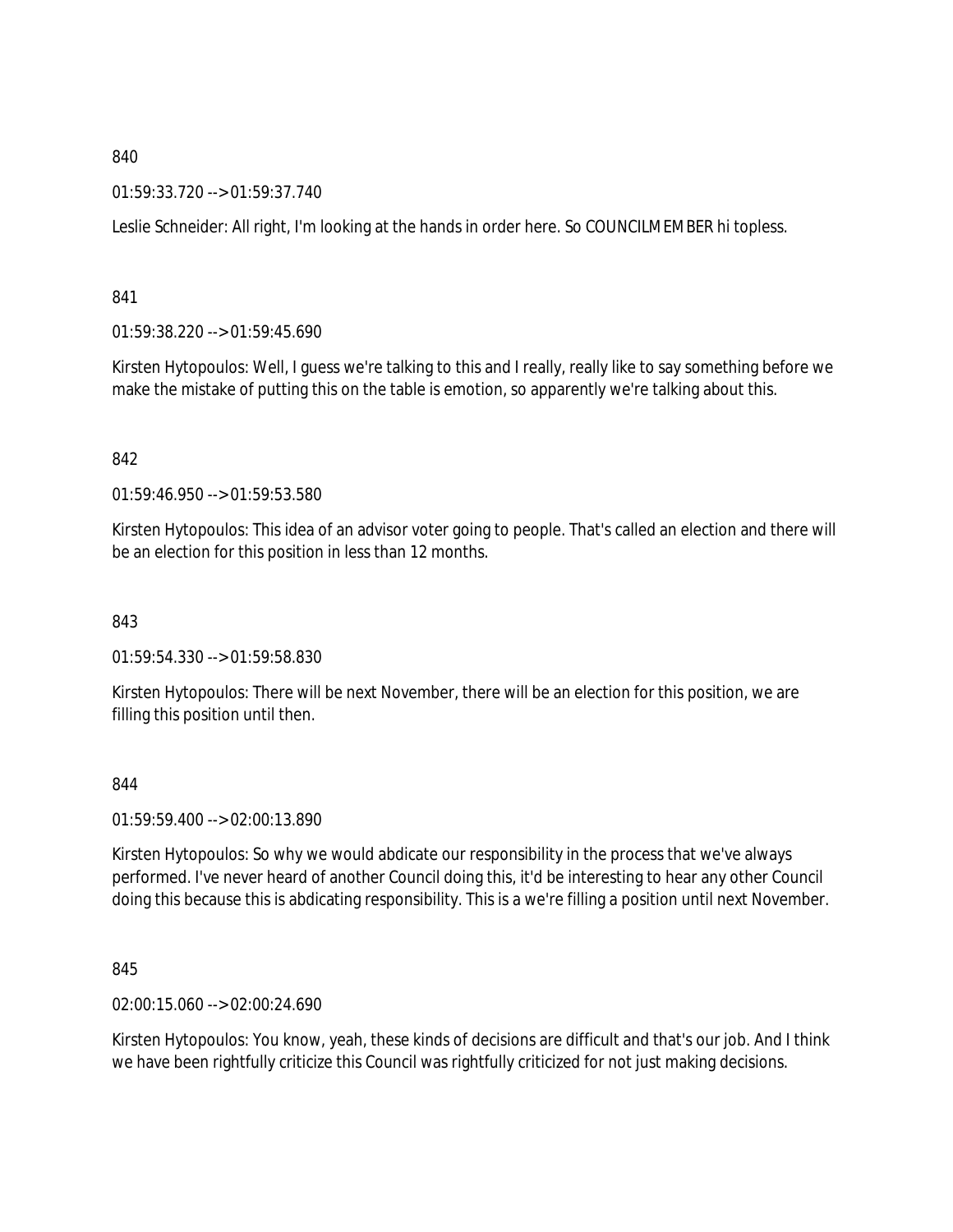840

01:59:33.720 --> 01:59:37.740

Leslie Schneider: All right, I'm looking at the hands in order here. So COUNCILMEMBER hi topless.

841

01:59:38.220 --> 01:59:45.690

Kirsten Hytopoulos: Well, I guess we're talking to this and I really, really like to say something before we make the mistake of putting this on the table is emotion, so apparently we're talking about this.

842

01:59:46.950 --> 01:59:53.580

Kirsten Hytopoulos: This idea of an advisor voter going to people. That's called an election and there will be an election for this position in less than 12 months.

843

01:59:54.330 --> 01:59:58.830

Kirsten Hytopoulos: There will be next November, there will be an election for this position, we are filling this position until then.

844

01:59:59.400 --> 02:00:13.890

Kirsten Hytopoulos: So why we would abdicate our responsibility in the process that we've always performed. I've never heard of another Council doing this, it'd be interesting to hear any other Council doing this because this is abdicating responsibility. This is a we're filling a position until next November.

845

02:00:15.060 --> 02:00:24.690

Kirsten Hytopoulos: You know, yeah, these kinds of decisions are difficult and that's our job. And I think we have been rightfully criticize this Council was rightfully criticized for not just making decisions.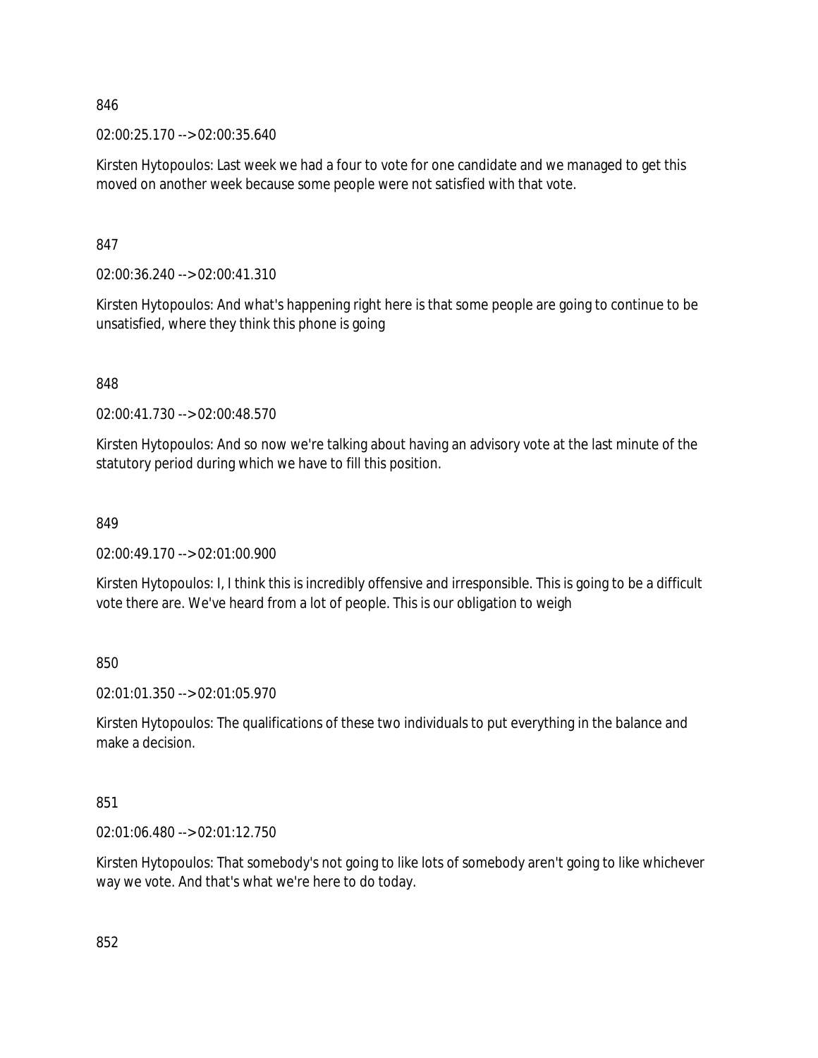846

02:00:25.170 --> 02:00:35.640

Kirsten Hytopoulos: Last week we had a four to vote for one candidate and we managed to get this moved on another week because some people were not satisfied with that vote.

847

02:00:36.240 --> 02:00:41.310

Kirsten Hytopoulos: And what's happening right here is that some people are going to continue to be unsatisfied, where they think this phone is going

848

02:00:41.730 --> 02:00:48.570

Kirsten Hytopoulos: And so now we're talking about having an advisory vote at the last minute of the statutory period during which we have to fill this position.

849

02:00:49.170 --> 02:01:00.900

Kirsten Hytopoulos: I, I think this is incredibly offensive and irresponsible. This is going to be a difficult vote there are. We've heard from a lot of people. This is our obligation to weigh

850

02:01:01.350 --> 02:01:05.970

Kirsten Hytopoulos: The qualifications of these two individuals to put everything in the balance and make a decision.

851

02:01:06.480 --> 02:01:12.750

Kirsten Hytopoulos: That somebody's not going to like lots of somebody aren't going to like whichever way we vote. And that's what we're here to do today.

852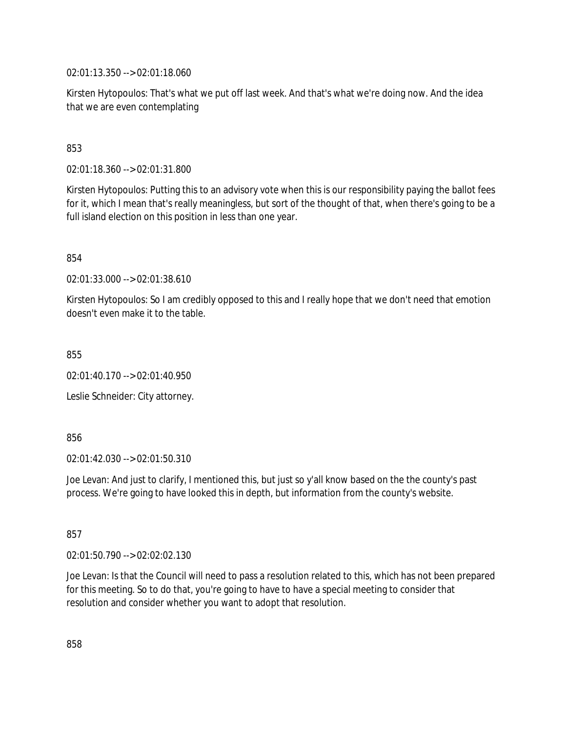02:01:13.350 --> 02:01:18.060

Kirsten Hytopoulos: That's what we put off last week. And that's what we're doing now. And the idea that we are even contemplating

853

02:01:18.360 --> 02:01:31.800

Kirsten Hytopoulos: Putting this to an advisory vote when this is our responsibility paying the ballot fees for it, which I mean that's really meaningless, but sort of the thought of that, when there's going to be a full island election on this position in less than one year.

854

02:01:33.000 --> 02:01:38.610

Kirsten Hytopoulos: So I am credibly opposed to this and I really hope that we don't need that emotion doesn't even make it to the table.

855

02:01:40.170 --> 02:01:40.950

Leslie Schneider: City attorney.

856

02:01:42.030 --> 02:01:50.310

Joe Levan: And just to clarify, I mentioned this, but just so y'all know based on the the county's past process. We're going to have looked this in depth, but information from the county's website.

857

02:01:50.790 --> 02:02:02.130

Joe Levan: Is that the Council will need to pass a resolution related to this, which has not been prepared for this meeting. So to do that, you're going to have to have a special meeting to consider that resolution and consider whether you want to adopt that resolution.

858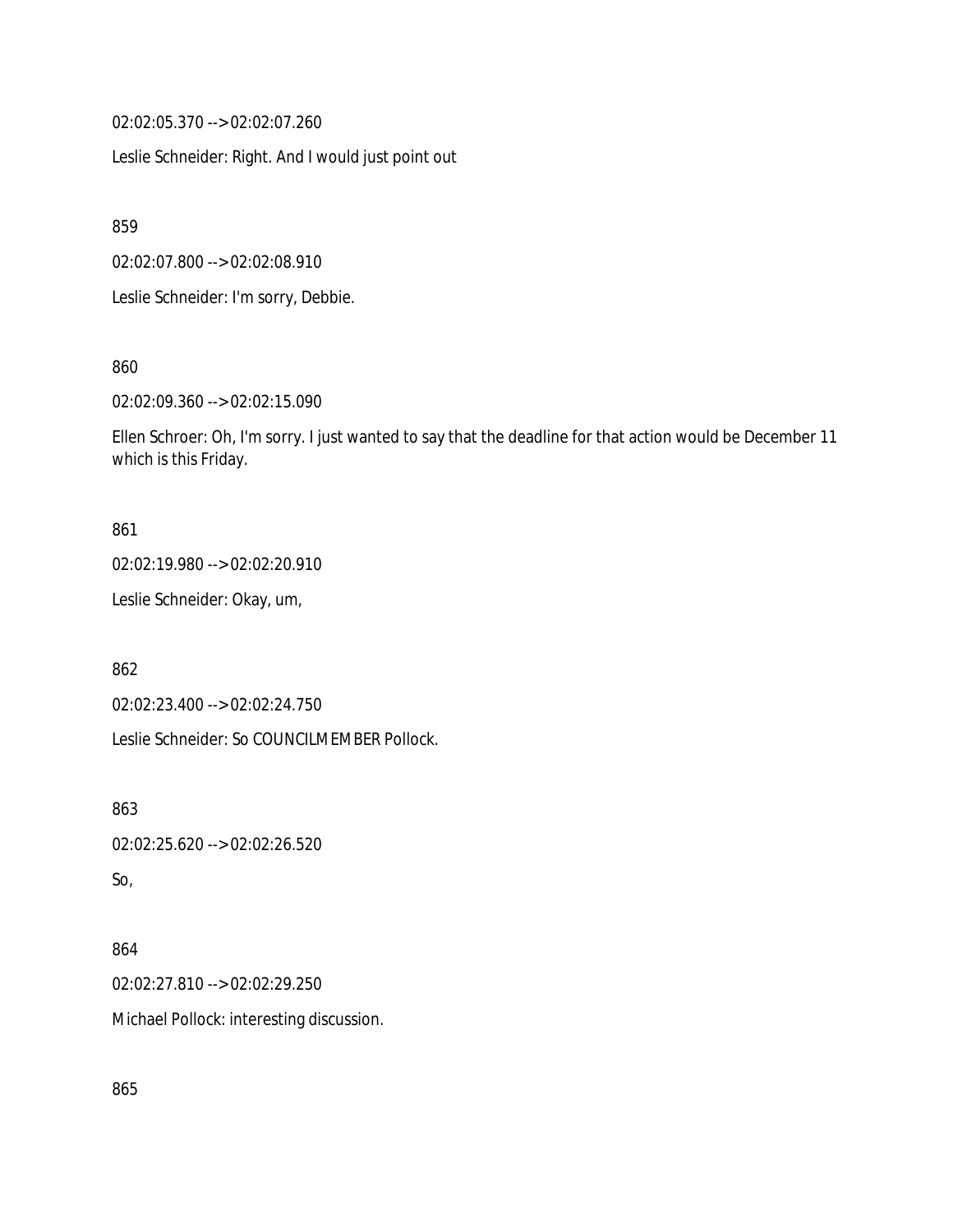02:02:05.370 --> 02:02:07.260

Leslie Schneider: Right. And I would just point out

859

02:02:07.800 --> 02:02:08.910

Leslie Schneider: I'm sorry, Debbie.

860

02:02:09.360 --> 02:02:15.090

Ellen Schroer: Oh, I'm sorry. I just wanted to say that the deadline for that action would be December 11 which is this Friday.

861

02:02:19.980 --> 02:02:20.910

Leslie Schneider: Okay, um,

862

02:02:23.400 --> 02:02:24.750

Leslie Schneider: So COUNCILMEMBER Pollock.

863

02:02:25.620 --> 02:02:26.520

So,

864

02:02:27.810 --> 02:02:29.250

Michael Pollock: interesting discussion.

865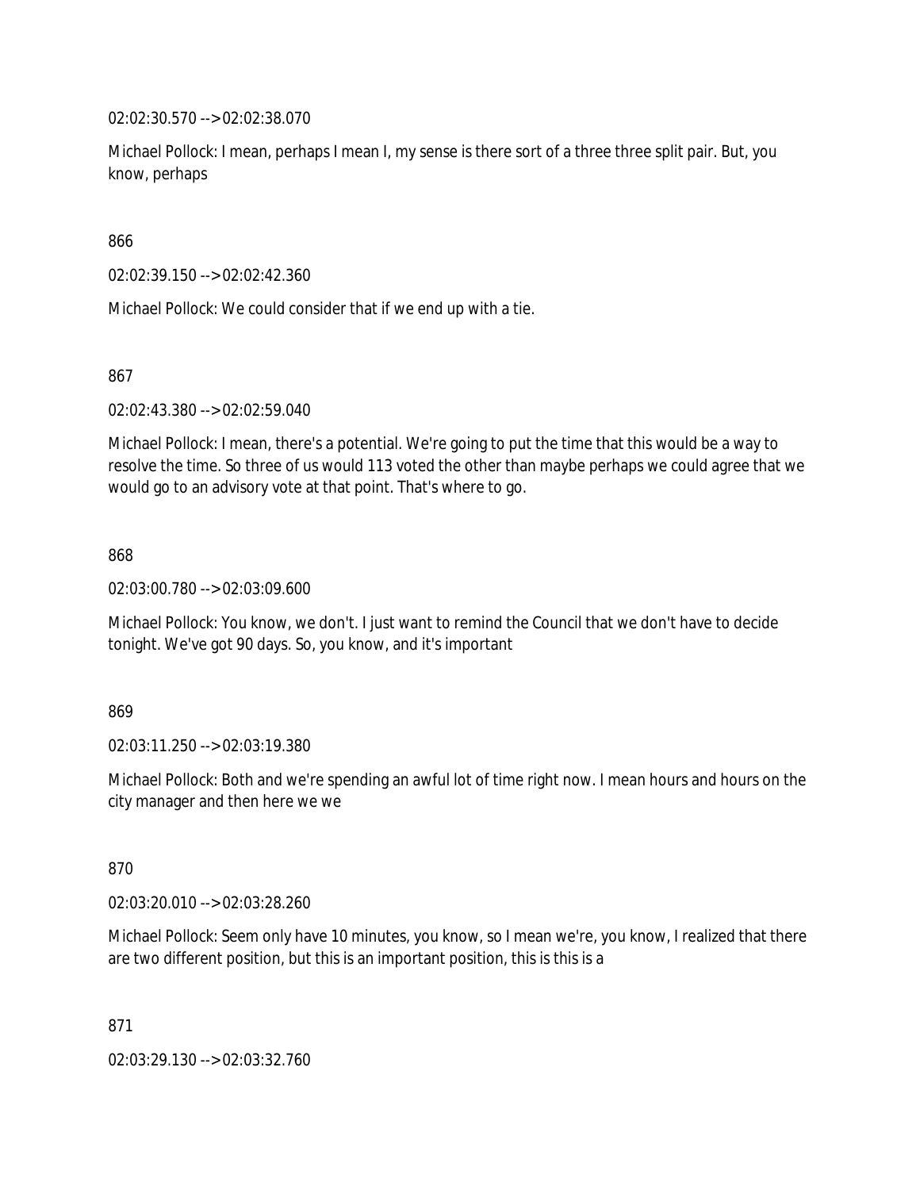02:02:30.570 --> 02:02:38.070

Michael Pollock: I mean, perhaps I mean I, my sense is there sort of a three three split pair. But, you know, perhaps

866

02:02:39.150 --> 02:02:42.360

Michael Pollock: We could consider that if we end up with a tie.

867

02:02:43.380 --> 02:02:59.040

Michael Pollock: I mean, there's a potential. We're going to put the time that this would be a way to resolve the time. So three of us would 113 voted the other than maybe perhaps we could agree that we would go to an advisory vote at that point. That's where to go.

868

02:03:00.780 --> 02:03:09.600

Michael Pollock: You know, we don't. I just want to remind the Council that we don't have to decide tonight. We've got 90 days. So, you know, and it's important

869

02:03:11.250 --> 02:03:19.380

Michael Pollock: Both and we're spending an awful lot of time right now. I mean hours and hours on the city manager and then here we we

870

02:03:20.010 --> 02:03:28.260

Michael Pollock: Seem only have 10 minutes, you know, so I mean we're, you know, I realized that there are two different position, but this is an important position, this is this is a

871

02:03:29.130 --> 02:03:32.760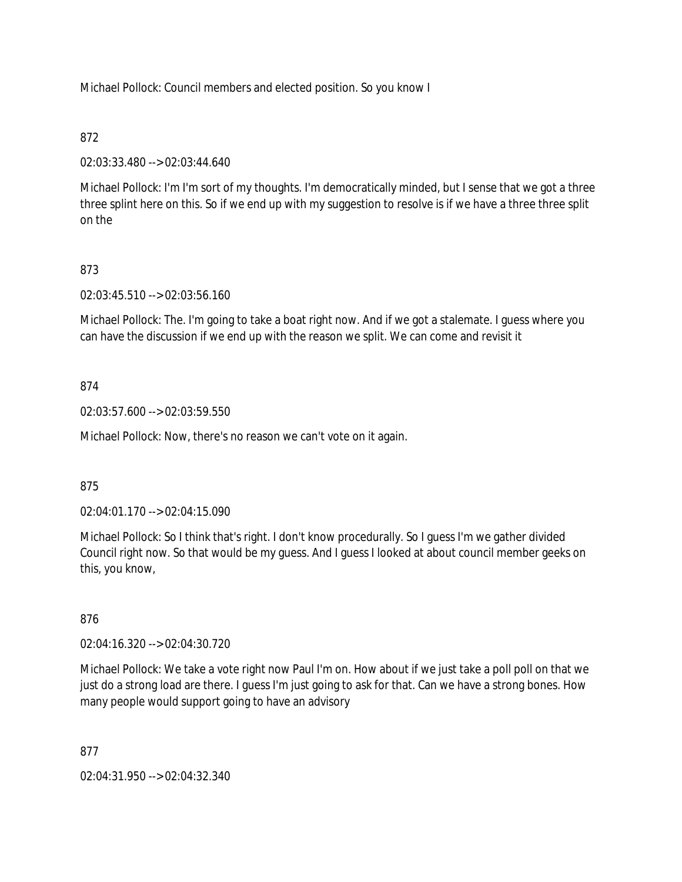Michael Pollock: Council members and elected position. So you know I

872

02:03:33.480 --> 02:03:44.640

Michael Pollock: I'm I'm sort of my thoughts. I'm democratically minded, but I sense that we got a three three splint here on this. So if we end up with my suggestion to resolve is if we have a three three split on the

873

02:03:45.510 --> 02:03:56.160

Michael Pollock: The. I'm going to take a boat right now. And if we got a stalemate. I guess where you can have the discussion if we end up with the reason we split. We can come and revisit it

874

02:03:57.600 --> 02:03:59.550

Michael Pollock: Now, there's no reason we can't vote on it again.

875

02:04:01.170 --> 02:04:15.090

Michael Pollock: So I think that's right. I don't know procedurally. So I guess I'm we gather divided Council right now. So that would be my guess. And I guess I looked at about council member geeks on this, you know,

876

02:04:16.320 --> 02:04:30.720

Michael Pollock: We take a vote right now Paul I'm on. How about if we just take a poll poll on that we just do a strong load are there. I guess I'm just going to ask for that. Can we have a strong bones. How many people would support going to have an advisory

877

02:04:31.950 --> 02:04:32.340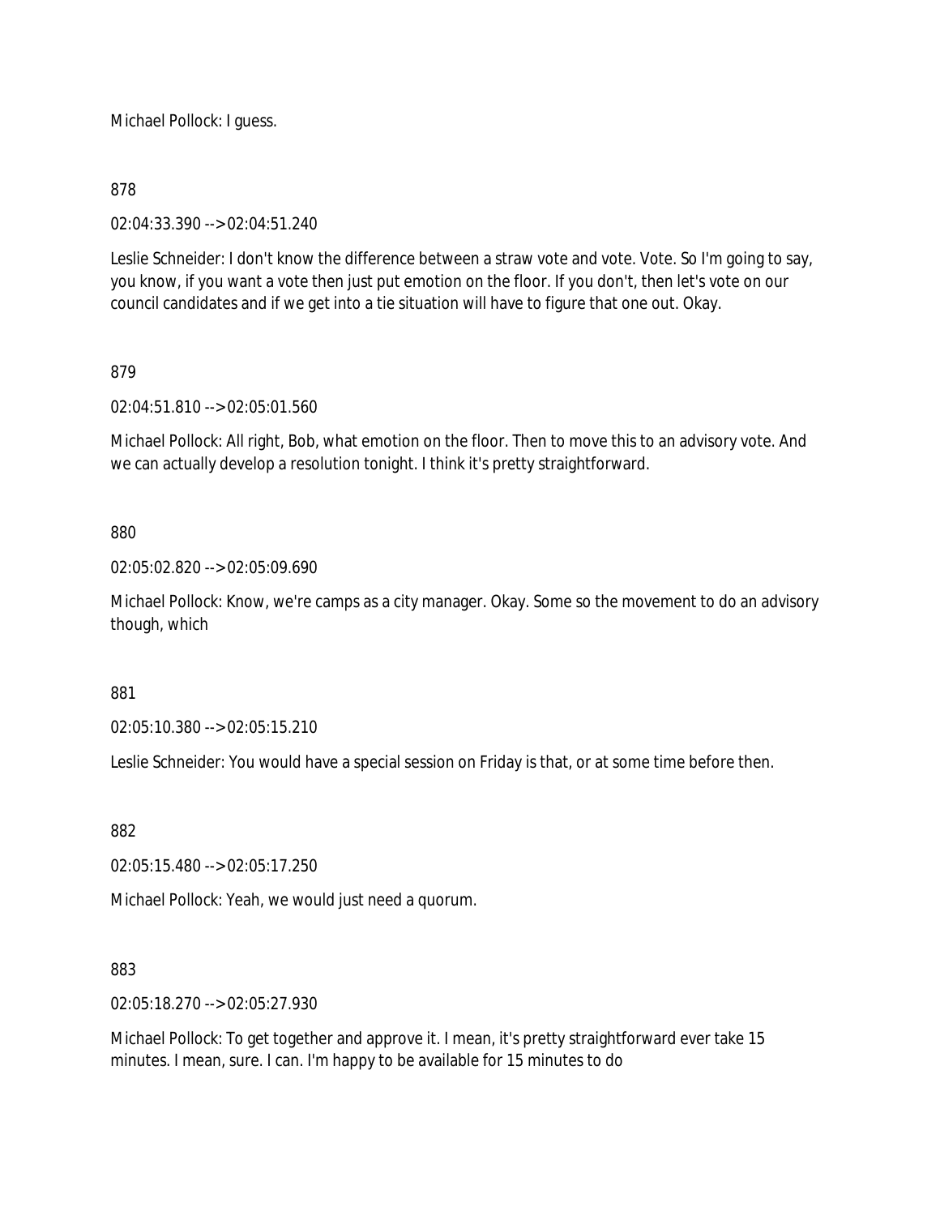Michael Pollock: I guess.

878

02:04:33.390 --> 02:04:51.240

Leslie Schneider: I don't know the difference between a straw vote and vote. Vote. So I'm going to say, you know, if you want a vote then just put emotion on the floor. If you don't, then let's vote on our council candidates and if we get into a tie situation will have to figure that one out. Okay.

879

02:04:51.810 --> 02:05:01.560

Michael Pollock: All right, Bob, what emotion on the floor. Then to move this to an advisory vote. And we can actually develop a resolution tonight. I think it's pretty straightforward.

880

02:05:02.820 --> 02:05:09.690

Michael Pollock: Know, we're camps as a city manager. Okay. Some so the movement to do an advisory though, which

881

02:05:10.380 --> 02:05:15.210

Leslie Schneider: You would have a special session on Friday is that, or at some time before then.

882

02:05:15.480 --> 02:05:17.250

Michael Pollock: Yeah, we would just need a quorum.

883

02:05:18.270 --> 02:05:27.930

Michael Pollock: To get together and approve it. I mean, it's pretty straightforward ever take 15 minutes. I mean, sure. I can. I'm happy to be available for 15 minutes to do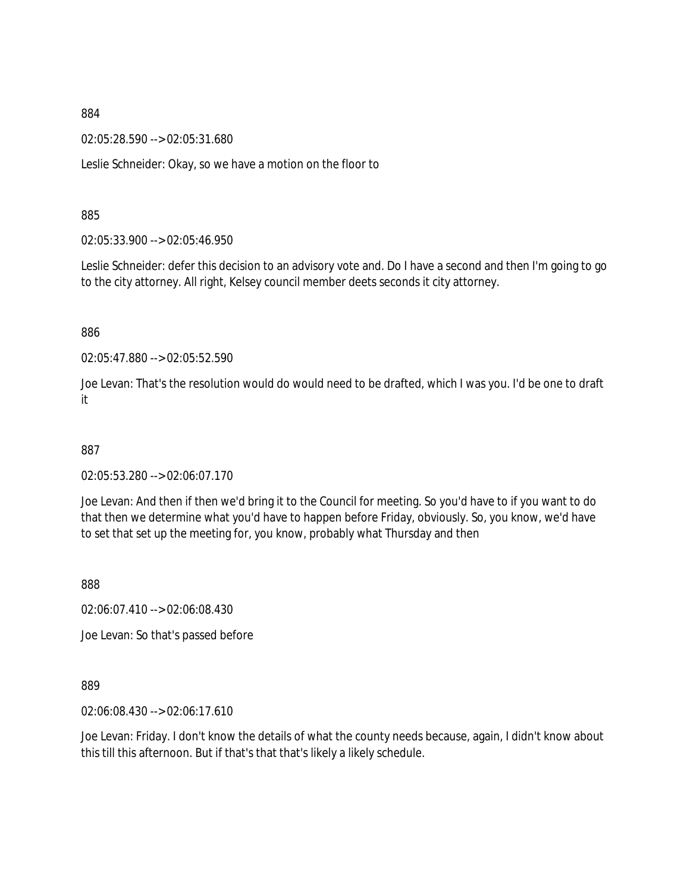884

02:05:28.590 --> 02:05:31.680

Leslie Schneider: Okay, so we have a motion on the floor to

885

02:05:33.900 --> 02:05:46.950

Leslie Schneider: defer this decision to an advisory vote and. Do I have a second and then I'm going to go to the city attorney. All right, Kelsey council member deets seconds it city attorney.

886

02:05:47.880 --> 02:05:52.590

Joe Levan: That's the resolution would do would need to be drafted, which I was you. I'd be one to draft it

887

02:05:53.280 --> 02:06:07.170

Joe Levan: And then if then we'd bring it to the Council for meeting. So you'd have to if you want to do that then we determine what you'd have to happen before Friday, obviously. So, you know, we'd have to set that set up the meeting for, you know, probably what Thursday and then

888

02:06:07.410 --> 02:06:08.430

Joe Levan: So that's passed before

889

02:06:08.430 --> 02:06:17.610

Joe Levan: Friday. I don't know the details of what the county needs because, again, I didn't know about this till this afternoon. But if that's that that's likely a likely schedule.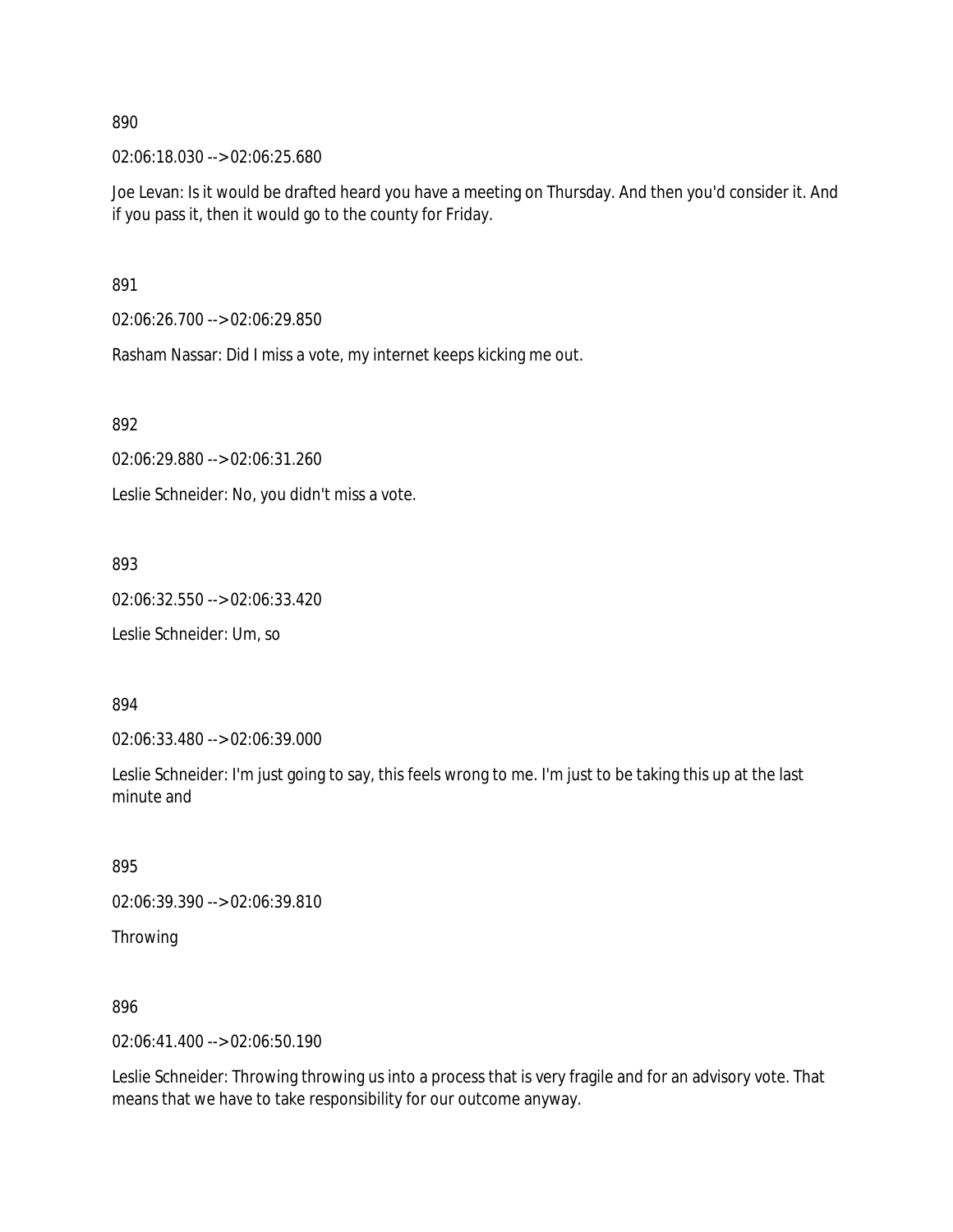890

02:06:18.030 --> 02:06:25.680

Joe Levan: Is it would be drafted heard you have a meeting on Thursday. And then you'd consider it. And if you pass it, then it would go to the county for Friday.

891

02:06:26.700 --> 02:06:29.850

Rasham Nassar: Did I miss a vote, my internet keeps kicking me out.

892

02:06:29.880 --> 02:06:31.260

Leslie Schneider: No, you didn't miss a vote.

893

02:06:32.550 --> 02:06:33.420

Leslie Schneider: Um, so

894

02:06:33.480 --> 02:06:39.000

Leslie Schneider: I'm just going to say, this feels wrong to me. I'm just to be taking this up at the last minute and

895

02:06:39.390 --> 02:06:39.810

Throwing

896

02:06:41.400 --> 02:06:50.190

Leslie Schneider: Throwing throwing us into a process that is very fragile and for an advisory vote. That means that we have to take responsibility for our outcome anyway.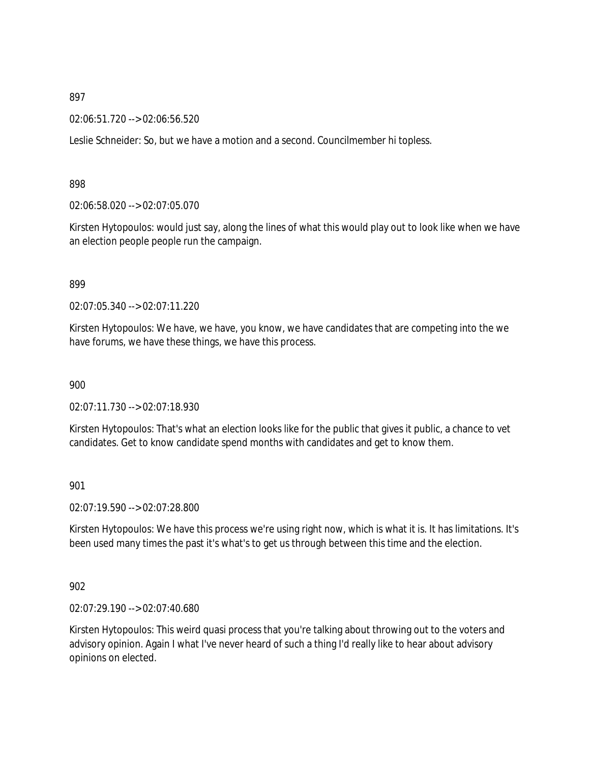897

02:06:51.720 --> 02:06:56.520

Leslie Schneider: So, but we have a motion and a second. Councilmember hi topless.

898

02:06:58.020 --> 02:07:05.070

Kirsten Hytopoulos: would just say, along the lines of what this would play out to look like when we have an election people people run the campaign.

899

02:07:05.340 --> 02:07:11.220

Kirsten Hytopoulos: We have, we have, you know, we have candidates that are competing into the we have forums, we have these things, we have this process.

900

02:07:11.730 --> 02:07:18.930

Kirsten Hytopoulos: That's what an election looks like for the public that gives it public, a chance to vet candidates. Get to know candidate spend months with candidates and get to know them.

901

02:07:19.590 --> 02:07:28.800

Kirsten Hytopoulos: We have this process we're using right now, which is what it is. It has limitations. It's been used many times the past it's what's to get us through between this time and the election.

902

02:07:29.190 --> 02:07:40.680

Kirsten Hytopoulos: This weird quasi process that you're talking about throwing out to the voters and advisory opinion. Again I what I've never heard of such a thing I'd really like to hear about advisory opinions on elected.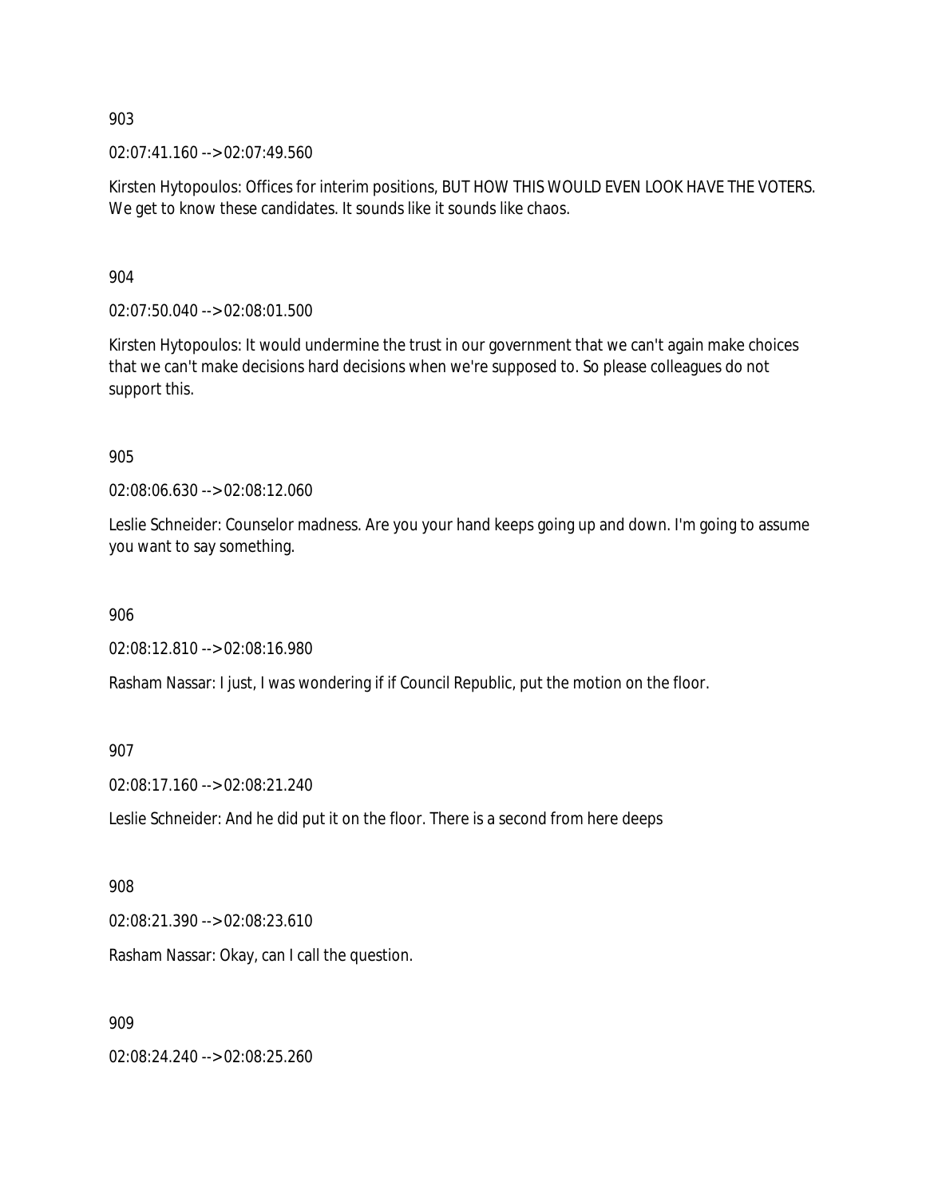903

02:07:41.160 --> 02:07:49.560

Kirsten Hytopoulos: Offices for interim positions, BUT HOW THIS WOULD EVEN LOOK HAVE THE VOTERS. We get to know these candidates. It sounds like it sounds like chaos.

904

02:07:50.040 --> 02:08:01.500

Kirsten Hytopoulos: It would undermine the trust in our government that we can't again make choices that we can't make decisions hard decisions when we're supposed to. So please colleagues do not support this.

905

02:08:06.630 --> 02:08:12.060

Leslie Schneider: Counselor madness. Are you your hand keeps going up and down. I'm going to assume you want to say something.

906

02:08:12.810 --> 02:08:16.980

Rasham Nassar: I just, I was wondering if if Council Republic, put the motion on the floor.

907

02:08:17.160 --> 02:08:21.240

Leslie Schneider: And he did put it on the floor. There is a second from here deeps

908

02:08:21.390 --> 02:08:23.610

Rasham Nassar: Okay, can I call the question.

909

02:08:24.240 --> 02:08:25.260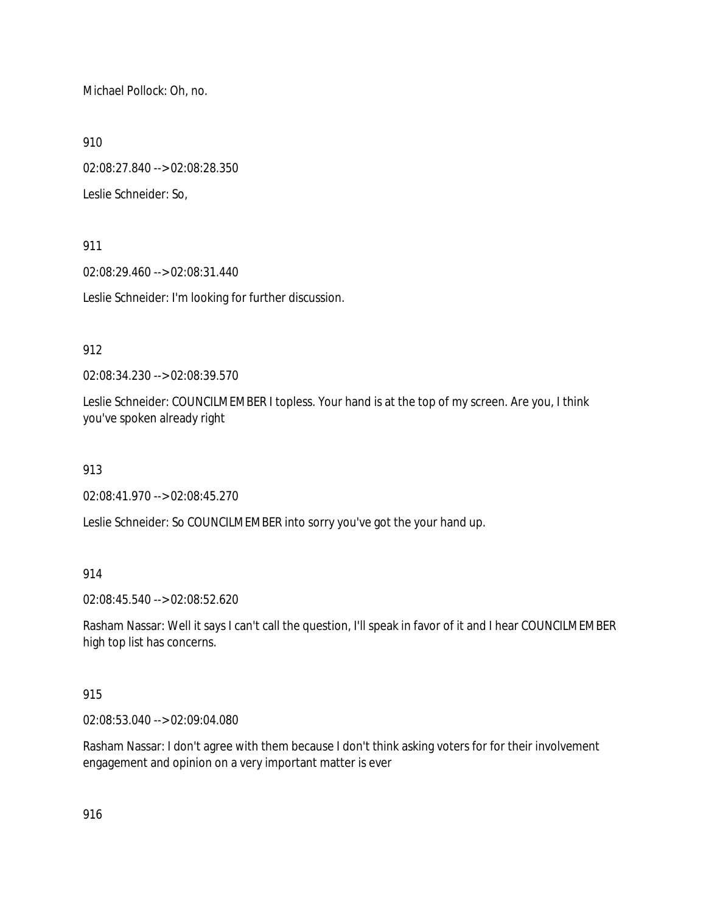Michael Pollock: Oh, no.

910

02:08:27.840 --> 02:08:28.350

Leslie Schneider: So,

911

02:08:29.460 --> 02:08:31.440

Leslie Schneider: I'm looking for further discussion.

912

02:08:34.230 --> 02:08:39.570

Leslie Schneider: COUNCILMEMBER I topless. Your hand is at the top of my screen. Are you, I think you've spoken already right

913

02:08:41.970 --> 02:08:45.270

Leslie Schneider: So COUNCILMEMBER into sorry you've got the your hand up.

914

02:08:45.540 --> 02:08:52.620

Rasham Nassar: Well it says I can't call the question, I'll speak in favor of it and I hear COUNCILMEMBER high top list has concerns.

915

02:08:53.040 --> 02:09:04.080

Rasham Nassar: I don't agree with them because I don't think asking voters for for their involvement engagement and opinion on a very important matter is ever

916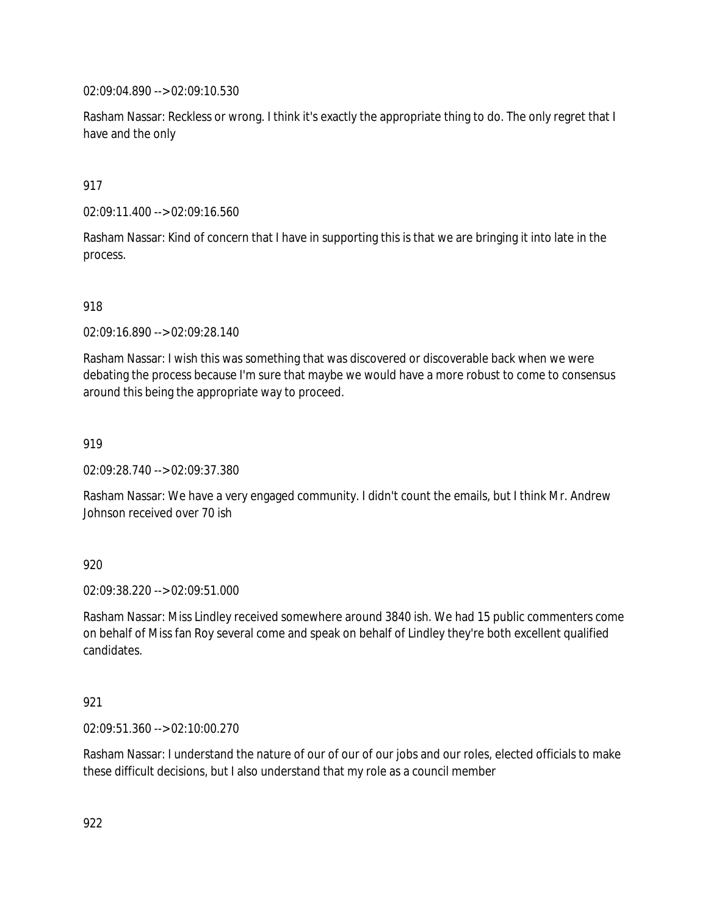02:09:04.890 --> 02:09:10.530

Rasham Nassar: Reckless or wrong. I think it's exactly the appropriate thing to do. The only regret that I have and the only

917

02:09:11.400 --> 02:09:16.560

Rasham Nassar: Kind of concern that I have in supporting this is that we are bringing it into late in the process.

918

02:09:16.890 --> 02:09:28.140

Rasham Nassar: I wish this was something that was discovered or discoverable back when we were debating the process because I'm sure that maybe we would have a more robust to come to consensus around this being the appropriate way to proceed.

919

02:09:28.740 --> 02:09:37.380

Rasham Nassar: We have a very engaged community. I didn't count the emails, but I think Mr. Andrew Johnson received over 70 ish

920

02:09:38.220 --> 02:09:51.000

Rasham Nassar: Miss Lindley received somewhere around 3840 ish. We had 15 public commenters come on behalf of Miss fan Roy several come and speak on behalf of Lindley they're both excellent qualified candidates.

921

02:09:51.360 --> 02:10:00.270

Rasham Nassar: I understand the nature of our of our of our jobs and our roles, elected officials to make these difficult decisions, but I also understand that my role as a council member

922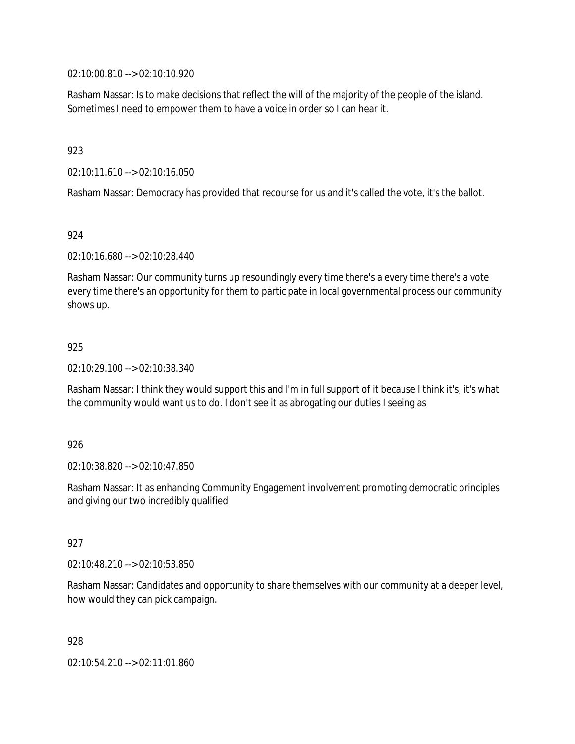02:10:00.810 --> 02:10:10.920

Rasham Nassar: Is to make decisions that reflect the will of the majority of the people of the island. Sometimes I need to empower them to have a voice in order so I can hear it.

923

02:10:11.610 --> 02:10:16.050

Rasham Nassar: Democracy has provided that recourse for us and it's called the vote, it's the ballot.

924

02:10:16.680 --> 02:10:28.440

Rasham Nassar: Our community turns up resoundingly every time there's a every time there's a vote every time there's an opportunity for them to participate in local governmental process our community shows up.

925

02:10:29.100 --> 02:10:38.340

Rasham Nassar: I think they would support this and I'm in full support of it because I think it's, it's what the community would want us to do. I don't see it as abrogating our duties I seeing as

926

02:10:38.820 --> 02:10:47.850

Rasham Nassar: It as enhancing Community Engagement involvement promoting democratic principles and giving our two incredibly qualified

927

02:10:48.210 --> 02:10:53.850

Rasham Nassar: Candidates and opportunity to share themselves with our community at a deeper level, how would they can pick campaign.

928

02:10:54.210 --> 02:11:01.860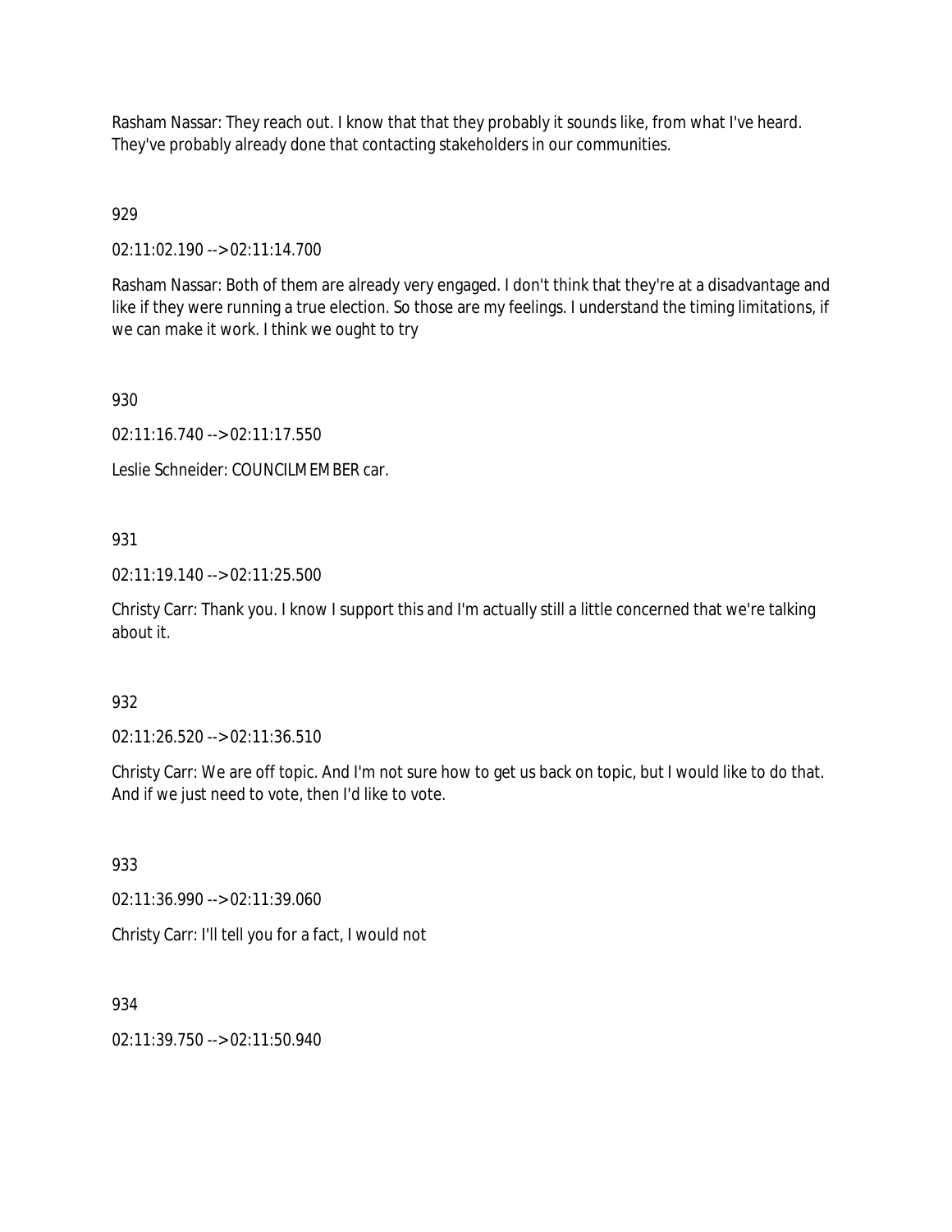Rasham Nassar: They reach out. I know that that they probably it sounds like, from what I've heard. They've probably already done that contacting stakeholders in our communities.

929

02:11:02.190 --> 02:11:14.700

Rasham Nassar: Both of them are already very engaged. I don't think that they're at a disadvantage and like if they were running a true election. So those are my feelings. I understand the timing limitations, if we can make it work. I think we ought to try

930

02:11:16.740 --> 02:11:17.550

Leslie Schneider: COUNCILMEMBER car.

931

02:11:19.140 --> 02:11:25.500

Christy Carr: Thank you. I know I support this and I'm actually still a little concerned that we're talking about it.

932

02:11:26.520 --> 02:11:36.510

Christy Carr: We are off topic. And I'm not sure how to get us back on topic, but I would like to do that. And if we just need to vote, then I'd like to vote.

933

02:11:36.990 --> 02:11:39.060

Christy Carr: I'll tell you for a fact, I would not

934

02:11:39.750 --> 02:11:50.940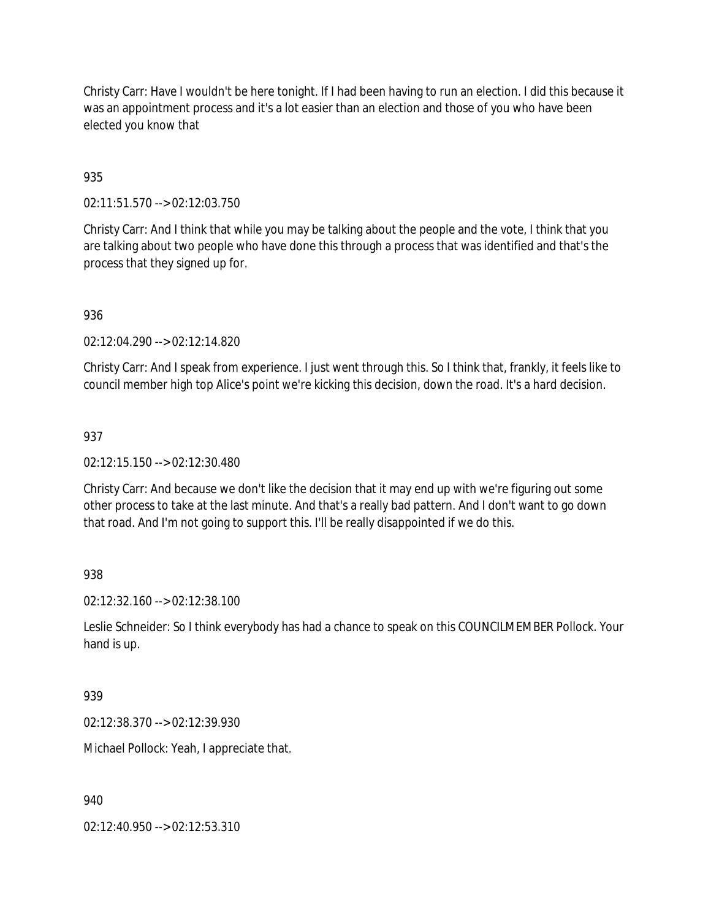Christy Carr: Have I wouldn't be here tonight. If I had been having to run an election. I did this because it was an appointment process and it's a lot easier than an election and those of you who have been elected you know that

935

02:11:51.570 --> 02:12:03.750

Christy Carr: And I think that while you may be talking about the people and the vote, I think that you are talking about two people who have done this through a process that was identified and that's the process that they signed up for.

936

02:12:04.290 --> 02:12:14.820

Christy Carr: And I speak from experience. I just went through this. So I think that, frankly, it feels like to council member high top Alice's point we're kicking this decision, down the road. It's a hard decision.

937

02:12:15.150 --> 02:12:30.480

Christy Carr: And because we don't like the decision that it may end up with we're figuring out some other process to take at the last minute. And that's a really bad pattern. And I don't want to go down that road. And I'm not going to support this. I'll be really disappointed if we do this.

938

02:12:32.160 --> 02:12:38.100

Leslie Schneider: So I think everybody has had a chance to speak on this COUNCILMEMBER Pollock. Your hand is up.

939

02:12:38.370 --> 02:12:39.930

Michael Pollock: Yeah, I appreciate that.

940

02:12:40.950 --> 02:12:53.310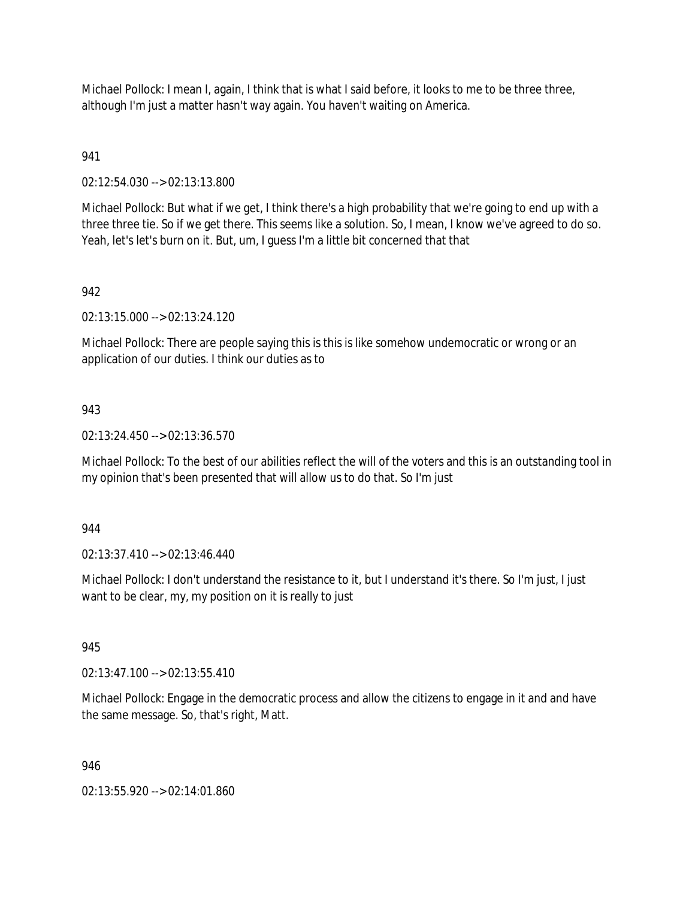Michael Pollock: I mean I, again, I think that is what I said before, it looks to me to be three three, although I'm just a matter hasn't way again. You haven't waiting on America.

941

02:12:54.030 --> 02:13:13.800

Michael Pollock: But what if we get, I think there's a high probability that we're going to end up with a three three tie. So if we get there. This seems like a solution. So, I mean, I know we've agreed to do so. Yeah, let's let's burn on it. But, um, I guess I'm a little bit concerned that that

942

02:13:15.000 --> 02:13:24.120

Michael Pollock: There are people saying this is this is like somehow undemocratic or wrong or an application of our duties. I think our duties as to

943

02:13:24.450 --> 02:13:36.570

Michael Pollock: To the best of our abilities reflect the will of the voters and this is an outstanding tool in my opinion that's been presented that will allow us to do that. So I'm just

944

02:13:37.410 --> 02:13:46.440

Michael Pollock: I don't understand the resistance to it, but I understand it's there. So I'm just, I just want to be clear, my, my position on it is really to just

945

02:13:47.100 --> 02:13:55.410

Michael Pollock: Engage in the democratic process and allow the citizens to engage in it and and have the same message. So, that's right, Matt.

946

02:13:55.920 --> 02:14:01.860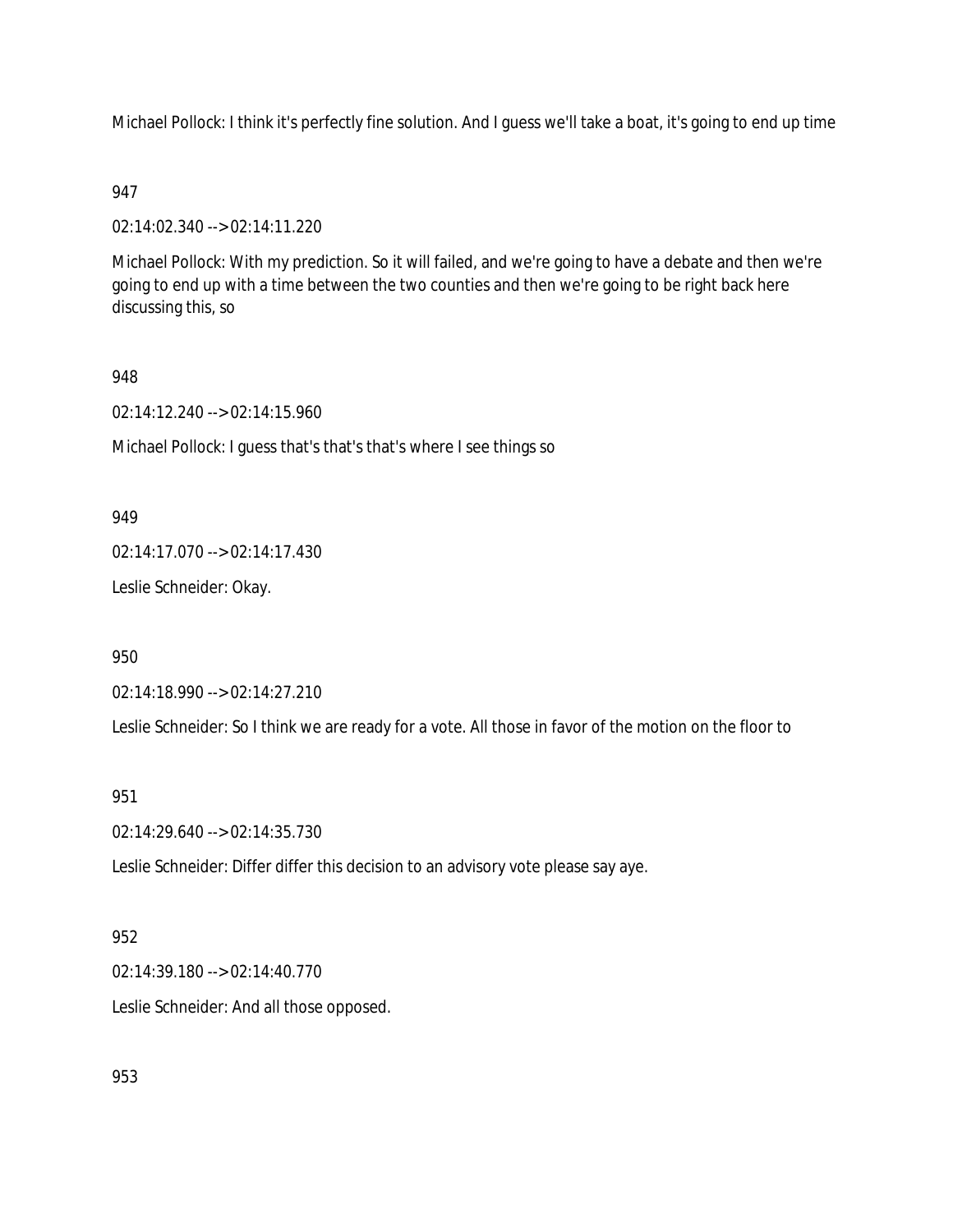Michael Pollock: I think it's perfectly fine solution. And I guess we'll take a boat, it's going to end up time

947

02:14:02.340 --> 02:14:11.220

Michael Pollock: With my prediction. So it will failed, and we're going to have a debate and then we're going to end up with a time between the two counties and then we're going to be right back here discussing this, so

948

02:14:12.240 --> 02:14:15.960

Michael Pollock: I guess that's that's that's where I see things so

949

02:14:17.070 --> 02:14:17.430

Leslie Schneider: Okay.

950

02:14:18.990 --> 02:14:27.210

Leslie Schneider: So I think we are ready for a vote. All those in favor of the motion on the floor to

951

02:14:29.640 --> 02:14:35.730

Leslie Schneider: Differ differ this decision to an advisory vote please say aye.

952

02:14:39.180 --> 02:14:40.770

Leslie Schneider: And all those opposed.

953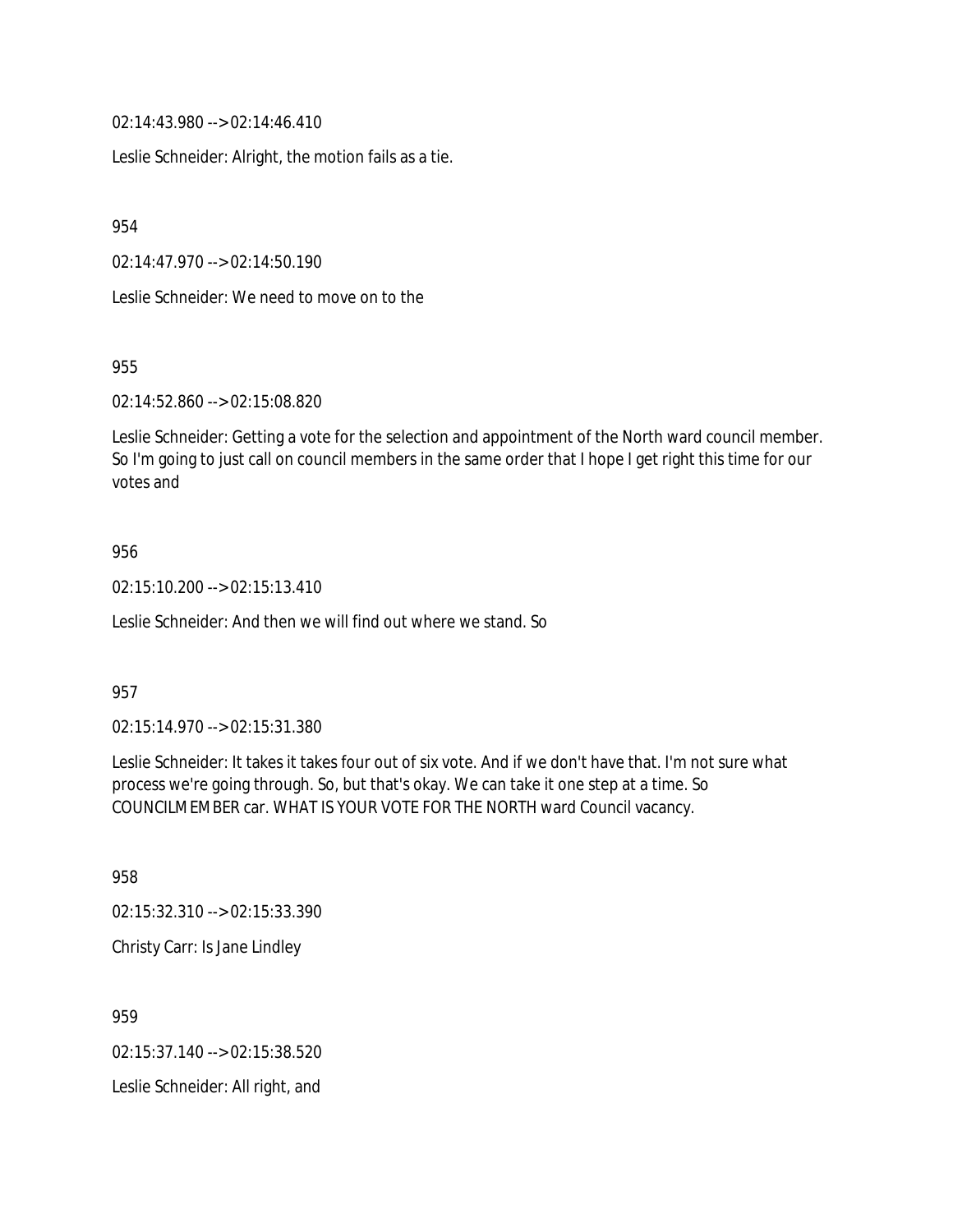02:14:43.980 --> 02:14:46.410

Leslie Schneider: Alright, the motion fails as a tie.

954

02:14:47.970 --> 02:14:50.190

Leslie Schneider: We need to move on to the

955

02:14:52.860 --> 02:15:08.820

Leslie Schneider: Getting a vote for the selection and appointment of the North ward council member. So I'm going to just call on council members in the same order that I hope I get right this time for our votes and

956

02:15:10.200 --> 02:15:13.410

Leslie Schneider: And then we will find out where we stand. So

957

02:15:14.970 --> 02:15:31.380

Leslie Schneider: It takes it takes four out of six vote. And if we don't have that. I'm not sure what process we're going through. So, but that's okay. We can take it one step at a time. So COUNCILMEMBER car. WHAT IS YOUR VOTE FOR THE NORTH ward Council vacancy.

958

02:15:32.310 --> 02:15:33.390

Christy Carr: Is Jane Lindley

959

02:15:37.140 --> 02:15:38.520

Leslie Schneider: All right, and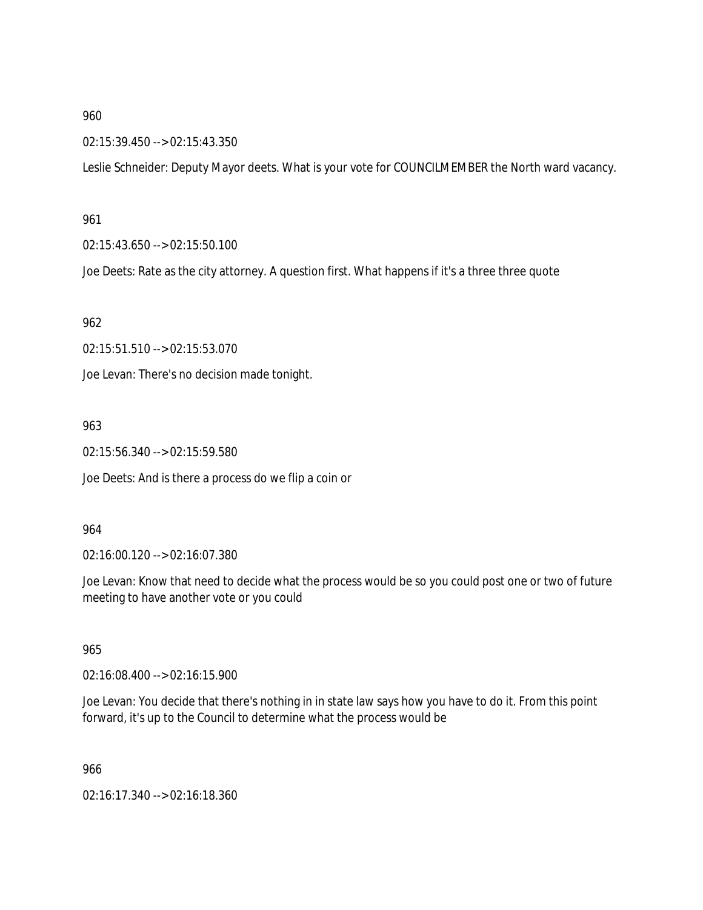960

02:15:39.450 --> 02:15:43.350

Leslie Schneider: Deputy Mayor deets. What is your vote for COUNCILMEMBER the North ward vacancy.

961

02:15:43.650 --> 02:15:50.100

Joe Deets: Rate as the city attorney. A question first. What happens if it's a three three quote

962

02:15:51.510 --> 02:15:53.070

Joe Levan: There's no decision made tonight.

963

02:15:56.340 --> 02:15:59.580

Joe Deets: And is there a process do we flip a coin or

964

02:16:00.120 --> 02:16:07.380

Joe Levan: Know that need to decide what the process would be so you could post one or two of future meeting to have another vote or you could

965

02:16:08.400 --> 02:16:15.900

Joe Levan: You decide that there's nothing in in state law says how you have to do it. From this point forward, it's up to the Council to determine what the process would be

966

02:16:17.340 --> 02:16:18.360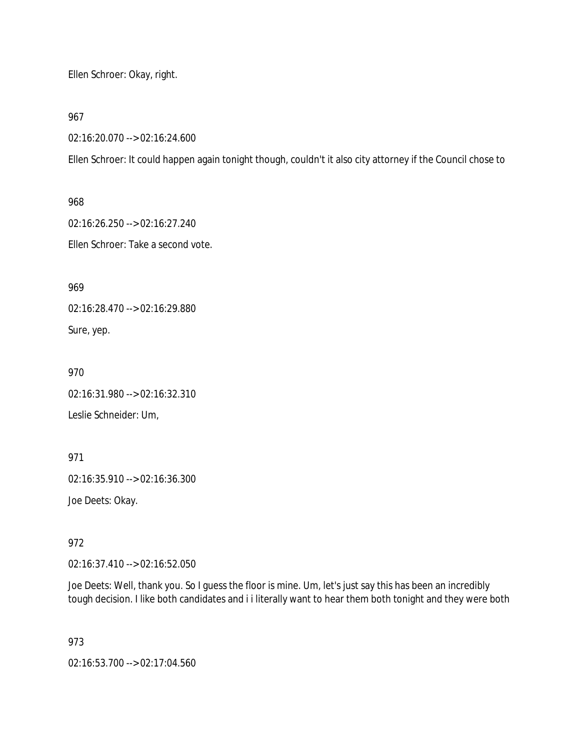Ellen Schroer: Okay, right.

967

02:16:20.070 --> 02:16:24.600

Ellen Schroer: It could happen again tonight though, couldn't it also city attorney if the Council chose to

968

02:16:26.250 --> 02:16:27.240

Ellen Schroer: Take a second vote.

969

02:16:28.470 --> 02:16:29.880

Sure, yep.

970

02:16:31.980 --> 02:16:32.310

Leslie Schneider: Um,

971

02:16:35.910 --> 02:16:36.300

Joe Deets: Okay.

972

02:16:37.410 --> 02:16:52.050

Joe Deets: Well, thank you. So I guess the floor is mine. Um, let's just say this has been an incredibly tough decision. I like both candidates and i i literally want to hear them both tonight and they were both

973

02:16:53.700 --> 02:17:04.560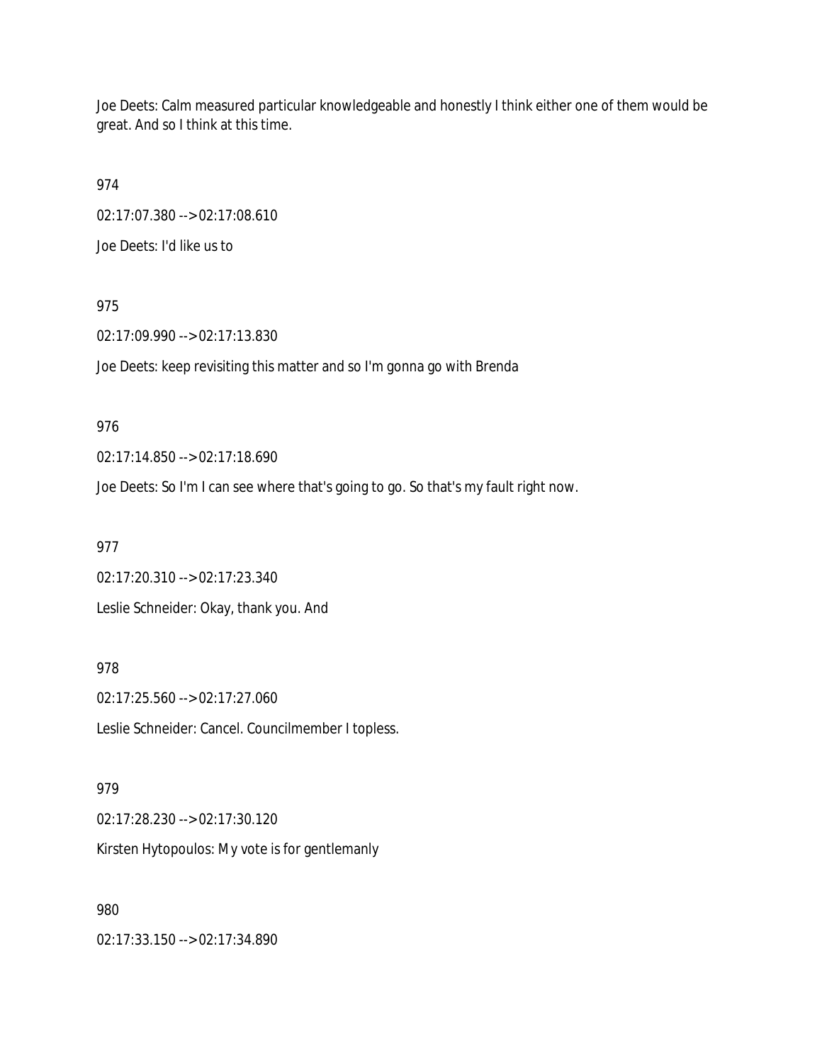Joe Deets: Calm measured particular knowledgeable and honestly I think either one of them would be great. And so I think at this time.

974

02:17:07.380 --> 02:17:08.610

Joe Deets: I'd like us to

975

02:17:09.990 --> 02:17:13.830

Joe Deets: keep revisiting this matter and so I'm gonna go with Brenda

976

02:17:14.850 --> 02:17:18.690

Joe Deets: So I'm I can see where that's going to go. So that's my fault right now.

977

02:17:20.310 --> 02:17:23.340

Leslie Schneider: Okay, thank you. And

978

02:17:25.560 --> 02:17:27.060

Leslie Schneider: Cancel. Councilmember I topless.

979

02:17:28.230 --> 02:17:30.120

Kirsten Hytopoulos: My vote is for gentlemanly

980

02:17:33.150 --> 02:17:34.890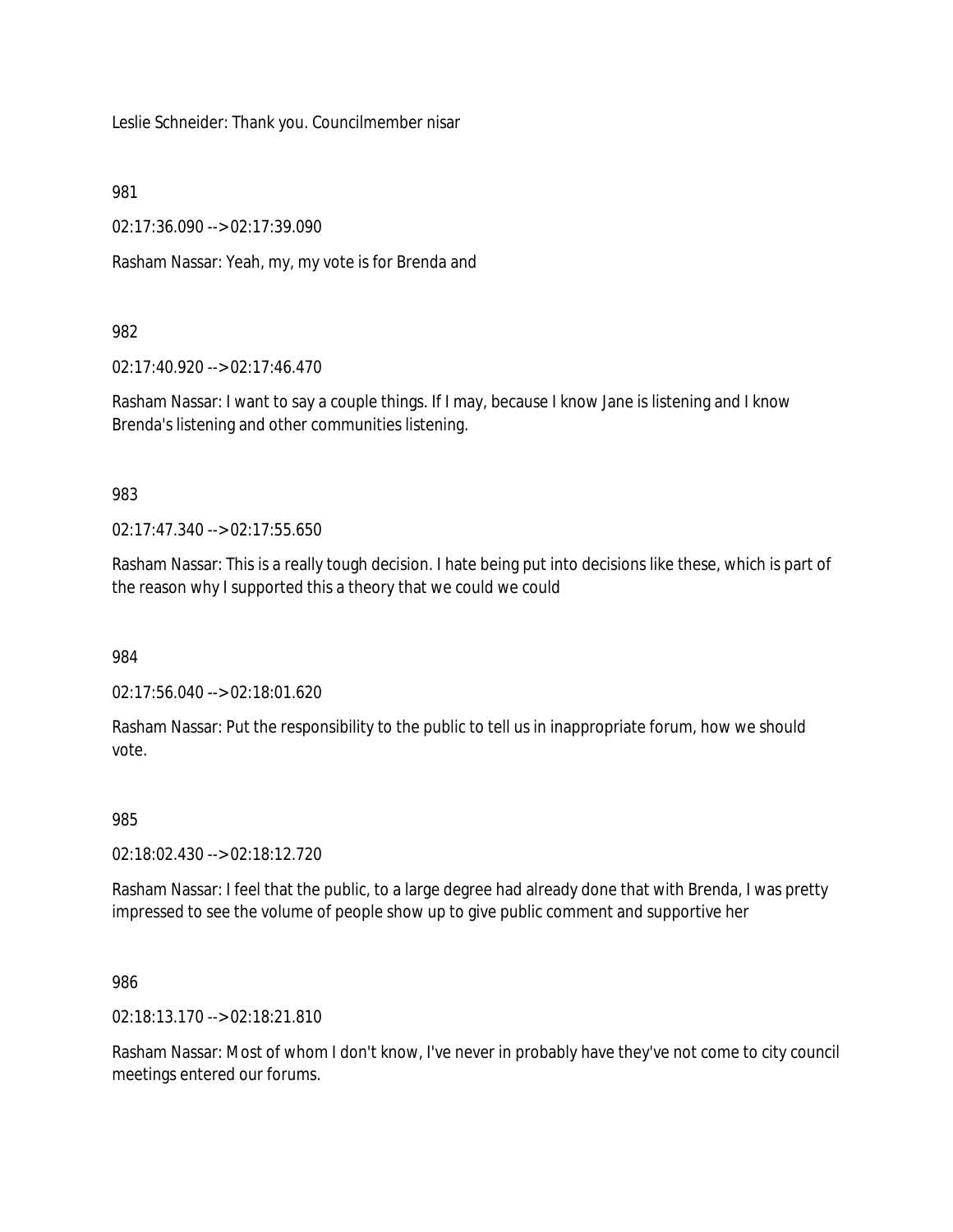Leslie Schneider: Thank you. Councilmember nisar

981

02:17:36.090 --> 02:17:39.090

Rasham Nassar: Yeah, my, my vote is for Brenda and

982

02:17:40.920 --> 02:17:46.470

Rasham Nassar: I want to say a couple things. If I may, because I know Jane is listening and I know Brenda's listening and other communities listening.

983

02:17:47.340 --> 02:17:55.650

Rasham Nassar: This is a really tough decision. I hate being put into decisions like these, which is part of the reason why I supported this a theory that we could we could

984

02:17:56.040 --> 02:18:01.620

Rasham Nassar: Put the responsibility to the public to tell us in inappropriate forum, how we should vote.

985

02:18:02.430 --> 02:18:12.720

Rasham Nassar: I feel that the public, to a large degree had already done that with Brenda, I was pretty impressed to see the volume of people show up to give public comment and supportive her

986

02:18:13.170 --> 02:18:21.810

Rasham Nassar: Most of whom I don't know, I've never in probably have they've not come to city council meetings entered our forums.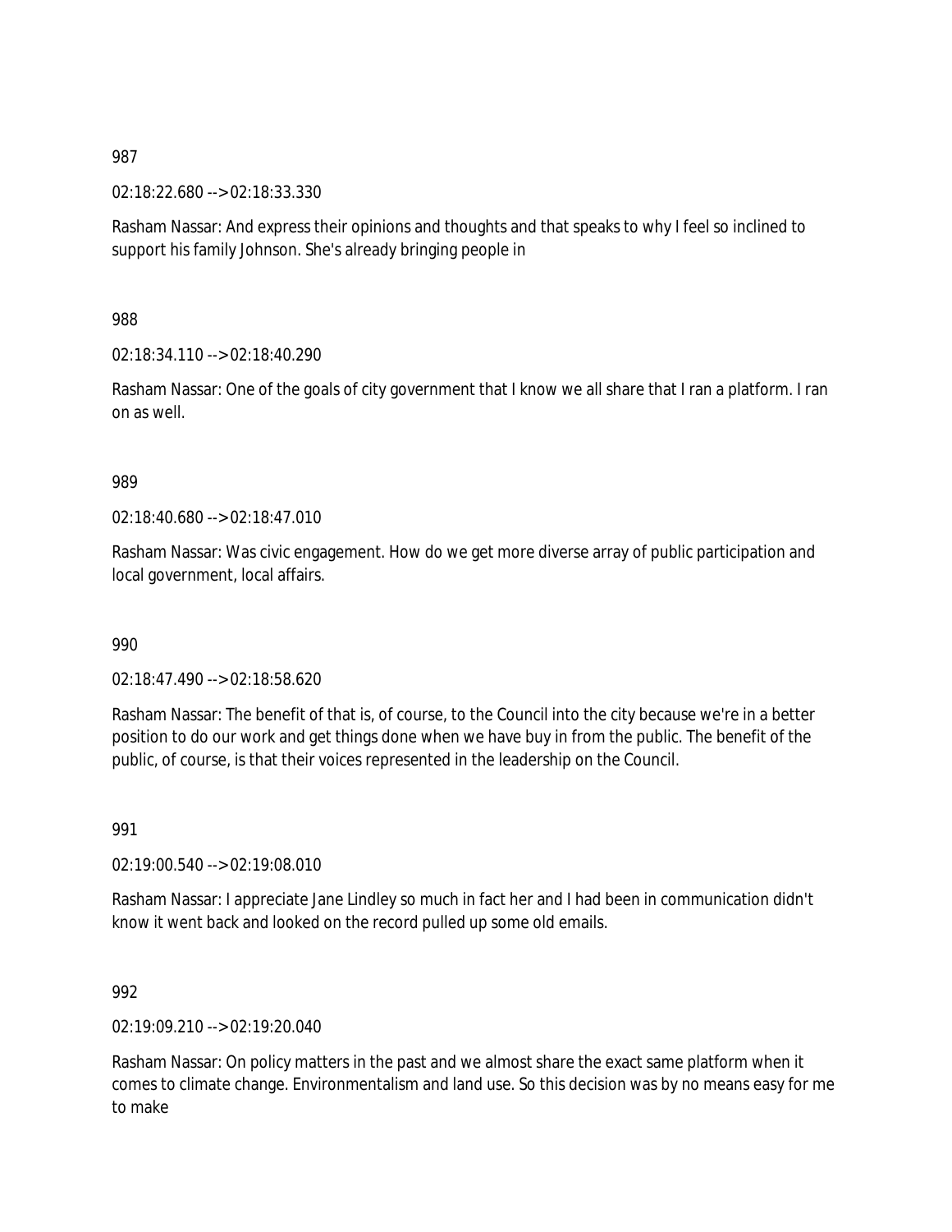987

02:18:22.680 --> 02:18:33.330

Rasham Nassar: And express their opinions and thoughts and that speaks to why I feel so inclined to support his family Johnson. She's already bringing people in

988

02:18:34.110 --> 02:18:40.290

Rasham Nassar: One of the goals of city government that I know we all share that I ran a platform. I ran on as well.

989

02:18:40.680 --> 02:18:47.010

Rasham Nassar: Was civic engagement. How do we get more diverse array of public participation and local government, local affairs.

990

02:18:47.490 --> 02:18:58.620

Rasham Nassar: The benefit of that is, of course, to the Council into the city because we're in a better position to do our work and get things done when we have buy in from the public. The benefit of the public, of course, is that their voices represented in the leadership on the Council.

991

02:19:00.540 --> 02:19:08.010

Rasham Nassar: I appreciate Jane Lindley so much in fact her and I had been in communication didn't know it went back and looked on the record pulled up some old emails.

992

02:19:09.210 --> 02:19:20.040

Rasham Nassar: On policy matters in the past and we almost share the exact same platform when it comes to climate change. Environmentalism and land use. So this decision was by no means easy for me to make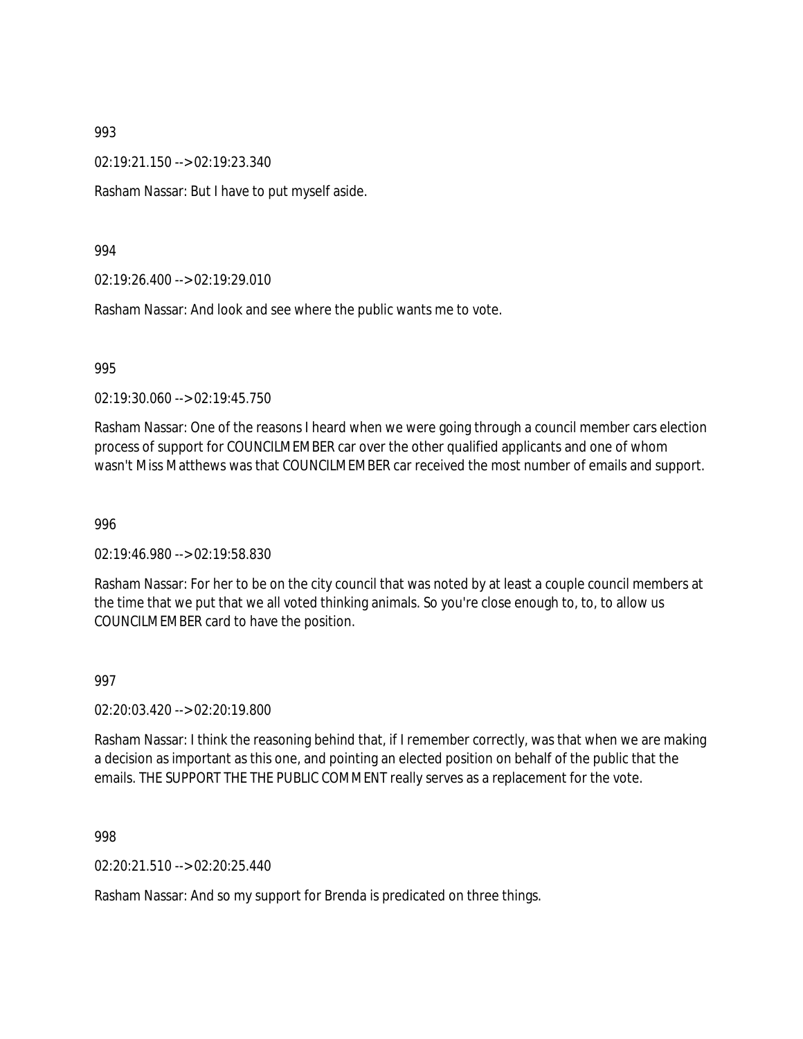993

02:19:21.150 --> 02:19:23.340

Rasham Nassar: But I have to put myself aside.

994

02:19:26.400 --> 02:19:29.010

Rasham Nassar: And look and see where the public wants me to vote.

995

02:19:30.060 --> 02:19:45.750

Rasham Nassar: One of the reasons I heard when we were going through a council member cars election process of support for COUNCILMEMBER car over the other qualified applicants and one of whom wasn't Miss Matthews was that COUNCILMEMBER car received the most number of emails and support.

996

02:19:46.980 --> 02:19:58.830

Rasham Nassar: For her to be on the city council that was noted by at least a couple council members at the time that we put that we all voted thinking animals. So you're close enough to, to, to allow us COUNCILMEMBER card to have the position.

997

02:20:03.420 --> 02:20:19.800

Rasham Nassar: I think the reasoning behind that, if I remember correctly, was that when we are making a decision as important as this one, and pointing an elected position on behalf of the public that the emails. THE SUPPORT THE THE PUBLIC COMMENT really serves as a replacement for the vote.

998

02:20:21.510 --> 02:20:25.440

Rasham Nassar: And so my support for Brenda is predicated on three things.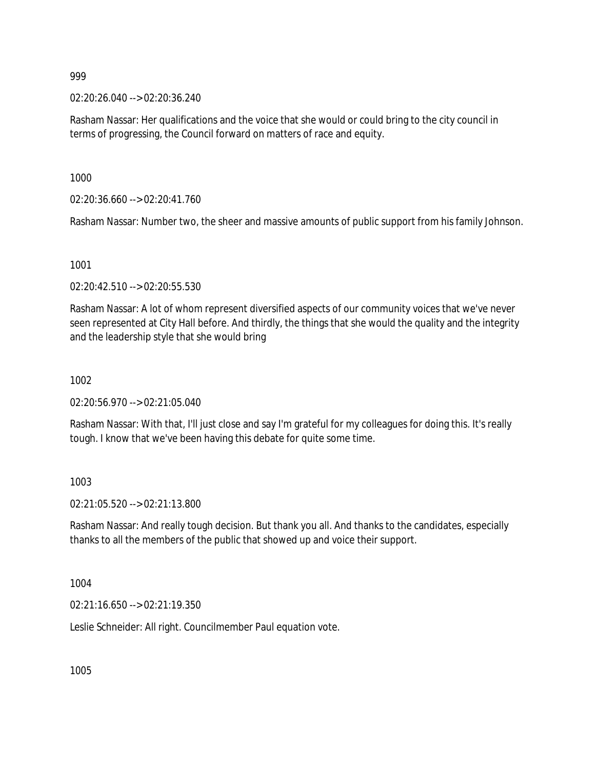999

02:20:26.040 --> 02:20:36.240

Rasham Nassar: Her qualifications and the voice that she would or could bring to the city council in terms of progressing, the Council forward on matters of race and equity.

1000

02:20:36.660 --> 02:20:41.760

Rasham Nassar: Number two, the sheer and massive amounts of public support from his family Johnson.

1001

02:20:42.510 --> 02:20:55.530

Rasham Nassar: A lot of whom represent diversified aspects of our community voices that we've never seen represented at City Hall before. And thirdly, the things that she would the quality and the integrity and the leadership style that she would bring

1002

02:20:56.970 --> 02:21:05.040

Rasham Nassar: With that, I'll just close and say I'm grateful for my colleagues for doing this. It's really tough. I know that we've been having this debate for quite some time.

1003

02:21:05.520 --> 02:21:13.800

Rasham Nassar: And really tough decision. But thank you all. And thanks to the candidates, especially thanks to all the members of the public that showed up and voice their support.

1004

02:21:16.650 --> 02:21:19.350

Leslie Schneider: All right. Councilmember Paul equation vote.

1005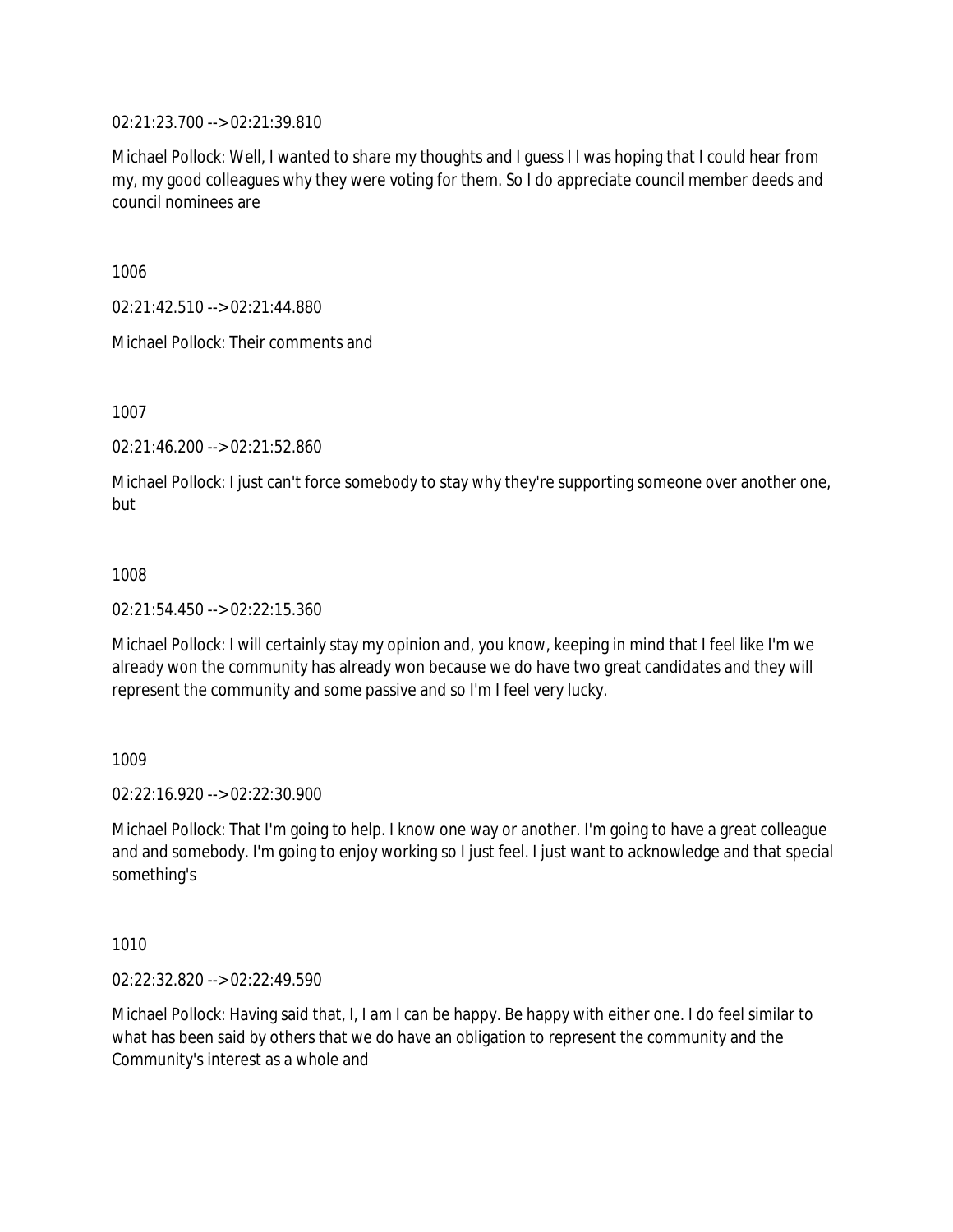02:21:23.700 --> 02:21:39.810

Michael Pollock: Well, I wanted to share my thoughts and I guess I I was hoping that I could hear from my, my good colleagues why they were voting for them. So I do appreciate council member deeds and council nominees are

1006

02:21:42.510 --> 02:21:44.880

Michael Pollock: Their comments and

1007

02:21:46.200 --> 02:21:52.860

Michael Pollock: I just can't force somebody to stay why they're supporting someone over another one, but

1008

02:21:54.450 --> 02:22:15.360

Michael Pollock: I will certainly stay my opinion and, you know, keeping in mind that I feel like I'm we already won the community has already won because we do have two great candidates and they will represent the community and some passive and so I'm I feel very lucky.

1009

02:22:16.920 --> 02:22:30.900

Michael Pollock: That I'm going to help. I know one way or another. I'm going to have a great colleague and and somebody. I'm going to enjoy working so I just feel. I just want to acknowledge and that special something's

1010

02:22:32.820 --> 02:22:49.590

Michael Pollock: Having said that, I, I am I can be happy. Be happy with either one. I do feel similar to what has been said by others that we do have an obligation to represent the community and the Community's interest as a whole and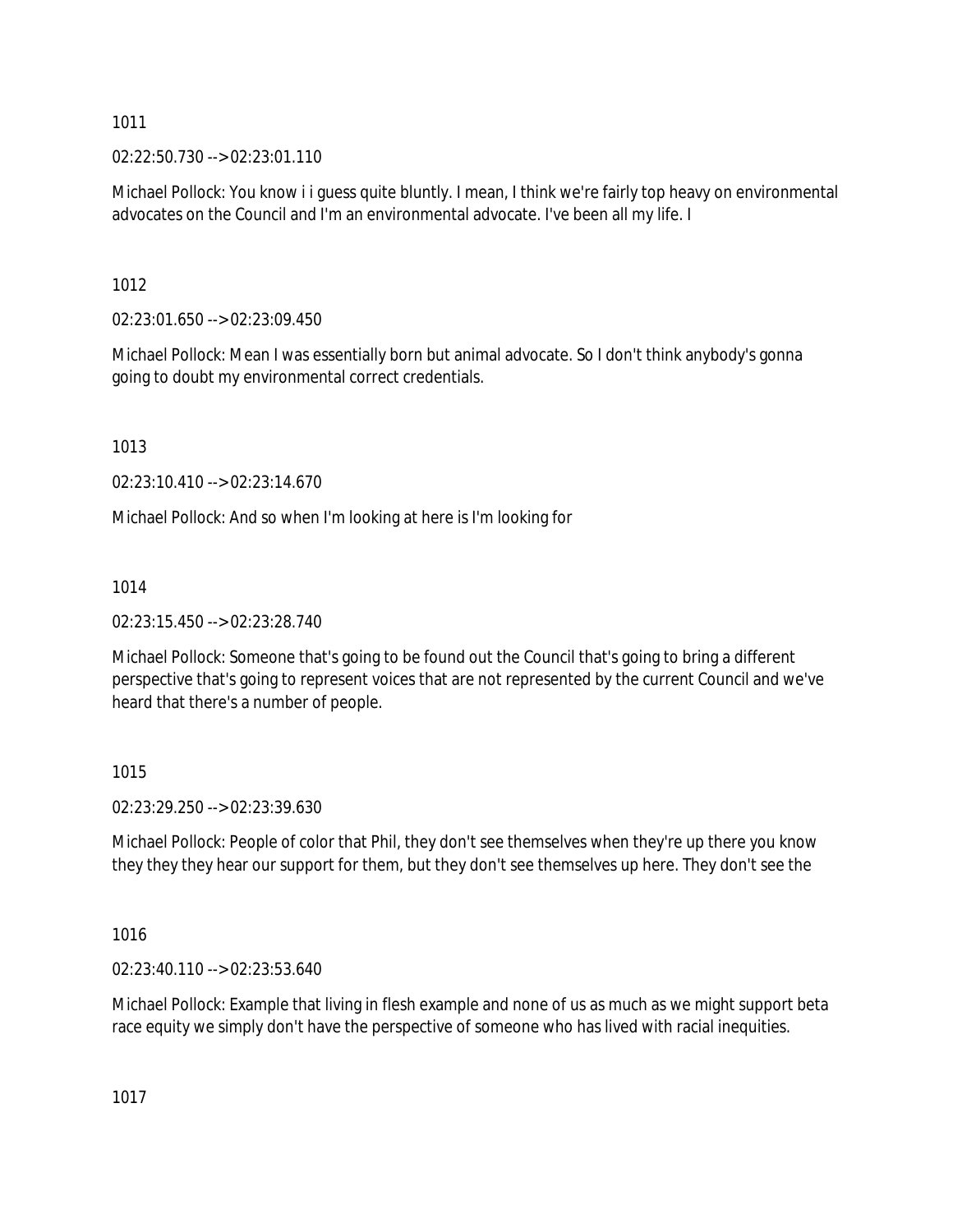1011

02:22:50.730 --> 02:23:01.110

Michael Pollock: You know i i guess quite bluntly. I mean, I think we're fairly top heavy on environmental advocates on the Council and I'm an environmental advocate. I've been all my life. I

1012

02:23:01.650 --> 02:23:09.450

Michael Pollock: Mean I was essentially born but animal advocate. So I don't think anybody's gonna going to doubt my environmental correct credentials.

1013

02:23:10.410 --> 02:23:14.670

Michael Pollock: And so when I'm looking at here is I'm looking for

1014

02:23:15.450 --> 02:23:28.740

Michael Pollock: Someone that's going to be found out the Council that's going to bring a different perspective that's going to represent voices that are not represented by the current Council and we've heard that there's a number of people.

1015

02:23:29.250 --> 02:23:39.630

Michael Pollock: People of color that Phil, they don't see themselves when they're up there you know they they they hear our support for them, but they don't see themselves up here. They don't see the

1016

02:23:40.110 --> 02:23:53.640

Michael Pollock: Example that living in flesh example and none of us as much as we might support beta race equity we simply don't have the perspective of someone who has lived with racial inequities.

1017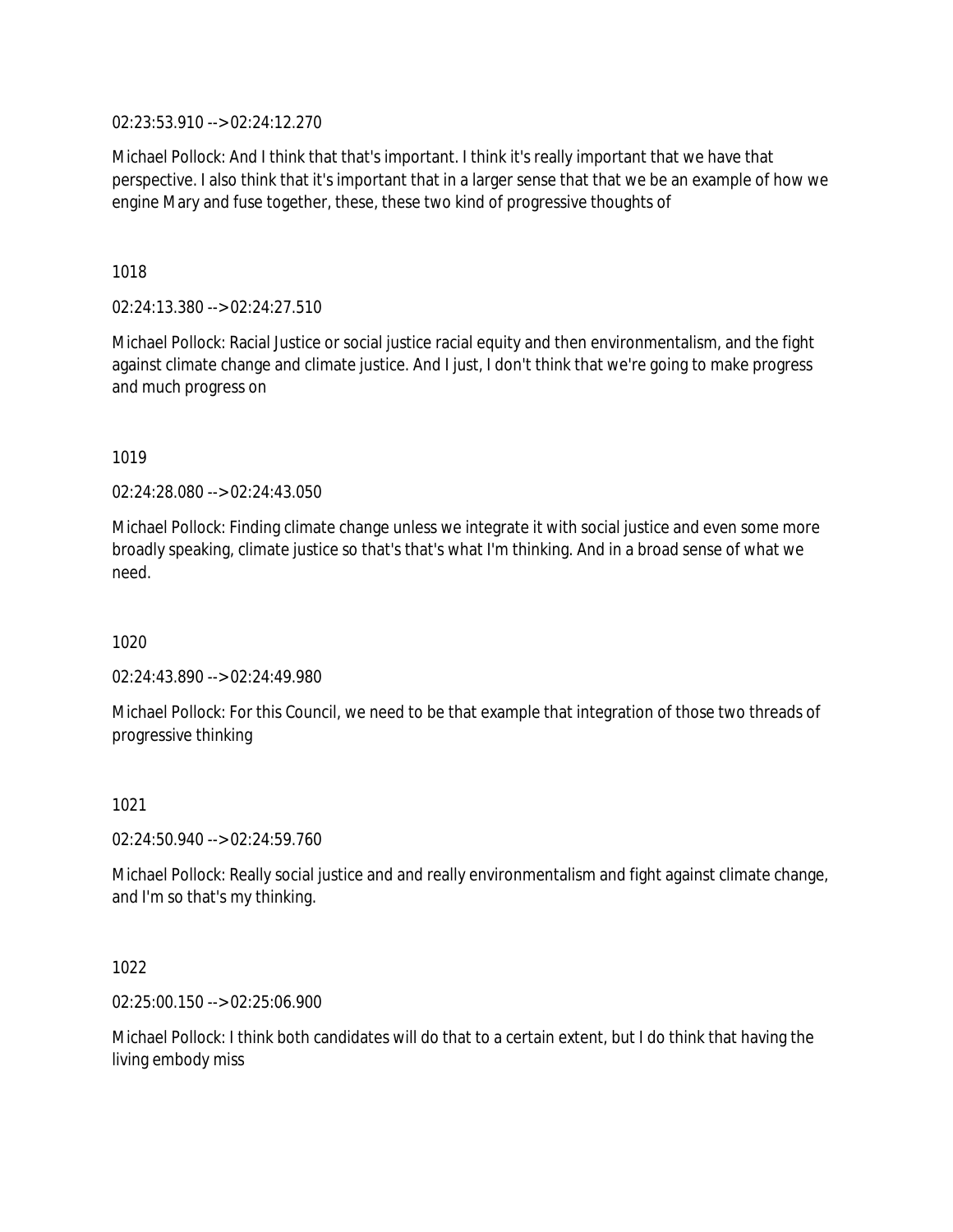02:23:53.910 --> 02:24:12.270

Michael Pollock: And I think that that's important. I think it's really important that we have that perspective. I also think that it's important that in a larger sense that that we be an example of how we engine Mary and fuse together, these, these two kind of progressive thoughts of

1018

02:24:13.380 --> 02:24:27.510

Michael Pollock: Racial Justice or social justice racial equity and then environmentalism, and the fight against climate change and climate justice. And I just, I don't think that we're going to make progress and much progress on

1019

02:24:28.080 --> 02:24:43.050

Michael Pollock: Finding climate change unless we integrate it with social justice and even some more broadly speaking, climate justice so that's that's what I'm thinking. And in a broad sense of what we need.

1020

02:24:43.890 --> 02:24:49.980

Michael Pollock: For this Council, we need to be that example that integration of those two threads of progressive thinking

1021

02:24:50.940 --> 02:24:59.760

Michael Pollock: Really social justice and and really environmentalism and fight against climate change, and I'm so that's my thinking.

1022

02:25:00.150 --> 02:25:06.900

Michael Pollock: I think both candidates will do that to a certain extent, but I do think that having the living embody miss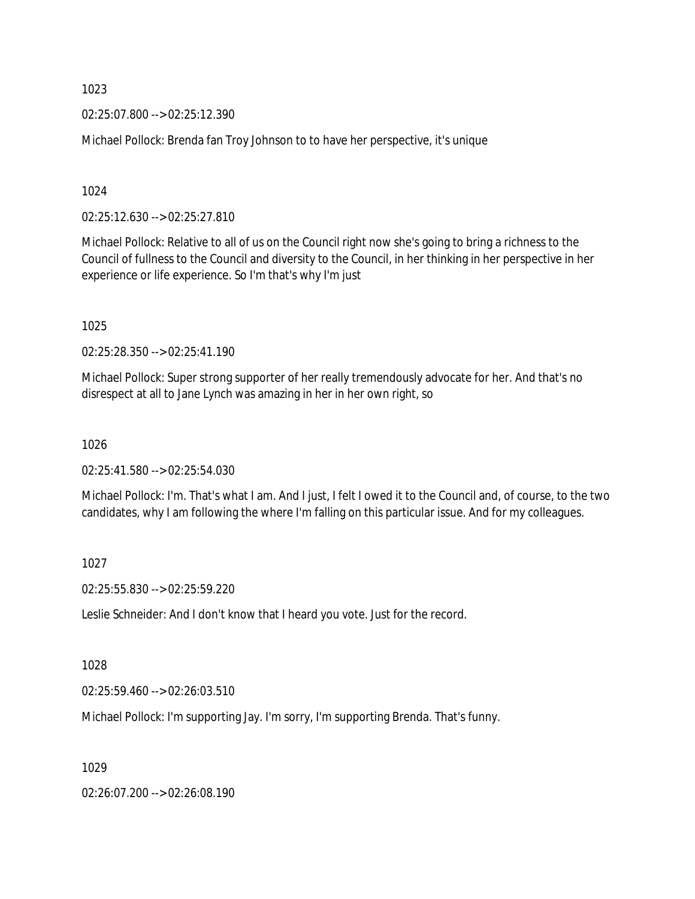1023

02:25:07.800 --> 02:25:12.390

Michael Pollock: Brenda fan Troy Johnson to to have her perspective, it's unique

1024

02:25:12.630 --> 02:25:27.810

Michael Pollock: Relative to all of us on the Council right now she's going to bring a richness to the Council of fullness to the Council and diversity to the Council, in her thinking in her perspective in her experience or life experience. So I'm that's why I'm just

1025

02:25:28.350 --> 02:25:41.190

Michael Pollock: Super strong supporter of her really tremendously advocate for her. And that's no disrespect at all to Jane Lynch was amazing in her in her own right, so

1026

02:25:41.580 --> 02:25:54.030

Michael Pollock: I'm. That's what I am. And I just, I felt I owed it to the Council and, of course, to the two candidates, why I am following the where I'm falling on this particular issue. And for my colleagues.

1027

02:25:55.830 --> 02:25:59.220

Leslie Schneider: And I don't know that I heard you vote. Just for the record.

1028

02:25:59.460 --> 02:26:03.510

Michael Pollock: I'm supporting Jay. I'm sorry, I'm supporting Brenda. That's funny.

1029

02:26:07.200 --> 02:26:08.190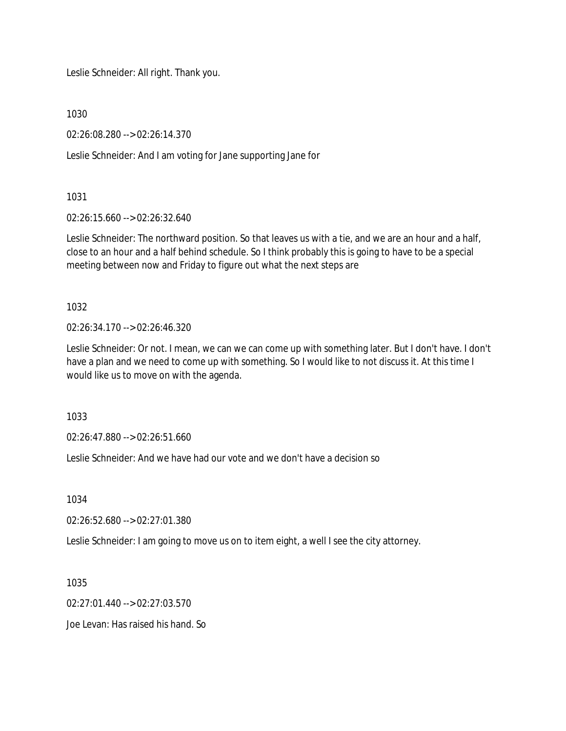Leslie Schneider: All right. Thank you.

1030

02:26:08.280 --> 02:26:14.370

Leslie Schneider: And I am voting for Jane supporting Jane for

1031

02:26:15.660 --> 02:26:32.640

Leslie Schneider: The northward position. So that leaves us with a tie, and we are an hour and a half, close to an hour and a half behind schedule. So I think probably this is going to have to be a special meeting between now and Friday to figure out what the next steps are

1032

02:26:34.170 --> 02:26:46.320

Leslie Schneider: Or not. I mean, we can we can come up with something later. But I don't have. I don't have a plan and we need to come up with something. So I would like to not discuss it. At this time I would like us to move on with the agenda.

1033

02:26:47.880 --> 02:26:51.660

Leslie Schneider: And we have had our vote and we don't have a decision so

1034

02:26:52.680 --> 02:27:01.380

Leslie Schneider: I am going to move us on to item eight, a well I see the city attorney.

1035

02:27:01.440 --> 02:27:03.570

Joe Levan: Has raised his hand. So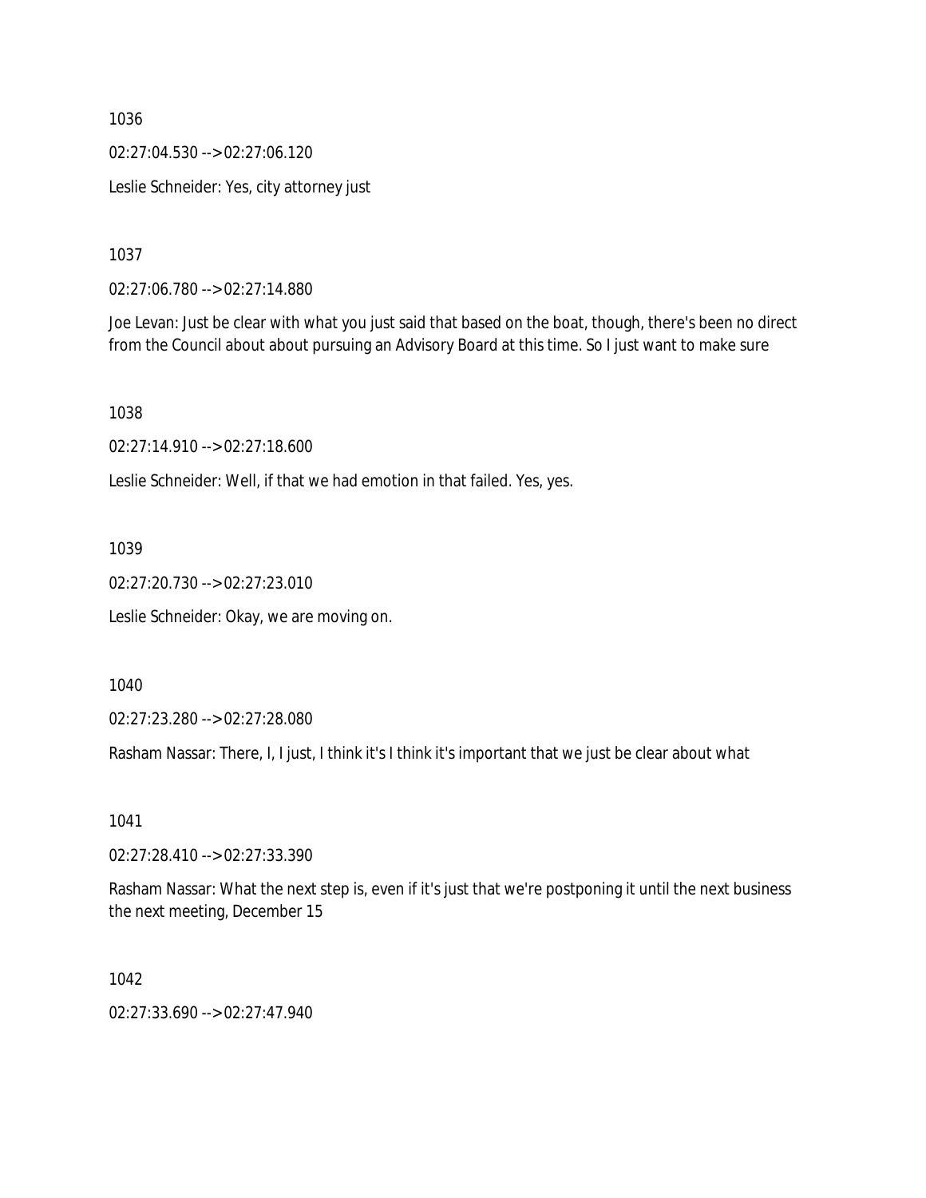1036

02:27:04.530 --> 02:27:06.120

Leslie Schneider: Yes, city attorney just

1037

02:27:06.780 --> 02:27:14.880

Joe Levan: Just be clear with what you just said that based on the boat, though, there's been no direct from the Council about about pursuing an Advisory Board at this time. So I just want to make sure

1038

02:27:14.910 --> 02:27:18.600

Leslie Schneider: Well, if that we had emotion in that failed. Yes, yes.

1039

02:27:20.730 --> 02:27:23.010

Leslie Schneider: Okay, we are moving on.

1040

02:27:23.280 --> 02:27:28.080

Rasham Nassar: There, I, I just, I think it's I think it's important that we just be clear about what

1041

02:27:28.410 --> 02:27:33.390

Rasham Nassar: What the next step is, even if it's just that we're postponing it until the next business the next meeting, December 15

1042

02:27:33.690 --> 02:27:47.940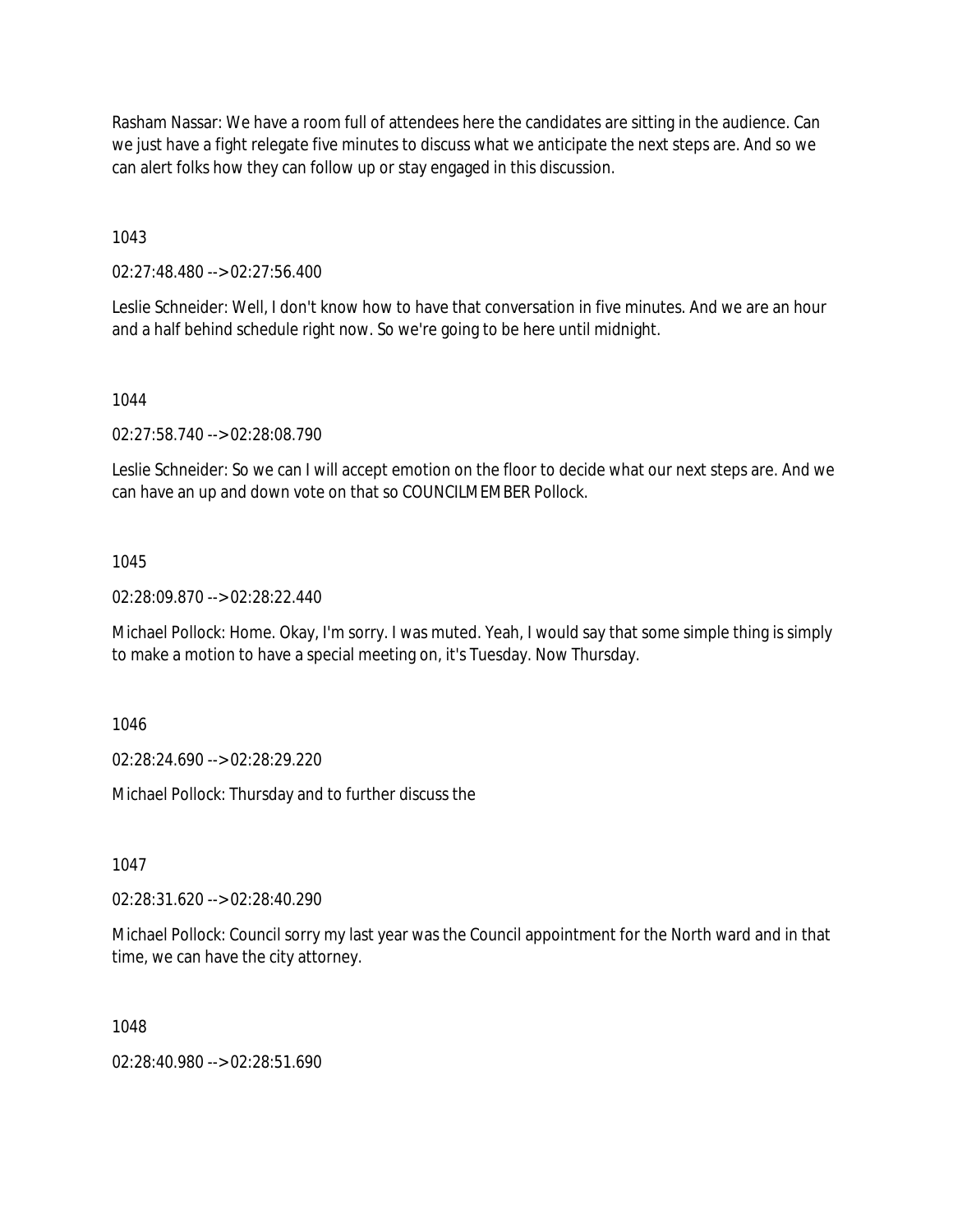Rasham Nassar: We have a room full of attendees here the candidates are sitting in the audience. Can we just have a fight relegate five minutes to discuss what we anticipate the next steps are. And so we can alert folks how they can follow up or stay engaged in this discussion.

1043

02:27:48.480 --> 02:27:56.400

Leslie Schneider: Well, I don't know how to have that conversation in five minutes. And we are an hour and a half behind schedule right now. So we're going to be here until midnight.

1044

02:27:58.740 --> 02:28:08.790

Leslie Schneider: So we can I will accept emotion on the floor to decide what our next steps are. And we can have an up and down vote on that so COUNCILMEMBER Pollock.

1045

02:28:09.870 --> 02:28:22.440

Michael Pollock: Home. Okay, I'm sorry. I was muted. Yeah, I would say that some simple thing is simply to make a motion to have a special meeting on, it's Tuesday. Now Thursday.

1046

02:28:24.690 --> 02:28:29.220

Michael Pollock: Thursday and to further discuss the

1047

02:28:31.620 --> 02:28:40.290

Michael Pollock: Council sorry my last year was the Council appointment for the North ward and in that time, we can have the city attorney.

1048

02:28:40.980 --> 02:28:51.690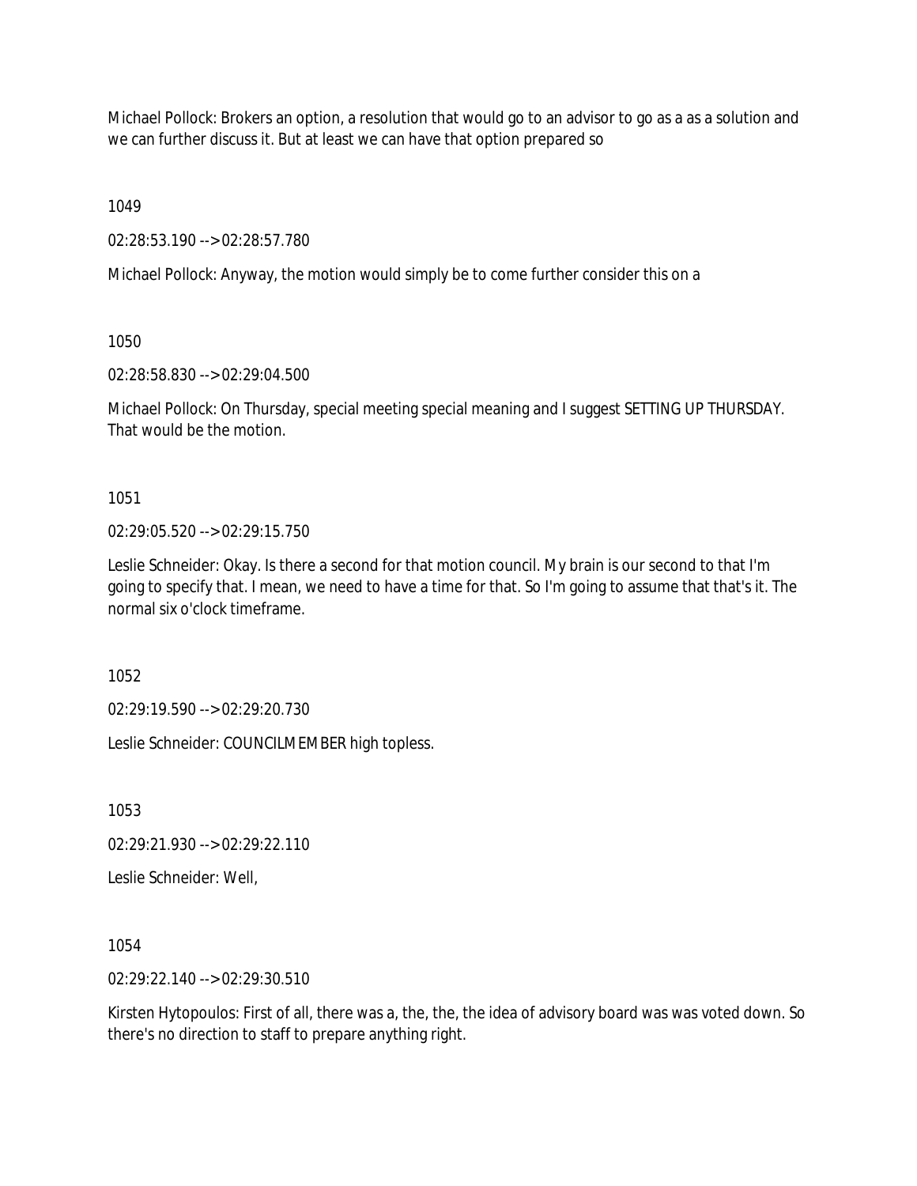Michael Pollock: Brokers an option, a resolution that would go to an advisor to go as a as a solution and we can further discuss it. But at least we can have that option prepared so

1049

02:28:53.190 --> 02:28:57.780

Michael Pollock: Anyway, the motion would simply be to come further consider this on a

1050

02:28:58.830 --> 02:29:04.500

Michael Pollock: On Thursday, special meeting special meaning and I suggest SETTING UP THURSDAY. That would be the motion.

1051

02:29:05.520 --> 02:29:15.750

Leslie Schneider: Okay. Is there a second for that motion council. My brain is our second to that I'm going to specify that. I mean, we need to have a time for that. So I'm going to assume that that's it. The normal six o'clock timeframe.

1052

02:29:19.590 --> 02:29:20.730

Leslie Schneider: COUNCILMEMBER high topless.

1053

02:29:21.930 --> 02:29:22.110

Leslie Schneider: Well,

1054

02:29:22.140 --> 02:29:30.510

Kirsten Hytopoulos: First of all, there was a, the, the, the idea of advisory board was was voted down. So there's no direction to staff to prepare anything right.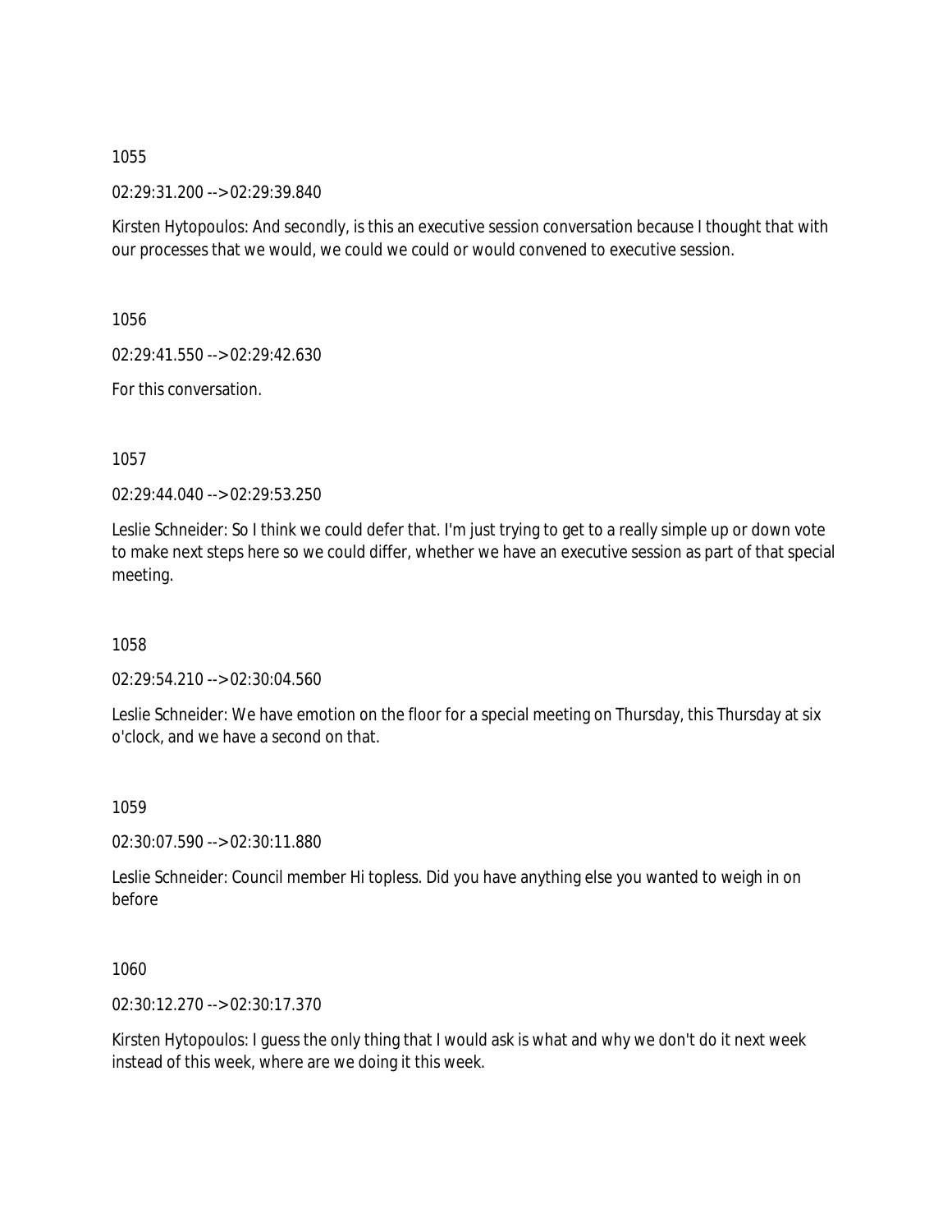1055

02:29:31.200 --> 02:29:39.840

Kirsten Hytopoulos: And secondly, is this an executive session conversation because I thought that with our processes that we would, we could we could or would convened to executive session.

1056

02:29:41.550 --> 02:29:42.630

For this conversation.

1057

02:29:44.040 --> 02:29:53.250

Leslie Schneider: So I think we could defer that. I'm just trying to get to a really simple up or down vote to make next steps here so we could differ, whether we have an executive session as part of that special meeting.

1058

02:29:54.210 --> 02:30:04.560

Leslie Schneider: We have emotion on the floor for a special meeting on Thursday, this Thursday at six o'clock, and we have a second on that.

1059

02:30:07.590 --> 02:30:11.880

Leslie Schneider: Council member Hi topless. Did you have anything else you wanted to weigh in on before

1060

02:30:12.270 --> 02:30:17.370

Kirsten Hytopoulos: I guess the only thing that I would ask is what and why we don't do it next week instead of this week, where are we doing it this week.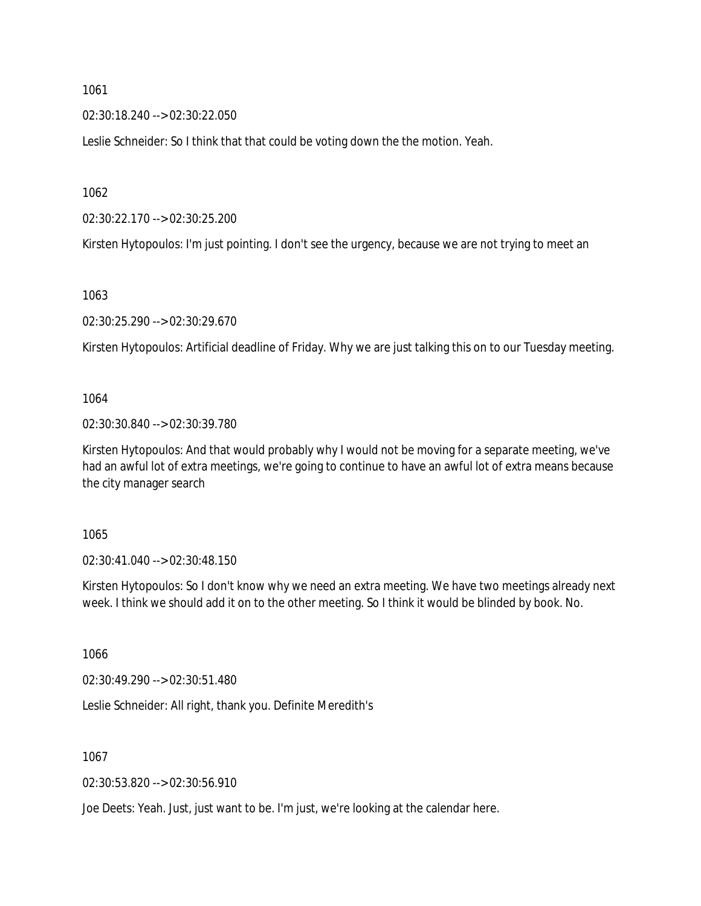1061

02:30:18.240 --> 02:30:22.050

Leslie Schneider: So I think that that could be voting down the the motion. Yeah.

1062

02:30:22.170 --> 02:30:25.200

Kirsten Hytopoulos: I'm just pointing. I don't see the urgency, because we are not trying to meet an

1063

02:30:25.290 --> 02:30:29.670

Kirsten Hytopoulos: Artificial deadline of Friday. Why we are just talking this on to our Tuesday meeting.

1064

02:30:30.840 --> 02:30:39.780

Kirsten Hytopoulos: And that would probably why I would not be moving for a separate meeting, we've had an awful lot of extra meetings, we're going to continue to have an awful lot of extra means because the city manager search

1065

02:30:41.040 --> 02:30:48.150

Kirsten Hytopoulos: So I don't know why we need an extra meeting. We have two meetings already next week. I think we should add it on to the other meeting. So I think it would be blinded by book. No.

1066

02:30:49.290 --> 02:30:51.480

Leslie Schneider: All right, thank you. Definite Meredith's

1067

02:30:53.820 --> 02:30:56.910

Joe Deets: Yeah. Just, just want to be. I'm just, we're looking at the calendar here.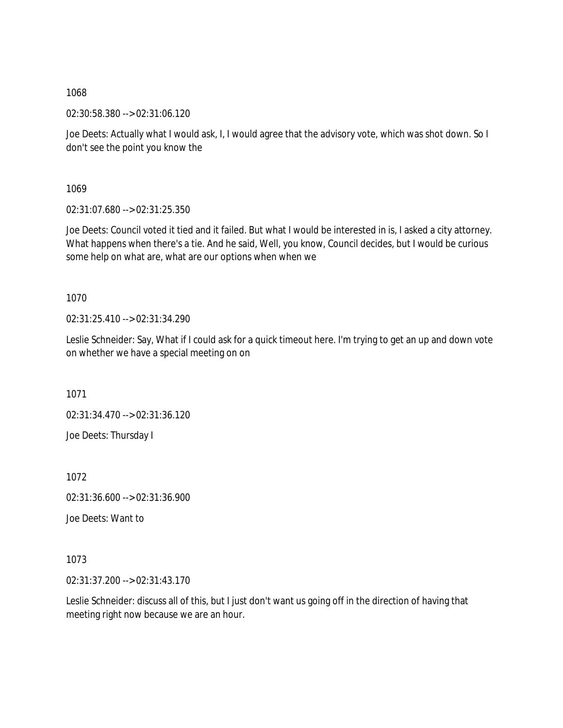1068

02:30:58.380 --> 02:31:06.120

Joe Deets: Actually what I would ask, I, I would agree that the advisory vote, which was shot down. So I don't see the point you know the

1069

02:31:07.680 --> 02:31:25.350

Joe Deets: Council voted it tied and it failed. But what I would be interested in is, I asked a city attorney. What happens when there's a tie. And he said, Well, you know, Council decides, but I would be curious some help on what are, what are our options when when we

1070

02:31:25.410 --> 02:31:34.290

Leslie Schneider: Say, What if I could ask for a quick timeout here. I'm trying to get an up and down vote on whether we have a special meeting on on

1071

02:31:34.470 --> 02:31:36.120

Joe Deets: Thursday I

1072

02:31:36.600 --> 02:31:36.900

Joe Deets: Want to

1073

02:31:37.200 --> 02:31:43.170

Leslie Schneider: discuss all of this, but I just don't want us going off in the direction of having that meeting right now because we are an hour.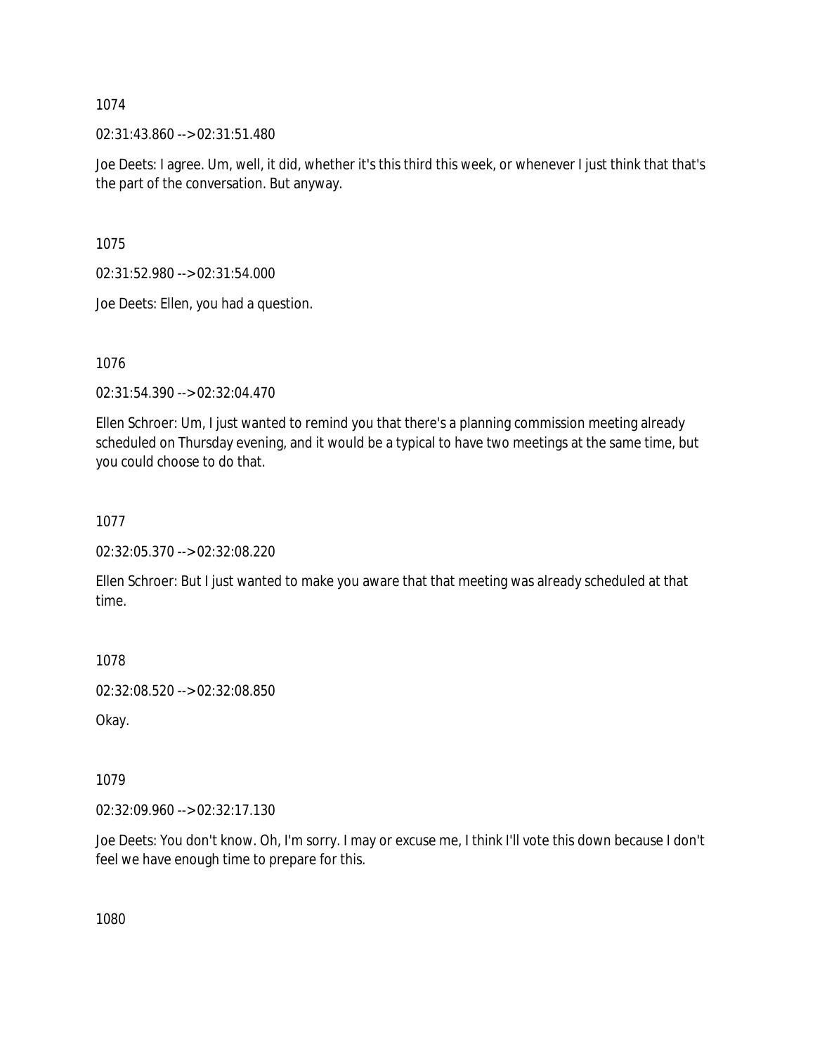1074

02:31:43.860 --> 02:31:51.480

Joe Deets: I agree. Um, well, it did, whether it's this third this week, or whenever I just think that that's the part of the conversation. But anyway.

1075

02:31:52.980 --> 02:31:54.000

Joe Deets: Ellen, you had a question.

1076

02:31:54.390 --> 02:32:04.470

Ellen Schroer: Um, I just wanted to remind you that there's a planning commission meeting already scheduled on Thursday evening, and it would be a typical to have two meetings at the same time, but you could choose to do that.

1077

02:32:05.370 --> 02:32:08.220

Ellen Schroer: But I just wanted to make you aware that that meeting was already scheduled at that time.

1078

02:32:08.520 --> 02:32:08.850

Okay.

1079

02:32:09.960 --> 02:32:17.130

Joe Deets: You don't know. Oh, I'm sorry. I may or excuse me, I think I'll vote this down because I don't feel we have enough time to prepare for this.

1080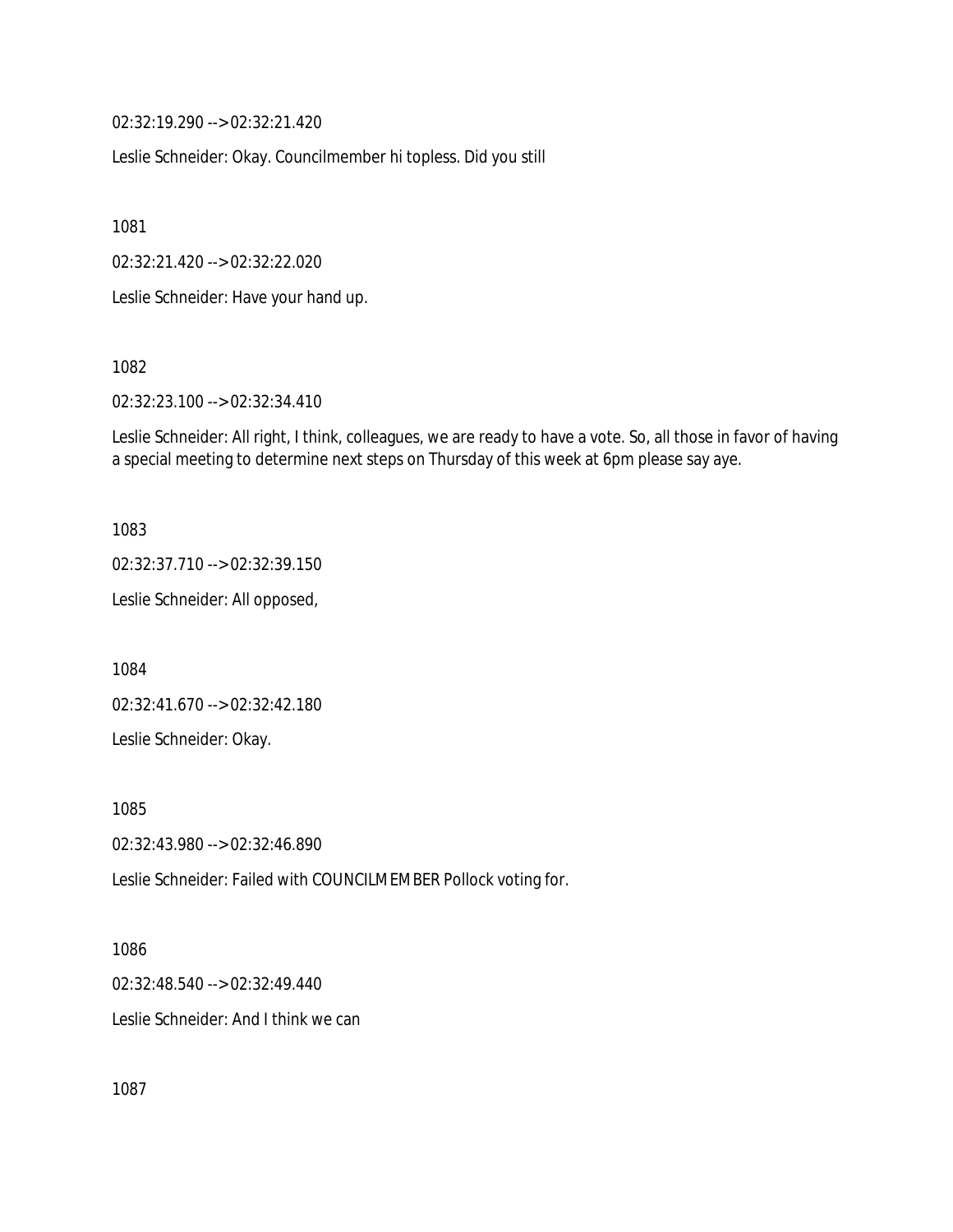02:32:19.290 --> 02:32:21.420

Leslie Schneider: Okay. Councilmember hi topless. Did you still

1081

02:32:21.420 --> 02:32:22.020

Leslie Schneider: Have your hand up.

1082

02:32:23.100 --> 02:32:34.410

Leslie Schneider: All right, I think, colleagues, we are ready to have a vote. So, all those in favor of having a special meeting to determine next steps on Thursday of this week at 6pm please say aye.

1083

02:32:37.710 --> 02:32:39.150

Leslie Schneider: All opposed,

1084

02:32:41.670 --> 02:32:42.180

Leslie Schneider: Okay.

1085

02:32:43.980 --> 02:32:46.890

Leslie Schneider: Failed with COUNCILMEMBER Pollock voting for.

1086

02:32:48.540 --> 02:32:49.440

Leslie Schneider: And I think we can

1087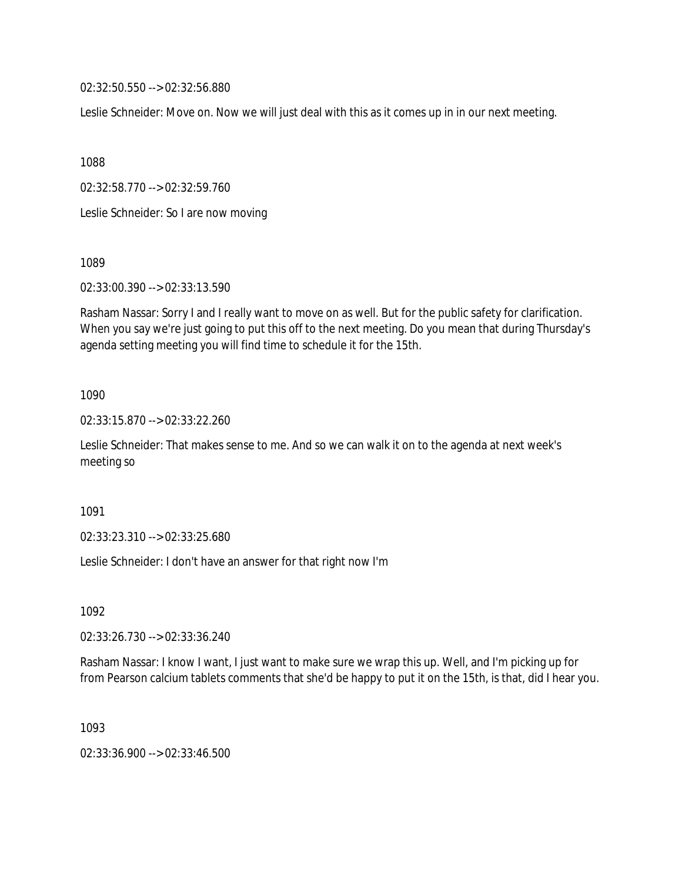02:32:50.550 --> 02:32:56.880

Leslie Schneider: Move on. Now we will just deal with this as it comes up in in our next meeting.

1088

02:32:58.770 --> 02:32:59.760

Leslie Schneider: So I are now moving

1089

02:33:00.390 --> 02:33:13.590

Rasham Nassar: Sorry I and I really want to move on as well. But for the public safety for clarification. When you say we're just going to put this off to the next meeting. Do you mean that during Thursday's agenda setting meeting you will find time to schedule it for the 15th.

1090

02:33:15.870 --> 02:33:22.260

Leslie Schneider: That makes sense to me. And so we can walk it on to the agenda at next week's meeting so

1091

02:33:23.310 --> 02:33:25.680

Leslie Schneider: I don't have an answer for that right now I'm

1092

02:33:26.730 --> 02:33:36.240

Rasham Nassar: I know I want, I just want to make sure we wrap this up. Well, and I'm picking up for from Pearson calcium tablets comments that she'd be happy to put it on the 15th, is that, did I hear you.

1093

02:33:36.900 --> 02:33:46.500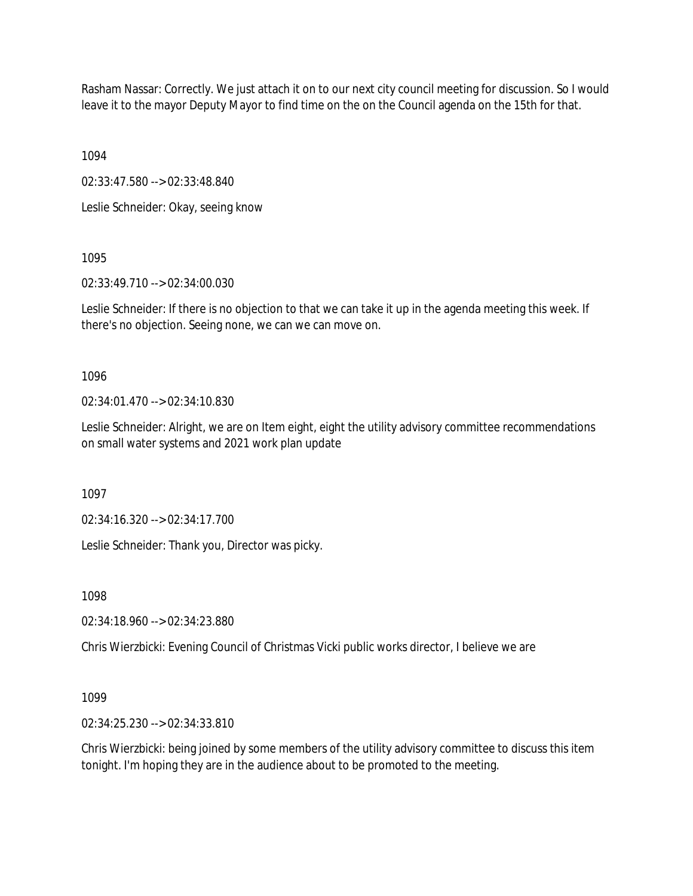Rasham Nassar: Correctly. We just attach it on to our next city council meeting for discussion. So I would leave it to the mayor Deputy Mayor to find time on the on the Council agenda on the 15th for that.

1094

02:33:47.580 --> 02:33:48.840

Leslie Schneider: Okay, seeing know

1095

02:33:49.710 --> 02:34:00.030

Leslie Schneider: If there is no objection to that we can take it up in the agenda meeting this week. If there's no objection. Seeing none, we can we can move on.

1096

02:34:01.470 --> 02:34:10.830

Leslie Schneider: Alright, we are on Item eight, eight the utility advisory committee recommendations on small water systems and 2021 work plan update

1097

02:34:16.320 --> 02:34:17.700

Leslie Schneider: Thank you, Director was picky.

1098

02:34:18.960 --> 02:34:23.880

Chris Wierzbicki: Evening Council of Christmas Vicki public works director, I believe we are

1099

02:34:25.230 --> 02:34:33.810

Chris Wierzbicki: being joined by some members of the utility advisory committee to discuss this item tonight. I'm hoping they are in the audience about to be promoted to the meeting.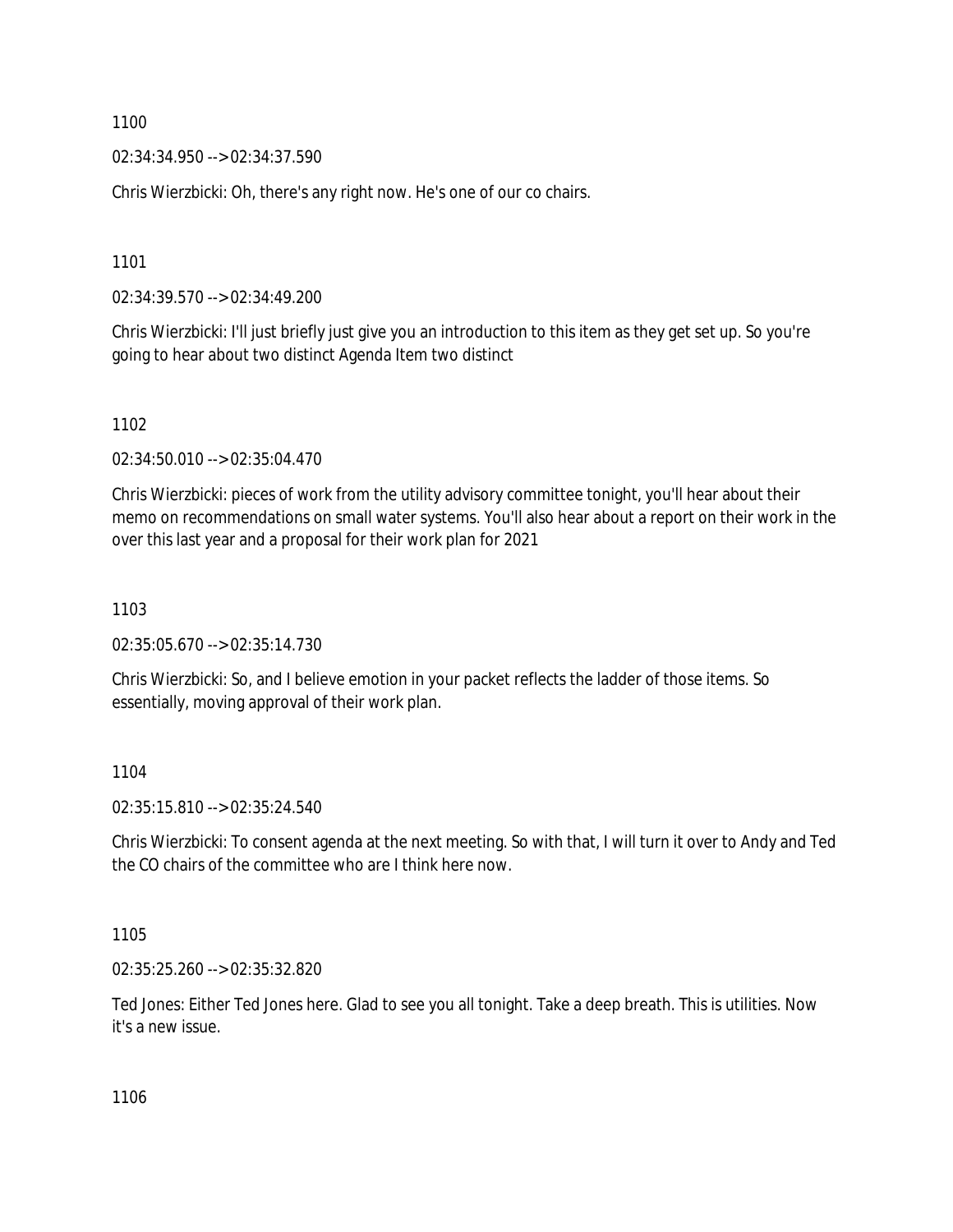1100

02:34:34.950 --> 02:34:37.590

Chris Wierzbicki: Oh, there's any right now. He's one of our co chairs.

1101

02:34:39.570 --> 02:34:49.200

Chris Wierzbicki: I'll just briefly just give you an introduction to this item as they get set up. So you're going to hear about two distinct Agenda Item two distinct

1102

02:34:50.010 --> 02:35:04.470

Chris Wierzbicki: pieces of work from the utility advisory committee tonight, you'll hear about their memo on recommendations on small water systems. You'll also hear about a report on their work in the over this last year and a proposal for their work plan for 2021

1103

02:35:05.670 --> 02:35:14.730

Chris Wierzbicki: So, and I believe emotion in your packet reflects the ladder of those items. So essentially, moving approval of their work plan.

1104

02:35:15.810 --> 02:35:24.540

Chris Wierzbicki: To consent agenda at the next meeting. So with that, I will turn it over to Andy and Ted the CO chairs of the committee who are I think here now.

1105

02:35:25.260 --> 02:35:32.820

Ted Jones: Either Ted Jones here. Glad to see you all tonight. Take a deep breath. This is utilities. Now it's a new issue.

1106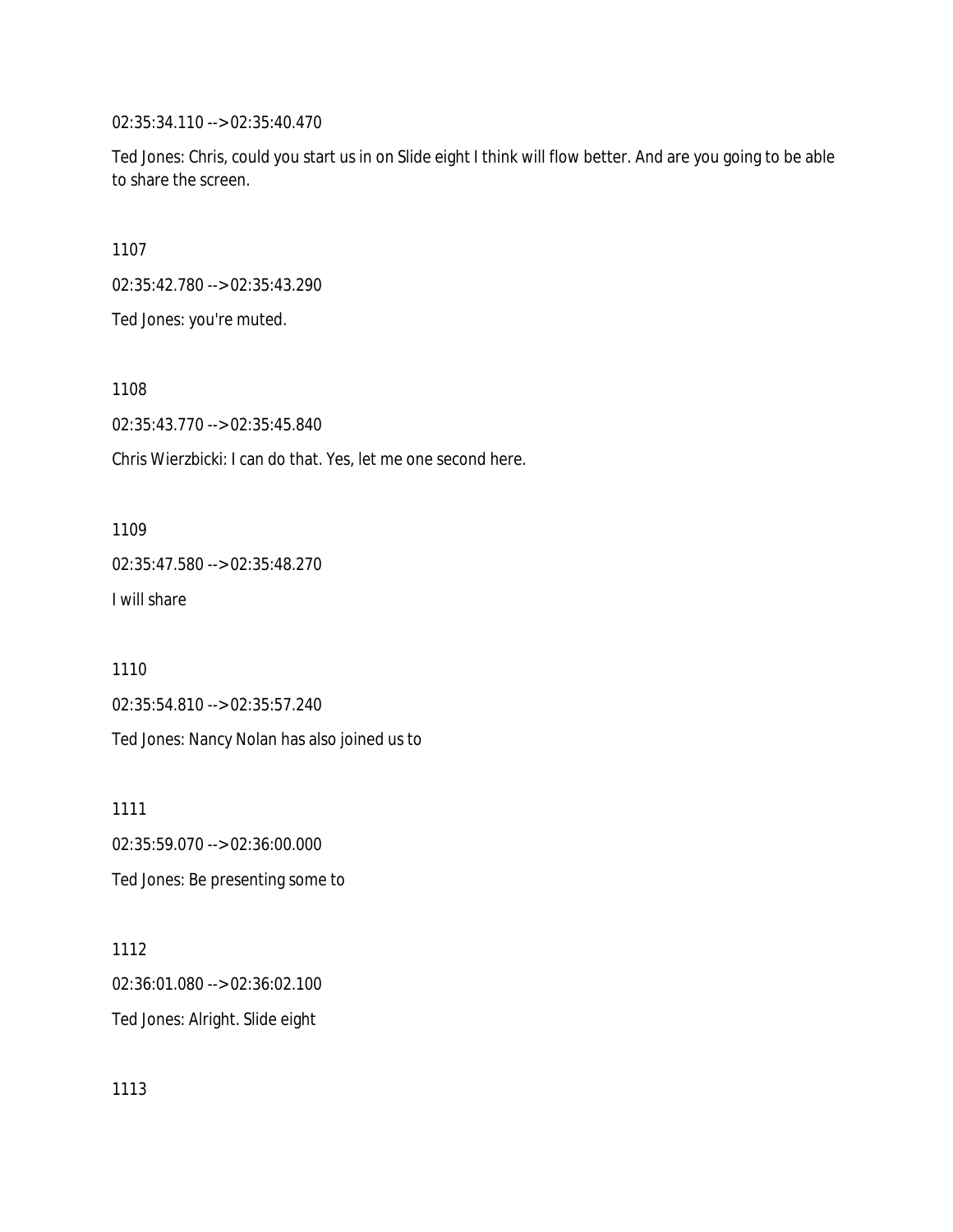02:35:34.110 --> 02:35:40.470

Ted Jones: Chris, could you start us in on Slide eight I think will flow better. And are you going to be able to share the screen.

1107

02:35:42.780 --> 02:35:43.290

Ted Jones: you're muted.

1108

02:35:43.770 --> 02:35:45.840

Chris Wierzbicki: I can do that. Yes, let me one second here.

1109

02:35:47.580 --> 02:35:48.270

I will share

1110

02:35:54.810 --> 02:35:57.240

Ted Jones: Nancy Nolan has also joined us to

1111

02:35:59.070 --> 02:36:00.000

Ted Jones: Be presenting some to

1112

02:36:01.080 --> 02:36:02.100

Ted Jones: Alright. Slide eight

1113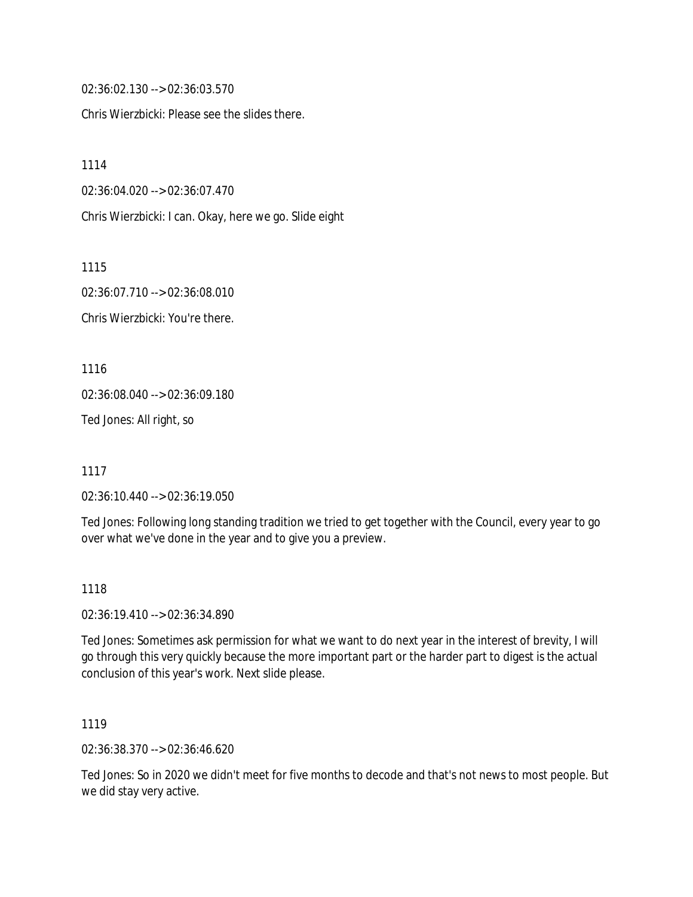02:36:02.130 --> 02:36:03.570

Chris Wierzbicki: Please see the slides there.

1114

02:36:04.020 --> 02:36:07.470

Chris Wierzbicki: I can. Okay, here we go. Slide eight

1115

02:36:07.710 --> 02:36:08.010

Chris Wierzbicki: You're there.

1116

02:36:08.040 --> 02:36:09.180

Ted Jones: All right, so

1117

02:36:10.440 --> 02:36:19.050

Ted Jones: Following long standing tradition we tried to get together with the Council, every year to go over what we've done in the year and to give you a preview.

1118

02:36:19.410 --> 02:36:34.890

Ted Jones: Sometimes ask permission for what we want to do next year in the interest of brevity, I will go through this very quickly because the more important part or the harder part to digest is the actual conclusion of this year's work. Next slide please.

1119

02:36:38.370 --> 02:36:46.620

Ted Jones: So in 2020 we didn't meet for five months to decode and that's not news to most people. But we did stay very active.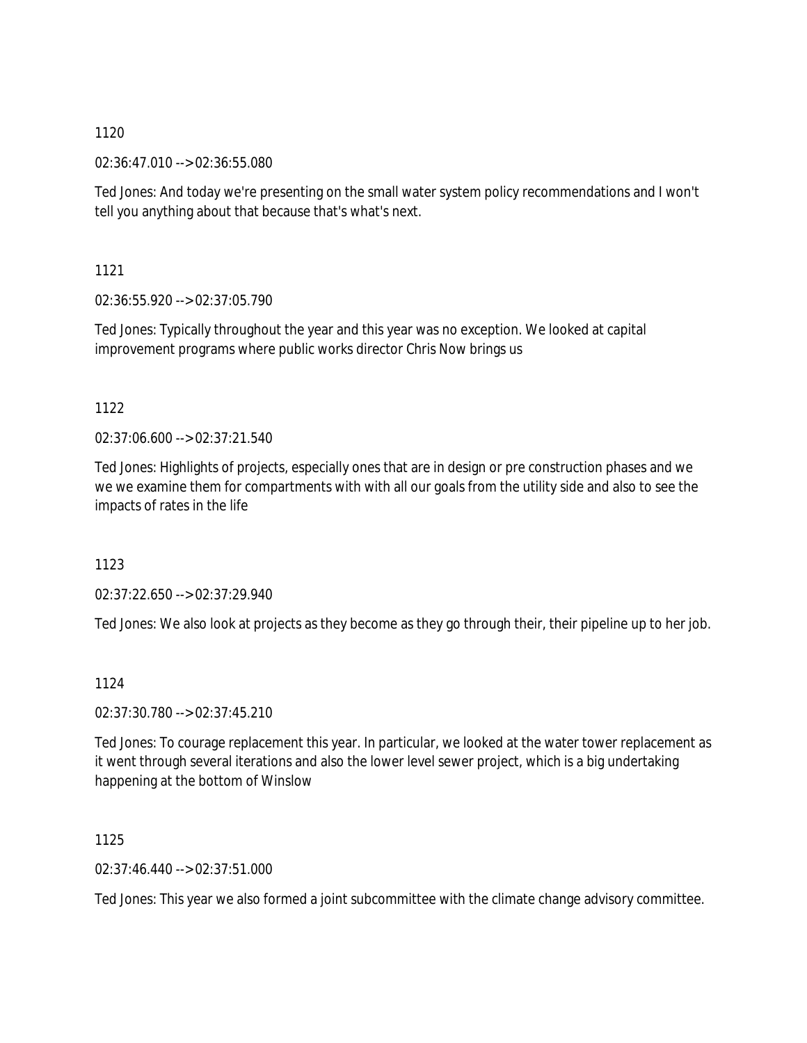1120

02:36:47.010 --> 02:36:55.080

Ted Jones: And today we're presenting on the small water system policy recommendations and I won't tell you anything about that because that's what's next.

1121

02:36:55.920 --> 02:37:05.790

Ted Jones: Typically throughout the year and this year was no exception. We looked at capital improvement programs where public works director Chris Now brings us

1122

02:37:06.600 --> 02:37:21.540

Ted Jones: Highlights of projects, especially ones that are in design or pre construction phases and we we we examine them for compartments with with all our goals from the utility side and also to see the impacts of rates in the life

1123

02:37:22.650 --> 02:37:29.940

Ted Jones: We also look at projects as they become as they go through their, their pipeline up to her job.

1124

02:37:30.780 --> 02:37:45.210

Ted Jones: To courage replacement this year. In particular, we looked at the water tower replacement as it went through several iterations and also the lower level sewer project, which is a big undertaking happening at the bottom of Winslow

1125

02:37:46.440 --> 02:37:51.000

Ted Jones: This year we also formed a joint subcommittee with the climate change advisory committee.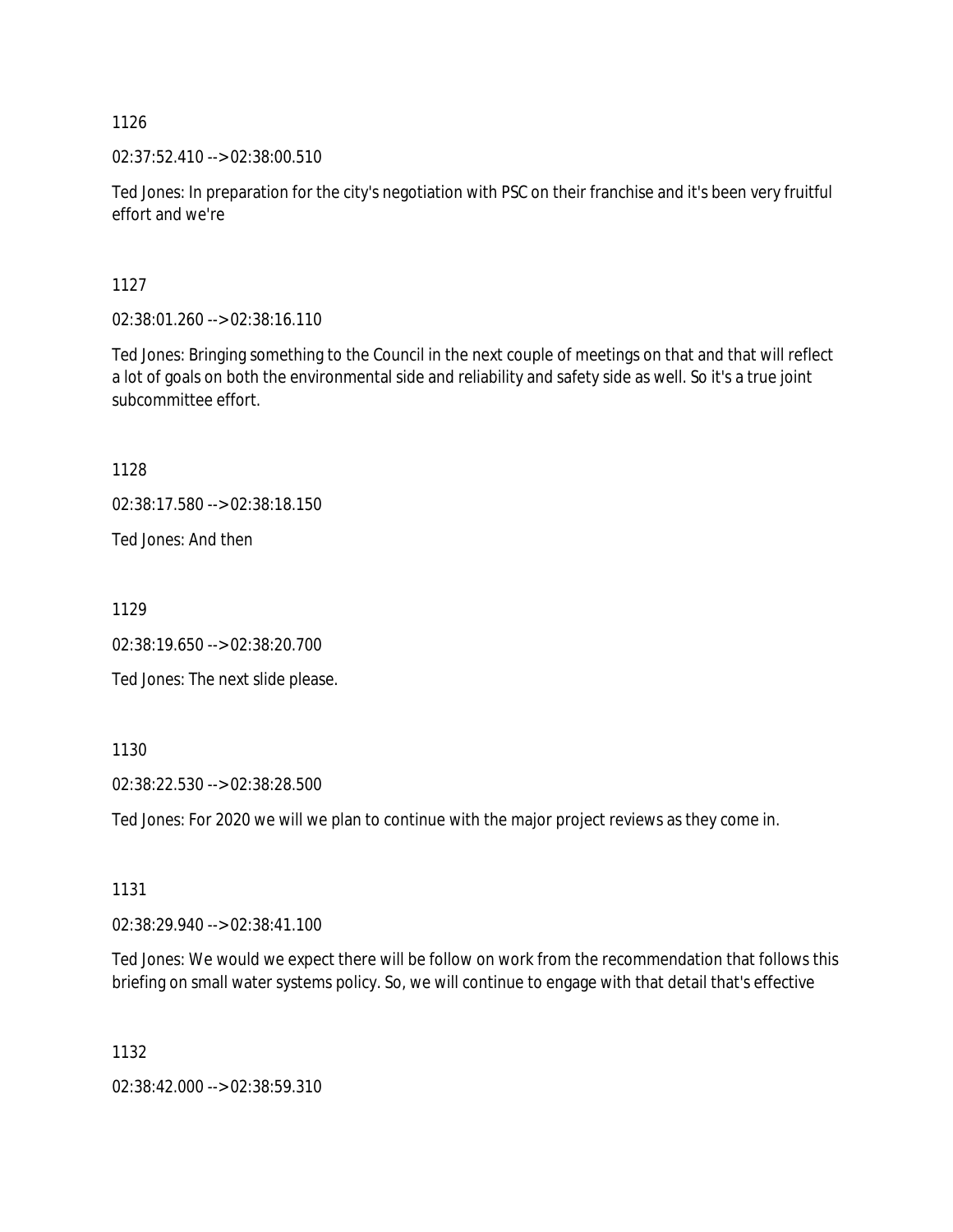1126

02:37:52.410 --> 02:38:00.510

Ted Jones: In preparation for the city's negotiation with PSC on their franchise and it's been very fruitful effort and we're

1127

02:38:01.260 --> 02:38:16.110

Ted Jones: Bringing something to the Council in the next couple of meetings on that and that will reflect a lot of goals on both the environmental side and reliability and safety side as well. So it's a true joint subcommittee effort.

1128

02:38:17.580 --> 02:38:18.150

Ted Jones: And then

1129

02:38:19.650 --> 02:38:20.700

Ted Jones: The next slide please.

1130

02:38:22.530 --> 02:38:28.500

Ted Jones: For 2020 we will we plan to continue with the major project reviews as they come in.

1131

02:38:29.940 --> 02:38:41.100

Ted Jones: We would we expect there will be follow on work from the recommendation that follows this briefing on small water systems policy. So, we will continue to engage with that detail that's effective

1132

02:38:42.000 --> 02:38:59.310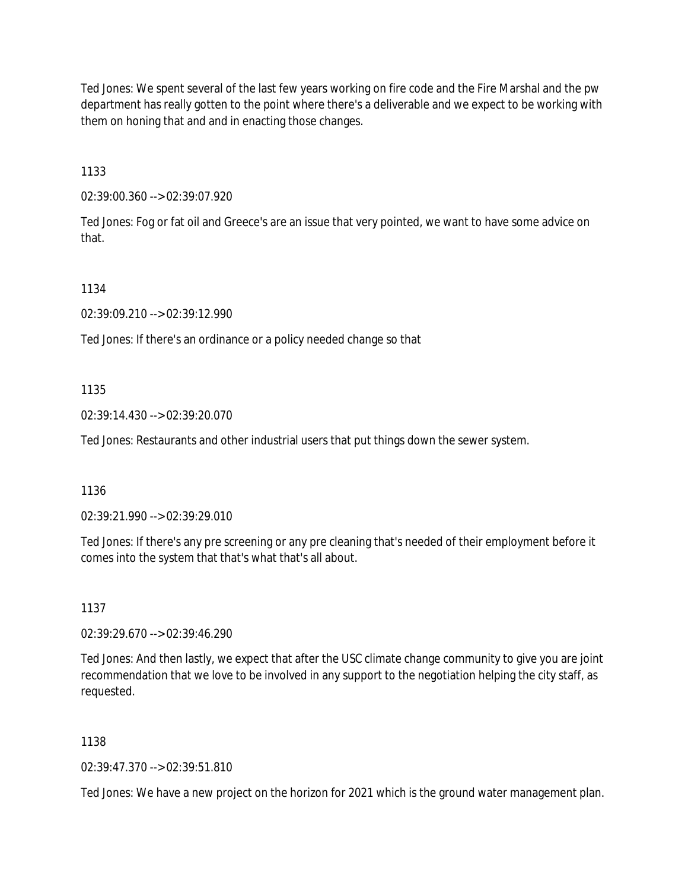Ted Jones: We spent several of the last few years working on fire code and the Fire Marshal and the pw department has really gotten to the point where there's a deliverable and we expect to be working with them on honing that and and in enacting those changes.

1133

02:39:00.360 --> 02:39:07.920

Ted Jones: Fog or fat oil and Greece's are an issue that very pointed, we want to have some advice on that.

1134

02:39:09.210 --> 02:39:12.990

Ted Jones: If there's an ordinance or a policy needed change so that

1135

02:39:14.430 --> 02:39:20.070

Ted Jones: Restaurants and other industrial users that put things down the sewer system.

1136

02:39:21.990 --> 02:39:29.010

Ted Jones: If there's any pre screening or any pre cleaning that's needed of their employment before it comes into the system that that's what that's all about.

1137

02:39:29.670 --> 02:39:46.290

Ted Jones: And then lastly, we expect that after the USC climate change community to give you are joint recommendation that we love to be involved in any support to the negotiation helping the city staff, as requested.

1138

02:39:47.370 --> 02:39:51.810

Ted Jones: We have a new project on the horizon for 2021 which is the ground water management plan.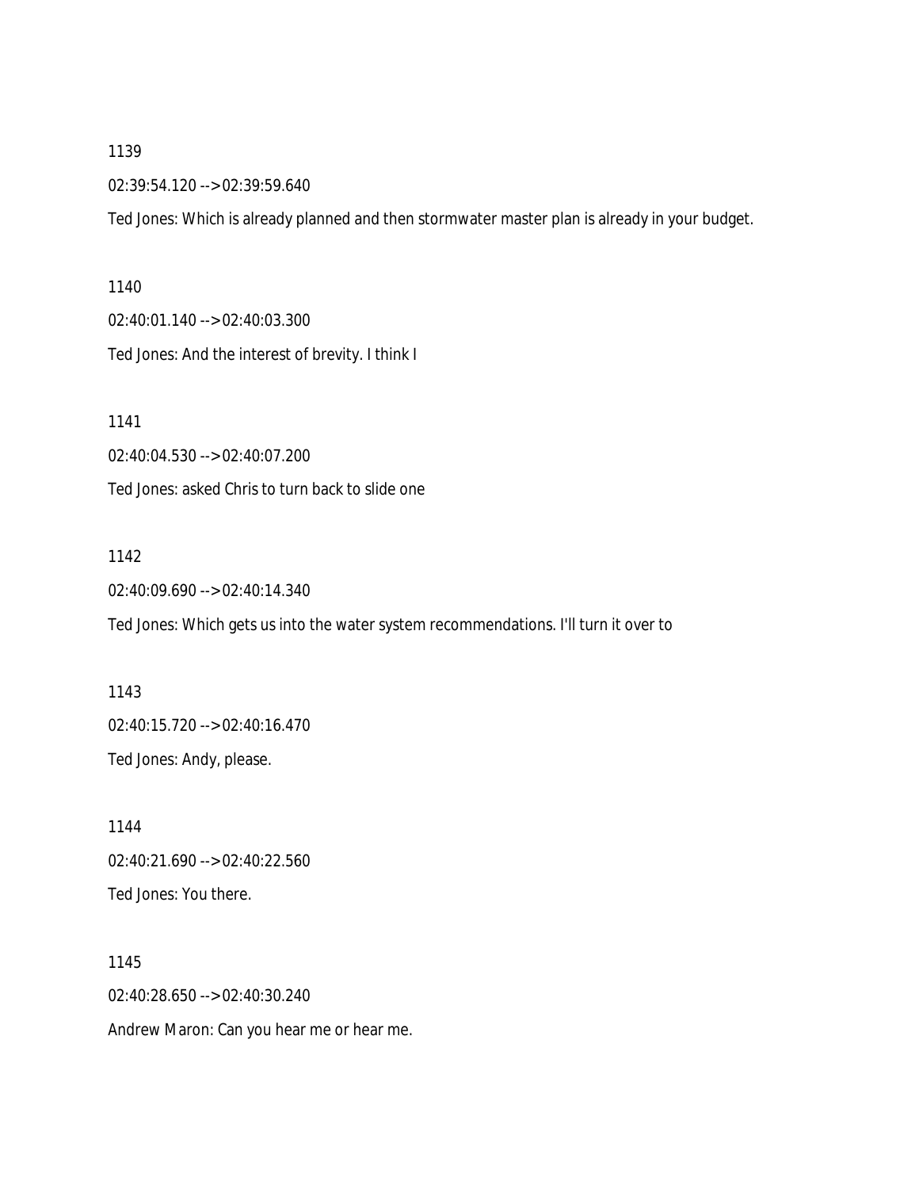1139

02:39:54.120 --> 02:39:59.640

Ted Jones: Which is already planned and then stormwater master plan is already in your budget.

1140

02:40:01.140 --> 02:40:03.300

Ted Jones: And the interest of brevity. I think I

1141

02:40:04.530 --> 02:40:07.200

Ted Jones: asked Chris to turn back to slide one

1142

02:40:09.690 --> 02:40:14.340

Ted Jones: Which gets us into the water system recommendations. I'll turn it over to

1143

02:40:15.720 --> 02:40:16.470

Ted Jones: Andy, please.

1144

02:40:21.690 --> 02:40:22.560

Ted Jones: You there.

1145

02:40:28.650 --> 02:40:30.240

Andrew Maron: Can you hear me or hear me.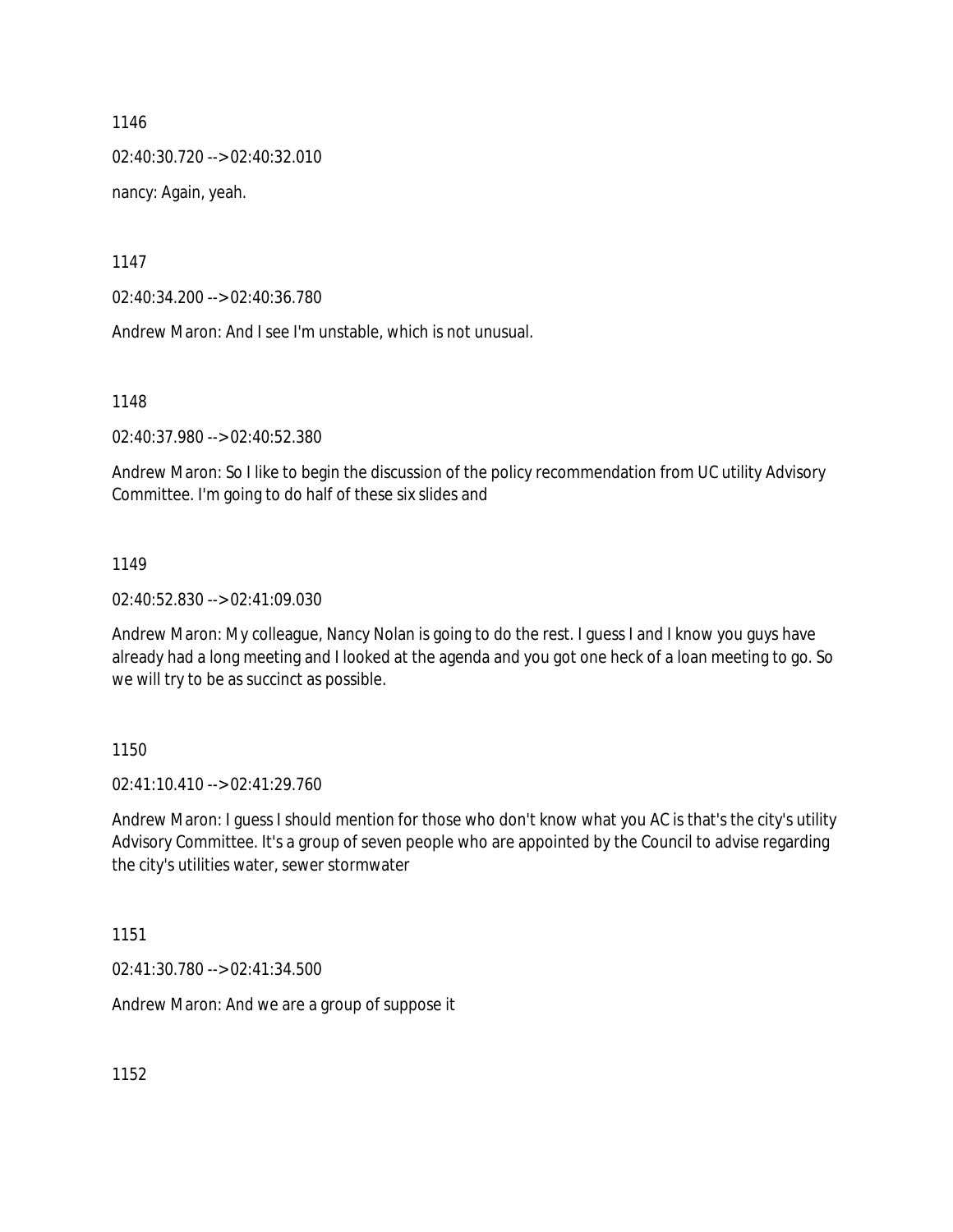1146

02:40:30.720 --> 02:40:32.010

nancy: Again, yeah.

1147

02:40:34.200 --> 02:40:36.780

Andrew Maron: And I see I'm unstable, which is not unusual.

1148

02:40:37.980 --> 02:40:52.380

Andrew Maron: So I like to begin the discussion of the policy recommendation from UC utility Advisory Committee. I'm going to do half of these six slides and

1149

02:40:52.830 --> 02:41:09.030

Andrew Maron: My colleague, Nancy Nolan is going to do the rest. I guess I and I know you guys have already had a long meeting and I looked at the agenda and you got one heck of a loan meeting to go. So we will try to be as succinct as possible.

1150

02:41:10.410 --> 02:41:29.760

Andrew Maron: I guess I should mention for those who don't know what you AC is that's the city's utility Advisory Committee. It's a group of seven people who are appointed by the Council to advise regarding the city's utilities water, sewer stormwater

1151

02:41:30.780 --> 02:41:34.500

Andrew Maron: And we are a group of suppose it

1152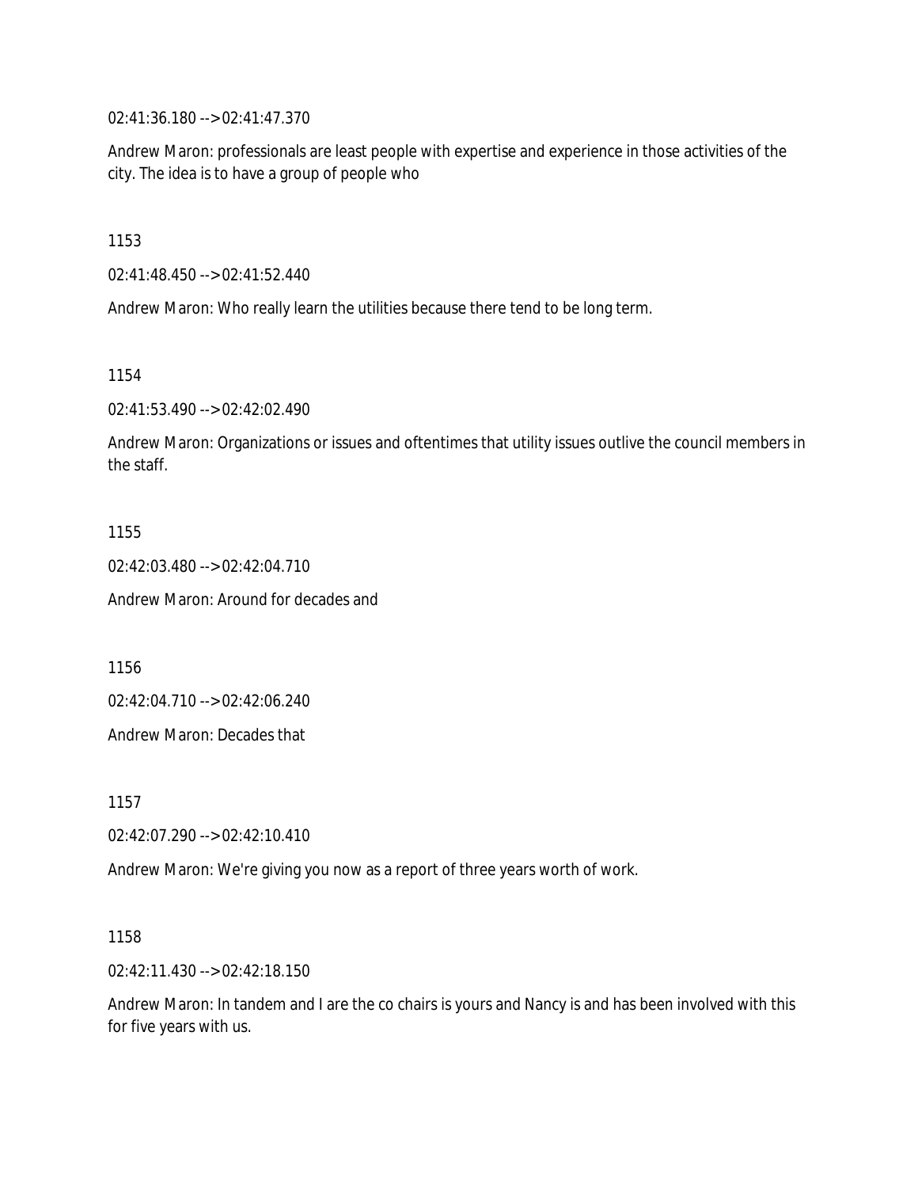02:41:36.180 --> 02:41:47.370

Andrew Maron: professionals are least people with expertise and experience in those activities of the city. The idea is to have a group of people who

1153

02:41:48.450 --> 02:41:52.440

Andrew Maron: Who really learn the utilities because there tend to be long term.

1154

02:41:53.490 --> 02:42:02.490

Andrew Maron: Organizations or issues and oftentimes that utility issues outlive the council members in the staff.

1155

02:42:03.480 --> 02:42:04.710

Andrew Maron: Around for decades and

1156

02:42:04.710 --> 02:42:06.240

Andrew Maron: Decades that

1157

02:42:07.290 --> 02:42:10.410

Andrew Maron: We're giving you now as a report of three years worth of work.

1158

02:42:11.430 --> 02:42:18.150

Andrew Maron: In tandem and I are the co chairs is yours and Nancy is and has been involved with this for five years with us.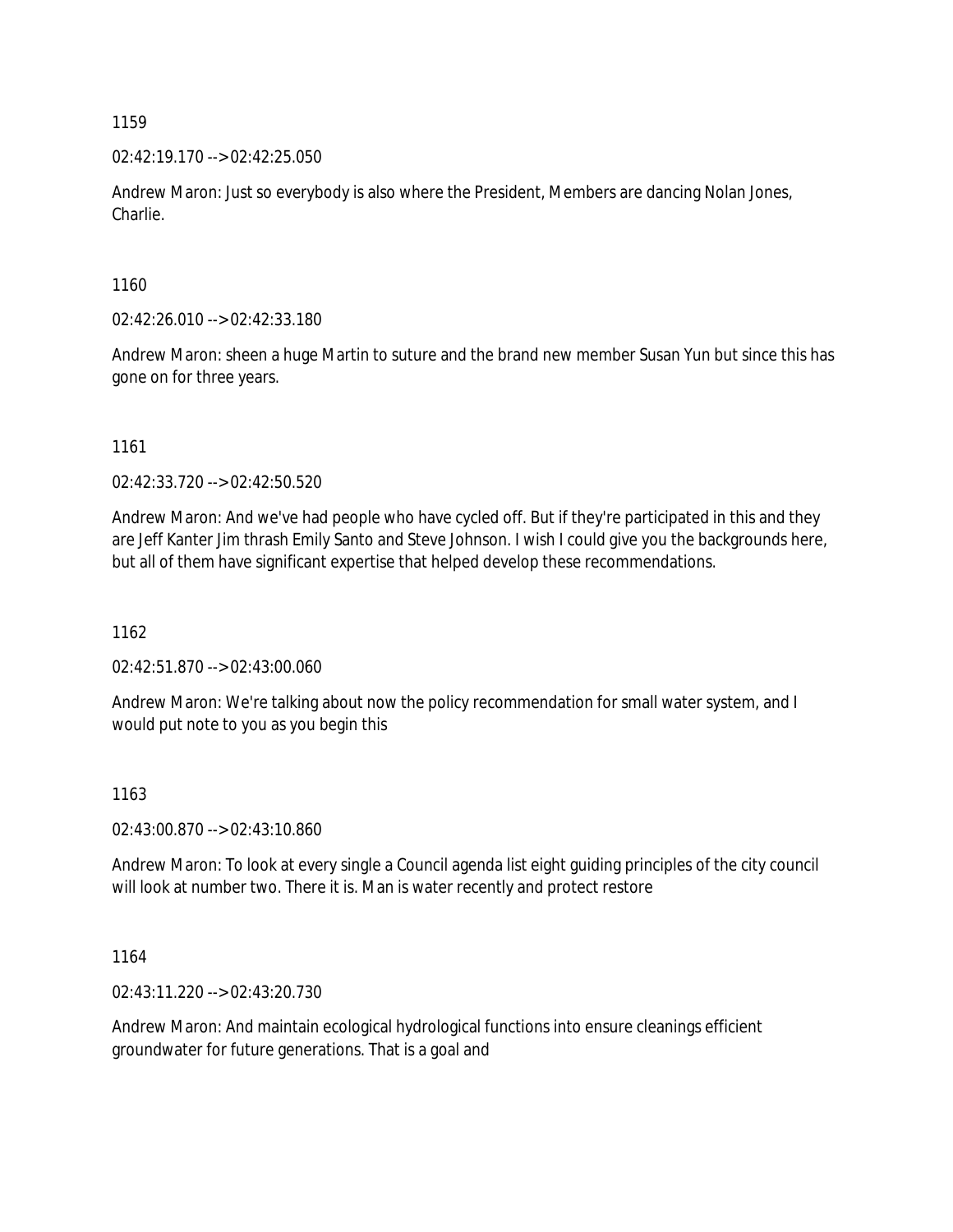1159

02:42:19.170 --> 02:42:25.050

Andrew Maron: Just so everybody is also where the President, Members are dancing Nolan Jones, Charlie.

1160

02:42:26.010 --> 02:42:33.180

Andrew Maron: sheen a huge Martin to suture and the brand new member Susan Yun but since this has gone on for three years.

1161

02:42:33.720 --> 02:42:50.520

Andrew Maron: And we've had people who have cycled off. But if they're participated in this and they are Jeff Kanter Jim thrash Emily Santo and Steve Johnson. I wish I could give you the backgrounds here, but all of them have significant expertise that helped develop these recommendations.

1162

02:42:51.870 --> 02:43:00.060

Andrew Maron: We're talking about now the policy recommendation for small water system, and I would put note to you as you begin this

1163

02:43:00.870 --> 02:43:10.860

Andrew Maron: To look at every single a Council agenda list eight guiding principles of the city council will look at number two. There it is. Man is water recently and protect restore

1164

02:43:11.220 --> 02:43:20.730

Andrew Maron: And maintain ecological hydrological functions into ensure cleanings efficient groundwater for future generations. That is a goal and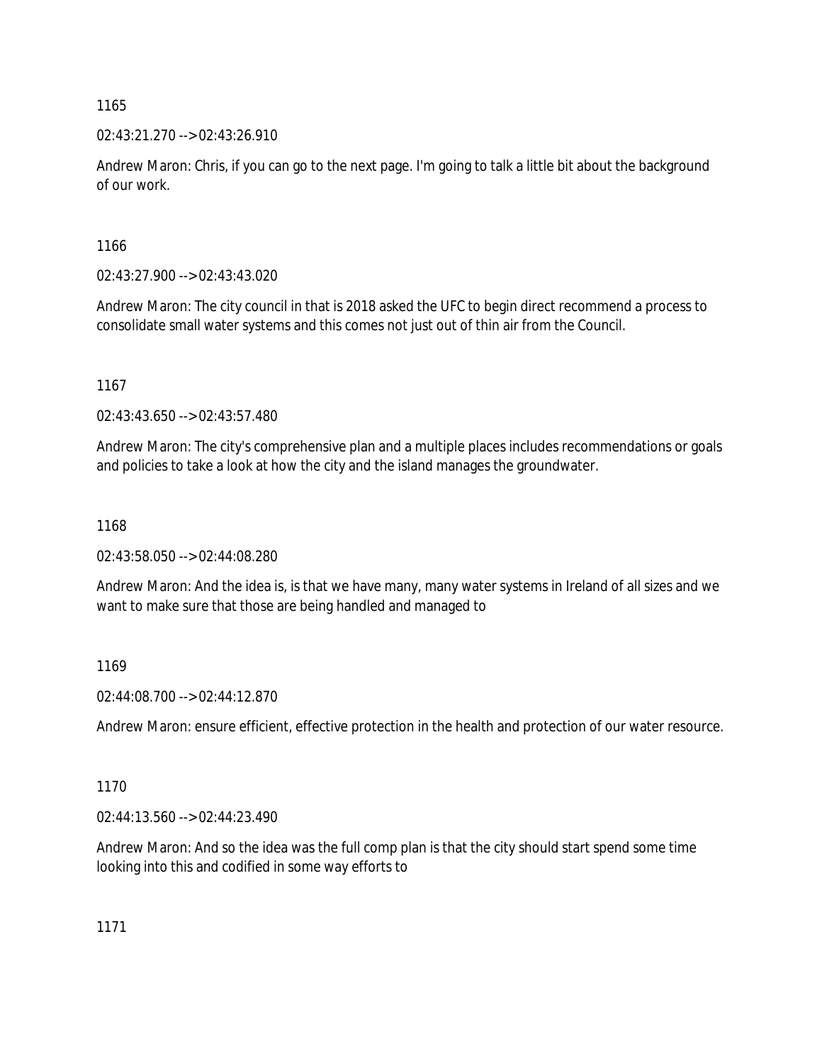1165

02:43:21.270 --> 02:43:26.910

Andrew Maron: Chris, if you can go to the next page. I'm going to talk a little bit about the background of our work.

1166

02:43:27.900 --> 02:43:43.020

Andrew Maron: The city council in that is 2018 asked the UFC to begin direct recommend a process to consolidate small water systems and this comes not just out of thin air from the Council.

1167

02:43:43.650 --> 02:43:57.480

Andrew Maron: The city's comprehensive plan and a multiple places includes recommendations or goals and policies to take a look at how the city and the island manages the groundwater.

1168

02:43:58.050 --> 02:44:08.280

Andrew Maron: And the idea is, is that we have many, many water systems in Ireland of all sizes and we want to make sure that those are being handled and managed to

1169

02:44:08.700 --> 02:44:12.870

Andrew Maron: ensure efficient, effective protection in the health and protection of our water resource.

1170

02:44:13.560 --> 02:44:23.490

Andrew Maron: And so the idea was the full comp plan is that the city should start spend some time looking into this and codified in some way efforts to

1171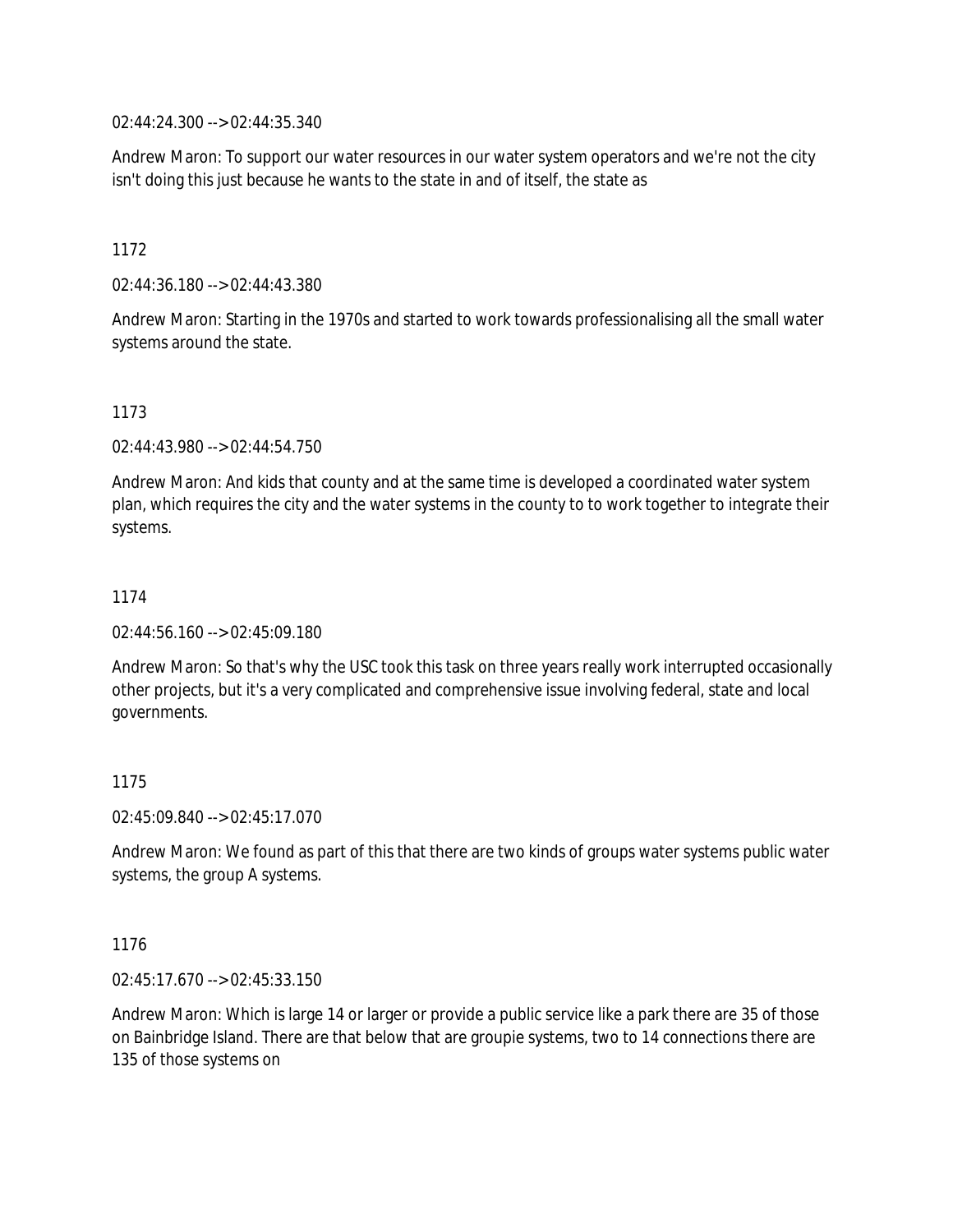02:44:24.300 --> 02:44:35.340

Andrew Maron: To support our water resources in our water system operators and we're not the city isn't doing this just because he wants to the state in and of itself, the state as

1172

02:44:36.180 --> 02:44:43.380

Andrew Maron: Starting in the 1970s and started to work towards professionalising all the small water systems around the state.

1173

02:44:43.980 --> 02:44:54.750

Andrew Maron: And kids that county and at the same time is developed a coordinated water system plan, which requires the city and the water systems in the county to to work together to integrate their systems.

1174

02:44:56.160 --> 02:45:09.180

Andrew Maron: So that's why the USC took this task on three years really work interrupted occasionally other projects, but it's a very complicated and comprehensive issue involving federal, state and local governments.

1175

02:45:09.840 --> 02:45:17.070

Andrew Maron: We found as part of this that there are two kinds of groups water systems public water systems, the group A systems.

1176

02:45:17.670 --> 02:45:33.150

Andrew Maron: Which is large 14 or larger or provide a public service like a park there are 35 of those on Bainbridge Island. There are that below that are groupie systems, two to 14 connections there are 135 of those systems on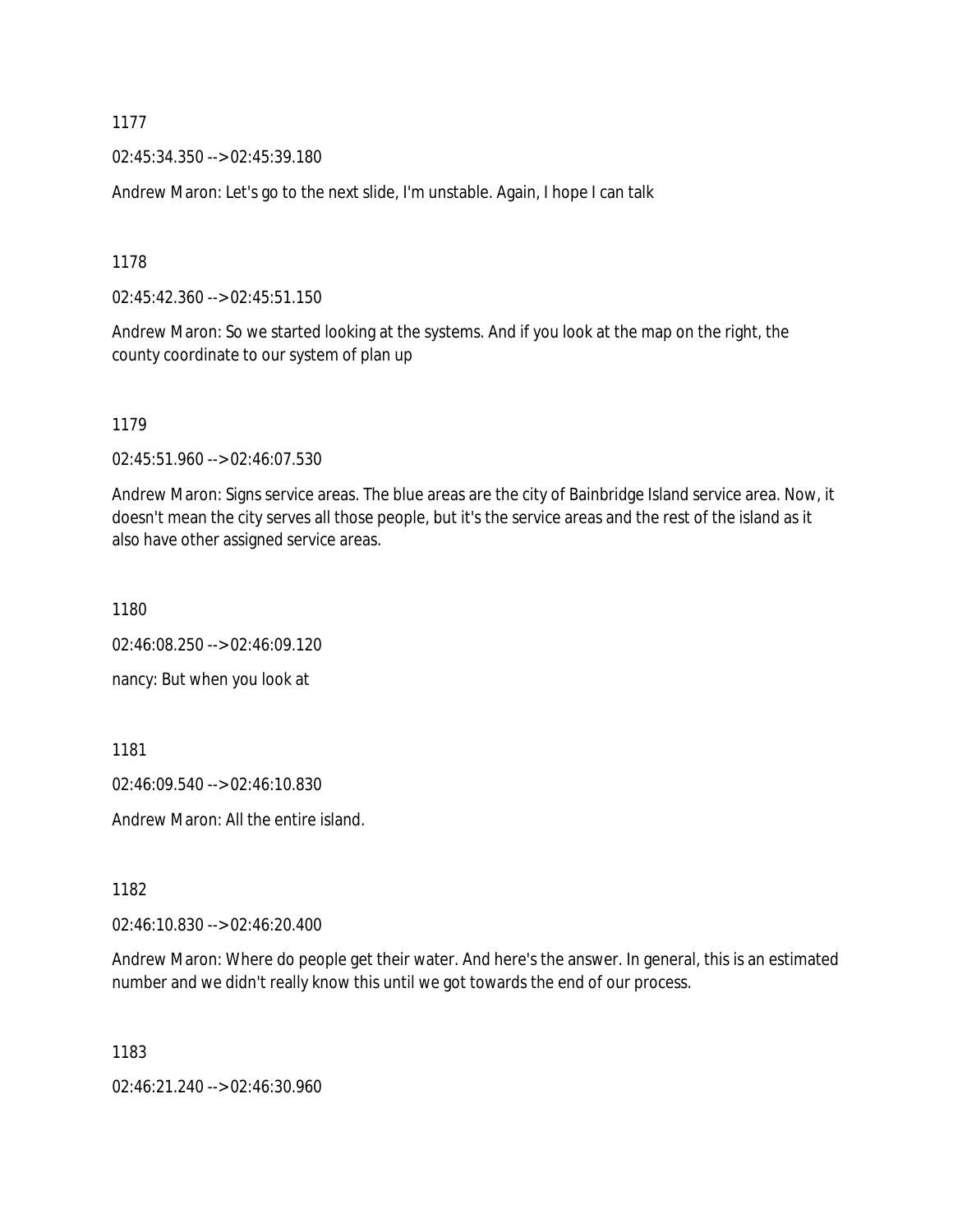1177

02:45:34.350 --> 02:45:39.180

Andrew Maron: Let's go to the next slide, I'm unstable. Again, I hope I can talk

1178

02:45:42.360 --> 02:45:51.150

Andrew Maron: So we started looking at the systems. And if you look at the map on the right, the county coordinate to our system of plan up

1179

02:45:51.960 --> 02:46:07.530

Andrew Maron: Signs service areas. The blue areas are the city of Bainbridge Island service area. Now, it doesn't mean the city serves all those people, but it's the service areas and the rest of the island as it also have other assigned service areas.

1180

02:46:08.250 --> 02:46:09.120

nancy: But when you look at

1181

02:46:09.540 --> 02:46:10.830

Andrew Maron: All the entire island.

1182

02:46:10.830 --> 02:46:20.400

Andrew Maron: Where do people get their water. And here's the answer. In general, this is an estimated number and we didn't really know this until we got towards the end of our process.

1183

02:46:21.240 --> 02:46:30.960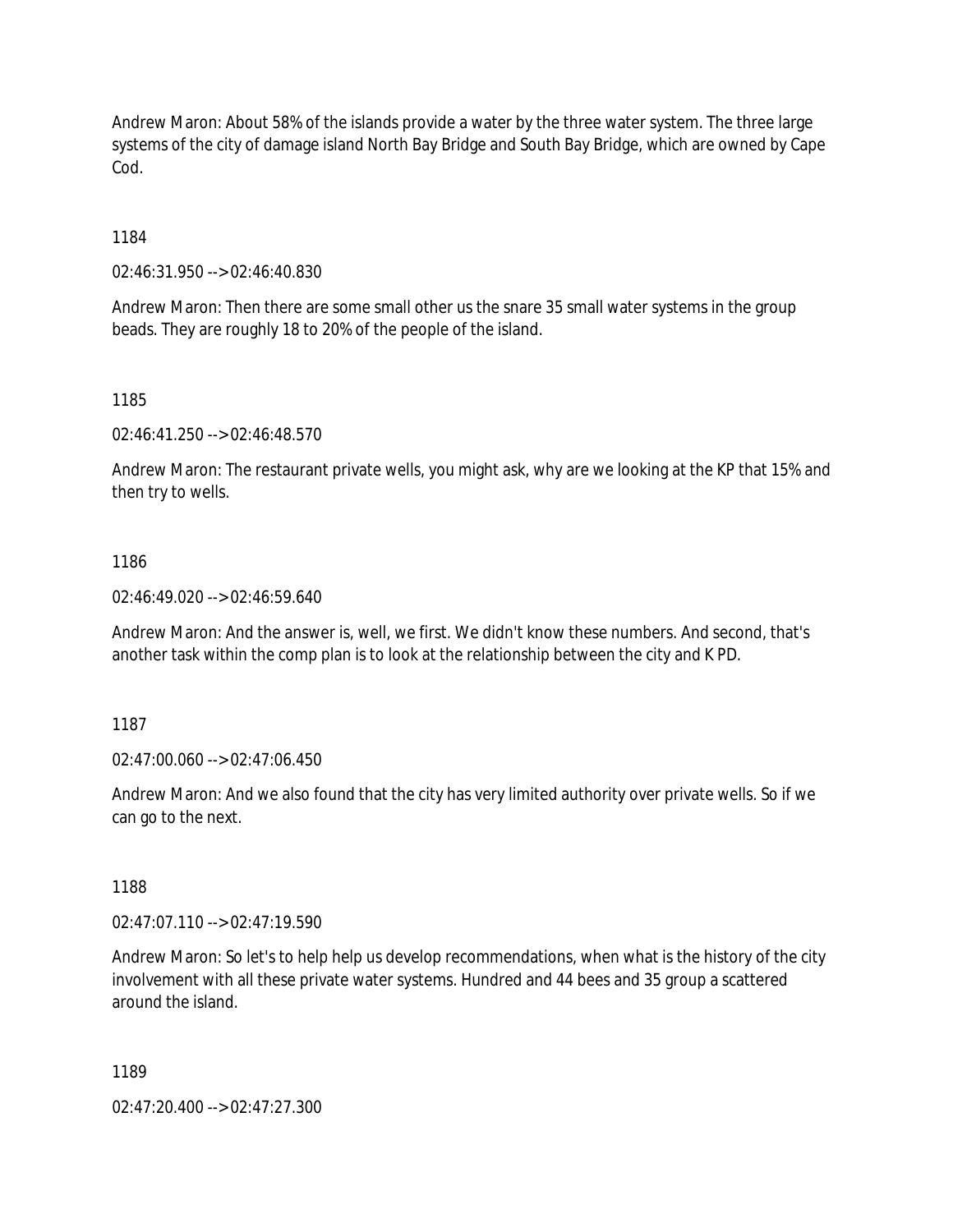Andrew Maron: About 58% of the islands provide a water by the three water system. The three large systems of the city of damage island North Bay Bridge and South Bay Bridge, which are owned by Cape Cod.

1184

02:46:31.950 --> 02:46:40.830

Andrew Maron: Then there are some small other us the snare 35 small water systems in the group beads. They are roughly 18 to 20% of the people of the island.

1185

02:46:41.250 --> 02:46:48.570

Andrew Maron: The restaurant private wells, you might ask, why are we looking at the KP that 15% and then try to wells.

1186

02:46:49.020 --> 02:46:59.640

Andrew Maron: And the answer is, well, we first. We didn't know these numbers. And second, that's another task within the comp plan is to look at the relationship between the city and K PD.

1187

02:47:00.060 --> 02:47:06.450

Andrew Maron: And we also found that the city has very limited authority over private wells. So if we can go to the next.

1188

02:47:07.110 --> 02:47:19.590

Andrew Maron: So let's to help help us develop recommendations, when what is the history of the city involvement with all these private water systems. Hundred and 44 bees and 35 group a scattered around the island.

1189

02:47:20.400 --> 02:47:27.300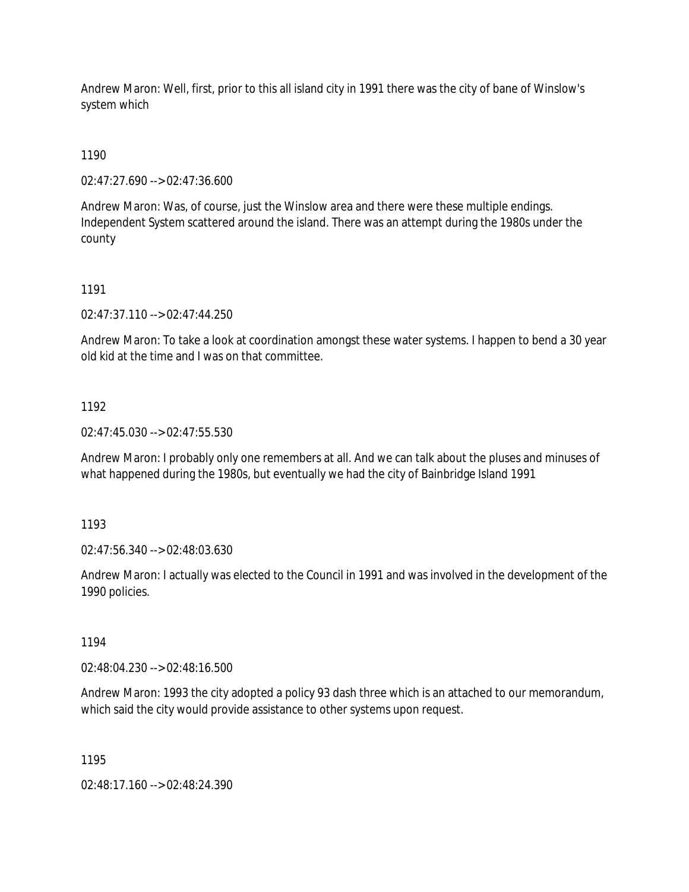Andrew Maron: Well, first, prior to this all island city in 1991 there was the city of bane of Winslow's system which

1190

02:47:27.690 --> 02:47:36.600

Andrew Maron: Was, of course, just the Winslow area and there were these multiple endings. Independent System scattered around the island. There was an attempt during the 1980s under the county

1191

02:47:37.110 --> 02:47:44.250

Andrew Maron: To take a look at coordination amongst these water systems. I happen to bend a 30 year old kid at the time and I was on that committee.

1192

02:47:45.030 --> 02:47:55.530

Andrew Maron: I probably only one remembers at all. And we can talk about the pluses and minuses of what happened during the 1980s, but eventually we had the city of Bainbridge Island 1991

1193

02:47:56.340 --> 02:48:03.630

Andrew Maron: I actually was elected to the Council in 1991 and was involved in the development of the 1990 policies.

1194

02:48:04.230 --> 02:48:16.500

Andrew Maron: 1993 the city adopted a policy 93 dash three which is an attached to our memorandum, which said the city would provide assistance to other systems upon request.

1195

02:48:17.160 --> 02:48:24.390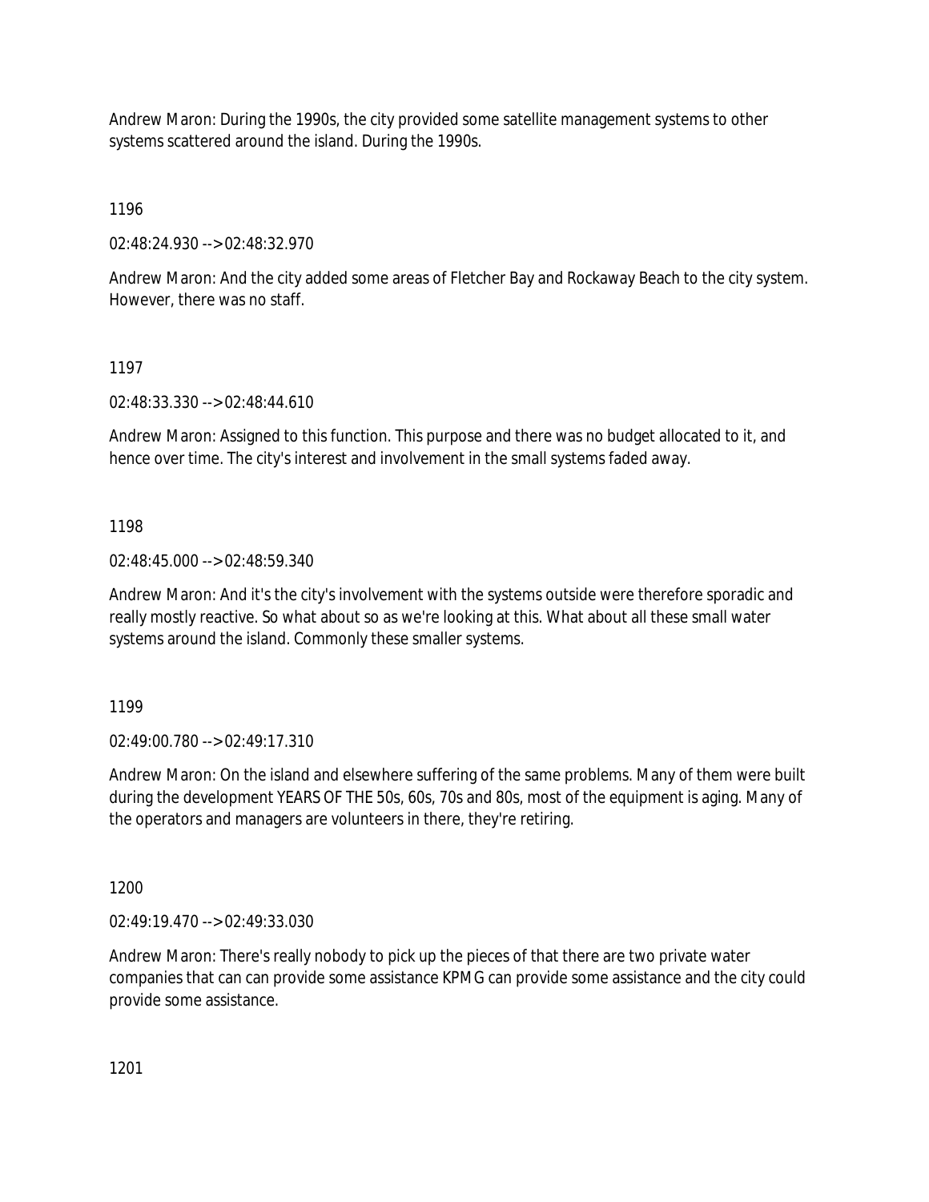Andrew Maron: During the 1990s, the city provided some satellite management systems to other systems scattered around the island. During the 1990s.

1196

02:48:24.930 --> 02:48:32.970

Andrew Maron: And the city added some areas of Fletcher Bay and Rockaway Beach to the city system. However, there was no staff.

1197

02:48:33.330 --> 02:48:44.610

Andrew Maron: Assigned to this function. This purpose and there was no budget allocated to it, and hence over time. The city's interest and involvement in the small systems faded away.

1198

02:48:45.000 --> 02:48:59.340

Andrew Maron: And it's the city's involvement with the systems outside were therefore sporadic and really mostly reactive. So what about so as we're looking at this. What about all these small water systems around the island. Commonly these smaller systems.

1199

02:49:00.780 --> 02:49:17.310

Andrew Maron: On the island and elsewhere suffering of the same problems. Many of them were built during the development YEARS OF THE 50s, 60s, 70s and 80s, most of the equipment is aging. Many of the operators and managers are volunteers in there, they're retiring.

1200

02:49:19.470 --> 02:49:33.030

Andrew Maron: There's really nobody to pick up the pieces of that there are two private water companies that can can provide some assistance KPMG can provide some assistance and the city could provide some assistance.

1201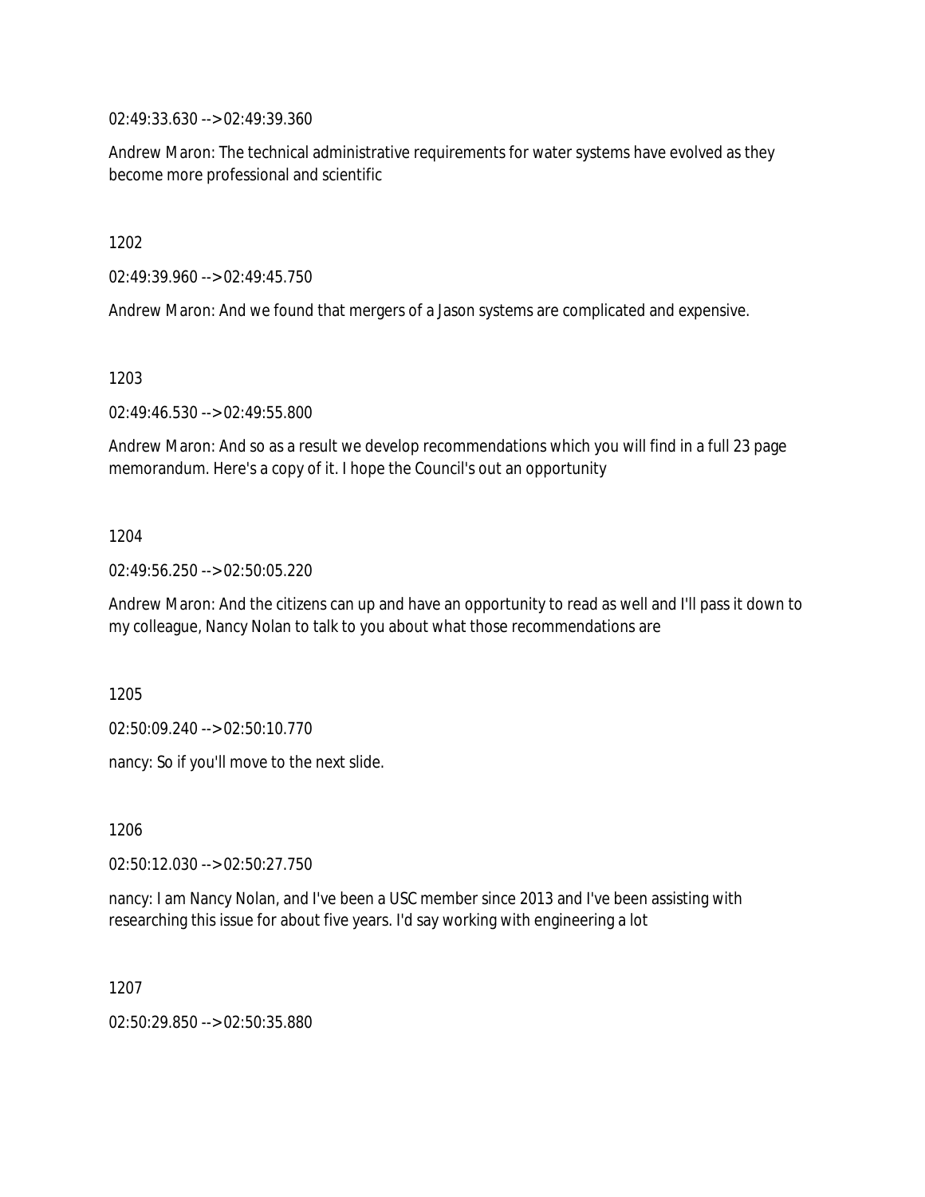02:49:33.630 --> 02:49:39.360

Andrew Maron: The technical administrative requirements for water systems have evolved as they become more professional and scientific

1202

02:49:39.960 --> 02:49:45.750

Andrew Maron: And we found that mergers of a Jason systems are complicated and expensive.

1203

02:49:46.530 --> 02:49:55.800

Andrew Maron: And so as a result we develop recommendations which you will find in a full 23 page memorandum. Here's a copy of it. I hope the Council's out an opportunity

1204

02:49:56.250 --> 02:50:05.220

Andrew Maron: And the citizens can up and have an opportunity to read as well and I'll pass it down to my colleague, Nancy Nolan to talk to you about what those recommendations are

1205

02:50:09.240 --> 02:50:10.770

nancy: So if you'll move to the next slide.

1206

02:50:12.030 --> 02:50:27.750

nancy: I am Nancy Nolan, and I've been a USC member since 2013 and I've been assisting with researching this issue for about five years. I'd say working with engineering a lot

1207

02:50:29.850 --> 02:50:35.880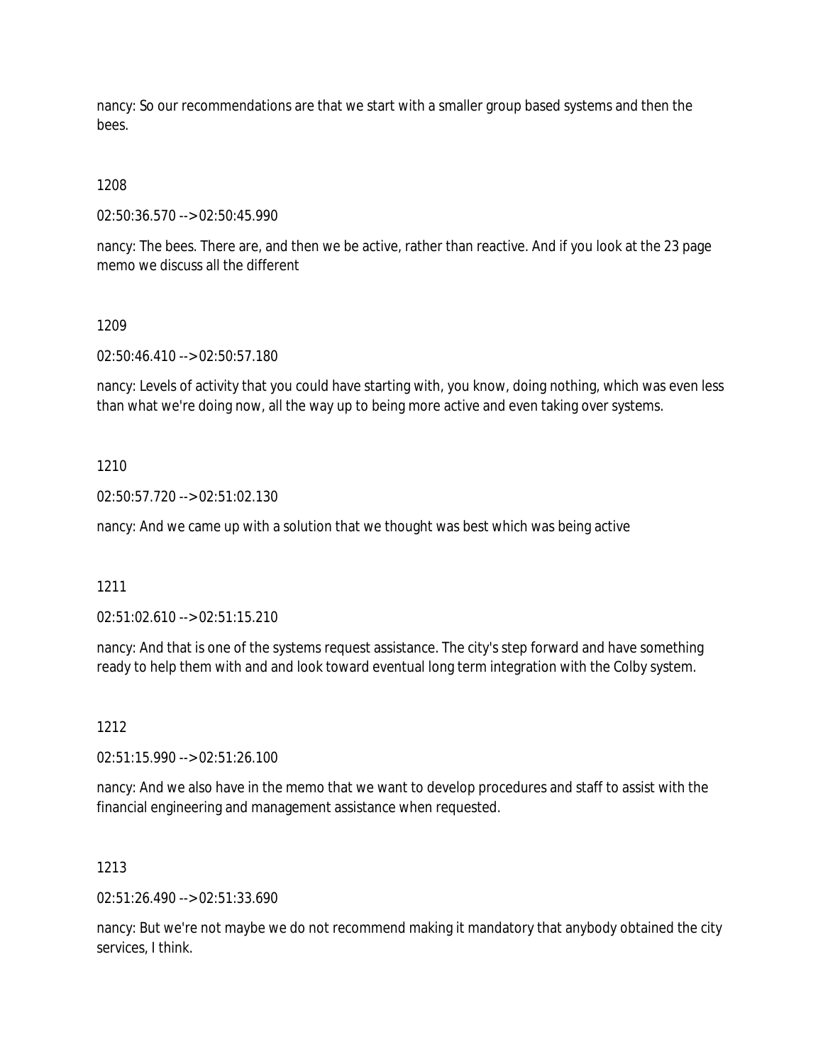nancy: So our recommendations are that we start with a smaller group based systems and then the bees.

1208

02:50:36.570 --> 02:50:45.990

nancy: The bees. There are, and then we be active, rather than reactive. And if you look at the 23 page memo we discuss all the different

1209

02:50:46.410 --> 02:50:57.180

nancy: Levels of activity that you could have starting with, you know, doing nothing, which was even less than what we're doing now, all the way up to being more active and even taking over systems.

1210

02:50:57.720 --> 02:51:02.130

nancy: And we came up with a solution that we thought was best which was being active

1211

02:51:02.610 --> 02:51:15.210

nancy: And that is one of the systems request assistance. The city's step forward and have something ready to help them with and and look toward eventual long term integration with the Colby system.

1212

02:51:15.990 --> 02:51:26.100

nancy: And we also have in the memo that we want to develop procedures and staff to assist with the financial engineering and management assistance when requested.

1213

02:51:26.490 --> 02:51:33.690

nancy: But we're not maybe we do not recommend making it mandatory that anybody obtained the city services, I think.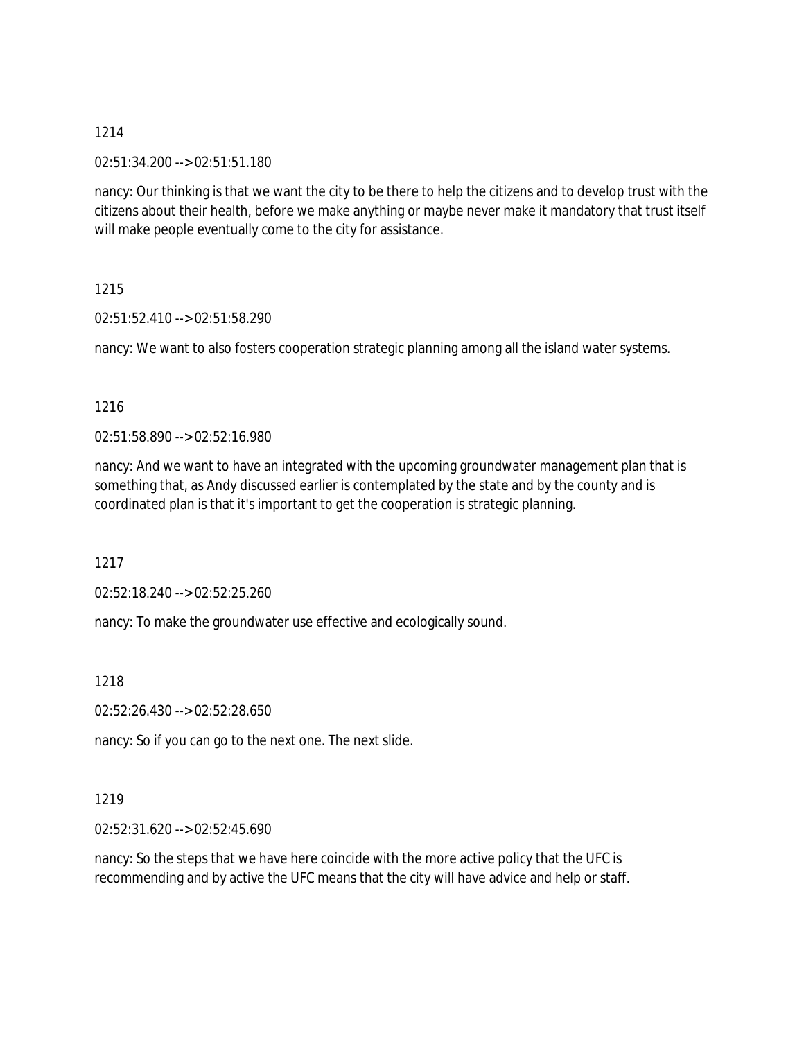1214

02:51:34.200 --> 02:51:51.180

nancy: Our thinking is that we want the city to be there to help the citizens and to develop trust with the citizens about their health, before we make anything or maybe never make it mandatory that trust itself will make people eventually come to the city for assistance.

1215

02:51:52.410 --> 02:51:58.290

nancy: We want to also fosters cooperation strategic planning among all the island water systems.

1216

02:51:58.890 --> 02:52:16.980

nancy: And we want to have an integrated with the upcoming groundwater management plan that is something that, as Andy discussed earlier is contemplated by the state and by the county and is coordinated plan is that it's important to get the cooperation is strategic planning.

1217

02:52:18.240 --> 02:52:25.260

nancy: To make the groundwater use effective and ecologically sound.

1218

02:52:26.430 --> 02:52:28.650

nancy: So if you can go to the next one. The next slide.

1219

02:52:31.620 --> 02:52:45.690

nancy: So the steps that we have here coincide with the more active policy that the UFC is recommending and by active the UFC means that the city will have advice and help or staff.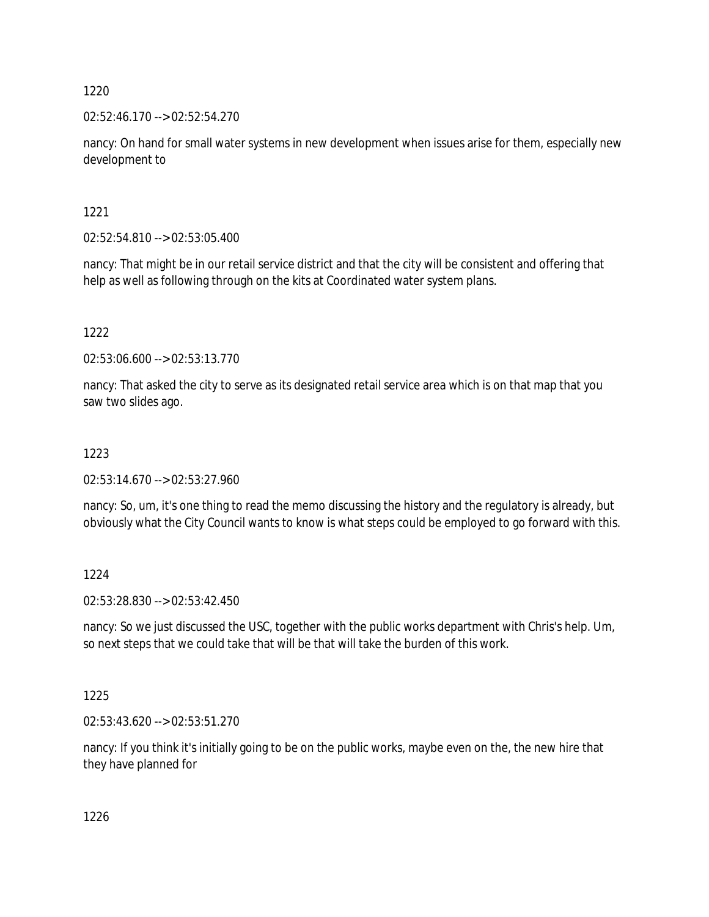1220

02:52:46.170 --> 02:52:54.270

nancy: On hand for small water systems in new development when issues arise for them, especially new development to

1221

02:52:54.810 --> 02:53:05.400

nancy: That might be in our retail service district and that the city will be consistent and offering that help as well as following through on the kits at Coordinated water system plans.

1222

02:53:06.600 --> 02:53:13.770

nancy: That asked the city to serve as its designated retail service area which is on that map that you saw two slides ago.

1223

02:53:14.670 --> 02:53:27.960

nancy: So, um, it's one thing to read the memo discussing the history and the regulatory is already, but obviously what the City Council wants to know is what steps could be employed to go forward with this.

1224

02:53:28.830 --> 02:53:42.450

nancy: So we just discussed the USC, together with the public works department with Chris's help. Um, so next steps that we could take that will be that will take the burden of this work.

1225

02:53:43.620 --> 02:53:51.270

nancy: If you think it's initially going to be on the public works, maybe even on the, the new hire that they have planned for

1226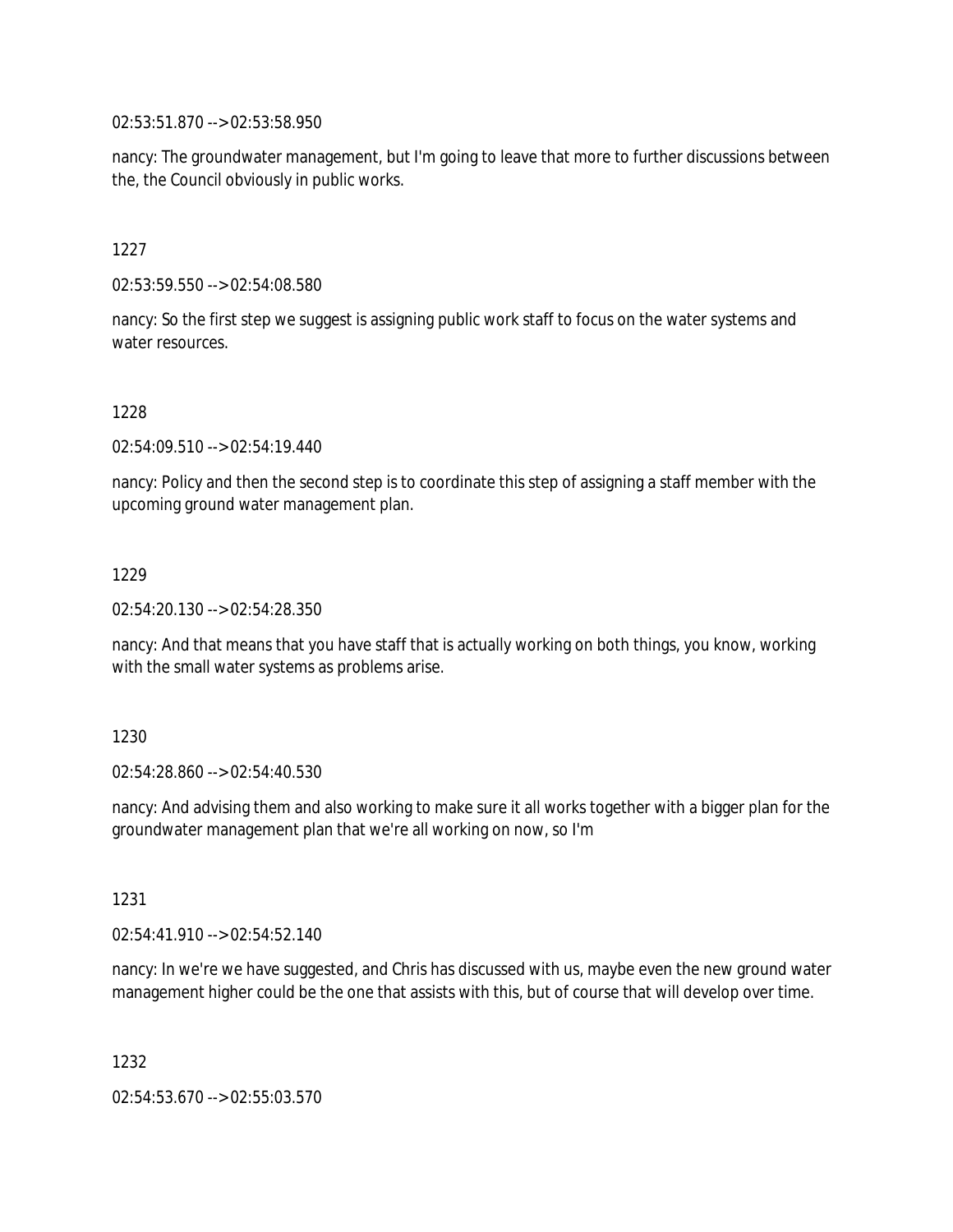02:53:51.870 --> 02:53:58.950

nancy: The groundwater management, but I'm going to leave that more to further discussions between the, the Council obviously in public works.

1227

02:53:59.550 --> 02:54:08.580

nancy: So the first step we suggest is assigning public work staff to focus on the water systems and water resources.

1228

02:54:09.510 --> 02:54:19.440

nancy: Policy and then the second step is to coordinate this step of assigning a staff member with the upcoming ground water management plan.

1229

02:54:20.130 --> 02:54:28.350

nancy: And that means that you have staff that is actually working on both things, you know, working with the small water systems as problems arise.

1230

02:54:28.860 --> 02:54:40.530

nancy: And advising them and also working to make sure it all works together with a bigger plan for the groundwater management plan that we're all working on now, so I'm

1231

02:54:41.910 --> 02:54:52.140

nancy: In we're we have suggested, and Chris has discussed with us, maybe even the new ground water management higher could be the one that assists with this, but of course that will develop over time.

1232

02:54:53.670 --> 02:55:03.570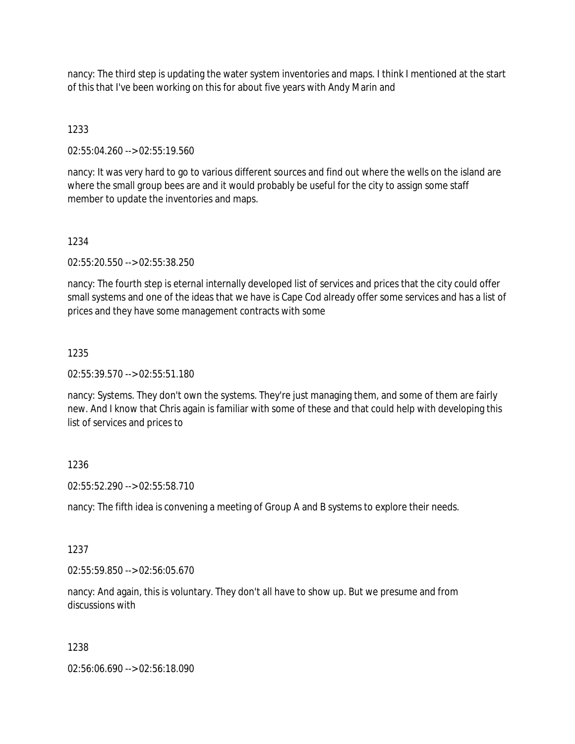nancy: The third step is updating the water system inventories and maps. I think I mentioned at the start of this that I've been working on this for about five years with Andy Marin and

1233

02:55:04.260 --> 02:55:19.560

nancy: It was very hard to go to various different sources and find out where the wells on the island are where the small group bees are and it would probably be useful for the city to assign some staff member to update the inventories and maps.

1234

02:55:20.550 --> 02:55:38.250

nancy: The fourth step is eternal internally developed list of services and prices that the city could offer small systems and one of the ideas that we have is Cape Cod already offer some services and has a list of prices and they have some management contracts with some

1235

02:55:39.570 --> 02:55:51.180

nancy: Systems. They don't own the systems. They're just managing them, and some of them are fairly new. And I know that Chris again is familiar with some of these and that could help with developing this list of services and prices to

1236

02:55:52.290 --> 02:55:58.710

nancy: The fifth idea is convening a meeting of Group A and B systems to explore their needs.

1237

02:55:59.850 --> 02:56:05.670

nancy: And again, this is voluntary. They don't all have to show up. But we presume and from discussions with

1238

02:56:06.690 --> 02:56:18.090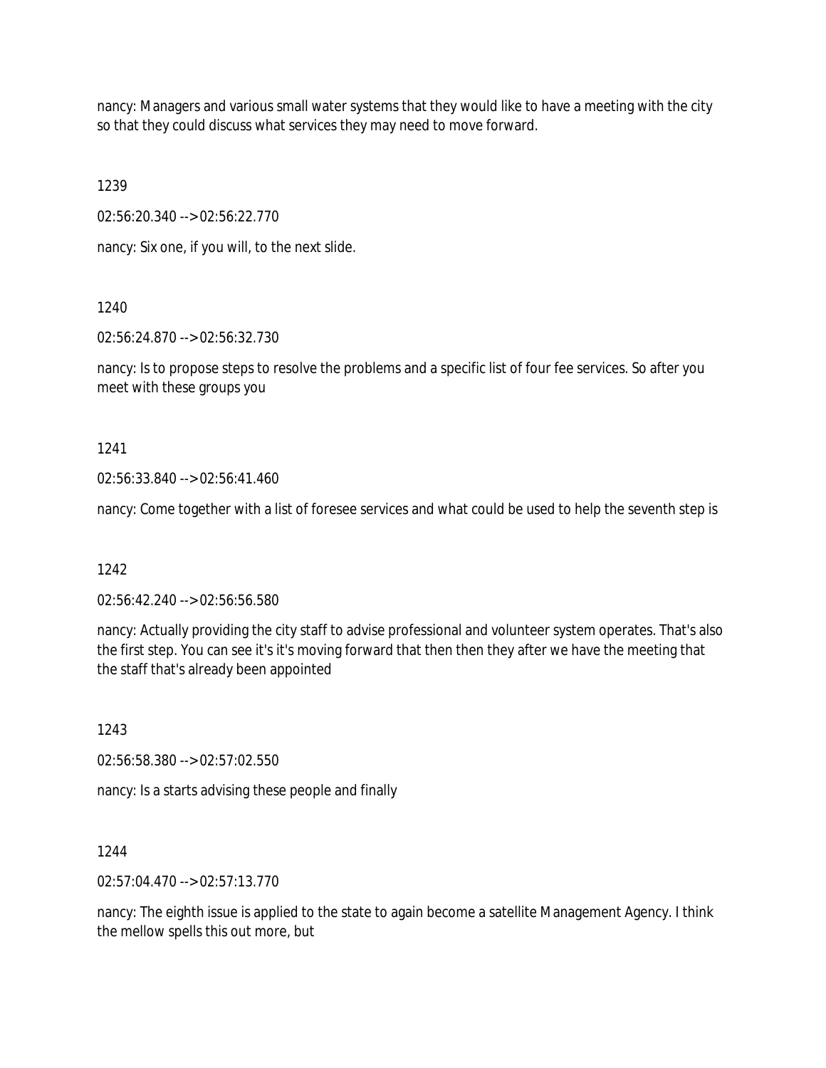nancy: Managers and various small water systems that they would like to have a meeting with the city so that they could discuss what services they may need to move forward.

1239

02:56:20.340 --> 02:56:22.770

nancy: Six one, if you will, to the next slide.

1240

02:56:24.870 --> 02:56:32.730

nancy: Is to propose steps to resolve the problems and a specific list of four fee services. So after you meet with these groups you

1241

02:56:33.840 --> 02:56:41.460

nancy: Come together with a list of foresee services and what could be used to help the seventh step is

1242

02:56:42.240 --> 02:56:56.580

nancy: Actually providing the city staff to advise professional and volunteer system operates. That's also the first step. You can see it's it's moving forward that then then they after we have the meeting that the staff that's already been appointed

1243

02:56:58.380 --> 02:57:02.550

nancy: Is a starts advising these people and finally

1244

02:57:04.470 --> 02:57:13.770

nancy: The eighth issue is applied to the state to again become a satellite Management Agency. I think the mellow spells this out more, but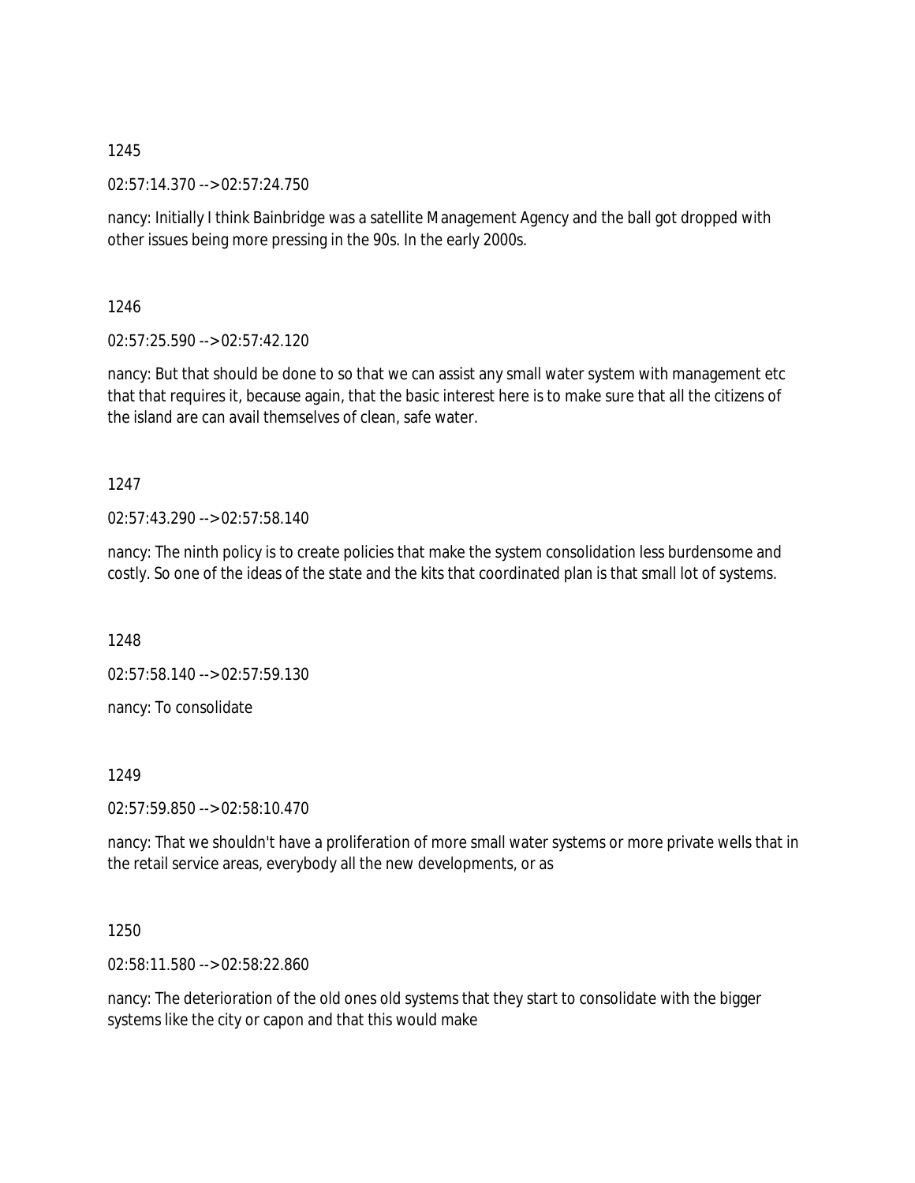1245

02:57:14.370 --> 02:57:24.750

nancy: Initially I think Bainbridge was a satellite Management Agency and the ball got dropped with other issues being more pressing in the 90s. In the early 2000s.

1246

02:57:25.590 --> 02:57:42.120

nancy: But that should be done to so that we can assist any small water system with management etc that that requires it, because again, that the basic interest here is to make sure that all the citizens of the island are can avail themselves of clean, safe water.

1247

02:57:43.290 --> 02:57:58.140

nancy: The ninth policy is to create policies that make the system consolidation less burdensome and costly. So one of the ideas of the state and the kits that coordinated plan is that small lot of systems.

1248

02:57:58.140 --> 02:57:59.130

nancy: To consolidate

1249

02:57:59.850 --> 02:58:10.470

nancy: That we shouldn't have a proliferation of more small water systems or more private wells that in the retail service areas, everybody all the new developments, or as

1250

02:58:11.580 --> 02:58:22.860

nancy: The deterioration of the old ones old systems that they start to consolidate with the bigger systems like the city or capon and that this would make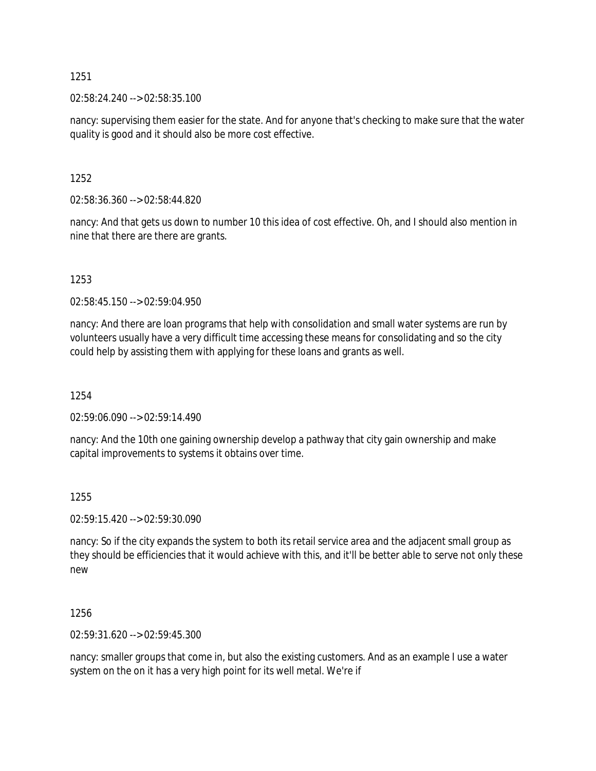1251

02:58:24.240 --> 02:58:35.100

nancy: supervising them easier for the state. And for anyone that's checking to make sure that the water quality is good and it should also be more cost effective.

1252

02:58:36.360 --> 02:58:44.820

nancy: And that gets us down to number 10 this idea of cost effective. Oh, and I should also mention in nine that there are there are grants.

1253

02:58:45.150 --> 02:59:04.950

nancy: And there are loan programs that help with consolidation and small water systems are run by volunteers usually have a very difficult time accessing these means for consolidating and so the city could help by assisting them with applying for these loans and grants as well.

1254

02:59:06.090 --> 02:59:14.490

nancy: And the 10th one gaining ownership develop a pathway that city gain ownership and make capital improvements to systems it obtains over time.

1255

02:59:15.420 --> 02:59:30.090

nancy: So if the city expands the system to both its retail service area and the adjacent small group as they should be efficiencies that it would achieve with this, and it'll be better able to serve not only these new

1256

02:59:31.620 --> 02:59:45.300

nancy: smaller groups that come in, but also the existing customers. And as an example I use a water system on the on it has a very high point for its well metal. We're if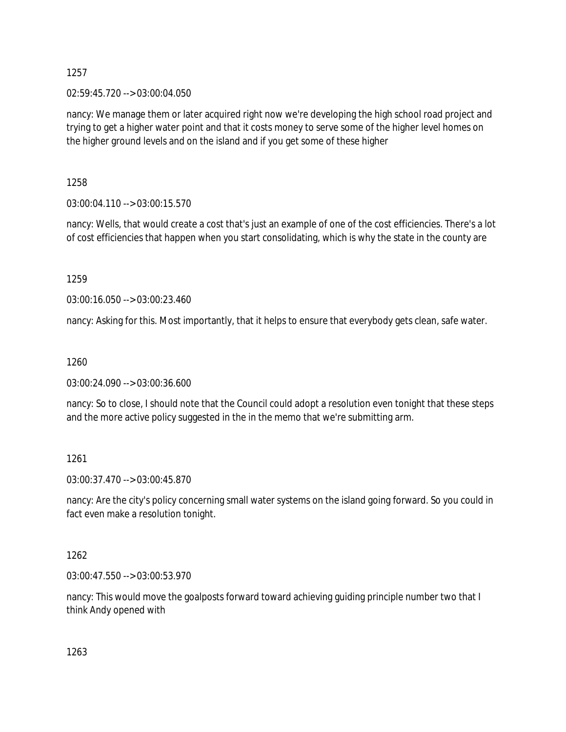1257

02:59:45.720 --> 03:00:04.050

nancy: We manage them or later acquired right now we're developing the high school road project and trying to get a higher water point and that it costs money to serve some of the higher level homes on the higher ground levels and on the island and if you get some of these higher

1258

03:00:04.110 --> 03:00:15.570

nancy: Wells, that would create a cost that's just an example of one of the cost efficiencies. There's a lot of cost efficiencies that happen when you start consolidating, which is why the state in the county are

1259

03:00:16.050 --> 03:00:23.460

nancy: Asking for this. Most importantly, that it helps to ensure that everybody gets clean, safe water.

1260

03:00:24.090 --> 03:00:36.600

nancy: So to close, I should note that the Council could adopt a resolution even tonight that these steps and the more active policy suggested in the in the memo that we're submitting arm.

1261

03:00:37.470 --> 03:00:45.870

nancy: Are the city's policy concerning small water systems on the island going forward. So you could in fact even make a resolution tonight.

1262

03:00:47.550 --> 03:00:53.970

nancy: This would move the goalposts forward toward achieving guiding principle number two that I think Andy opened with

1263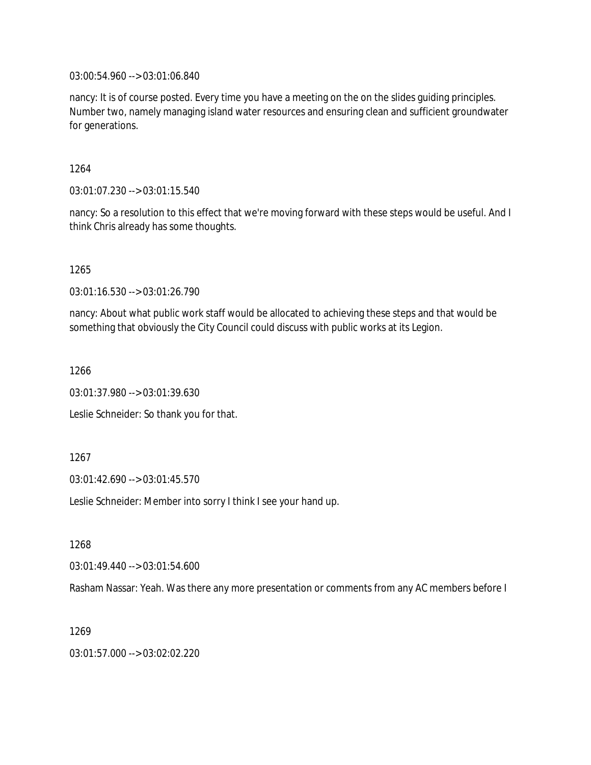03:00:54.960 --> 03:01:06.840

nancy: It is of course posted. Every time you have a meeting on the on the slides guiding principles. Number two, namely managing island water resources and ensuring clean and sufficient groundwater for generations.

1264

03:01:07.230 --> 03:01:15.540

nancy: So a resolution to this effect that we're moving forward with these steps would be useful. And I think Chris already has some thoughts.

1265

03:01:16.530 --> 03:01:26.790

nancy: About what public work staff would be allocated to achieving these steps and that would be something that obviously the City Council could discuss with public works at its Legion.

1266

03:01:37.980 --> 03:01:39.630

Leslie Schneider: So thank you for that.

1267

03:01:42.690 --> 03:01:45.570

Leslie Schneider: Member into sorry I think I see your hand up.

1268

03:01:49.440 --> 03:01:54.600

Rasham Nassar: Yeah. Was there any more presentation or comments from any AC members before I

1269

03:01:57.000 --> 03:02:02.220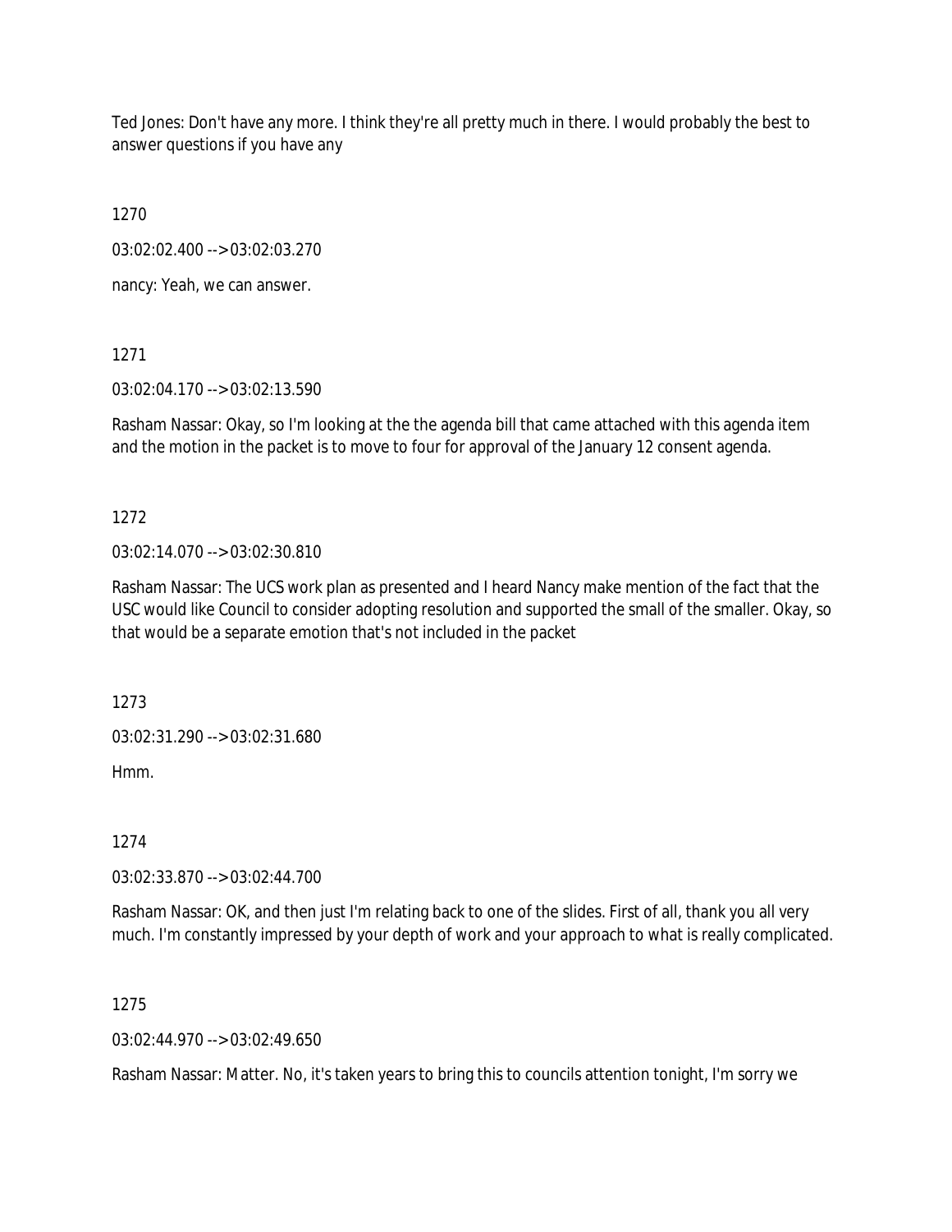Ted Jones: Don't have any more. I think they're all pretty much in there. I would probably the best to answer questions if you have any

1270

03:02:02.400 --> 03:02:03.270

nancy: Yeah, we can answer.

1271

03:02:04.170 --> 03:02:13.590

Rasham Nassar: Okay, so I'm looking at the the agenda bill that came attached with this agenda item and the motion in the packet is to move to four for approval of the January 12 consent agenda.

1272

03:02:14.070 --> 03:02:30.810

Rasham Nassar: The UCS work plan as presented and I heard Nancy make mention of the fact that the USC would like Council to consider adopting resolution and supported the small of the smaller. Okay, so that would be a separate emotion that's not included in the packet

1273

03:02:31.290 --> 03:02:31.680

Hmm.

1274

03:02:33.870 --> 03:02:44.700

Rasham Nassar: OK, and then just I'm relating back to one of the slides. First of all, thank you all very much. I'm constantly impressed by your depth of work and your approach to what is really complicated.

1275

03:02:44.970 --> 03:02:49.650

Rasham Nassar: Matter. No, it's taken years to bring this to councils attention tonight, I'm sorry we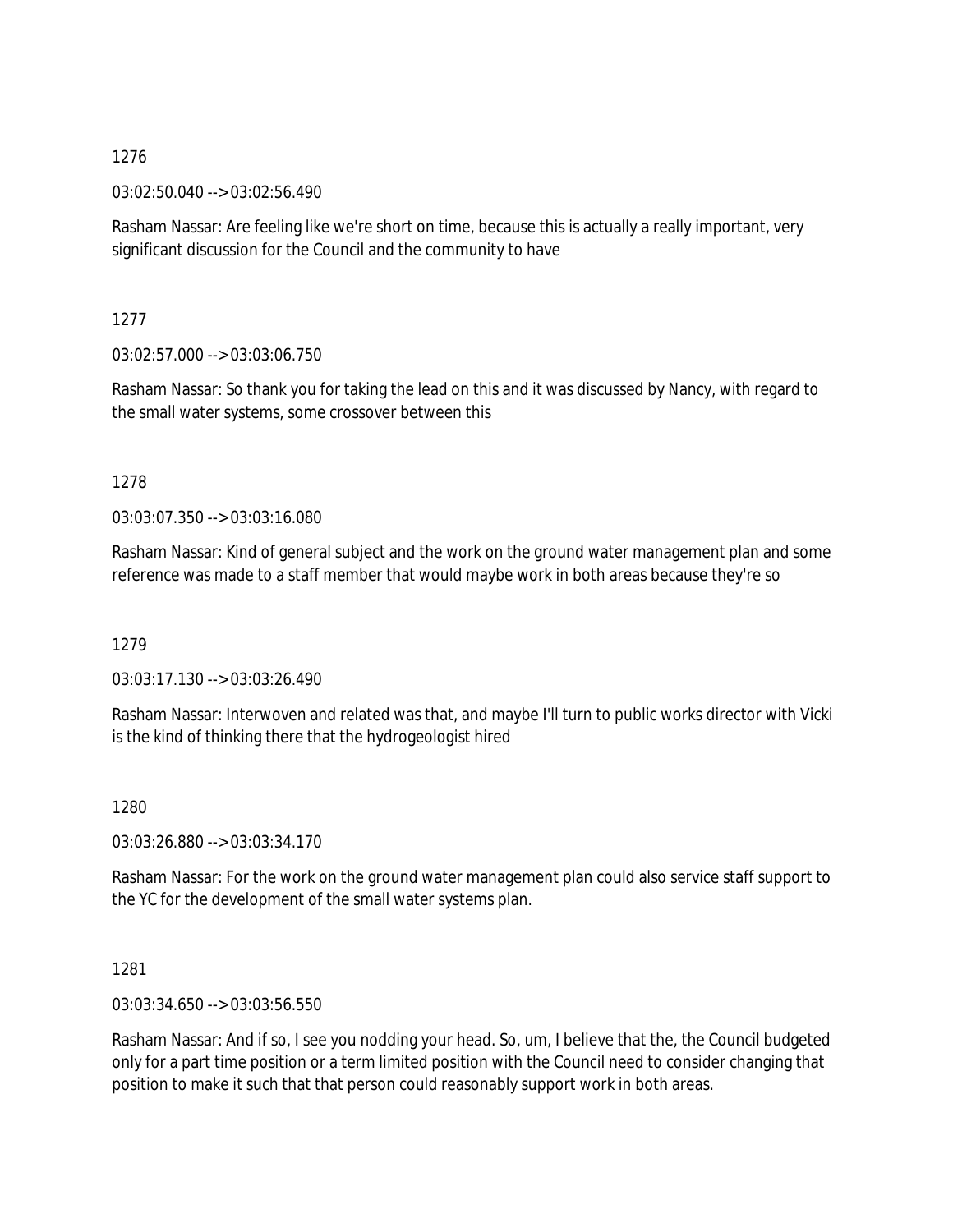1276

03:02:50.040 --> 03:02:56.490

Rasham Nassar: Are feeling like we're short on time, because this is actually a really important, very significant discussion for the Council and the community to have

1277

03:02:57.000 --> 03:03:06.750

Rasham Nassar: So thank you for taking the lead on this and it was discussed by Nancy, with regard to the small water systems, some crossover between this

1278

03:03:07.350 --> 03:03:16.080

Rasham Nassar: Kind of general subject and the work on the ground water management plan and some reference was made to a staff member that would maybe work in both areas because they're so

1279

03:03:17.130 --> 03:03:26.490

Rasham Nassar: Interwoven and related was that, and maybe I'll turn to public works director with Vicki is the kind of thinking there that the hydrogeologist hired

1280

03:03:26.880 --> 03:03:34.170

Rasham Nassar: For the work on the ground water management plan could also service staff support to the YC for the development of the small water systems plan.

1281

03:03:34.650 --> 03:03:56.550

Rasham Nassar: And if so, I see you nodding your head. So, um, I believe that the, the Council budgeted only for a part time position or a term limited position with the Council need to consider changing that position to make it such that that person could reasonably support work in both areas.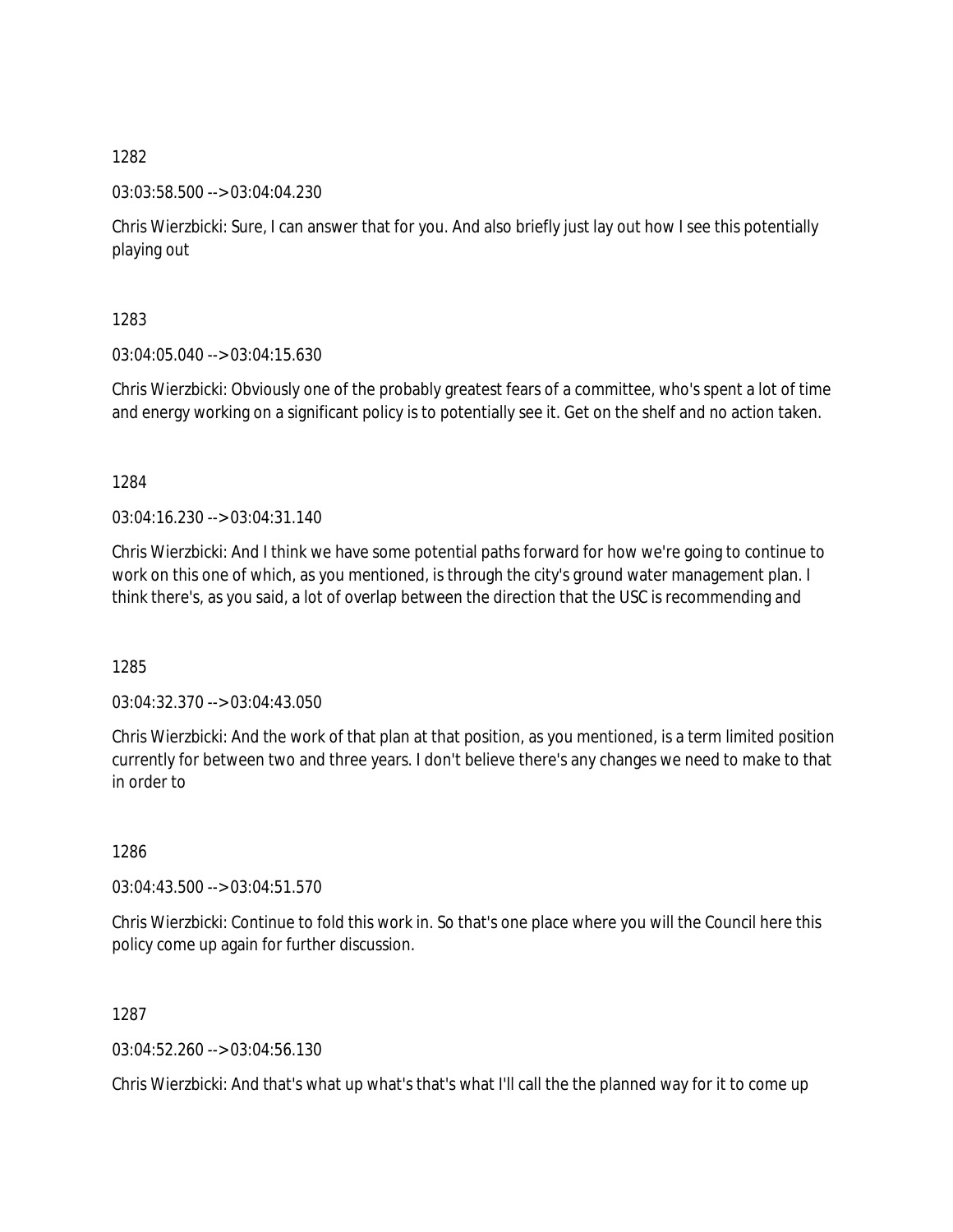1282

03:03:58.500 --> 03:04:04.230

Chris Wierzbicki: Sure, I can answer that for you. And also briefly just lay out how I see this potentially playing out

1283

03:04:05.040 --> 03:04:15.630

Chris Wierzbicki: Obviously one of the probably greatest fears of a committee, who's spent a lot of time and energy working on a significant policy is to potentially see it. Get on the shelf and no action taken.

1284

03:04:16.230 --> 03:04:31.140

Chris Wierzbicki: And I think we have some potential paths forward for how we're going to continue to work on this one of which, as you mentioned, is through the city's ground water management plan. I think there's, as you said, a lot of overlap between the direction that the USC is recommending and

1285

03:04:32.370 --> 03:04:43.050

Chris Wierzbicki: And the work of that plan at that position, as you mentioned, is a term limited position currently for between two and three years. I don't believe there's any changes we need to make to that in order to

1286

03:04:43.500 --> 03:04:51.570

Chris Wierzbicki: Continue to fold this work in. So that's one place where you will the Council here this policy come up again for further discussion.

1287

03:04:52.260 --> 03:04:56.130

Chris Wierzbicki: And that's what up what's that's what I'll call the the planned way for it to come up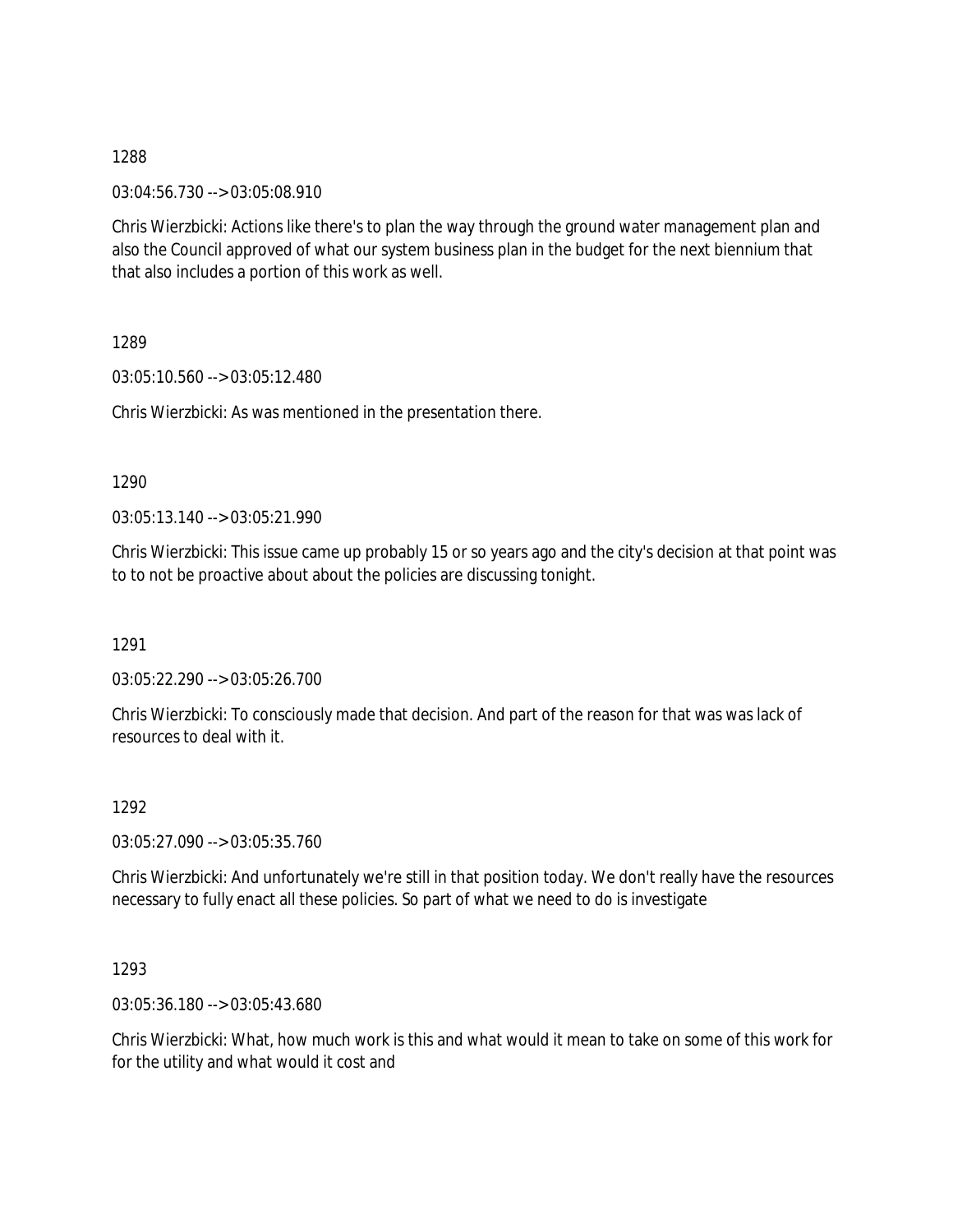1288

03:04:56.730 --> 03:05:08.910

Chris Wierzbicki: Actions like there's to plan the way through the ground water management plan and also the Council approved of what our system business plan in the budget for the next biennium that that also includes a portion of this work as well.

1289

03:05:10.560 --> 03:05:12.480

Chris Wierzbicki: As was mentioned in the presentation there.

1290

03:05:13.140 --> 03:05:21.990

Chris Wierzbicki: This issue came up probably 15 or so years ago and the city's decision at that point was to to not be proactive about about the policies are discussing tonight.

1291

03:05:22.290 --> 03:05:26.700

Chris Wierzbicki: To consciously made that decision. And part of the reason for that was was lack of resources to deal with it.

1292

03:05:27.090 --> 03:05:35.760

Chris Wierzbicki: And unfortunately we're still in that position today. We don't really have the resources necessary to fully enact all these policies. So part of what we need to do is investigate

1293

03:05:36.180 --> 03:05:43.680

Chris Wierzbicki: What, how much work is this and what would it mean to take on some of this work for for the utility and what would it cost and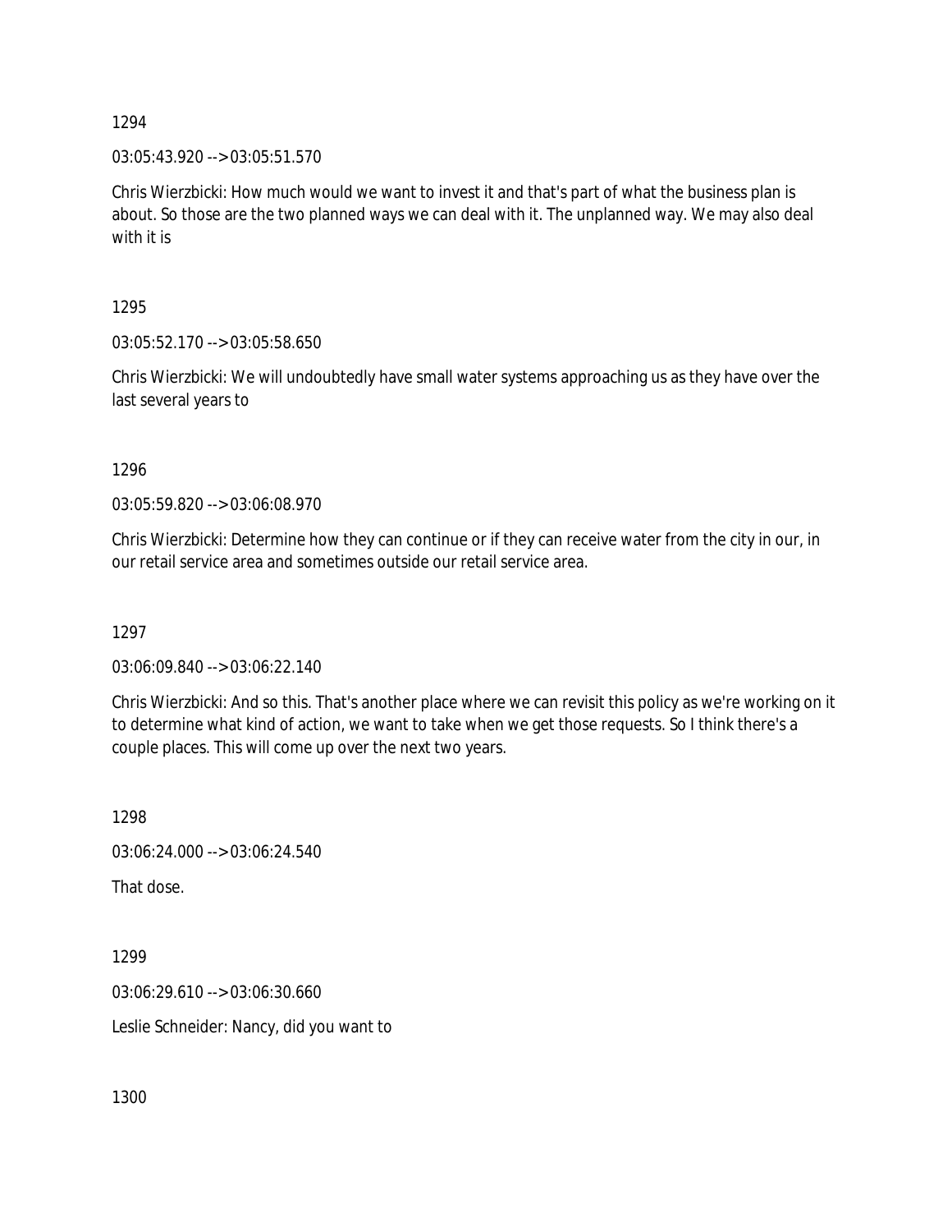1294

03:05:43.920 --> 03:05:51.570

Chris Wierzbicki: How much would we want to invest it and that's part of what the business plan is about. So those are the two planned ways we can deal with it. The unplanned way. We may also deal with it is

1295

03:05:52.170 --> 03:05:58.650

Chris Wierzbicki: We will undoubtedly have small water systems approaching us as they have over the last several years to

1296

03:05:59.820 --> 03:06:08.970

Chris Wierzbicki: Determine how they can continue or if they can receive water from the city in our, in our retail service area and sometimes outside our retail service area.

1297

03:06:09.840 --> 03:06:22.140

Chris Wierzbicki: And so this. That's another place where we can revisit this policy as we're working on it to determine what kind of action, we want to take when we get those requests. So I think there's a couple places. This will come up over the next two years.

1298

03:06:24.000 --> 03:06:24.540

That dose.

1299

03:06:29.610 --> 03:06:30.660

Leslie Schneider: Nancy, did you want to

1300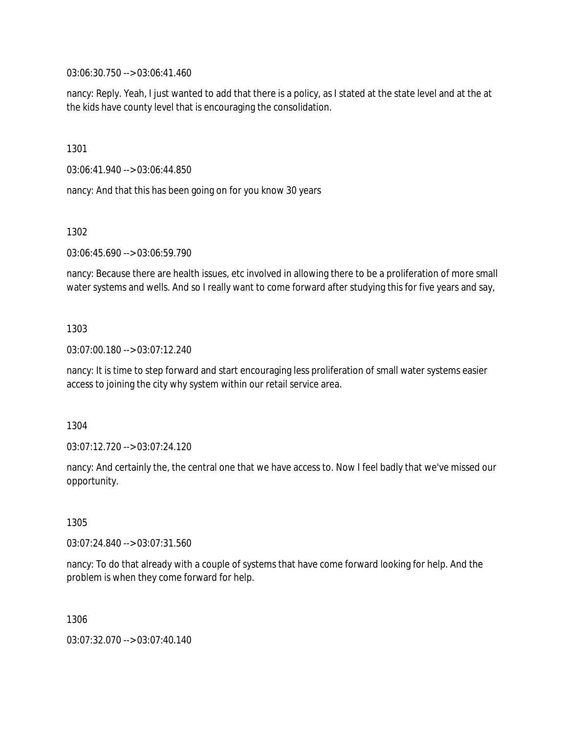03:06:30.750 --> 03:06:41.460

nancy: Reply. Yeah, I just wanted to add that there is a policy, as I stated at the state level and at the at the kids have county level that is encouraging the consolidation.

1301

03:06:41.940 --> 03:06:44.850

nancy: And that this has been going on for you know 30 years

1302

03:06:45.690 --> 03:06:59.790

nancy: Because there are health issues, etc involved in allowing there to be a proliferation of more small water systems and wells. And so I really want to come forward after studying this for five years and say,

1303

03:07:00.180 --> 03:07:12.240

nancy: It is time to step forward and start encouraging less proliferation of small water systems easier access to joining the city why system within our retail service area.

1304

03:07:12.720 --> 03:07:24.120

nancy: And certainly the, the central one that we have access to. Now I feel badly that we've missed our opportunity.

1305

03:07:24.840 --> 03:07:31.560

nancy: To do that already with a couple of systems that have come forward looking for help. And the problem is when they come forward for help.

1306

03:07:32.070 --> 03:07:40.140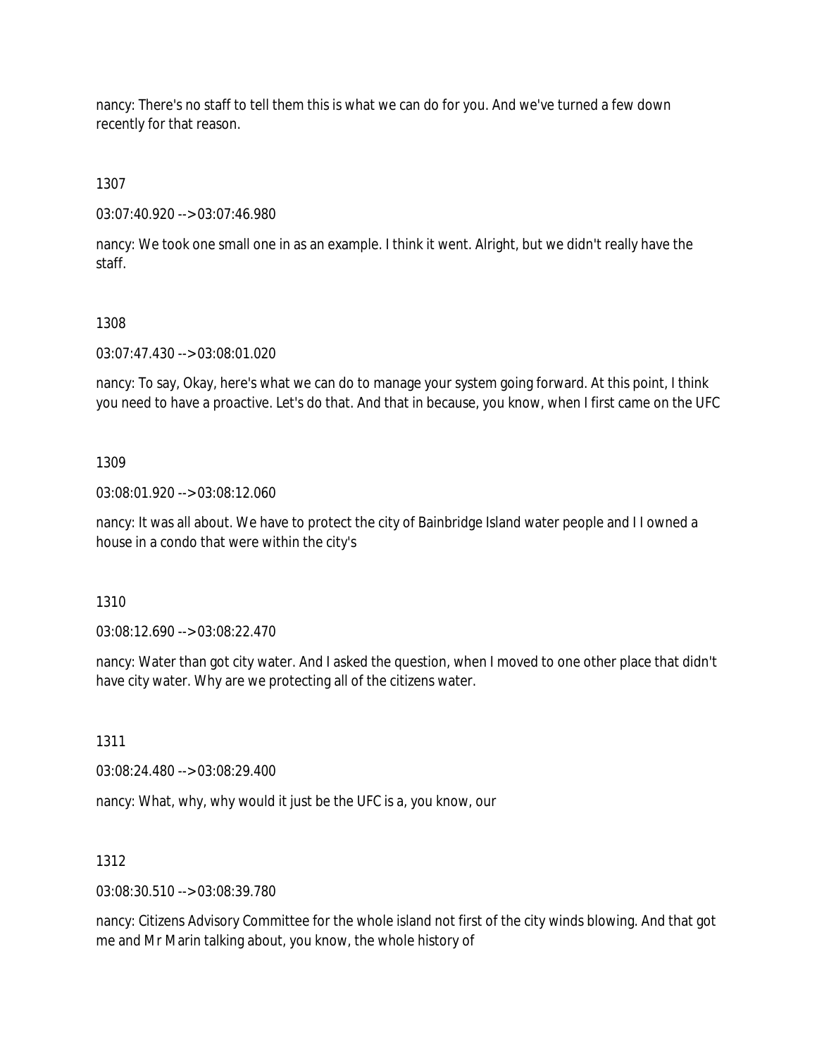nancy: There's no staff to tell them this is what we can do for you. And we've turned a few down recently for that reason.

1307

03:07:40.920 --> 03:07:46.980

nancy: We took one small one in as an example. I think it went. Alright, but we didn't really have the staff.

1308

03:07:47.430 --> 03:08:01.020

nancy: To say, Okay, here's what we can do to manage your system going forward. At this point, I think you need to have a proactive. Let's do that. And that in because, you know, when I first came on the UFC

1309

03:08:01.920 --> 03:08:12.060

nancy: It was all about. We have to protect the city of Bainbridge Island water people and I I owned a house in a condo that were within the city's

1310

03:08:12.690 --> 03:08:22.470

nancy: Water than got city water. And I asked the question, when I moved to one other place that didn't have city water. Why are we protecting all of the citizens water.

1311

03:08:24.480 --> 03:08:29.400

nancy: What, why, why would it just be the UFC is a, you know, our

1312

03:08:30.510 --> 03:08:39.780

nancy: Citizens Advisory Committee for the whole island not first of the city winds blowing. And that got me and Mr Marin talking about, you know, the whole history of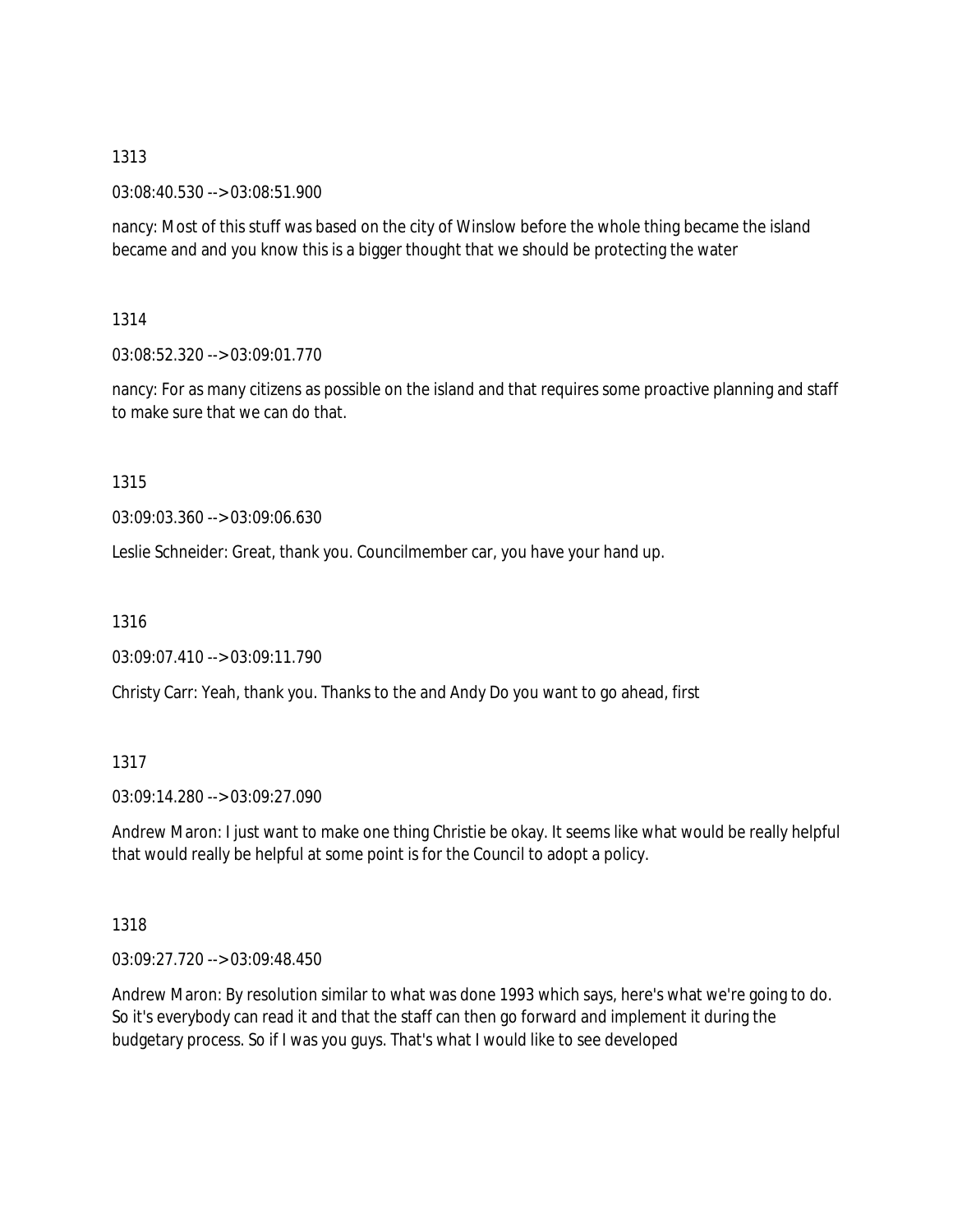1313

03:08:40.530 --> 03:08:51.900

nancy: Most of this stuff was based on the city of Winslow before the whole thing became the island became and and you know this is a bigger thought that we should be protecting the water

1314

03:08:52.320 --> 03:09:01.770

nancy: For as many citizens as possible on the island and that requires some proactive planning and staff to make sure that we can do that.

1315

03:09:03.360 --> 03:09:06.630

Leslie Schneider: Great, thank you. Councilmember car, you have your hand up.

1316

03:09:07.410 --> 03:09:11.790

Christy Carr: Yeah, thank you. Thanks to the and Andy Do you want to go ahead, first

1317

03:09:14.280 --> 03:09:27.090

Andrew Maron: I just want to make one thing Christie be okay. It seems like what would be really helpful that would really be helpful at some point is for the Council to adopt a policy.

1318

03:09:27.720 --> 03:09:48.450

Andrew Maron: By resolution similar to what was done 1993 which says, here's what we're going to do. So it's everybody can read it and that the staff can then go forward and implement it during the budgetary process. So if I was you guys. That's what I would like to see developed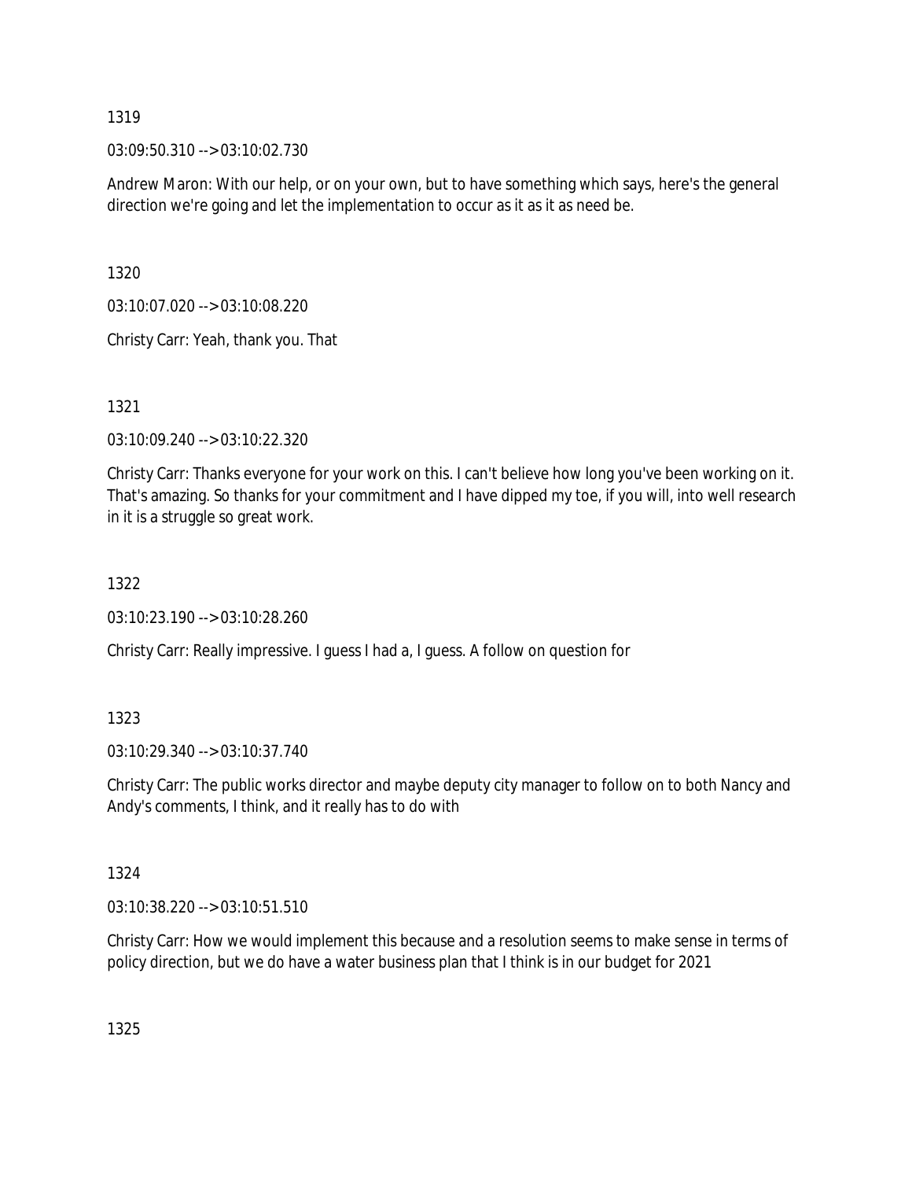1319

03:09:50.310 --> 03:10:02.730

Andrew Maron: With our help, or on your own, but to have something which says, here's the general direction we're going and let the implementation to occur as it as it as need be.

1320

03:10:07.020 --> 03:10:08.220

Christy Carr: Yeah, thank you. That

1321

03:10:09.240 --> 03:10:22.320

Christy Carr: Thanks everyone for your work on this. I can't believe how long you've been working on it. That's amazing. So thanks for your commitment and I have dipped my toe, if you will, into well research in it is a struggle so great work.

1322

03:10:23.190 --> 03:10:28.260

Christy Carr: Really impressive. I guess I had a, I guess. A follow on question for

1323

03:10:29.340 --> 03:10:37.740

Christy Carr: The public works director and maybe deputy city manager to follow on to both Nancy and Andy's comments, I think, and it really has to do with

1324

03:10:38.220 --> 03:10:51.510

Christy Carr: How we would implement this because and a resolution seems to make sense in terms of policy direction, but we do have a water business plan that I think is in our budget for 2021

1325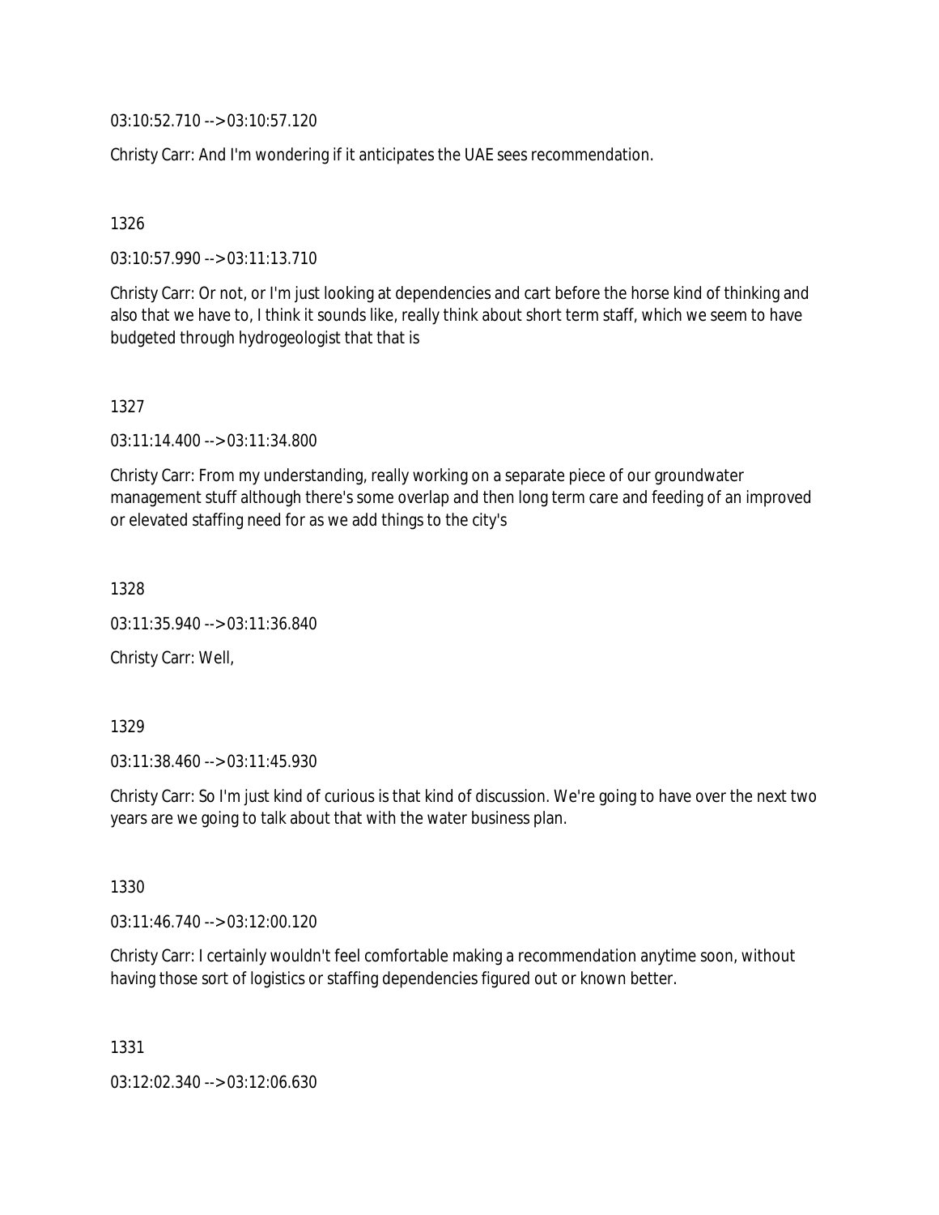03:10:52.710 --> 03:10:57.120

Christy Carr: And I'm wondering if it anticipates the UAE sees recommendation.

1326

03:10:57.990 --> 03:11:13.710

Christy Carr: Or not, or I'm just looking at dependencies and cart before the horse kind of thinking and also that we have to, I think it sounds like, really think about short term staff, which we seem to have budgeted through hydrogeologist that that is

1327

03:11:14.400 --> 03:11:34.800

Christy Carr: From my understanding, really working on a separate piece of our groundwater management stuff although there's some overlap and then long term care and feeding of an improved or elevated staffing need for as we add things to the city's

1328

03:11:35.940 --> 03:11:36.840

Christy Carr: Well,

1329

03:11:38.460 --> 03:11:45.930

Christy Carr: So I'm just kind of curious is that kind of discussion. We're going to have over the next two years are we going to talk about that with the water business plan.

1330

03:11:46.740 --> 03:12:00.120

Christy Carr: I certainly wouldn't feel comfortable making a recommendation anytime soon, without having those sort of logistics or staffing dependencies figured out or known better.

1331

03:12:02.340 --> 03:12:06.630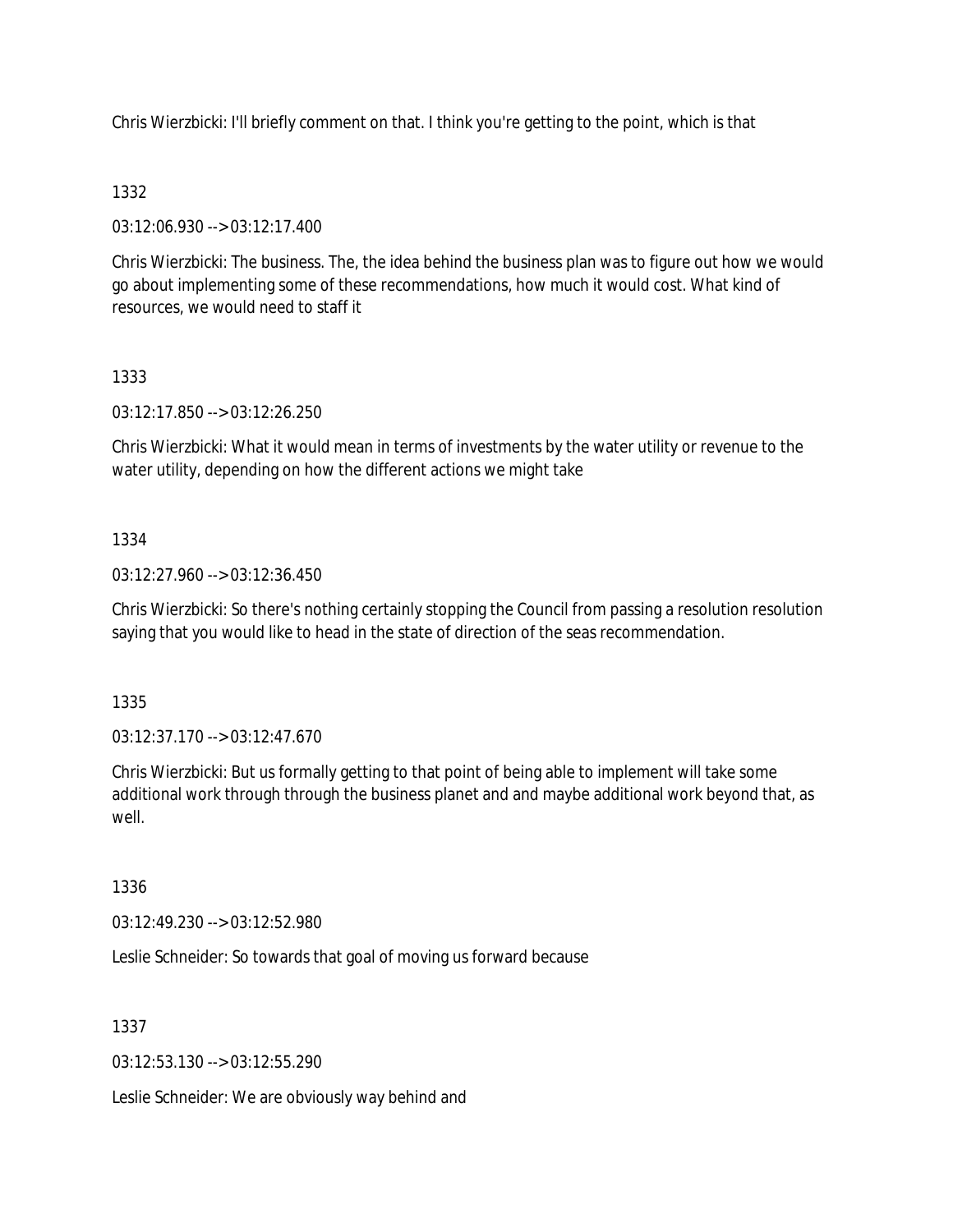Chris Wierzbicki: I'll briefly comment on that. I think you're getting to the point, which is that

1332

03:12:06.930 --> 03:12:17.400

Chris Wierzbicki: The business. The, the idea behind the business plan was to figure out how we would go about implementing some of these recommendations, how much it would cost. What kind of resources, we would need to staff it

1333

03:12:17.850 --> 03:12:26.250

Chris Wierzbicki: What it would mean in terms of investments by the water utility or revenue to the water utility, depending on how the different actions we might take

1334

03:12:27.960 --> 03:12:36.450

Chris Wierzbicki: So there's nothing certainly stopping the Council from passing a resolution resolution saying that you would like to head in the state of direction of the seas recommendation.

1335

03:12:37.170 --> 03:12:47.670

Chris Wierzbicki: But us formally getting to that point of being able to implement will take some additional work through through the business planet and and maybe additional work beyond that, as well.

1336

03:12:49.230 --> 03:12:52.980

Leslie Schneider: So towards that goal of moving us forward because

1337

03:12:53.130 --> 03:12:55.290

Leslie Schneider: We are obviously way behind and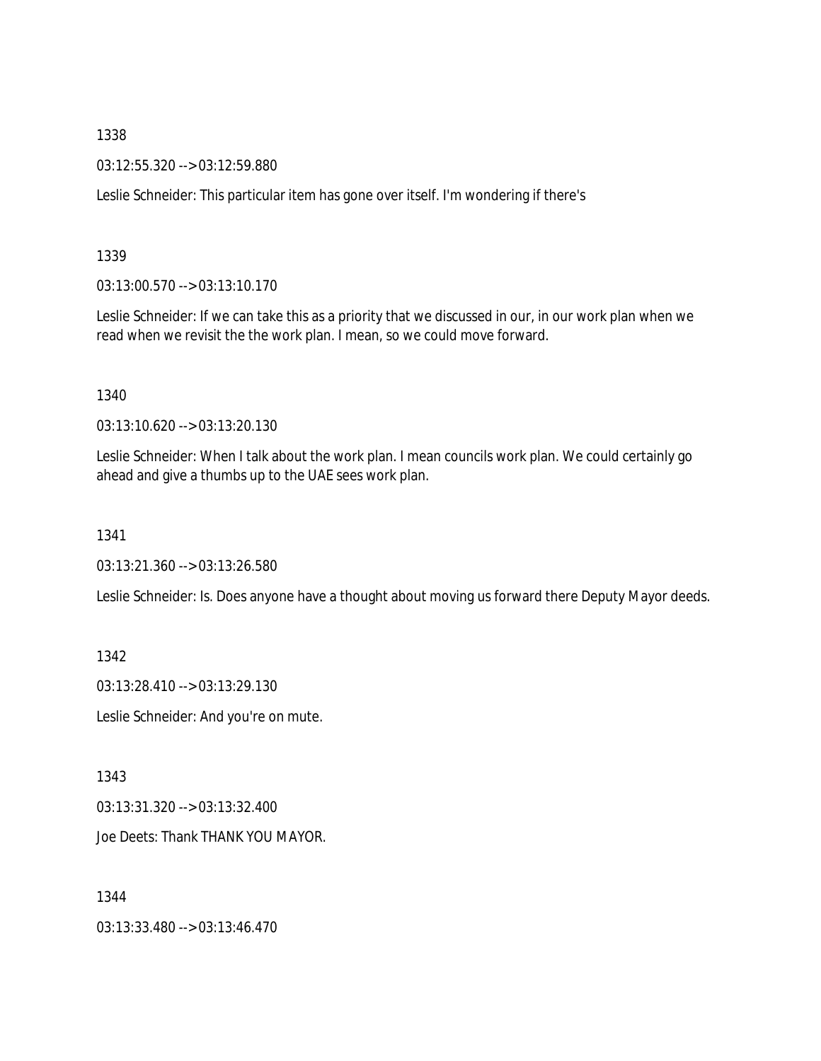1338

03:12:55.320 --> 03:12:59.880

Leslie Schneider: This particular item has gone over itself. I'm wondering if there's

1339

03:13:00.570 --> 03:13:10.170

Leslie Schneider: If we can take this as a priority that we discussed in our, in our work plan when we read when we revisit the the work plan. I mean, so we could move forward.

1340

03:13:10.620 --> 03:13:20.130

Leslie Schneider: When I talk about the work plan. I mean councils work plan. We could certainly go ahead and give a thumbs up to the UAE sees work plan.

1341

03:13:21.360 --> 03:13:26.580

Leslie Schneider: Is. Does anyone have a thought about moving us forward there Deputy Mayor deeds.

1342

03:13:28.410 --> 03:13:29.130

Leslie Schneider: And you're on mute.

1343

03:13:31.320 --> 03:13:32.400

Joe Deets: Thank THANK YOU MAYOR.

1344

03:13:33.480 --> 03:13:46.470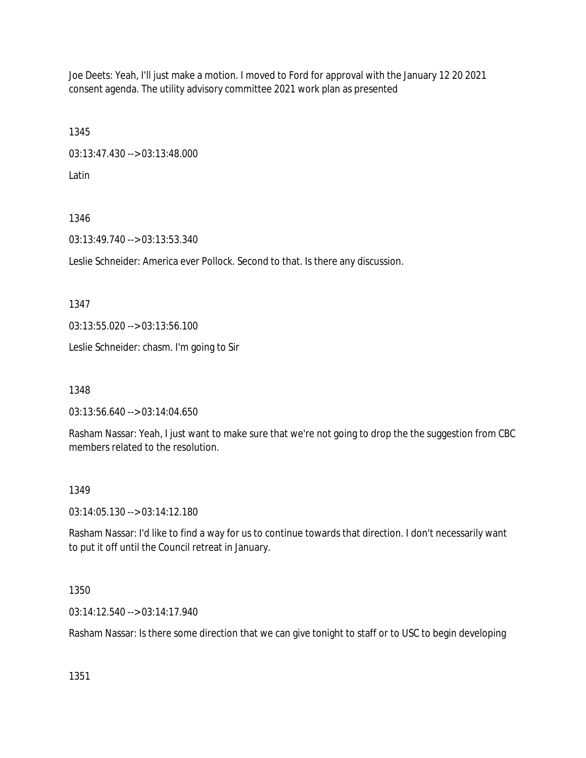Joe Deets: Yeah, I'll just make a motion. I moved to Ford for approval with the January 12 20 2021 consent agenda. The utility advisory committee 2021 work plan as presented

1345

03:13:47.430 --> 03:13:48.000

Latin

1346

03:13:49.740 --> 03:13:53.340

Leslie Schneider: America ever Pollock. Second to that. Is there any discussion.

1347

03:13:55.020 --> 03:13:56.100

Leslie Schneider: chasm. I'm going to Sir

1348

03:13:56.640 --> 03:14:04.650

Rasham Nassar: Yeah, I just want to make sure that we're not going to drop the the suggestion from CBC members related to the resolution.

1349

03:14:05.130 --> 03:14:12.180

Rasham Nassar: I'd like to find a way for us to continue towards that direction. I don't necessarily want to put it off until the Council retreat in January.

1350

03:14:12.540 --> 03:14:17.940

Rasham Nassar: Is there some direction that we can give tonight to staff or to USC to begin developing

1351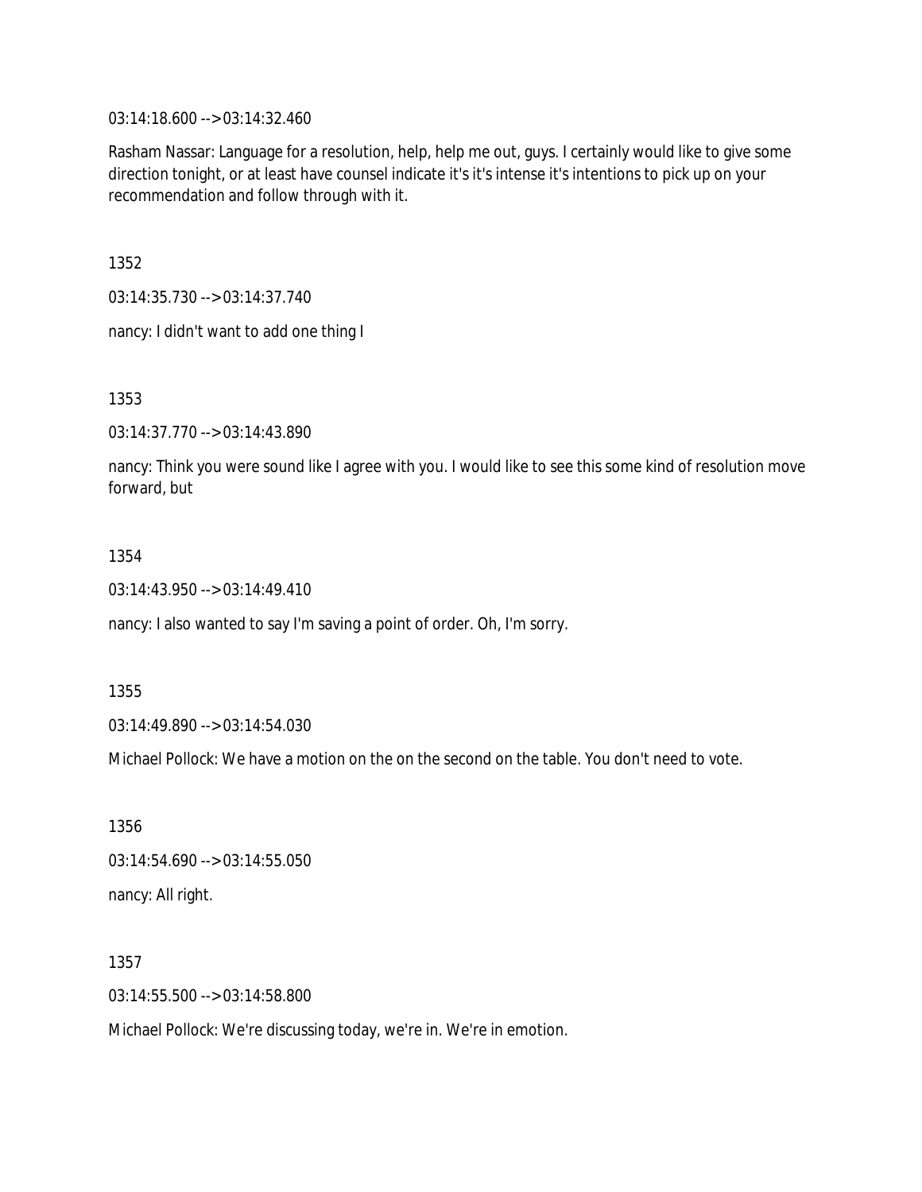03:14:18.600 --> 03:14:32.460

Rasham Nassar: Language for a resolution, help, help me out, guys. I certainly would like to give some direction tonight, or at least have counsel indicate it's it's intense it's intentions to pick up on your recommendation and follow through with it.

1352

03:14:35.730 --> 03:14:37.740

nancy: I didn't want to add one thing I

1353

03:14:37.770 --> 03:14:43.890

nancy: Think you were sound like I agree with you. I would like to see this some kind of resolution move forward, but

1354

03:14:43.950 --> 03:14:49.410

nancy: I also wanted to say I'm saving a point of order. Oh, I'm sorry.

1355

03:14:49.890 --> 03:14:54.030

Michael Pollock: We have a motion on the on the second on the table. You don't need to vote.

1356

03:14:54.690 --> 03:14:55.050

nancy: All right.

1357

03:14:55.500 --> 03:14:58.800

Michael Pollock: We're discussing today, we're in. We're in emotion.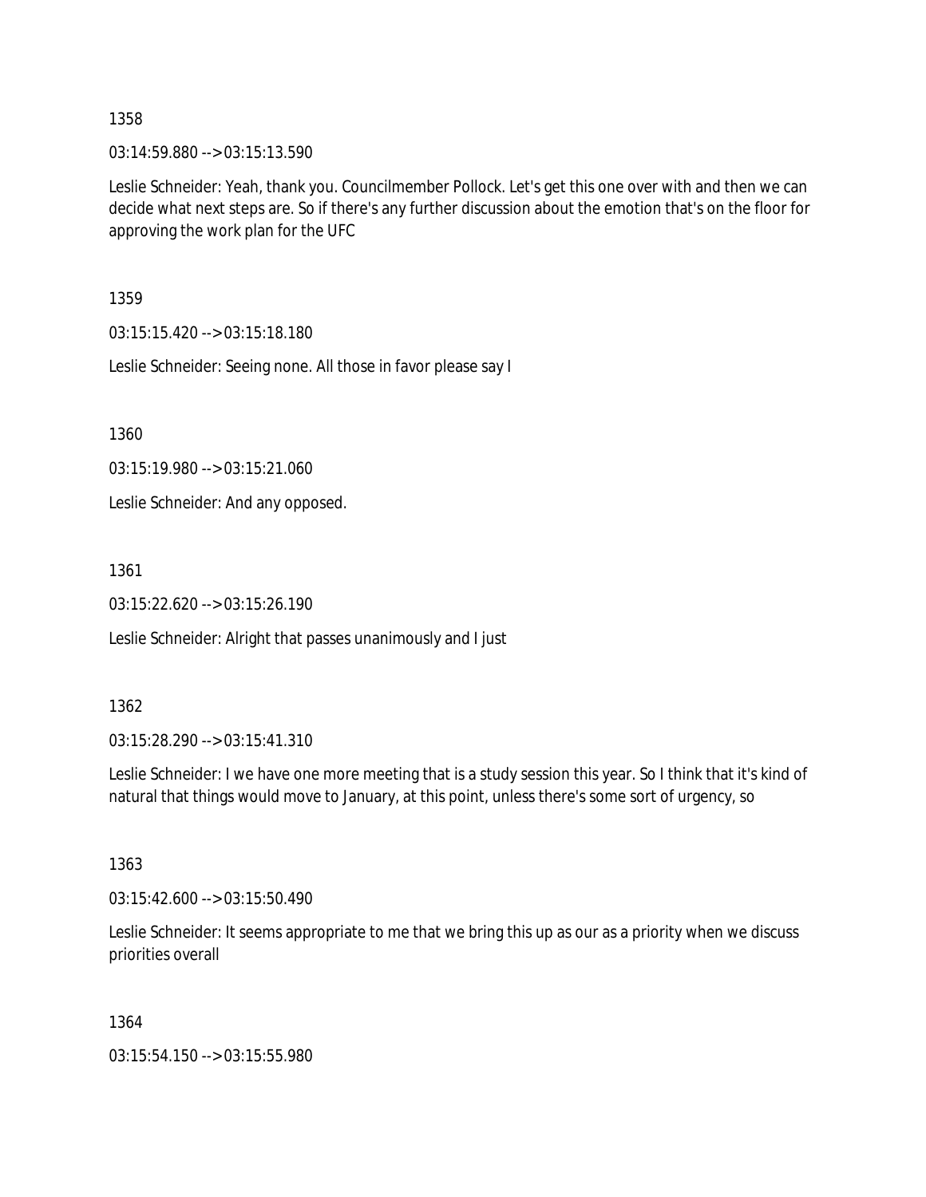1358

03:14:59.880 --> 03:15:13.590

Leslie Schneider: Yeah, thank you. Councilmember Pollock. Let's get this one over with and then we can decide what next steps are. So if there's any further discussion about the emotion that's on the floor for approving the work plan for the UFC

1359

03:15:15.420 --> 03:15:18.180

Leslie Schneider: Seeing none. All those in favor please say I

1360

03:15:19.980 --> 03:15:21.060

Leslie Schneider: And any opposed.

1361

03:15:22.620 --> 03:15:26.190

Leslie Schneider: Alright that passes unanimously and I just

1362

03:15:28.290 --> 03:15:41.310

Leslie Schneider: I we have one more meeting that is a study session this year. So I think that it's kind of natural that things would move to January, at this point, unless there's some sort of urgency, so

1363

03:15:42.600 --> 03:15:50.490

Leslie Schneider: It seems appropriate to me that we bring this up as our as a priority when we discuss priorities overall

1364

03:15:54.150 --> 03:15:55.980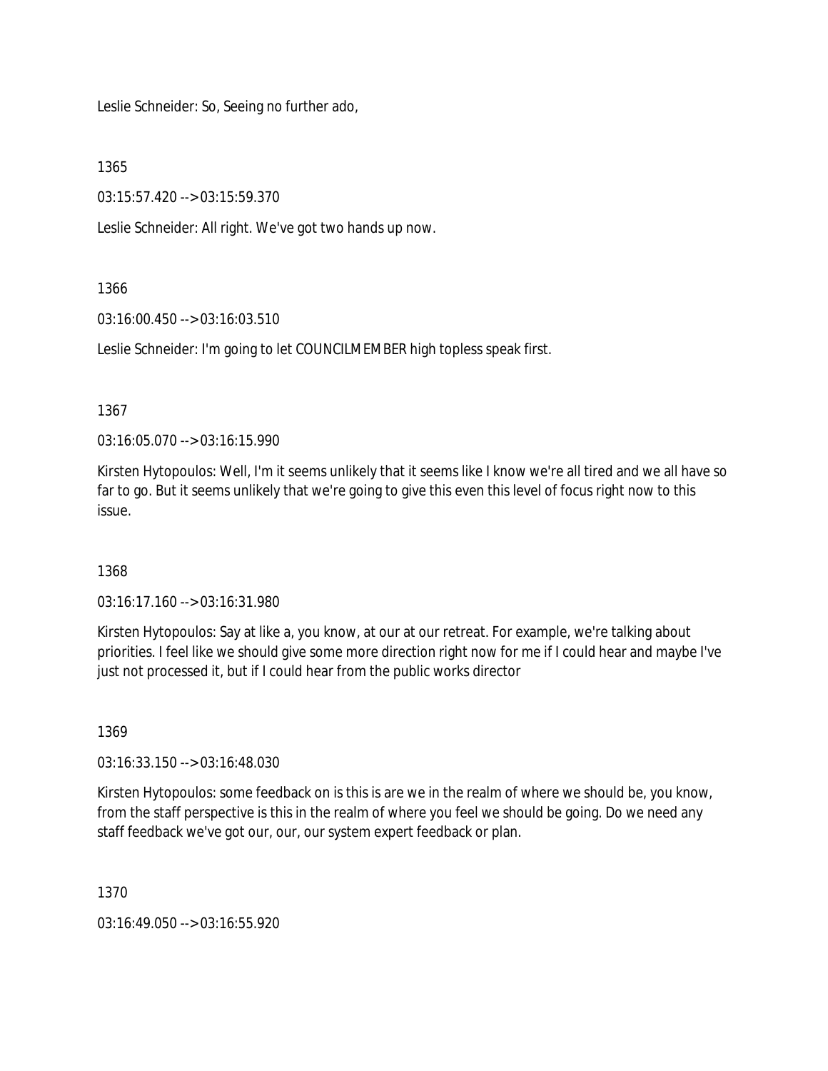Leslie Schneider: So, Seeing no further ado,

1365

03:15:57.420 --> 03:15:59.370

Leslie Schneider: All right. We've got two hands up now.

1366

03:16:00.450 --> 03:16:03.510

Leslie Schneider: I'm going to let COUNCILMEMBER high topless speak first.

1367

03:16:05.070 --> 03:16:15.990

Kirsten Hytopoulos: Well, I'm it seems unlikely that it seems like I know we're all tired and we all have so far to go. But it seems unlikely that we're going to give this even this level of focus right now to this issue.

1368

03:16:17.160 --> 03:16:31.980

Kirsten Hytopoulos: Say at like a, you know, at our at our retreat. For example, we're talking about priorities. I feel like we should give some more direction right now for me if I could hear and maybe I've just not processed it, but if I could hear from the public works director

1369

03:16:33.150 --> 03:16:48.030

Kirsten Hytopoulos: some feedback on is this is are we in the realm of where we should be, you know, from the staff perspective is this in the realm of where you feel we should be going. Do we need any staff feedback we've got our, our, our system expert feedback or plan.

1370

03:16:49.050 --> 03:16:55.920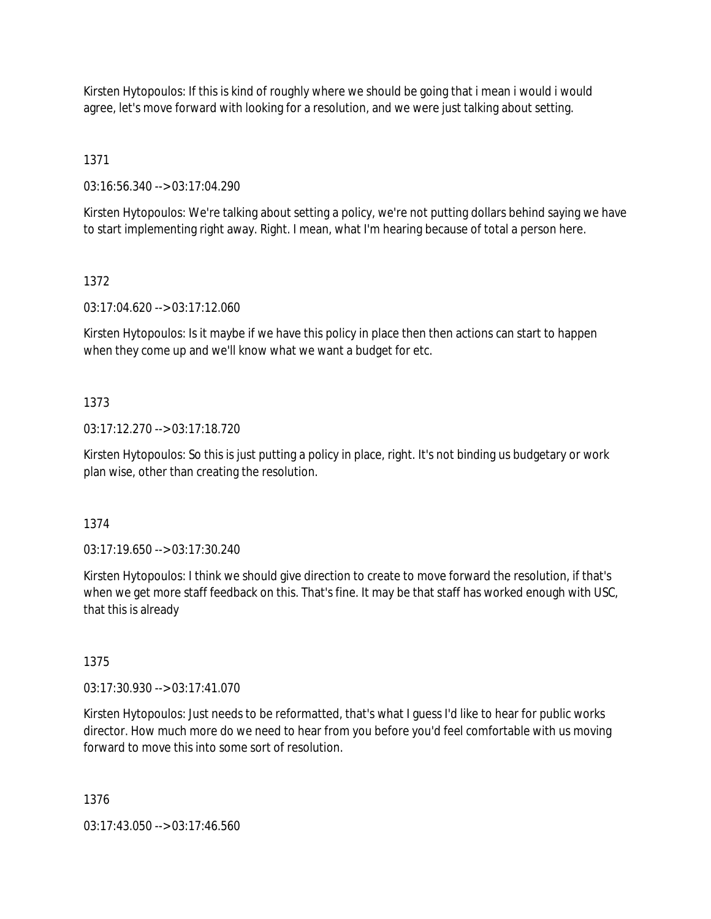Kirsten Hytopoulos: If this is kind of roughly where we should be going that i mean i would i would agree, let's move forward with looking for a resolution, and we were just talking about setting.

1371

03:16:56.340 --> 03:17:04.290

Kirsten Hytopoulos: We're talking about setting a policy, we're not putting dollars behind saying we have to start implementing right away. Right. I mean, what I'm hearing because of total a person here.

1372

03:17:04.620 --> 03:17:12.060

Kirsten Hytopoulos: Is it maybe if we have this policy in place then then actions can start to happen when they come up and we'll know what we want a budget for etc.

1373

03:17:12.270 --> 03:17:18.720

Kirsten Hytopoulos: So this is just putting a policy in place, right. It's not binding us budgetary or work plan wise, other than creating the resolution.

1374

03:17:19.650 --> 03:17:30.240

Kirsten Hytopoulos: I think we should give direction to create to move forward the resolution, if that's when we get more staff feedback on this. That's fine. It may be that staff has worked enough with USC, that this is already

1375

03:17:30.930 --> 03:17:41.070

Kirsten Hytopoulos: Just needs to be reformatted, that's what I guess I'd like to hear for public works director. How much more do we need to hear from you before you'd feel comfortable with us moving forward to move this into some sort of resolution.

1376

03:17:43.050 --> 03:17:46.560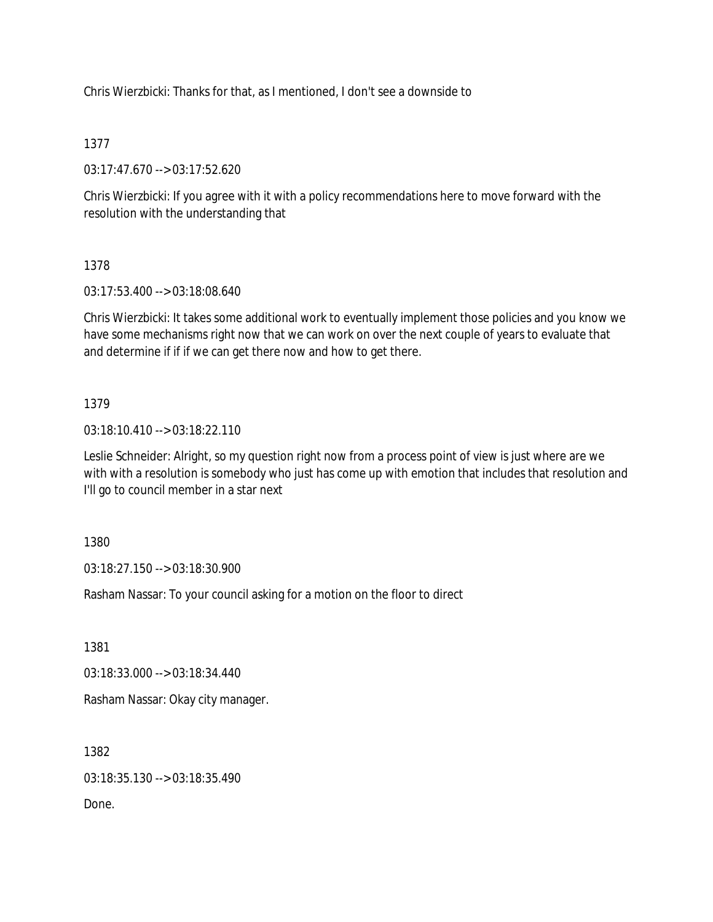Chris Wierzbicki: Thanks for that, as I mentioned, I don't see a downside to

1377

03:17:47.670 --> 03:17:52.620

Chris Wierzbicki: If you agree with it with a policy recommendations here to move forward with the resolution with the understanding that

1378

03:17:53.400 --> 03:18:08.640

Chris Wierzbicki: It takes some additional work to eventually implement those policies and you know we have some mechanisms right now that we can work on over the next couple of years to evaluate that and determine if if if we can get there now and how to get there.

1379

03:18:10.410 --> 03:18:22.110

Leslie Schneider: Alright, so my question right now from a process point of view is just where are we with with a resolution is somebody who just has come up with emotion that includes that resolution and I'll go to council member in a star next

1380

03:18:27.150 --> 03:18:30.900

Rasham Nassar: To your council asking for a motion on the floor to direct

1381

03:18:33.000 --> 03:18:34.440

Rasham Nassar: Okay city manager.

1382

03:18:35.130 --> 03:18:35.490

Done.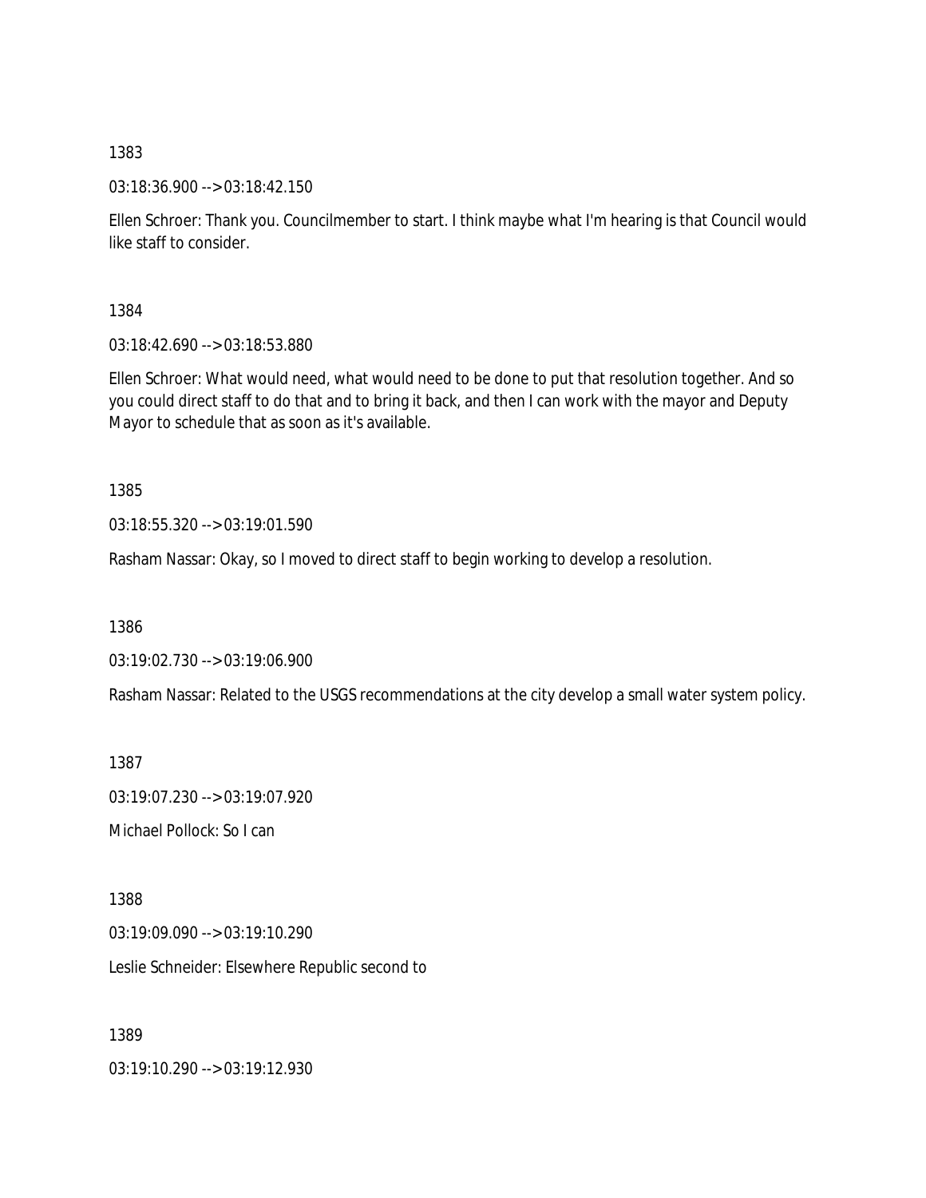1383

03:18:36.900 --> 03:18:42.150

Ellen Schroer: Thank you. Councilmember to start. I think maybe what I'm hearing is that Council would like staff to consider.

1384

03:18:42.690 --> 03:18:53.880

Ellen Schroer: What would need, what would need to be done to put that resolution together. And so you could direct staff to do that and to bring it back, and then I can work with the mayor and Deputy Mayor to schedule that as soon as it's available.

1385

03:18:55.320 --> 03:19:01.590

Rasham Nassar: Okay, so I moved to direct staff to begin working to develop a resolution.

1386

03:19:02.730 --> 03:19:06.900

Rasham Nassar: Related to the USGS recommendations at the city develop a small water system policy.

1387

03:19:07.230 --> 03:19:07.920

Michael Pollock: So I can

1388

03:19:09.090 --> 03:19:10.290

Leslie Schneider: Elsewhere Republic second to

1389

03:19:10.290 --> 03:19:12.930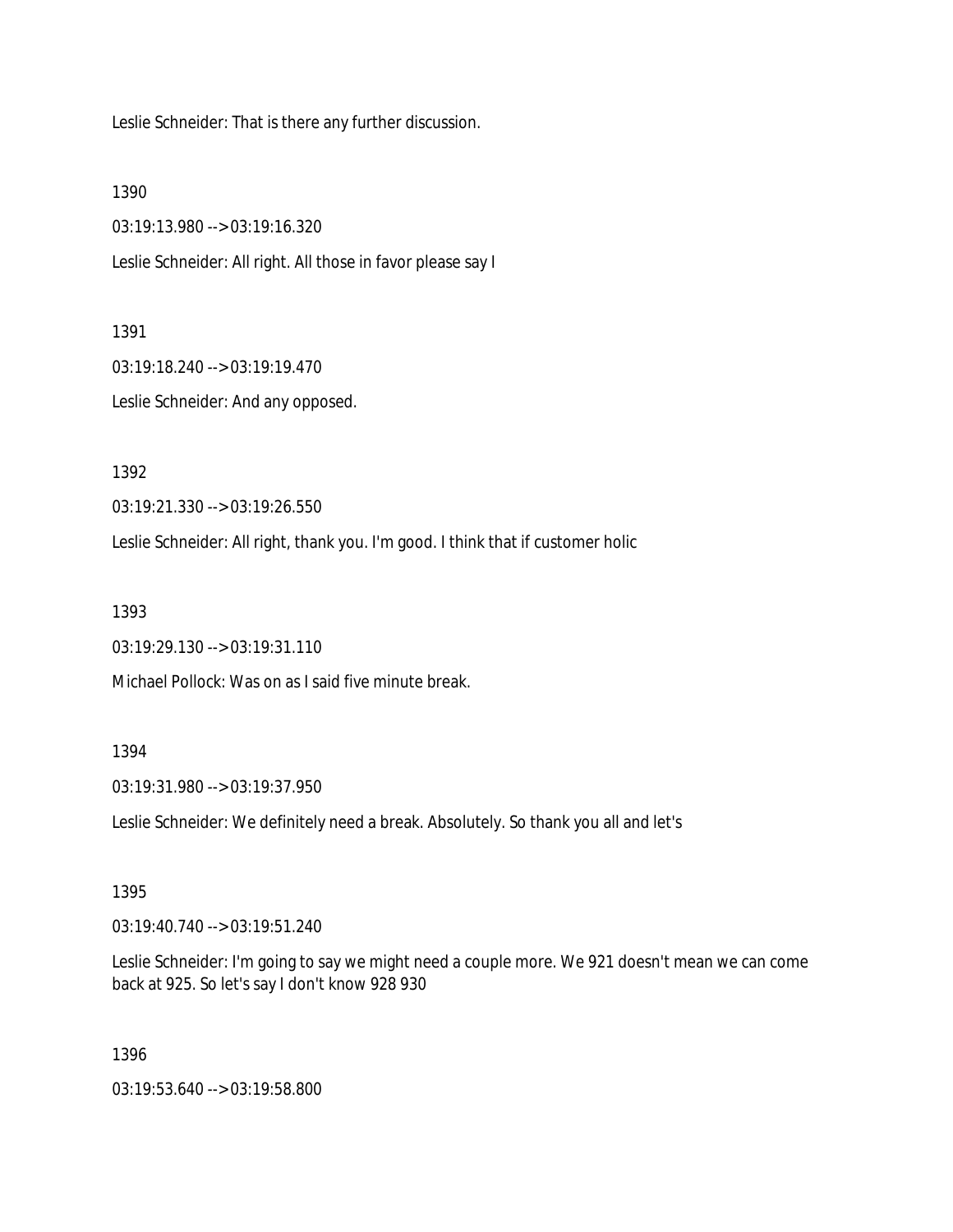Leslie Schneider: That is there any further discussion.

1390

03:19:13.980 --> 03:19:16.320

Leslie Schneider: All right. All those in favor please say I

1391

03:19:18.240 --> 03:19:19.470

Leslie Schneider: And any opposed.

1392

03:19:21.330 --> 03:19:26.550

Leslie Schneider: All right, thank you. I'm good. I think that if customer holic

1393

03:19:29.130 --> 03:19:31.110

Michael Pollock: Was on as I said five minute break.

1394

03:19:31.980 --> 03:19:37.950

Leslie Schneider: We definitely need a break. Absolutely. So thank you all and let's

1395

03:19:40.740 --> 03:19:51.240

Leslie Schneider: I'm going to say we might need a couple more. We 921 doesn't mean we can come back at 925. So let's say I don't know 928 930

1396

03:19:53.640 --> 03:19:58.800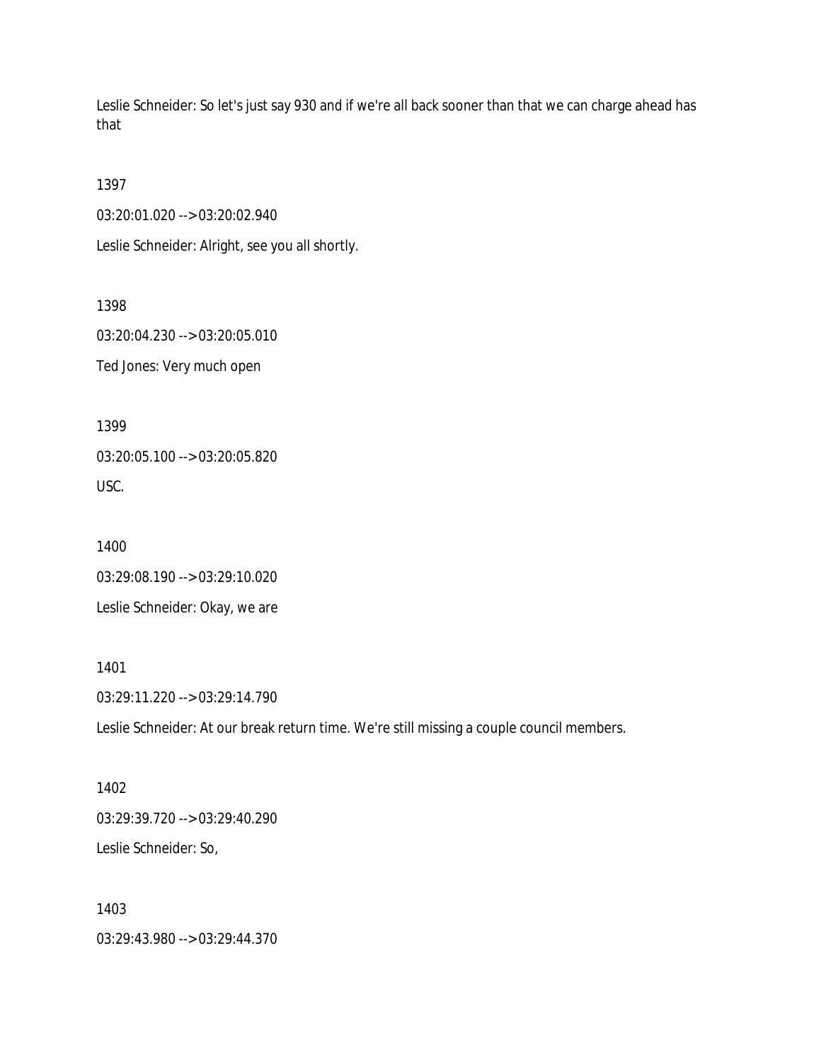Leslie Schneider: So let's just say 930 and if we're all back sooner than that we can charge ahead has that

1397

03:20:01.020 --> 03:20:02.940

Leslie Schneider: Alright, see you all shortly.

1398

03:20:04.230 --> 03:20:05.010

Ted Jones: Very much open

1399

03:20:05.100 --> 03:20:05.820

USC.

1400

03:29:08.190 --> 03:29:10.020

Leslie Schneider: Okay, we are

1401

03:29:11.220 --> 03:29:14.790

Leslie Schneider: At our break return time. We're still missing a couple council members.

1402

03:29:39.720 --> 03:29:40.290

Leslie Schneider: So,

1403

03:29:43.980 --> 03:29:44.370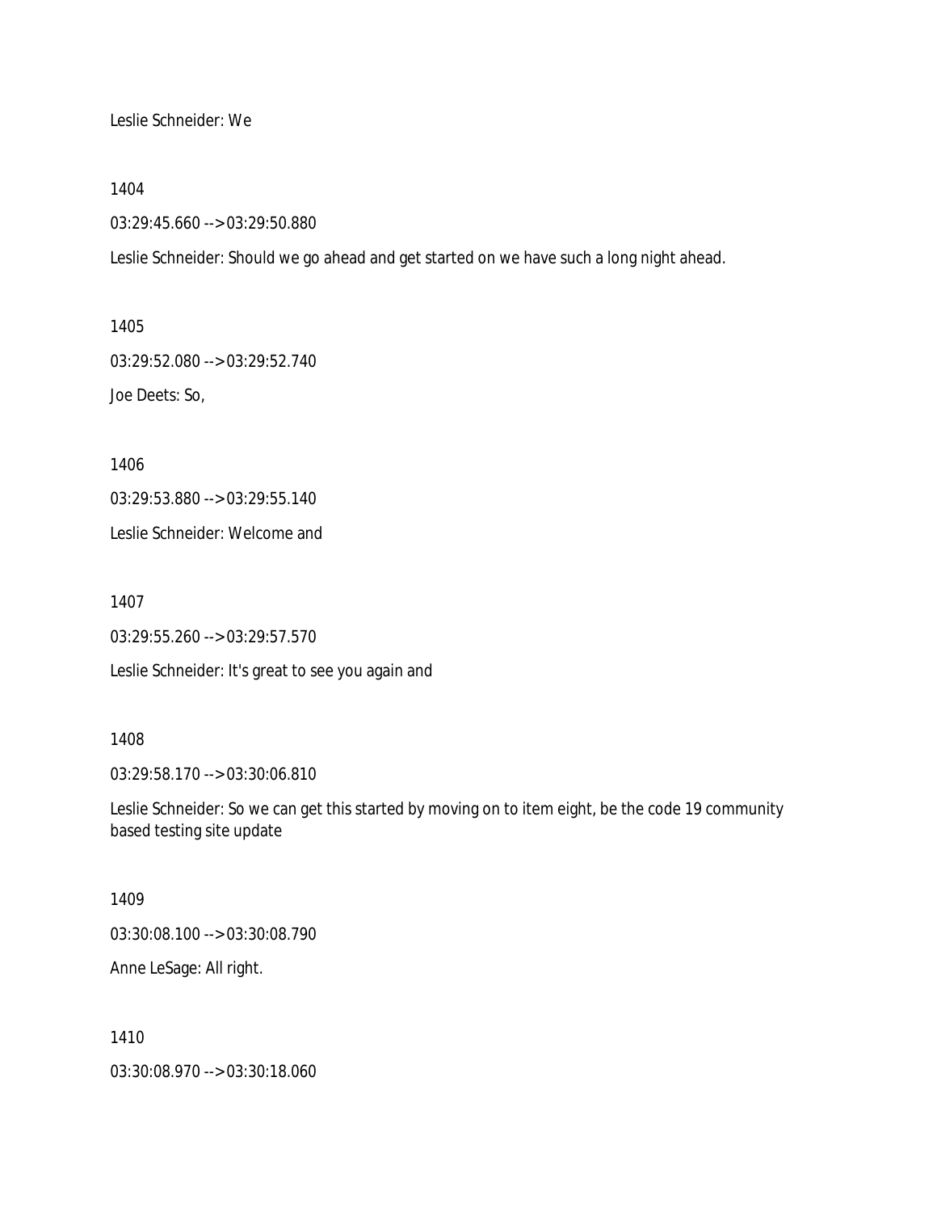Leslie Schneider: We

1404

03:29:45.660 --> 03:29:50.880

Leslie Schneider: Should we go ahead and get started on we have such a long night ahead.

1405

03:29:52.080 --> 03:29:52.740

Joe Deets: So,

1406

03:29:53.880 --> 03:29:55.140

Leslie Schneider: Welcome and

1407

03:29:55.260 --> 03:29:57.570

Leslie Schneider: It's great to see you again and

1408

03:29:58.170 --> 03:30:06.810

Leslie Schneider: So we can get this started by moving on to item eight, be the code 19 community based testing site update

1409

03:30:08.100 --> 03:30:08.790

Anne LeSage: All right.

1410

03:30:08.970 --> 03:30:18.060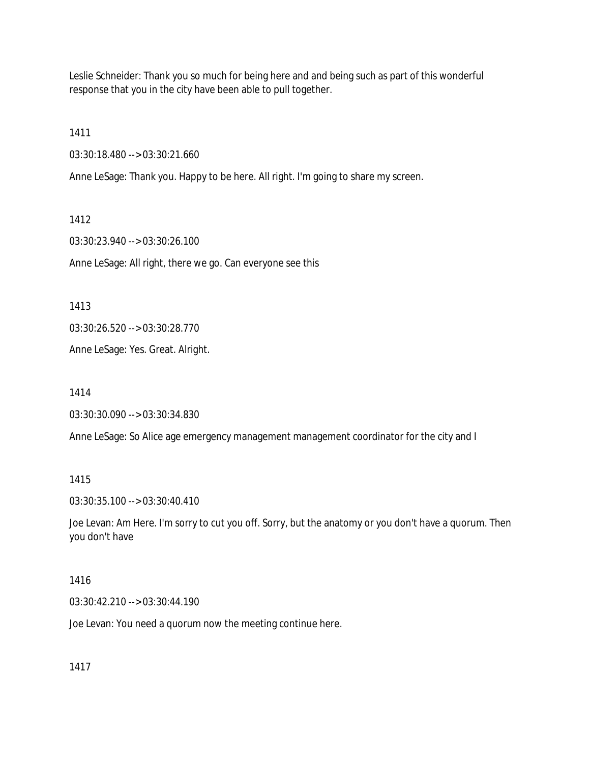Leslie Schneider: Thank you so much for being here and and being such as part of this wonderful response that you in the city have been able to pull together.

1411

03:30:18.480 --> 03:30:21.660

Anne LeSage: Thank you. Happy to be here. All right. I'm going to share my screen.

1412

03:30:23.940 --> 03:30:26.100

Anne LeSage: All right, there we go. Can everyone see this

1413

03:30:26.520 --> 03:30:28.770

Anne LeSage: Yes. Great. Alright.

1414

03:30:30.090 --> 03:30:34.830

Anne LeSage: So Alice age emergency management management coordinator for the city and I

1415

03:30:35.100 --> 03:30:40.410

Joe Levan: Am Here. I'm sorry to cut you off. Sorry, but the anatomy or you don't have a quorum. Then you don't have

1416

03:30:42.210 --> 03:30:44.190

Joe Levan: You need a quorum now the meeting continue here.

1417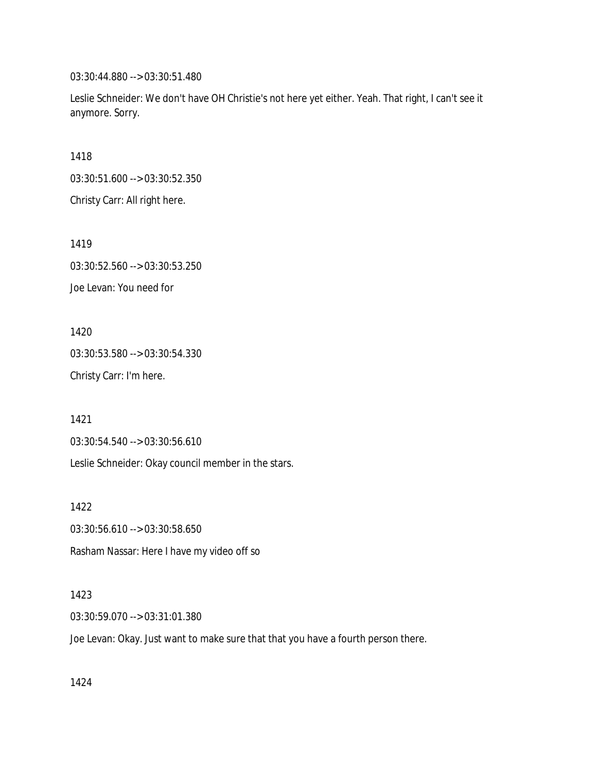03:30:44.880 --> 03:30:51.480

Leslie Schneider: We don't have OH Christie's not here yet either. Yeah. That right, I can't see it anymore. Sorry.

1418

03:30:51.600 --> 03:30:52.350

Christy Carr: All right here.

1419

03:30:52.560 --> 03:30:53.250

Joe Levan: You need for

1420

03:30:53.580 --> 03:30:54.330

Christy Carr: I'm here.

1421

03:30:54.540 --> 03:30:56.610

Leslie Schneider: Okay council member in the stars.

1422

03:30:56.610 --> 03:30:58.650

Rasham Nassar: Here I have my video off so

1423

03:30:59.070 --> 03:31:01.380

Joe Levan: Okay. Just want to make sure that that you have a fourth person there.

1424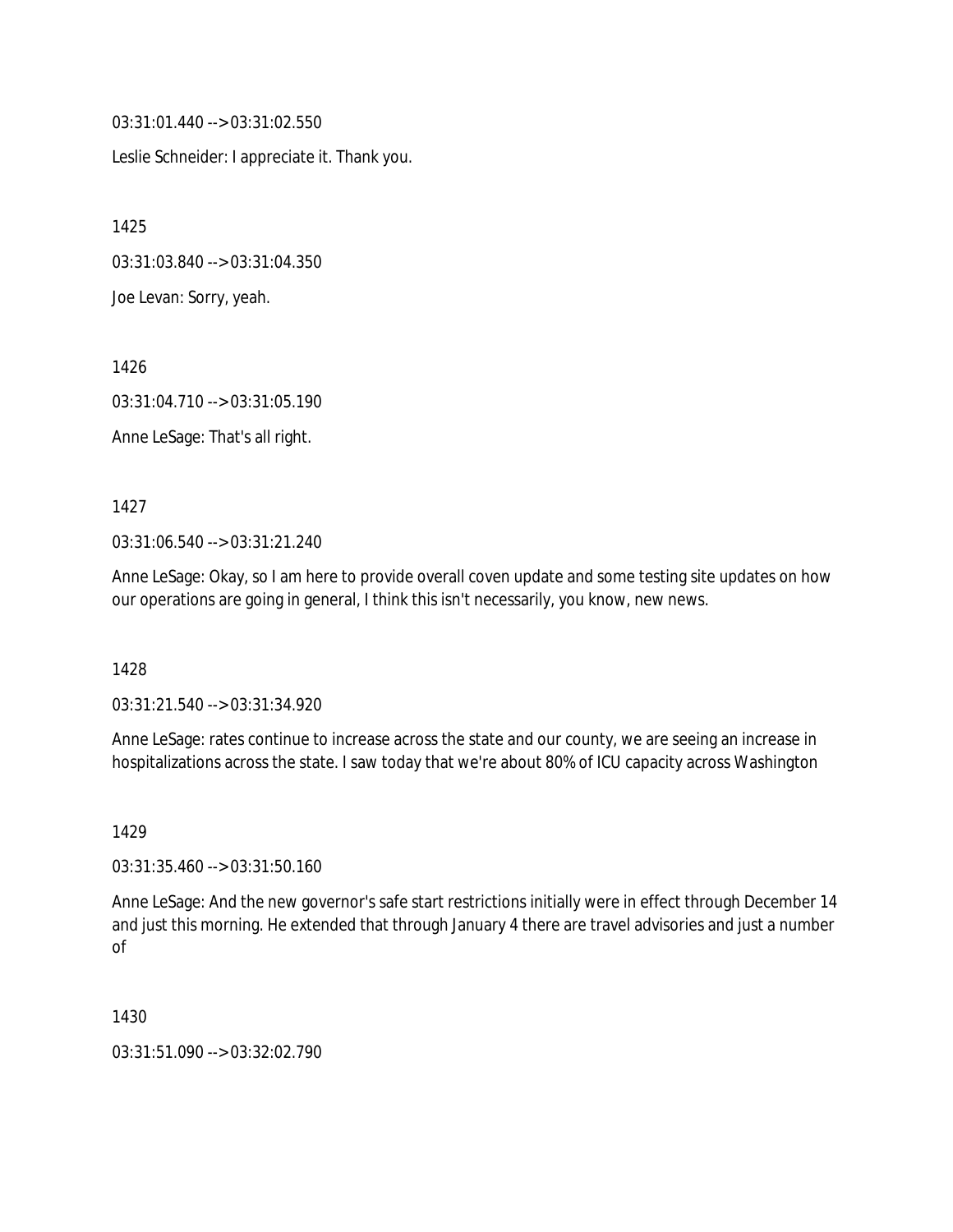03:31:01.440 --> 03:31:02.550

Leslie Schneider: I appreciate it. Thank you.

1425

03:31:03.840 --> 03:31:04.350

Joe Levan: Sorry, yeah.

1426

03:31:04.710 --> 03:31:05.190

Anne LeSage: That's all right.

1427

03:31:06.540 --> 03:31:21.240

Anne LeSage: Okay, so I am here to provide overall coven update and some testing site updates on how our operations are going in general, I think this isn't necessarily, you know, new news.

1428

03:31:21.540 --> 03:31:34.920

Anne LeSage: rates continue to increase across the state and our county, we are seeing an increase in hospitalizations across the state. I saw today that we're about 80% of ICU capacity across Washington

1429

03:31:35.460 --> 03:31:50.160

Anne LeSage: And the new governor's safe start restrictions initially were in effect through December 14 and just this morning. He extended that through January 4 there are travel advisories and just a number of

1430

03:31:51.090 --> 03:32:02.790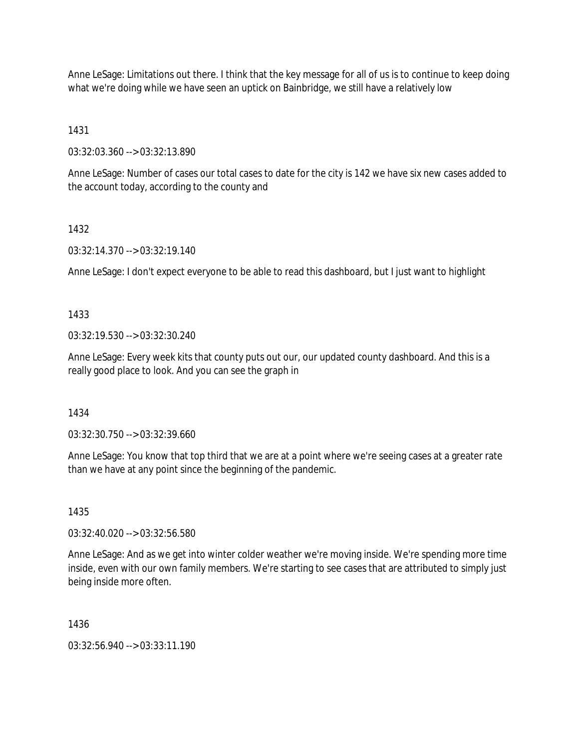Anne LeSage: Limitations out there. I think that the key message for all of us is to continue to keep doing what we're doing while we have seen an uptick on Bainbridge, we still have a relatively low

1431

03:32:03.360 --> 03:32:13.890

Anne LeSage: Number of cases our total cases to date for the city is 142 we have six new cases added to the account today, according to the county and

1432

03:32:14.370 --> 03:32:19.140

Anne LeSage: I don't expect everyone to be able to read this dashboard, but I just want to highlight

1433

03:32:19.530 --> 03:32:30.240

Anne LeSage: Every week kits that county puts out our, our updated county dashboard. And this is a really good place to look. And you can see the graph in

1434

03:32:30.750 --> 03:32:39.660

Anne LeSage: You know that top third that we are at a point where we're seeing cases at a greater rate than we have at any point since the beginning of the pandemic.

1435

03:32:40.020 --> 03:32:56.580

Anne LeSage: And as we get into winter colder weather we're moving inside. We're spending more time inside, even with our own family members. We're starting to see cases that are attributed to simply just being inside more often.

1436

03:32:56.940 --> 03:33:11.190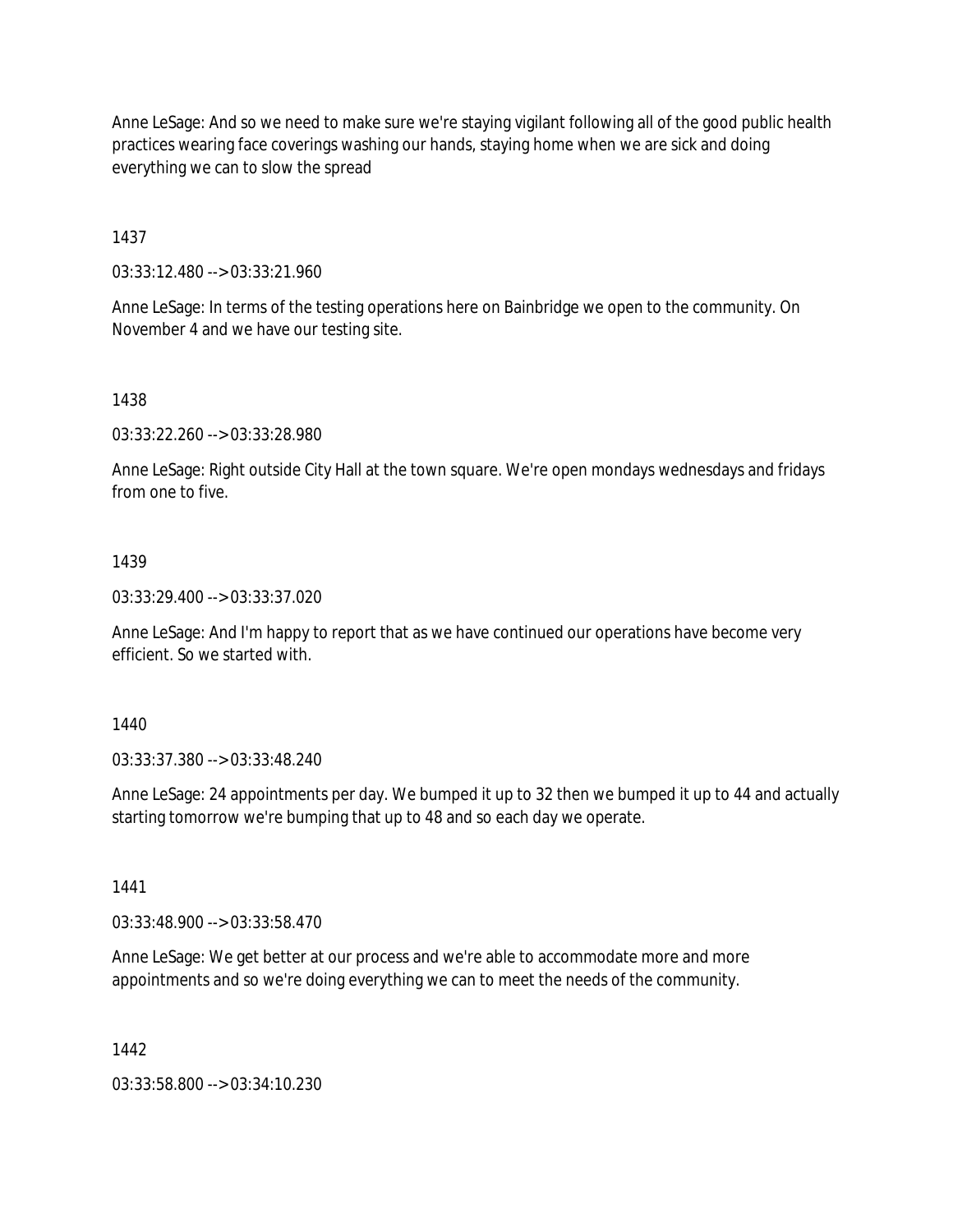Anne LeSage: And so we need to make sure we're staying vigilant following all of the good public health practices wearing face coverings washing our hands, staying home when we are sick and doing everything we can to slow the spread

1437

03:33:12.480 --> 03:33:21.960

Anne LeSage: In terms of the testing operations here on Bainbridge we open to the community. On November 4 and we have our testing site.

1438

03:33:22.260 --> 03:33:28.980

Anne LeSage: Right outside City Hall at the town square. We're open mondays wednesdays and fridays from one to five.

1439

03:33:29.400 --> 03:33:37.020

Anne LeSage: And I'm happy to report that as we have continued our operations have become very efficient. So we started with.

1440

03:33:37.380 --> 03:33:48.240

Anne LeSage: 24 appointments per day. We bumped it up to 32 then we bumped it up to 44 and actually starting tomorrow we're bumping that up to 48 and so each day we operate.

1441

03:33:48.900 --> 03:33:58.470

Anne LeSage: We get better at our process and we're able to accommodate more and more appointments and so we're doing everything we can to meet the needs of the community.

1442

03:33:58.800 --> 03:34:10.230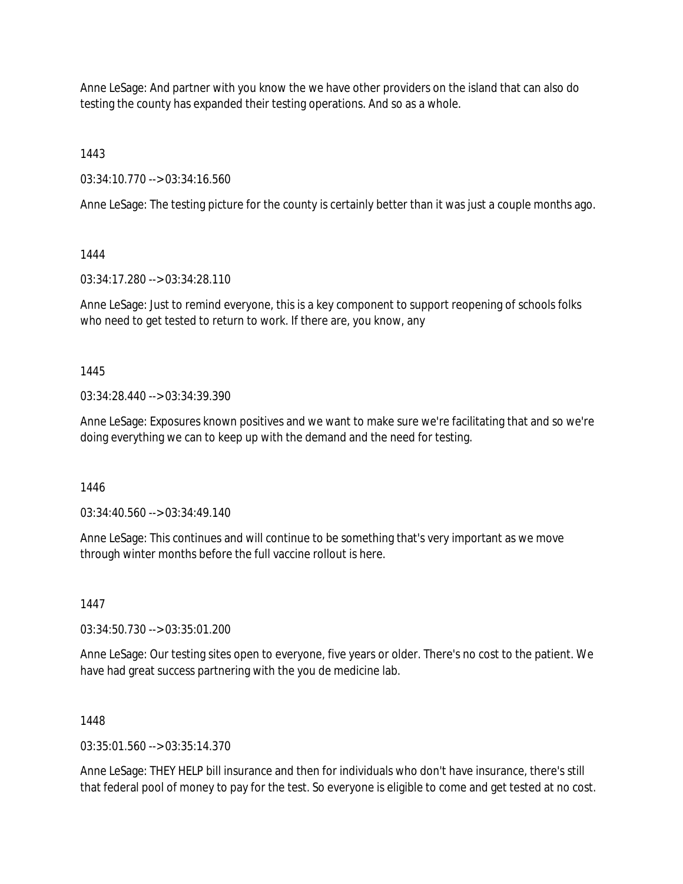Anne LeSage: And partner with you know the we have other providers on the island that can also do testing the county has expanded their testing operations. And so as a whole.

1443

03:34:10.770 --> 03:34:16.560

Anne LeSage: The testing picture for the county is certainly better than it was just a couple months ago.

1444

03:34:17.280 --> 03:34:28.110

Anne LeSage: Just to remind everyone, this is a key component to support reopening of schools folks who need to get tested to return to work. If there are, you know, any

1445

03:34:28.440 --> 03:34:39.390

Anne LeSage: Exposures known positives and we want to make sure we're facilitating that and so we're doing everything we can to keep up with the demand and the need for testing.

1446

03:34:40.560 --> 03:34:49.140

Anne LeSage: This continues and will continue to be something that's very important as we move through winter months before the full vaccine rollout is here.

1447

03:34:50.730 --> 03:35:01.200

Anne LeSage: Our testing sites open to everyone, five years or older. There's no cost to the patient. We have had great success partnering with the you de medicine lab.

1448

03:35:01.560 --> 03:35:14.370

Anne LeSage: THEY HELP bill insurance and then for individuals who don't have insurance, there's still that federal pool of money to pay for the test. So everyone is eligible to come and get tested at no cost.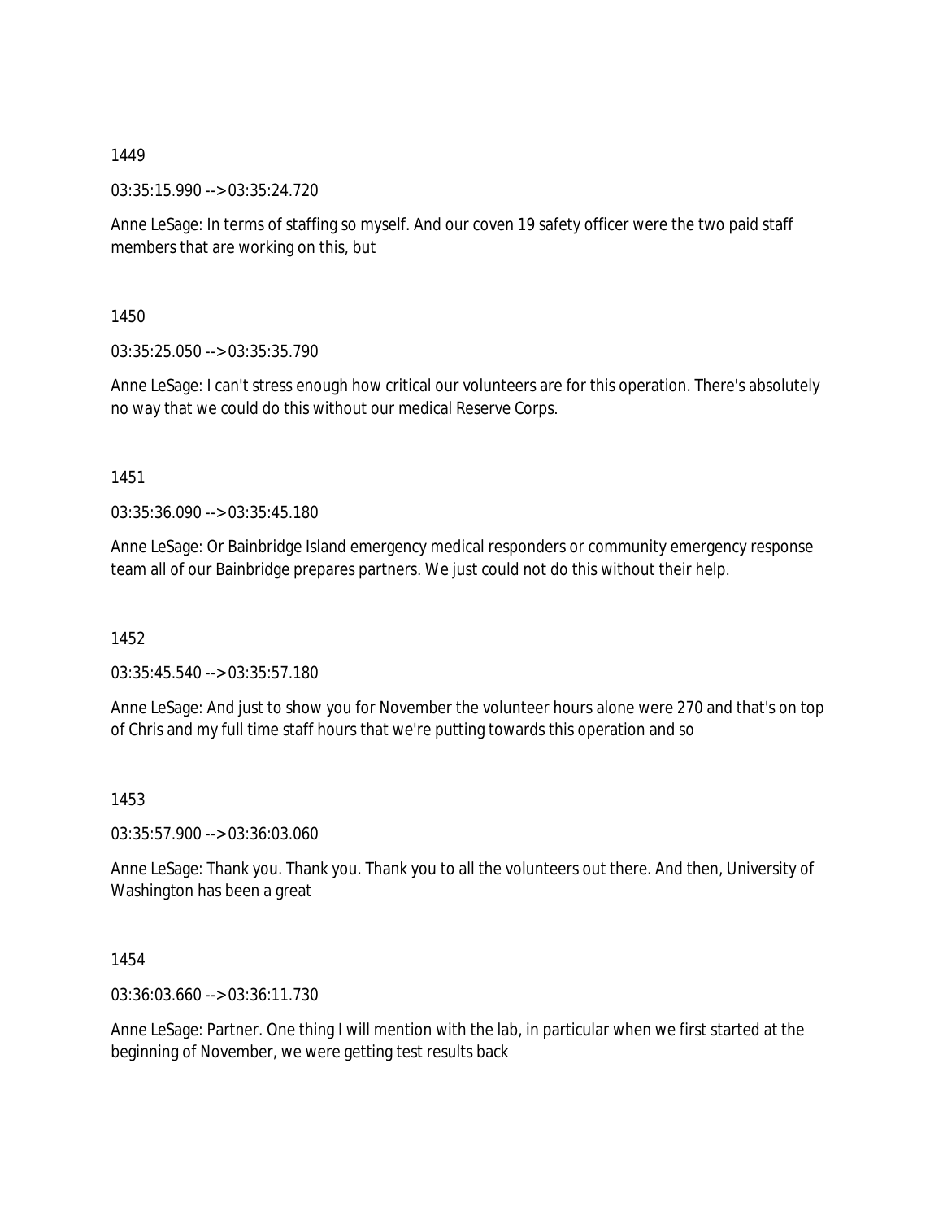1449

03:35:15.990 --> 03:35:24.720

Anne LeSage: In terms of staffing so myself. And our coven 19 safety officer were the two paid staff members that are working on this, but

1450

03:35:25.050 --> 03:35:35.790

Anne LeSage: I can't stress enough how critical our volunteers are for this operation. There's absolutely no way that we could do this without our medical Reserve Corps.

1451

03:35:36.090 --> 03:35:45.180

Anne LeSage: Or Bainbridge Island emergency medical responders or community emergency response team all of our Bainbridge prepares partners. We just could not do this without their help.

1452

03:35:45.540 --> 03:35:57.180

Anne LeSage: And just to show you for November the volunteer hours alone were 270 and that's on top of Chris and my full time staff hours that we're putting towards this operation and so

1453

03:35:57.900 --> 03:36:03.060

Anne LeSage: Thank you. Thank you. Thank you to all the volunteers out there. And then, University of Washington has been a great

1454

03:36:03.660 --> 03:36:11.730

Anne LeSage: Partner. One thing I will mention with the lab, in particular when we first started at the beginning of November, we were getting test results back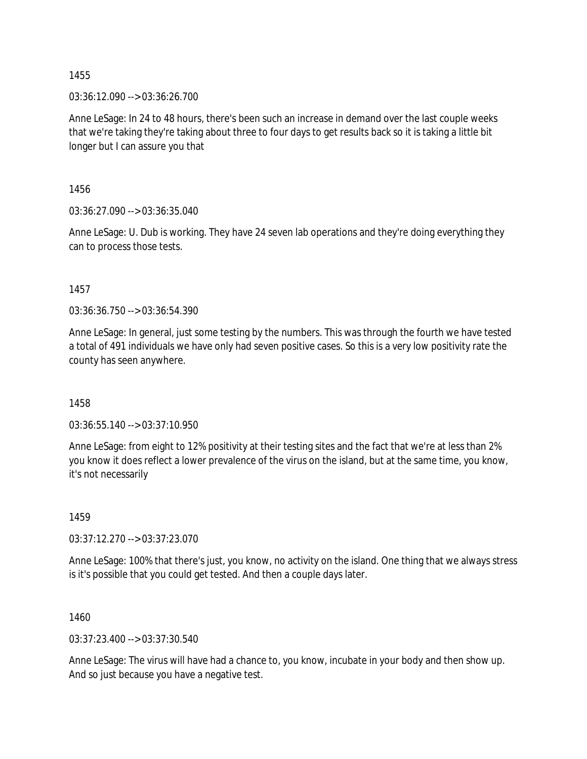1455

03:36:12.090 --> 03:36:26.700

Anne LeSage: In 24 to 48 hours, there's been such an increase in demand over the last couple weeks that we're taking they're taking about three to four days to get results back so it is taking a little bit longer but I can assure you that

1456

03:36:27.090 --> 03:36:35.040

Anne LeSage: U. Dub is working. They have 24 seven lab operations and they're doing everything they can to process those tests.

1457

03:36:36.750 --> 03:36:54.390

Anne LeSage: In general, just some testing by the numbers. This was through the fourth we have tested a total of 491 individuals we have only had seven positive cases. So this is a very low positivity rate the county has seen anywhere.

1458

03:36:55.140 --> 03:37:10.950

Anne LeSage: from eight to 12% positivity at their testing sites and the fact that we're at less than 2% you know it does reflect a lower prevalence of the virus on the island, but at the same time, you know, it's not necessarily

1459

03:37:12.270 --> 03:37:23.070

Anne LeSage: 100% that there's just, you know, no activity on the island. One thing that we always stress is it's possible that you could get tested. And then a couple days later.

1460

03:37:23.400 --> 03:37:30.540

Anne LeSage: The virus will have had a chance to, you know, incubate in your body and then show up. And so just because you have a negative test.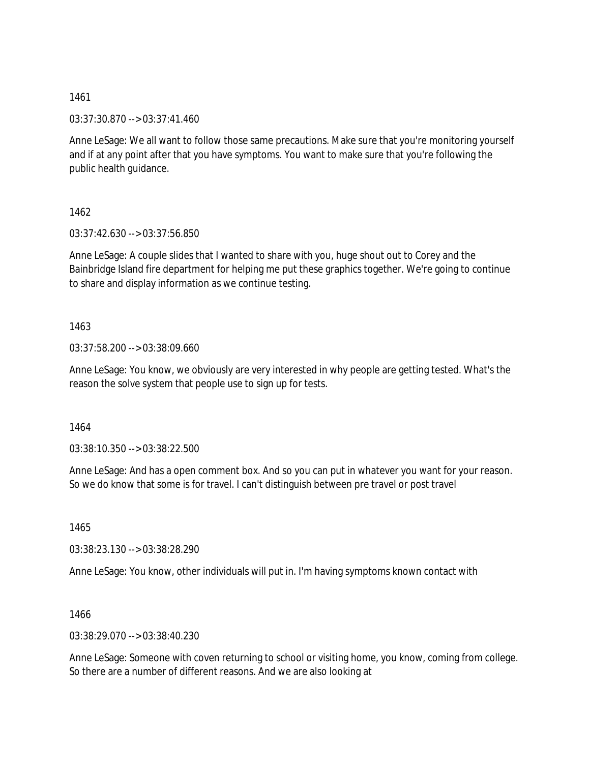1461

03:37:30.870 --> 03:37:41.460

Anne LeSage: We all want to follow those same precautions. Make sure that you're monitoring yourself and if at any point after that you have symptoms. You want to make sure that you're following the public health guidance.

1462

03:37:42.630 --> 03:37:56.850

Anne LeSage: A couple slides that I wanted to share with you, huge shout out to Corey and the Bainbridge Island fire department for helping me put these graphics together. We're going to continue to share and display information as we continue testing.

1463

03:37:58.200 --> 03:38:09.660

Anne LeSage: You know, we obviously are very interested in why people are getting tested. What's the reason the solve system that people use to sign up for tests.

1464

03:38:10.350 --> 03:38:22.500

Anne LeSage: And has a open comment box. And so you can put in whatever you want for your reason. So we do know that some is for travel. I can't distinguish between pre travel or post travel

1465

03:38:23.130 --> 03:38:28.290

Anne LeSage: You know, other individuals will put in. I'm having symptoms known contact with

1466

03:38:29.070 --> 03:38:40.230

Anne LeSage: Someone with coven returning to school or visiting home, you know, coming from college. So there are a number of different reasons. And we are also looking at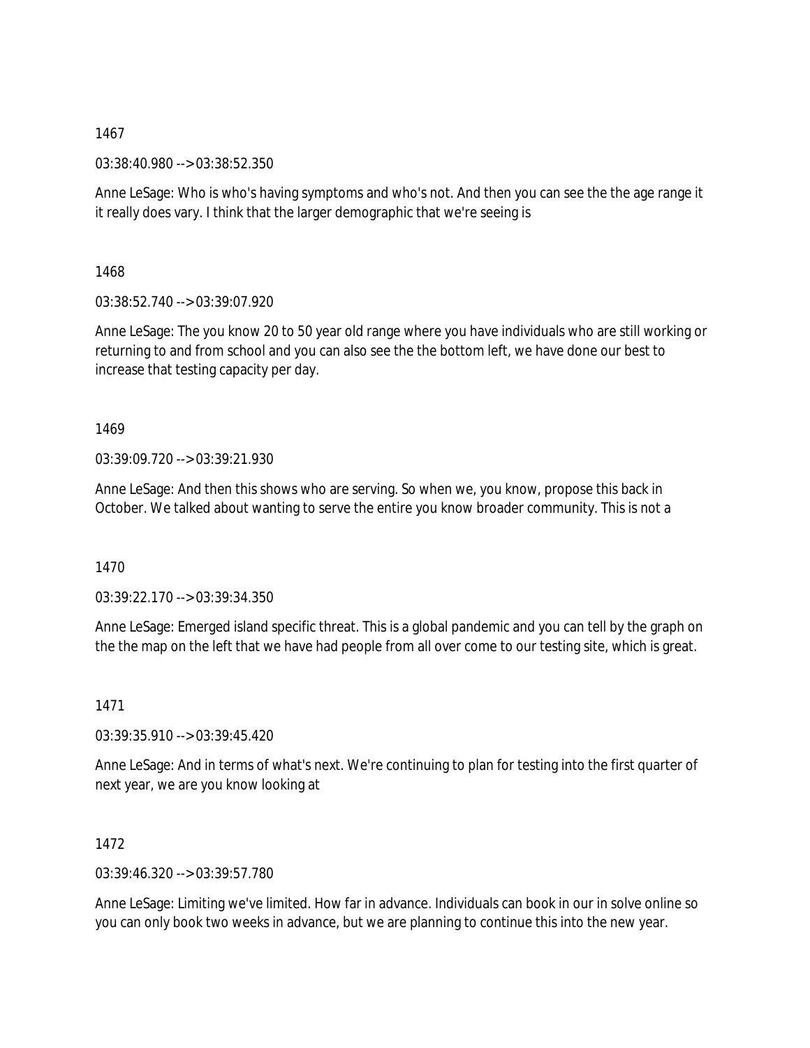1467

03:38:40.980 --> 03:38:52.350

Anne LeSage: Who is who's having symptoms and who's not. And then you can see the the age range it it really does vary. I think that the larger demographic that we're seeing is

1468

03:38:52.740 --> 03:39:07.920

Anne LeSage: The you know 20 to 50 year old range where you have individuals who are still working or returning to and from school and you can also see the the bottom left, we have done our best to increase that testing capacity per day.

1469

03:39:09.720 --> 03:39:21.930

Anne LeSage: And then this shows who are serving. So when we, you know, propose this back in October. We talked about wanting to serve the entire you know broader community. This is not a

1470

03:39:22.170 --> 03:39:34.350

Anne LeSage: Emerged island specific threat. This is a global pandemic and you can tell by the graph on the the map on the left that we have had people from all over come to our testing site, which is great.

1471

03:39:35.910 --> 03:39:45.420

Anne LeSage: And in terms of what's next. We're continuing to plan for testing into the first quarter of next year, we are you know looking at

1472

03:39:46.320 --> 03:39:57.780

Anne LeSage: Limiting we've limited. How far in advance. Individuals can book in our in solve online so you can only book two weeks in advance, but we are planning to continue this into the new year.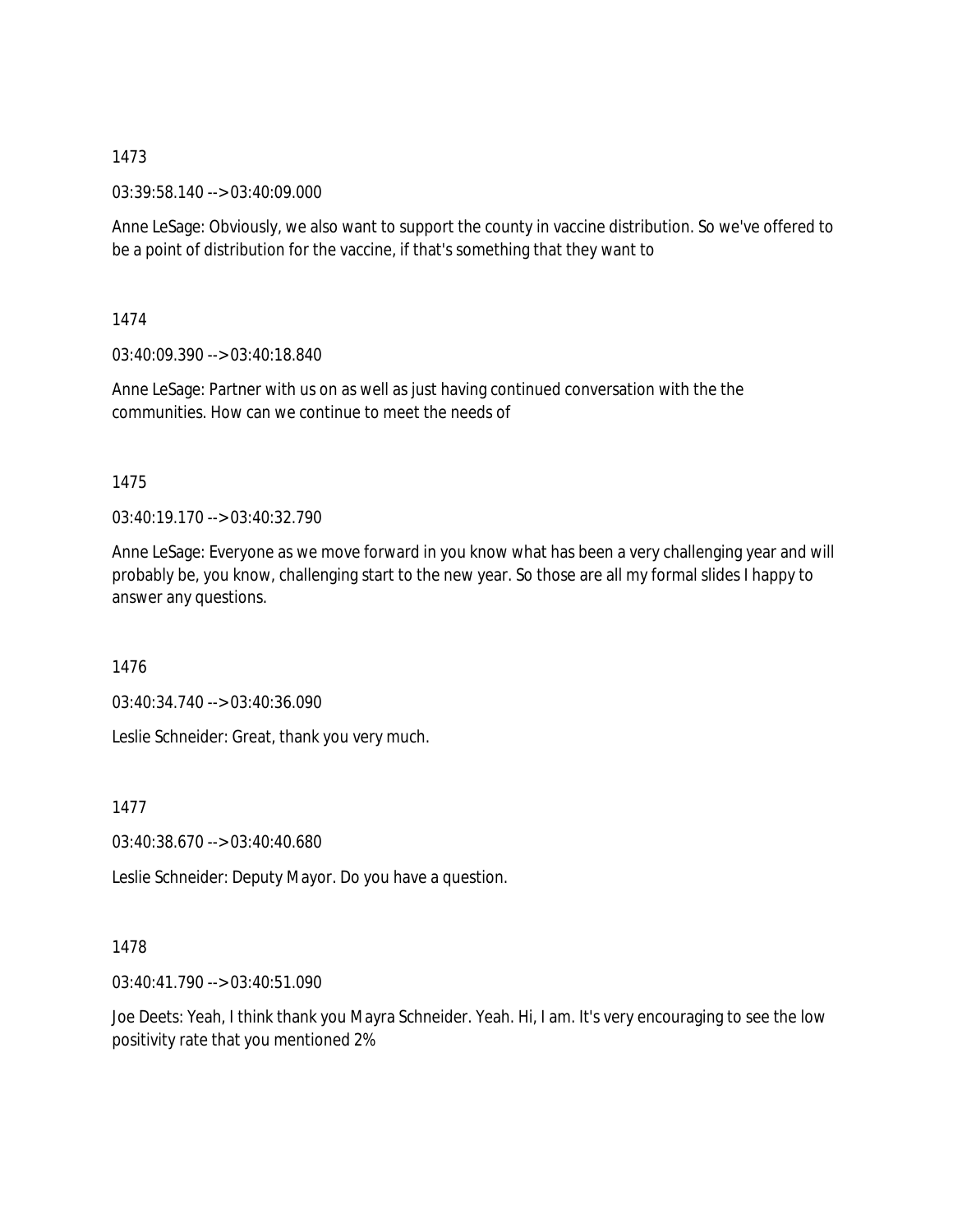1473

03:39:58.140 --> 03:40:09.000

Anne LeSage: Obviously, we also want to support the county in vaccine distribution. So we've offered to be a point of distribution for the vaccine, if that's something that they want to

1474

03:40:09.390 --> 03:40:18.840

Anne LeSage: Partner with us on as well as just having continued conversation with the the communities. How can we continue to meet the needs of

1475

03:40:19.170 --> 03:40:32.790

Anne LeSage: Everyone as we move forward in you know what has been a very challenging year and will probably be, you know, challenging start to the new year. So those are all my formal slides I happy to answer any questions.

1476

03:40:34.740 --> 03:40:36.090

Leslie Schneider: Great, thank you very much.

1477

03:40:38.670 --> 03:40:40.680

Leslie Schneider: Deputy Mayor. Do you have a question.

1478

03:40:41.790 --> 03:40:51.090

Joe Deets: Yeah, I think thank you Mayra Schneider. Yeah. Hi, I am. It's very encouraging to see the low positivity rate that you mentioned 2%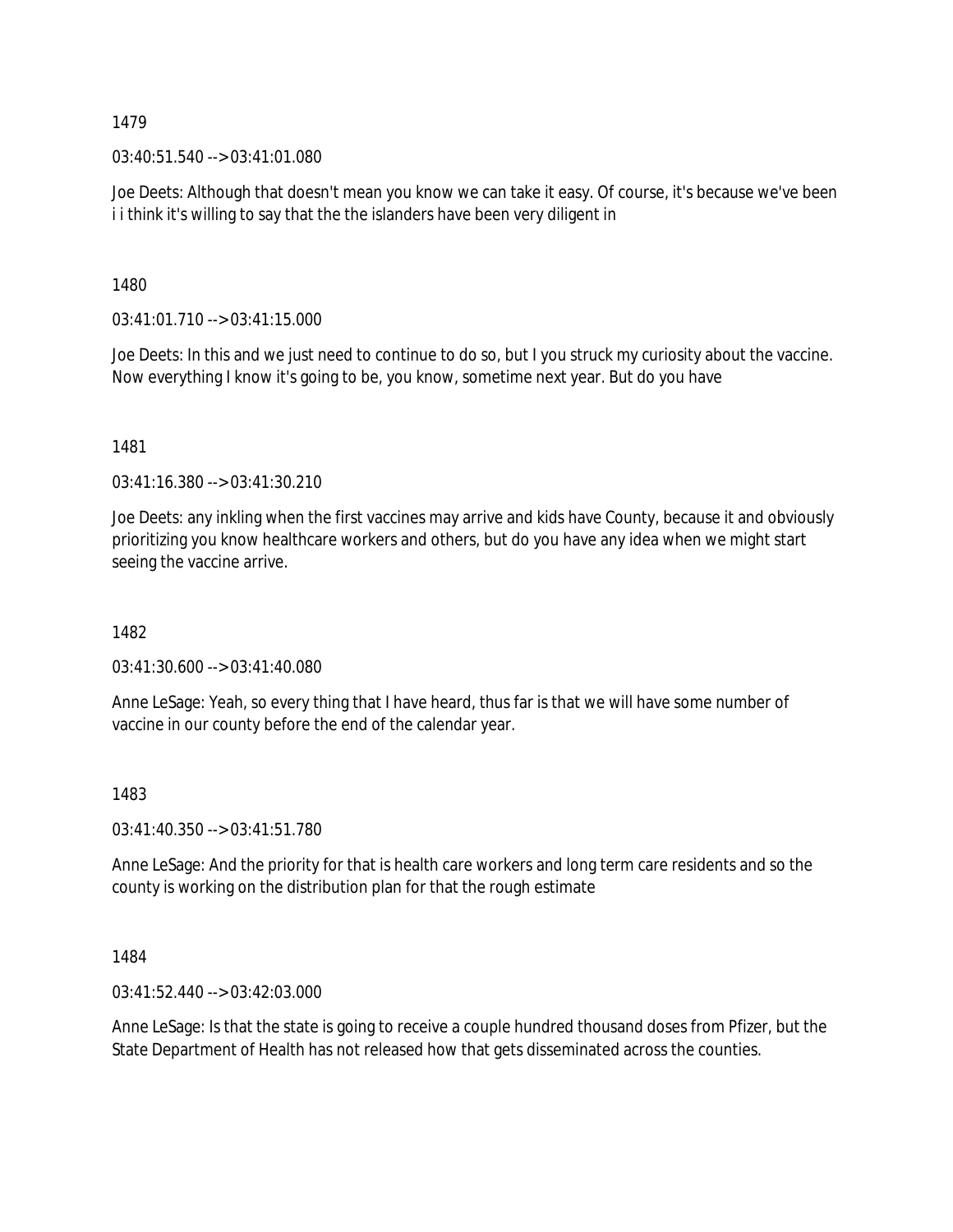1479

03:40:51.540 --> 03:41:01.080

Joe Deets: Although that doesn't mean you know we can take it easy. Of course, it's because we've been i i think it's willing to say that the the islanders have been very diligent in

1480

03:41:01.710 --> 03:41:15.000

Joe Deets: In this and we just need to continue to do so, but I you struck my curiosity about the vaccine. Now everything I know it's going to be, you know, sometime next year. But do you have

1481

03:41:16.380 --> 03:41:30.210

Joe Deets: any inkling when the first vaccines may arrive and kids have County, because it and obviously prioritizing you know healthcare workers and others, but do you have any idea when we might start seeing the vaccine arrive.

1482

03:41:30.600 --> 03:41:40.080

Anne LeSage: Yeah, so every thing that I have heard, thus far is that we will have some number of vaccine in our county before the end of the calendar year.

1483

03:41:40.350 --> 03:41:51.780

Anne LeSage: And the priority for that is health care workers and long term care residents and so the county is working on the distribution plan for that the rough estimate

1484

03:41:52.440 --> 03:42:03.000

Anne LeSage: Is that the state is going to receive a couple hundred thousand doses from Pfizer, but the State Department of Health has not released how that gets disseminated across the counties.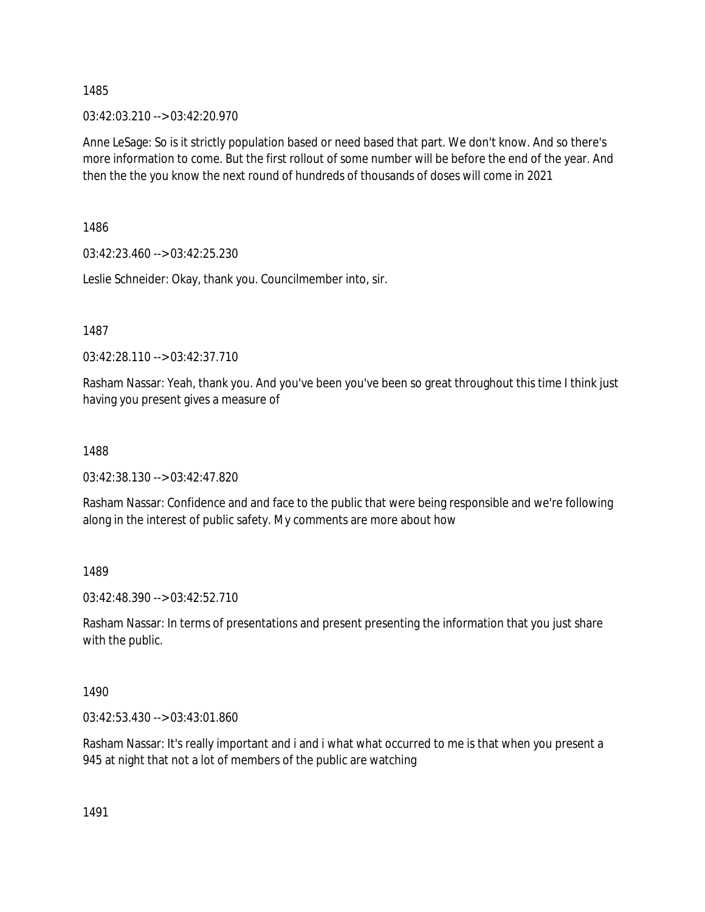1485

03:42:03.210 --> 03:42:20.970

Anne LeSage: So is it strictly population based or need based that part. We don't know. And so there's more information to come. But the first rollout of some number will be before the end of the year. And then the the you know the next round of hundreds of thousands of doses will come in 2021

1486

03:42:23.460 --> 03:42:25.230

Leslie Schneider: Okay, thank you. Councilmember into, sir.

1487

03:42:28.110 --> 03:42:37.710

Rasham Nassar: Yeah, thank you. And you've been you've been so great throughout this time I think just having you present gives a measure of

1488

03:42:38.130 --> 03:42:47.820

Rasham Nassar: Confidence and and face to the public that were being responsible and we're following along in the interest of public safety. My comments are more about how

1489

03:42:48.390 --> 03:42:52.710

Rasham Nassar: In terms of presentations and present presenting the information that you just share with the public.

1490

03:42:53.430 --> 03:43:01.860

Rasham Nassar: It's really important and i and i what what occurred to me is that when you present a 945 at night that not a lot of members of the public are watching

1491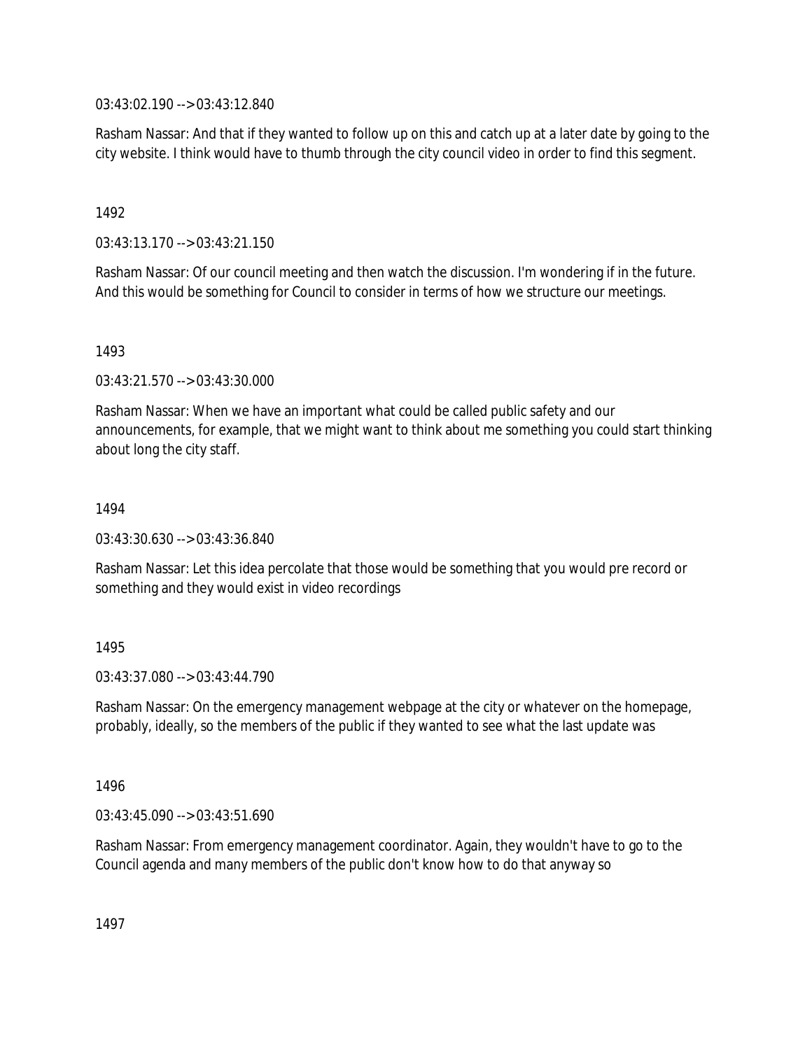03:43:02.190 --> 03:43:12.840

Rasham Nassar: And that if they wanted to follow up on this and catch up at a later date by going to the city website. I think would have to thumb through the city council video in order to find this segment.

1492

03:43:13.170 --> 03:43:21.150

Rasham Nassar: Of our council meeting and then watch the discussion. I'm wondering if in the future. And this would be something for Council to consider in terms of how we structure our meetings.

1493

03:43:21.570 --> 03:43:30.000

Rasham Nassar: When we have an important what could be called public safety and our announcements, for example, that we might want to think about me something you could start thinking about long the city staff.

1494

03:43:30.630 --> 03:43:36.840

Rasham Nassar: Let this idea percolate that those would be something that you would pre record or something and they would exist in video recordings

1495

03:43:37.080 --> 03:43:44.790

Rasham Nassar: On the emergency management webpage at the city or whatever on the homepage, probably, ideally, so the members of the public if they wanted to see what the last update was

1496

03:43:45.090 --> 03:43:51.690

Rasham Nassar: From emergency management coordinator. Again, they wouldn't have to go to the Council agenda and many members of the public don't know how to do that anyway so

1497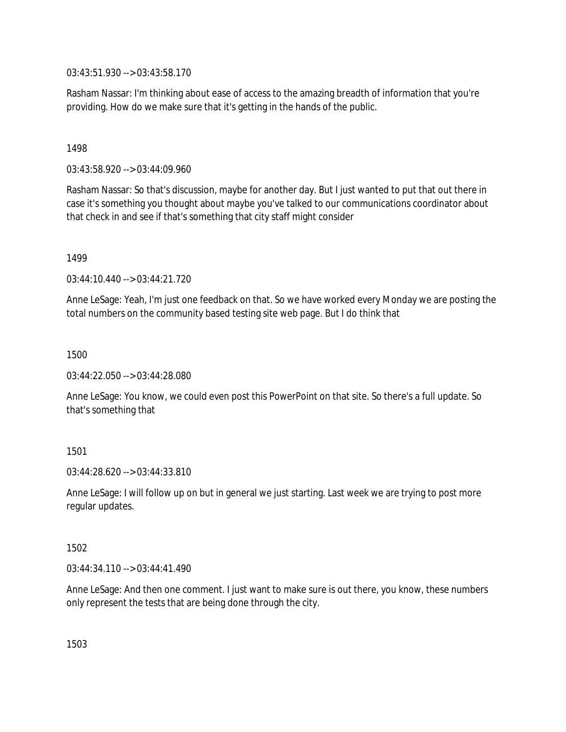03:43:51.930 --> 03:43:58.170

Rasham Nassar: I'm thinking about ease of access to the amazing breadth of information that you're providing. How do we make sure that it's getting in the hands of the public.

1498

03:43:58.920 --> 03:44:09.960

Rasham Nassar: So that's discussion, maybe for another day. But I just wanted to put that out there in case it's something you thought about maybe you've talked to our communications coordinator about that check in and see if that's something that city staff might consider

1499

03:44:10.440 --> 03:44:21.720

Anne LeSage: Yeah, I'm just one feedback on that. So we have worked every Monday we are posting the total numbers on the community based testing site web page. But I do think that

1500

03:44:22.050 --> 03:44:28.080

Anne LeSage: You know, we could even post this PowerPoint on that site. So there's a full update. So that's something that

1501

03:44:28.620 --> 03:44:33.810

Anne LeSage: I will follow up on but in general we just starting. Last week we are trying to post more regular updates.

1502

03:44:34.110 --> 03:44:41.490

Anne LeSage: And then one comment. I just want to make sure is out there, you know, these numbers only represent the tests that are being done through the city.

1503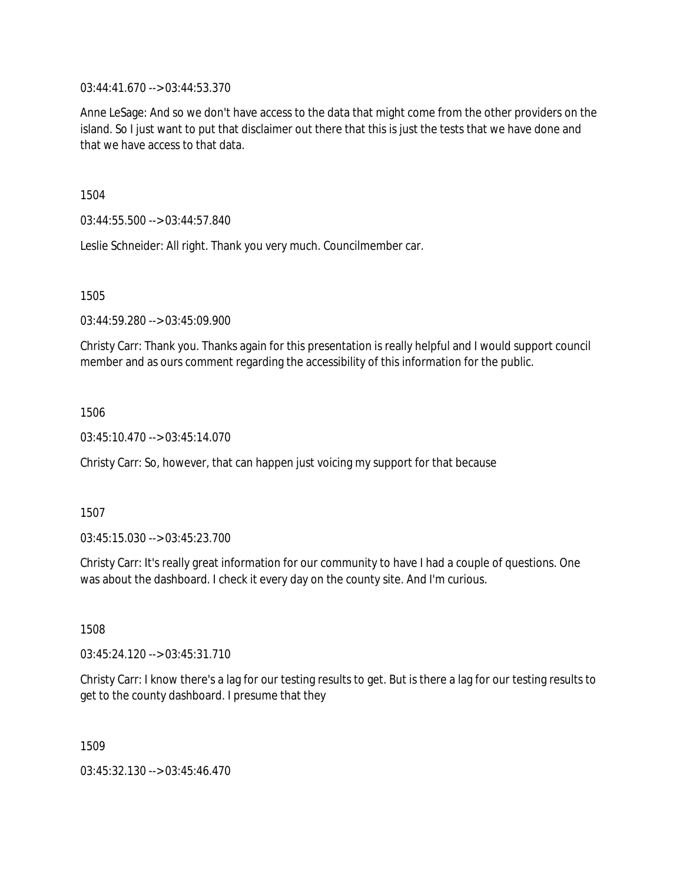03:44:41.670 --> 03:44:53.370

Anne LeSage: And so we don't have access to the data that might come from the other providers on the island. So I just want to put that disclaimer out there that this is just the tests that we have done and that we have access to that data.

1504

03:44:55.500 --> 03:44:57.840

Leslie Schneider: All right. Thank you very much. Councilmember car.

1505

03:44:59.280 --> 03:45:09.900

Christy Carr: Thank you. Thanks again for this presentation is really helpful and I would support council member and as ours comment regarding the accessibility of this information for the public.

1506

03:45:10.470 --> 03:45:14.070

Christy Carr: So, however, that can happen just voicing my support for that because

1507

03:45:15.030 --> 03:45:23.700

Christy Carr: It's really great information for our community to have I had a couple of questions. One was about the dashboard. I check it every day on the county site. And I'm curious.

1508

03:45:24.120 --> 03:45:31.710

Christy Carr: I know there's a lag for our testing results to get. But is there a lag for our testing results to get to the county dashboard. I presume that they

1509

03:45:32.130 --> 03:45:46.470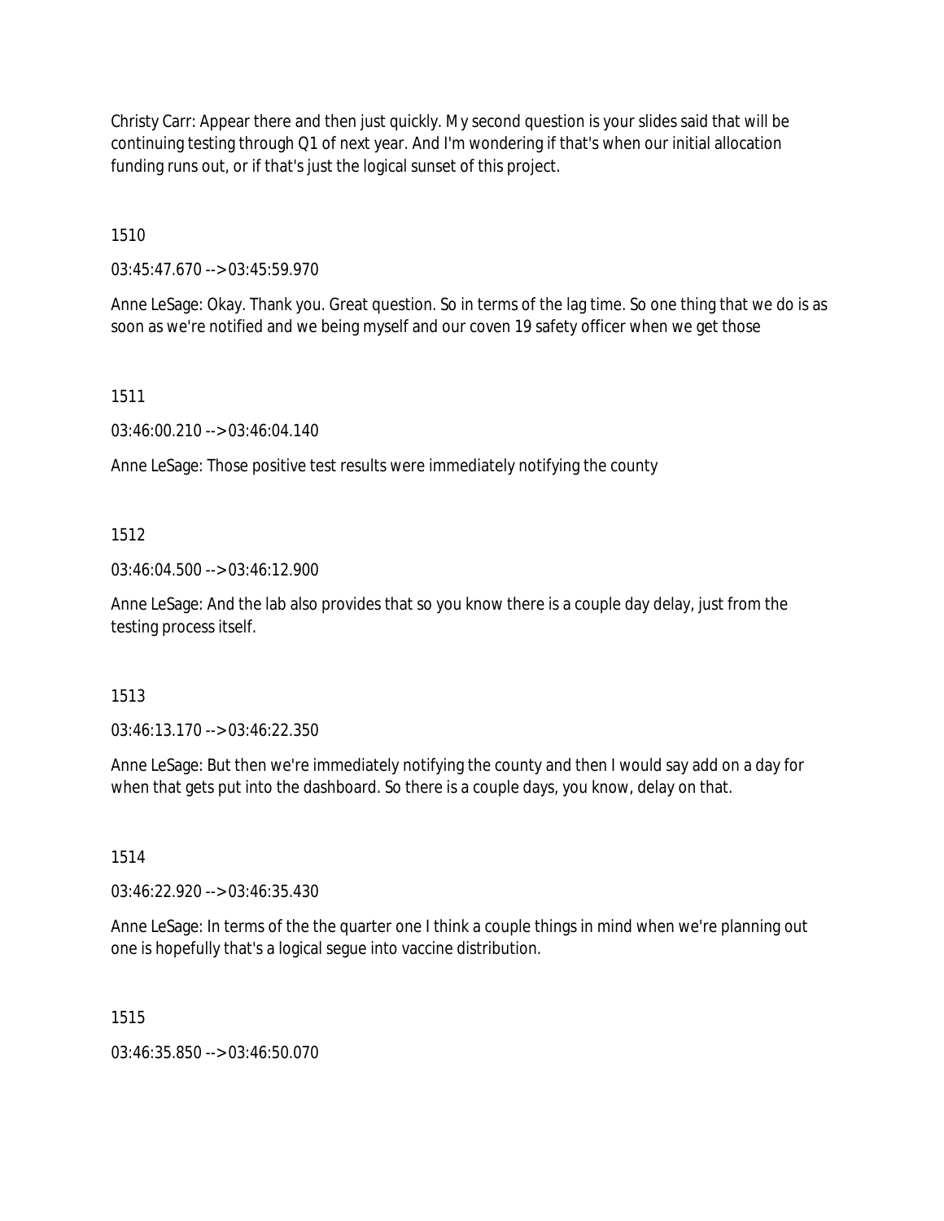Christy Carr: Appear there and then just quickly. My second question is your slides said that will be continuing testing through Q1 of next year. And I'm wondering if that's when our initial allocation funding runs out, or if that's just the logical sunset of this project.

1510

03:45:47.670 --> 03:45:59.970

Anne LeSage: Okay. Thank you. Great question. So in terms of the lag time. So one thing that we do is as soon as we're notified and we being myself and our coven 19 safety officer when we get those

1511

03:46:00.210 --> 03:46:04.140

Anne LeSage: Those positive test results were immediately notifying the county

1512

03:46:04.500 --> 03:46:12.900

Anne LeSage: And the lab also provides that so you know there is a couple day delay, just from the testing process itself.

1513

03:46:13.170 --> 03:46:22.350

Anne LeSage: But then we're immediately notifying the county and then I would say add on a day for when that gets put into the dashboard. So there is a couple days, you know, delay on that.

1514

03:46:22.920 --> 03:46:35.430

Anne LeSage: In terms of the the quarter one I think a couple things in mind when we're planning out one is hopefully that's a logical segue into vaccine distribution.

1515

03:46:35.850 --> 03:46:50.070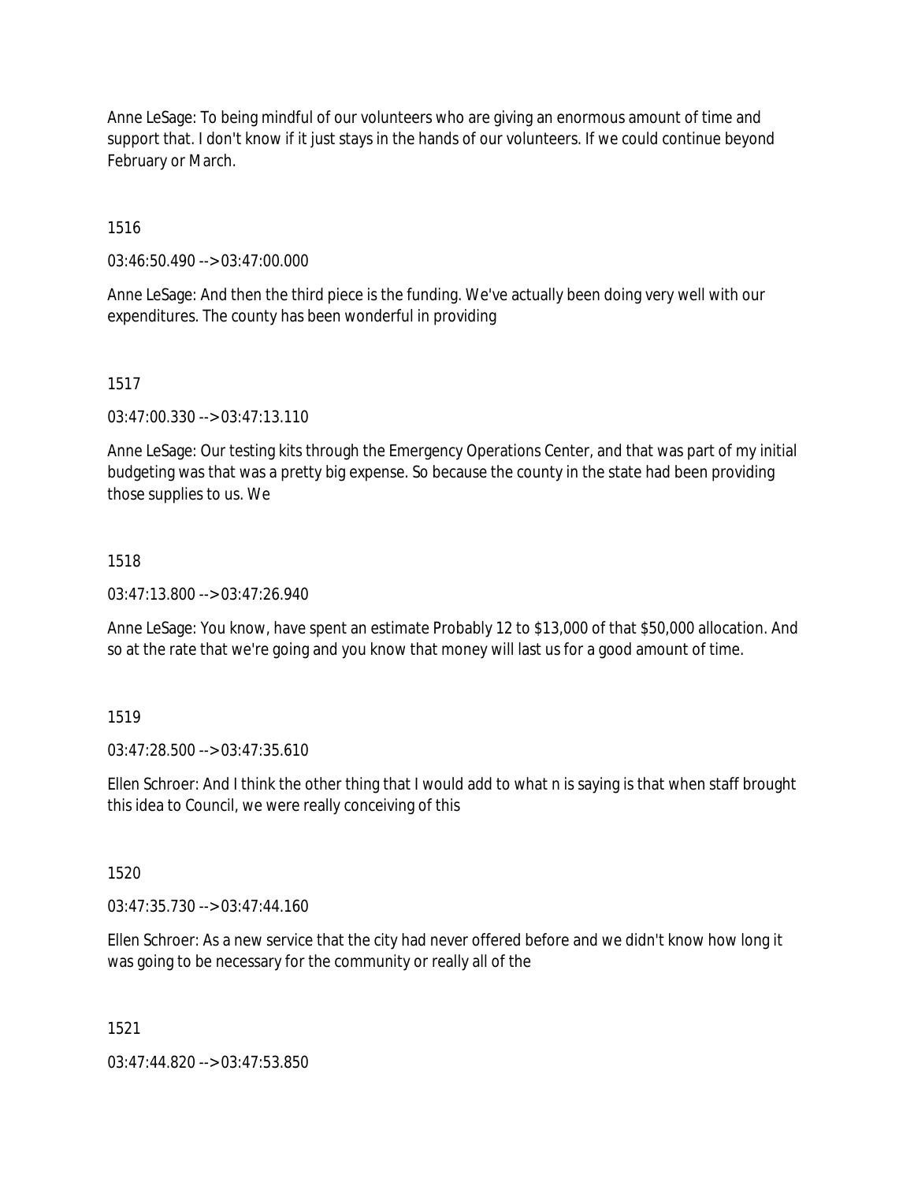Anne LeSage: To being mindful of our volunteers who are giving an enormous amount of time and support that. I don't know if it just stays in the hands of our volunteers. If we could continue beyond February or March.

1516

03:46:50.490 --> 03:47:00.000

Anne LeSage: And then the third piece is the funding. We've actually been doing very well with our expenditures. The county has been wonderful in providing

1517

03:47:00.330 --> 03:47:13.110

Anne LeSage: Our testing kits through the Emergency Operations Center, and that was part of my initial budgeting was that was a pretty big expense. So because the county in the state had been providing those supplies to us. We

1518

03:47:13.800 --> 03:47:26.940

Anne LeSage: You know, have spent an estimate Probably 12 to $13,000 of that $50,000 allocation. And so at the rate that we're going and you know that money will last us for a good amount of time.

1519

03:47:28.500 --> 03:47:35.610

Ellen Schroer: And I think the other thing that I would add to what n is saying is that when staff brought this idea to Council, we were really conceiving of this

1520

03:47:35.730 --> 03:47:44.160

Ellen Schroer: As a new service that the city had never offered before and we didn't know how long it was going to be necessary for the community or really all of the

1521

03:47:44.820 --> 03:47:53.850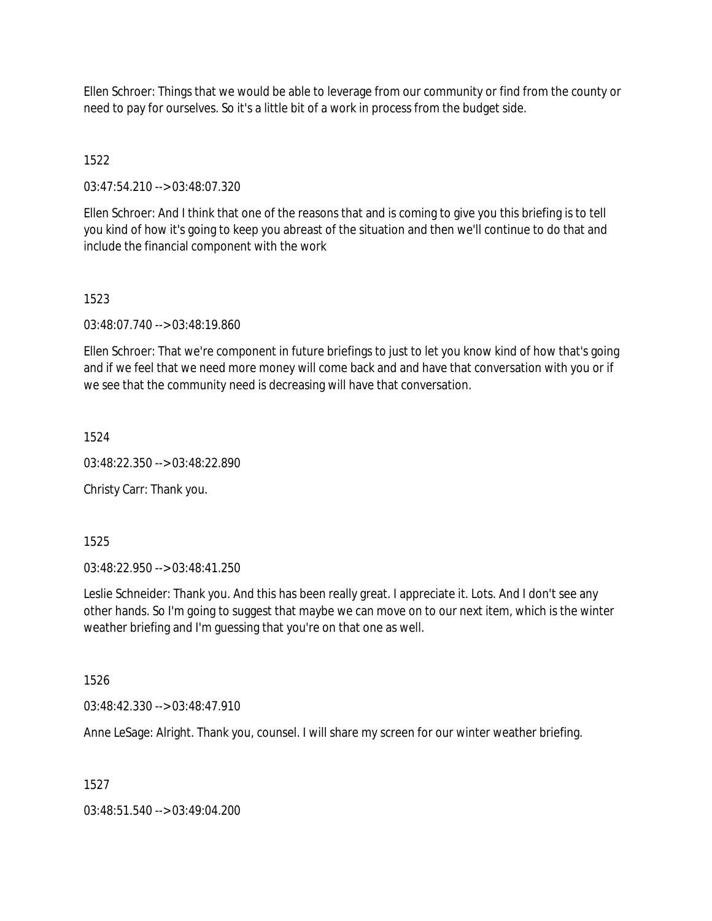Ellen Schroer: Things that we would be able to leverage from our community or find from the county or need to pay for ourselves. So it's a little bit of a work in process from the budget side.

1522

03:47:54.210 --> 03:48:07.320

Ellen Schroer: And I think that one of the reasons that and is coming to give you this briefing is to tell you kind of how it's going to keep you abreast of the situation and then we'll continue to do that and include the financial component with the work

1523

03:48:07.740 --> 03:48:19.860

Ellen Schroer: That we're component in future briefings to just to let you know kind of how that's going and if we feel that we need more money will come back and and have that conversation with you or if we see that the community need is decreasing will have that conversation.

1524

03:48:22.350 --> 03:48:22.890

Christy Carr: Thank you.

1525

03:48:22.950 --> 03:48:41.250

Leslie Schneider: Thank you. And this has been really great. I appreciate it. Lots. And I don't see any other hands. So I'm going to suggest that maybe we can move on to our next item, which is the winter weather briefing and I'm guessing that you're on that one as well.

1526

03:48:42.330 --> 03:48:47.910

Anne LeSage: Alright. Thank you, counsel. I will share my screen for our winter weather briefing.

1527

03:48:51.540 --> 03:49:04.200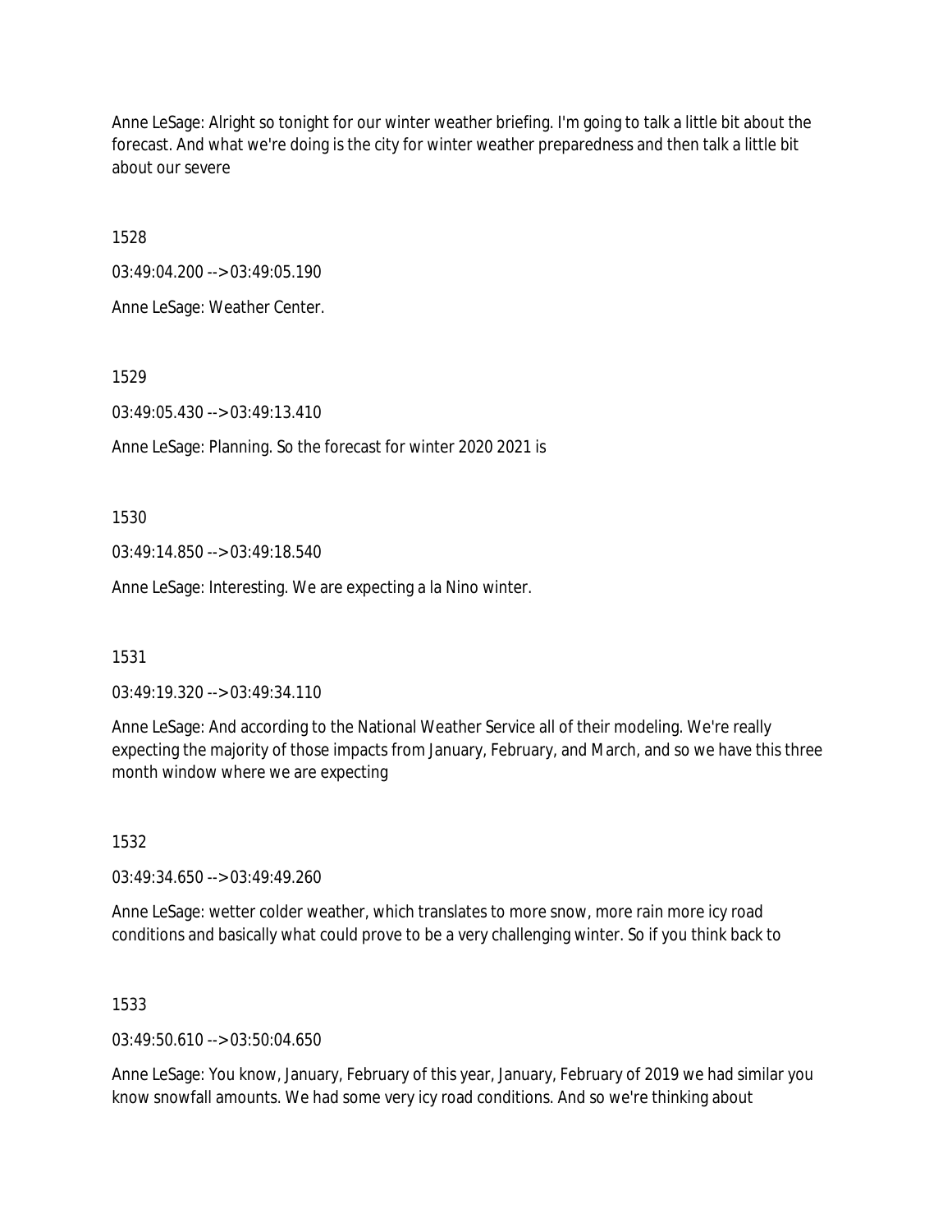Anne LeSage: Alright so tonight for our winter weather briefing. I'm going to talk a little bit about the forecast. And what we're doing is the city for winter weather preparedness and then talk a little bit about our severe

1528

03:49:04.200 --> 03:49:05.190

Anne LeSage: Weather Center.

1529

03:49:05.430 --> 03:49:13.410

Anne LeSage: Planning. So the forecast for winter 2020 2021 is

1530

03:49:14.850 --> 03:49:18.540

Anne LeSage: Interesting. We are expecting a la Nino winter.

1531

03:49:19.320 --> 03:49:34.110

Anne LeSage: And according to the National Weather Service all of their modeling. We're really expecting the majority of those impacts from January, February, and March, and so we have this three month window where we are expecting

1532

03:49:34.650 --> 03:49:49.260

Anne LeSage: wetter colder weather, which translates to more snow, more rain more icy road conditions and basically what could prove to be a very challenging winter. So if you think back to

1533

03:49:50.610 --> 03:50:04.650

Anne LeSage: You know, January, February of this year, January, February of 2019 we had similar you know snowfall amounts. We had some very icy road conditions. And so we're thinking about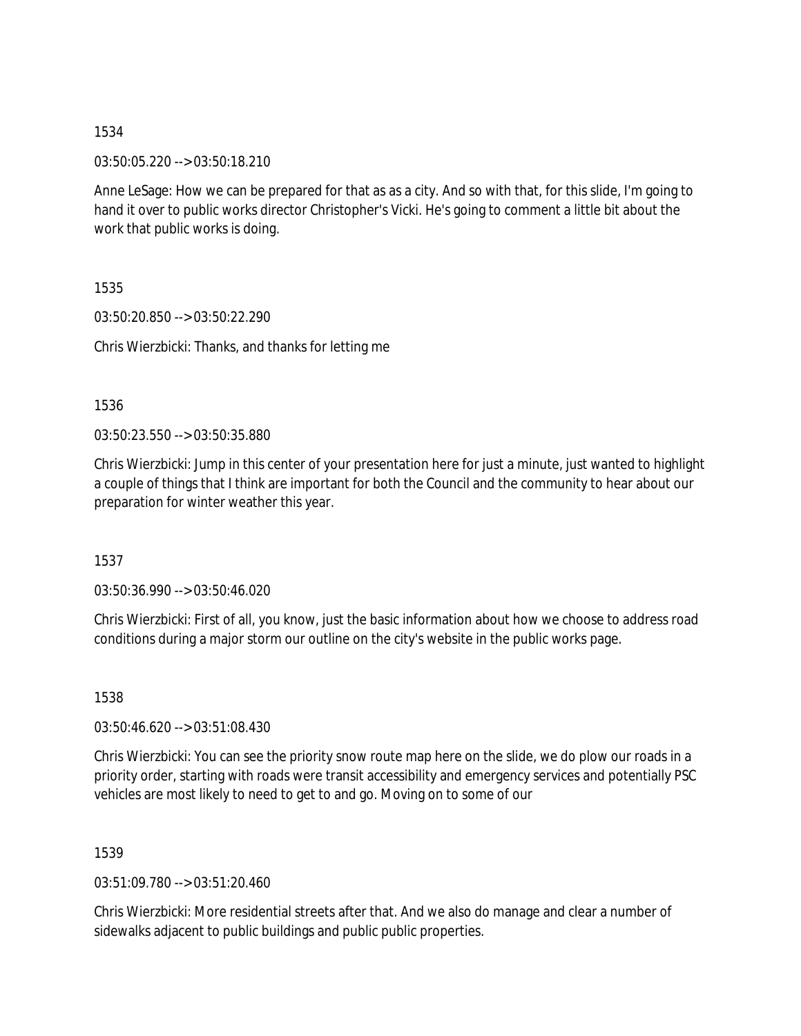1534

03:50:05.220 --> 03:50:18.210

Anne LeSage: How we can be prepared for that as as a city. And so with that, for this slide, I'm going to hand it over to public works director Christopher's Vicki. He's going to comment a little bit about the work that public works is doing.

1535

03:50:20.850 --> 03:50:22.290

Chris Wierzbicki: Thanks, and thanks for letting me

1536

03:50:23.550 --> 03:50:35.880

Chris Wierzbicki: Jump in this center of your presentation here for just a minute, just wanted to highlight a couple of things that I think are important for both the Council and the community to hear about our preparation for winter weather this year.

1537

03:50:36.990 --> 03:50:46.020

Chris Wierzbicki: First of all, you know, just the basic information about how we choose to address road conditions during a major storm our outline on the city's website in the public works page.

1538

03:50:46.620 --> 03:51:08.430

Chris Wierzbicki: You can see the priority snow route map here on the slide, we do plow our roads in a priority order, starting with roads were transit accessibility and emergency services and potentially PSC vehicles are most likely to need to get to and go. Moving on to some of our

1539

03:51:09.780 --> 03:51:20.460

Chris Wierzbicki: More residential streets after that. And we also do manage and clear a number of sidewalks adjacent to public buildings and public public properties.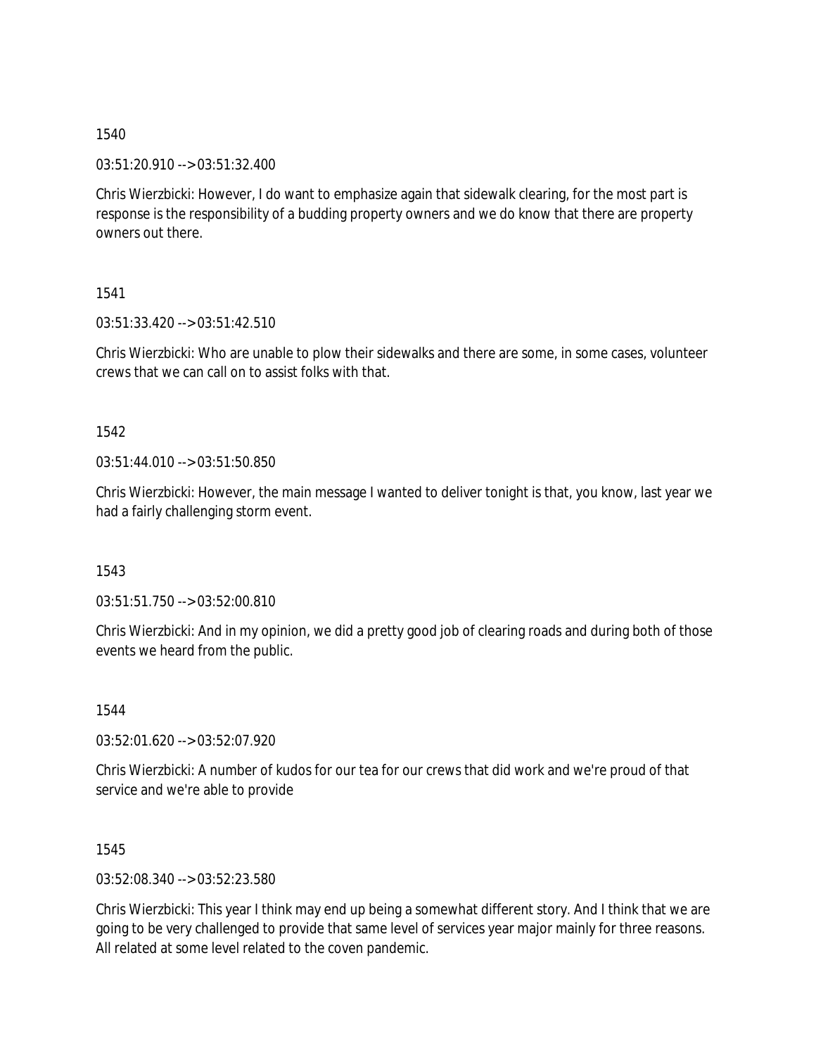1540

03:51:20.910 --> 03:51:32.400

Chris Wierzbicki: However, I do want to emphasize again that sidewalk clearing, for the most part is response is the responsibility of a budding property owners and we do know that there are property owners out there.

1541

03:51:33.420 --> 03:51:42.510

Chris Wierzbicki: Who are unable to plow their sidewalks and there are some, in some cases, volunteer crews that we can call on to assist folks with that.

1542

03:51:44.010 --> 03:51:50.850

Chris Wierzbicki: However, the main message I wanted to deliver tonight is that, you know, last year we had a fairly challenging storm event.

1543

03:51:51.750 --> 03:52:00.810

Chris Wierzbicki: And in my opinion, we did a pretty good job of clearing roads and during both of those events we heard from the public.

1544

03:52:01.620 --> 03:52:07.920

Chris Wierzbicki: A number of kudos for our tea for our crews that did work and we're proud of that service and we're able to provide

1545

03:52:08.340 --> 03:52:23.580

Chris Wierzbicki: This year I think may end up being a somewhat different story. And I think that we are going to be very challenged to provide that same level of services year major mainly for three reasons. All related at some level related to the coven pandemic.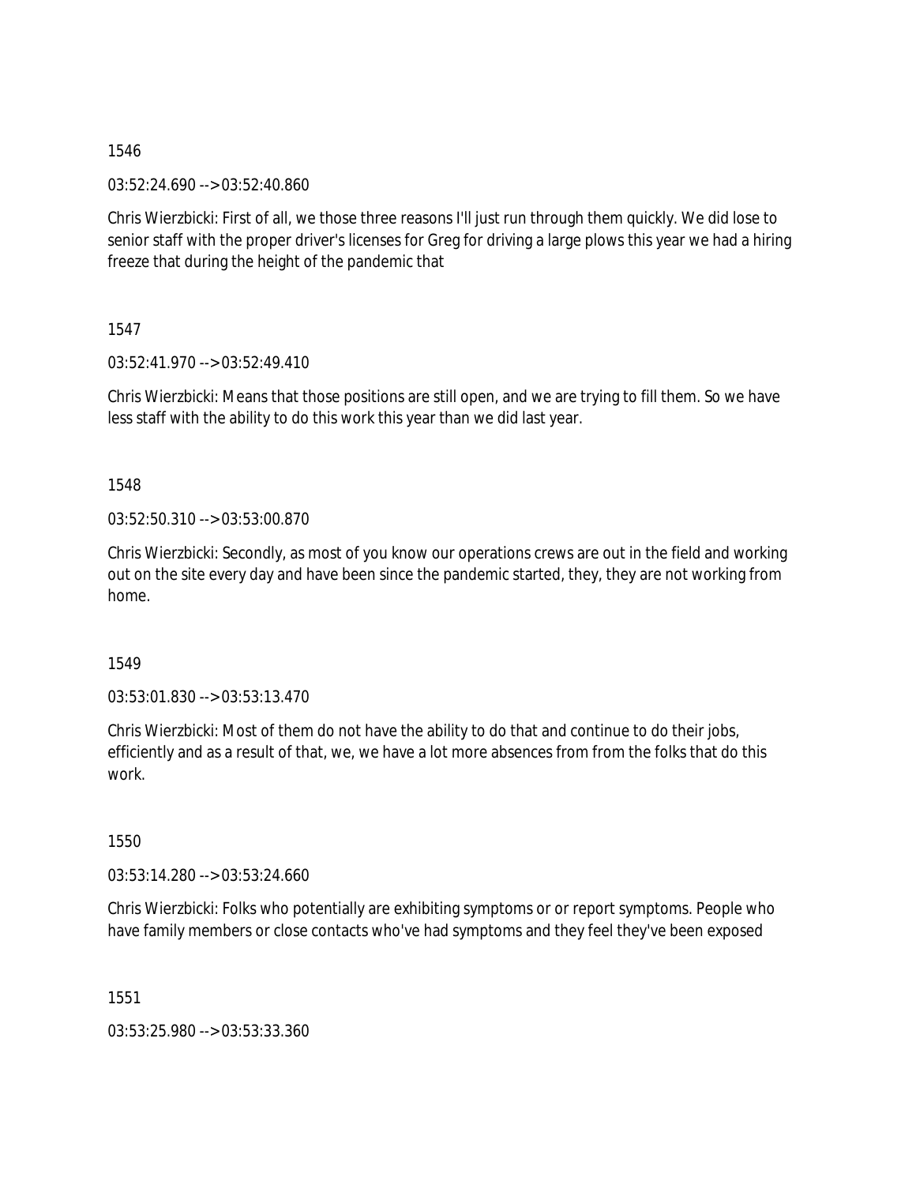1546

03:52:24.690 --> 03:52:40.860

Chris Wierzbicki: First of all, we those three reasons I'll just run through them quickly. We did lose to senior staff with the proper driver's licenses for Greg for driving a large plows this year we had a hiring freeze that during the height of the pandemic that

1547

03:52:41.970 --> 03:52:49.410

Chris Wierzbicki: Means that those positions are still open, and we are trying to fill them. So we have less staff with the ability to do this work this year than we did last year.

1548

03:52:50.310 --> 03:53:00.870

Chris Wierzbicki: Secondly, as most of you know our operations crews are out in the field and working out on the site every day and have been since the pandemic started, they, they are not working from home.

1549

03:53:01.830 --> 03:53:13.470

Chris Wierzbicki: Most of them do not have the ability to do that and continue to do their jobs, efficiently and as a result of that, we, we have a lot more absences from from the folks that do this work.

1550

03:53:14.280 --> 03:53:24.660

Chris Wierzbicki: Folks who potentially are exhibiting symptoms or or report symptoms. People who have family members or close contacts who've had symptoms and they feel they've been exposed

1551

03:53:25.980 --> 03:53:33.360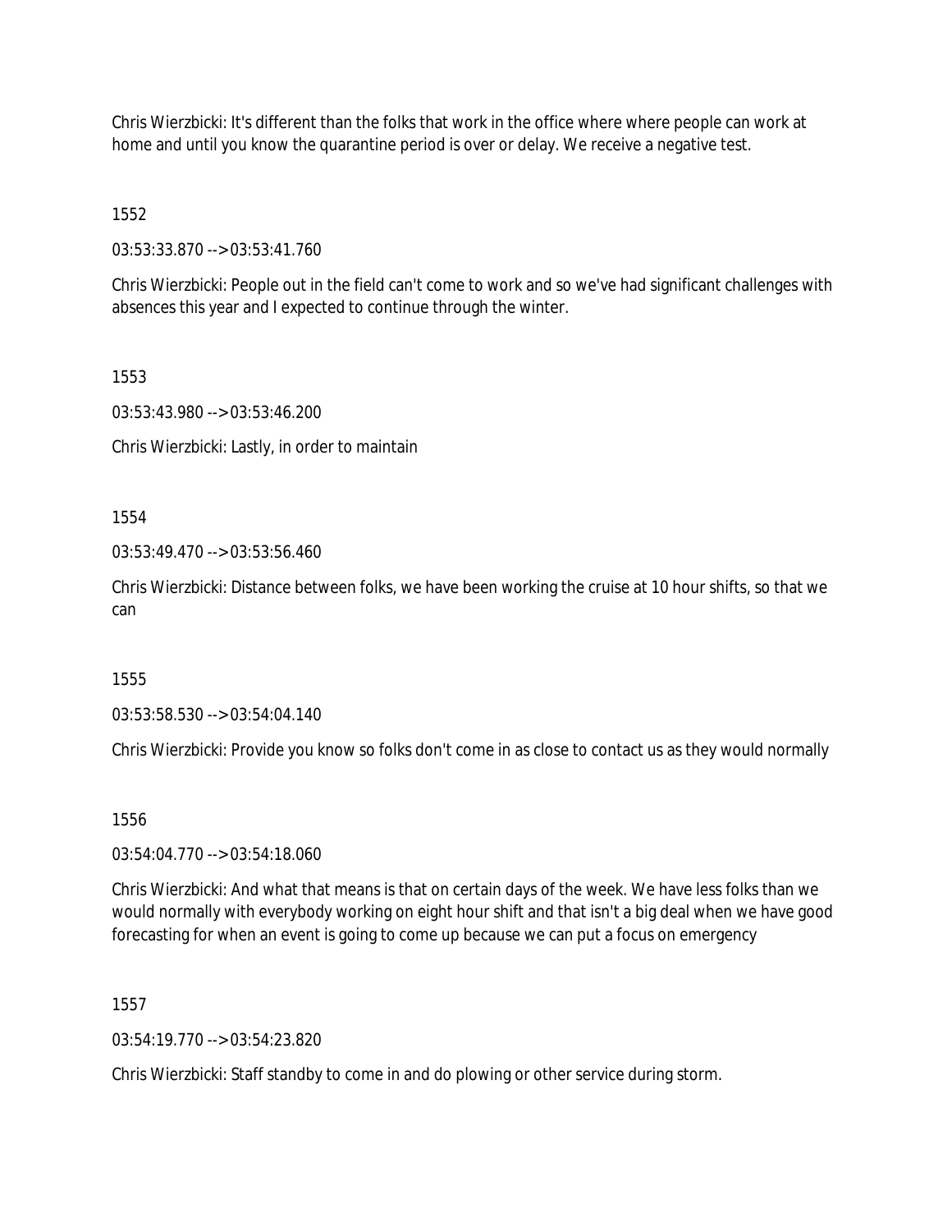Chris Wierzbicki: It's different than the folks that work in the office where where people can work at home and until you know the quarantine period is over or delay. We receive a negative test.

1552

03:53:33.870 --> 03:53:41.760

Chris Wierzbicki: People out in the field can't come to work and so we've had significant challenges with absences this year and I expected to continue through the winter.

1553

03:53:43.980 --> 03:53:46.200

Chris Wierzbicki: Lastly, in order to maintain

1554

03:53:49.470 --> 03:53:56.460

Chris Wierzbicki: Distance between folks, we have been working the cruise at 10 hour shifts, so that we can

1555

03:53:58.530 --> 03:54:04.140

Chris Wierzbicki: Provide you know so folks don't come in as close to contact us as they would normally

1556

03:54:04.770 --> 03:54:18.060

Chris Wierzbicki: And what that means is that on certain days of the week. We have less folks than we would normally with everybody working on eight hour shift and that isn't a big deal when we have good forecasting for when an event is going to come up because we can put a focus on emergency

1557

03:54:19.770 --> 03:54:23.820

Chris Wierzbicki: Staff standby to come in and do plowing or other service during storm.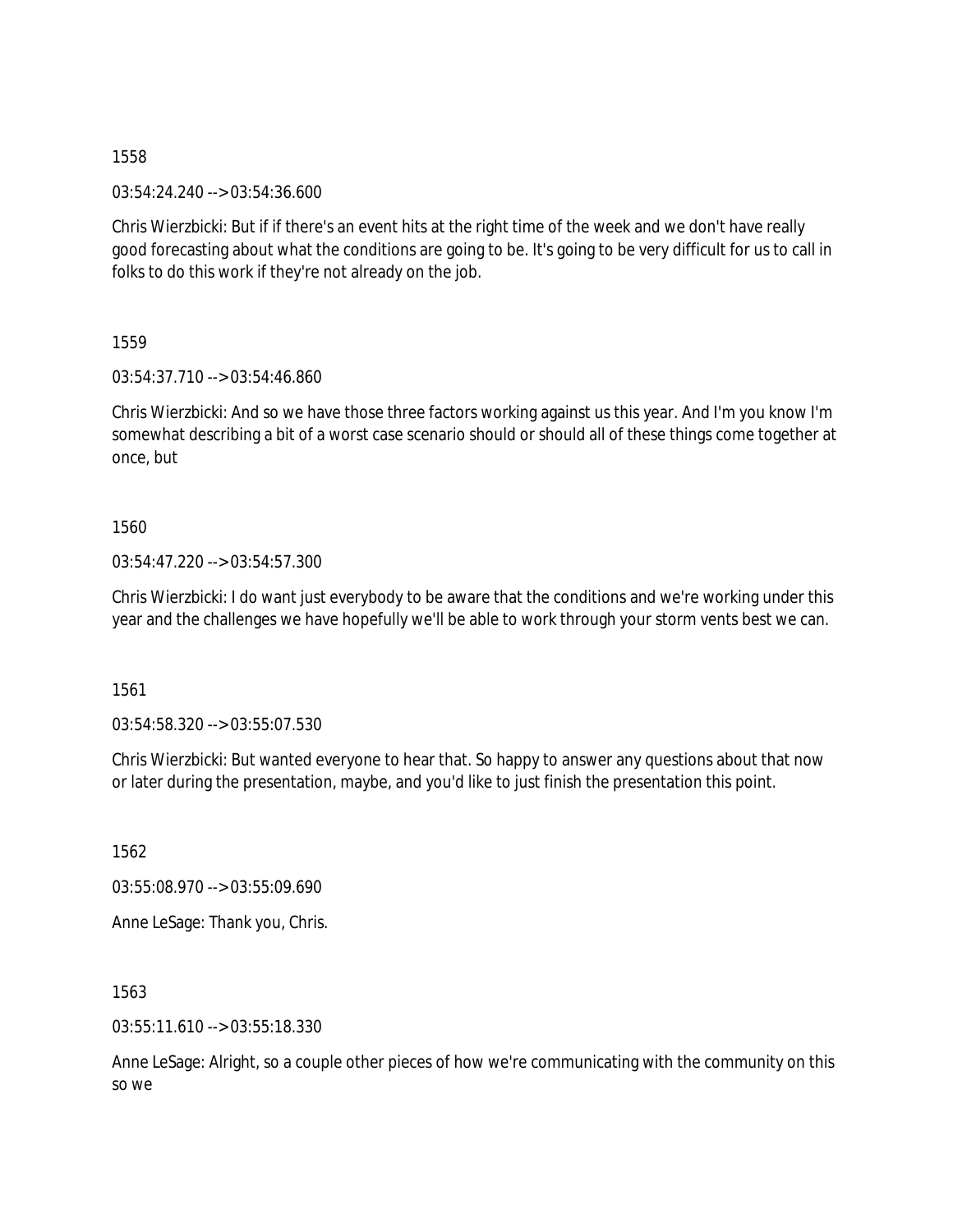1558

03:54:24.240 --> 03:54:36.600

Chris Wierzbicki: But if if there's an event hits at the right time of the week and we don't have really good forecasting about what the conditions are going to be. It's going to be very difficult for us to call in folks to do this work if they're not already on the job.

1559

03:54:37.710 --> 03:54:46.860

Chris Wierzbicki: And so we have those three factors working against us this year. And I'm you know I'm somewhat describing a bit of a worst case scenario should or should all of these things come together at once, but

1560

03:54:47.220 --> 03:54:57.300

Chris Wierzbicki: I do want just everybody to be aware that the conditions and we're working under this year and the challenges we have hopefully we'll be able to work through your storm vents best we can.

1561

03:54:58.320 --> 03:55:07.530

Chris Wierzbicki: But wanted everyone to hear that. So happy to answer any questions about that now or later during the presentation, maybe, and you'd like to just finish the presentation this point.

1562

03:55:08.970 --> 03:55:09.690

Anne LeSage: Thank you, Chris.

1563

03:55:11.610 --> 03:55:18.330

Anne LeSage: Alright, so a couple other pieces of how we're communicating with the community on this so we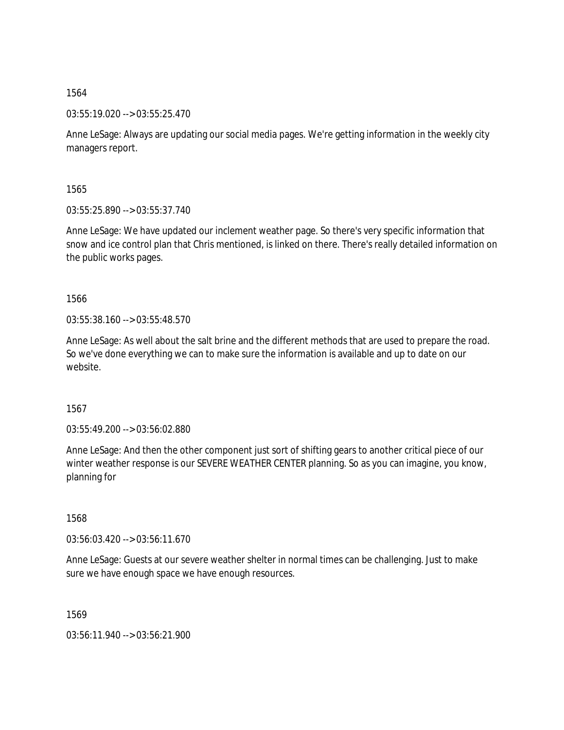1564

03:55:19.020 --> 03:55:25.470

Anne LeSage: Always are updating our social media pages. We're getting information in the weekly city managers report.

1565

03:55:25.890 --> 03:55:37.740

Anne LeSage: We have updated our inclement weather page. So there's very specific information that snow and ice control plan that Chris mentioned, is linked on there. There's really detailed information on the public works pages.

1566

03:55:38.160 --> 03:55:48.570

Anne LeSage: As well about the salt brine and the different methods that are used to prepare the road. So we've done everything we can to make sure the information is available and up to date on our website.

1567

03:55:49.200 --> 03:56:02.880

Anne LeSage: And then the other component just sort of shifting gears to another critical piece of our winter weather response is our SEVERE WEATHER CENTER planning. So as you can imagine, you know, planning for

1568

03:56:03.420 --> 03:56:11.670

Anne LeSage: Guests at our severe weather shelter in normal times can be challenging. Just to make sure we have enough space we have enough resources.

1569

03:56:11.940 --> 03:56:21.900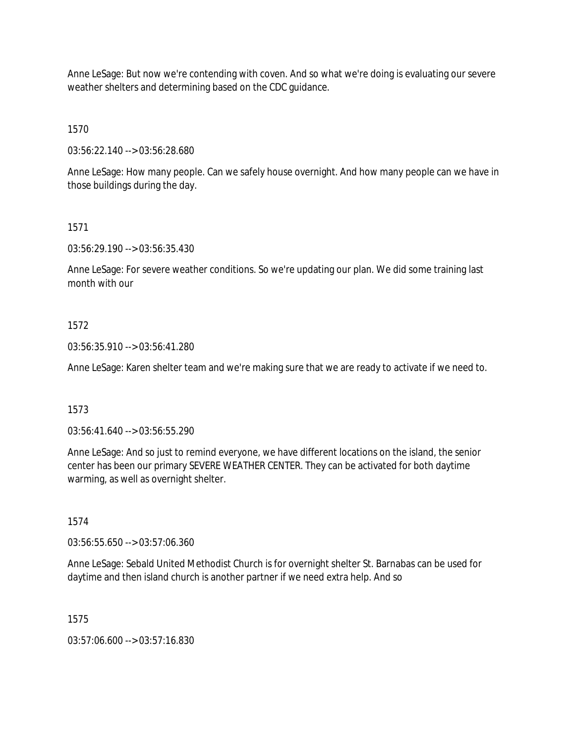Anne LeSage: But now we're contending with coven. And so what we're doing is evaluating our severe weather shelters and determining based on the CDC guidance.

1570

03:56:22.140 --> 03:56:28.680

Anne LeSage: How many people. Can we safely house overnight. And how many people can we have in those buildings during the day.

1571

03:56:29.190 --> 03:56:35.430

Anne LeSage: For severe weather conditions. So we're updating our plan. We did some training last month with our

1572

03:56:35.910 --> 03:56:41.280

Anne LeSage: Karen shelter team and we're making sure that we are ready to activate if we need to.

1573

03:56:41.640 --> 03:56:55.290

Anne LeSage: And so just to remind everyone, we have different locations on the island, the senior center has been our primary SEVERE WEATHER CENTER. They can be activated for both daytime warming, as well as overnight shelter.

1574

03:56:55.650 --> 03:57:06.360

Anne LeSage: Sebald United Methodist Church is for overnight shelter St. Barnabas can be used for daytime and then island church is another partner if we need extra help. And so

1575

03:57:06.600 --> 03:57:16.830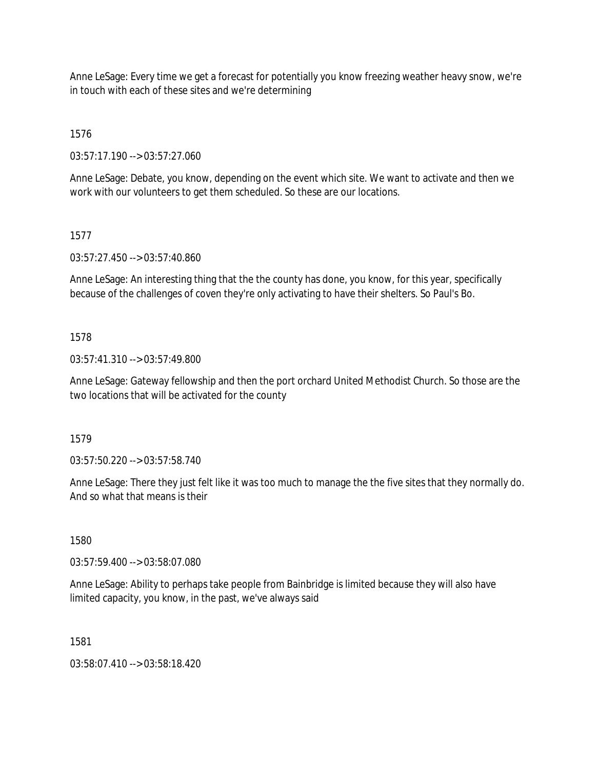Anne LeSage: Every time we get a forecast for potentially you know freezing weather heavy snow, we're in touch with each of these sites and we're determining

1576

03:57:17.190 --> 03:57:27.060

Anne LeSage: Debate, you know, depending on the event which site. We want to activate and then we work with our volunteers to get them scheduled. So these are our locations.

1577

03:57:27.450 --> 03:57:40.860

Anne LeSage: An interesting thing that the the county has done, you know, for this year, specifically because of the challenges of coven they're only activating to have their shelters. So Paul's Bo.

1578

03:57:41.310 --> 03:57:49.800

Anne LeSage: Gateway fellowship and then the port orchard United Methodist Church. So those are the two locations that will be activated for the county

1579

03:57:50.220 --> 03:57:58.740

Anne LeSage: There they just felt like it was too much to manage the the five sites that they normally do. And so what that means is their

1580

03:57:59.400 --> 03:58:07.080

Anne LeSage: Ability to perhaps take people from Bainbridge is limited because they will also have limited capacity, you know, in the past, we've always said

1581

03:58:07.410 --> 03:58:18.420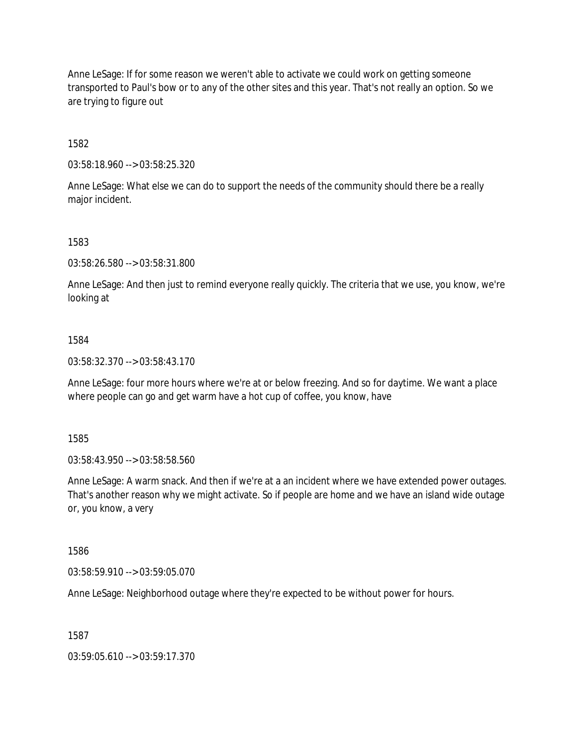Anne LeSage: If for some reason we weren't able to activate we could work on getting someone transported to Paul's bow or to any of the other sites and this year. That's not really an option. So we are trying to figure out

1582

03:58:18.960 --> 03:58:25.320

Anne LeSage: What else we can do to support the needs of the community should there be a really major incident.

1583

03:58:26.580 --> 03:58:31.800

Anne LeSage: And then just to remind everyone really quickly. The criteria that we use, you know, we're looking at

1584

03:58:32.370 --> 03:58:43.170

Anne LeSage: four more hours where we're at or below freezing. And so for daytime. We want a place where people can go and get warm have a hot cup of coffee, you know, have

1585

03:58:43.950 --> 03:58:58.560

Anne LeSage: A warm snack. And then if we're at a an incident where we have extended power outages. That's another reason why we might activate. So if people are home and we have an island wide outage or, you know, a very

1586

03:58:59.910 --> 03:59:05.070

Anne LeSage: Neighborhood outage where they're expected to be without power for hours.

1587

03:59:05.610 --> 03:59:17.370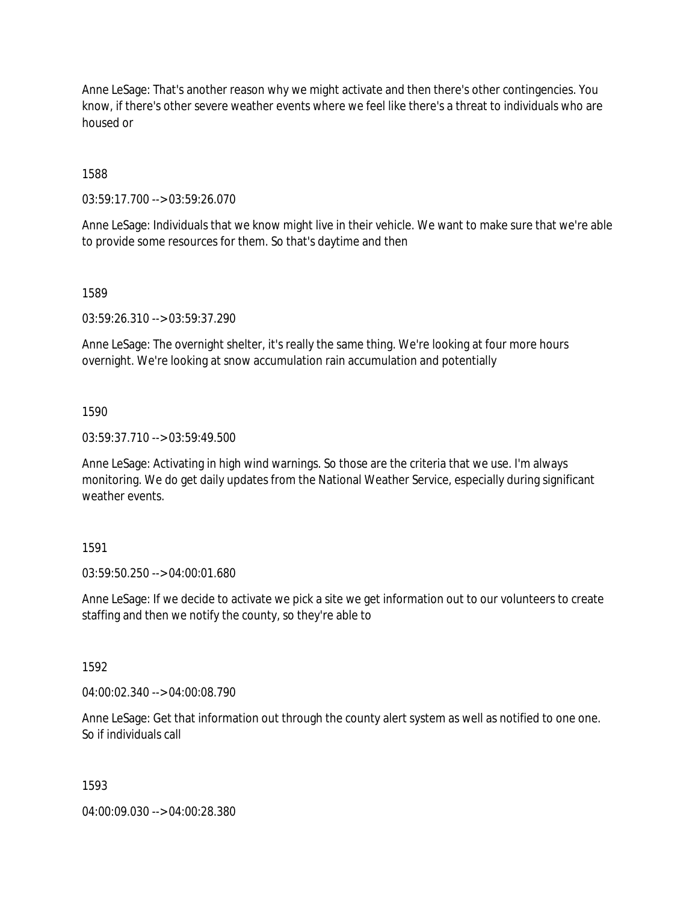Anne LeSage: That's another reason why we might activate and then there's other contingencies. You know, if there's other severe weather events where we feel like there's a threat to individuals who are housed or

1588

03:59:17.700 --> 03:59:26.070

Anne LeSage: Individuals that we know might live in their vehicle. We want to make sure that we're able to provide some resources for them. So that's daytime and then

1589

03:59:26.310 --> 03:59:37.290

Anne LeSage: The overnight shelter, it's really the same thing. We're looking at four more hours overnight. We're looking at snow accumulation rain accumulation and potentially

1590

03:59:37.710 --> 03:59:49.500

Anne LeSage: Activating in high wind warnings. So those are the criteria that we use. I'm always monitoring. We do get daily updates from the National Weather Service, especially during significant weather events.

1591

03:59:50.250 --> 04:00:01.680

Anne LeSage: If we decide to activate we pick a site we get information out to our volunteers to create staffing and then we notify the county, so they're able to

1592

04:00:02.340 --> 04:00:08.790

Anne LeSage: Get that information out through the county alert system as well as notified to one one. So if individuals call

1593

04:00:09.030 --> 04:00:28.380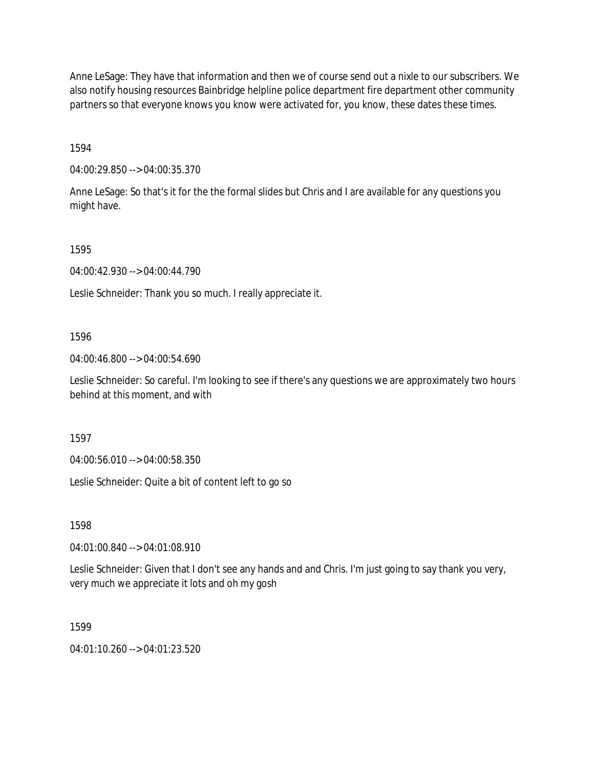Anne LeSage: They have that information and then we of course send out a nixle to our subscribers. We also notify housing resources Bainbridge helpline police department fire department other community partners so that everyone knows you know were activated for, you know, these dates these times.

1594

04:00:29.850 --> 04:00:35.370

Anne LeSage: So that's it for the the formal slides but Chris and I are available for any questions you might have.

1595

04:00:42.930 --> 04:00:44.790

Leslie Schneider: Thank you so much. I really appreciate it.

1596

04:00:46.800 --> 04:00:54.690

Leslie Schneider: So careful. I'm looking to see if there's any questions we are approximately two hours behind at this moment, and with

1597

04:00:56.010 --> 04:00:58.350

Leslie Schneider: Quite a bit of content left to go so

1598

04:01:00.840 --> 04:01:08.910

Leslie Schneider: Given that I don't see any hands and and Chris. I'm just going to say thank you very, very much we appreciate it lots and oh my gosh

1599

04:01:10.260 --> 04:01:23.520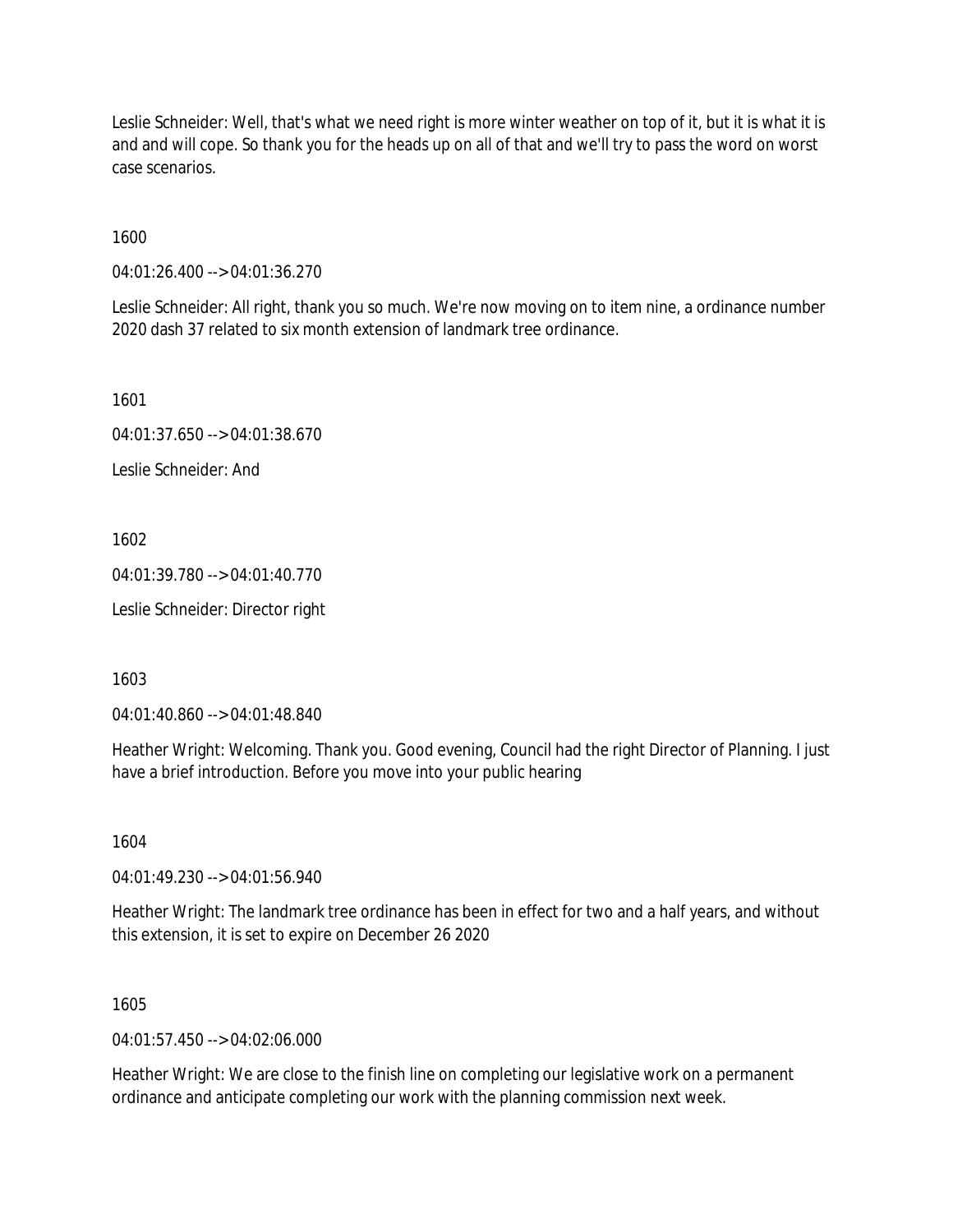Leslie Schneider: Well, that's what we need right is more winter weather on top of it, but it is what it is and and will cope. So thank you for the heads up on all of that and we'll try to pass the word on worst case scenarios.

1600

04:01:26.400 --> 04:01:36.270

Leslie Schneider: All right, thank you so much. We're now moving on to item nine, a ordinance number 2020 dash 37 related to six month extension of landmark tree ordinance.

1601

04:01:37.650 --> 04:01:38.670

Leslie Schneider: And

1602

04:01:39.780 --> 04:01:40.770

Leslie Schneider: Director right

1603

04:01:40.860 --> 04:01:48.840

Heather Wright: Welcoming. Thank you. Good evening, Council had the right Director of Planning. I just have a brief introduction. Before you move into your public hearing

1604

04:01:49.230 --> 04:01:56.940

Heather Wright: The landmark tree ordinance has been in effect for two and a half years, and without this extension, it is set to expire on December 26 2020

1605

04:01:57.450 --> 04:02:06.000

Heather Wright: We are close to the finish line on completing our legislative work on a permanent ordinance and anticipate completing our work with the planning commission next week.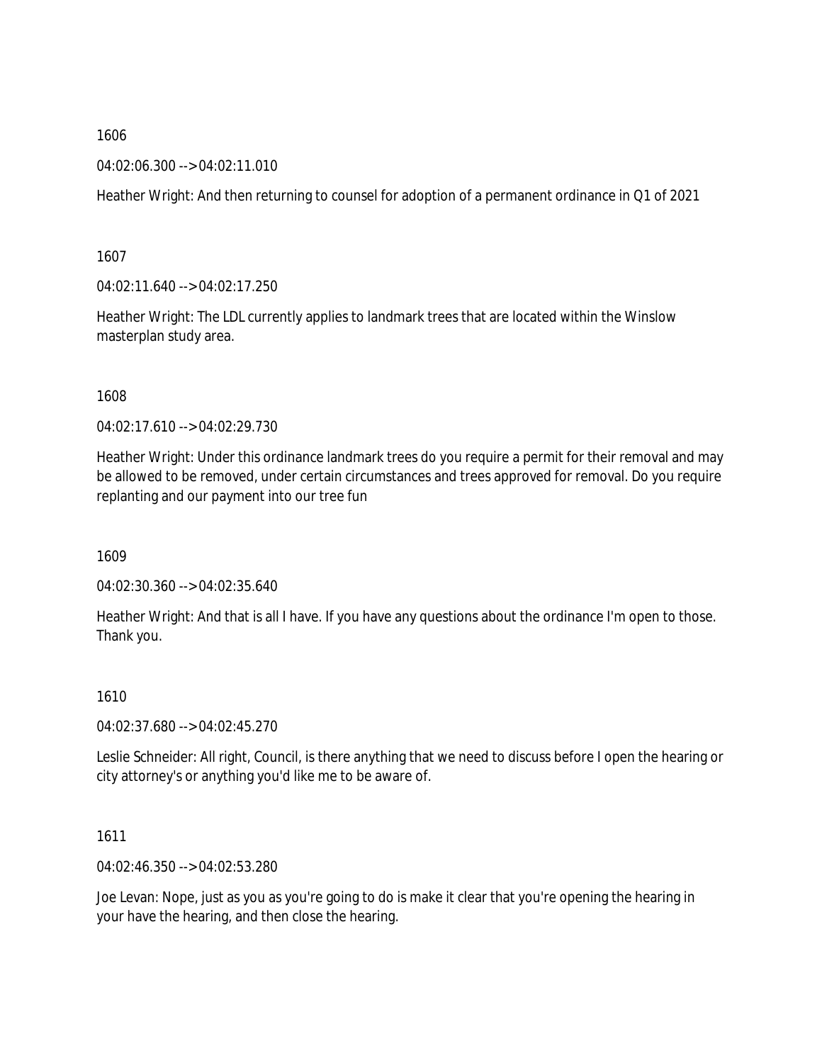1606

04:02:06.300 --> 04:02:11.010

Heather Wright: And then returning to counsel for adoption of a permanent ordinance in Q1 of 2021

1607

04:02:11.640 --> 04:02:17.250

Heather Wright: The LDL currently applies to landmark trees that are located within the Winslow masterplan study area.

1608

04:02:17.610 --> 04:02:29.730

Heather Wright: Under this ordinance landmark trees do you require a permit for their removal and may be allowed to be removed, under certain circumstances and trees approved for removal. Do you require replanting and our payment into our tree fun

1609

04:02:30.360 --> 04:02:35.640

Heather Wright: And that is all I have. If you have any questions about the ordinance I'm open to those. Thank you.

1610

04:02:37.680 --> 04:02:45.270

Leslie Schneider: All right, Council, is there anything that we need to discuss before I open the hearing or city attorney's or anything you'd like me to be aware of.

1611

04:02:46.350 --> 04:02:53.280

Joe Levan: Nope, just as you as you're going to do is make it clear that you're opening the hearing in your have the hearing, and then close the hearing.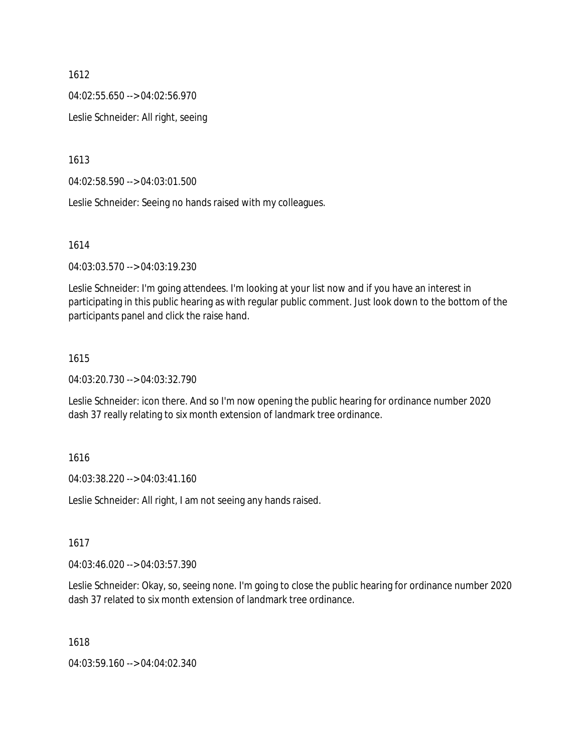1612

04:02:55.650 --> 04:02:56.970

Leslie Schneider: All right, seeing

1613

04:02:58.590 --> 04:03:01.500

Leslie Schneider: Seeing no hands raised with my colleagues.

1614

04:03:03.570 --> 04:03:19.230

Leslie Schneider: I'm going attendees. I'm looking at your list now and if you have an interest in participating in this public hearing as with regular public comment. Just look down to the bottom of the participants panel and click the raise hand.

1615

04:03:20.730 --> 04:03:32.790

Leslie Schneider: icon there. And so I'm now opening the public hearing for ordinance number 2020 dash 37 really relating to six month extension of landmark tree ordinance.

1616

04:03:38.220 --> 04:03:41.160

Leslie Schneider: All right, I am not seeing any hands raised.

1617

04:03:46.020 --> 04:03:57.390

Leslie Schneider: Okay, so, seeing none. I'm going to close the public hearing for ordinance number 2020 dash 37 related to six month extension of landmark tree ordinance.

1618

04:03:59.160 --> 04:04:02.340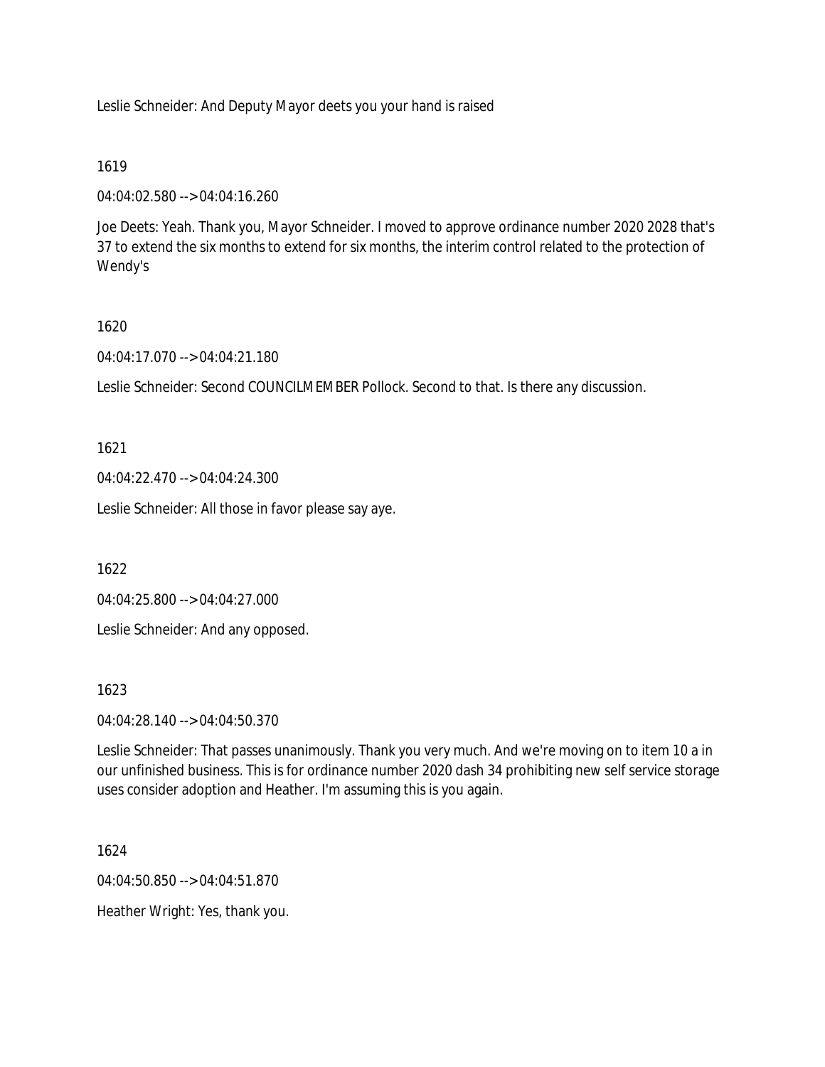Leslie Schneider: And Deputy Mayor deets you your hand is raised

1619

04:04:02.580 --> 04:04:16.260

Joe Deets: Yeah. Thank you, Mayor Schneider. I moved to approve ordinance number 2020 2028 that's 37 to extend the six months to extend for six months, the interim control related to the protection of Wendy's

1620

04:04:17.070 --> 04:04:21.180

Leslie Schneider: Second COUNCILMEMBER Pollock. Second to that. Is there any discussion.

1621

04:04:22.470 --> 04:04:24.300

Leslie Schneider: All those in favor please say aye.

1622

04:04:25.800 --> 04:04:27.000

Leslie Schneider: And any opposed.

1623

04:04:28.140 --> 04:04:50.370

Leslie Schneider: That passes unanimously. Thank you very much. And we're moving on to item 10 a in our unfinished business. This is for ordinance number 2020 dash 34 prohibiting new self service storage uses consider adoption and Heather. I'm assuming this is you again.

1624

04:04:50.850 --> 04:04:51.870

Heather Wright: Yes, thank you.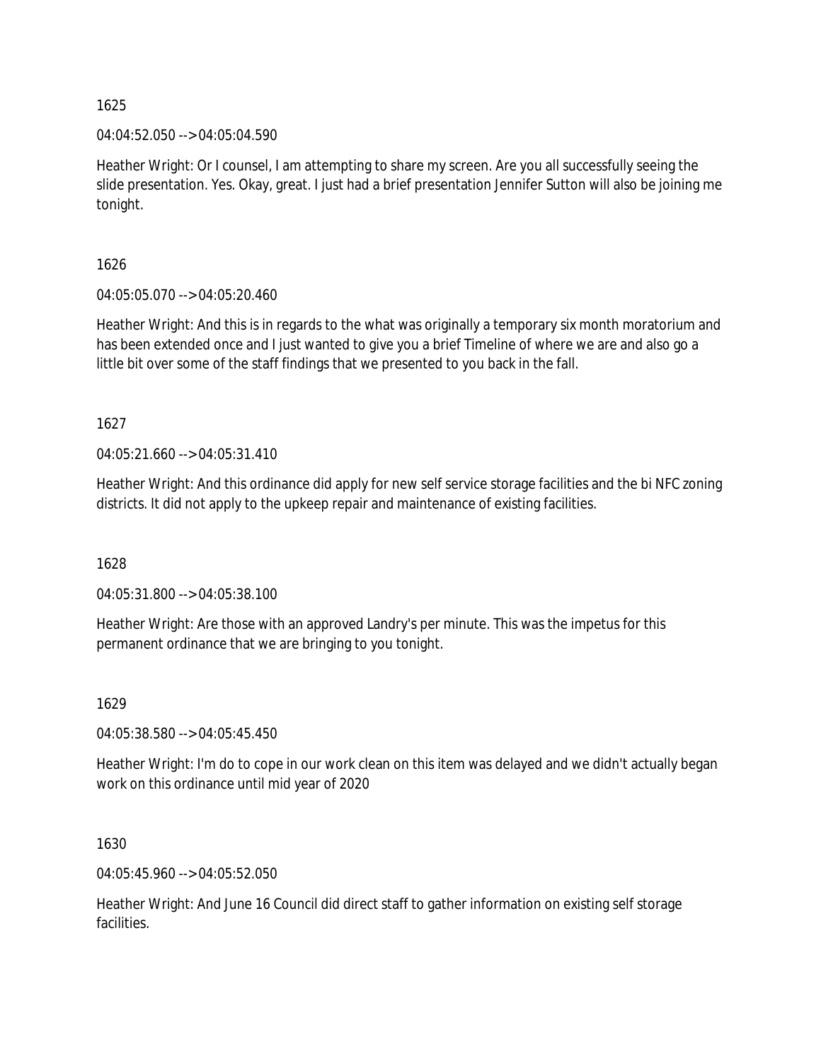1625

04:04:52.050 --> 04:05:04.590

Heather Wright: Or I counsel, I am attempting to share my screen. Are you all successfully seeing the slide presentation. Yes. Okay, great. I just had a brief presentation Jennifer Sutton will also be joining me tonight.

1626

04:05:05.070 --> 04:05:20.460

Heather Wright: And this is in regards to the what was originally a temporary six month moratorium and has been extended once and I just wanted to give you a brief Timeline of where we are and also go a little bit over some of the staff findings that we presented to you back in the fall.

1627

04:05:21.660 --> 04:05:31.410

Heather Wright: And this ordinance did apply for new self service storage facilities and the bi NFC zoning districts. It did not apply to the upkeep repair and maintenance of existing facilities.

1628

04:05:31.800 --> 04:05:38.100

Heather Wright: Are those with an approved Landry's per minute. This was the impetus for this permanent ordinance that we are bringing to you tonight.

1629

04:05:38.580 --> 04:05:45.450

Heather Wright: I'm do to cope in our work clean on this item was delayed and we didn't actually began work on this ordinance until mid year of 2020

1630

04:05:45.960 --> 04:05:52.050

Heather Wright: And June 16 Council did direct staff to gather information on existing self storage facilities.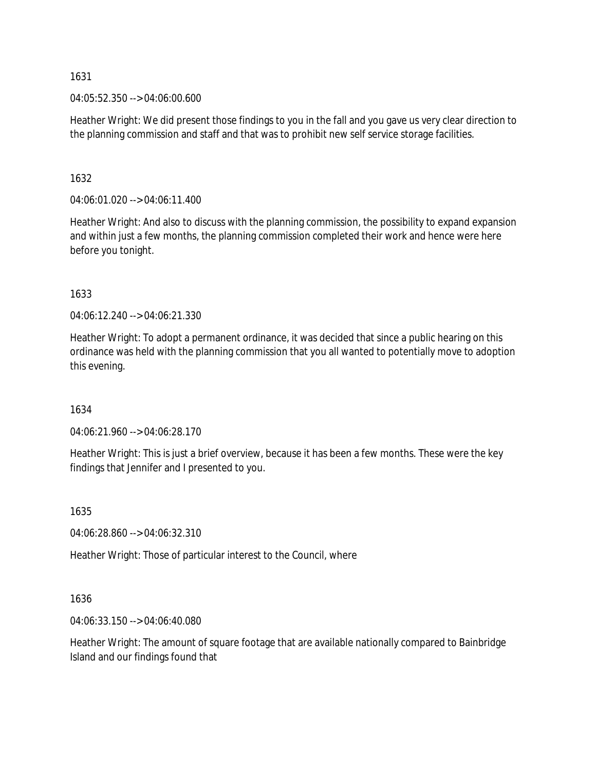1631

04:05:52.350 --> 04:06:00.600

Heather Wright: We did present those findings to you in the fall and you gave us very clear direction to the planning commission and staff and that was to prohibit new self service storage facilities.

1632

04:06:01.020 --> 04:06:11.400

Heather Wright: And also to discuss with the planning commission, the possibility to expand expansion and within just a few months, the planning commission completed their work and hence were here before you tonight.

1633

04:06:12.240 --> 04:06:21.330

Heather Wright: To adopt a permanent ordinance, it was decided that since a public hearing on this ordinance was held with the planning commission that you all wanted to potentially move to adoption this evening.

1634

04:06:21.960 --> 04:06:28.170

Heather Wright: This is just a brief overview, because it has been a few months. These were the key findings that Jennifer and I presented to you.

1635

04:06:28.860 --> 04:06:32.310

Heather Wright: Those of particular interest to the Council, where

1636

04:06:33.150 --> 04:06:40.080

Heather Wright: The amount of square footage that are available nationally compared to Bainbridge Island and our findings found that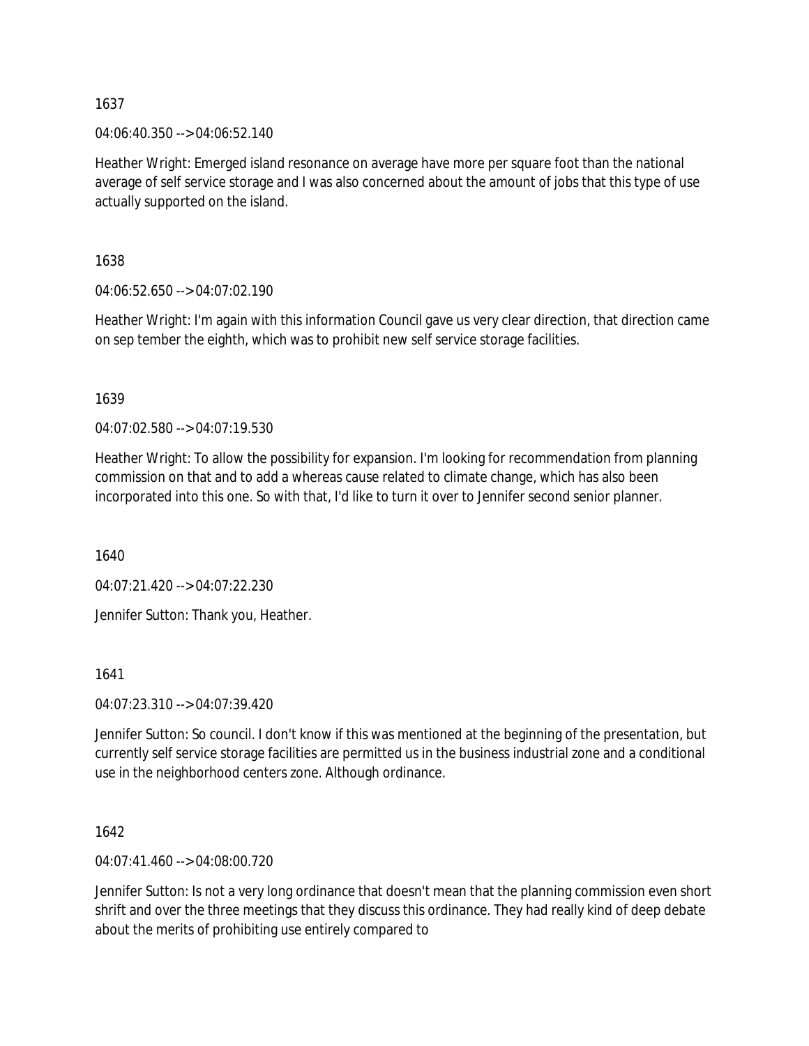1637

04:06:40.350 --> 04:06:52.140

Heather Wright: Emerged island resonance on average have more per square foot than the national average of self service storage and I was also concerned about the amount of jobs that this type of use actually supported on the island.

1638

04:06:52.650 --> 04:07:02.190

Heather Wright: I'm again with this information Council gave us very clear direction, that direction came on sep tember the eighth, which was to prohibit new self service storage facilities.

1639

04:07:02.580 --> 04:07:19.530

Heather Wright: To allow the possibility for expansion. I'm looking for recommendation from planning commission on that and to add a whereas cause related to climate change, which has also been incorporated into this one. So with that, I'd like to turn it over to Jennifer second senior planner.

1640

04:07:21.420 --> 04:07:22.230

Jennifer Sutton: Thank you, Heather.

1641

04:07:23.310 --> 04:07:39.420

Jennifer Sutton: So council. I don't know if this was mentioned at the beginning of the presentation, but currently self service storage facilities are permitted us in the business industrial zone and a conditional use in the neighborhood centers zone. Although ordinance.

1642

04:07:41.460 --> 04:08:00.720

Jennifer Sutton: Is not a very long ordinance that doesn't mean that the planning commission even short shrift and over the three meetings that they discuss this ordinance. They had really kind of deep debate about the merits of prohibiting use entirely compared to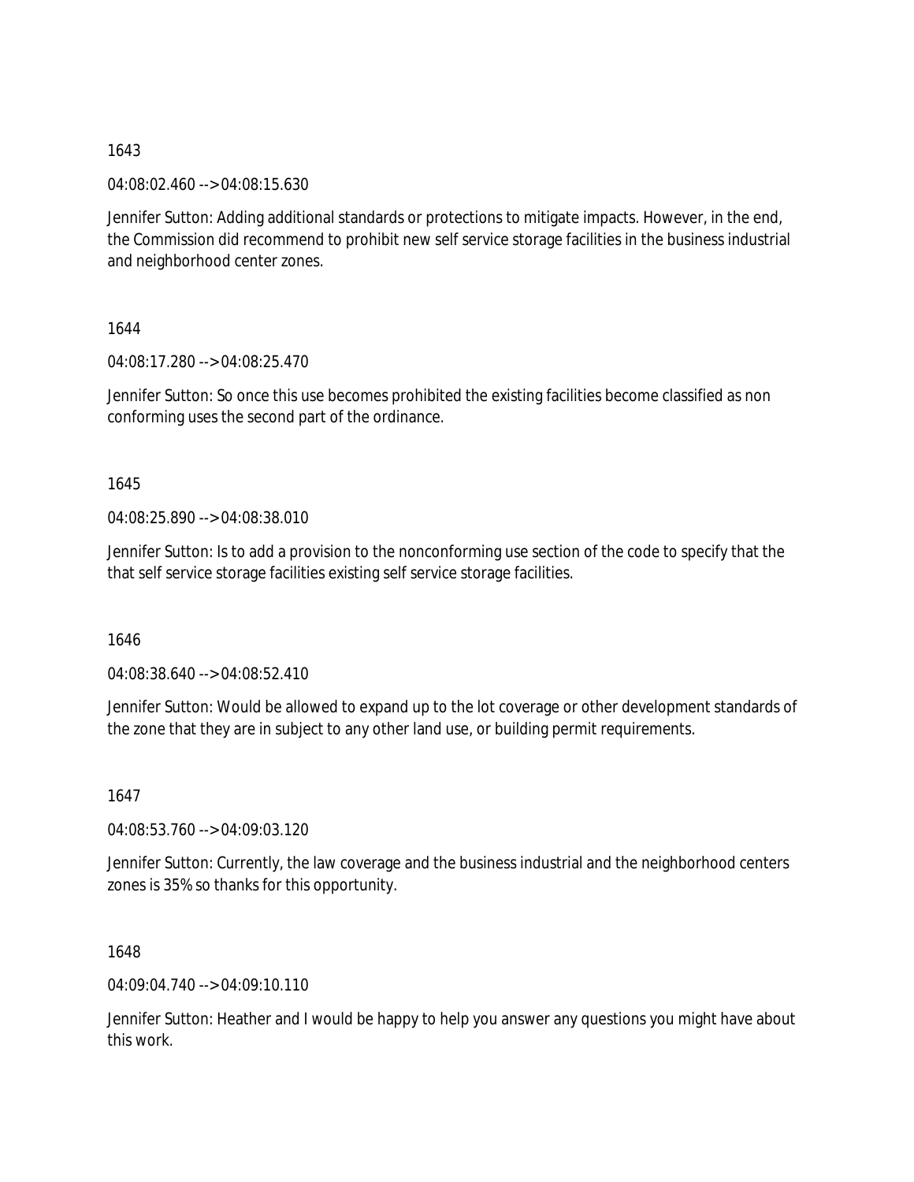1643

04:08:02.460 --> 04:08:15.630

Jennifer Sutton: Adding additional standards or protections to mitigate impacts. However, in the end, the Commission did recommend to prohibit new self service storage facilities in the business industrial and neighborhood center zones.

1644

04:08:17.280 --> 04:08:25.470

Jennifer Sutton: So once this use becomes prohibited the existing facilities become classified as non conforming uses the second part of the ordinance.

1645

04:08:25.890 --> 04:08:38.010

Jennifer Sutton: Is to add a provision to the nonconforming use section of the code to specify that the that self service storage facilities existing self service storage facilities.

1646

04:08:38.640 --> 04:08:52.410

Jennifer Sutton: Would be allowed to expand up to the lot coverage or other development standards of the zone that they are in subject to any other land use, or building permit requirements.

1647

04:08:53.760 --> 04:09:03.120

Jennifer Sutton: Currently, the law coverage and the business industrial and the neighborhood centers zones is 35% so thanks for this opportunity.

1648

04:09:04.740 --> 04:09:10.110

Jennifer Sutton: Heather and I would be happy to help you answer any questions you might have about this work.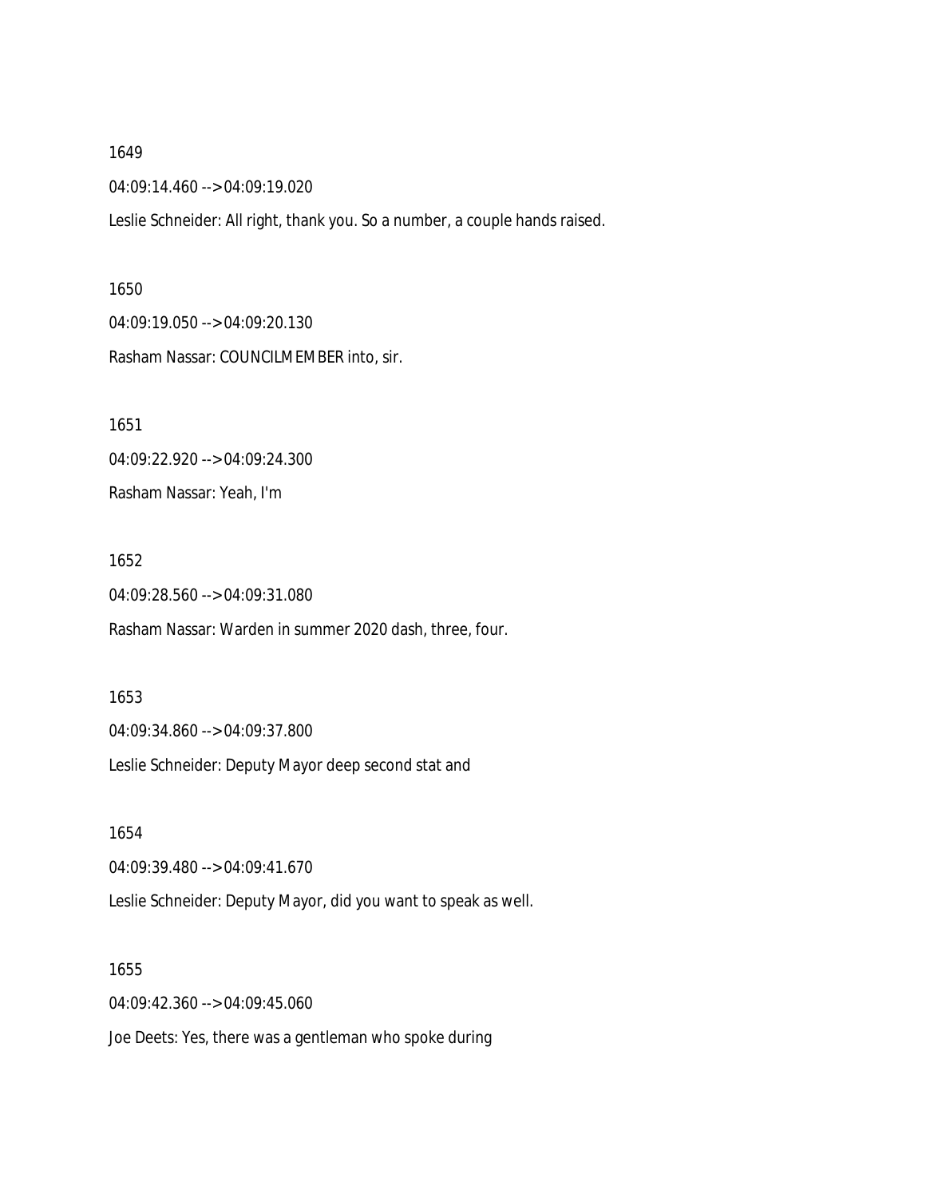1649

04:09:14.460 --> 04:09:19.020

Leslie Schneider: All right, thank you. So a number, a couple hands raised.

1650

04:09:19.050 --> 04:09:20.130

Rasham Nassar: COUNCILMEMBER into, sir.

1651

04:09:22.920 --> 04:09:24.300

Rasham Nassar: Yeah, I'm

1652

04:09:28.560 --> 04:09:31.080

Rasham Nassar: Warden in summer 2020 dash, three, four.

1653

04:09:34.860 --> 04:09:37.800

Leslie Schneider: Deputy Mayor deep second stat and

1654

04:09:39.480 --> 04:09:41.670

Leslie Schneider: Deputy Mayor, did you want to speak as well.

1655

04:09:42.360 --> 04:09:45.060

Joe Deets: Yes, there was a gentleman who spoke during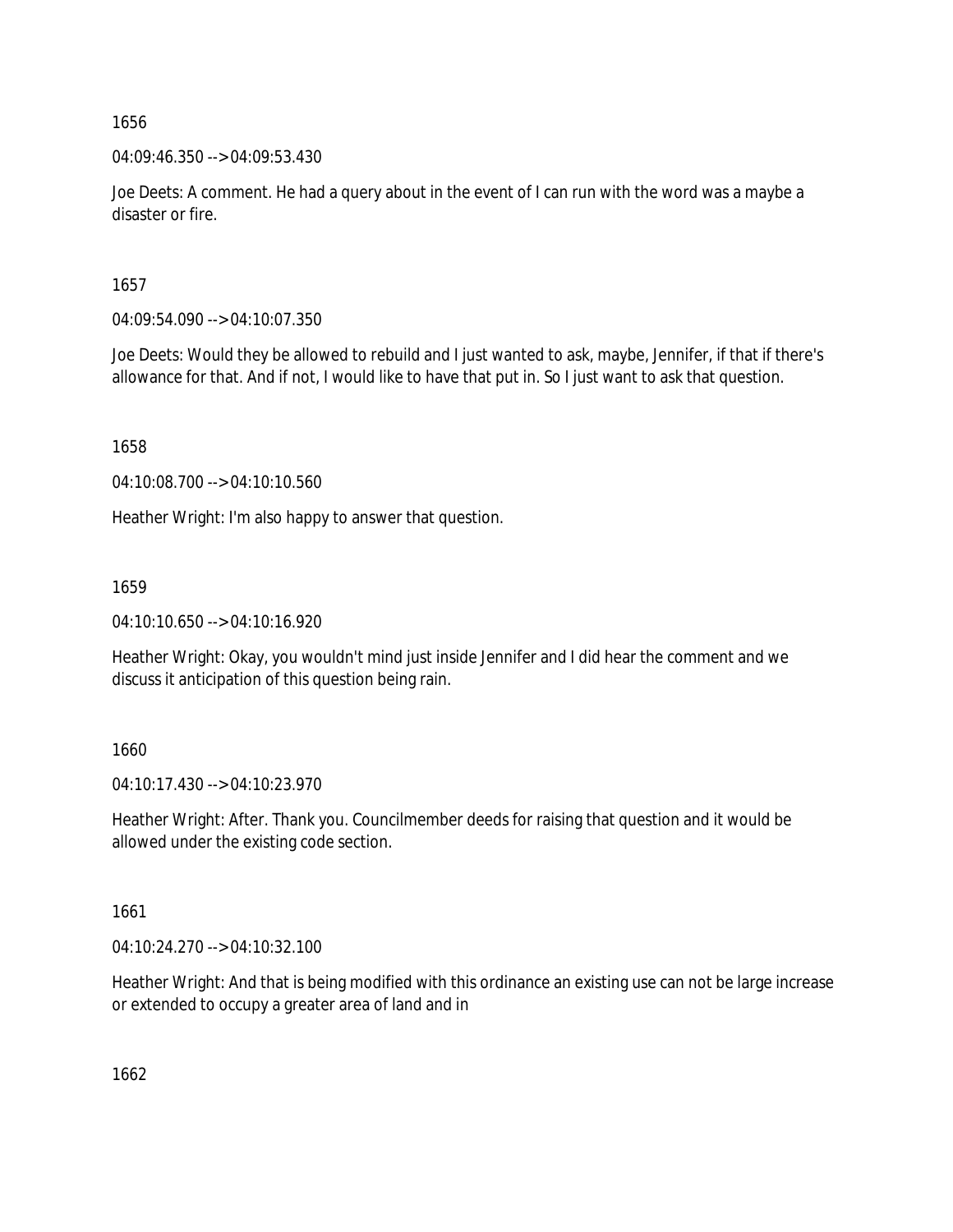1656

04:09:46.350 --> 04:09:53.430

Joe Deets: A comment. He had a query about in the event of I can run with the word was a maybe a disaster or fire.

1657

04:09:54.090 --> 04:10:07.350

Joe Deets: Would they be allowed to rebuild and I just wanted to ask, maybe, Jennifer, if that if there's allowance for that. And if not, I would like to have that put in. So I just want to ask that question.

1658

04:10:08.700 --> 04:10:10.560

Heather Wright: I'm also happy to answer that question.

1659

04:10:10.650 --> 04:10:16.920

Heather Wright: Okay, you wouldn't mind just inside Jennifer and I did hear the comment and we discuss it anticipation of this question being rain.

1660

04:10:17.430 --> 04:10:23.970

Heather Wright: After. Thank you. Councilmember deeds for raising that question and it would be allowed under the existing code section.

1661

04:10:24.270 --> 04:10:32.100

Heather Wright: And that is being modified with this ordinance an existing use can not be large increase or extended to occupy a greater area of land and in

1662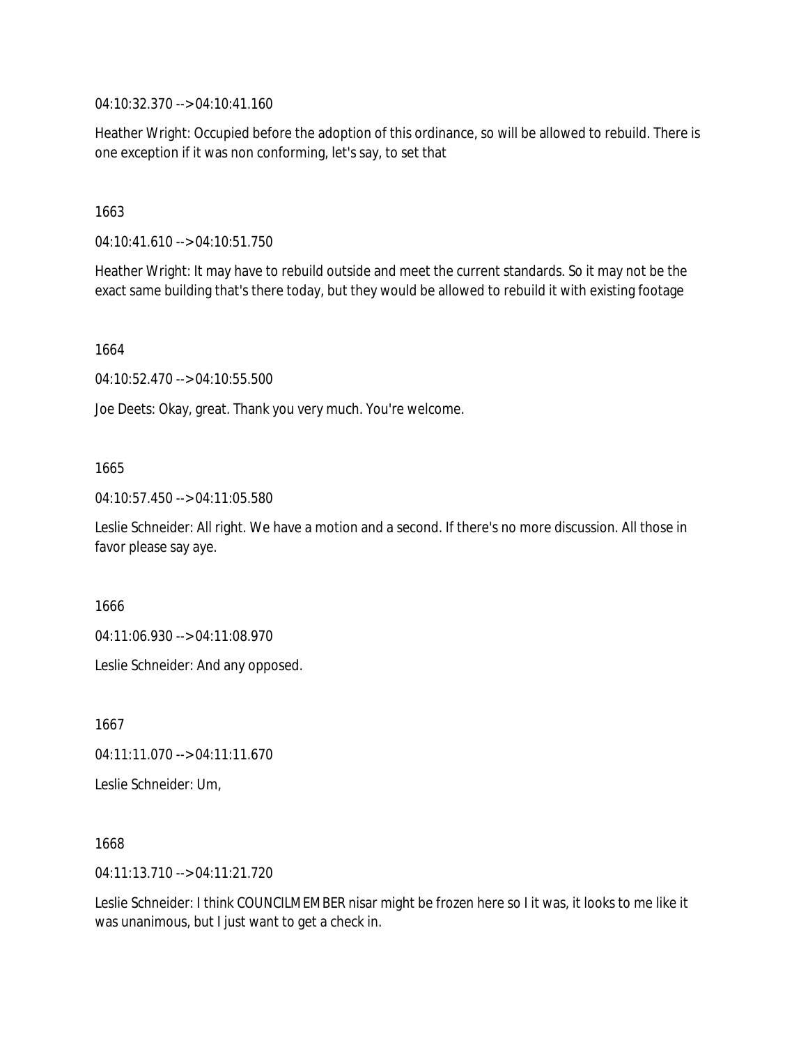04:10:32.370 --> 04:10:41.160

Heather Wright: Occupied before the adoption of this ordinance, so will be allowed to rebuild. There is one exception if it was non conforming, let's say, to set that

1663

04:10:41.610 --> 04:10:51.750

Heather Wright: It may have to rebuild outside and meet the current standards. So it may not be the exact same building that's there today, but they would be allowed to rebuild it with existing footage

1664

04:10:52.470 --> 04:10:55.500

Joe Deets: Okay, great. Thank you very much. You're welcome.

1665

04:10:57.450 --> 04:11:05.580

Leslie Schneider: All right. We have a motion and a second. If there's no more discussion. All those in favor please say aye.

1666

04:11:06.930 --> 04:11:08.970

Leslie Schneider: And any opposed.

1667

04:11:11.070 --> 04:11:11.670

Leslie Schneider: Um,

1668

04:11:13.710 --> 04:11:21.720

Leslie Schneider: I think COUNCILMEMBER nisar might be frozen here so I it was, it looks to me like it was unanimous, but I just want to get a check in.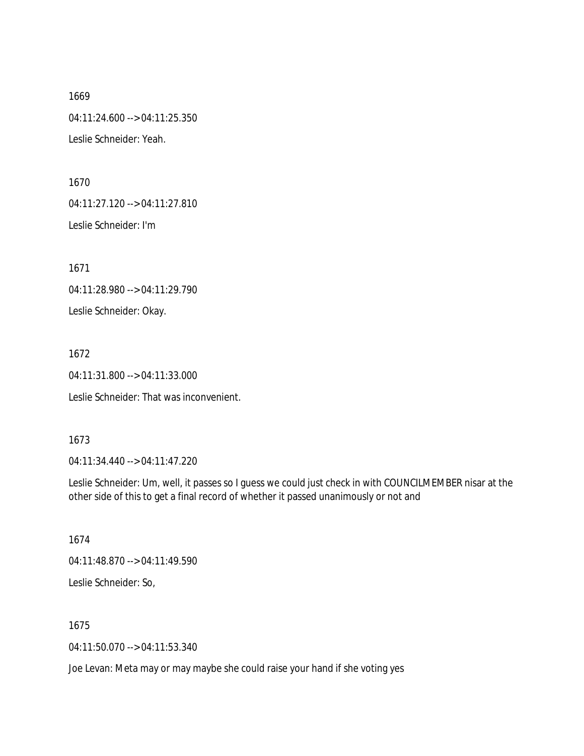1669

04:11:24.600 --> 04:11:25.350

Leslie Schneider: Yeah.

1670

04:11:27.120 --> 04:11:27.810

Leslie Schneider: I'm

1671

04:11:28.980 --> 04:11:29.790

Leslie Schneider: Okay.

1672

04:11:31.800 --> 04:11:33.000

Leslie Schneider: That was inconvenient.

1673

04:11:34.440 --> 04:11:47.220

Leslie Schneider: Um, well, it passes so I guess we could just check in with COUNCILMEMBER nisar at the other side of this to get a final record of whether it passed unanimously or not and

1674

04:11:48.870 --> 04:11:49.590

Leslie Schneider: So,

1675

04:11:50.070 --> 04:11:53.340

Joe Levan: Meta may or may maybe she could raise your hand if she voting yes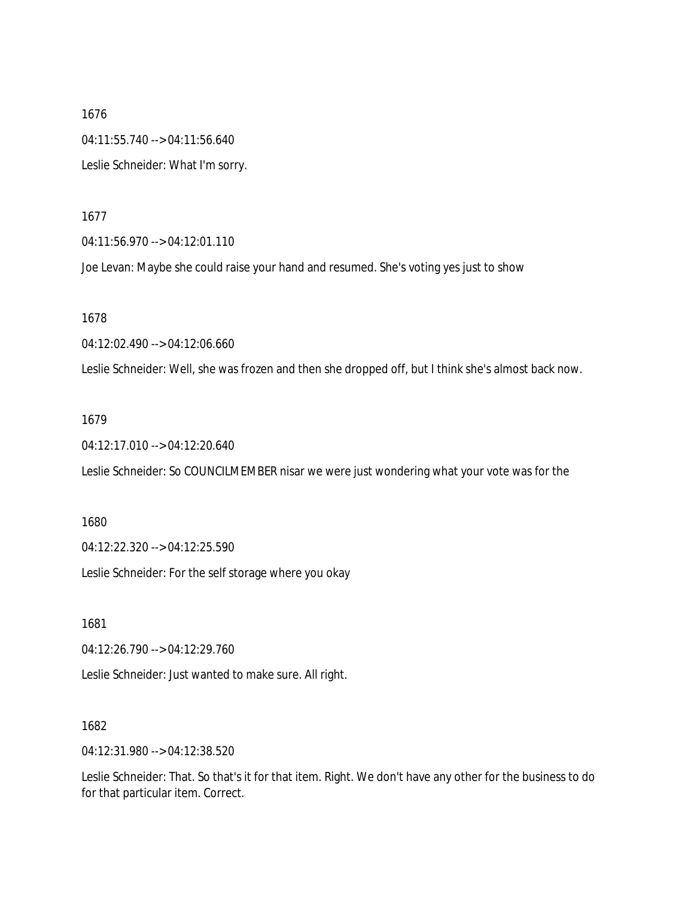1676

04:11:55.740 --> 04:11:56.640

Leslie Schneider: What I'm sorry.

1677

04:11:56.970 --> 04:12:01.110

Joe Levan: Maybe she could raise your hand and resumed. She's voting yes just to show

1678

04:12:02.490 --> 04:12:06.660

Leslie Schneider: Well, she was frozen and then she dropped off, but I think she's almost back now.

1679

04:12:17.010 --> 04:12:20.640

Leslie Schneider: So COUNCILMEMBER nisar we were just wondering what your vote was for the

1680

04:12:22.320 --> 04:12:25.590

Leslie Schneider: For the self storage where you okay

1681

04:12:26.790 --> 04:12:29.760

Leslie Schneider: Just wanted to make sure. All right.

1682

04:12:31.980 --> 04:12:38.520

Leslie Schneider: That. So that's it for that item. Right. We don't have any other for the business to do for that particular item. Correct.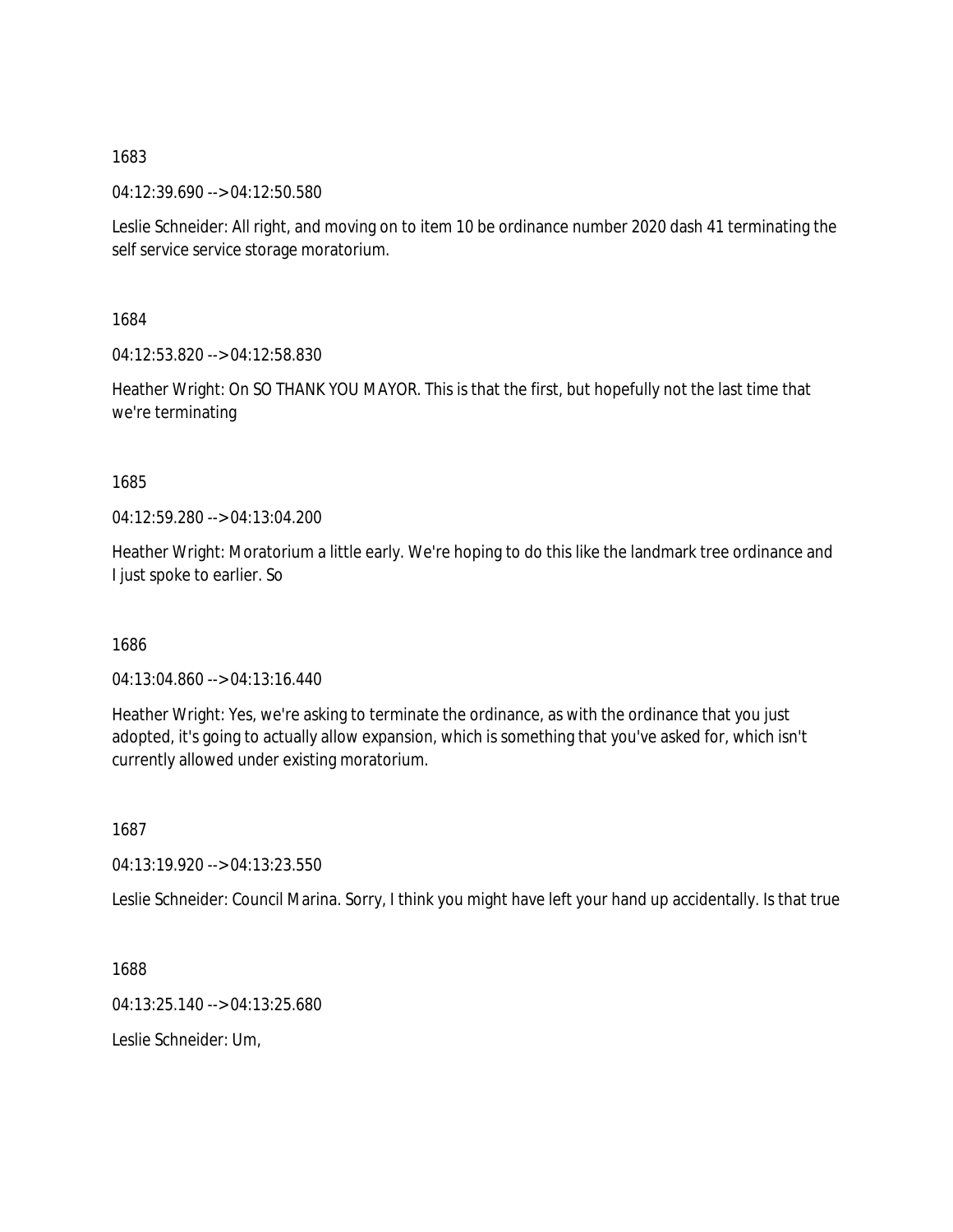1683

04:12:39.690 --> 04:12:50.580

Leslie Schneider: All right, and moving on to item 10 be ordinance number 2020 dash 41 terminating the self service service storage moratorium.

1684

04:12:53.820 --> 04:12:58.830

Heather Wright: On SO THANK YOU MAYOR. This is that the first, but hopefully not the last time that we're terminating

1685

04:12:59.280 --> 04:13:04.200

Heather Wright: Moratorium a little early. We're hoping to do this like the landmark tree ordinance and I just spoke to earlier. So

1686

04:13:04.860 --> 04:13:16.440

Heather Wright: Yes, we're asking to terminate the ordinance, as with the ordinance that you just adopted, it's going to actually allow expansion, which is something that you've asked for, which isn't currently allowed under existing moratorium.

1687

04:13:19.920 --> 04:13:23.550

Leslie Schneider: Council Marina. Sorry, I think you might have left your hand up accidentally. Is that true

1688

04:13:25.140 --> 04:13:25.680

Leslie Schneider: Um,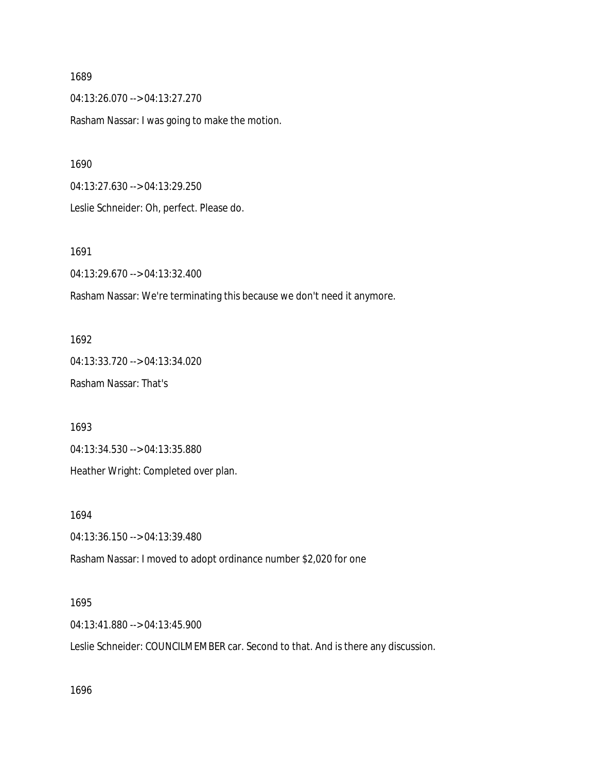1689

04:13:26.070 --> 04:13:27.270

Rasham Nassar: I was going to make the motion.

1690

04:13:27.630 --> 04:13:29.250

Leslie Schneider: Oh, perfect. Please do.

1691

04:13:29.670 --> 04:13:32.400

Rasham Nassar: We're terminating this because we don't need it anymore.

1692

04:13:33.720 --> 04:13:34.020

Rasham Nassar: That's

1693

04:13:34.530 --> 04:13:35.880

Heather Wright: Completed over plan.

1694

04:13:36.150 --> 04:13:39.480

Rasham Nassar: I moved to adopt ordinance number $2,020 for one

1695

04:13:41.880 --> 04:13:45.900

Leslie Schneider: COUNCILMEMBER car. Second to that. And is there any discussion.

1696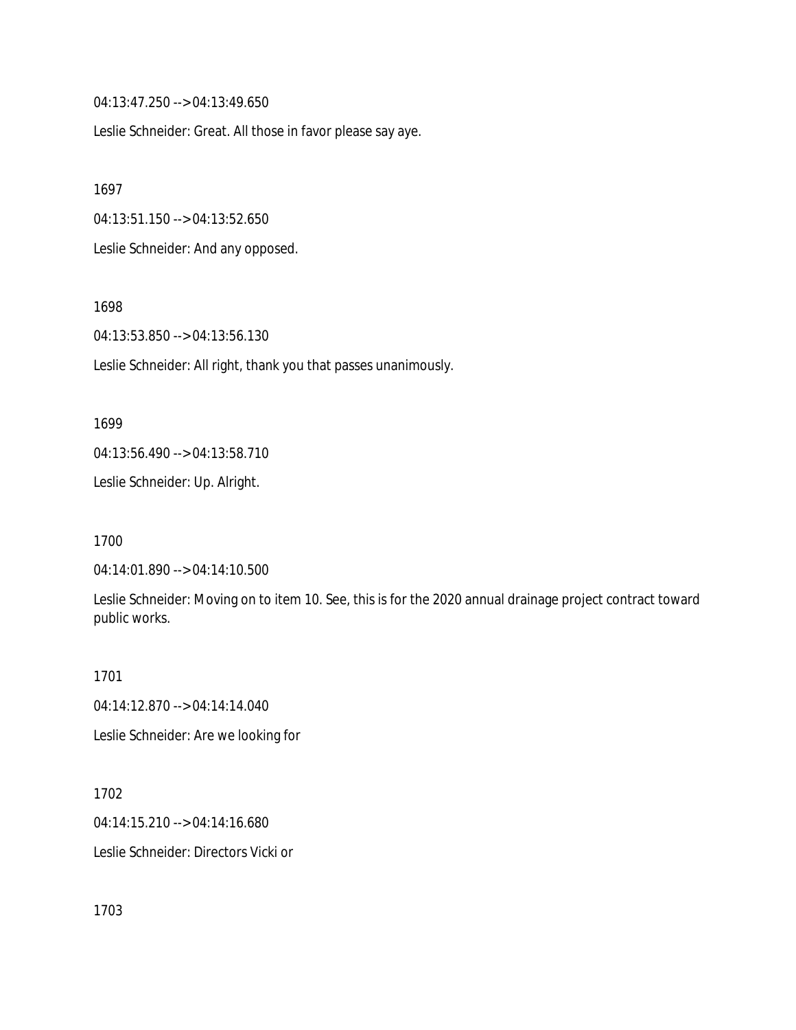04:13:47.250 --> 04:13:49.650

Leslie Schneider: Great. All those in favor please say aye.

1697

04:13:51.150 --> 04:13:52.650

Leslie Schneider: And any opposed.

1698

04:13:53.850 --> 04:13:56.130

Leslie Schneider: All right, thank you that passes unanimously.

1699

04:13:56.490 --> 04:13:58.710

Leslie Schneider: Up. Alright.

1700

04:14:01.890 --> 04:14:10.500

Leslie Schneider: Moving on to item 10. See, this is for the 2020 annual drainage project contract toward public works.

1701

04:14:12.870 --> 04:14:14.040

Leslie Schneider: Are we looking for

1702

04:14:15.210 --> 04:14:16.680

Leslie Schneider: Directors Vicki or

1703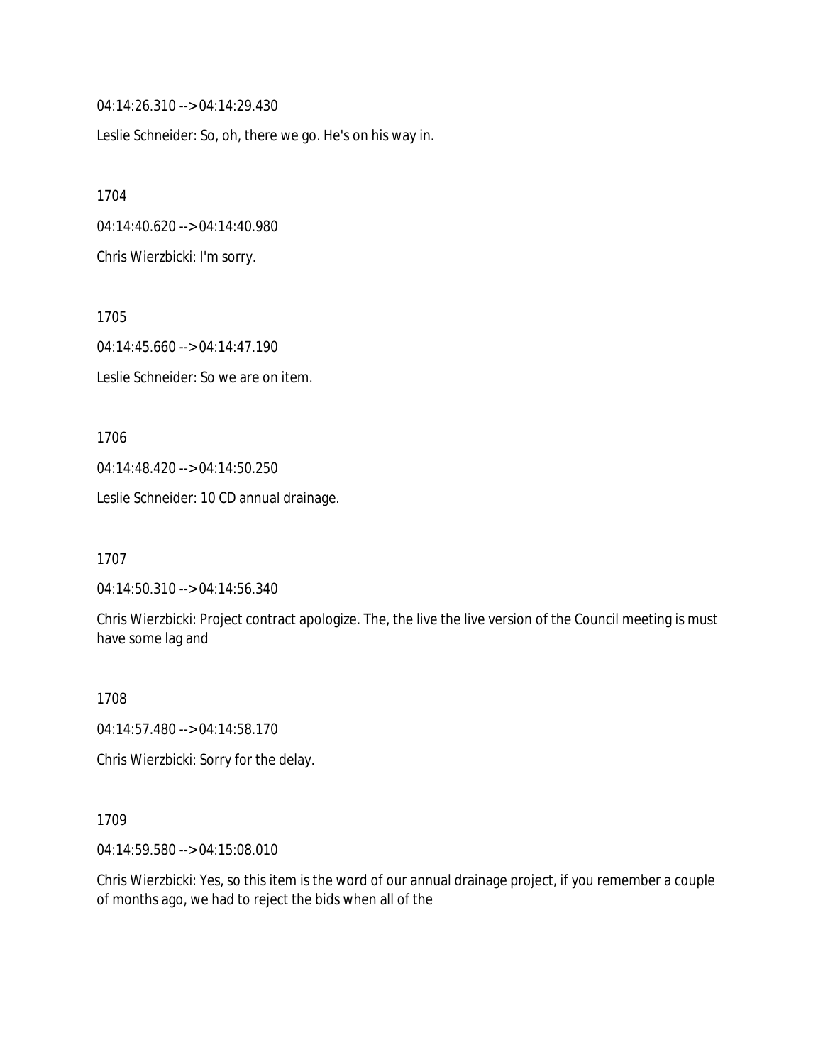04:14:26.310 --> 04:14:29.430

Leslie Schneider: So, oh, there we go. He's on his way in.

1704

04:14:40.620 --> 04:14:40.980

Chris Wierzbicki: I'm sorry.

1705

04:14:45.660 --> 04:14:47.190

Leslie Schneider: So we are on item.

1706

04:14:48.420 --> 04:14:50.250

Leslie Schneider: 10 CD annual drainage.

1707

04:14:50.310 --> 04:14:56.340

Chris Wierzbicki: Project contract apologize. The, the live the live version of the Council meeting is must have some lag and

1708

04:14:57.480 --> 04:14:58.170

Chris Wierzbicki: Sorry for the delay.

1709

04:14:59.580 --> 04:15:08.010

Chris Wierzbicki: Yes, so this item is the word of our annual drainage project, if you remember a couple of months ago, we had to reject the bids when all of the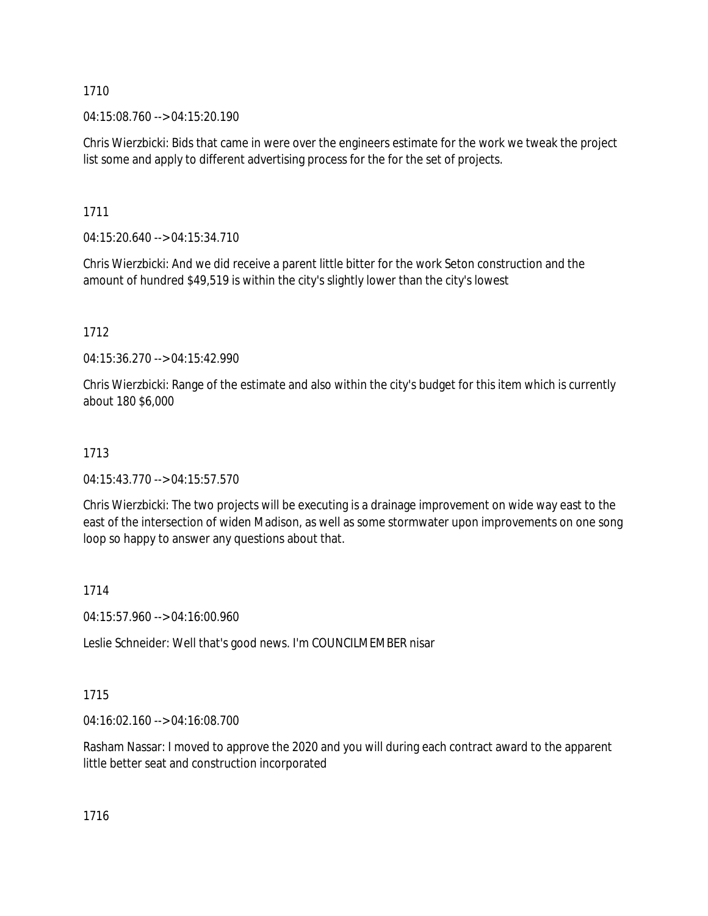1710

04:15:08.760 --> 04:15:20.190

Chris Wierzbicki: Bids that came in were over the engineers estimate for the work we tweak the project list some and apply to different advertising process for the for the set of projects.

1711

04:15:20.640 --> 04:15:34.710

Chris Wierzbicki: And we did receive a parent little bitter for the work Seton construction and the amount of hundred $49,519 is within the city's slightly lower than the city's lowest

1712

04:15:36.270 --> 04:15:42.990

Chris Wierzbicki: Range of the estimate and also within the city's budget for this item which is currently about 180 $6,000

1713

04:15:43.770 --> 04:15:57.570

Chris Wierzbicki: The two projects will be executing is a drainage improvement on wide way east to the east of the intersection of widen Madison, as well as some stormwater upon improvements on one song loop so happy to answer any questions about that.

1714

04:15:57.960 --> 04:16:00.960

Leslie Schneider: Well that's good news. I'm COUNCILMEMBER nisar

1715

04:16:02.160 --> 04:16:08.700

Rasham Nassar: I moved to approve the 2020 and you will during each contract award to the apparent little better seat and construction incorporated

1716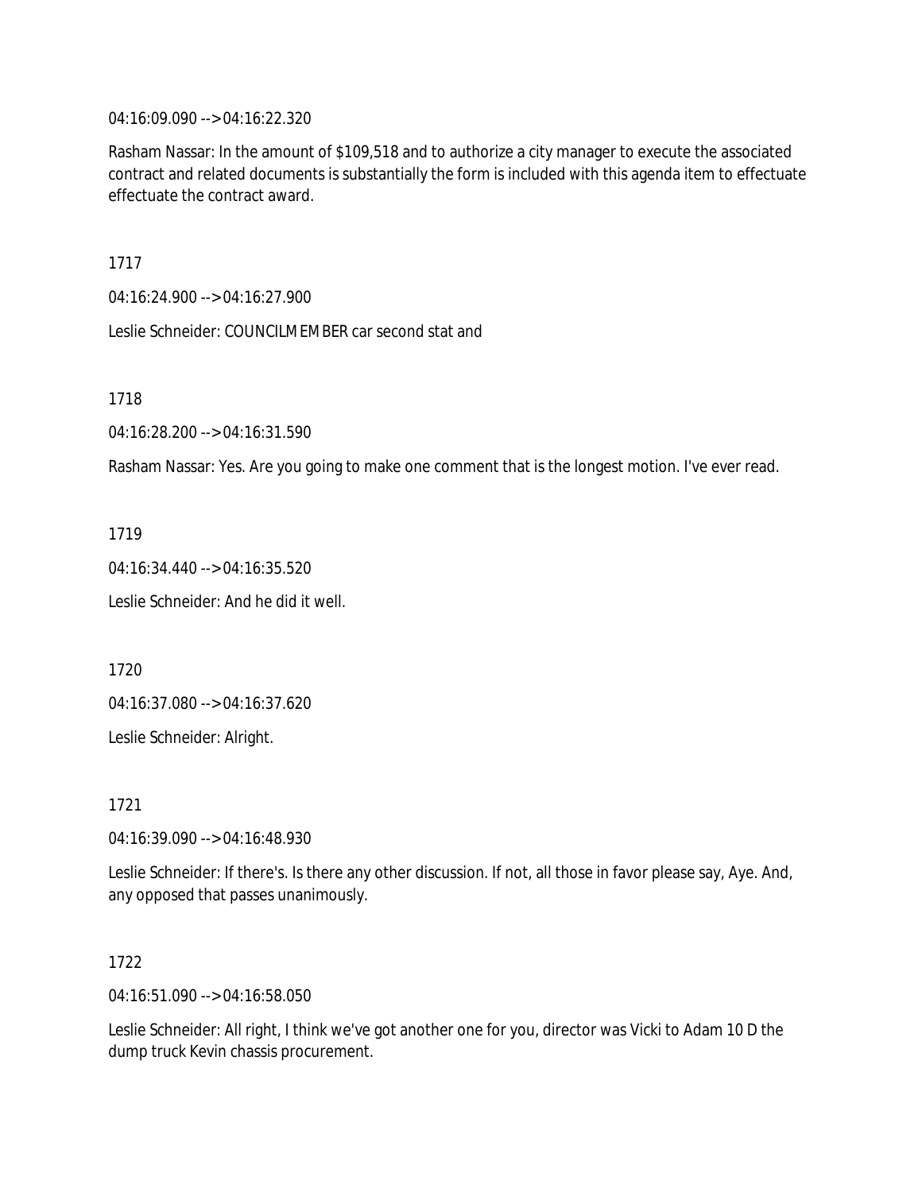04:16:09.090 --> 04:16:22.320

Rasham Nassar: In the amount of $109,518 and to authorize a city manager to execute the associated contract and related documents is substantially the form is included with this agenda item to effectuate effectuate the contract award.

1717

04:16:24.900 --> 04:16:27.900

Leslie Schneider: COUNCILMEMBER car second stat and

1718

04:16:28.200 --> 04:16:31.590

Rasham Nassar: Yes. Are you going to make one comment that is the longest motion. I've ever read.

1719

04:16:34.440 --> 04:16:35.520

Leslie Schneider: And he did it well.

1720

04:16:37.080 --> 04:16:37.620

Leslie Schneider: Alright.

1721

04:16:39.090 --> 04:16:48.930

Leslie Schneider: If there's. Is there any other discussion. If not, all those in favor please say, Aye. And, any opposed that passes unanimously.

1722

04:16:51.090 --> 04:16:58.050

Leslie Schneider: All right, I think we've got another one for you, director was Vicki to Adam 10 D the dump truck Kevin chassis procurement.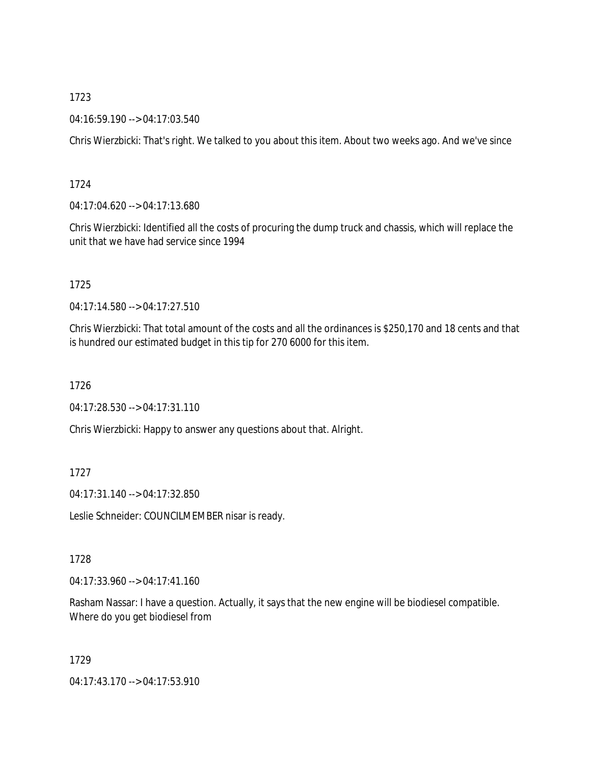1723

04:16:59.190 --> 04:17:03.540

Chris Wierzbicki: That's right. We talked to you about this item. About two weeks ago. And we've since

1724

04:17:04.620 --> 04:17:13.680

Chris Wierzbicki: Identified all the costs of procuring the dump truck and chassis, which will replace the unit that we have had service since 1994

1725

04:17:14.580 --> 04:17:27.510

Chris Wierzbicki: That total amount of the costs and all the ordinances is $250,170 and 18 cents and that is hundred our estimated budget in this tip for 270 6000 for this item.

1726

04:17:28.530 --> 04:17:31.110

Chris Wierzbicki: Happy to answer any questions about that. Alright.

1727

04:17:31.140 --> 04:17:32.850

Leslie Schneider: COUNCILMEMBER nisar is ready.

1728

04:17:33.960 --> 04:17:41.160

Rasham Nassar: I have a question. Actually, it says that the new engine will be biodiesel compatible. Where do you get biodiesel from

1729

04:17:43.170 --> 04:17:53.910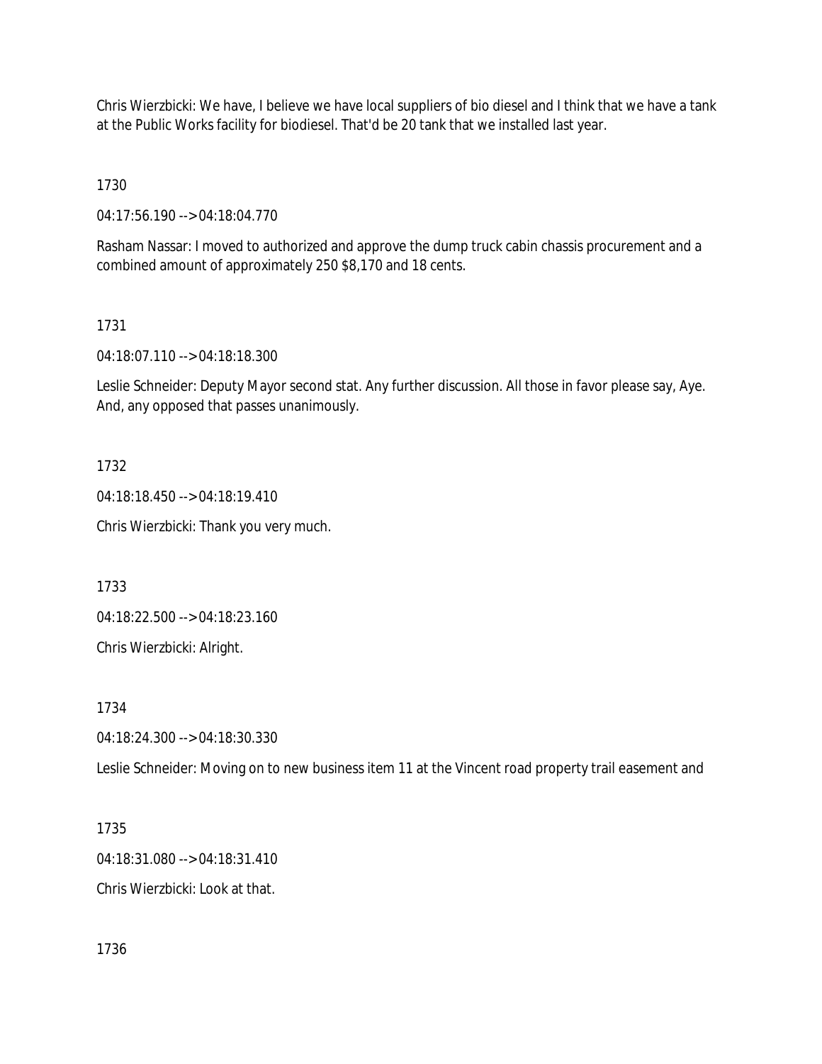Chris Wierzbicki: We have, I believe we have local suppliers of bio diesel and I think that we have a tank at the Public Works facility for biodiesel. That'd be 20 tank that we installed last year.

1730

04:17:56.190 --> 04:18:04.770

Rasham Nassar: I moved to authorized and approve the dump truck cabin chassis procurement and a combined amount of approximately 250 $8,170 and 18 cents.

1731

04:18:07.110 --> 04:18:18.300

Leslie Schneider: Deputy Mayor second stat. Any further discussion. All those in favor please say, Aye. And, any opposed that passes unanimously.

1732

04:18:18.450 --> 04:18:19.410

Chris Wierzbicki: Thank you very much.

1733

04:18:22.500 --> 04:18:23.160

Chris Wierzbicki: Alright.

1734

04:18:24.300 --> 04:18:30.330

Leslie Schneider: Moving on to new business item 11 at the Vincent road property trail easement and

1735

04:18:31.080 --> 04:18:31.410

Chris Wierzbicki: Look at that.

1736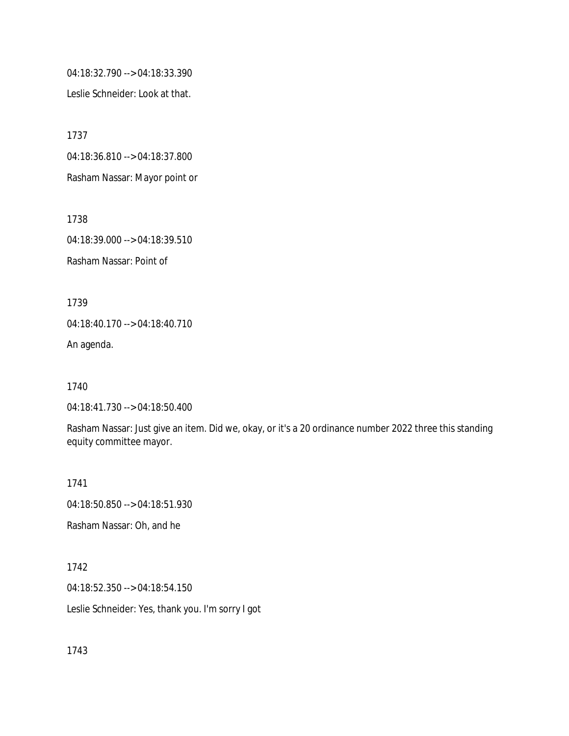04:18:32.790 --> 04:18:33.390

Leslie Schneider: Look at that.

1737

04:18:36.810 --> 04:18:37.800

Rasham Nassar: Mayor point or

1738

04:18:39.000 --> 04:18:39.510

Rasham Nassar: Point of

1739

04:18:40.170 --> 04:18:40.710

An agenda.

1740

04:18:41.730 --> 04:18:50.400

Rasham Nassar: Just give an item. Did we, okay, or it's a 20 ordinance number 2022 three this standing equity committee mayor.

1741

04:18:50.850 --> 04:18:51.930

Rasham Nassar: Oh, and he

1742

04:18:52.350 --> 04:18:54.150

Leslie Schneider: Yes, thank you. I'm sorry I got

1743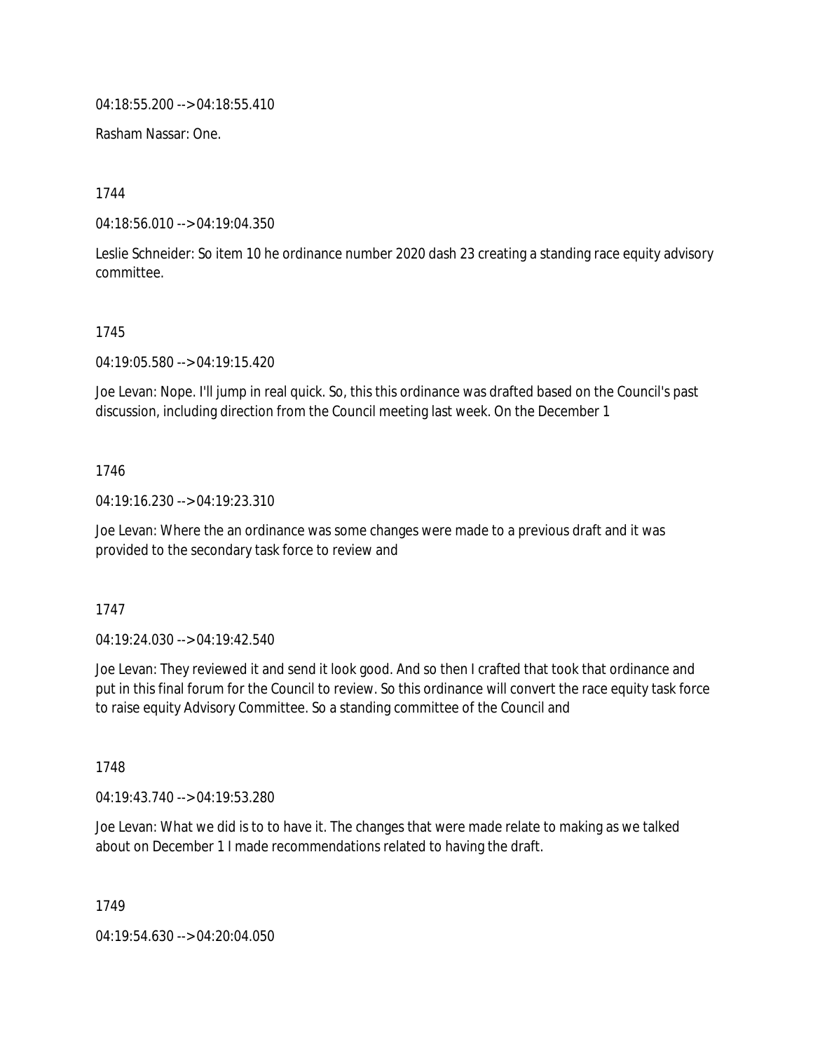04:18:55.200 --> 04:18:55.410

Rasham Nassar: One.

1744

04:18:56.010 --> 04:19:04.350

Leslie Schneider: So item 10 he ordinance number 2020 dash 23 creating a standing race equity advisory committee.

1745

04:19:05.580 --> 04:19:15.420

Joe Levan: Nope. I'll jump in real quick. So, this this ordinance was drafted based on the Council's past discussion, including direction from the Council meeting last week. On the December 1

1746

04:19:16.230 --> 04:19:23.310

Joe Levan: Where the an ordinance was some changes were made to a previous draft and it was provided to the secondary task force to review and

1747

04:19:24.030 --> 04:19:42.540

Joe Levan: They reviewed it and send it look good. And so then I crafted that took that ordinance and put in this final forum for the Council to review. So this ordinance will convert the race equity task force to raise equity Advisory Committee. So a standing committee of the Council and

1748

04:19:43.740 --> 04:19:53.280

Joe Levan: What we did is to to have it. The changes that were made relate to making as we talked about on December 1 I made recommendations related to having the draft.

1749

04:19:54.630 --> 04:20:04.050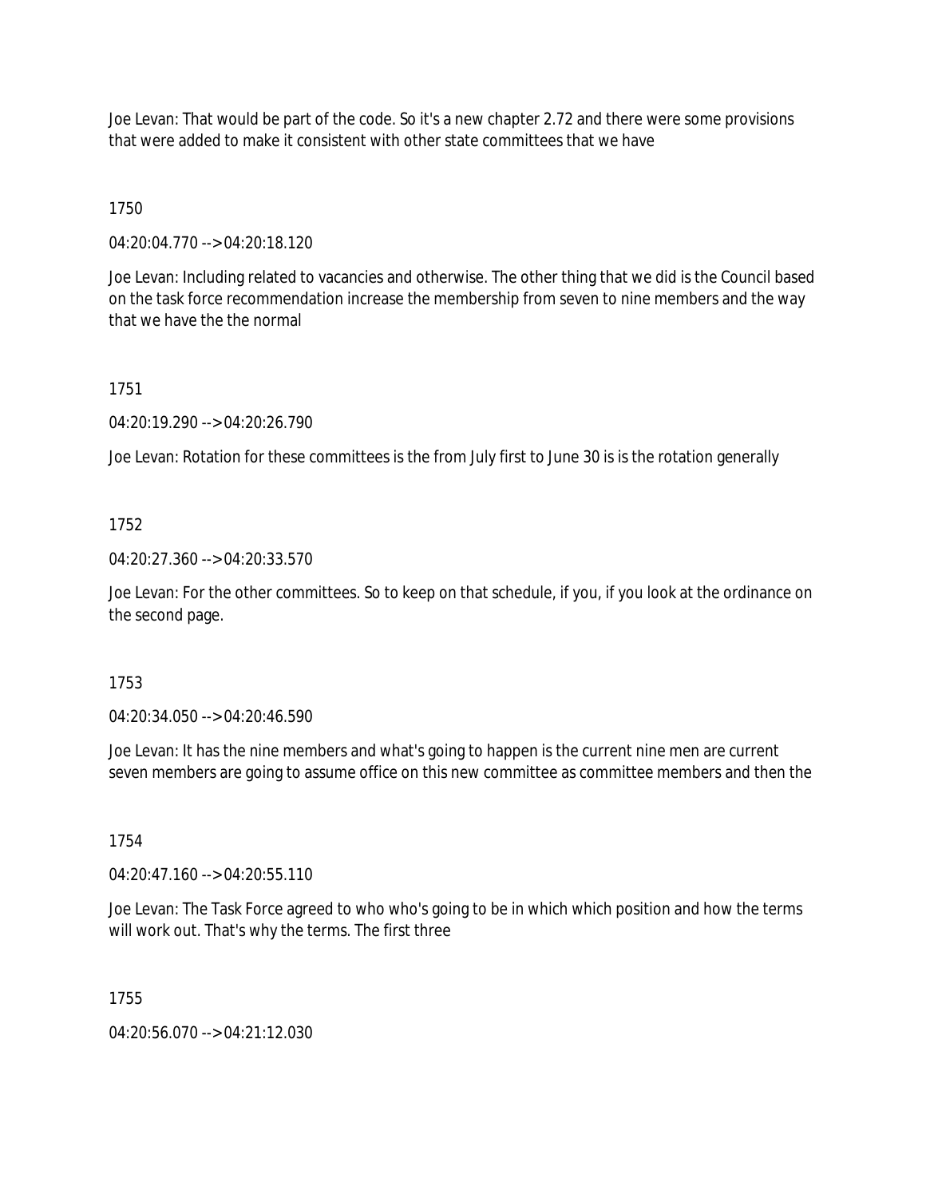Joe Levan: That would be part of the code. So it's a new chapter 2.72 and there were some provisions that were added to make it consistent with other state committees that we have

1750

04:20:04.770 --> 04:20:18.120

Joe Levan: Including related to vacancies and otherwise. The other thing that we did is the Council based on the task force recommendation increase the membership from seven to nine members and the way that we have the the normal

1751

04:20:19.290 --> 04:20:26.790

Joe Levan: Rotation for these committees is the from July first to June 30 is is the rotation generally

1752

04:20:27.360 --> 04:20:33.570

Joe Levan: For the other committees. So to keep on that schedule, if you, if you look at the ordinance on the second page.

1753

04:20:34.050 --> 04:20:46.590

Joe Levan: It has the nine members and what's going to happen is the current nine men are current seven members are going to assume office on this new committee as committee members and then the

1754

04:20:47.160 --> 04:20:55.110

Joe Levan: The Task Force agreed to who who's going to be in which which position and how the terms will work out. That's why the terms. The first three

1755

04:20:56.070 --> 04:21:12.030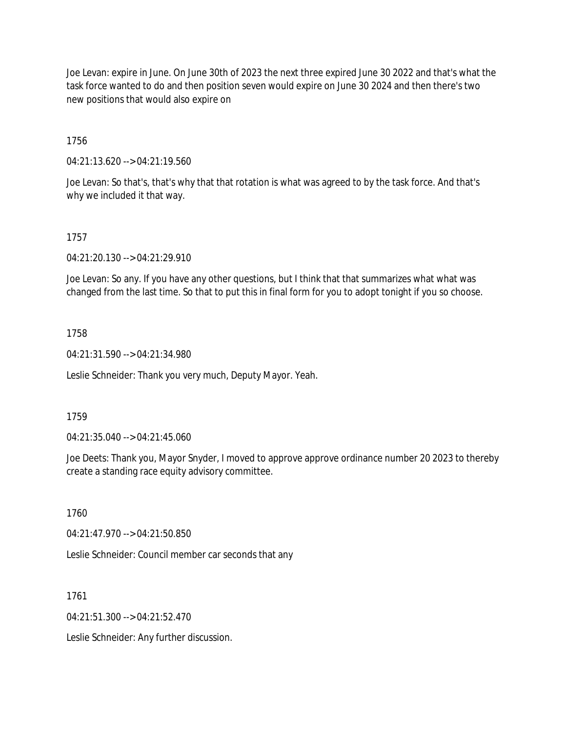Joe Levan: expire in June. On June 30th of 2023 the next three expired June 30 2022 and that's what the task force wanted to do and then position seven would expire on June 30 2024 and then there's two new positions that would also expire on

1756

04:21:13.620 --> 04:21:19.560

Joe Levan: So that's, that's why that that rotation is what was agreed to by the task force. And that's why we included it that way.

1757

04:21:20.130 --> 04:21:29.910

Joe Levan: So any. If you have any other questions, but I think that that summarizes what what was changed from the last time. So that to put this in final form for you to adopt tonight if you so choose.

1758

04:21:31.590 --> 04:21:34.980

Leslie Schneider: Thank you very much, Deputy Mayor. Yeah.

1759

04:21:35.040 --> 04:21:45.060

Joe Deets: Thank you, Mayor Snyder, I moved to approve approve ordinance number 20 2023 to thereby create a standing race equity advisory committee.

1760

04:21:47.970 --> 04:21:50.850

Leslie Schneider: Council member car seconds that any

1761

04:21:51.300 --> 04:21:52.470

Leslie Schneider: Any further discussion.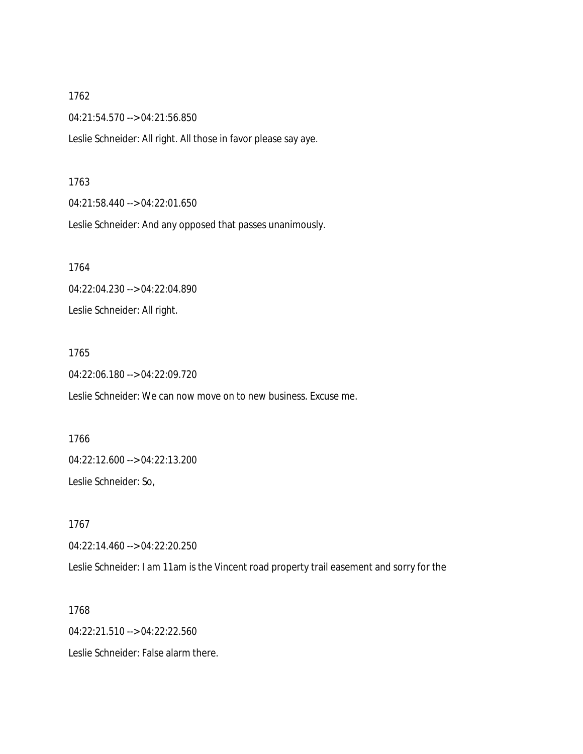1762

04:21:54.570 --> 04:21:56.850

Leslie Schneider: All right. All those in favor please say aye.

1763

04:21:58.440 --> 04:22:01.650

Leslie Schneider: And any opposed that passes unanimously.

1764

04:22:04.230 --> 04:22:04.890

Leslie Schneider: All right.

1765

04:22:06.180 --> 04:22:09.720

Leslie Schneider: We can now move on to new business. Excuse me.

1766

04:22:12.600 --> 04:22:13.200

Leslie Schneider: So,

1767

04:22:14.460 --> 04:22:20.250

Leslie Schneider: I am 11am is the Vincent road property trail easement and sorry for the

1768

04:22:21.510 --> 04:22:22.560

Leslie Schneider: False alarm there.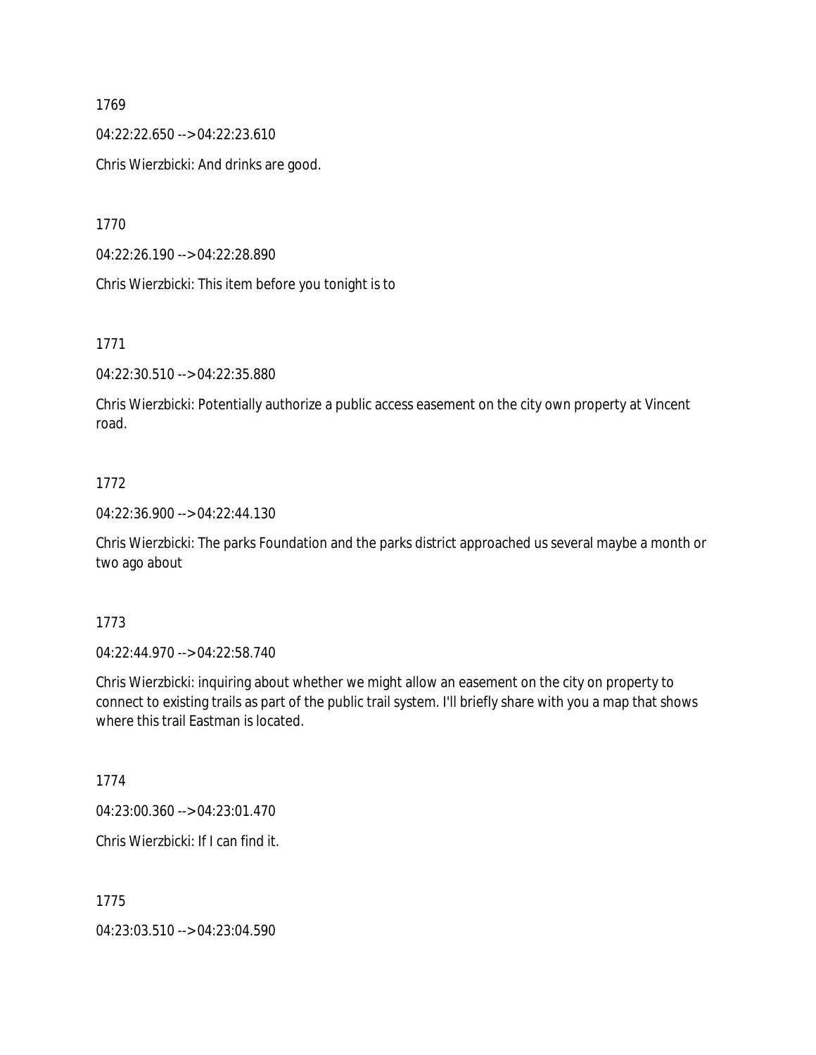1769

04:22:22.650 --> 04:22:23.610

Chris Wierzbicki: And drinks are good.

1770

04:22:26.190 --> 04:22:28.890

Chris Wierzbicki: This item before you tonight is to

1771

04:22:30.510 --> 04:22:35.880

Chris Wierzbicki: Potentially authorize a public access easement on the city own property at Vincent road.

1772

04:22:36.900 --> 04:22:44.130

Chris Wierzbicki: The parks Foundation and the parks district approached us several maybe a month or two ago about

1773

04:22:44.970 --> 04:22:58.740

Chris Wierzbicki: inquiring about whether we might allow an easement on the city on property to connect to existing trails as part of the public trail system. I'll briefly share with you a map that shows where this trail Eastman is located.

1774

04:23:00.360 --> 04:23:01.470

Chris Wierzbicki: If I can find it.

1775

04:23:03.510 --> 04:23:04.590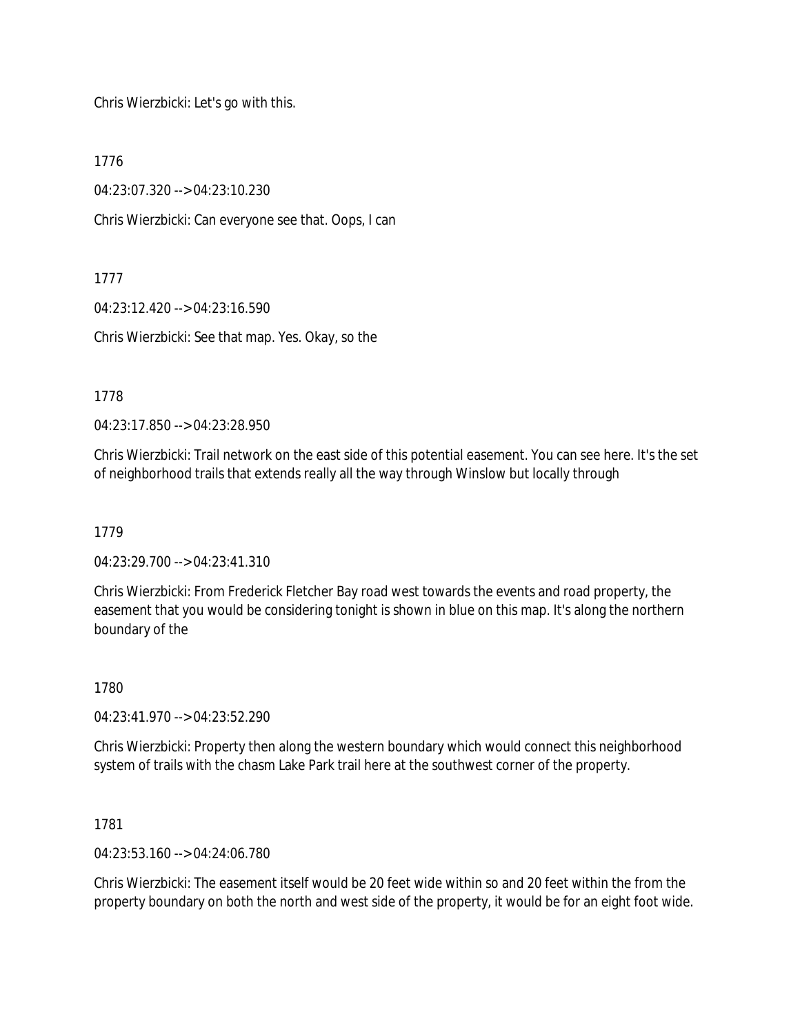Chris Wierzbicki: Let's go with this.

1776

04:23:07.320 --> 04:23:10.230

Chris Wierzbicki: Can everyone see that. Oops, I can

1777

04:23:12.420 --> 04:23:16.590

Chris Wierzbicki: See that map. Yes. Okay, so the

1778

04:23:17.850 --> 04:23:28.950

Chris Wierzbicki: Trail network on the east side of this potential easement. You can see here. It's the set of neighborhood trails that extends really all the way through Winslow but locally through

1779

04:23:29.700 --> 04:23:41.310

Chris Wierzbicki: From Frederick Fletcher Bay road west towards the events and road property, the easement that you would be considering tonight is shown in blue on this map. It's along the northern boundary of the

1780

04:23:41.970 --> 04:23:52.290

Chris Wierzbicki: Property then along the western boundary which would connect this neighborhood system of trails with the chasm Lake Park trail here at the southwest corner of the property.

1781

04:23:53.160 --> 04:24:06.780

Chris Wierzbicki: The easement itself would be 20 feet wide within so and 20 feet within the from the property boundary on both the north and west side of the property, it would be for an eight foot wide.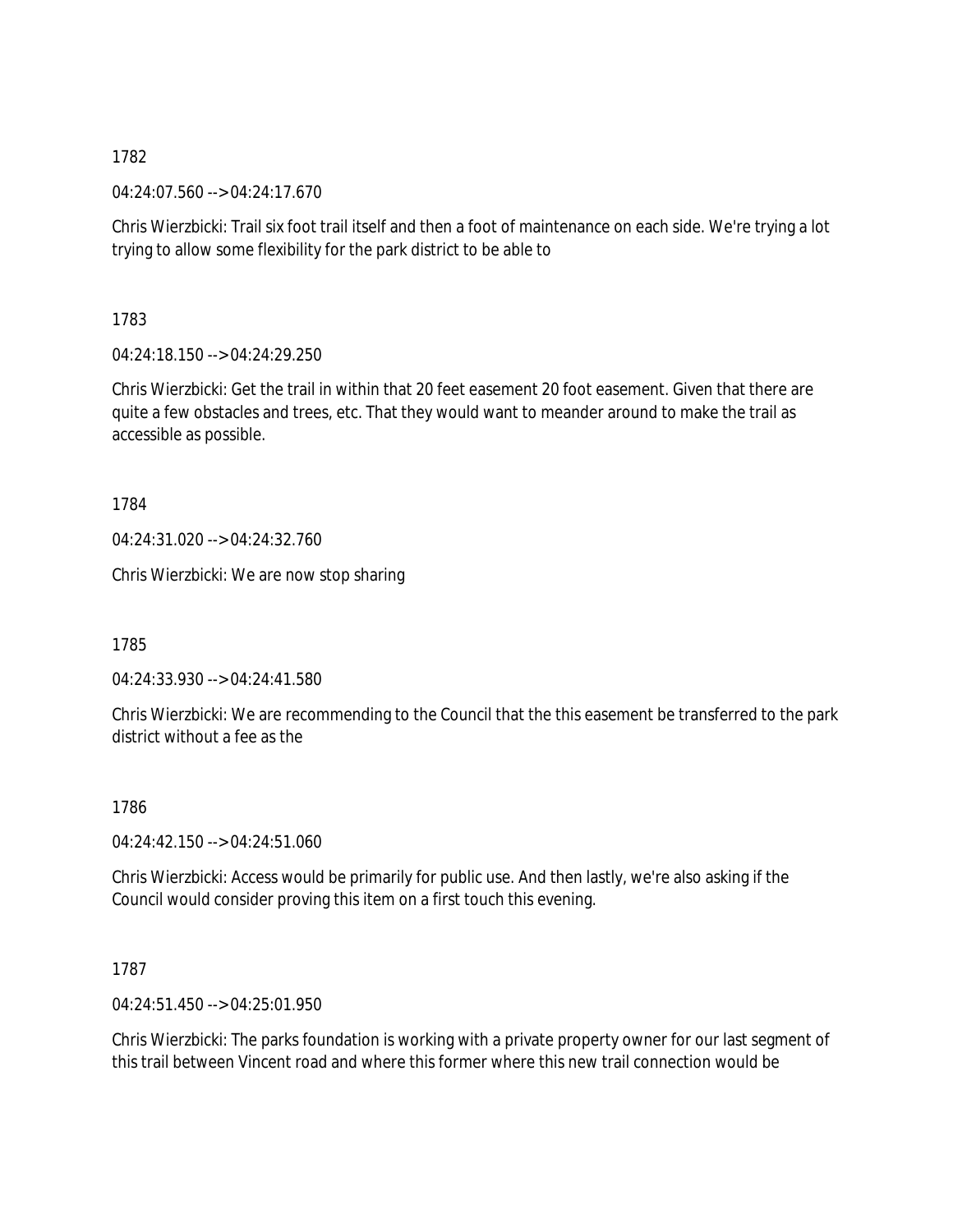1782

04:24:07.560 --> 04:24:17.670

Chris Wierzbicki: Trail six foot trail itself and then a foot of maintenance on each side. We're trying a lot trying to allow some flexibility for the park district to be able to

1783

04:24:18.150 --> 04:24:29.250

Chris Wierzbicki: Get the trail in within that 20 feet easement 20 foot easement. Given that there are quite a few obstacles and trees, etc. That they would want to meander around to make the trail as accessible as possible.

1784

04:24:31.020 --> 04:24:32.760

Chris Wierzbicki: We are now stop sharing

1785

04:24:33.930 --> 04:24:41.580

Chris Wierzbicki: We are recommending to the Council that the this easement be transferred to the park district without a fee as the

1786

04:24:42.150 --> 04:24:51.060

Chris Wierzbicki: Access would be primarily for public use. And then lastly, we're also asking if the Council would consider proving this item on a first touch this evening.

1787

04:24:51.450 --> 04:25:01.950

Chris Wierzbicki: The parks foundation is working with a private property owner for our last segment of this trail between Vincent road and where this former where this new trail connection would be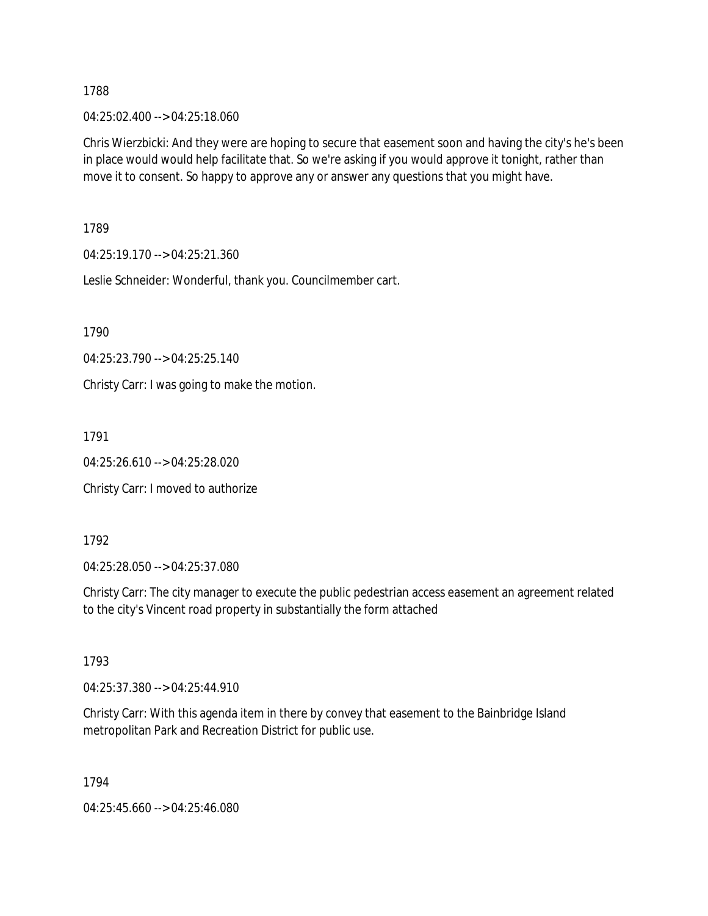1788

04:25:02.400 --> 04:25:18.060

Chris Wierzbicki: And they were are hoping to secure that easement soon and having the city's he's been in place would would help facilitate that. So we're asking if you would approve it tonight, rather than move it to consent. So happy to approve any or answer any questions that you might have.

1789

04:25:19.170 --> 04:25:21.360

Leslie Schneider: Wonderful, thank you. Councilmember cart.

1790

04:25:23.790 --> 04:25:25.140

Christy Carr: I was going to make the motion.

1791

04:25:26.610 --> 04:25:28.020

Christy Carr: I moved to authorize

1792

04:25:28.050 --> 04:25:37.080

Christy Carr: The city manager to execute the public pedestrian access easement an agreement related to the city's Vincent road property in substantially the form attached

1793

04:25:37.380 --> 04:25:44.910

Christy Carr: With this agenda item in there by convey that easement to the Bainbridge Island metropolitan Park and Recreation District for public use.

1794

04:25:45.660 --> 04:25:46.080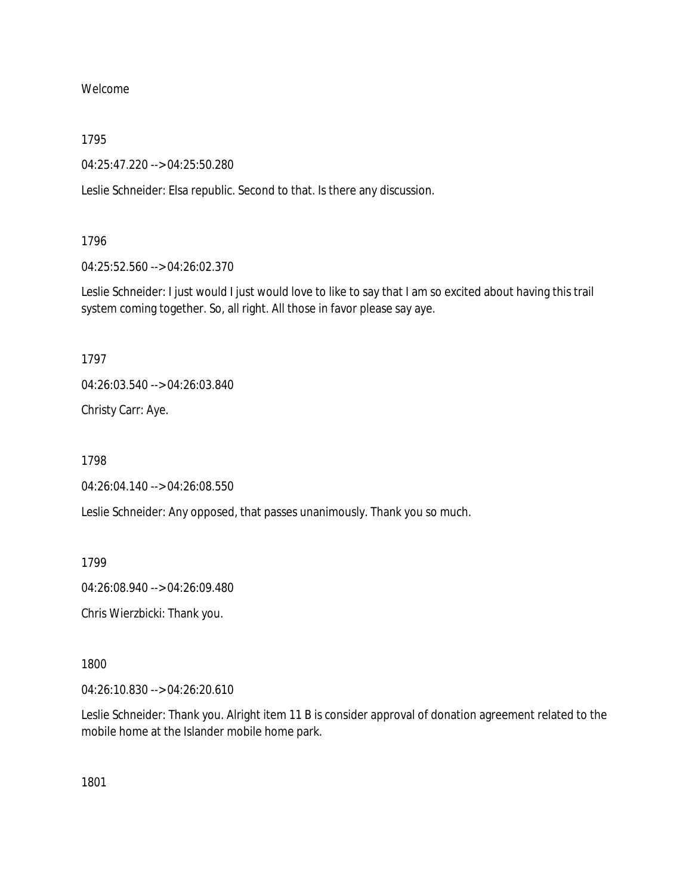Welcome

1795

04:25:47.220 --> 04:25:50.280

Leslie Schneider: Elsa republic. Second to that. Is there any discussion.

1796

04:25:52.560 --> 04:26:02.370

Leslie Schneider: I just would I just would love to like to say that I am so excited about having this trail system coming together. So, all right. All those in favor please say aye.

1797

04:26:03.540 --> 04:26:03.840

Christy Carr: Aye.

1798

04:26:04.140 --> 04:26:08.550

Leslie Schneider: Any opposed, that passes unanimously. Thank you so much.

1799

04:26:08.940 --> 04:26:09.480

Chris Wierzbicki: Thank you.

1800

04:26:10.830 --> 04:26:20.610

Leslie Schneider: Thank you. Alright item 11 B is consider approval of donation agreement related to the mobile home at the Islander mobile home park.

1801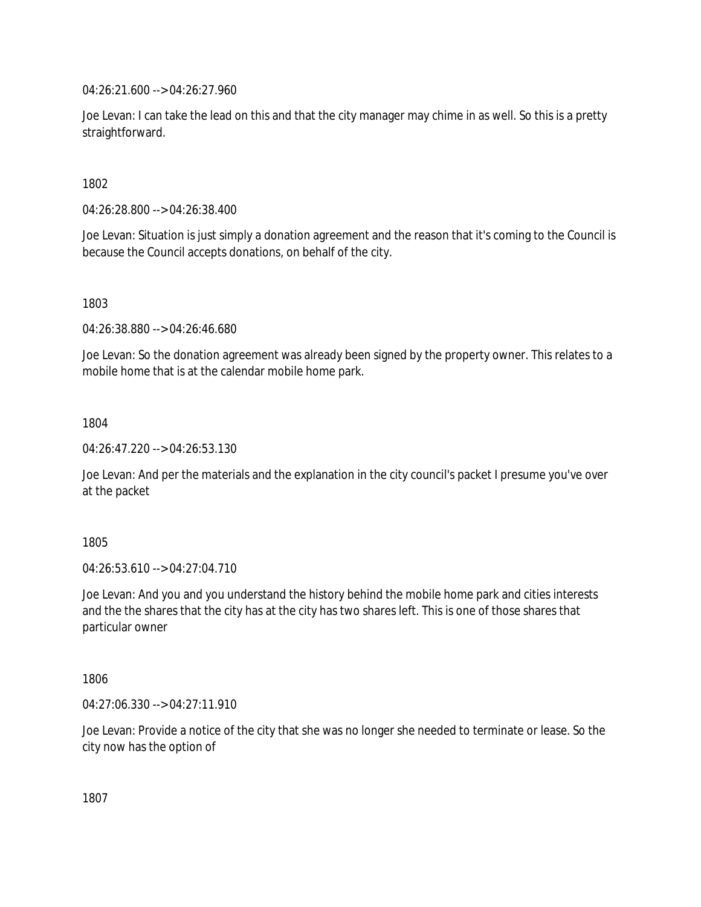04:26:21.600 --> 04:26:27.960

Joe Levan: I can take the lead on this and that the city manager may chime in as well. So this is a pretty straightforward.

1802

04:26:28.800 --> 04:26:38.400

Joe Levan: Situation is just simply a donation agreement and the reason that it's coming to the Council is because the Council accepts donations, on behalf of the city.

1803

04:26:38.880 --> 04:26:46.680

Joe Levan: So the donation agreement was already been signed by the property owner. This relates to a mobile home that is at the calendar mobile home park.

1804

04:26:47.220 --> 04:26:53.130

Joe Levan: And per the materials and the explanation in the city council's packet I presume you've over at the packet

1805

04:26:53.610 --> 04:27:04.710

Joe Levan: And you and you understand the history behind the mobile home park and cities interests and the the shares that the city has at the city has two shares left. This is one of those shares that particular owner

1806

04:27:06.330 --> 04:27:11.910

Joe Levan: Provide a notice of the city that she was no longer she needed to terminate or lease. So the city now has the option of

1807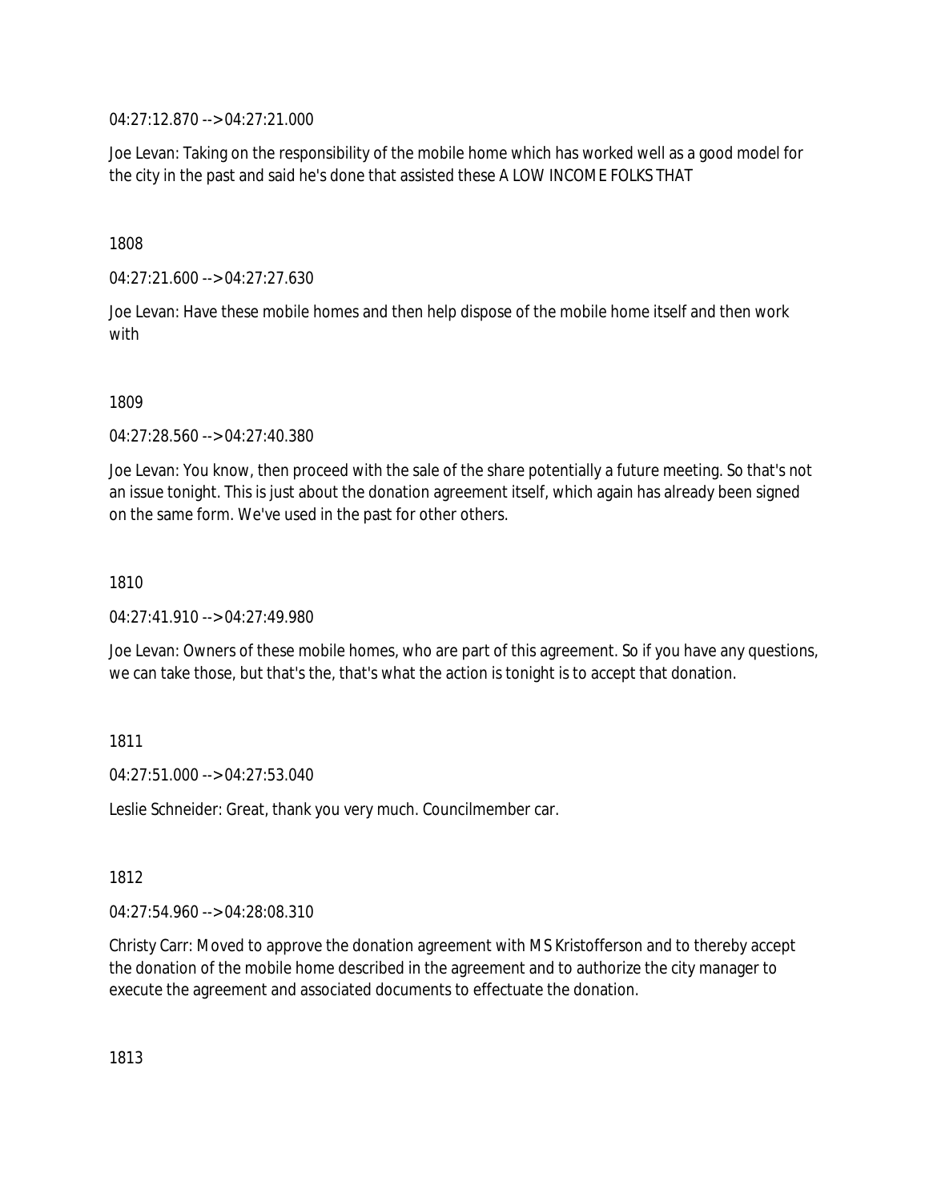04:27:12.870 --> 04:27:21.000

Joe Levan: Taking on the responsibility of the mobile home which has worked well as a good model for the city in the past and said he's done that assisted these A LOW INCOME FOLKS THAT

1808

04:27:21.600 --> 04:27:27.630

Joe Levan: Have these mobile homes and then help dispose of the mobile home itself and then work with

1809

04:27:28.560 --> 04:27:40.380

Joe Levan: You know, then proceed with the sale of the share potentially a future meeting. So that's not an issue tonight. This is just about the donation agreement itself, which again has already been signed on the same form. We've used in the past for other others.

1810

04:27:41.910 --> 04:27:49.980

Joe Levan: Owners of these mobile homes, who are part of this agreement. So if you have any questions, we can take those, but that's the, that's what the action is tonight is to accept that donation.

1811

04:27:51.000 --> 04:27:53.040

Leslie Schneider: Great, thank you very much. Councilmember car.

1812

04:27:54.960 --> 04:28:08.310

Christy Carr: Moved to approve the donation agreement with MS Kristofferson and to thereby accept the donation of the mobile home described in the agreement and to authorize the city manager to execute the agreement and associated documents to effectuate the donation.

1813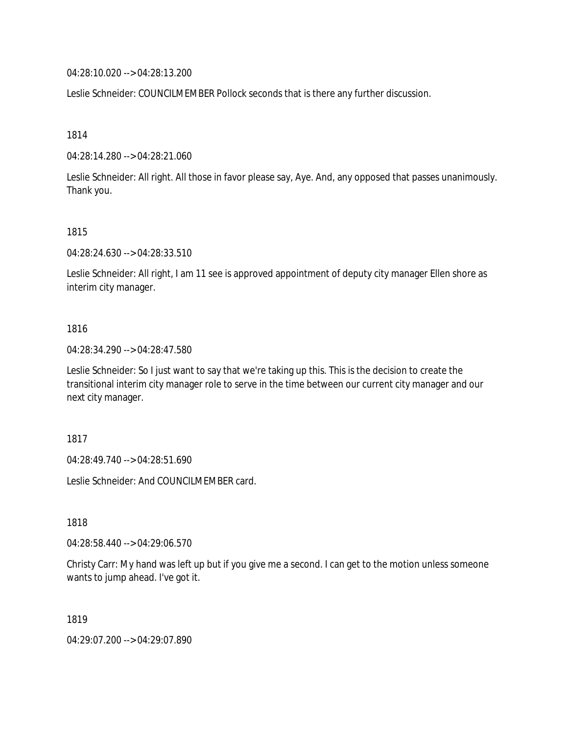04:28:10.020 --> 04:28:13.200

Leslie Schneider: COUNCILMEMBER Pollock seconds that is there any further discussion.

1814

04:28:14.280 --> 04:28:21.060

Leslie Schneider: All right. All those in favor please say, Aye. And, any opposed that passes unanimously. Thank you.

1815

04:28:24.630 --> 04:28:33.510

Leslie Schneider: All right, I am 11 see is approved appointment of deputy city manager Ellen shore as interim city manager.

1816

04:28:34.290 --> 04:28:47.580

Leslie Schneider: So I just want to say that we're taking up this. This is the decision to create the transitional interim city manager role to serve in the time between our current city manager and our next city manager.

1817

04:28:49.740 --> 04:28:51.690

Leslie Schneider: And COUNCILMEMBER card.

1818

04:28:58.440 --> 04:29:06.570

Christy Carr: My hand was left up but if you give me a second. I can get to the motion unless someone wants to jump ahead. I've got it.

1819

04:29:07.200 --> 04:29:07.890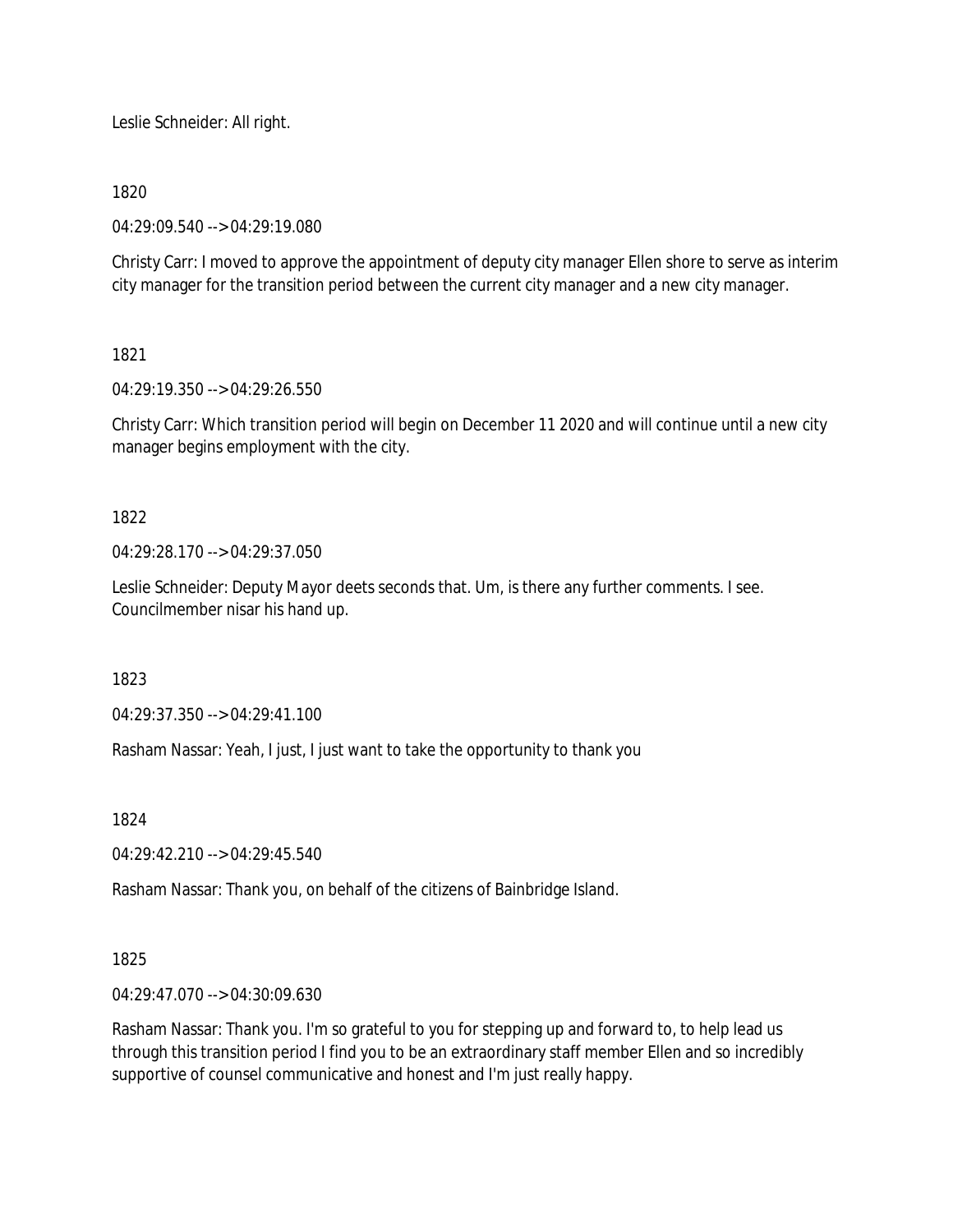Leslie Schneider: All right.

1820

04:29:09.540 --> 04:29:19.080

Christy Carr: I moved to approve the appointment of deputy city manager Ellen shore to serve as interim city manager for the transition period between the current city manager and a new city manager.

1821

04:29:19.350 --> 04:29:26.550

Christy Carr: Which transition period will begin on December 11 2020 and will continue until a new city manager begins employment with the city.

1822

04:29:28.170 --> 04:29:37.050

Leslie Schneider: Deputy Mayor deets seconds that. Um, is there any further comments. I see. Councilmember nisar his hand up.

1823

04:29:37.350 --> 04:29:41.100

Rasham Nassar: Yeah, I just, I just want to take the opportunity to thank you

1824

04:29:42.210 --> 04:29:45.540

Rasham Nassar: Thank you, on behalf of the citizens of Bainbridge Island.

1825

04:29:47.070 --> 04:30:09.630

Rasham Nassar: Thank you. I'm so grateful to you for stepping up and forward to, to help lead us through this transition period I find you to be an extraordinary staff member Ellen and so incredibly supportive of counsel communicative and honest and I'm just really happy.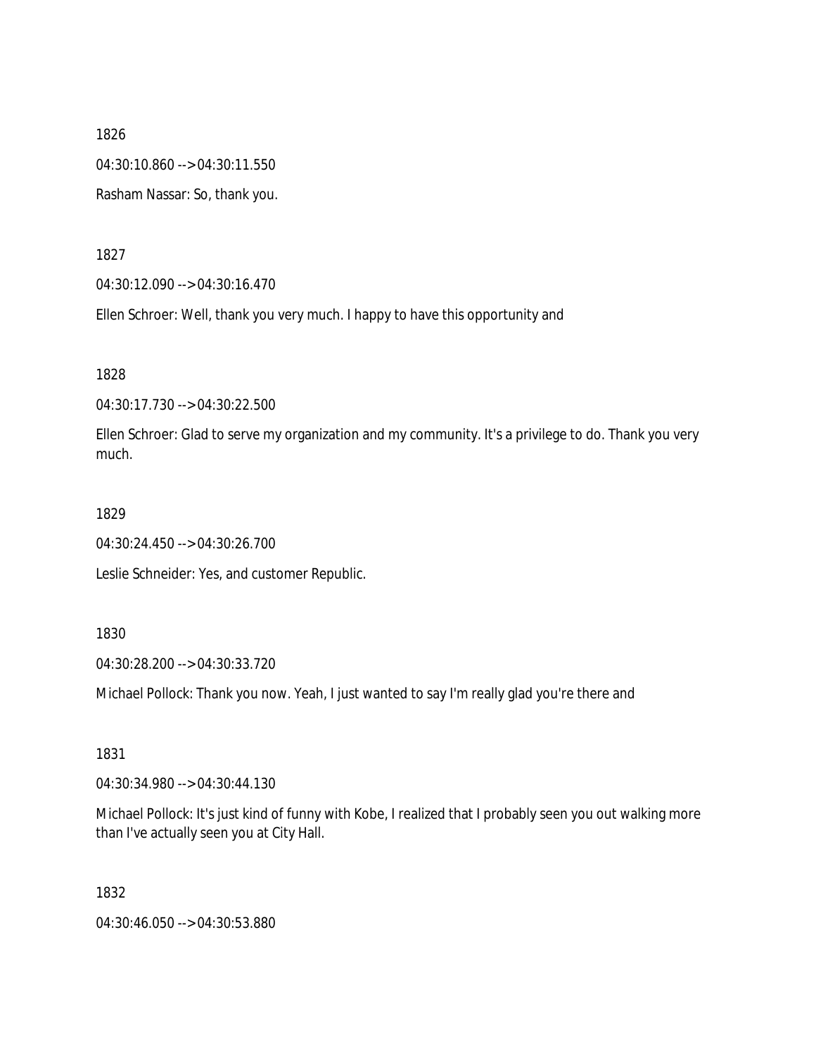1826

04:30:10.860 --> 04:30:11.550

Rasham Nassar: So, thank you.

1827

04:30:12.090 --> 04:30:16.470

Ellen Schroer: Well, thank you very much. I happy to have this opportunity and

1828

04:30:17.730 --> 04:30:22.500

Ellen Schroer: Glad to serve my organization and my community. It's a privilege to do. Thank you very much.

1829

04:30:24.450 --> 04:30:26.700

Leslie Schneider: Yes, and customer Republic.

1830

04:30:28.200 --> 04:30:33.720

Michael Pollock: Thank you now. Yeah, I just wanted to say I'm really glad you're there and

1831

04:30:34.980 --> 04:30:44.130

Michael Pollock: It's just kind of funny with Kobe, I realized that I probably seen you out walking more than I've actually seen you at City Hall.

1832

04:30:46.050 --> 04:30:53.880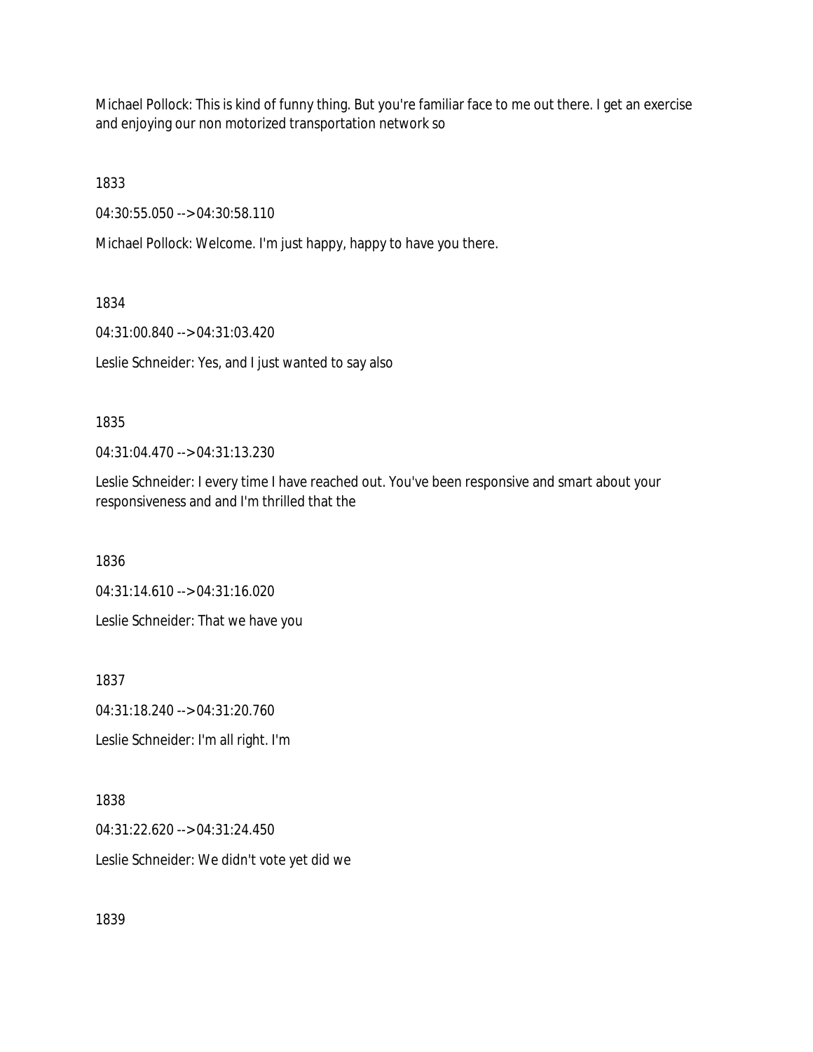Michael Pollock: This is kind of funny thing. But you're familiar face to me out there. I get an exercise and enjoying our non motorized transportation network so

1833

04:30:55.050 --> 04:30:58.110

Michael Pollock: Welcome. I'm just happy, happy to have you there.

1834

04:31:00.840 --> 04:31:03.420

Leslie Schneider: Yes, and I just wanted to say also

1835

04:31:04.470 --> 04:31:13.230

Leslie Schneider: I every time I have reached out. You've been responsive and smart about your responsiveness and and I'm thrilled that the

1836

04:31:14.610 --> 04:31:16.020

Leslie Schneider: That we have you

1837

04:31:18.240 --> 04:31:20.760

Leslie Schneider: I'm all right. I'm

1838

04:31:22.620 --> 04:31:24.450

Leslie Schneider: We didn't vote yet did we

1839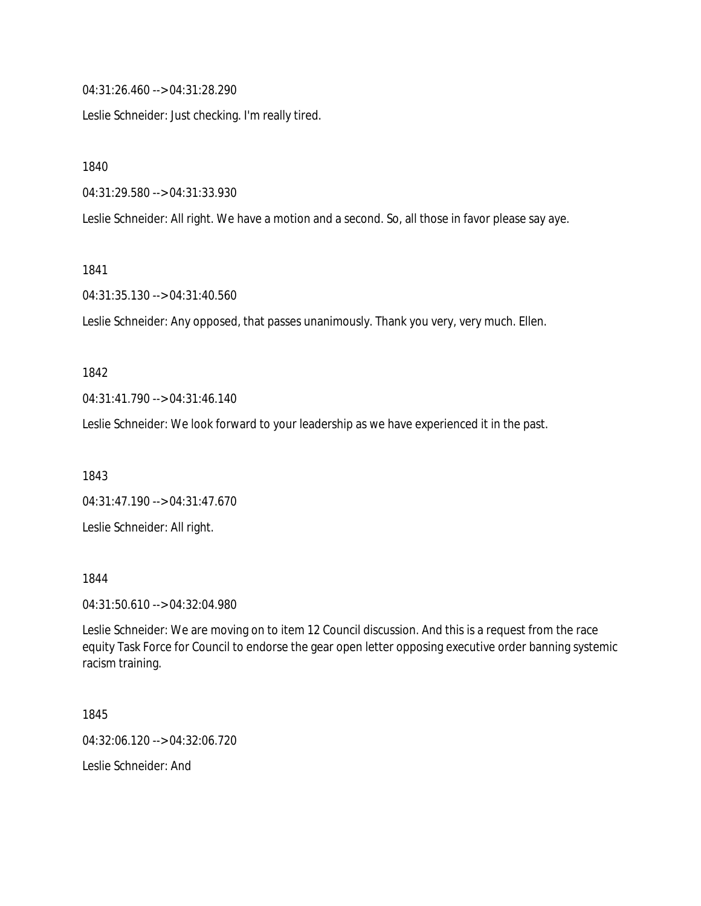04:31:26.460 --> 04:31:28.290

Leslie Schneider: Just checking. I'm really tired.

1840

04:31:29.580 --> 04:31:33.930

Leslie Schneider: All right. We have a motion and a second. So, all those in favor please say aye.

1841

04:31:35.130 --> 04:31:40.560

Leslie Schneider: Any opposed, that passes unanimously. Thank you very, very much. Ellen.

1842

04:31:41.790 --> 04:31:46.140

Leslie Schneider: We look forward to your leadership as we have experienced it in the past.

1843

04:31:47.190 --> 04:31:47.670

Leslie Schneider: All right.

1844

04:31:50.610 --> 04:32:04.980

Leslie Schneider: We are moving on to item 12 Council discussion. And this is a request from the race equity Task Force for Council to endorse the gear open letter opposing executive order banning systemic racism training.

1845

04:32:06.120 --> 04:32:06.720

Leslie Schneider: And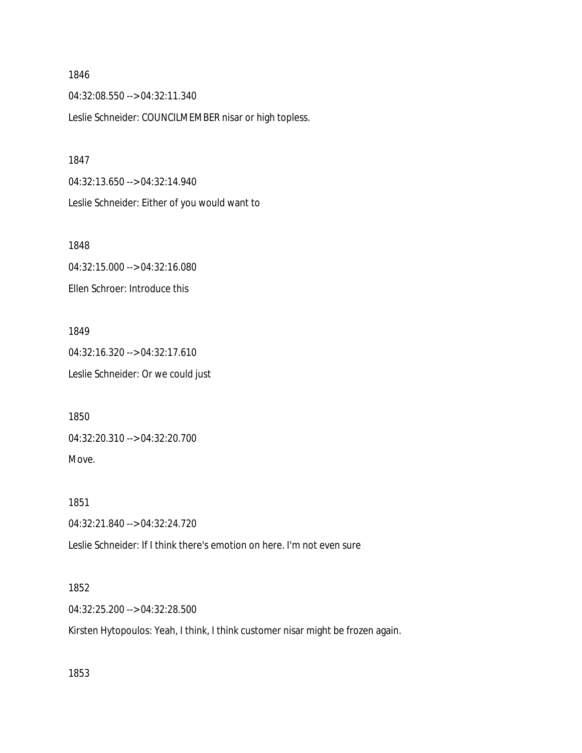1846

04:32:08.550 --> 04:32:11.340

Leslie Schneider: COUNCILMEMBER nisar or high topless.

1847

04:32:13.650 --> 04:32:14.940

Leslie Schneider: Either of you would want to

1848

04:32:15.000 --> 04:32:16.080

Ellen Schroer: Introduce this

1849

04:32:16.320 --> 04:32:17.610

Leslie Schneider: Or we could just

1850

04:32:20.310 --> 04:32:20.700

Move.

1851

04:32:21.840 --> 04:32:24.720

Leslie Schneider: If I think there's emotion on here. I'm not even sure

1852

04:32:25.200 --> 04:32:28.500

Kirsten Hytopoulos: Yeah, I think, I think customer nisar might be frozen again.

1853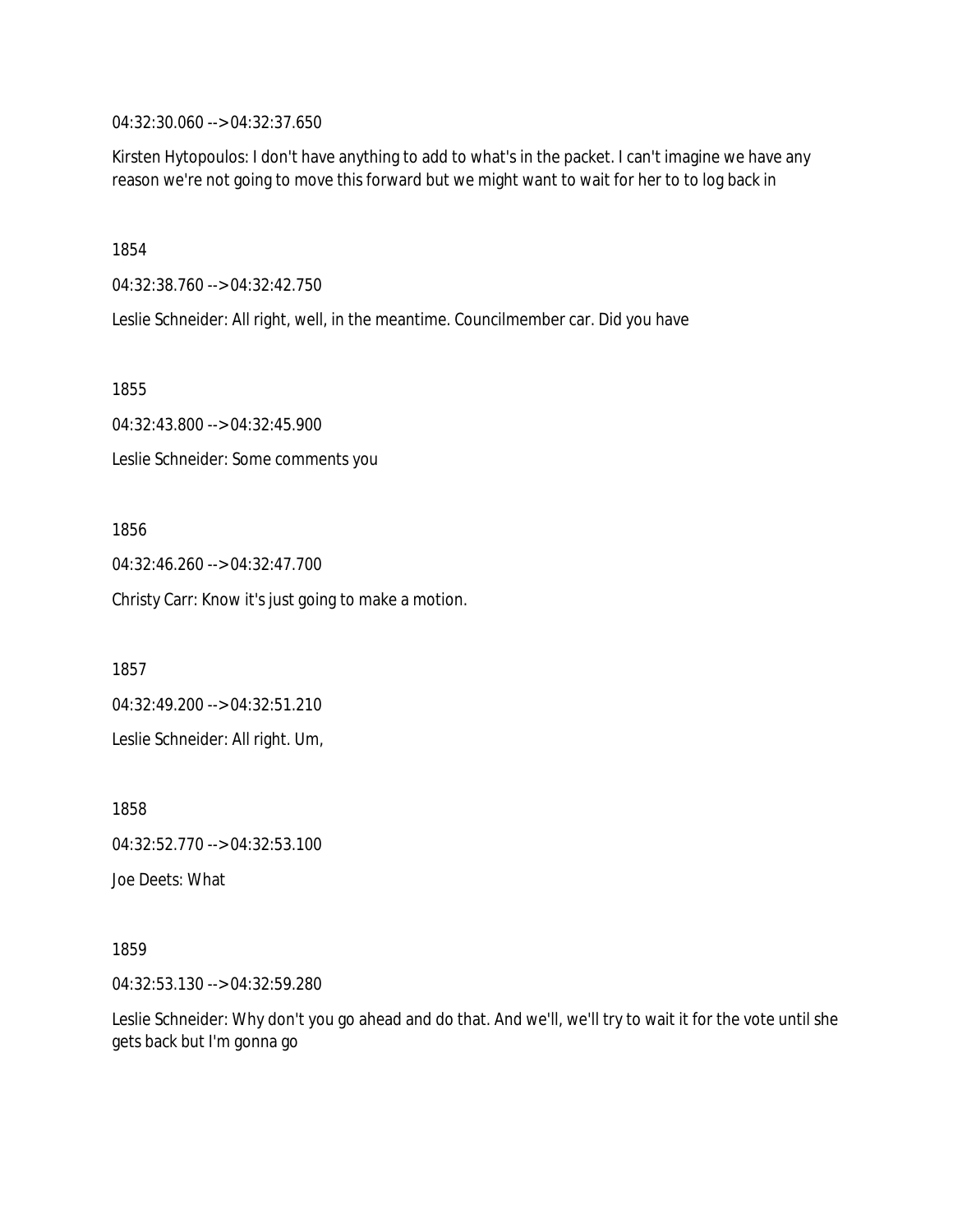04:32:30.060 --> 04:32:37.650

Kirsten Hytopoulos: I don't have anything to add to what's in the packet. I can't imagine we have any reason we're not going to move this forward but we might want to wait for her to to log back in

1854

04:32:38.760 --> 04:32:42.750

Leslie Schneider: All right, well, in the meantime. Councilmember car. Did you have

1855

04:32:43.800 --> 04:32:45.900

Leslie Schneider: Some comments you

1856

04:32:46.260 --> 04:32:47.700

Christy Carr: Know it's just going to make a motion.

1857

04:32:49.200 --> 04:32:51.210

Leslie Schneider: All right. Um,

1858

04:32:52.770 --> 04:32:53.100

Joe Deets: What

1859

04:32:53.130 --> 04:32:59.280

Leslie Schneider: Why don't you go ahead and do that. And we'll, we'll try to wait it for the vote until she gets back but I'm gonna go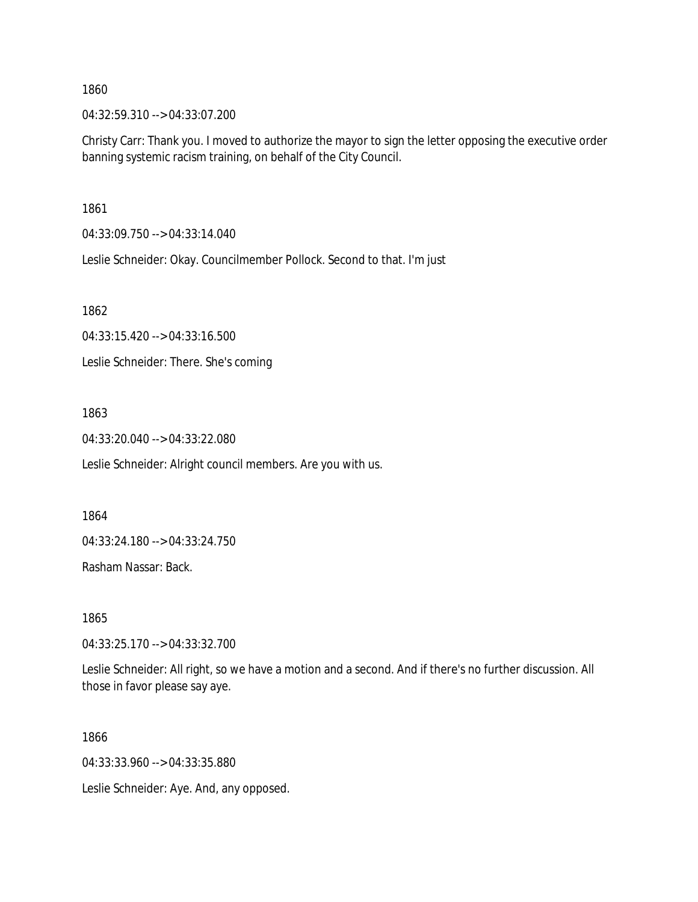1860

04:32:59.310 --> 04:33:07.200

Christy Carr: Thank you. I moved to authorize the mayor to sign the letter opposing the executive order banning systemic racism training, on behalf of the City Council.

1861

04:33:09.750 --> 04:33:14.040

Leslie Schneider: Okay. Councilmember Pollock. Second to that. I'm just

1862

04:33:15.420 --> 04:33:16.500

Leslie Schneider: There. She's coming

1863

04:33:20.040 --> 04:33:22.080

Leslie Schneider: Alright council members. Are you with us.

1864

04:33:24.180 --> 04:33:24.750

Rasham Nassar: Back.

1865

04:33:25.170 --> 04:33:32.700

Leslie Schneider: All right, so we have a motion and a second. And if there's no further discussion. All those in favor please say aye.

1866

04:33:33.960 --> 04:33:35.880

Leslie Schneider: Aye. And, any opposed.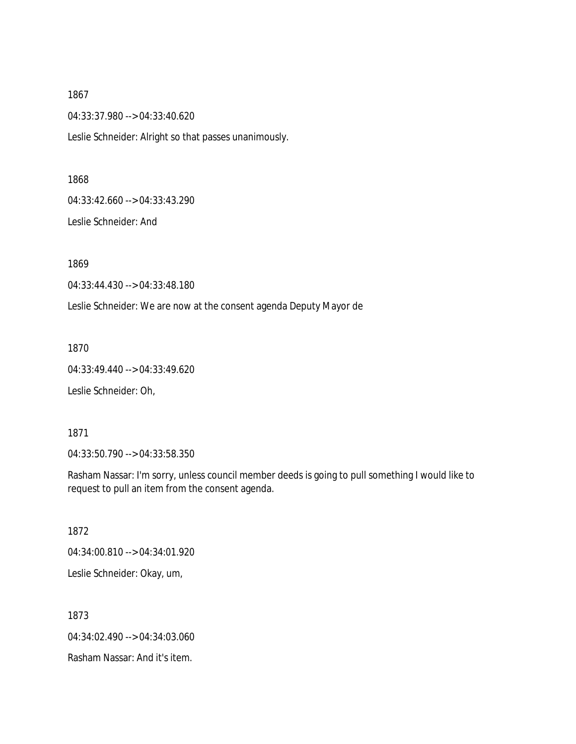1867

04:33:37.980 --> 04:33:40.620

Leslie Schneider: Alright so that passes unanimously.

1868

04:33:42.660 --> 04:33:43.290

Leslie Schneider: And

1869

04:33:44.430 --> 04:33:48.180

Leslie Schneider: We are now at the consent agenda Deputy Mayor de

1870

04:33:49.440 --> 04:33:49.620

Leslie Schneider: Oh,

1871

04:33:50.790 --> 04:33:58.350

Rasham Nassar: I'm sorry, unless council member deeds is going to pull something I would like to request to pull an item from the consent agenda.

1872

04:34:00.810 --> 04:34:01.920

Leslie Schneider: Okay, um,

1873

04:34:02.490 --> 04:34:03.060

Rasham Nassar: And it's item.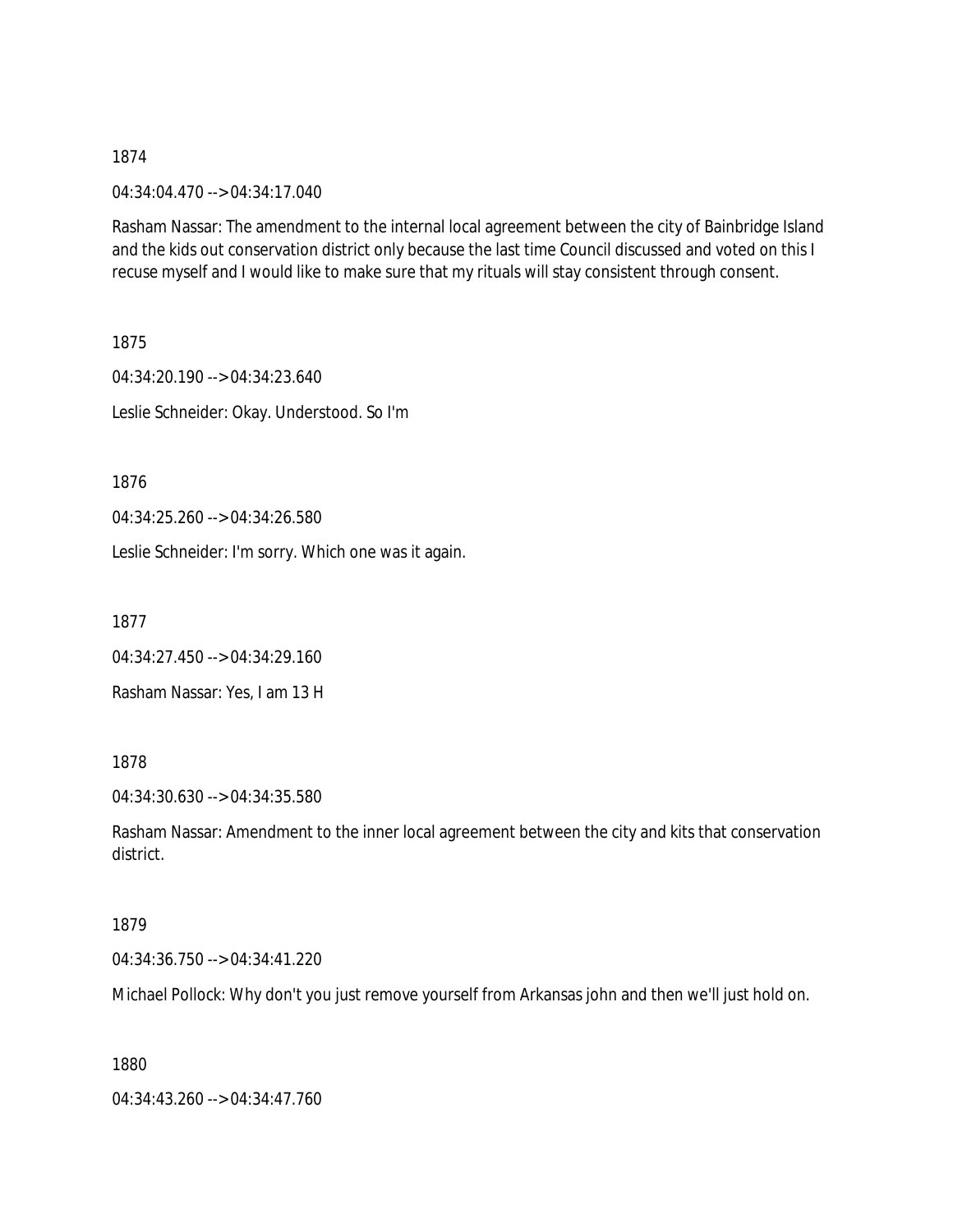1874

04:34:04.470 --> 04:34:17.040

Rasham Nassar: The amendment to the internal local agreement between the city of Bainbridge Island and the kids out conservation district only because the last time Council discussed and voted on this I recuse myself and I would like to make sure that my rituals will stay consistent through consent.

1875

04:34:20.190 --> 04:34:23.640

Leslie Schneider: Okay. Understood. So I'm

1876

04:34:25.260 --> 04:34:26.580

Leslie Schneider: I'm sorry. Which one was it again.

1877

04:34:27.450 --> 04:34:29.160

Rasham Nassar: Yes, I am 13 H

1878

04:34:30.630 --> 04:34:35.580

Rasham Nassar: Amendment to the inner local agreement between the city and kits that conservation district.

1879

04:34:36.750 --> 04:34:41.220

Michael Pollock: Why don't you just remove yourself from Arkansas john and then we'll just hold on.

1880

04:34:43.260 --> 04:34:47.760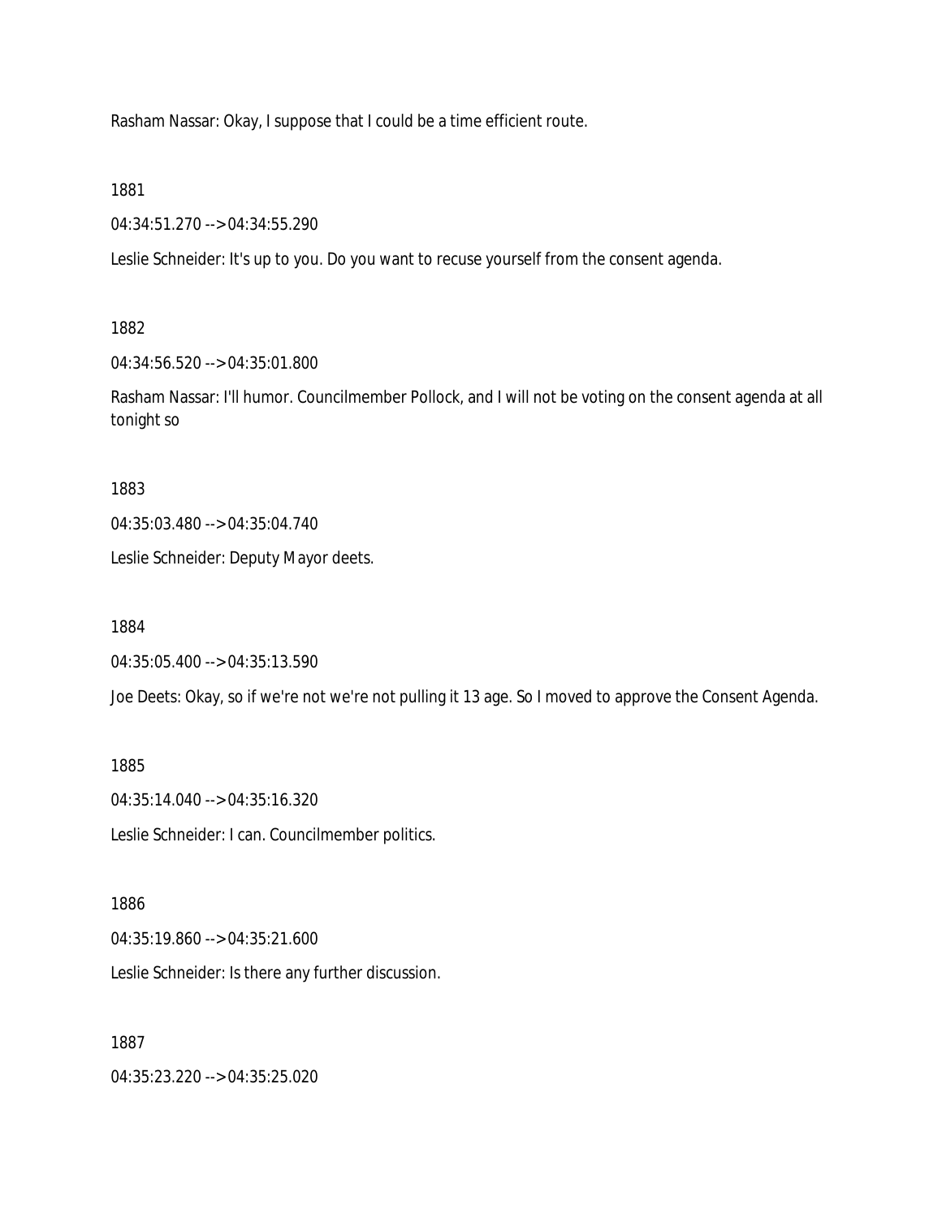Rasham Nassar: Okay, I suppose that I could be a time efficient route.

1881

04:34:51.270 --> 04:34:55.290

Leslie Schneider: It's up to you. Do you want to recuse yourself from the consent agenda.

1882

04:34:56.520 --> 04:35:01.800

Rasham Nassar: I'll humor. Councilmember Pollock, and I will not be voting on the consent agenda at all tonight so

1883

04:35:03.480 --> 04:35:04.740

Leslie Schneider: Deputy Mayor deets.

1884

04:35:05.400 --> 04:35:13.590

Joe Deets: Okay, so if we're not we're not pulling it 13 age. So I moved to approve the Consent Agenda.

1885

04:35:14.040 --> 04:35:16.320

Leslie Schneider: I can. Councilmember politics.

1886

04:35:19.860 --> 04:35:21.600

Leslie Schneider: Is there any further discussion.

1887

04:35:23.220 --> 04:35:25.020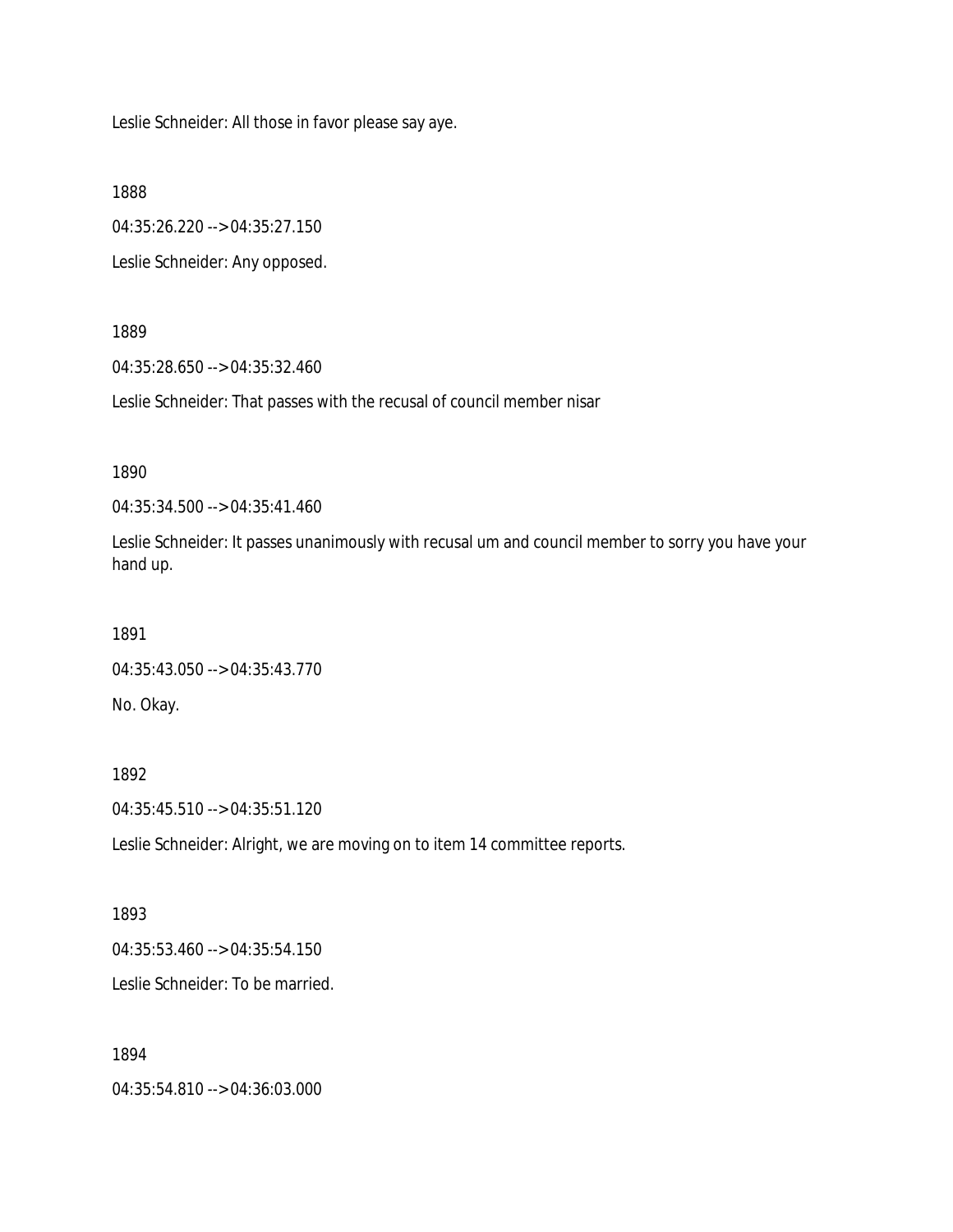Leslie Schneider: All those in favor please say aye.

1888

04:35:26.220 --> 04:35:27.150

Leslie Schneider: Any opposed.

1889

04:35:28.650 --> 04:35:32.460

Leslie Schneider: That passes with the recusal of council member nisar

1890

04:35:34.500 --> 04:35:41.460

Leslie Schneider: It passes unanimously with recusal um and council member to sorry you have your hand up.

1891

04:35:43.050 --> 04:35:43.770

No. Okay.

1892

04:35:45.510 --> 04:35:51.120

Leslie Schneider: Alright, we are moving on to item 14 committee reports.

1893

04:35:53.460 --> 04:35:54.150

Leslie Schneider: To be married.

1894

04:35:54.810 --> 04:36:03.000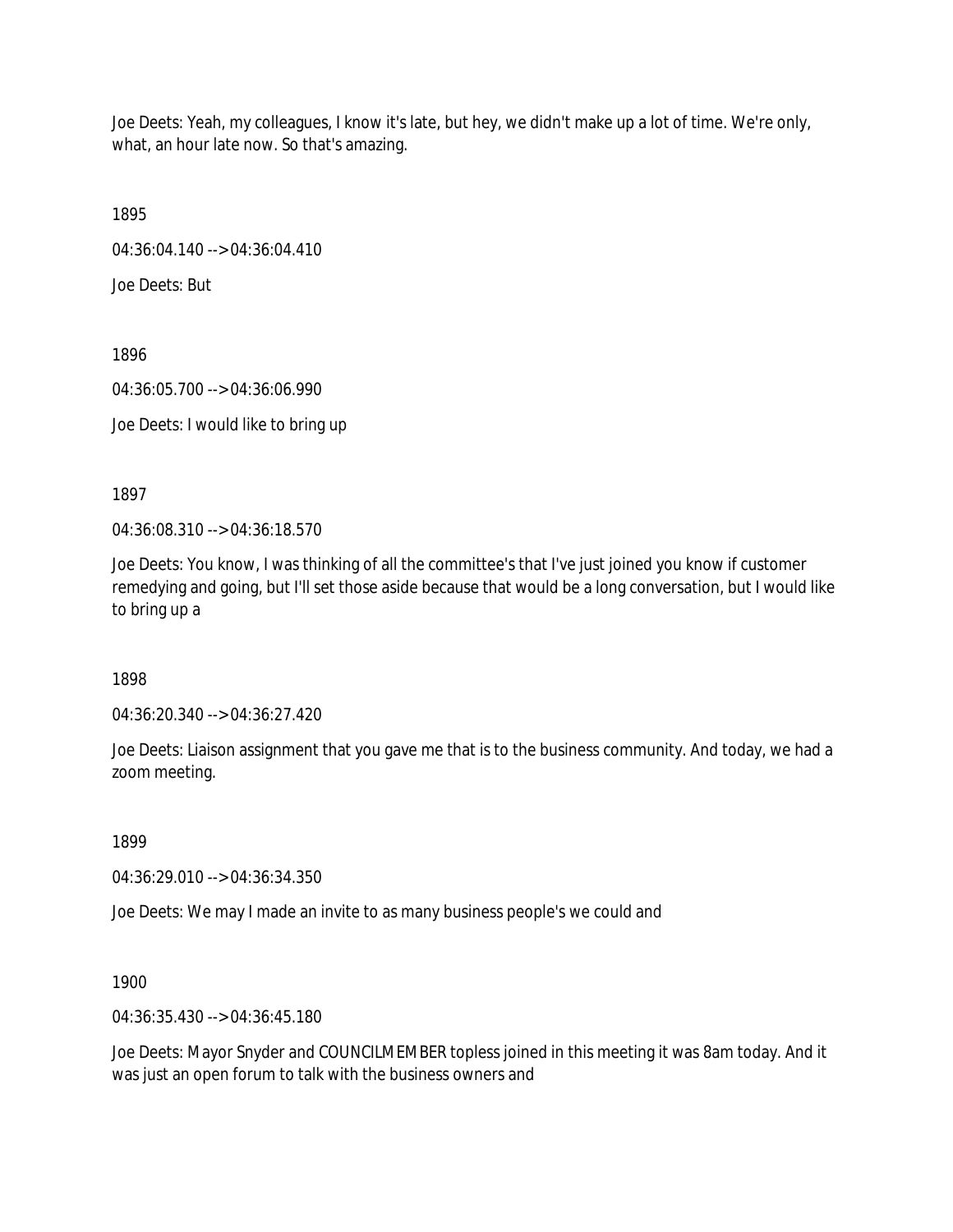Joe Deets: Yeah, my colleagues, I know it's late, but hey, we didn't make up a lot of time. We're only, what, an hour late now. So that's amazing.

1895

04:36:04.140 --> 04:36:04.410

Joe Deets: But

1896

04:36:05.700 --> 04:36:06.990

Joe Deets: I would like to bring up

1897

04:36:08.310 --> 04:36:18.570

Joe Deets: You know, I was thinking of all the committee's that I've just joined you know if customer remedying and going, but I'll set those aside because that would be a long conversation, but I would like to bring up a

1898

04:36:20.340 --> 04:36:27.420

Joe Deets: Liaison assignment that you gave me that is to the business community. And today, we had a zoom meeting.

1899

04:36:29.010 --> 04:36:34.350

Joe Deets: We may I made an invite to as many business people's we could and

1900

04:36:35.430 --> 04:36:45.180

Joe Deets: Mayor Snyder and COUNCILMEMBER topless joined in this meeting it was 8am today. And it was just an open forum to talk with the business owners and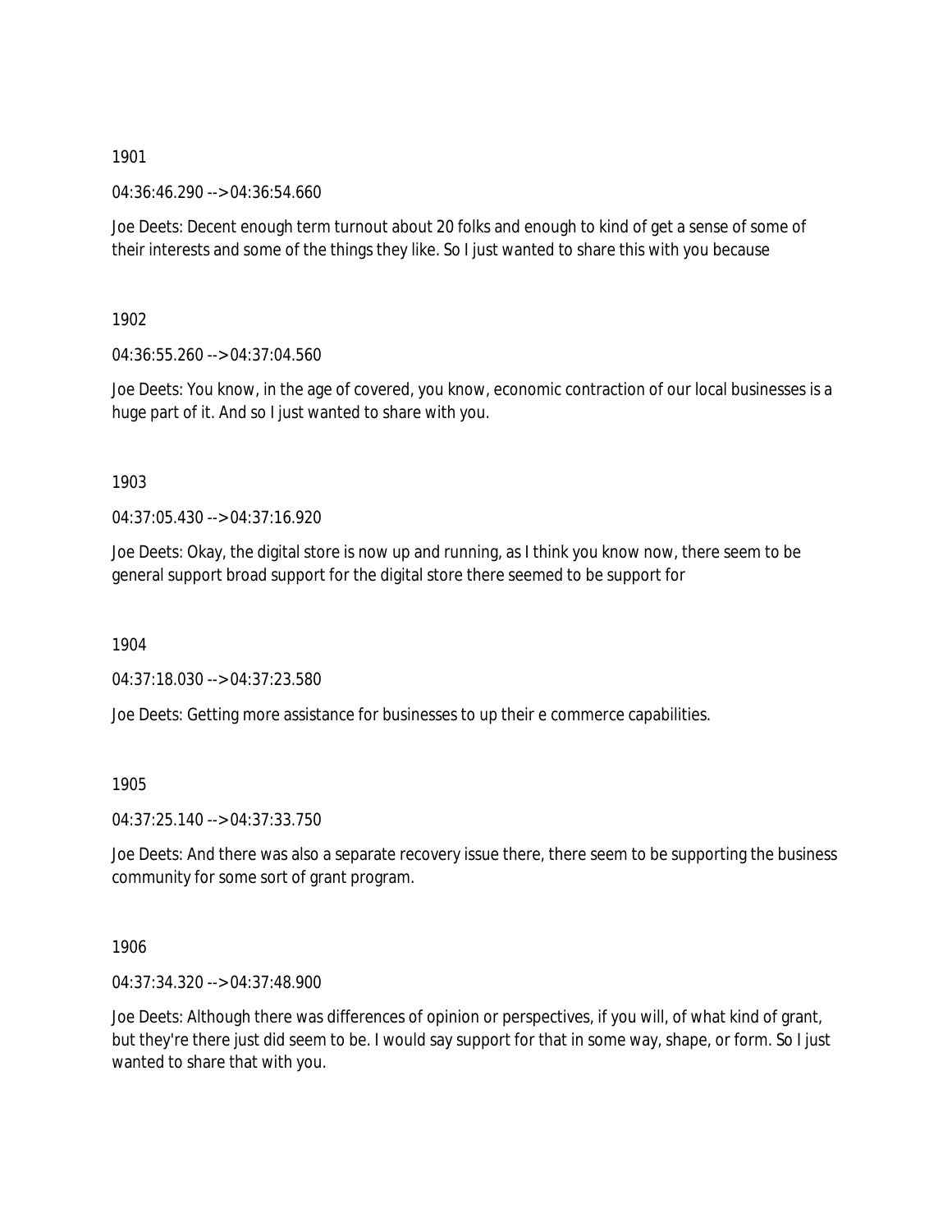1901

04:36:46.290 --> 04:36:54.660

Joe Deets: Decent enough term turnout about 20 folks and enough to kind of get a sense of some of their interests and some of the things they like. So I just wanted to share this with you because

1902

04:36:55.260 --> 04:37:04.560

Joe Deets: You know, in the age of covered, you know, economic contraction of our local businesses is a huge part of it. And so I just wanted to share with you.

1903

04:37:05.430 --> 04:37:16.920

Joe Deets: Okay, the digital store is now up and running, as I think you know now, there seem to be general support broad support for the digital store there seemed to be support for

1904

04:37:18.030 --> 04:37:23.580

Joe Deets: Getting more assistance for businesses to up their e commerce capabilities.

1905

04:37:25.140 --> 04:37:33.750

Joe Deets: And there was also a separate recovery issue there, there seem to be supporting the business community for some sort of grant program.

1906

04:37:34.320 --> 04:37:48.900

Joe Deets: Although there was differences of opinion or perspectives, if you will, of what kind of grant, but they're there just did seem to be. I would say support for that in some way, shape, or form. So I just wanted to share that with you.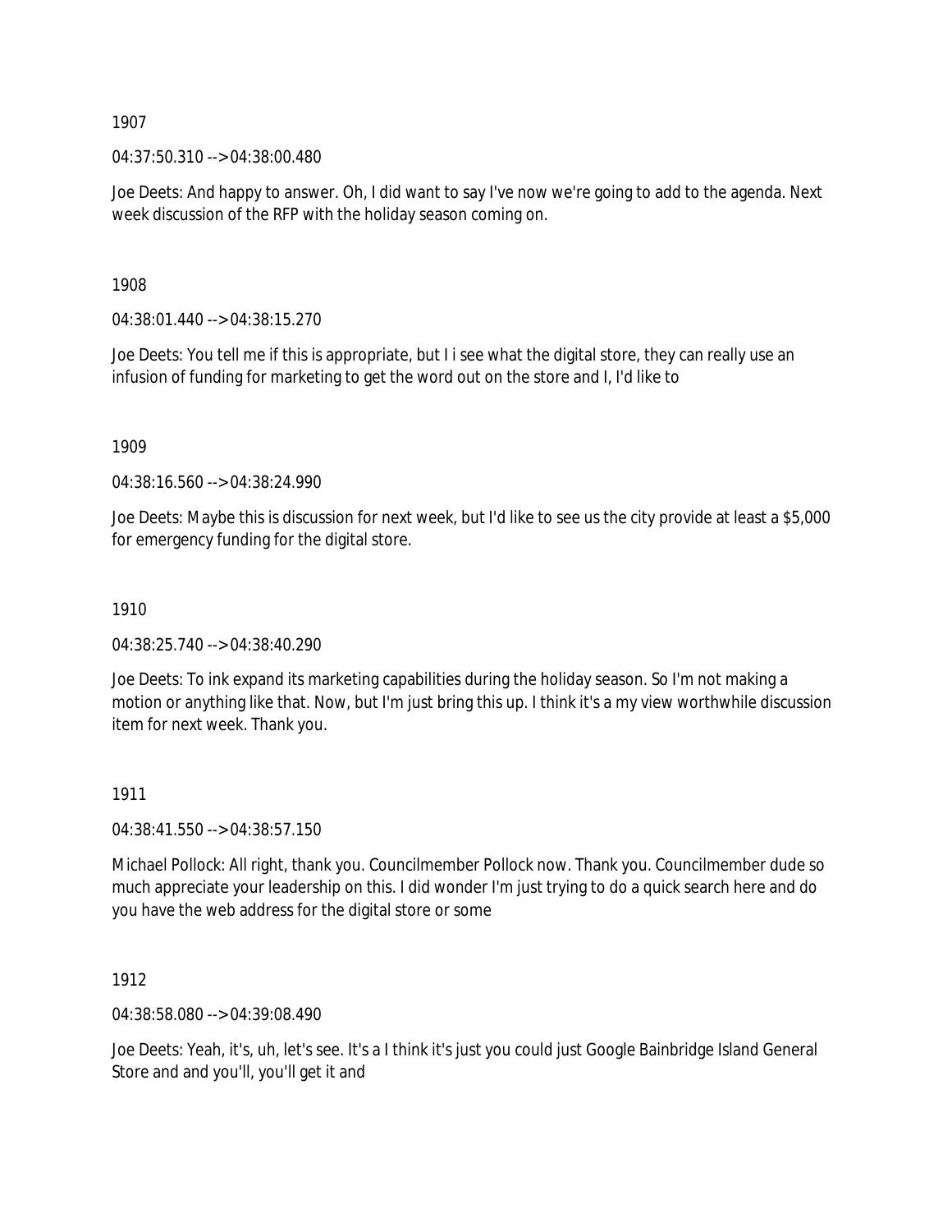1907

04:37:50.310 --> 04:38:00.480

Joe Deets: And happy to answer. Oh, I did want to say I've now we're going to add to the agenda. Next week discussion of the RFP with the holiday season coming on.

1908

04:38:01.440 --> 04:38:15.270

Joe Deets: You tell me if this is appropriate, but I i see what the digital store, they can really use an infusion of funding for marketing to get the word out on the store and I, I'd like to

1909

04:38:16.560 --> 04:38:24.990

Joe Deets: Maybe this is discussion for next week, but I'd like to see us the city provide at least a $5,000 for emergency funding for the digital store.

1910

04:38:25.740 --> 04:38:40.290

Joe Deets: To ink expand its marketing capabilities during the holiday season. So I'm not making a motion or anything like that. Now, but I'm just bring this up. I think it's a my view worthwhile discussion item for next week. Thank you.

1911

04:38:41.550 --> 04:38:57.150

Michael Pollock: All right, thank you. Councilmember Pollock now. Thank you. Councilmember dude so much appreciate your leadership on this. I did wonder I'm just trying to do a quick search here and do you have the web address for the digital store or some

1912

04:38:58.080 --> 04:39:08.490

Joe Deets: Yeah, it's, uh, let's see. It's a I think it's just you could just Google Bainbridge Island General Store and and you'll, you'll get it and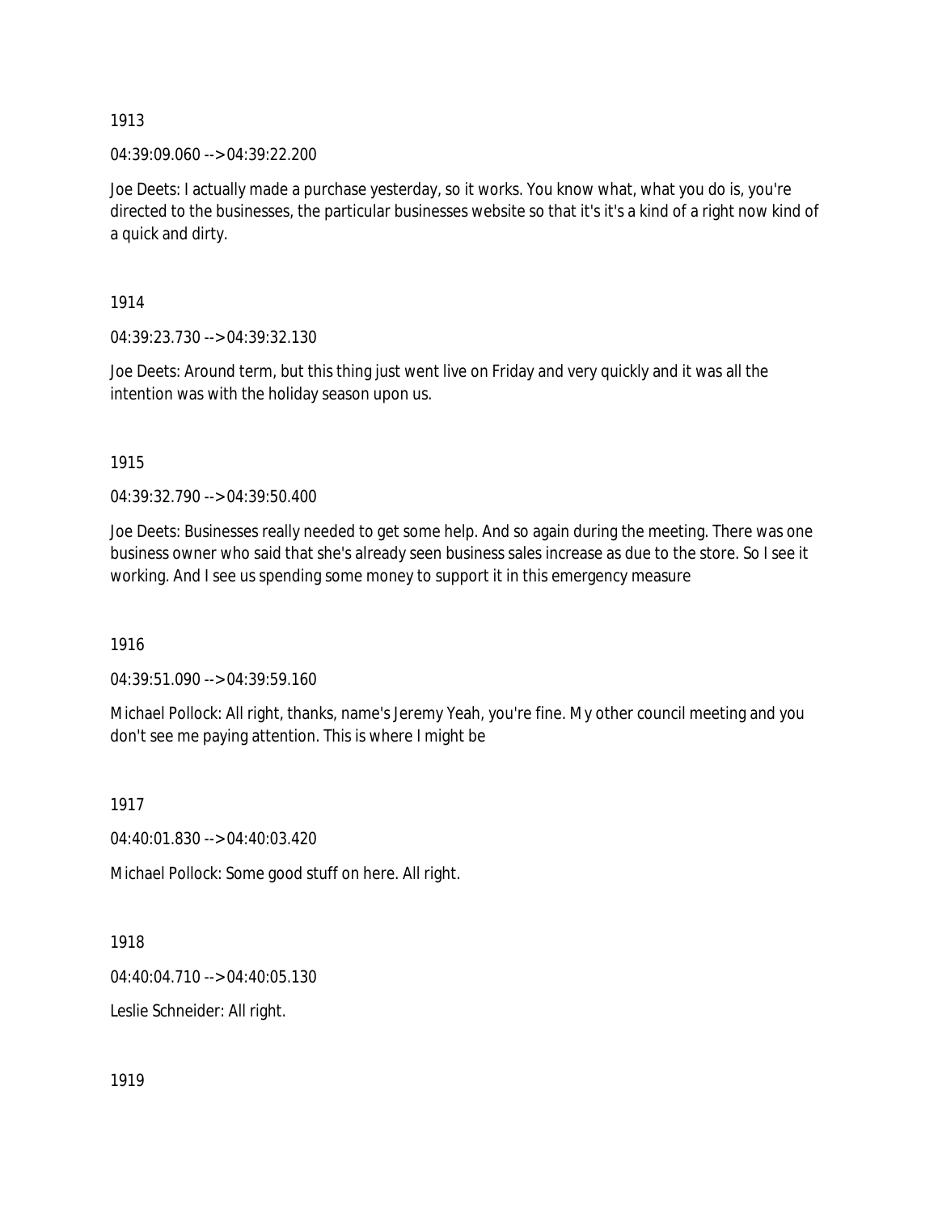1913

04:39:09.060 --> 04:39:22.200

Joe Deets: I actually made a purchase yesterday, so it works. You know what, what you do is, you're directed to the businesses, the particular businesses website so that it's it's a kind of a right now kind of a quick and dirty.

1914

04:39:23.730 --> 04:39:32.130

Joe Deets: Around term, but this thing just went live on Friday and very quickly and it was all the intention was with the holiday season upon us.

1915

04:39:32.790 --> 04:39:50.400

Joe Deets: Businesses really needed to get some help. And so again during the meeting. There was one business owner who said that she's already seen business sales increase as due to the store. So I see it working. And I see us spending some money to support it in this emergency measure

1916

04:39:51.090 --> 04:39:59.160

Michael Pollock: All right, thanks, name's Jeremy Yeah, you're fine. My other council meeting and you don't see me paying attention. This is where I might be

1917

04:40:01.830 --> 04:40:03.420

Michael Pollock: Some good stuff on here. All right.

1918

04:40:04.710 --> 04:40:05.130

Leslie Schneider: All right.

1919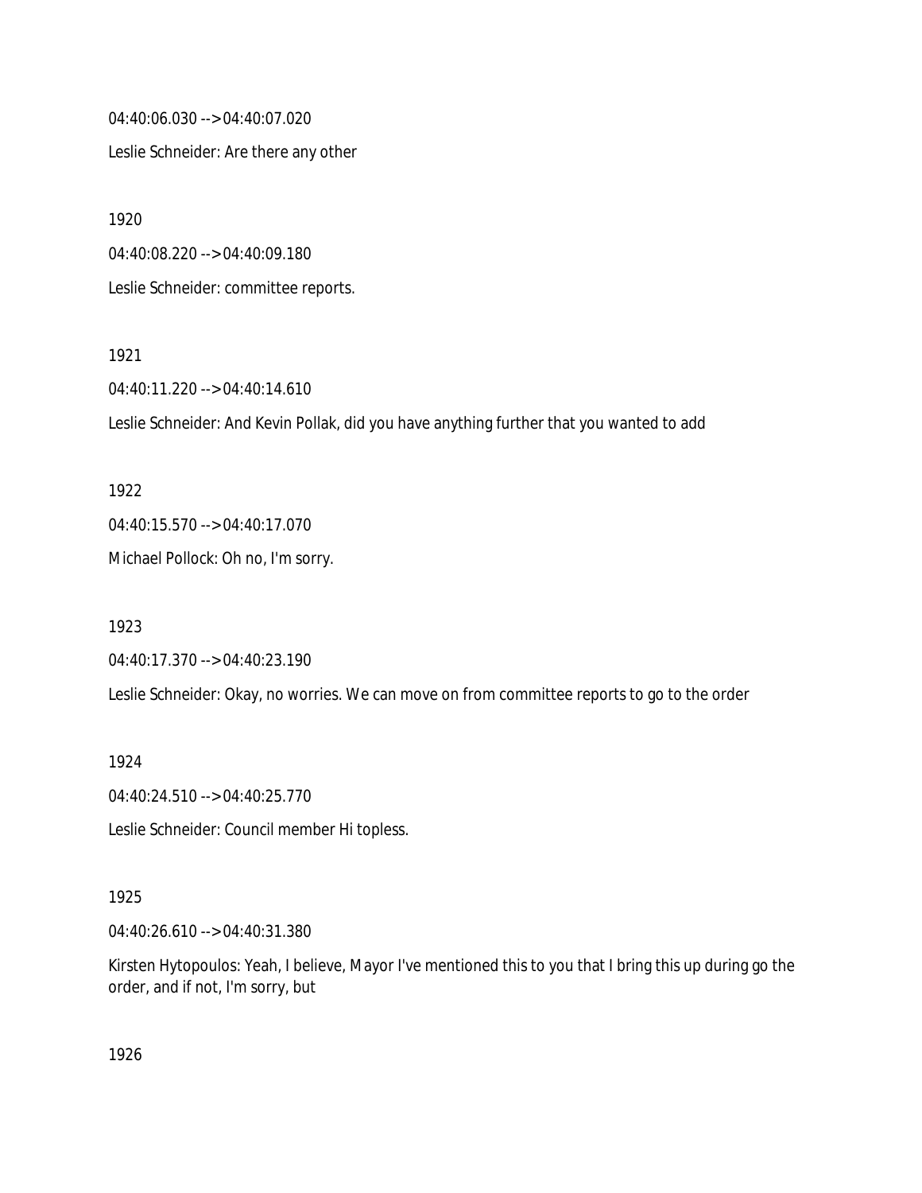04:40:06.030 --> 04:40:07.020

Leslie Schneider: Are there any other

1920

04:40:08.220 --> 04:40:09.180

Leslie Schneider: committee reports.

1921

04:40:11.220 --> 04:40:14.610

Leslie Schneider: And Kevin Pollak, did you have anything further that you wanted to add

1922

04:40:15.570 --> 04:40:17.070

Michael Pollock: Oh no, I'm sorry.

1923

04:40:17.370 --> 04:40:23.190

Leslie Schneider: Okay, no worries. We can move on from committee reports to go to the order

1924

04:40:24.510 --> 04:40:25.770

Leslie Schneider: Council member Hi topless.

1925

04:40:26.610 --> 04:40:31.380

Kirsten Hytopoulos: Yeah, I believe, Mayor I've mentioned this to you that I bring this up during go the order, and if not, I'm sorry, but

1926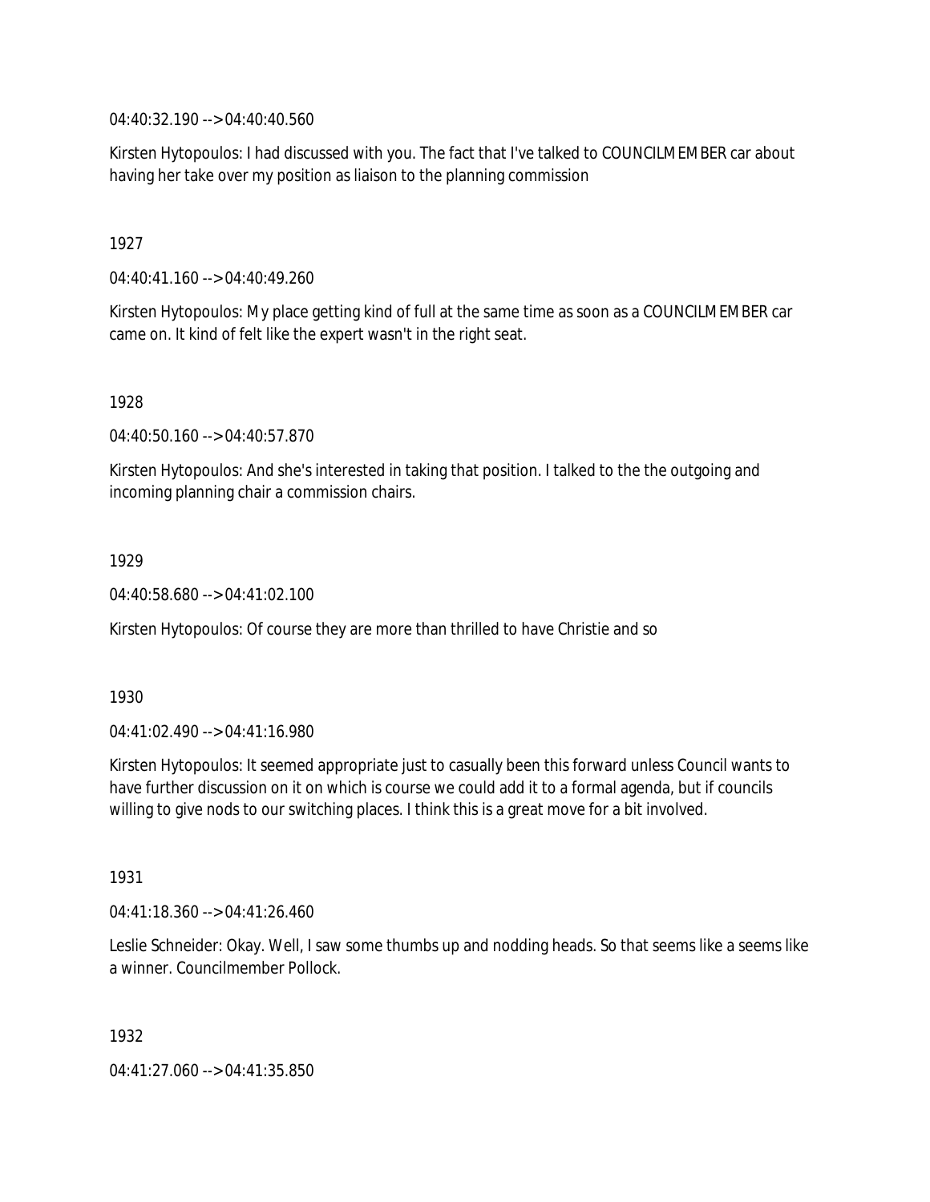04:40:32.190 --> 04:40:40.560

Kirsten Hytopoulos: I had discussed with you. The fact that I've talked to COUNCILMEMBER car about having her take over my position as liaison to the planning commission

1927

04:40:41.160 --> 04:40:49.260

Kirsten Hytopoulos: My place getting kind of full at the same time as soon as a COUNCILMEMBER car came on. It kind of felt like the expert wasn't in the right seat.

1928

04:40:50.160 --> 04:40:57.870

Kirsten Hytopoulos: And she's interested in taking that position. I talked to the the outgoing and incoming planning chair a commission chairs.

1929

04:40:58.680 --> 04:41:02.100

Kirsten Hytopoulos: Of course they are more than thrilled to have Christie and so

1930

04:41:02.490 --> 04:41:16.980

Kirsten Hytopoulos: It seemed appropriate just to casually been this forward unless Council wants to have further discussion on it on which is course we could add it to a formal agenda, but if councils willing to give nods to our switching places. I think this is a great move for a bit involved.

1931

04:41:18.360 --> 04:41:26.460

Leslie Schneider: Okay. Well, I saw some thumbs up and nodding heads. So that seems like a seems like a winner. Councilmember Pollock.

1932

04:41:27.060 --> 04:41:35.850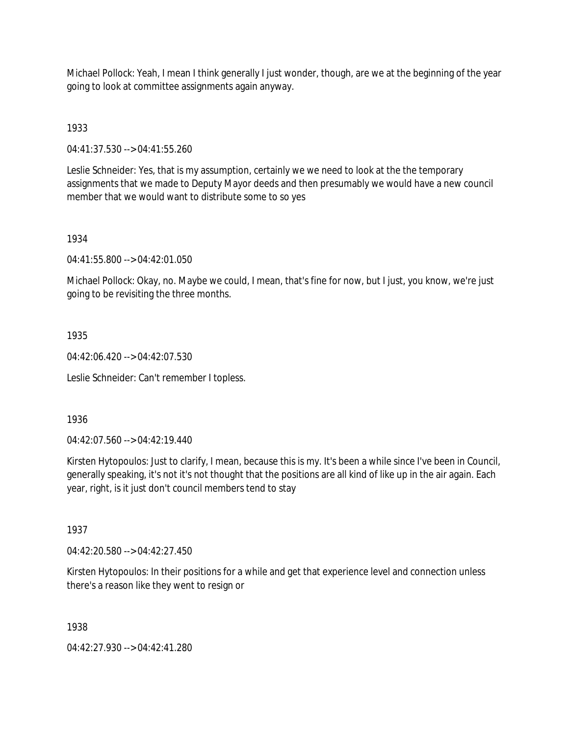Michael Pollock: Yeah, I mean I think generally I just wonder, though, are we at the beginning of the year going to look at committee assignments again anyway.

1933

04:41:37.530 --> 04:41:55.260

Leslie Schneider: Yes, that is my assumption, certainly we we need to look at the the temporary assignments that we made to Deputy Mayor deeds and then presumably we would have a new council member that we would want to distribute some to so yes

1934

04:41:55.800 --> 04:42:01.050

Michael Pollock: Okay, no. Maybe we could, I mean, that's fine for now, but I just, you know, we're just going to be revisiting the three months.

1935

04:42:06.420 --> 04:42:07.530

Leslie Schneider: Can't remember I topless.

1936

04:42:07.560 --> 04:42:19.440

Kirsten Hytopoulos: Just to clarify, I mean, because this is my. It's been a while since I've been in Council, generally speaking, it's not it's not thought that the positions are all kind of like up in the air again. Each year, right, is it just don't council members tend to stay

1937

04:42:20.580 --> 04:42:27.450

Kirsten Hytopoulos: In their positions for a while and get that experience level and connection unless there's a reason like they went to resign or

1938

04:42:27.930 --> 04:42:41.280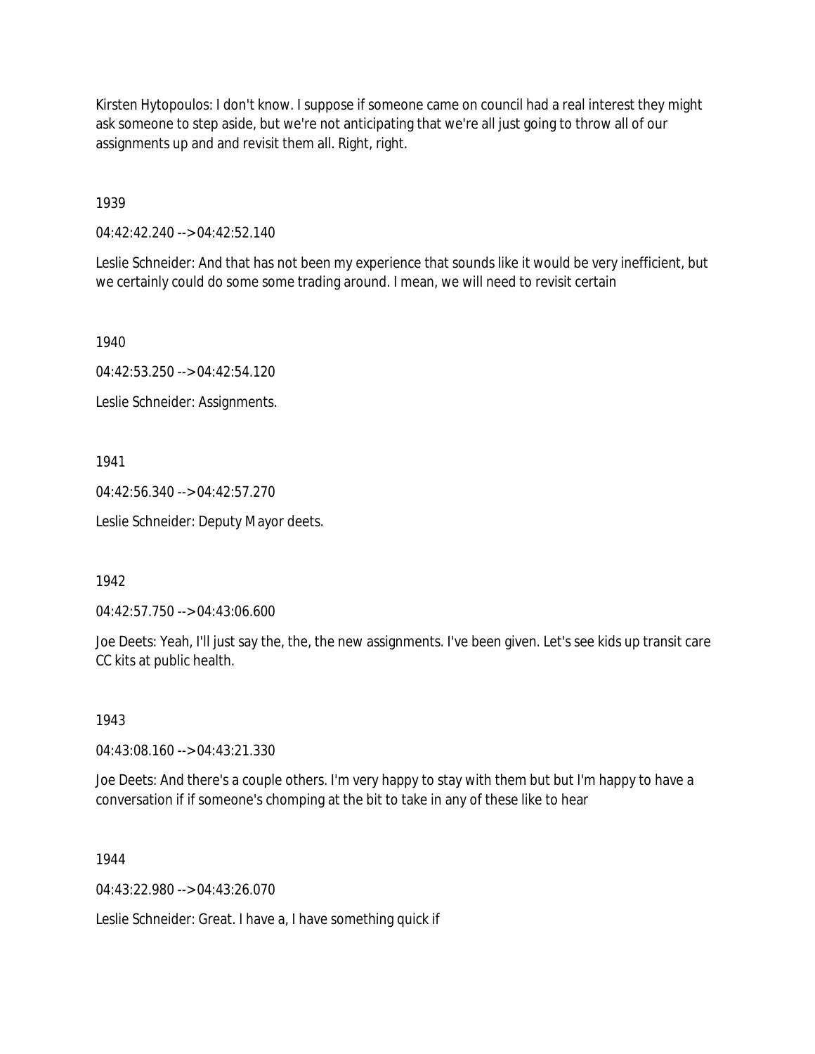Kirsten Hytopoulos: I don't know. I suppose if someone came on council had a real interest they might ask someone to step aside, but we're not anticipating that we're all just going to throw all of our assignments up and and revisit them all. Right, right.

1939

04:42:42.240 --> 04:42:52.140

Leslie Schneider: And that has not been my experience that sounds like it would be very inefficient, but we certainly could do some some trading around. I mean, we will need to revisit certain

1940

04:42:53.250 --> 04:42:54.120

Leslie Schneider: Assignments.

1941

04:42:56.340 --> 04:42:57.270

Leslie Schneider: Deputy Mayor deets.

1942

04:42:57.750 --> 04:43:06.600

Joe Deets: Yeah, I'll just say the, the, the new assignments. I've been given. Let's see kids up transit care CC kits at public health.

1943

04:43:08.160 --> 04:43:21.330

Joe Deets: And there's a couple others. I'm very happy to stay with them but but I'm happy to have a conversation if if someone's chomping at the bit to take in any of these like to hear

1944

04:43:22.980 --> 04:43:26.070

Leslie Schneider: Great. I have a, I have something quick if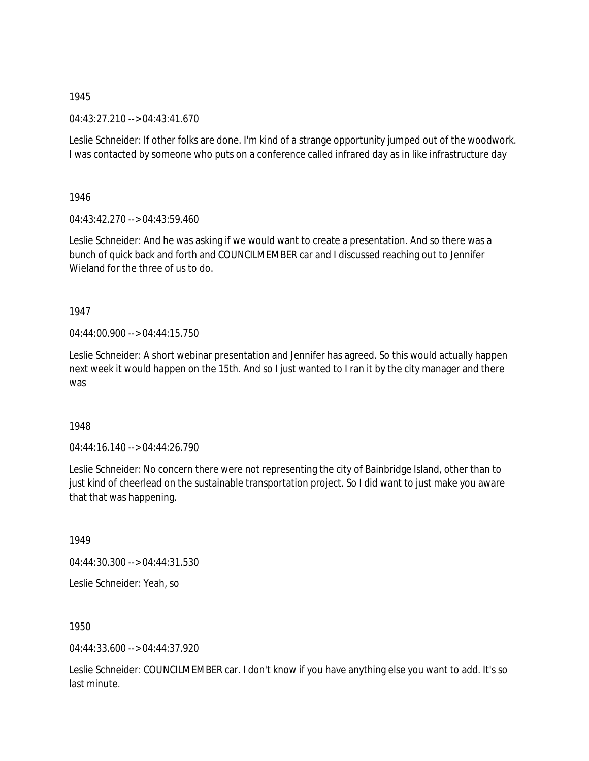1945

04:43:27.210 --> 04:43:41.670

Leslie Schneider: If other folks are done. I'm kind of a strange opportunity jumped out of the woodwork. I was contacted by someone who puts on a conference called infrared day as in like infrastructure day

1946

04:43:42.270 --> 04:43:59.460

Leslie Schneider: And he was asking if we would want to create a presentation. And so there was a bunch of quick back and forth and COUNCILMEMBER car and I discussed reaching out to Jennifer Wieland for the three of us to do.

1947

04:44:00.900 --> 04:44:15.750

Leslie Schneider: A short webinar presentation and Jennifer has agreed. So this would actually happen next week it would happen on the 15th. And so I just wanted to I ran it by the city manager and there was

1948

04:44:16.140 --> 04:44:26.790

Leslie Schneider: No concern there were not representing the city of Bainbridge Island, other than to just kind of cheerlead on the sustainable transportation project. So I did want to just make you aware that that was happening.

1949

04:44:30.300 --> 04:44:31.530

Leslie Schneider: Yeah, so

1950

04:44:33.600 --> 04:44:37.920

Leslie Schneider: COUNCILMEMBER car. I don't know if you have anything else you want to add. It's so last minute.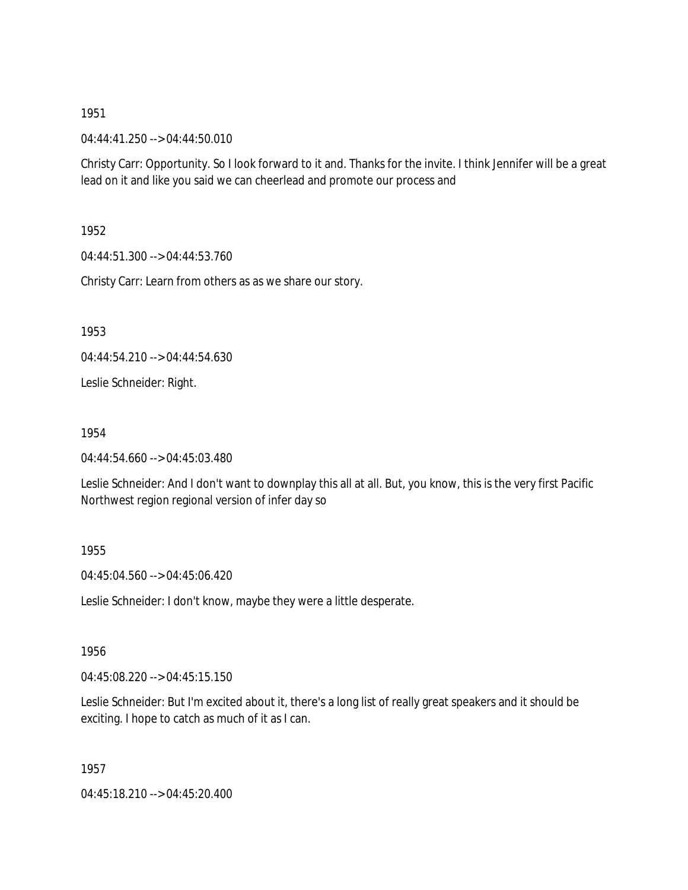1951

04:44:41.250 --> 04:44:50.010

Christy Carr: Opportunity. So I look forward to it and. Thanks for the invite. I think Jennifer will be a great lead on it and like you said we can cheerlead and promote our process and

1952

04:44:51.300 --> 04:44:53.760

Christy Carr: Learn from others as as we share our story.

1953

04:44:54.210 --> 04:44:54.630

Leslie Schneider: Right.

1954

04:44:54.660 --> 04:45:03.480

Leslie Schneider: And I don't want to downplay this all at all. But, you know, this is the very first Pacific Northwest region regional version of infer day so

1955

04:45:04.560 --> 04:45:06.420

Leslie Schneider: I don't know, maybe they were a little desperate.

1956

04:45:08.220 --> 04:45:15.150

Leslie Schneider: But I'm excited about it, there's a long list of really great speakers and it should be exciting. I hope to catch as much of it as I can.

1957

04:45:18.210 --> 04:45:20.400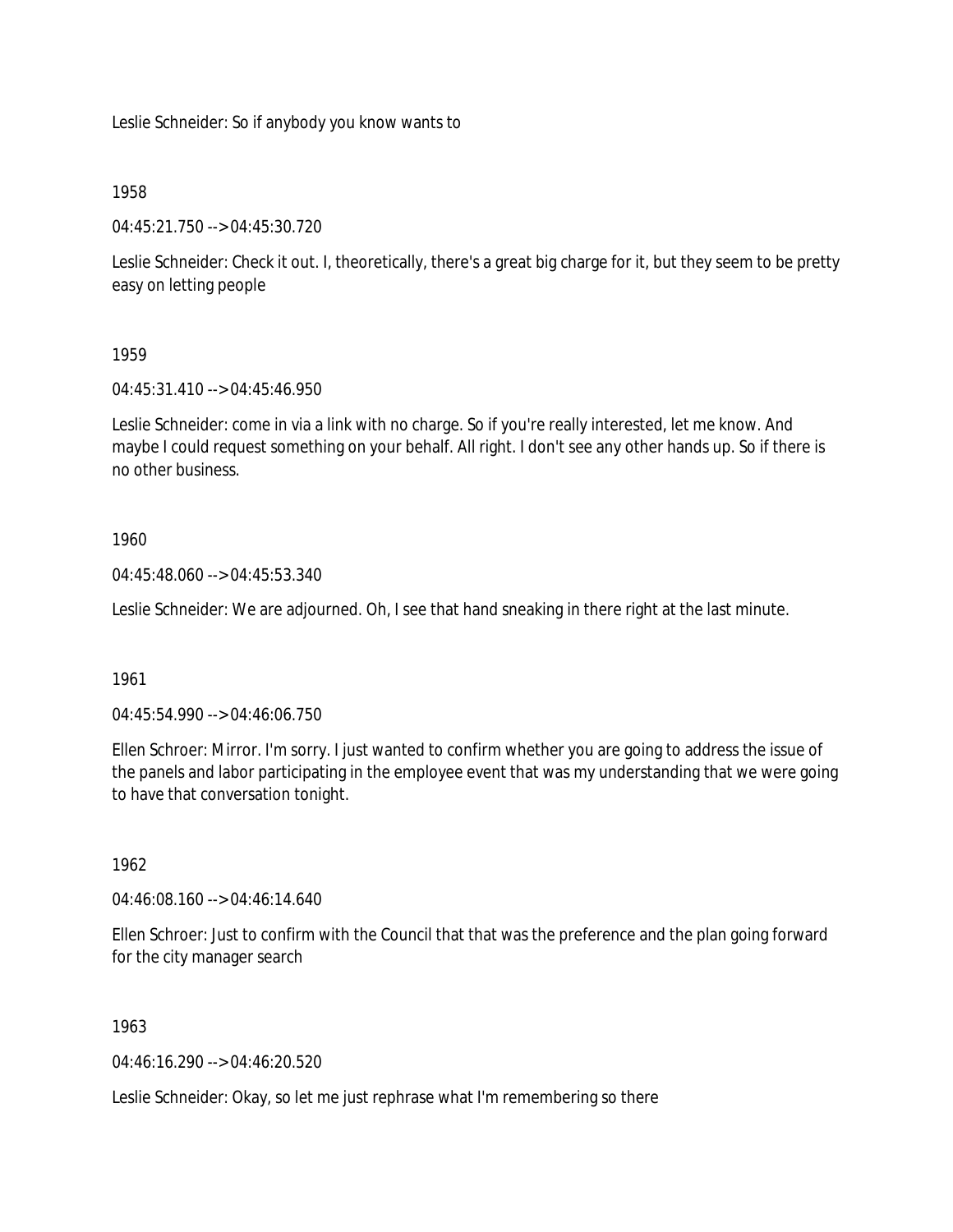Leslie Schneider: So if anybody you know wants to

1958

04:45:21.750 --> 04:45:30.720

Leslie Schneider: Check it out. I, theoretically, there's a great big charge for it, but they seem to be pretty easy on letting people

1959

04:45:31.410 --> 04:45:46.950

Leslie Schneider: come in via a link with no charge. So if you're really interested, let me know. And maybe I could request something on your behalf. All right. I don't see any other hands up. So if there is no other business.

1960

04:45:48.060 --> 04:45:53.340

Leslie Schneider: We are adjourned. Oh, I see that hand sneaking in there right at the last minute.

1961

04:45:54.990 --> 04:46:06.750

Ellen Schroer: Mirror. I'm sorry. I just wanted to confirm whether you are going to address the issue of the panels and labor participating in the employee event that was my understanding that we were going to have that conversation tonight.

1962

04:46:08.160 --> 04:46:14.640

Ellen Schroer: Just to confirm with the Council that that was the preference and the plan going forward for the city manager search

1963

04:46:16.290 --> 04:46:20.520

Leslie Schneider: Okay, so let me just rephrase what I'm remembering so there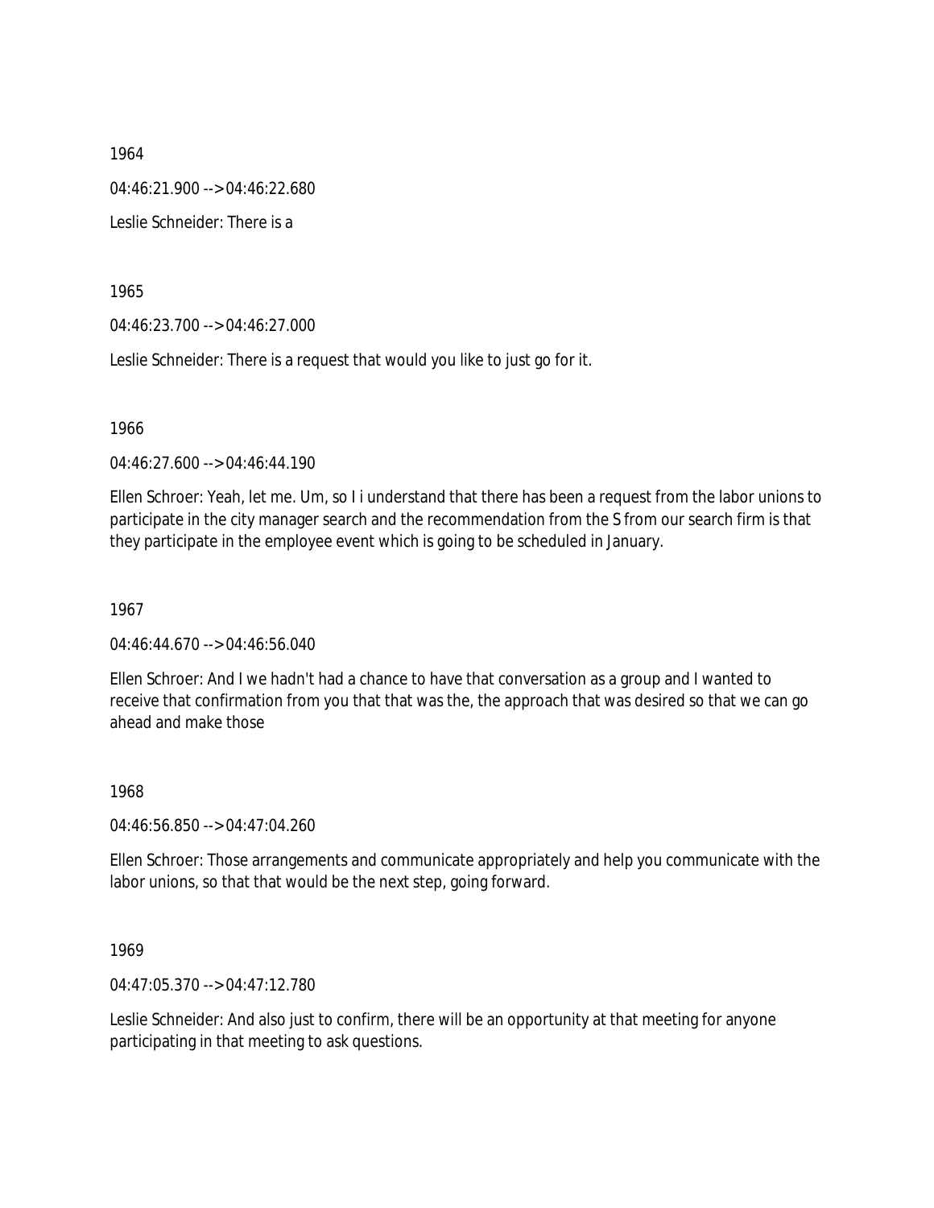1964

04:46:21.900 --> 04:46:22.680

Leslie Schneider: There is a

1965

04:46:23.700 --> 04:46:27.000

Leslie Schneider: There is a request that would you like to just go for it.

1966

04:46:27.600 --> 04:46:44.190

Ellen Schroer: Yeah, let me. Um, so I i understand that there has been a request from the labor unions to participate in the city manager search and the recommendation from the S from our search firm is that they participate in the employee event which is going to be scheduled in January.

1967

04:46:44.670 --> 04:46:56.040

Ellen Schroer: And I we hadn't had a chance to have that conversation as a group and I wanted to receive that confirmation from you that that was the, the approach that was desired so that we can go ahead and make those

1968

04:46:56.850 --> 04:47:04.260

Ellen Schroer: Those arrangements and communicate appropriately and help you communicate with the labor unions, so that that would be the next step, going forward.

1969

04:47:05.370 --> 04:47:12.780

Leslie Schneider: And also just to confirm, there will be an opportunity at that meeting for anyone participating in that meeting to ask questions.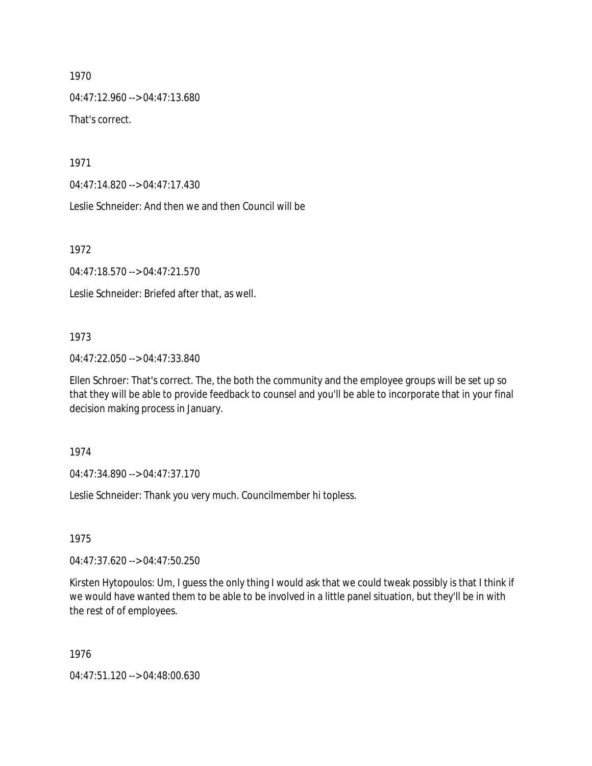1970

04:47:12.960 --> 04:47:13.680

That's correct.

1971

04:47:14.820 --> 04:47:17.430

Leslie Schneider: And then we and then Council will be

1972

04:47:18.570 --> 04:47:21.570

Leslie Schneider: Briefed after that, as well.

1973

04:47:22.050 --> 04:47:33.840

Ellen Schroer: That's correct. The, the both the community and the employee groups will be set up so that they will be able to provide feedback to counsel and you'll be able to incorporate that in your final decision making process in January.

1974

04:47:34.890 --> 04:47:37.170

Leslie Schneider: Thank you very much. Councilmember hi topless.

1975

04:47:37.620 --> 04:47:50.250

Kirsten Hytopoulos: Um, I guess the only thing I would ask that we could tweak possibly is that I think if we would have wanted them to be able to be involved in a little panel situation, but they'll be in with the rest of of employees.

1976

04:47:51.120 --> 04:48:00.630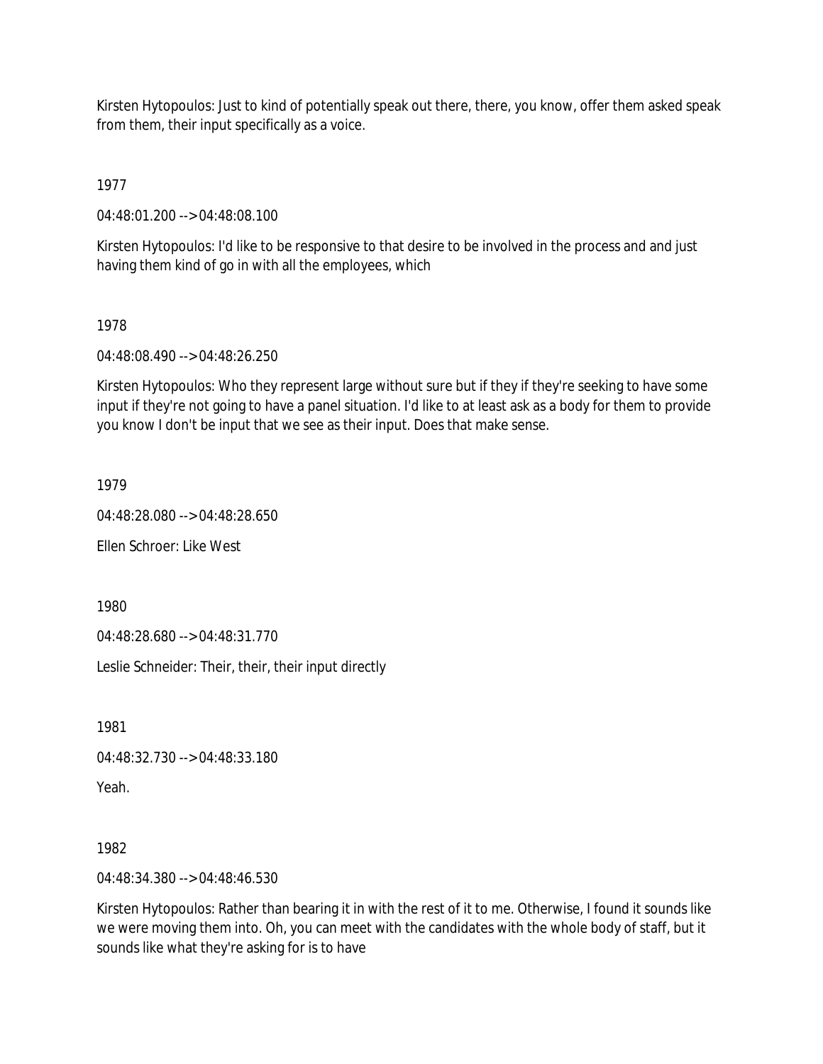Kirsten Hytopoulos: Just to kind of potentially speak out there, there, you know, offer them asked speak from them, their input specifically as a voice.

1977

04:48:01.200 --> 04:48:08.100

Kirsten Hytopoulos: I'd like to be responsive to that desire to be involved in the process and and just having them kind of go in with all the employees, which

1978

04:48:08.490 --> 04:48:26.250

Kirsten Hytopoulos: Who they represent large without sure but if they if they're seeking to have some input if they're not going to have a panel situation. I'd like to at least ask as a body for them to provide you know I don't be input that we see as their input. Does that make sense.

1979

04:48:28.080 --> 04:48:28.650

Ellen Schroer: Like West

1980

04:48:28.680 --> 04:48:31.770

Leslie Schneider: Their, their, their input directly

1981

04:48:32.730 --> 04:48:33.180

Yeah.

1982

04:48:34.380 --> 04:48:46.530

Kirsten Hytopoulos: Rather than bearing it in with the rest of it to me. Otherwise, I found it sounds like we were moving them into. Oh, you can meet with the candidates with the whole body of staff, but it sounds like what they're asking for is to have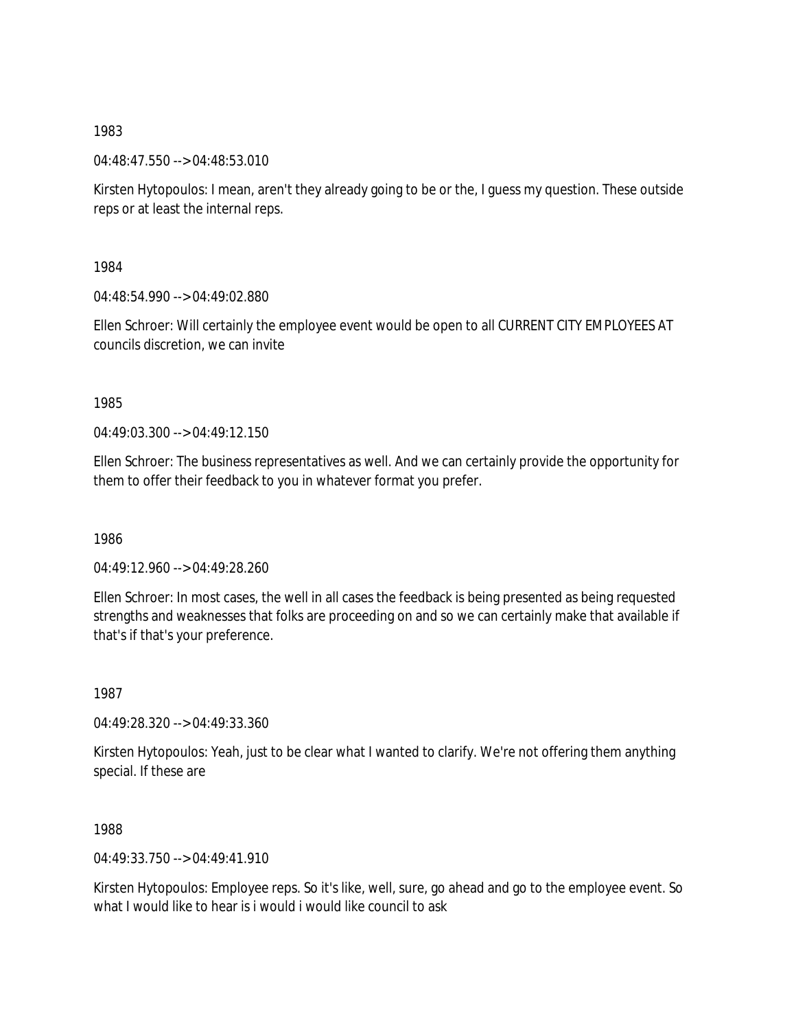1983

04:48:47.550 --> 04:48:53.010

Kirsten Hytopoulos: I mean, aren't they already going to be or the, I guess my question. These outside reps or at least the internal reps.

1984

04:48:54.990 --> 04:49:02.880

Ellen Schroer: Will certainly the employee event would be open to all CURRENT CITY EMPLOYEES AT councils discretion, we can invite

1985

04:49:03.300 --> 04:49:12.150

Ellen Schroer: The business representatives as well. And we can certainly provide the opportunity for them to offer their feedback to you in whatever format you prefer.

1986

04:49:12.960 --> 04:49:28.260

Ellen Schroer: In most cases, the well in all cases the feedback is being presented as being requested strengths and weaknesses that folks are proceeding on and so we can certainly make that available if that's if that's your preference.

1987

04:49:28.320 --> 04:49:33.360

Kirsten Hytopoulos: Yeah, just to be clear what I wanted to clarify. We're not offering them anything special. If these are

1988

04:49:33.750 --> 04:49:41.910

Kirsten Hytopoulos: Employee reps. So it's like, well, sure, go ahead and go to the employee event. So what I would like to hear is i would i would like council to ask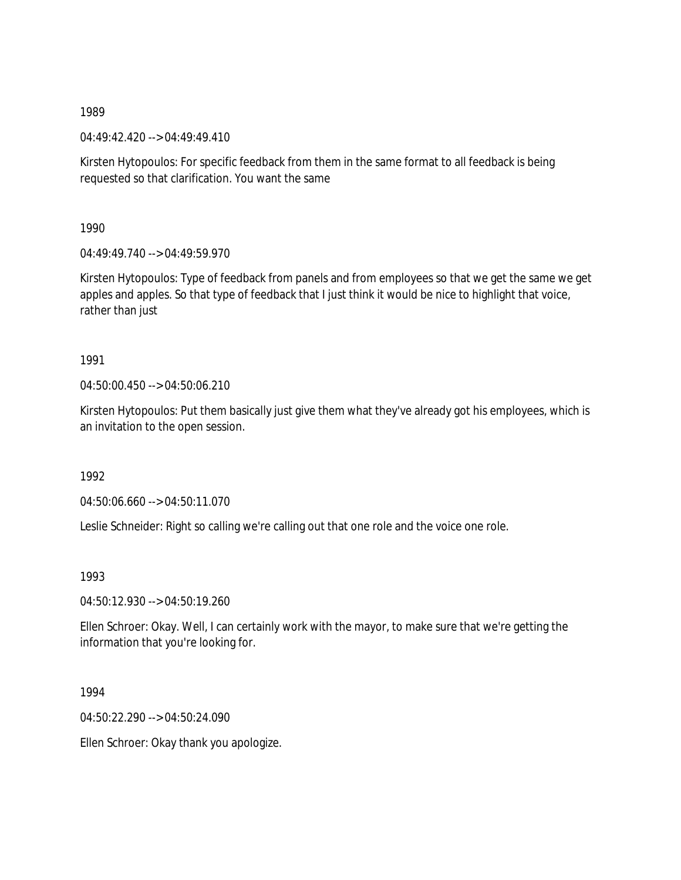1989

04:49:42.420 --> 04:49:49.410

Kirsten Hytopoulos: For specific feedback from them in the same format to all feedback is being requested so that clarification. You want the same

1990

04:49:49.740 --> 04:49:59.970

Kirsten Hytopoulos: Type of feedback from panels and from employees so that we get the same we get apples and apples. So that type of feedback that I just think it would be nice to highlight that voice, rather than just

1991

04:50:00.450 --> 04:50:06.210

Kirsten Hytopoulos: Put them basically just give them what they've already got his employees, which is an invitation to the open session.

1992

04:50:06.660 --> 04:50:11.070

Leslie Schneider: Right so calling we're calling out that one role and the voice one role.

1993

04:50:12.930 --> 04:50:19.260

Ellen Schroer: Okay. Well, I can certainly work with the mayor, to make sure that we're getting the information that you're looking for.

1994

04:50:22.290 --> 04:50:24.090

Ellen Schroer: Okay thank you apologize.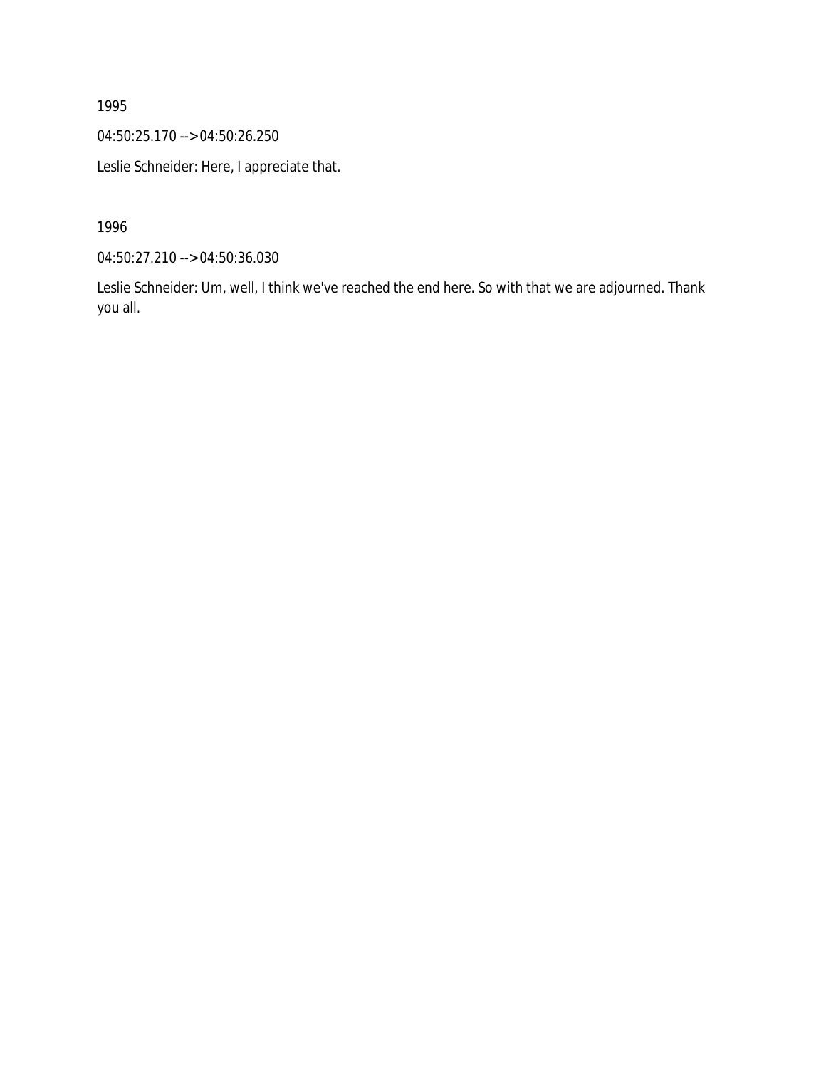1995

04:50:25.170 -->04:50:26.250

Leslie Schneider: Here, I appreciate that.

1996

04:50:27.210 -->04:50:36.030

Leslie Schneider: Um, well, I think we've reached the end here. So with that we are adjourned. Thank you all.